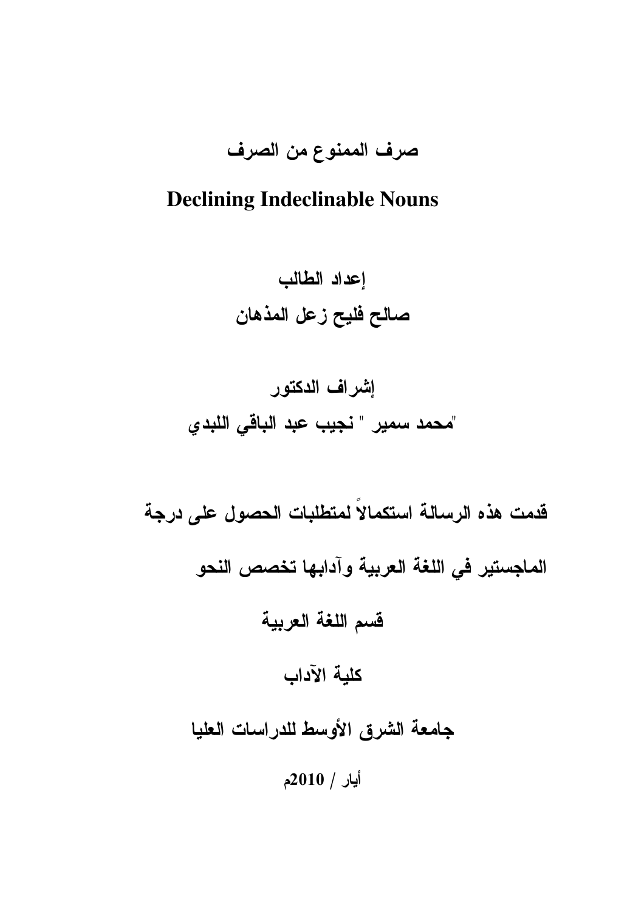# صرف الممنوع من الصرف

# Declining Indeclinable Nouns

**إعداد الطالب**

**صالح فليح زعل المذهان**

**إشراف الدكتور**

**"محمد سمير " نجيب عبد الباقي اللبدي**

**قدمت هذه الرسالة استكمالاً لمتطلبات الحصول على درجة**

**الماجستير في اللغة العربية وآدابها تخصص النحو**

**قسم اللغة العربية**

**كلية الآداب**

**جامعة الشرق الأوسط للدراسات العليا**

**أيار / 2010م**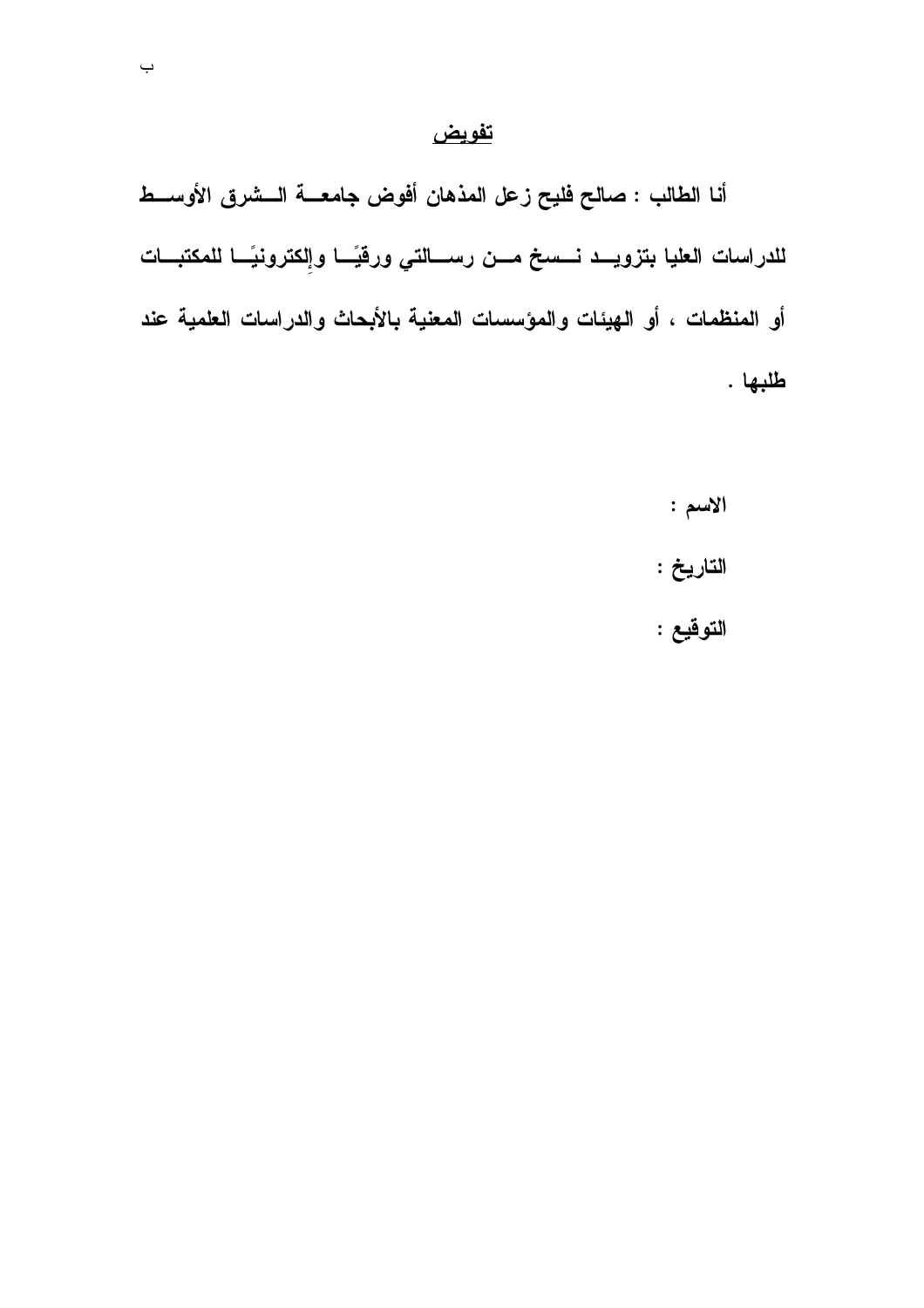## تفويض

**أنا الطالب : صالح فليح زعل المذهان أفوض جامعة الشرق الأوسط للدراسات العليا بتزويد نسخ من رسالتي ورقيًا وإلكترونيًا للمكتبات أو المنظمات ، أو الهيئات والمؤسسات المعنية بالأبحاث والدراسات العلمية عند طلبها .**

**الاسم :**

**التاريخ :**

**التوقيع :**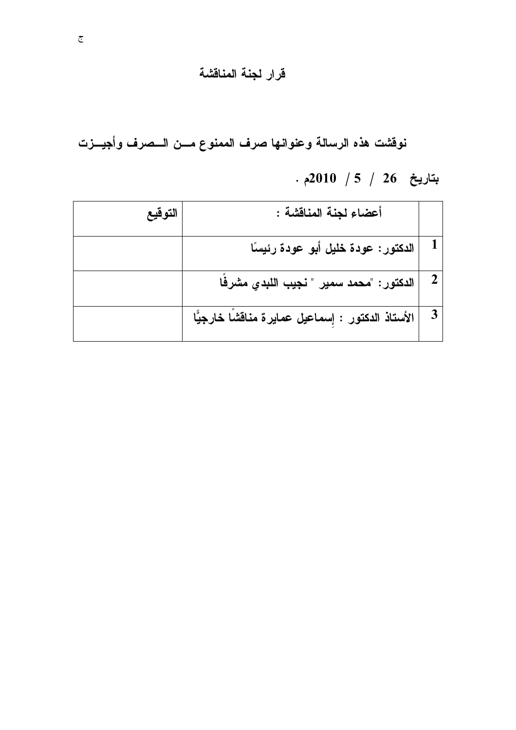## قرار لجنة المناقشة

**نوقشت هذه الرسالة وعنوانها صرف الممنوع مـن الـصرف وأجيـزت**

**بتاريخ 26 / 5 / 2010م .**

| | أعضاء لجنة المناقشة : | التوقيع |
|---|---|---|
| 1 | الدكتور: عودة خليل أبو عودة رئيسًا | |
| 2 | الدكتور: "محمد سمير " نجيب اللبدي مشرفًا | |
| 3 | الأستاذ الدكتور : إسماعيل عمايرة مناقشًا خارجيًّا | |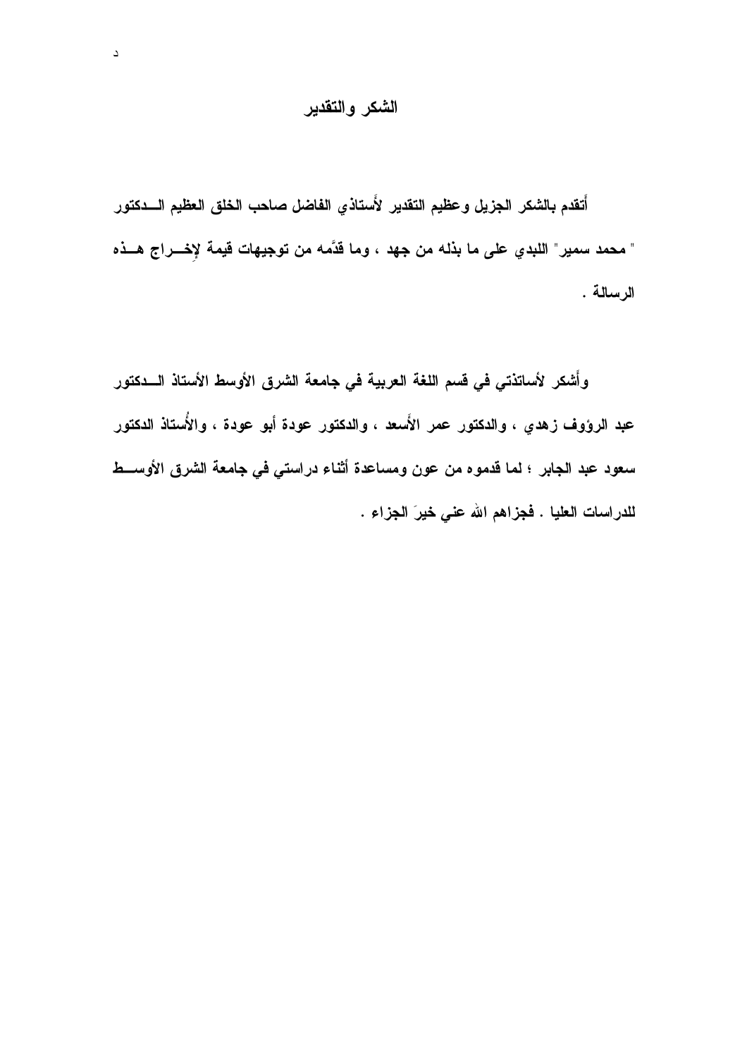## الشكر والتقدير

أَتقدم بالشكر الجزيل وعظيم التقدير لأَستاذي الفاضل صاحب الخلق العظيم الـــدكتور " محمد سمير" اللبدي على ما بذله من جهد ، وما قدَّمه من توجيهات قيمة لإِخــراج هــذه الرسالة .

وأَشكر لأساتذتي في قسم اللغة العربية في جامعة الشرق الأوسط الأستاذ الـــدكتور عبد الرؤوف زهدي ، والدكتور عمر الأَسعد ، والدكتور عودة أبو عودة ، والأُستاذ الدكتور سعود عبد الجابر ؛ لما قدموه من عون ومساعدة أثناء دراستي في جامعة الشرق الأوســـط للدراسات العليا . فجزاهم الله عني خيرَ الجزاء .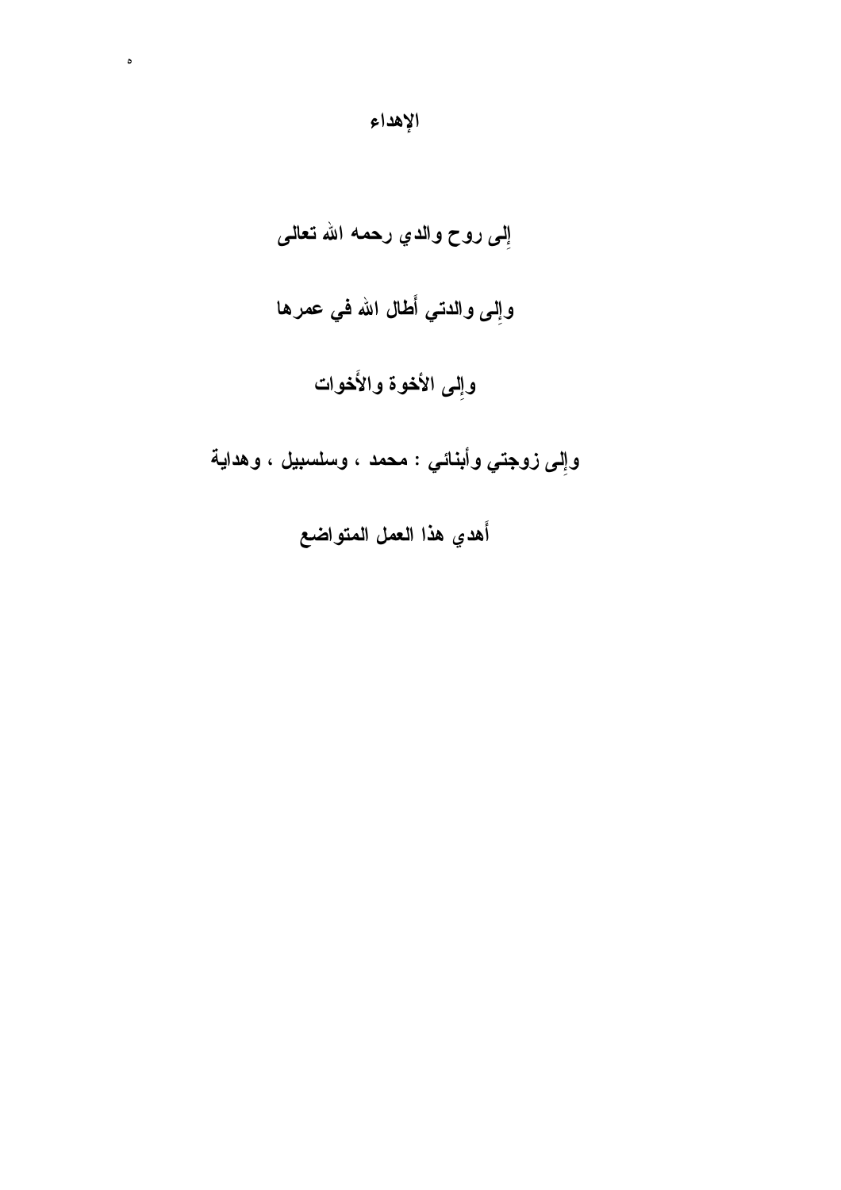# الإهداء

إِلى روح والدي رحمه الله تعالى

وإِلى والدتي أَطال الله في عمرها

وإِلى الأخوة والأَخوات

وإِلى زوجتي وأبنائي : محمد ، وسلسبيل ، وهداية

أَهدي هذا العمل المتواضع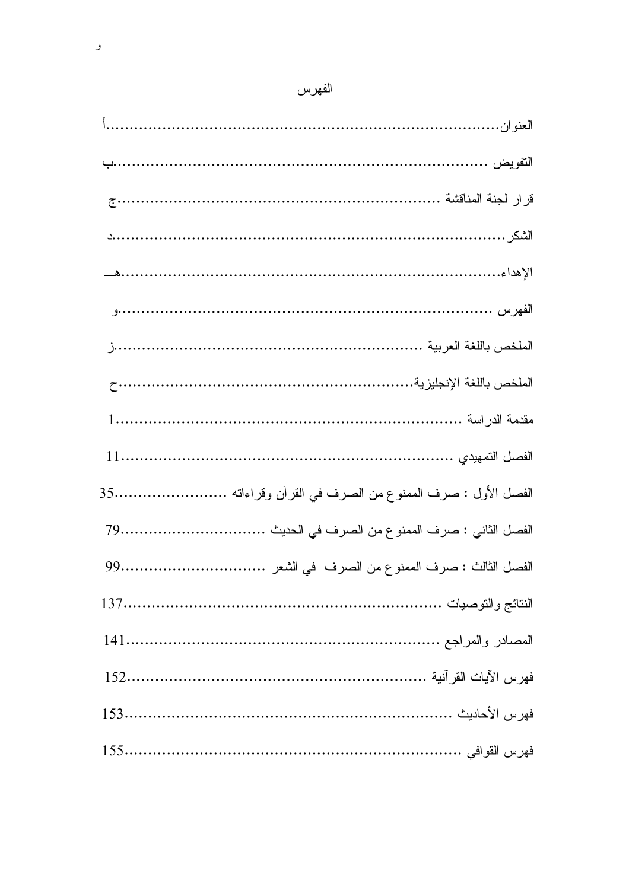# الفهرس

العنوان.....................................................................................أ

التفويض ..................................................................................ب

قرار لجنة المناقشة .......................................................................ج

الشكر.......................................................................................د

الإهداء.....................................................................................هـ

الفهرس ....................................................................................و

الملخص باللغة العربية ...................................................................ز

الملخص باللغة الإنجليزية.................................................................ح

مقدمة الدراسة .............................................................................1

الفصل التمهيدي ...........................................................................11

الفصل الأول : صرف الممنوع من الصرف في القرآن وقراءاته ........................35

الفصل الثاني : صرف الممنوع من الصرف في الحديث ................................79

الفصل الثالث : صرف الممنوع من الصرف في الشعر .................................99

النتائج والتوصيات ........................................................................137

المصادر والمراجع ........................................................................141

فهرس الآيات القرآنية .....................................................................152

فهرس الأحاديث ...........................................................................153

فهرس القوافي .............................................................................155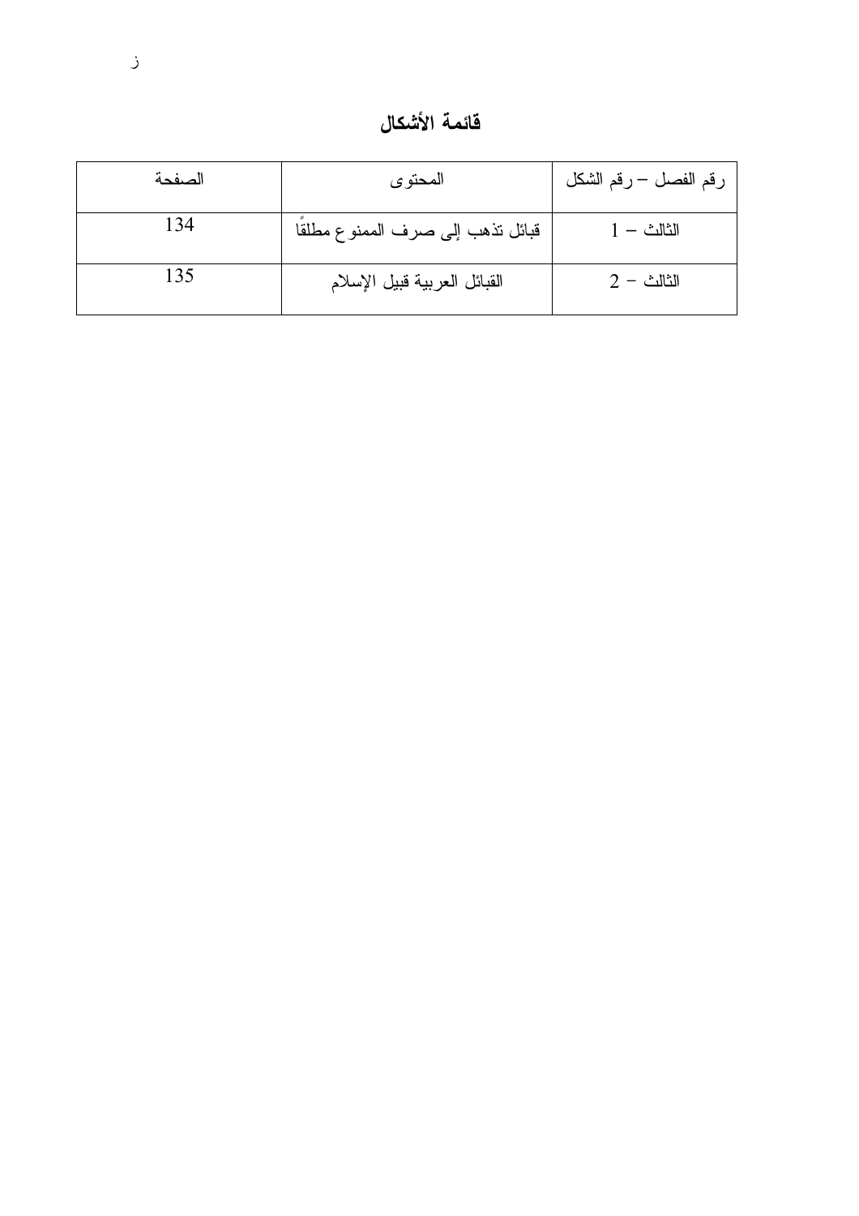## قائمة الأشكال

| رقم الفصل – رقم الشكل | المحتوى | الصفحة |
| --- | --- | --- |
| الثالث – 1 | قبائل تذهب إلى صرف الممنوع مطلقاً | 134 |
| الثالث – 2 | القبائل العربية قبيل الإسلام | 135 |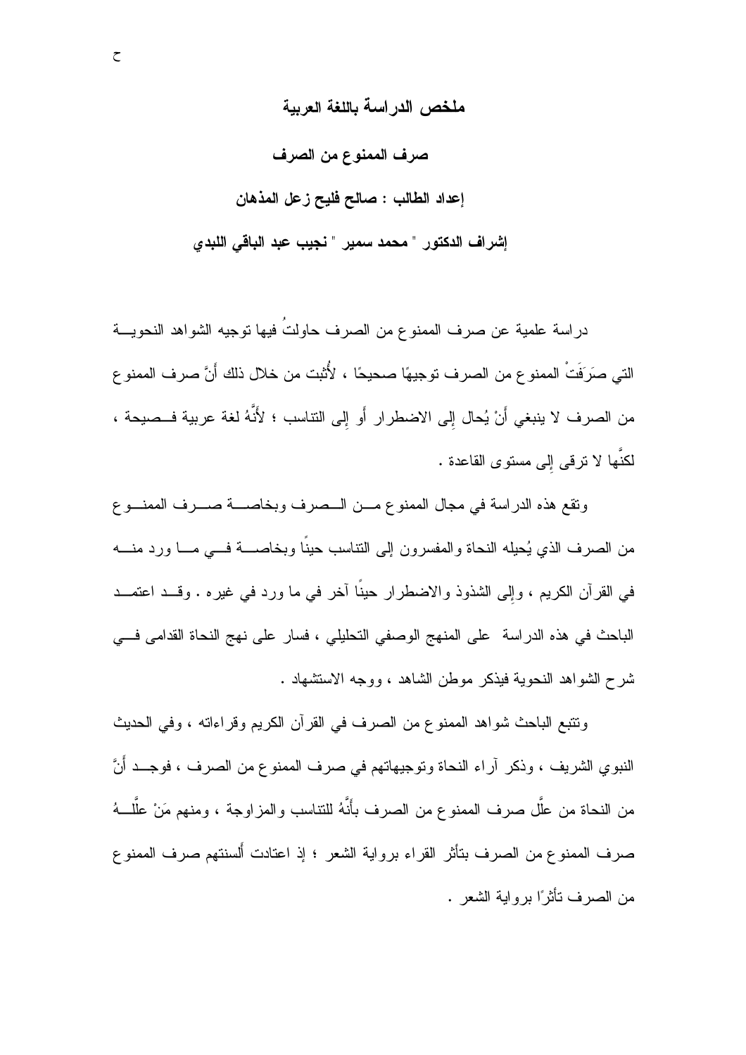## ملخص الدراسة باللغة العربية

### صرف الممنوع من الصرف

**إعداد الطالب : صالح فليح زعل المذهان**

**إشراف الدكتور " محمد سمير " نجيب عبد الباقي اللبدي**

دراسة علمية عن صرف الممنوع من الصرف حاولتُ فيها توجيه الشواهد النحوية التي صَرَفَتْ الممنوع من الصرف توجيهًا صحيحًا ، لأُثبت من خلال ذلك أَنَّ صرف الممنوع من الصرف لا ينبغي أَنْ يُحال إِلى الاضطرار أَو إِلى التناسب ؛ لأَنَّهُ لغة عربية فصيحة ، لكنَّها لا ترقى إِلى مستوى القاعدة .

وتقع هذه الدراسة في مجال الممنوع من الصرف وبخاصة صرف الممنوع من الصرف الذي يُحيله النحاة والمفسرون إلى التناسب حينًا وبخاصة في ما ورد منه في القرآن الكريم ، وإِلى الشذوذ والاضطرار حينًا آخر في ما ورد في غيره . وقد اعتمد الباحث في هذه الدراسة على المنهج الوصفي التحليلي ، فسار على نهج النحاة القدامى في شرح الشواهد النحوية فيذكر موطن الشاهد ، ووجه الاستشهاد .

وتتبع الباحث شواهد الممنوع من الصرف في القرآن الكريم وقراءاته ، وفي الحديث النبوي الشريف ، وذكر آراء النحاة وتوجيهاتهم في صرف الممنوع من الصرف ، فوجد أَنَّ من النحاة من علَّل صرف الممنوع من الصرف بأَنَّهُ للتناسب والمزاوجة ، ومنهم مَنْ علَّلهُ صرف الممنوع من الصرف بتأَثر القراء برواية الشعر ؛ إِذ اعتادت أَلسنتهم صرف الممنوع من الصرف تأَثرًا برواية الشعر .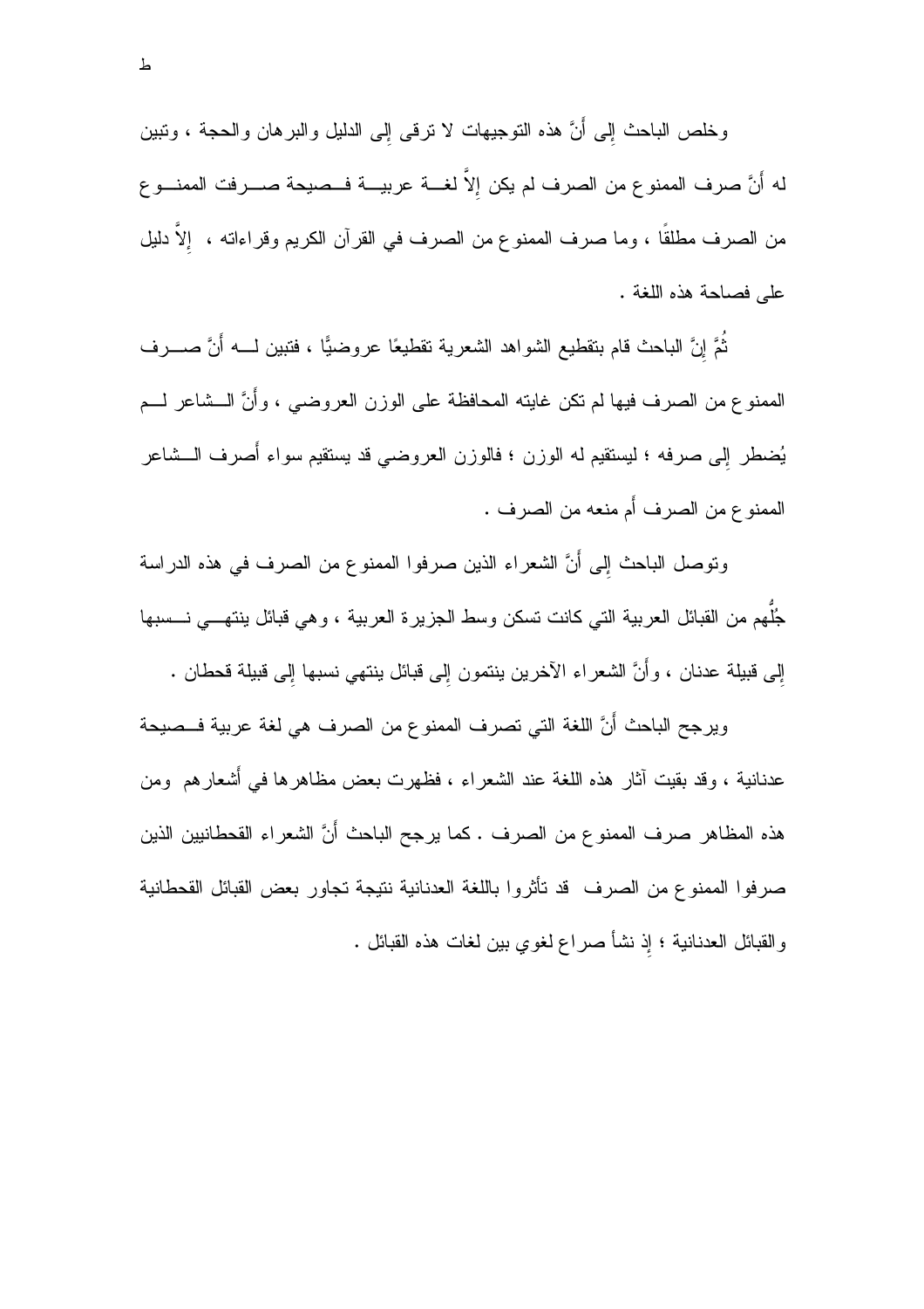وخلص الباحث إلى أنَّ هذه التوجيهات لا ترقى إلى الدليل والبرهان والحجة ، وتبين له أنَّ صرف الممنوع من الصرف لم يكن إلاَّ لغة عربية فصيحة صرفت الممنوع من الصرف مطلقًا ، وما صرف الممنوع من الصرف في القرآن الكريم وقراءاته ، إلاَّ دليل على فصاحة هذه اللغة .

ثُمَّ إنَّ الباحث قام بتقطيع الشواهد الشعرية تقطيعًا عروضيًّا ، فتبين له أنَّ صرف الممنوع من الصرف فيها لم تكن غايته المحافظة على الوزن العروضي ، وأَنَّ الشاعر لم يُضطر إلى صرفه ؛ ليستقيم له الوزن ؛ فالوزن العروضي قد يستقيم سواء أَصرف الشاعر الممنوع من الصرف أَم منعه من الصرف .

وتوصل الباحث إلى أَنَّ الشعراء الذين صرفوا الممنوع من الصرف في هذه الدراسة جُلُّهم من القبائل العربية التي كانت تسكن وسط الجزيرة العربية ، وهي قبائل ينتهي نسبها إلى قبيلة عدنان ، وأَنَّ الشعراء الآخرين ينتمون إلى قبائل ينتهي نسبها إلى قبيلة قحطان .

ويرجح الباحث أَنَّ اللغة التي تصرف الممنوع من الصرف هي لغة عربية فصيحة عدنانية ، وقد بقيت آثار هذه اللغة عند الشعراء ، فظهرت بعض مظاهرها في أَشعارهم ومن هذه المظاهر صرف الممنوع من الصرف . كما يرجح الباحث أَنَّ الشعراء القحطانيين الذين صرفوا الممنوع من الصرف قد تأثروا باللغة العدنانية نتيجة تجاور بعض القبائل القحطانية والقبائل العدنانية ؛ إذ نشأ صراع لغوي بين لغات هذه القبائل .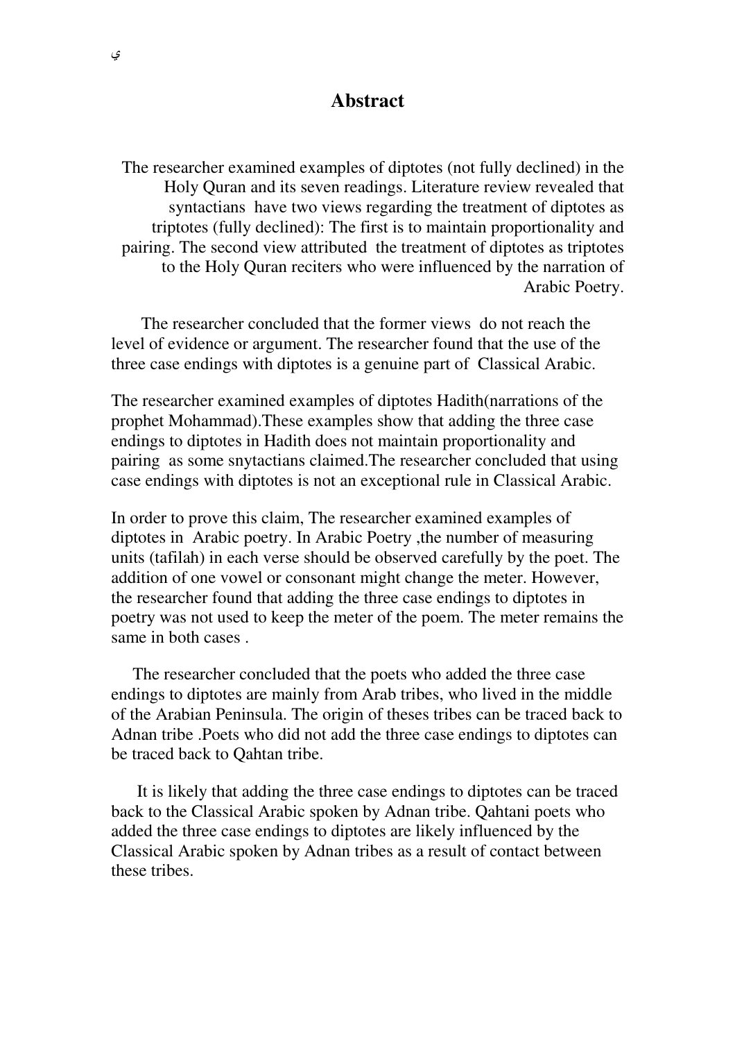# Abstract

The researcher examined examples of diptotes (not fully declined) in the Holy Quran and its seven readings. Literature review revealed that syntactians have two views regarding the treatment of diptotes as triptotes (fully declined): The first is to maintain proportionality and pairing. The second view attributed the treatment of diptotes as triptotes to the Holy Quran reciters who were influenced by the narration of Arabic Poetry.

The researcher concluded that the former views do not reach the level of evidence or argument. The researcher found that the use of the three case endings with diptotes is a genuine part of Classical Arabic.

The researcher examined examples of diptotes Hadith(narrations of the prophet Mohammad).These examples show that adding the three case endings to diptotes in Hadith does not maintain proportionality and pairing as some snytactians claimed.The researcher concluded that using case endings with diptotes is not an exceptional rule in Classical Arabic.

In order to prove this claim, The researcher examined examples of diptotes in Arabic poetry. In Arabic Poetry ,the number of measuring units (tafilah) in each verse should be observed carefully by the poet. The addition of one vowel or consonant might change the meter. However, the researcher found that adding the three case endings to diptotes in poetry was not used to keep the meter of the poem. The meter remains the same in both cases .

The researcher concluded that the poets who added the three case endings to diptotes are mainly from Arab tribes, who lived in the middle of the Arabian Peninsula. The origin of theses tribes can be traced back to Adnan tribe .Poets who did not add the three case endings to diptotes can be traced back to Qahtan tribe.

It is likely that adding the three case endings to diptotes can be traced back to the Classical Arabic spoken by Adnan tribe. Qahtani poets who added the three case endings to diptotes are likely influenced by the Classical Arabic spoken by Adnan tribes as a result of contact between these tribes.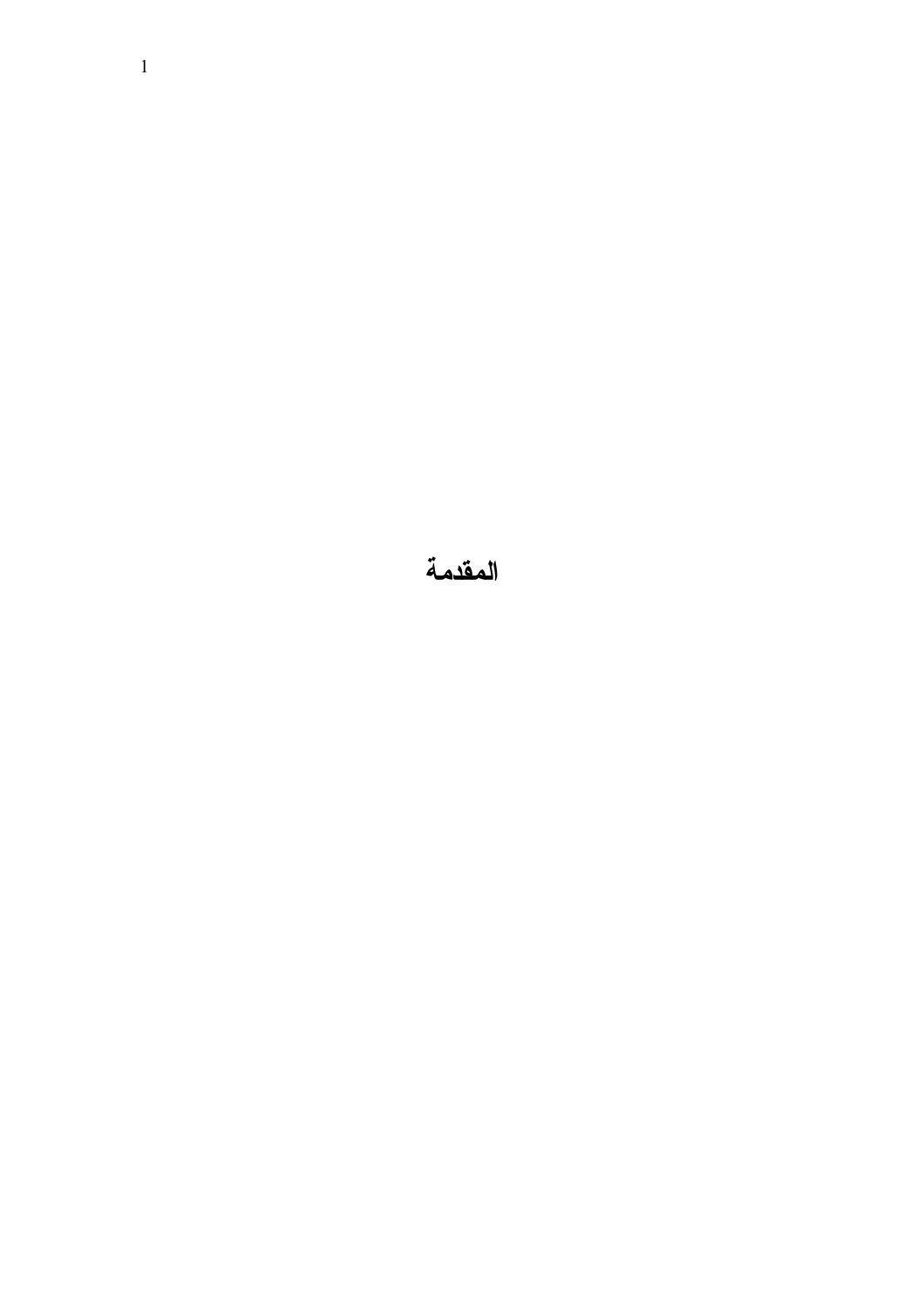# المقدمة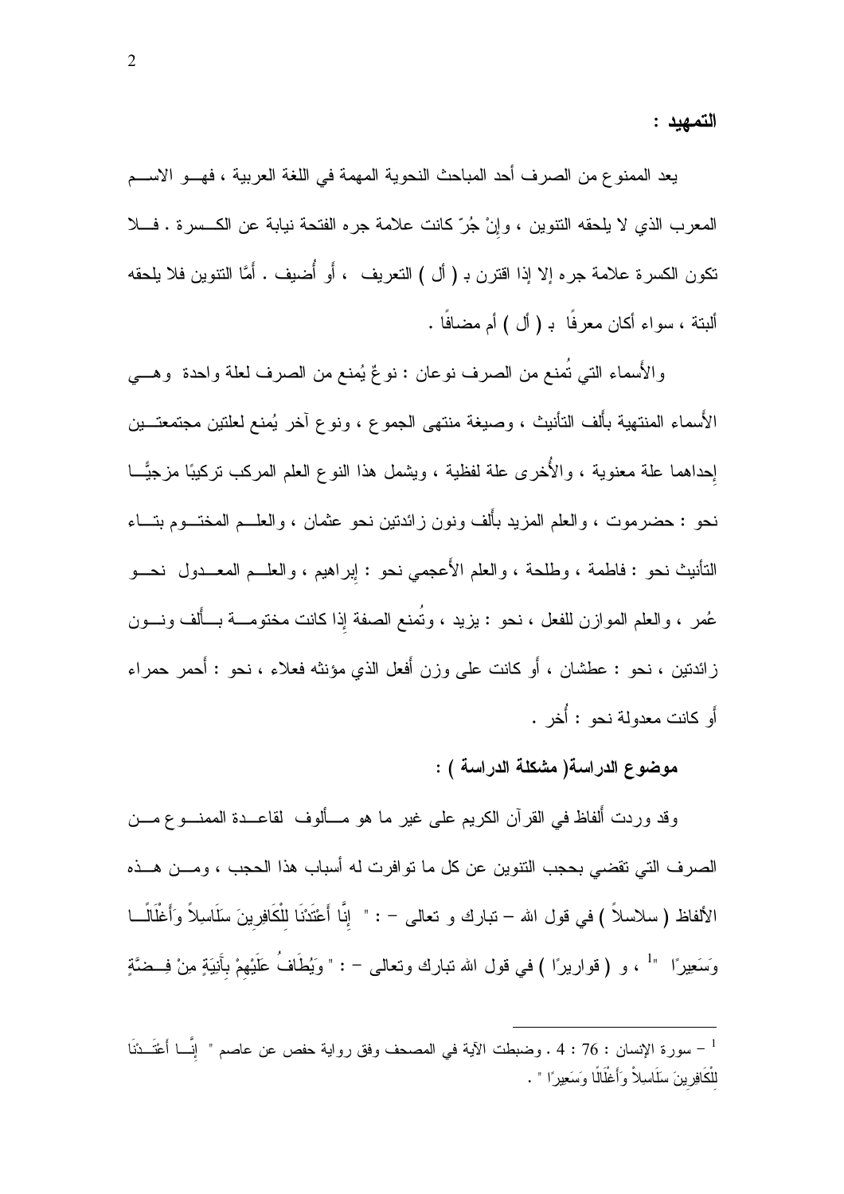## التمهيد :

يعد الممنوع من الصرف أحد المباحث النحوية المهمة في اللغة العربية ، فهو الاسم المعرب الذي لا يلحقه التنوين ، وإنْ جُرّ كانت علامة جره الفتحة نيابة عن الكسرة . فلا تكون الكسرة علامة جره إلا إذا اقترن بـ ( أل ) التعريف ، أو أُضيف . أمَّا التنوين فلا يلحقه ألبتة ، سواء أكان معرفًا بـ ( أل ) أم مضافًا .

والأسماء التي تُمنع من الصرف نوعان : نوعٌ يُمنع من الصرف لعلة واحدة وهي الأسماء المنتهية بألف التأنيث ، وصيغة منتهى الجموع ، ونوع آخر يُمنع لعلتين مجتمعتين إحداهما علة معنوية ، والأُخرى علة لفظية ، ويشمل هذا النوع العلم المركب تركيبًا مزجيًّا نحو : حضرموت ، والعلم المزيد بألف ونون زائدتين نحو عثمان ، والعلم المختوم بتاء التأنيث نحو : فاطمة ، وطلحة ، والعلم الأعجمي نحو : إبراهيم ، والعلم المعدول نحو عُمر ، والعلم الموازن للفعل ، نحو : يزيد ، وتُمنع الصفة إذا كانت مختومة بألف ونون زائدتين ، نحو : عطشان ، أو كانت على وزن أفعل الذي مؤنثه فعلاء ، نحو : أحمر حمراء أو كانت معدولة نحو : أُخر .

### موضوع الدراسة( مشكلة الدراسة ) :

وقد وردت ألفاظ في القرآن الكريم على غير ما هو مألوف لقاعدة الممنوع من الصرف التي تقضي بحجب التنوين عن كل ما توافرت له أسباب هذا الحجب ، ومن هذه الألفاظ ( سلاسلاً ) في قول الله – تبارك و تعالى – : " إِنَّا أَعْتَدْنَا لِلْكَافِرِينَ سَلَاسِلاً وَأَغْلَالًا وَسَعِيرًا "[1] ، و ( قواريرًا ) في قول الله تبارك وتعالى – : " وَيُطَافُ عَلَيْهِمْ بِآنِيَةٍ مِنْ فِضَّةٍ

---

[1] – سورة الإنسان : 76 : 4 . وضبطت الآية في المصحف وفق رواية حفص عن عاصم " إِنَّا أَعْتَدْنَا لِلْكَافِرِينَ سَلَاسِلَ وَأَغْلَالًا وَسَعِيرًا " .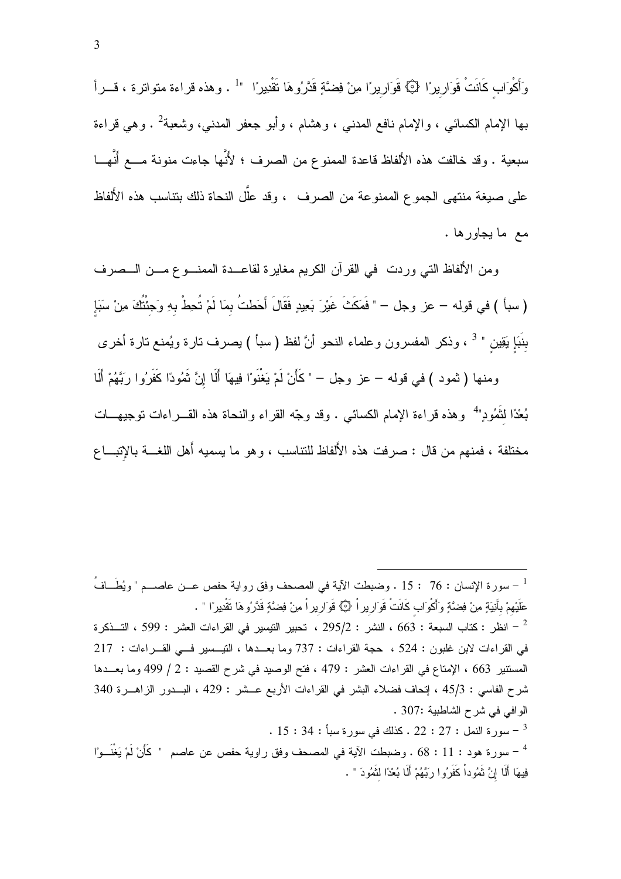وَأَكْوَابٍ كَانَتْ قَوَارِيرًا ۞ قَوَارِيرًا مِنْ فِضَّةٍ قَدَّرُوهَا تَقْدِيرًا "[1] . وهذه قراءة متواترة ، قرأ بها الإمام الكسائي ، والإمام نافع المدني ، وهشام ، وأبو جعفر المدني، وشعبة[2] . وهي قراءة سبعية . وقد خالفت هذه الألفاظ قاعدة الممنوع من الصرف ؛ لأنَّها جاءت منونة مع أنَّها على صيغة منتهى الجموع الممنوعة من الصرف ، وقد علَّل النحاة ذلك بتناسب هذه الألفاظ مع ما يجاورها .

ومن الألفاظ التي وردت في القرآن الكريم مغايرة لقاعدة الممنوع من الصرف ( سبأ ) في قوله – عز وجل – " فَمَكَثَ غَيْرَ بَعِيدٍ فَقَالَ أَحَطتُ بِمَا لَمْ تُحِطْ بِهِ وَجِئْتُكَ مِنْ سَبَإٍ بِنَبَإٍ يَقِينٍ " [3] ، وذكر المفسرون وعلماء النحو أنَّ لفظ ( سبأ ) يصرف تارة ويُمنع تارة أخرى

ومنها ( ثمود ) في قوله – عز وجل – " كَأَنْ لَمْ يَغْنَوْا فِيهَا أَلَا إِنَّ ثَمُودًا كَفَرُوا رَبَّهُمْ أَلَا بُعْدًا لِثَمُودٍ"[4] وهذه قراءة الإمام الكسائي . وقد وجّه القراء والنحاة هذه القراءات توجيهات مختلفة ، فمنهم من قال : صرفت هذه الألفاظ للتناسب ، وهو ما يسميه أهل اللغة بالإتباع

---

[1] – سورة الإنسان : 76 : 15 . وضبطت الآية في المصحف وفق رواية حفص عن عاصم " وَيُطَافُ عَلَيْهِمْ بِآنِيَةٍ مِنْ فِضَّةٍ وَأَكْوَابٍ كَانَتْ قَوَارِيراْ ۞ قَوَارِيراْ مِنْ فِضَّةٍ قَدَّرُوهَا تَقْدِيرًا " .

[2] – انظر : كتاب السبعة : 663 ، النشر : 295/2 ، تحبير التيسير في القراءات العشر : 599 ، التذكرة في القراءات لابن غلبون : 524 ، حجة القراءات : 737 وما بعدها ، التيسير في القراءات : 217 المستنير 663 ، الإمتاع في القراءات العشر : 479 ، فتح الوصيد في شرح القصيد : 2 / 499 وما بعدها شرح الفاسي : 45/3 ، إتحاف فضلاء البشر في القراءات الأربع عشر : 429 ، البدور الزاهرة 340 الوافي في شرح الشاطبية :307 .

[3] – سورة النمل : 27 : 22 . كذلك في سورة سبأ : 34 : 15 .

[4] – سورة هود : 11 : 68 . وضبطت الآية في المصحف وفق راوية حفص عن عاصم " كَأَنْ لَمْ يَغْنَوْا فِيهَا أَلَا إِنَّ ثَمُوداْ كَفَرُوا رَبَّهُمْ أَلَا بُعْدًا لِثَمُودَ " .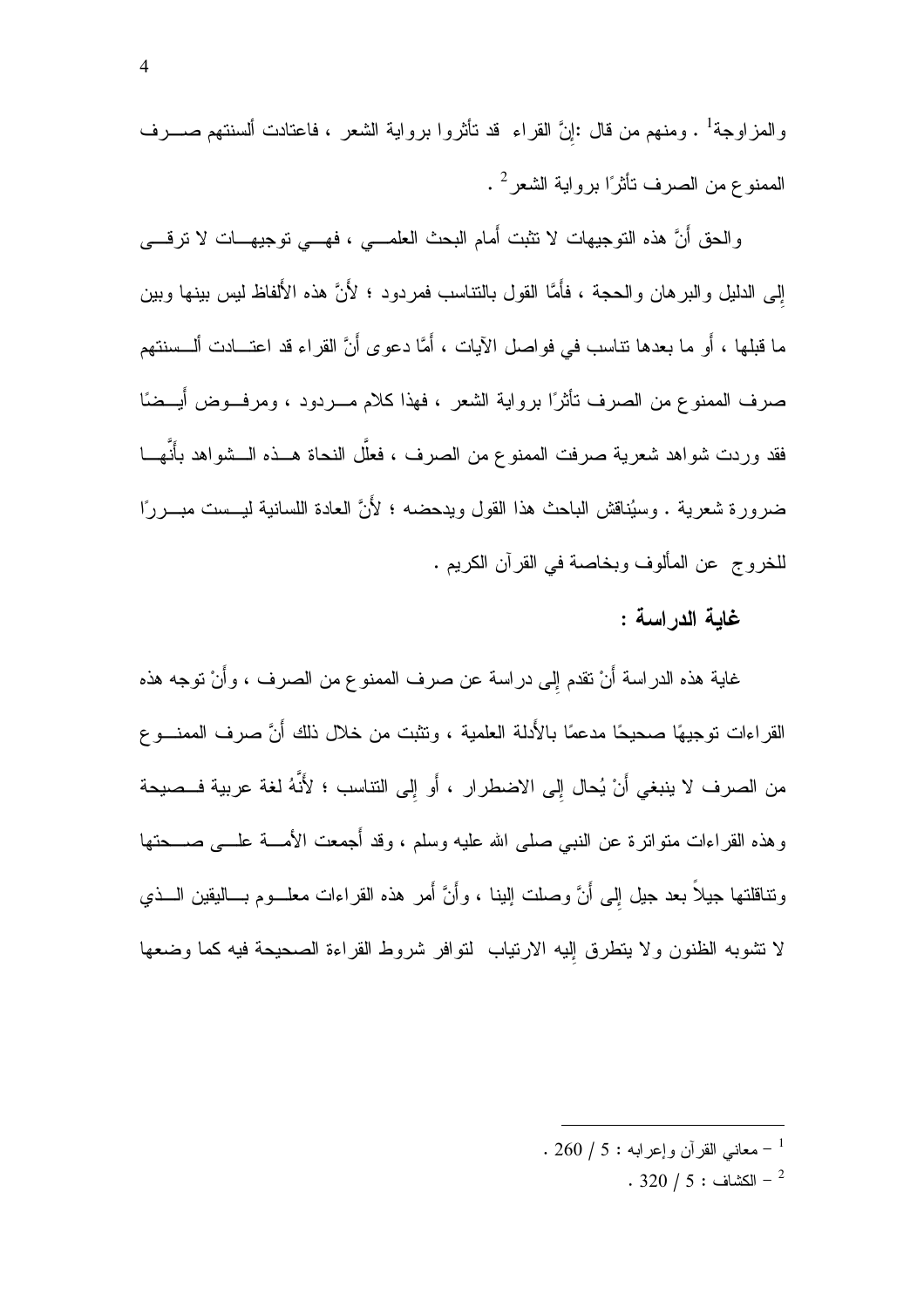والمزاوجة[1] . ومنهم من قال :إنَّ القراء قد تأثروا برواية الشعر ، فاعتادت ألسنتهم صرف الممنوع من الصرف تأثرًا برواية الشعر[2] .

والحق أنَّ هذه التوجيهات لا تثبت أمام البحث العلمي ، فهي توجيهات لا ترقى إلى الدليل والبرهان والحجة ، فأمَّا القول بالتناسب فمردود ؛ لأنَّ هذه الألفاظ ليس بينها وبين ما قبلها ، أو ما بعدها تناسب في فواصل الآيات ، أمَّا دعوى أنَّ القراء قد اعتادت ألسنتهم صرف الممنوع من الصرف تأثرًا برواية الشعر ، فهذا كلام مردود ، ومرفوض أيضًا فقد وردت شواهد شعرية صرفت الممنوع من الصرف ، فعلَّل النحاة هذه الشواهد بأنَّها ضرورة شعرية . وسيُناقش الباحث هذا القول ويدحضه ؛ لأنَّ العادة اللسانية ليست مبررًا للخروج عن المألوف وبخاصة في القرآن الكريم .

## غاية الدراسة :

غاية هذه الدراسة أنْ تقدم إلى دراسة عن صرف الممنوع من الصرف ، وأنْ توجه هذه القراءات توجيهًا صحيحًا مدعمًا بالأدلة العلمية ، وتثبت من خلال ذلك أنَّ صرف الممنوع من الصرف لا ينبغي أنْ يُحال إلى الاضطرار ، أو إلى التناسب ؛ لأنَّهُ لغة عربية فصيحة وهذه القراءات متواترة عن النبي صلى الله عليه وسلم ، وقد أجمعت الأمة على صحتها وتناقلتها جيلاً بعد جيل إلى أنَّ وصلت إلينا ، وأنَّ أمر هذه القراءات معلوم باليقين الذي لا تشوبه الظنون ولا يتطرق إليه الارتياب لتوافر شروط القراءة الصحيحة فيه كما وضعها

---

[1] – معاني القرآن وإعرابه : 5 / 260 .

[2] – الكشاف : 5 / 320 .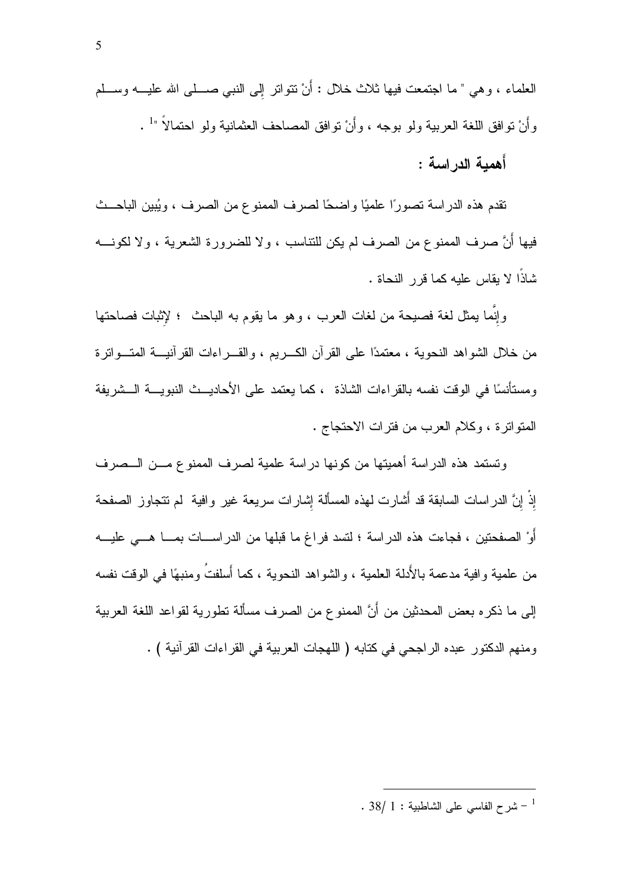العلماء ، وهي " ما اجتمعت فيها ثلاث خلال : أَنْ تتواتر إلى النبي صلى الله عليه وسلم وأَنْ توافق اللغة العربية ولو بوجه ، وأَنْ توافق المصاحف العثمانية ولو احتمالاً "[1] .

## أهمية الدراسة :

تقدم هذه الدراسة تصورًا علميًا واضحًا لصرف الممنوع من الصرف ، ويُبين الباحث فيها أَنَّ صرف الممنوع من الصرف لم يكن للتناسب ، ولا للضرورة الشعرية ، ولا لكونه شاذًا لا يقاس عليه كما قرر النحاة .

وإنَّما يمثل لغة فصيحة من لغات العرب ، وهو ما يقوم به الباحث ؛ لإثبات فصاحتها من خلال الشواهد النحوية ، معتمدًا على القرآن الكريم ، والقراءات القرآنية المتواترة ومستأنسًا في الوقت نفسه بالقراءات الشاذة ، كما يعتمد على الأحاديث النبوية الشريفة المتواترة ، وكلام العرب من فترات الاحتجاج .

وتستمد هذه الدراسة أهميتها من كونها دراسة علمية لصرف الممنوع من الصرف إذْ إنَّ الدراسات السابقة قد أَشارت لهذه المسألة إشارات سريعة غير وافية لم تتجاوز الصفحة أَوْ الصفحتين ، فجاءت هذه الدراسة ؛ لتسد فراغ ما قبلها من الدراسات بما هي عليه من علمية وافية مدعمة بالأَدلة العلمية ، والشواهد النحوية ، كما أَسلفتُ ومنبهًا في الوقت نفسه إلى ما ذكره بعض المحدثين من أَنَّ الممنوع من الصرف مسألة تطورية لقواعد اللغة العربية ومنهم الدكتور عبده الراجحي في كتابه ( اللهجات العربية في القراءات القرآنية ) .

---

[1] – شرح الفاسي على الشاطبية : 1 /38 .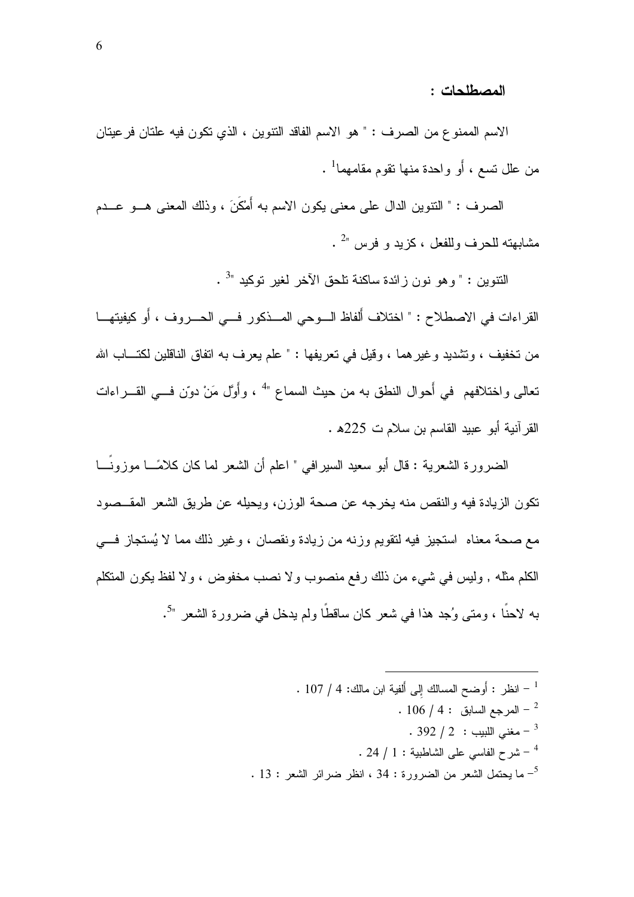**المصطلحات :**

الاسم الممنوع من الصرف : " هو الاسم الفاقد التنوين ، الذي تكون فيه علتان فرعيتان من علل تسع ، أو واحدة منها تقوم مقامهما[1] .

الصرف : " التنوين الدال على معنى يكون الاسم به أَمْكَنَ ، وذلك المعنى هو عدم مشابهته للحرف وللفعل ، كزيد و فرس "[2] .

التنوين : " وهو نون زائدة ساكنة تلحق الآخر لغير توكيد "[3] .

القراءات في الاصطلاح : " اختلاف أَلفاظ الوحي المذكور في الحروف ، أَو كيفيتها من تخفيف ، وتشديد وغيرهما ، وقيل في تعريفها : " علم يعرف به اتفاق الناقلين لكتاب الله تعالى واختلافهم في أَحوال النطق به من حيث السماع "[4] ، وأَوّل مَنْ دوّن في القراءات القرآنية أبو عبيد القاسم بن سلام ت 225هـ .

الضرورة الشعرية : قال أبو سعيد السيرافي " اعلم أن الشعر لما كان كلامًا موزونًا تكون الزيادة فيه والنقص منه يخرجه عن صحة الوزن، ويحيله عن طريق الشعر المقصود مع صحة معناه استجيز فيه لتقويم وزنه من زيادة ونقصان ، وغير ذلك مما لا يُستجاز في الكلم مثله , وليس في شيء من ذلك رفع منصوب ولا نصب مخفوض ، ولا لفظ يكون المتكلم به لاحنًا ، ومتى وُجد هذا في شعر كان ساقطًا ولم يدخل في ضرورة الشعر "[5].

---

[1] – انظر : أوضح المسالك إلى ألفية ابن مالك: 4 / 107 .

[2] – المرجع السابق : 4 / 106 .

[3] – مغني اللبيب : 2 / 392 .

[4] – شرح الفاسي على الشاطبية : 1 / 24 .

[5] – ما يحتمل الشعر من الضرورة : 34 ، انظر ضرائر الشعر : 13 .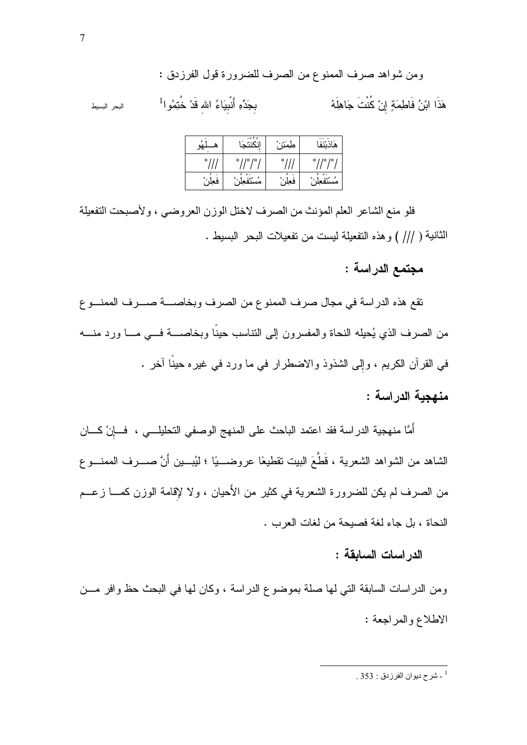ومن شواهد صرف الممنوع من الصرف للضرورة قول الفرزدق :

هَذَا ابْنُ فَاطِمَةٍ إِنْ كُنْتَ جَاهِلَهُ    بِجَدِّهِ أَنْبِيَاءُ اللهِ قَدْ خُتِمُوا[1]    البحر البسيط

| هَاذَبْنُفَا | طِمَتِنْ | إِنْكُنْتَجَا | هِـــلَهُو |
|---|---|---|---|
| /°//°//° | ///° | /°//°//° | ///° |
| مُسْتَفْعِلُنْ | فَعِلُنْ | مُسْتَفْعِلُنْ | فَعِلُنْ |

فلو منع الشاعر العلم المؤنث من الصرف لاختل الوزن العروضي ، ولأصبحت التفعيلة الثانية ( /// ) وهذه التفعيلة ليست من تفعيلات البحر البسيط .

## مجتمع الدراسة :

تقع هذه الدراسة في مجال صرف الممنوع من الصرف وبخاصة صرف الممنوع من الصرف الذي يُحيله النحاة والمفسرون إلى التناسب حيناً وبخاصة في ما ورد منه في القرآن الكريم ، وإلى الشذوذ والاضطرار في ما ورد في غيره حيناً آخر .

## منهجية الدراسة :

أَمَّا منهجية الدراسة فقد اعتمد الباحث على المنهج الوصفي التحليلي ، فإِنْ كان الشاهد من الشواهد الشعرية ، قَطَّعَ البيت تقطيعًا عروضيًا ؛ ليُبين أَنَّ صرف الممنوع من الصرف لم يكن للضرورة الشعرية في كثير من الأَحيان ، ولا لإِقامة الوزن كما زعم النحاة ، بل جاء لغة فصيحة من لغات العرب .

## الدراسات السابقة :

ومن الدراسات السابقة التي لها صلة بموضوع الدراسة ، وكان لها في البحث حظ وافر من الاطلاع والمراجعة :

---

[1] - شرح ديوان الفرزدق : 353 .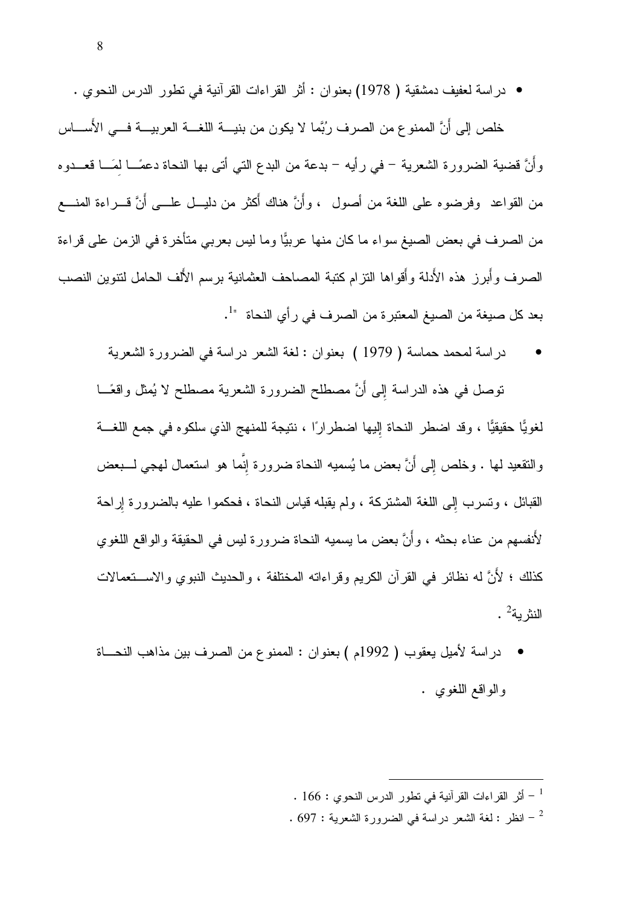- دراسة لعفيف دمشقية ( 1978) بعنوان : أثر القراءات القرآنية في تطور الدرس النحوي .

خلص إلى أنَّ الممنوع من الصرف رُبَّما لا يكون من بنية اللغة العربية في الأَساس وأنَّ قضية الضرورة الشعرية – في رأيه – بدعة من البدع التي أتى بها النحاة دعمًا لِمَا قعدوه من القواعد وفرضوه على اللغة من أصول ، وأَنَّ هناك أَكثر من دليل على أَنَّ قراءة المنع من الصرف في بعض الصيغ سواء ما كان منها عربيًّا وما ليس بعربي متأخرة في الزمن على قراءة الصرف وأَبرز هذه الأَدلة وأَقواها التزام كتبة المصاحف العثمانية برسم الأَلف الحامل لتنوين النصب بعد كل صيغة من الصيغ المعتبرة من الصرف في رأي النحاة "[1].

- دراسة لمحمد حماسة ( 1979 ) بعنوان : لغة الشعر دراسة في الضرورة الشعرية

توصل في هذه الدراسة إِلى أَنَّ مصطلح الضرورة الشعرية مصطلح لا يُمثل واقعًا لغويًّا حقيقيًّا ، وقد اضطر النحاة إِليها اضطرارًا ، نتيجة للمنهج الذي سلكوه في جمع اللغة والتقعيد لها . وخلص إِلى أَنَّ بعض ما يُسميه النحاة ضرورة إِنَّما هو استعمال لهجي لبعض القبائل ، وتسرب إِلى اللغة المشتركة ، ولم يقبله قياس النحاة ، فحكموا عليه بالضرورة إِراحة لأَنفسهم من عناء بحثه ، وأَنَّ بعض ما يسميه النحاة ضرورة ليس في الحقيقة والواقع اللغوي كذلك ؛ لأَنَّ له نظائر في القرآن الكريم وقراءاته المختلفة ، والحديث النبوي والاستعمالات النثرية[2] .

- دراسة لأميل يعقوب ( 1992م ) بعنوان : الممنوع من الصرف بين مذاهب النحاة والواقع اللغوي .

---

[1] – أثر القراءات القرآنية في تطور الدرس النحوي : 166 .

[2] – انظر : لغة الشعر دراسة في الضرورة الشعرية : 697 .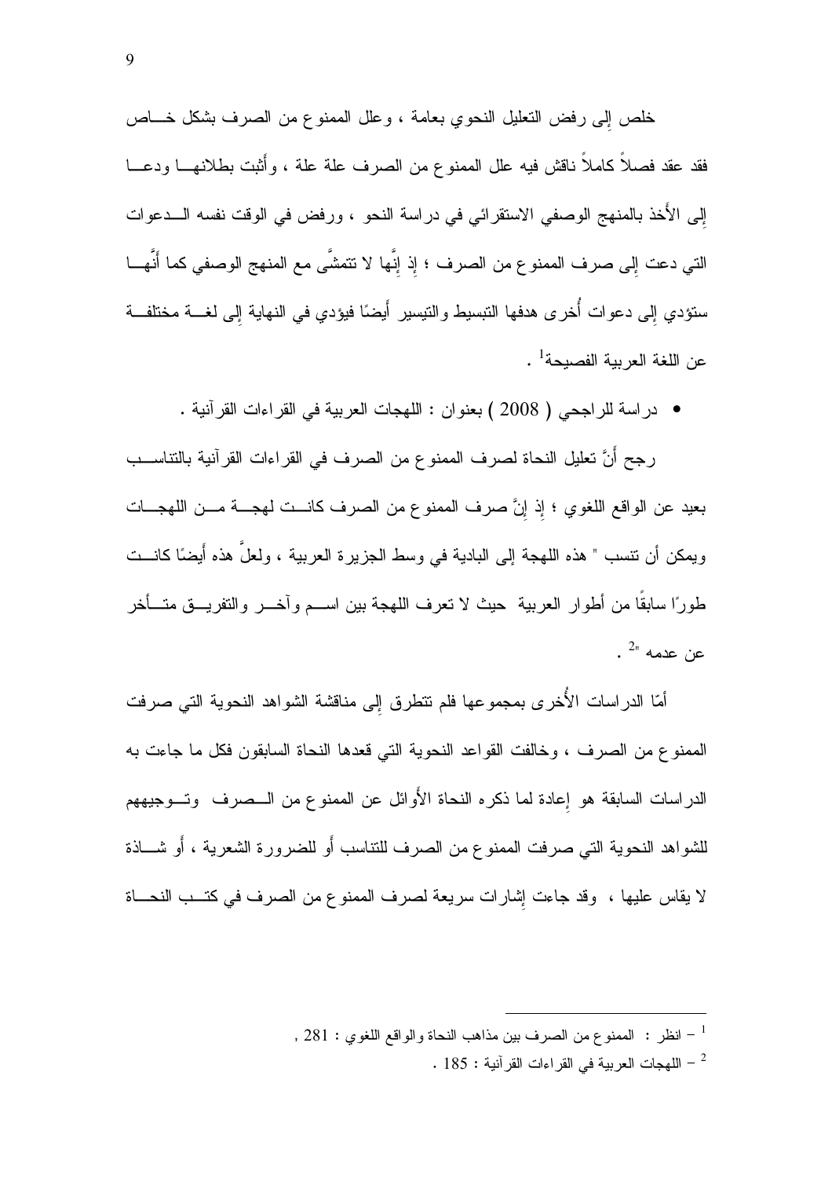خلص إلى رفض التعليل النحوي بعامة ، وعلل الممنوع من الصرف بشكل خاص فقد عقد فصلاً كاملاً ناقش فيه علل الممنوع من الصرف علة علة ، وأثبت بطلانها ودعا إلى الأَخذ بالمنهج الوصفي الاستقرائي في دراسة النحو ، ورفض في الوقت نفسه الدعوات التي دعت إِلى صرف الممنوع من الصرف ؛ إذ إِنَّها لا تتمشَّى مع المنهج الوصفي كما أَنَّها ستؤدي إِلى دعوات أُخرى هدفها التبسيط والتيسير أَيضًا فيؤدي في النهاية إِلى لغة مختلفة عن اللغة العربية الفصيحة[1] .

- دراسة للراجحي ( 2008 ) بعنوان : اللهجات العربية في القراءات القرآنية .

رجح أَنَّ تعليل النحاة لصرف الممنوع من الصرف في القراءات القرآنية بالتناسب بعيد عن الواقع اللغوي ؛ إذ إِنَّ صرف الممنوع من الصرف كانت لهجة من اللهجات ويمكن أن تنسب " هذه اللهجة إلى البادية في وسط الجزيرة العربية ، ولعلَّ هذه أَيضًا كانت طورًا سابقًا من أطوار العربية حيث لا تعرف اللهجة بين اسم وآخر والتفريق متأخر عن عدمه "[2] .

أَمّا الدراسات الأُخرى بمجموعها فلم تتطرق إِلى مناقشة الشواهد النحوية التي صرفت الممنوع من الصرف ، وخالفت القواعد النحوية التي قعدها النحاة السابقون فكل ما جاءت به الدراسات السابقة هو إِعادة لما ذكره النحاة الأَوائل عن الممنوع من الصرف وتوجيههم للشواهد النحوية التي صرفت الممنوع من الصرف للتناسب أَو للضرورة الشعرية ، أَو شاذة لا يقاس عليها ، وقد جاءت إِشارات سريعة لصرف الممنوع من الصرف في كتب النحاة

---

[1] – انظر : الممنوع من الصرف بين مذاهب النحاة والواقع اللغوي : 281 .

[2] – اللهجات العربية في القراءات القرآنية : 185 .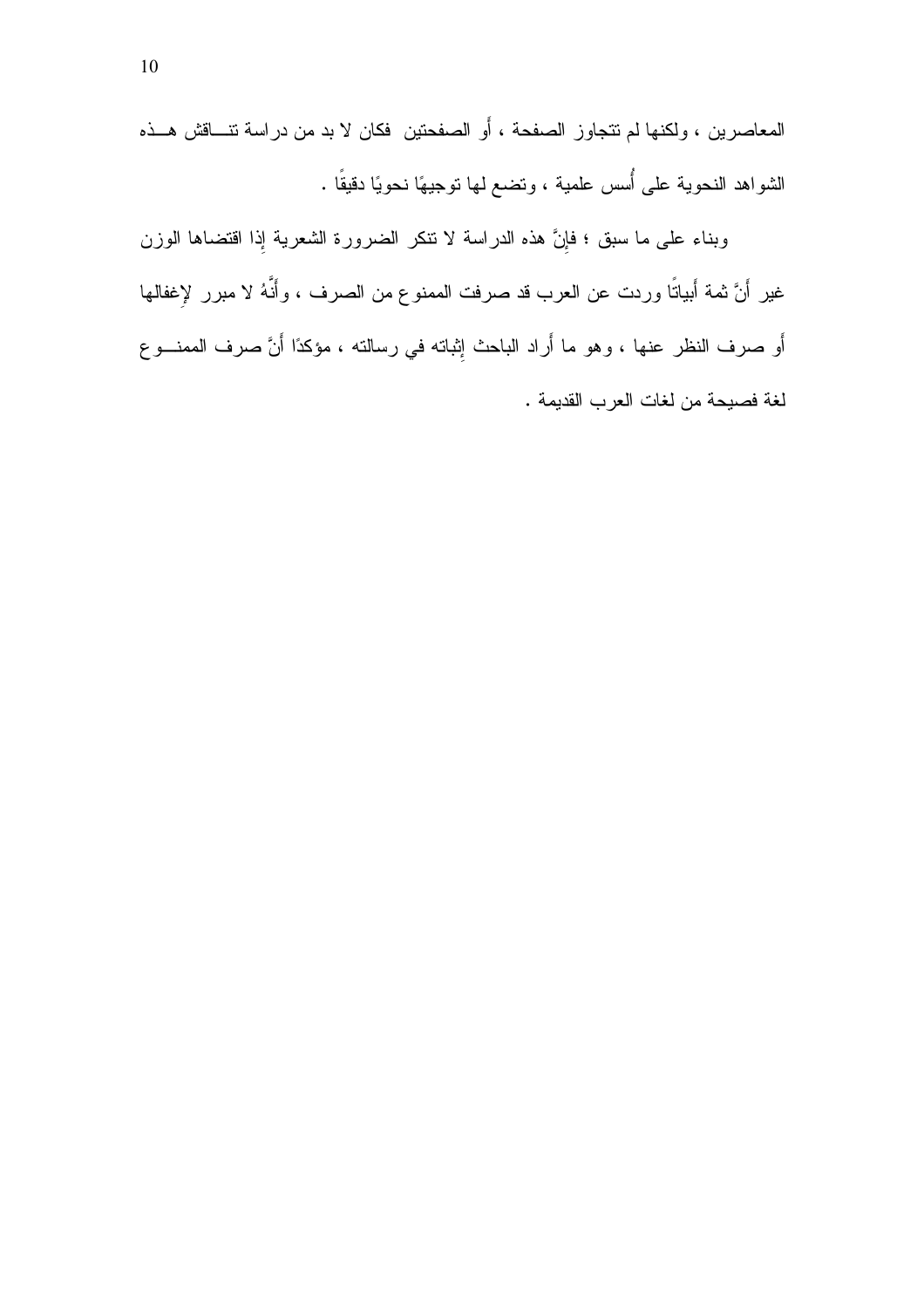المعاصرين ، ولكنها لم تتجاوز الصفحة ، أو الصفحتين فكان لا بد من دراسة تناقش هذه الشواهد النحوية على أُسس علمية ، وتضع لها توجيهًا نحويًا دقيقًا .

وبناء على ما سبق ؛ فإنَّ هذه الدراسة لا تنكر الضرورة الشعرية إذا اقتضاها الوزن غير أَنَّ ثمة أَبياتًا وردت عن العرب قد صرفت الممنوع من الصرف ، وأَنَّهُ لا مبرر لإغفالها أو صرف النظر عنها ، وهو ما أَراد الباحث إثباته في رسالته ، مؤكدًا أَنَّ صرف الممنوع لغة فصيحة من لغات العرب القديمة .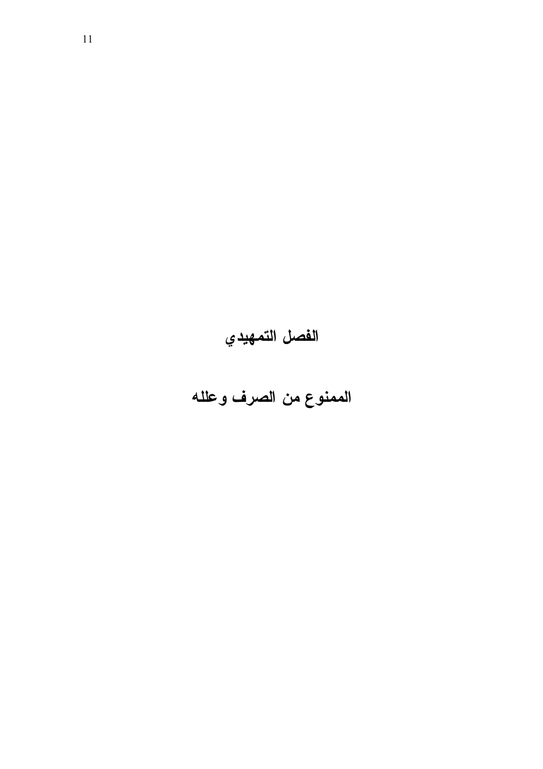# الفصل التمهيدي

## الممنوع من الصرف وعلله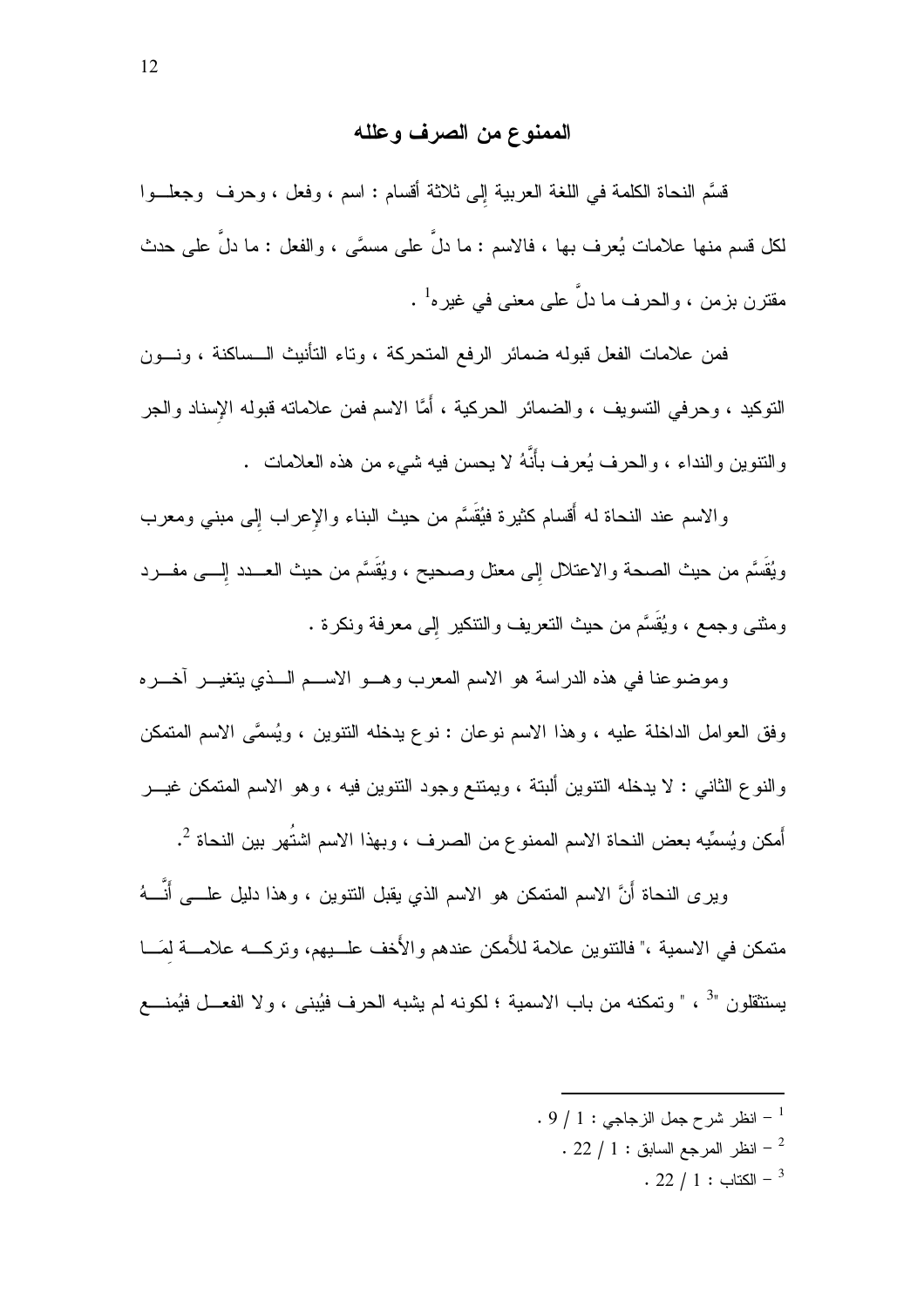## الممنوع من الصرف وعلله

قسَّم النحاة الكلمة في اللغة العربية إلى ثلاثة أقسام : اسم ، وفعل ، وحرف وجعلوا لكل قسم منها علامات يُعرف بها ، فالاسم : ما دلَّ على مسمًّى ، والفعل : ما دلَّ على حدث مقترن بزمن ، والحرف ما دلَّ على معنى في غيره[1] .

فمن علامات الفعل قبوله ضمائر الرفع المتحركة ، وتاء التأنيث الساكنة ، ونون التوكيد ، وحرفي التسويف ، والضمائر الحركية ، أَمَّا الاسم فمن علاماته قبوله الإسناد والجر والتنوين والنداء ، والحرف يُعرف بأَنَّهُ لا يحسن فيه شيء من هذه العلامات .

والاسم عند النحاة له أَقسام كثيرة فيُقَسَّم من حيث البناء والإعراب إلى مبني ومعرب ويُقَسَّم من حيث الصحة والاعتلال إلى معتل وصحيح ، ويُقَسَّم من حيث العدد إلى مفرد ومثنى وجمع ، ويُقَسَّم من حيث التعريف والتنكير إلى معرفة ونكرة .

وموضوعنا في هذه الدراسة هو الاسم المعرب وهو الاسم الذي يتغير آخره وفق العوامل الداخلة عليه ، وهذا الاسم نوعان : نوع يدخله التنوين ، ويُسمَّى الاسم المتمكن والنوع الثاني : لا يدخله التنوين ألبتة ، ويمتنع وجود التنوين فيه ، وهو الاسم المتمكن غير أَمكن ويُسمِّيه بعض النحاة الاسم الممنوع من الصرف ، وبهذا الاسم اشتُهر بين النحاة [2].

ويرى النحاة أَنَّ الاسم المتمكن هو الاسم الذي يقبل التنوين ، وهذا دليل على أَنَّهُ متمكن في الاسمية ،" فالتنوين علامة للأَمكن عندهم والأَخف عليهم، وتركه علامة لِمَا يستثقلون "[3] ، " وتمكنه من باب الاسمية ؛ لكونه لم يشبه الحرف فيُبنى ، ولا الفعل فيُمنع

---

[1] – انظر شرح جمل الزجاجي : 1 / 9 .

[2] – انظر المرجع السابق : 1 / 22 .

[3] – الكتاب : 1 / 22 .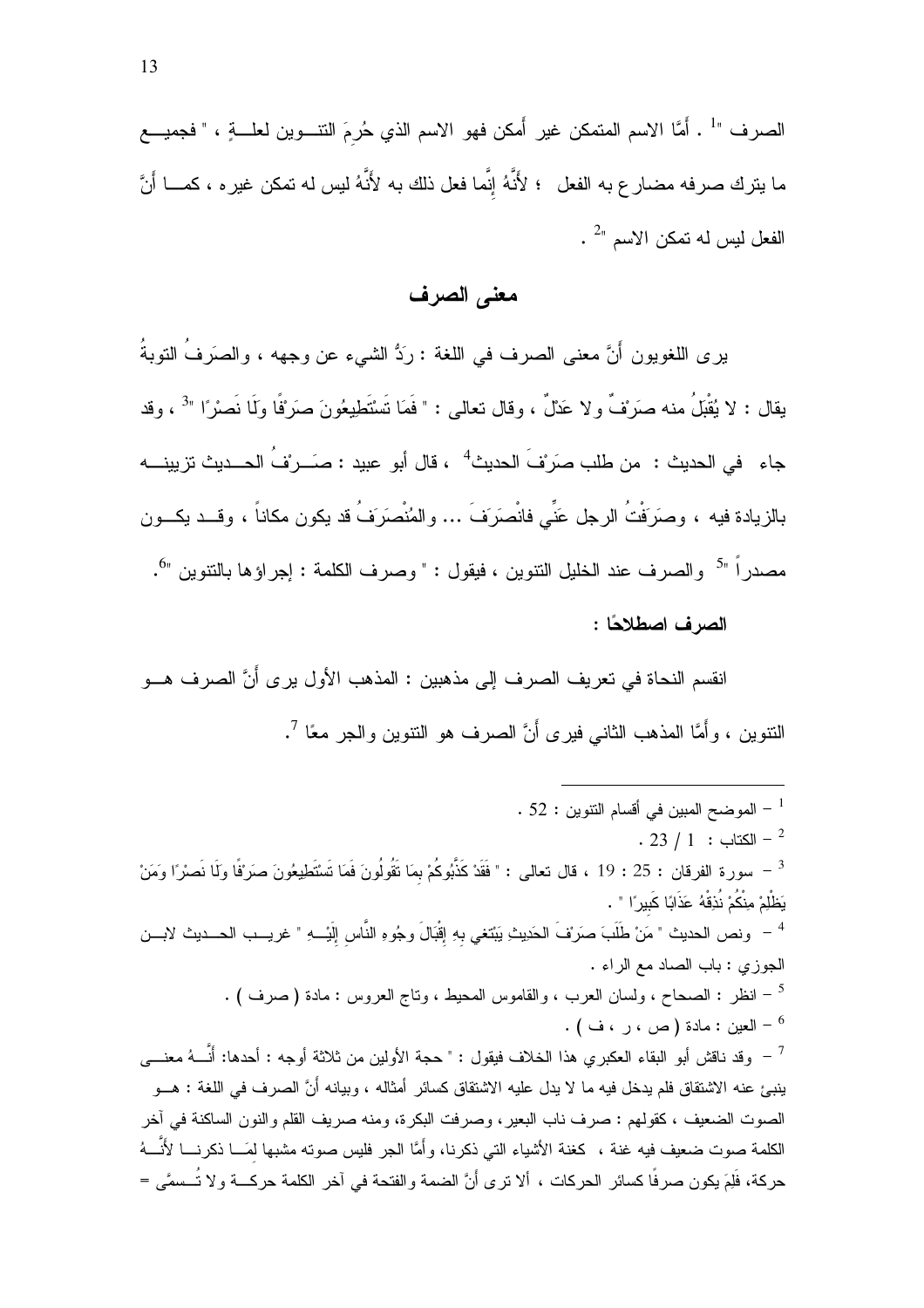الصرف "[1] . أَمَّا الاسم المتمكن غير أَمكن فهو الاسم الذي حُرِمَ التنوين لعلةٍ ، " فجميع ما يترك صرفه مضارع به الفعل ؛ لأَنَّهُ إِنَّما فعل ذلك به لأَنَّهُ ليس له تمكن غيره ، كما أَنَّ الفعل ليس له تمكن الاسم "[2] .

## معنى الصرف

يرى اللغويون أَنَّ معنى الصرف في اللغة : رَدُّ الشيء عن وجهه ، والصَرفُ التوبةُ يقال : لا يُقْبَلُ منه صَرْفٌ ولا عَدْلٌ ، وقال تعالى : " فَمَا تَسْتَطِيعُونَ صَرْفًا وَلَا نَصْرًا "[3] ، وقد جاء في الحديث : من طلب صَرْفَ الحديث[4] ، قال أبو عبيد : صَرْفُ الحديث تزيينه بالزيادة فيه ، وصَرَفْتُ الرجل عَنِّي فانْصَرَفَ ... والمُنْصَرَفُ قد يكون مكاناً ، وقد يكون مصدراً "[5] والصرف عند الخليل التنوين ، فيقول : " وصرف الكلمة : إجراؤها بالتنوين "[6].

**الصرف اصطلاحًا :**

انقسم النحاة في تعريف الصرف إلى مذهبين : المذهب الأول يرى أَنَّ الصرف هو التنوين ، وأَمَّا المذهب الثاني فيرى أَنَّ الصرف هو التنوين والجر معًا [7].

---

[1] – الموضح المبين في أقسام التنوين : 52 .

[2] – الكتاب : 1 / 23 .

[3] – سورة الفرقان : 25 : 19 ، قال تعالى : " فَقَدْ كَذَّبُوكُمْ بِمَا تَقُولُونَ فَمَا تَسْتَطِيعُونَ صَرْفًا وَلَا نَصْرًا وَمَنْ يَظْلِمْ مِنْكُمْ نُذِقْهُ عَذَابًا كَبِيرًا " .

[4] – ونص الحديث " مَنْ طَلَبَ صَرْفَ الحَدِيثِ يَبْتَغِي بِهِ إِقْبَالَ وجُوهِ النَّاسِ إِلَيْهِ " غريب الحديث لابن الجوزي : باب الصاد مع الراء .

[5] – انظر : الصحاح ، ولسان العرب ، والقاموس المحيط ، وتاج العروس : مادة ( صرف ) .

[6] – العين : مادة ( ص ، ر ، ف ) .

[7] – وقد ناقش أبو البقاء العكبري هذا الخلاف فيقول : " حجة الأولين من ثلاثة أوجه : أحدها: أَنَّهُ معنى ينبئ عنه الاشتقاق فلم يدخل فيه ما لا يدل عليه الاشتقاق كسائر أمثاله ، وبيانه أَنَّ الصرف في اللغة : هو الصوت الضعيف ، كقولهم : صرف ناب البعير، وصرفت البكرة، ومنه صريف القلم والنون الساكنة في آخر الكلمة صوت ضعيف فيه غنة ، كغنة الأشياء التي ذكرنا، وأَمَّا الجر فليس صوته مشبها لِمَا ذكرنا لأَنَّهُ حركة، فَلِمَ يكون صرفًا كسائر الحركات ، ألا ترى أَنَّ الضمة والفتحة في آخر الكلمة حركة ولا تُسمَّى =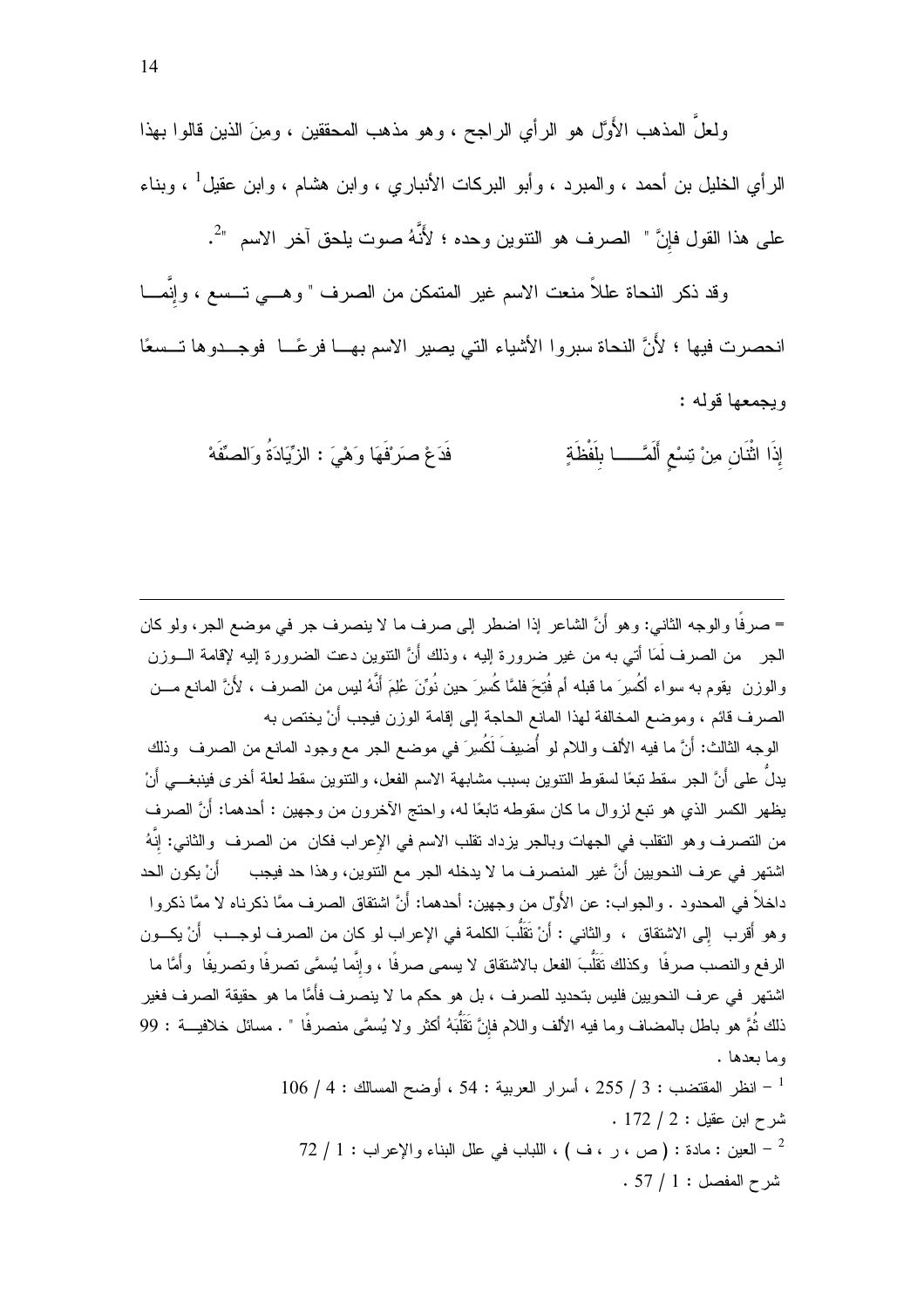ولعلَّ المذهب الأوَّل هو الرأي الراجح ، وهو مذهب المحققين ، ومِنَ الذين قالوا بهذا الرأي الخليل بن أحمد ، والمبرد ، وأبو البركات الأنباري ، وابن هشام ، وابن عقيل[1] ، وبناء على هذا القول فإنَّ " الصرف هو التنوين وحده ؛ لأنَّهُ صوت يلحق آخر الاسم "[2].

وقد ذكر النحاة عللاً منعت الاسم غير المتمكن من الصرف " وهي تسع ، وإنَّما انحصرت فيها ؛ لأنَّ النحاة سبروا الأشياء التي يصير الاسم بها فرعًا فوجدوها تسعًا ويجمعها قوله :

إِذَا اثْنَانِ مِنْ تِسْعٍ أَلَمَّا بِلَفْظَةٍ &nbsp;&nbsp;&nbsp;&nbsp;&nbsp;&nbsp; فَدَعْ صَرْفَهَا وَهْيَ : الزِّيَادَةُ وَالصِّفَهْ

---

= صرفًا والوجه الثاني: وهو أنَّ الشاعر إذا اضطر إلى صرف ما لا ينصرف جر في موضع الجر، ولو كان الجر من الصرف لَمَا أتي به من غير ضرورة إليه ، وذلك أنَّ التنوين دعت الضرورة إليه لإقامة الوزن والوزن يقوم به سواء أَكُسِرَ ما قبله أم فُتِحَ فلمَّا كُسِرَ حين نُوِّنَ عُلِمَ أَنَّهُ ليس من الصرف ، لأنَّ المانع من الصرف قائم ، وموضع المخالفة لهذا المانع الحاجة إلى إقامة الوزن فيجب أنْ يختص به

الوجه الثالث: أنَّ ما فيه الألف واللام لو أُضيفَ لَكُسِرَ في موضع الجر مع وجود المانع من الصرف وذلك يدلُّ على أنَّ الجر سقط تبعًا لسقوط التنوين بسبب مشابهة الاسم الفعل، والتنوين سقط لعلة أخرى فينبغي أنْ يظهر الكسر الذي هو تبع لزوال ما كان سقوطه تابعًا له، واحتج الآخرون من وجهين : أحدهما: أنَّ الصرف من التصرف وهو التقلب في الجهات وبالجر يزداد تقلب الاسم في الإعراب فكان من الصرف والثاني: إنَّهُ اشتهر في عرف النحويين أنَّ غير المنصرف ما لا يدخله الجر مع التنوين، وهذا حد فيجب أنْ يكون الحد داخلاً في المحدود . والجواب: عن الأوَّل من وجهين: أحدهما: أنَّ اشتقاق الصرف ممَّا ذكرناه لا ممَّا ذكروا وهو أقرب إلى الاشتقاق ، والثاني : أنْ تَقَلُّبَ الكلمة في الإعراب لو كان من الصرف لوجب أنْ يكون الرفع والنصب صرفًا وكذلك تَقَلُّبَ الفعل بالاشتقاق لا يسمى صرفًا ، وإنَّما يُسمَّى تصرفًا وتصريفًا وأمَّا ما اشتهر في عرف النحويين فليس بتحديد للصرف ، بل هو حكم ما لا ينصرف فأمَّا ما هو حقيقة الصرف فغير ذلك ثُمَّ هو باطل بالمضاف وما فيه الألف واللام فإنَّ تَقَلُّبَهُ أكثر ولا يُسمَّى منصرفًا " . مسائل خلافية : 99 وما بعدها .

[1] – انظر المقتضب : 3 / 255 ، أسرار العربية : 54 ، أوضح المسالك : 4 / 106 شرح ابن عقيل : 2 / 172 .

[2] – العين : مادة : ( ص ، ر ، ف ) ، اللباب في علل البناء والإعراب : 1 / 72 شرح المفصل : 1 / 57 .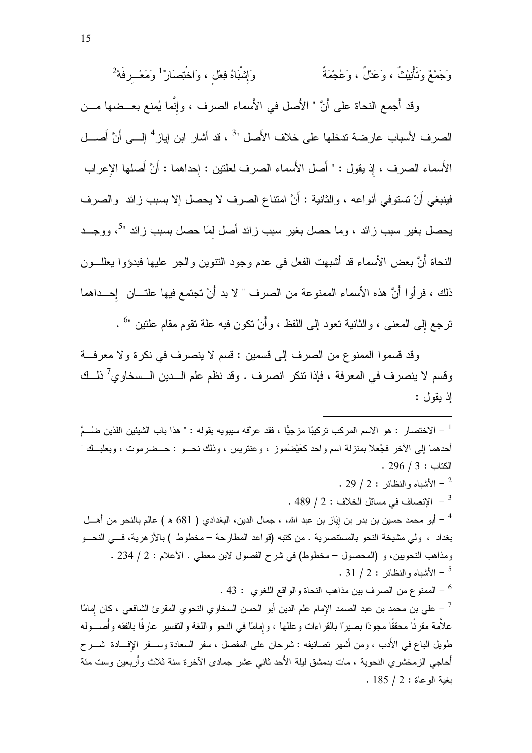وَجَمْعٌ وَتَأْنِيثٌ ، وَعَدْلٌ ، وَعُجْمَةٌ          وَإِشْبَاهُ فِعْلٍ ، وَاخْتِصَارٌ[1] وَمَعْــرِفَةْ[2]

وقد أجمع النحاة على أنَّ " الأَصل في الأَسماء الصرف ، وإِنَّما يُمنع بعــضها مــن الصرف لأسباب عارضة تدخلها على خلاف الأَصل "[3] ، قد أشار ابن إياز[4] إلــى أنَّ أصــل الأَسماء الصرف ، إِذ يقول : " أَصل الأَسماء الصرف لعلتين : إِحداهما : أَنَّ أَصلها الإِعراب فينبغي أَنْ تستوفي أنواعه ، والثانية : أَنَّ امتناع الصرف لا يحصل إلا بسبب زائد والصرف يحصل بغير سبب زائد ، وما حصل بغير سبب زائد أَصل لِمَا حصل بسبب زائد "[5]، ووجــد النحاة أَنَّ بعض الأسماء قد أشبهت الفعل في عدم وجود التنوين والجر عليها فبدؤوا يعللــون ذلك ، فرأوا أَنَّ هذه الأسماء الممنوعة من الصرف " لا بد أَنْ تجتمع فيها علتــان إحــداهما ترجع إِلى المعنى ، والثانية تعود إلى اللفظ ، وأَنْ تكون فيه علة تقوم مقام علتين "[6] .

وقد قسموا الممنوع من الصرف إلى قسمين : قسم لا ينصرف في نكرة ولا معرفــة وقسم لا ينصرف في المعرفة ، فإذا تنكر انصرف . وقد نظم علم الــدين الــسخاوي[7] ذلــك إذ يقول :

---

[1] – الاختصار : هو الاسم المركب تركيبًا مزجيًّا ، فقد عرَّفه سيبويه بقوله : " هذا باب الشيئين اللذين ضُــمَّ أحدهما إلى الآخر فجُعلا بمنزلة اسم واحد كعَيْضَمُوز ، وعنتريس ، وذلك نحــو : حــضرموت ، وبعلبــك " الكتاب : 3 / 296 .

[2] – الأشباه والنظائر : 2 / 29 .

[3] – الإنصاف في مسائل الخلاف : 2 / 489 .

[4] – أبو محمد حسين بن بدر بن إِيَاز بن عبد الله، ، جمال الدين، البغدادي ( 681 هـ ) عالم بالنحو من أهــل بغداد ، ولي مشيخة النحو بالمستنصرية . من كتبه (قواعد المطارحة – مخطوط ) بالأزهرية، فــي النحــو ومذاهب النحويين، و (المحصول – مخطوط) في شرح الفصول لابن معطي . الأعلام : 2 / 234 .

[5] – الأشباه والنظائر : 2 / 31 .

[6] – الممنوع من الصرف بين مذاهب النحاة والواقع اللغوي : 43 .

[7] – علي بن محمد بن عبد الصمد الإمام علم الدين أبو الحسن السخاوي النحوي المقرئ الشافعي ، كان إمامًا علاَّمة مقرئًا محققًا مجودًا بصيرًا بالقراءات وعللها ، وإمامًا في النحو واللغة والتفسير عارفًا بالفقه وأُصــوله طويل الباع في الأدب ، ومن أشهر تصانيفه : شرحان على المفصل ، سفر السعادة وســفر الإفــادة شــرح أحاجي الزمخشري النحوية ، مات بدمشق ليلة الأحد ثاني عشر جمادى الآخرة سنة ثلاث وأربعين وست مئة بغية الوعاة : 2 / 185 .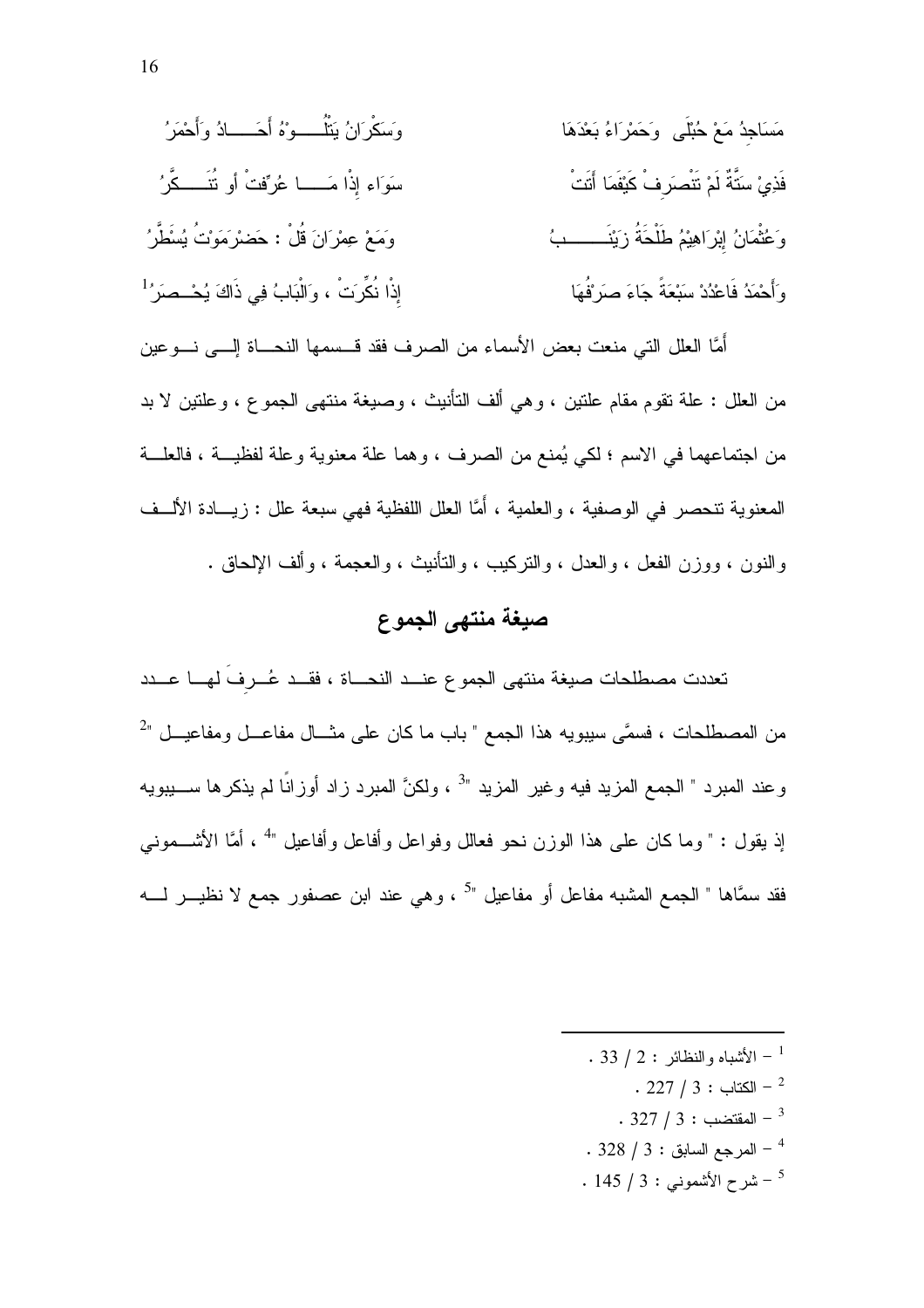مَسَاجِدُ مَعْ حُبْلَى وَحَمْرَاءُ بَعْدَهَا ... وَسَكْرَانُ يَتْلُـــوهُ أَحَـــادُ وَأَحْمَرُ

فَذِيْ سَتَّةٌ لَمْ تَنْصَرِفْ كَيْفَمَا أَتَتْ ... سَوَاء إِذْا مَـــا عُرِّفتْ أو تُنَــــكَّرُ

وَعُثْمَانُ إِبْرَاهِيْمُ طَلْحَةُ زَيْنَـــــبُ ... وَمَعْ عِمْرَانَ قُلْ : حَضْرَمَوْتُ يُسَطَّرُ

وَأَحْمَدُ فَاعْدُدْ سَبْعَةً جَاءَ صَرْفُهَا ... إِذْا نُكِّرَتْ ، وَالْبَابُ فِي ذَاكَ يُحْـصَرُ[1]

أَمَّا العلل التي منعت بعض الأسماء من الصرف فقد قسمها النحاة إلى نوعين من العلل : علة تقوم مقام علتين ، وهي ألف التأنيث ، وصيغة منتهى الجموع ، وعلتين لا بد من اجتماعهما في الاسم ؛ لكي يُمنع من الصرف ، وهما علة معنوية وعلة لفظية ، فالعلة المعنوية تنحصر في الوصفية ، والعلمية ، أَمَّا العلل اللفظية فهي سبعة علل : زيادة الألف والنون ، ووزن الفعل ، والعدل ، والتركيب ، والتأنيث ، والعجمة ، وألف الإلحاق .

## صيغة منتهى الجموع

تعددت مصطلحات صيغة منتهى الجموع عند النحاة ، فقد عُرِفَ لها عدد من المصطلحات ، فسمَّى سيبويه هذا الجمع " باب ما كان على مثال مفاعل ومفاعيل "[2] وعند المبرد " الجمع المزيد فيه وغير المزيد "[3] ، ولكنَّ المبرد زاد أوزانًا لم يذكرها سيبويه إذ يقول : " وما كان على هذا الوزن نحو فعالل وفواعل وأفاعل وأفاعيل "[4] ، أَمَّا الأشموني فقد سمَّاها " الجمع المشبه مفاعل أو مفاعيل "[5] ، وهي عند ابن عصفور جمع لا نظير له

---

[1] – الأشباه والنظائر : 2 / 33 .

[2] – الكتاب : 3 / 227 .

[3] – المقتضب : 3 / 327 .

[4] – المرجع السابق : 3 / 328 .

[5] – شرح الأشموني : 3 / 145 .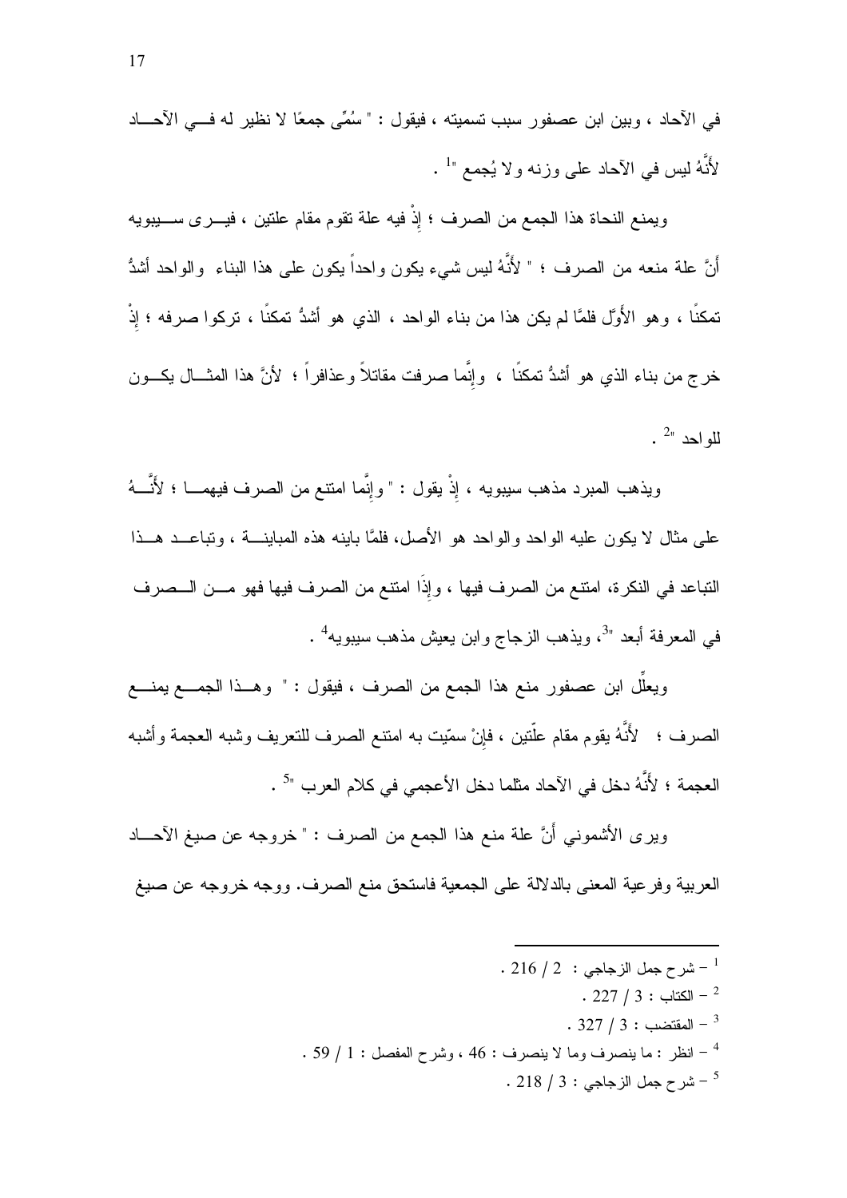في الآحاد ، وبين ابن عصفور سبب تسميته ، فيقول : " سُمِّي جمعًا لا نظير له في الآحاد لأَنَّهُ ليس في الآحاد على وزنه ولا يُجمع "[1] .

ويمنع النحاة هذا الجمع من الصرف ؛ إذْ فيه علة تقوم مقام علتين ، فيرى سيبويه أَنَّ علة منعه من الصرف ؛ " لأَنَّهُ ليس شيء يكون واحداً يكون على هذا البناء والواحد أشدُّ تمكنًا ، وهو الأَوَّل فلمَّا لم يكن هذا من بناء الواحد ، الذي هو أشدُّ تمكنًا ، تركوا صرفه ؛ إذْ خرج من بناء الذي هو أشدُّ تمكنًا ، وإِنَّما صرفت مقاتلاً وعذافراً ؛ لأنَّ هذا المثال يكون للواحد "[2] .

ويذهب المبرد مذهب سيبويه ، إذْ يقول : " وإِنَّما امتنع من الصرف فيهما ؛ لأَنَّهُ على مثال لا يكون عليه الواحد والواحد هو الأصل، فلمَّا باينه هذه المباينة ، وتباعد هذا التباعد في النكرة، امتنع من الصرف فيها ، وإِذَا امتنع من الصرف فيها فهو من الصرف في المعرفة أبعد "[3]، ويذهب الزجاج وابن يعيش مذهب سيبويه[4] .

ويعلِّل ابن عصفور منع هذا الجمع من الصرف ، فيقول : " وهذا الجمع يمنع الصرف ؛ لأَنَّهُ يقوم مقام علّتين ، فإِنْ سمّيت به امتنع الصرف للتعريف وشبه العجمة وأشبه العجمة ؛ لأَنَّهُ دخل في الآحاد مثلما دخل الأعجمي في كلام العرب "[5] .

ويرى الأشموني أَنَّ علة منع هذا الجمع من الصرف : " خروجه عن صيغ الآحاد العربية وفرعية المعنى بالدلالة على الجمعية فاستحق منع الصرف. ووجه خروجه عن صيغ

---

[1] – شرح جمل الزجاجي : 2 / 216 .

[2] – الكتاب : 3 / 227 .

[3] – المقتضب : 3 / 327 .

[4] – انظر : ما ينصرف وما لا ينصرف : 46 ، وشرح المفصل : 1 / 59 .

[5] – شرح جمل الزجاجي : 3 / 218 .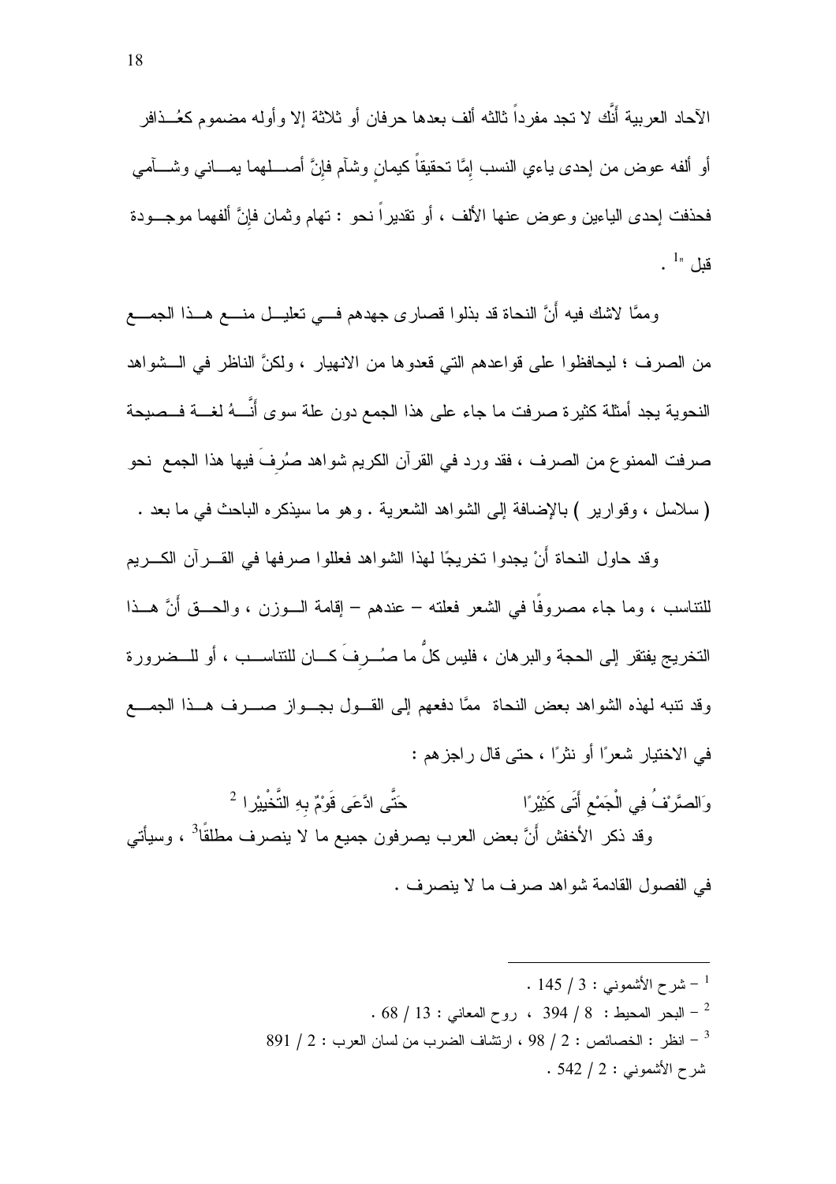الآحاد العربية أنَّك لا تجد مفرداً ثالثه ألف بعدها حرفان أو ثلاثة إلا وأوله مضموم كعُذافر أو ألفه عوض من إحدى ياءي النسب إمَّا تحقيقاً كيمانٍ وشآم فإنَّ أصلهما يماني وشآمي فحذفت إحدى الياءين وعوض عنها الألف ، أو تقديراً نحو : تهام وثمان فإنَّ ألفهما موجودة قبل "[1] .

وممَّا لاشك فيه أنَّ النحاة قد بذلوا قصارى جهدهم في تعليل منع هذا الجمع من الصرف ؛ ليحافظوا على قواعدهم التي قعدوها من الانهيار ، ولكنَّ الناظر في الشواهد النحوية يجد أمثلة كثيرة صرفت ما جاء على هذا الجمع دون علة سوى أنَّهُ لغة فصيحة صرفت الممنوع من الصرف ، فقد ورد في القرآن الكريم شواهد صُرِفَ فيها هذا الجمع نحو ( سلاسل ، وقوارير ) بالإضافة إلى الشواهد الشعرية . وهو ما سيذكره الباحث في ما بعد .

وقد حاول النحاة أنْ يجدوا تخريجًا لهذا الشواهد فعللوا صرفها في القرآن الكريم للتناسب ، وما جاء مصروفًا في الشعر فعلته – عندهم – إقامة الوزن ، والحق أنَّ هذا التخريج يفتقر إلى الحجة والبرهان ، فليس كلُّ ما صُرِفَ كان للتناسب ، أو للضرورة وقد تنبه لهذه الشواهد بعض النحاة ممَّا دفعهم إلى القول بجواز صرف هذا الجمع في الاختيار شعرًا أو نثرًا ، حتى قال راجزهم :

وَالصَّرْفُ فِي الْجَمْعِ أَتَى كَثِيْرًا حَتَّى ادَّعَى قَوْمٌ بِهِ التَّخْيِيْرا [2]

وقد ذكر الأخفش أنَّ بعض العرب يصرفون جميع ما لا ينصرف مطلقًا[3] ، وسيأتي في الفصول القادمة شواهد صرف ما لا ينصرف .

---

[1] – شرح الأشموني : 3 / 145 .

[2] – البحر المحيط : 8 / 394 ، روح المعاني : 13 / 68 .

[3] – انظر : الخصائص : 2 / 98 ، ارتشاف الضرب من لسان العرب : 2 / 891 شرح الأشموني : 2 / 542 .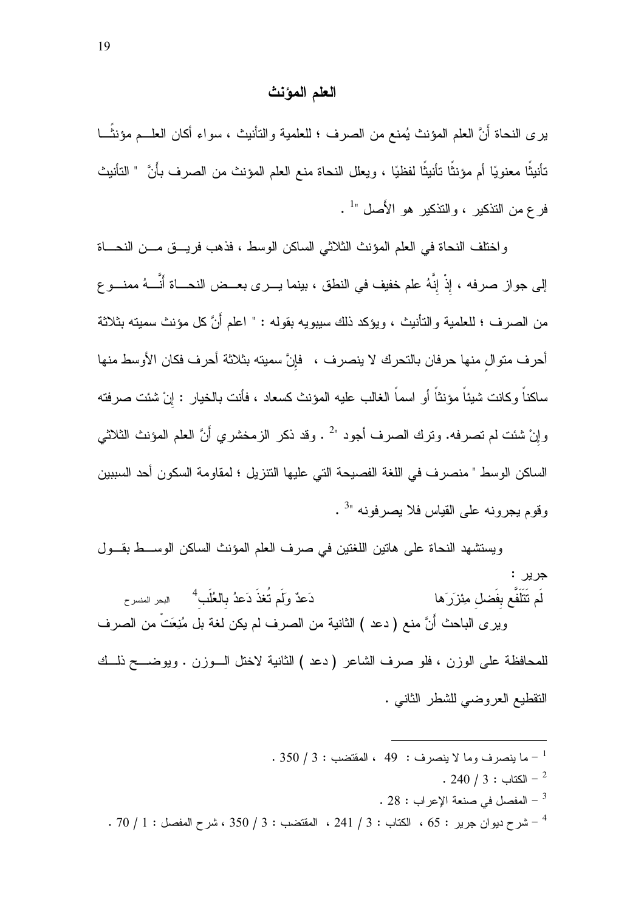## العلم المؤنث

يرى النحاة أَنَّ العلم المؤنث يُمنع من الصرف ؛ للعلمية والتأنيث ، سواء أكان العلم مؤنثًا تأنيثًا معنويًا أم مؤنثًا تأنيثًا لفظيًا ، ويعلل النحاة منع العلم المؤنث من الصرف بأَنَّ " التأنيث فرع من التذكير ، والتذكير هو الأَصل "[1] .

واختلف النحاة في العلم المؤنث الثلاثي الساكن الوسط ، فذهب فريق من النحاة إلى جواز صرفه ، إِذْ إِنَّهُ علم خفيف في النطق ، بينما يرى بعض النحاة أَنَّهُ ممنوع من الصرف ؛ للعلمية والتأنيث ، ويؤكد ذلك سيبويه بقوله : " اعلم أَنَّ كل مؤنث سميته بثلاثة أحرف متوالٍ منها حرفان بالتحرك لا ينصرف ، فإِنَّ سميته بثلاثة أحرف فكان الأوسط منها ساكناً وكانت شيئاً مؤنثاً أو اسماً الغالب عليه المؤنث كسعاد ، فأنت بالخيار : إِنْ شئت صرفته وإِنْ شئت لم تصرفه. وترك الصرف أجود "[2] . وقد ذكر الزمخشري أَنَّ العلم المؤنث الثلاثي الساكن الوسط " منصرف في اللغة الفصيحة التي عليها التنزيل ؛ لمقاومة السكون أحد السببين وقوم يجرونه على القياس فلا يصرفونه "[3] .

ويستشهد النحاة على هاتين اللغتين في صرف العلم المؤنث الساكن الوسط بقول جرير :

لَم تَتَلَفَّع بِفَضلِ مِئزَرَها ... دَعدٌ ولَم تُغذَ دَعدُ بِالعُلَبِ[4] (البحر المنسرح)

ويرى الباحث أَنَّ منع ( دعد ) الثانية من الصرف لم يكن لغة بل مُنِعَتْ من الصرف للمحافظة على الوزن ، فلو صرف الشاعر ( دعد ) الثانية لاختل الوزن . ويوضح ذلك التقطيع العروضي للشطر الثاني .

---

[1] – ما ينصرف وما لا ينصرف : 49 ، المقتضب : 3 / 350 .

[2] – الكتاب : 3 / 240 .

[3] – المفصل في صنعة الإعراب : 28 .

[4] – شرح ديوان جرير : 65 ، الكتاب : 3 / 241 ، المقتضب : 3 / 350 ، شرح المفصل : 1 / 70 .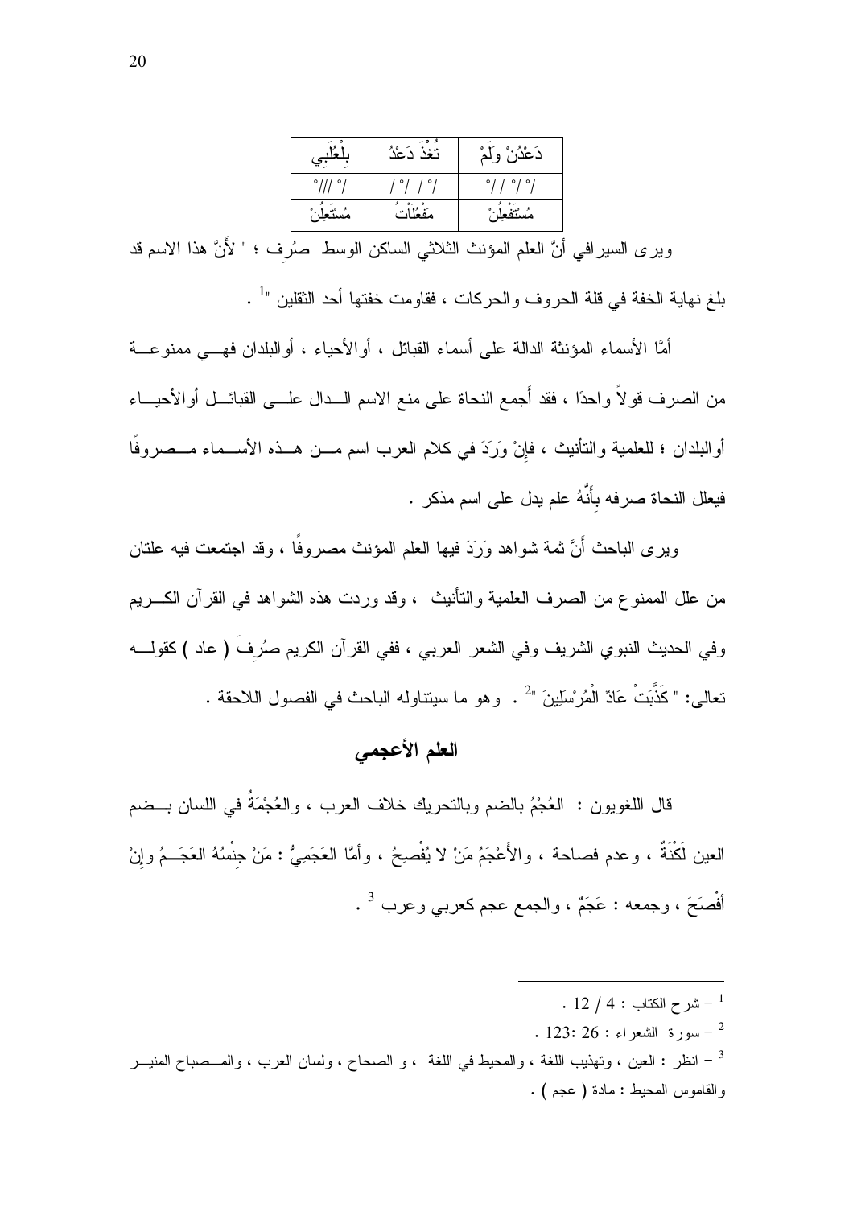| بِلْعُلَبِي | تُغْذَ دَعْدُ | دَعْدُنْ وَلَمْ |
|---|---|---|
| /°///° | /°/ /°/ | /°/ /°/ /° |
| مُسْتَعِلُنْ | مَفْعُلَاتُ | مُسْتَفْعِلُنْ |

ويرى السيرافي أَنَّ العلم المؤنث الثلاثي الساكن الوسط صُرِف ؛ " لأَنَّ هذا الاسم قد بلغ نهاية الخفة في قلة الحروف والحركات ، فقاومت خفتها أحد الثقلين "[1] .

أمَّا الأسماء المؤنثة الدالة على أسماء القبائل ، أوالأحياء ، أوالبلدان فهي ممنوعة من الصرف قولاً واحدًا ، فقد أَجمع النحاة على منع الاسم الدال على القبائل أوالأحياء أوالبلدان ؛ للعلمية والتأنيث ، فإِنْ وَرَدَ في كلام العرب اسم من هذه الأسماء مصروفًا فيعلل النحاة صرفه بِأَنَّهُ علم يدل على اسم مذكر .

ويرى الباحث أَنَّ ثمة شواهد وَرَدَ فيها العلم المؤنث مصروفًا ، وقد اجتمعت فيه علتان من علل الممنوع من الصرف العلمية والتأنيث ، وقد وردت هذه الشواهد في القرآن الكريم وفي الحديث النبوي الشريف وفي الشعر العربي ، ففي القرآن الكريم صُرِفَ ( عاد ) كقوله تعالى: " كَذَّبَتْ عَادٌ الْمُرْسَلِينَ "[2] . وهو ما سيتناوله الباحث في الفصول اللاحقة .

## العلم الأعجمي

قال اللغويون : العُجْمُ بالضم وبالتحريك خلاف العرب ، والعُجْمَةُ في اللسان بضم العين لَكْنَةٌ ، وعدم فصاحة ، والأَعْجَمُ مَنْ لا يُفْصِحُ ، وأمَّا العَجَمِيُّ : مَنْ جِنْسُهُ العَجَمُ وإِنْ أَفْصَحَ ، وجمعه : عَجَمٌ ، والجمع عجم كعربي وعرب [3] .

---

[1] – شرح الكتاب : 4 / 12 .

[2] – سورة الشعراء : 26 :123 .

[3] – انظر : العين ، وتهذيب اللغة ، والمحيط في اللغة ، و الصحاح ، ولسان العرب ، والمصباح المنير والقاموس المحيط : مادة ( عجم ) .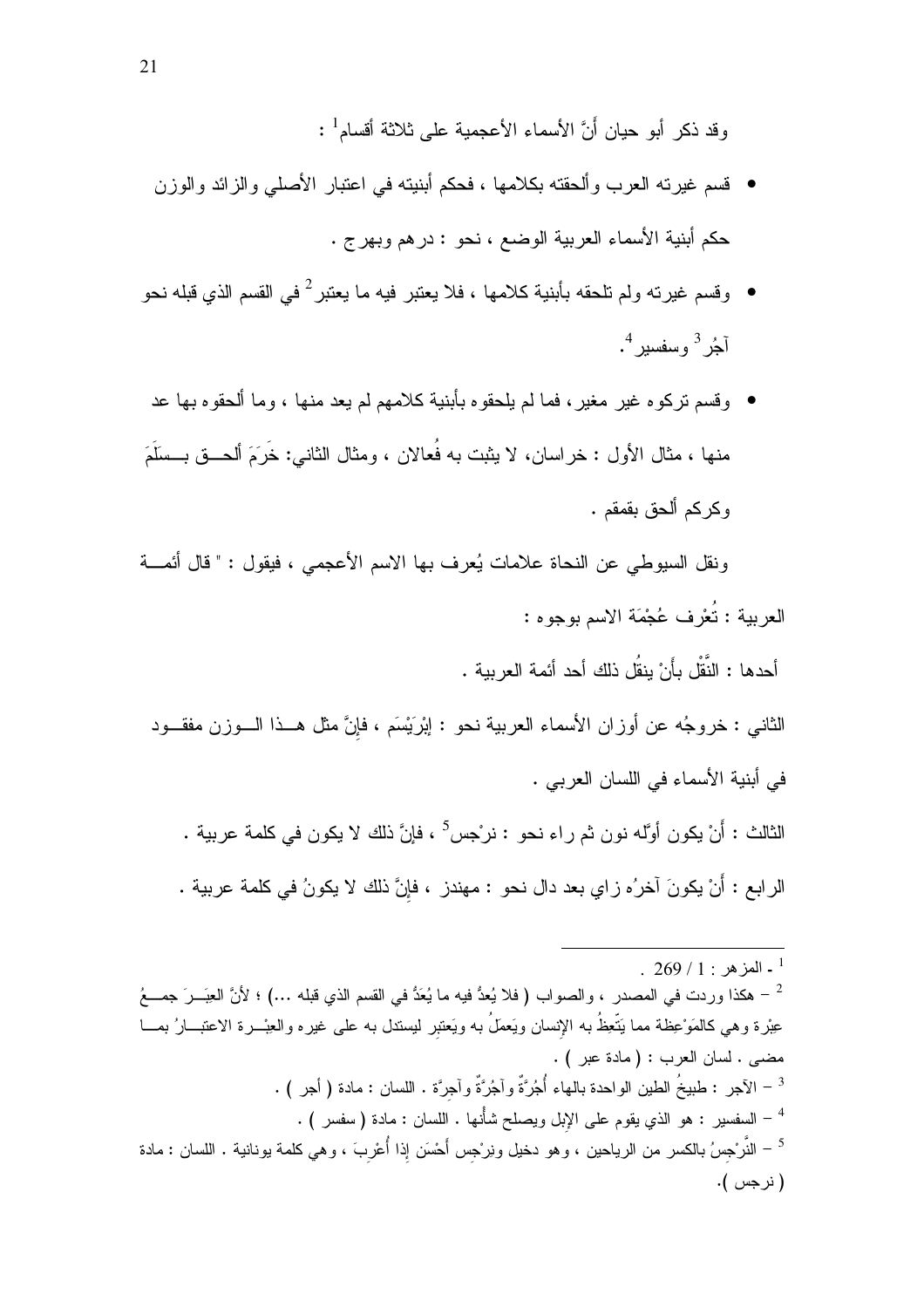وقد ذكر أبو حيان أَنَّ الأسماء الأعجمية على ثلاثة أقسام[1] :

- قسم غيرته العرب وألحقته بكلامها ، فحكم أبنيته في اعتبار الأصلي والزائد والوزن حكم أبنية الأسماء العربية الوضع ، نحو : درهم وبهرج .
- وقسم غيرته ولم تلحقه بأبنية كلامها ، فلا يعتبر فيه ما يعتبر[2] في القسم الذي قبله نحو آجُر[3] وسفسير[4].
- وقسم تركوه غير مغير، فما لم يلحقوه بأبنية كلامهم لم يعد منها ، وما ألحقوه بها عد منها ، مثال الأول : خراسان، لا يثبت به فُعالان ، ومثال الثاني: خَرَمَ ألحق بسَلَمَ وكركم ألحق بقمقم .

ونقل السيوطي عن النحاة علامات يُعرف بها الاسم الأعجمي ، فيقول : " قال أئمة العربية : تُعْرف عُجْمَة الاسم بوجوه :

أحدها : النَّقْل بأَنْ ينقُل ذلك أحد أئمة العربية .

الثاني : خروجُه عن أوزان الأسماء العربية نحو : إبْرَيْسَم ، فإنَّ مثل هذا الوزن مفقود في أبنية الأسماء في اللسان العربي .

الثالث : أَنْ يكون أوّله نون ثم راء نحو : نرْجس[5] ، فإنَّ ذلك لا يكون في كلمة عربية .

الرابع : أَنْ يكونَ آخرُه زاي بعد دال نحو : مهندز ، فإنَّ ذلك لا يكونُ في كلمة عربية .

---

[1] - المزهر : 1 / 269 .

[2] – هكذا وردت في المصدر ، والصواب ( فلا يُعدُّ فيه ما يُعَدُّ في القسم الذي قبله ...) ؛ لأنَّ العِبَر جمعُ عِبْرة وهي كالمَوْعِظة مما يَتَّعِظُ به الإنسان ويَعمَلُ به ويَعتبِر ليستدل به على غيره والعِبْرة الاعتبارُ بما مضى . لسان العرب : ( مادة عبر ) .

[3] – الآجر : طبيخُ الطين الواحدة بالهاء أُجُرَّةٌ وآجُرَّةٌ وآجِرَّة . اللسان : مادة ( أجر ) .

[4] – السفسير : هو الذي يقوم على الإبل ويصلح شأنها . اللسان : مادة ( سفسر ) .

[5] – النَّرْجِسُ بالكسر من الرياحين ، وهو دخيل ونِرْجِس أَحْسَن إذا أُعْرِبَ ، وهي كلمة يونانية . اللسان : مادة ( نرجس ).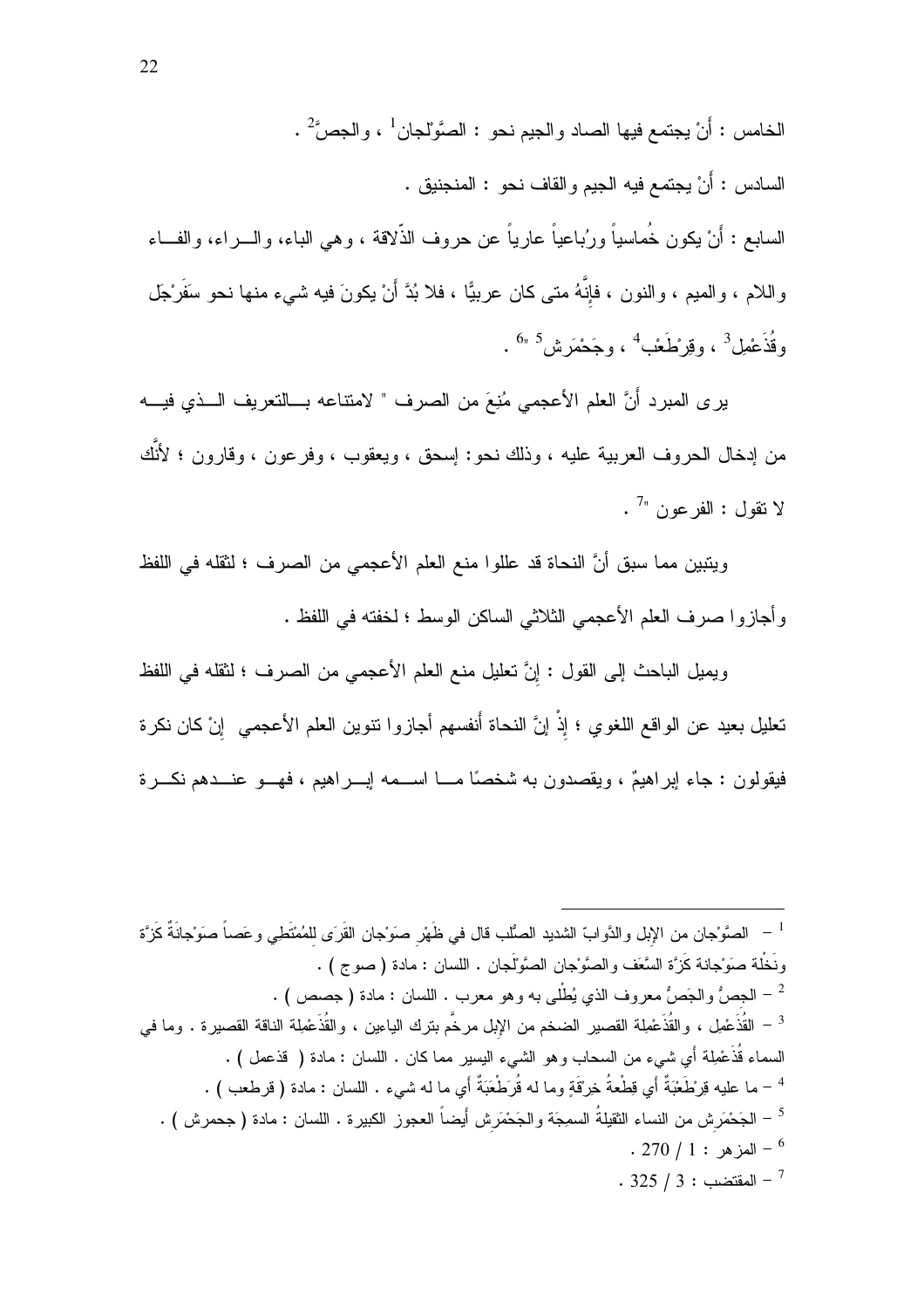الخامس : أَنْ يجتمع فيها الصاد والجيم نحو : الصَّوْلجان[1] ، والجصّ[2] .

السادس : أَنْ يجتمع فيه الجيم والقاف نحو : المنجنيق .

السابع : أَنْ يكون خُماسياً ورُباعياً عارياً عن حروف الذّلاقة ، وهي الباء، والراء، والفاء واللام ، والميم ، والنون ، فإِنَّهُ متى كان عربيًّا ، فلا بُدَّ أَنْ يكونَ فيه شيء منها نحو سَفَرْجَل وقُذَعْمِل[3] ، وقِرْطَعْب[4] ، وجَحْمَرِش[5] "[6] .

يرى المبرد أَنَّ العلم الأعجمي مُنِعَ من الصرف " لامتناعه بالتعريف الذي فيه من إدخال الحروف العربية عليه ، وذلك نحو: إسحق ، ويعقوب ، وفرعون ، وقارون ؛ لأَنَّك لا تقول : الفرعون "[7] .

ويتبين مما سبق أَنَّ النحاة قد عللوا منع العلم الأعجمي من الصرف ؛ لثقله في اللفظ وأجازوا صرف العلم الأعجمي الثلاثي الساكن الوسط ؛ لخفته في اللفظ .

ويميل الباحث إلى القول : إِنَّ تعليل منع العلم الأعجمي من الصرف ؛ لثقله في اللفظ تعليل بعيد عن الواقع اللغوي ؛ إِذْ إِنَّ النحاة أَنفسهم أجازوا تنوين العلم الأعجمي إِنْ كان نكرة فيقولون : جاء إبراهيمٌ ، ويقصدون به شخصًا ما اسمه إبراهيم ، فهو عندهم نكرة

---

[1] – الصَّوْجان من الإبل والدَّوابّ الشديد الصُّلب قال في ظَهْرِ صَوْجان القَرَى للمُمْتَطي وعَصاً صَوْجانَةٌ كَزَّة ونَخْلة صَوْجانة كَزَّة السَّعَف والصَّوْجان الصَّوْلَجان . اللسان : مادة ( صوج ) .

[2] – الجِصُّ والجَصُّ معروف الذي يُطْلى به وهو معرب . اللسان : مادة ( جصص ) .

[3] – القُذَعْمِل ، والقُذَعْمِلة القصير الضخم من الإبل مرخَّم بترك الياءين ، والقُذَعْمِلة الناقة القصيرة . وما في السماء قُذَعْمِلة أي شيء من السحاب وهو الشيء اليسير مما كان . اللسان : مادة ( قذعمل ) .

[4] – ما عليه قِرْطَعْبَةٌ أي قِطْعةُ خِرْقَةٍ وما له قُرْطَعْبَةٌ أي ما له شيء . اللسان : مادة ( قرطعب ) .

[5] – الجَحْمَرِش من النساء الثقيلةُ السمِجَة والجَحْمَرِش أيضاً العجوز الكبيرة . اللسان : مادة ( جحمرش ) .

[6] – المزهر : 1 / 270 .

[7] – المقتضب : 3 / 325 .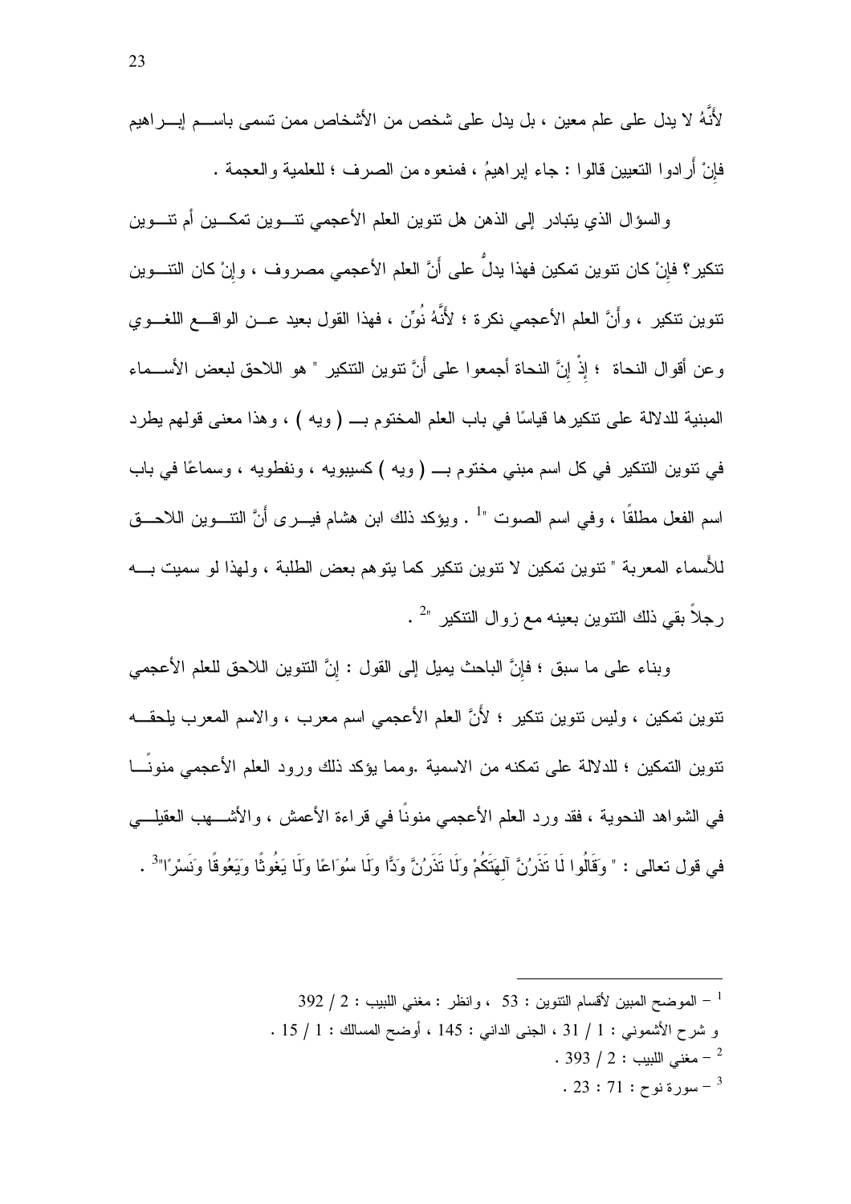لأَنَّهُ لا يدل على علم معين ، بل يدل على شخص من الأشخاص ممن تسمى باسم إبراهيم فإنْ أَرادوا التعيين قالوا : جاء إبراهيمُ ، فمنعوه من الصرف ؛ للعلمية والعجمة .

والسؤال الذي يتبادر إلى الذهن هل تنوين العلم الأعجمي تنوين تمكين أم تنوين تنكير؟ فإنْ كان تنوين تمكين فهذا يدلُّ على أَنَّ العلم الأعجمي مصروف ، وإنْ كان التنوين تنوين تنكير ، وأَنَّ العلم الأعجمي نكرة ؛ لأَنَّهُ نُوِّن ، فهذا القول بعيد عن الواقع اللغوي وعن أقوال النحاة ؛ إذْ إنَّ النحاة أجمعوا على أَنَّ تنوين التنكير " هو اللاحق لبعض الأسماء المبنية للدلالة على تنكيرها قياسًا في باب العلم المختوم بـ ( ويه ) ، وهذا معنى قولهم يطرد في تنوين التنكير في كل اسم مبني مختوم بـ ( ويه ) كسيبويه ، ونفطويه ، وسماعًا في باب اسم الفعل مطلقًا ، وفي اسم الصوت "[1] . ويؤكد ذلك ابن هشام فيرى أَنَّ التنوين اللاحق للأسماء المعربة " تنوين تمكين لا تنوين تنكير كما يتوهم بعض الطلبة ، ولهذا لو سميت به رجلاً بقي ذلك التنوين بعينه مع زوال التنكير "[2] .

وبناء على ما سبق ؛ فإنَّ الباحث يميل إلى القول : إنَّ التنوين اللاحق للعلم الأعجمي تنوين تمكين ، وليس تنوين تنكير ؛ لأَنَّ العلم الأعجمي اسم معرب ، والاسم المعرب يلحقه تنوين التمكين ؛ للدلالة على تمكنه من الاسمية .ومما يؤكد ذلك ورود العلم الأعجمي منونًا في الشواهد النحوية ، فقد ورد العلم الأعجمي منونًا في قراءة الأعمش ، والأشهب العقيلي في قول تعالى : " وَقَالُوا لَا تَذَرُنَّ آلِهَتَكُمْ وَلَا تَذَرُنَّ وَدًّا وَلَا سُوَاعًا وَلَا يَغُوثًا وَيَعُوقًا وَنَسْرًا"[3] .

---

[1] – الموضح المبين لأقسام التنوين : 53 ، وانظر : مغني اللبيب : 2 / 392
و شرح الأشموني : 1 / 31 ، الجنى الداني : 145 ، أوضح المسالك : 1 / 15 .

[2] – مغني اللبيب : 2 / 393 .

[3] – سورة نوح : 71 : 23 .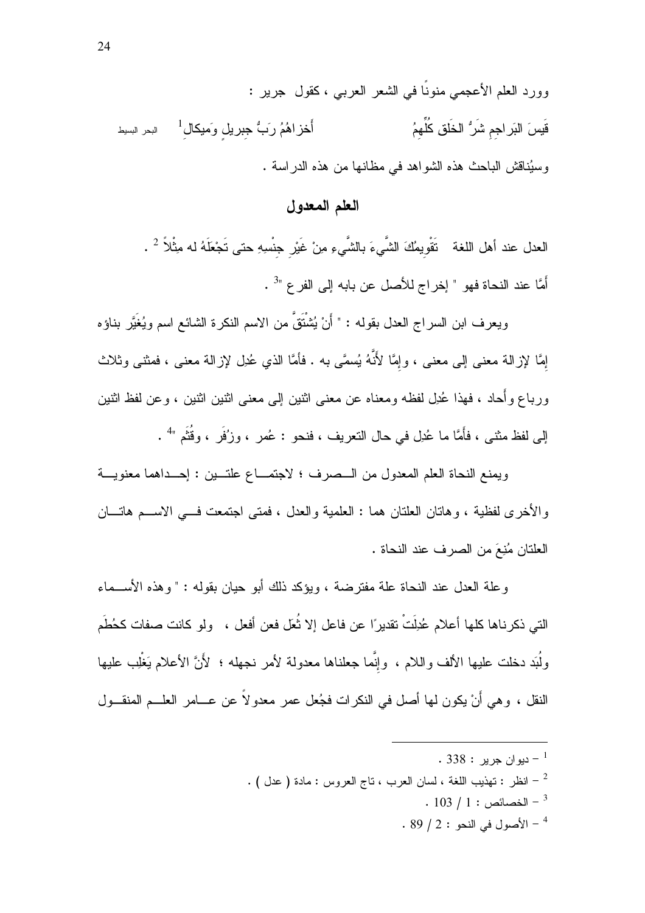وورد العلم الأعجمي منونًا في الشعر العربي ، كقول جرير :

قَيسَ البَراجِمِ شَرُّ الخَلقِ كُلِّهِمُ &nbsp;&nbsp;&nbsp;&nbsp;&nbsp;&nbsp; أَخزاهُمُ رَبُّ جِبريلٍ وَمِيكالِ[1] &nbsp;&nbsp; البحر البسيط

وسيُناقش الباحث هذه الشواهد في مظانها من هذه الدراسة .

## العلم المعدول

العدل عند أهل اللغة  تَقْوِيمُكَ الشَّيءَ بالشَّيءِ مِنْ غَيْرِ جِنْسِهِ حتى تَجْعَلَهُ له مِثْلاً [2] .

أَمَّا عند النحاة فهو " إخراج للأصل عن بابه إلى الفرع "[3] .

ويعرف ابن السراج العدل بقوله : " أَنْ يُشْتَقَّ من الاسم النكرة الشائع اسم ويُغَيَّر بناؤه إمَّا لإزالة معنى إلى معنى ، وإمَّا لأَنَّهُ يُسمَّى به . فأمَّا الذي عُدِل لإزالة معنى ، فمثنى وثلاث ورباع وأُحاد ، فهذا عُدِل لفظه ومعناه عن معنى اثنين إلى معنى اثنين اثنين ، وعن لفظ اثنين إلى لفظ مثنى ، فأَمَّا ما عُدِل في حال التعريف ، فنحو : عُمر ، وزُفَر ، وقُثَم "[4] .

ويمنع النحاة العلم المعدول من الصرف ؛ لاجتماع علتين : إحداهما معنوية والأخرى لفظية ، وهاتان العلتان هما : العلمية والعدل ، فمتى اجتمعت في الاسم هاتان العلتان مُنِعَ من الصرف عند النحاة .

وعلة العدل عند النحاة علة مفترضة ، ويؤكد ذلك أبو حيان بقوله : " وهذه الأسماء التي ذكرناها كلها أعلام عُدِلَتْ تقديرًا عن فاعل إلا ثُعَل فعن أفعل ، ولو كانت صفات كحُطَم ولُبَد دخلت عليها الألف واللام ، وإنَّما جعلناها معدولة لأمر نجهله ؛ لأَنَّ الأعلام يَغْلِب عليها النقل ، وهي أَنْ يكون لها أصل في النكرات فجُعِل عمر معدولاً عن عامر العلم المنقول

---

[1] – ديوان جرير : 338 .

[2] – انظر : تهذيب اللغة ، لسان العرب ، تاج العروس : مادة ( عدل ) .

[3] – الخصائص : 1 / 103 .

[4] – الأصول في النحو : 2 / 89 .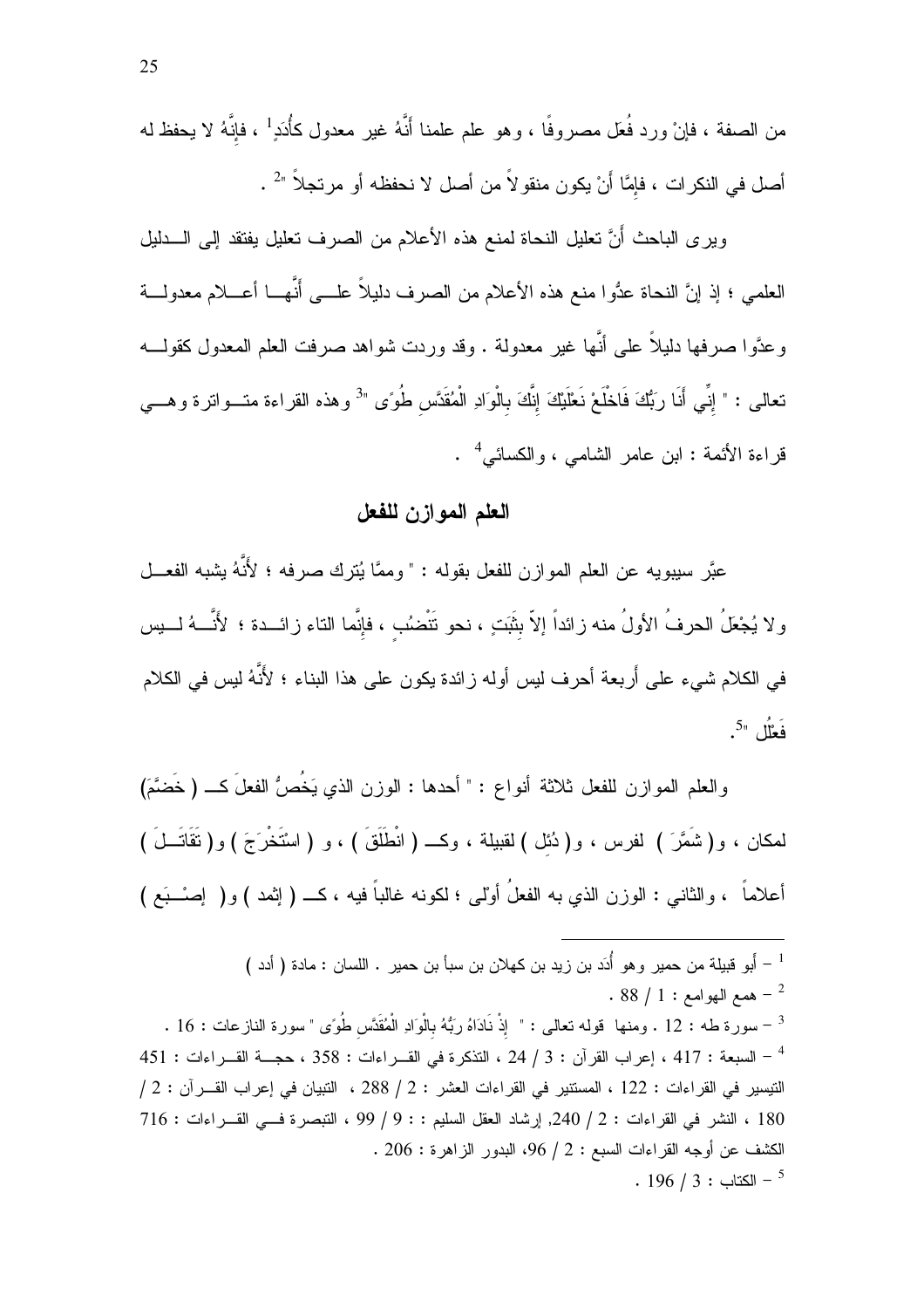من الصفة ، فإنْ ورد فُعَل مصروفًا ، وهو علم علمنا أَنَّهُ غير معدول كأُدَدٍ[1] ، فإنَّهُ لا يحفظ له أصل في النكرات ، فإمَّا أَنْ يكون منقولاً من أصل لا نحفظه أو مرتجلاً "[2] .

ويرى الباحث أَنَّ تعليل النحاة لمنع هذه الأعلام من الصرف تعليل يفتقد إلى الدليل العلمي ؛ إذ إنَّ النحاة عدُّوا منع هذه الأعلام من الصرف دليلاً على أَنَّها أعلام معدولة وعدَّوا صرفها دليلاً على أنَّها غير معدولة . وقد وردت شواهد صرفت العلم المعدول كقوله تعالى : " إِنِّي أَنَا رَبُّكَ فَاخْلَعْ نَعْلَيْكَ إِنَّكَ بِالْوَادِ الْمُقَدَّسِ طُوًى "[3] وهذه القراءة متواترة وهي قراءة الأئمة : ابن عامر الشامي ، والكسائي[4] .

## العلم الموازن للفعل

عبَّر سيبويه عن العلم الموازن للفعل بقوله : " وممَّا يُترك صرفه ؛ لأَنَّهُ يشبه الفعل ولا يُجْعَلُ الحرفُ الأولُ منه زائداً إلاّ بِثَبَتٍ ، نحو تَنْضُبٍ ، فإنَّما التاء زائدة ؛ لأَنَّهُ ليس في الكلام شيء على أربعة أحرف ليس أوله زائدة يكون على هذا البناء ؛ لأَنَّهُ ليس في الكلام فَعْلُل "[5].

والعلم الموازن للفعل ثلاثة أنواع : " أحدها : الوزن الذي يَخُصُّ الفعلَ كـ ( خَضَّمَ) لمكان ، و( شَمَّرَ ) لفرس ، و( دُئِل ) لقبيلة ، وكـ ( انْطَلَقَ ) ، و ( اسْتَخْرَجَ ) و( تَقَاتَلَ ) أعلاماً ، والثاني : الوزن الذي به الفعلُ أَوْلى ؛ لكونه غالباً فيه ، كـ ( إثمد ) و( إصْبَع )

---

[1] – أبو قبيلة من حمير وهو أُدَد بن زيد بن كهلان بن سبأ بن حمير . اللسان : مادة ( أدد )

[2] – همع الهوامع : 1 / 88 .

[3] – سورة طه : 12 . ومنها قوله تعالى : " إِذْ نَادَاهُ رَبُّهُ بِالْوَادِ الْمُقَدَّسِ طُوًى " سورة النازعات : 16 .

[4] – السبعة : 417 ، إعراب القرآن : 3 / 24 ، التذكرة في القراءات : 358 ، حجة القراءات : 451 التيسير في القراءات : 122 ، المستنير في القراءات العشر : 2 / 288 ، التبيان في إعراب القرآن : 2 / 180 ، النشر في القراءات : 2 / 240, إرشاد العقل السليم : : 9 / 99 ، التبصرة في القراءات : 716 الكشف عن أوجه القراءات السبع : 2 / 96، البدور الزاهرة : 206 .

[5] – الكتاب : 3 / 196 .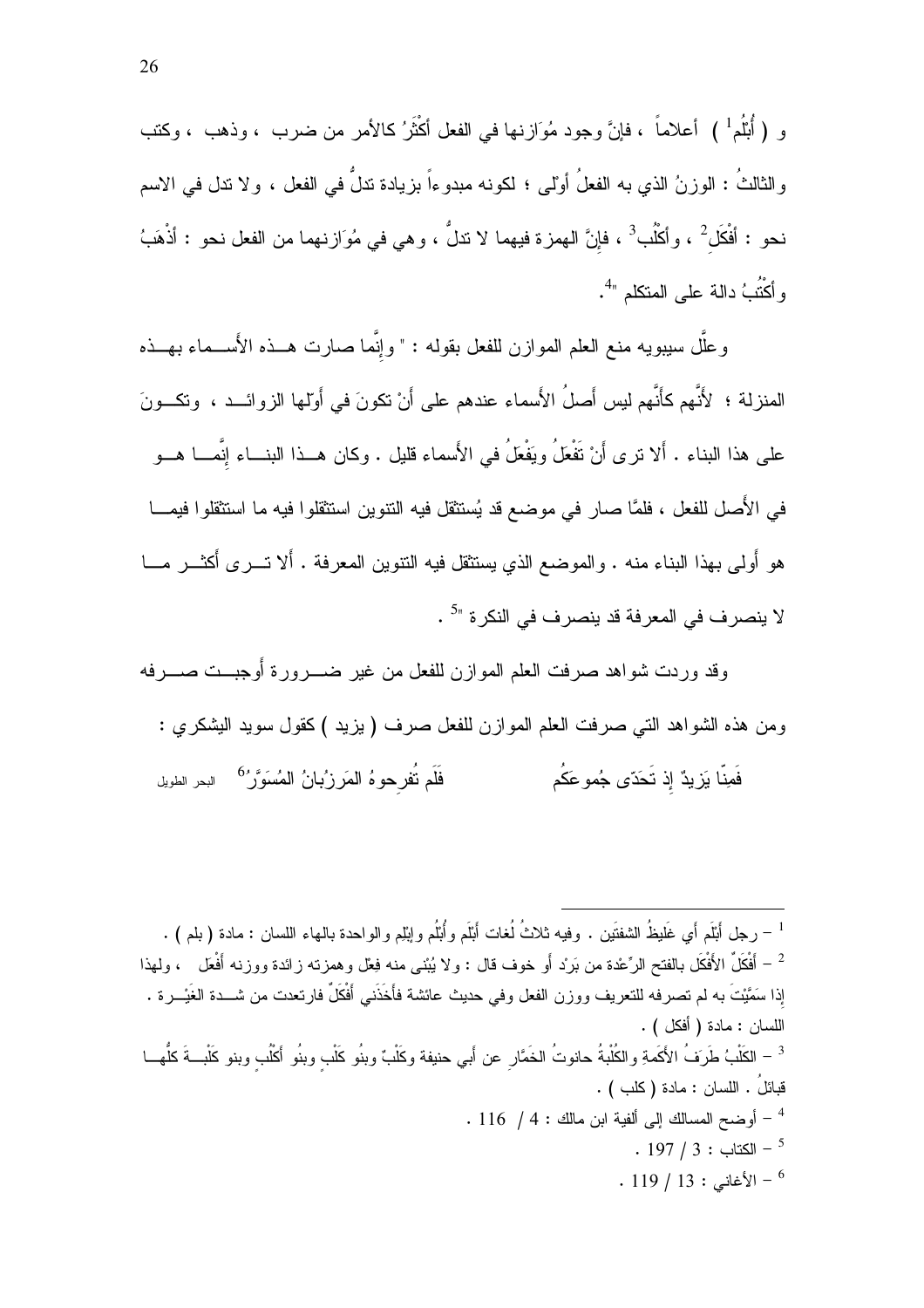و ( أُبْلُم[1] ) أعلاماً ، فإنَّ وجود مُوَازنها في الفعل أَكْثَرُ كالأمر من ضرب ، وذهب ، وكتب والثالثُ : الوزنُ الذي به الفعلُ أوْلى ؛ لكونه مبدوءاً بزيادة تدلُّ في الفعل ، ولا تدل في الاسم نحو : أَفْكَل[2] ، وأَكْلُب[3] ، فإنَّ الهمزة فيهما لا تدلُّ ، وهي في مُوَازنهما من الفعل نحو : أَذْهَبُ وأَكْتُبُ دالة على المتكلم "[4].

وعلَّل سيبويه منع العلم الموازن للفعل بقوله : " وإنَّما صارت هــذه الأســماء بهــذه المنزلة ؛ لأنَّهم كأنَّهم ليس أَصلُ الأَسماء عندهم على أَنْ تكونَ في أَوّلها الزوائــد ، وتكــونَ على هذا البناء . أَلا ترى أَنَّ تَفْعَلُ ويَفْعَلُ في الأَسماء قليل . وكان هــذا البنـــاء إنَّمـــا هـــو في الأَصل للفعل ، فلمَّا صار في موضع قد يُستثقل فيه التنوين استثقلوا فيه ما استثقلوا فيمـــا هو أَولى بهذا البناء منه . والموضع الذي يستثقل فيه التنوين المعرفة . أَلا تـــرى أكثـــر مـــا لا ينصرف في المعرفة قد ينصرف في النكرة "[5] .

وقد وردت شواهد صرفت العلم الموازن للفعل من غير ضـــرورة أَوجبـــت صـــرفه ومن هذه الشواهد التي صرفت العلم الموازن للفعل صرف ( يزيد ) كقول سويد اليشكري :

فَمِنّا يَزيدٌ إذ تَحَدّى جُموعَكُم ... فَلَم تُفرِحوهُ المَرزُبانُ المُسَوَّرُ[6] البحر الطويل

---

[1] – رجل أَبْلَم أَي غَليظُ الشفتَين . وفيه ثلاثُ لُغات أَبْلَم وأُبْلُم وإِبْلِم والواحدة بالهاء اللسان : مادة ( بلم ) .

[2] – أَفْكَلٌ الأَفْكَل بالفتح الرِّعْدة من بَرْد أَو خوف قال : ولا يُبْنى منه فِعْل وهمزته زائدة ووزنه أَفْعَل ، ولهذا إذا سَمَّيْتَ به لم تصرفه للتعريف ووزن الفعل وفي حديث عائشة فأَخَذَني أَفْكَلٌ فارتعدت من شـــدة الغَيْـــرة . اللسان : مادة ( أفكل ) .

[3] – الكَلْبُ طَرَفُ الأَكَمةِ والكُلْبةُ حانوتُ الخَمَّارِ عن أَبي حنيفة وكَلْبٌ وبنُو كَلْبٍ وبنُو أَكْلُبٍ وبنو كَلْبـــةَ كلُّهـــا قبائلُ . اللسان : مادة ( كلب ) .

[4] – أوضح المسالك إلى ألفية ابن مالك : 4 / 116 .

[5] – الكتاب : 3 / 197 .

[6] – الأغاني : 13 / 119 .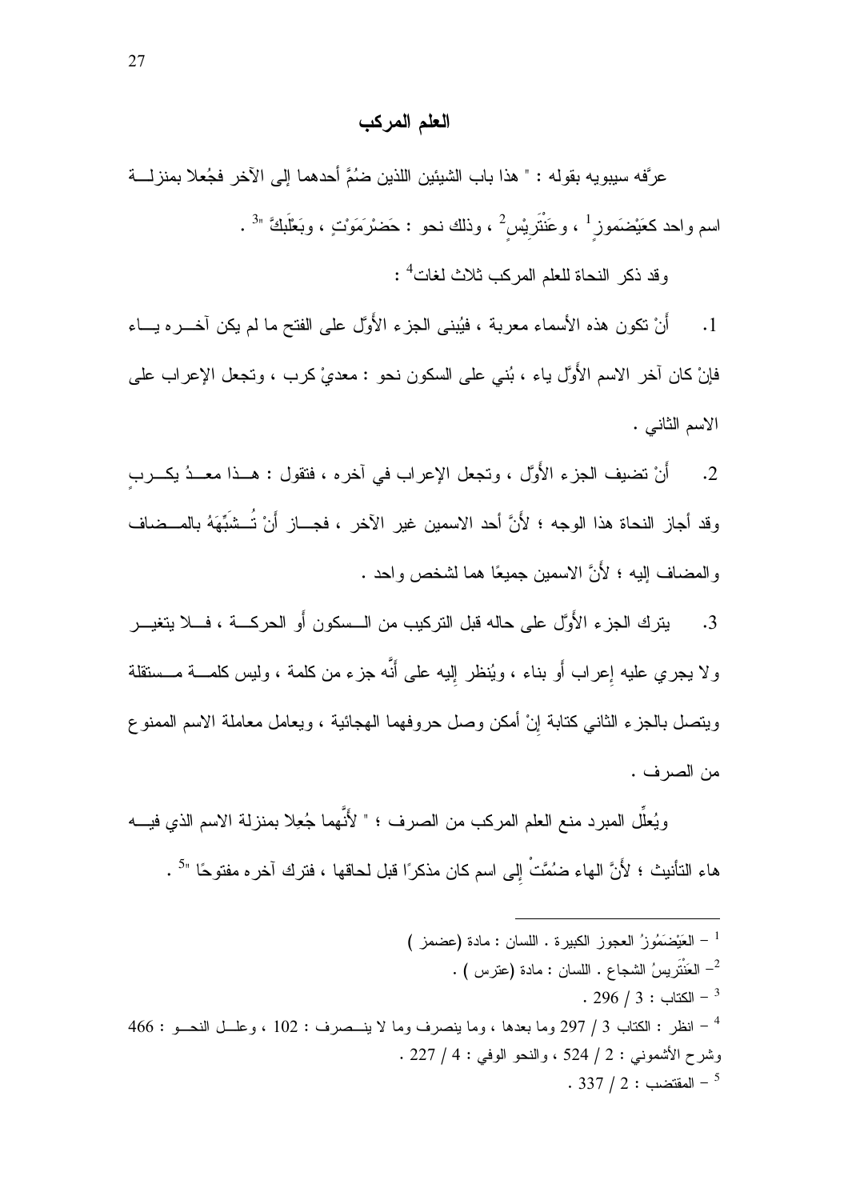## العلم المركب

عرَّفه سيبويه بقوله : " هذا باب الشيئين اللذين ضُمَّ أحدهما إلى الآخر فجُعلا بمنزلة اسم واحد كعَيْضَموزٍ[1] ، وعَنْتَرِيْسٍ[2] ، وذلك نحو : حَضْرَمَوْتٍ ، وبَعْلَبَكَّ "[3] .

وقد ذكر النحاة للعلم المركب ثلاث لغات[4] :

1. أَنْ تكون هذه الأسماء معربة ، فيُبنى الجزء الأَوّل على الفتح ما لم يكن آخره ياء فإنْ كان آخر الاسم الأَوّل ياء ، بُني على السكون نحو : معديْ كرب ، وتجعل الإعراب على الاسم الثاني .

2. أَنْ تضيف الجزء الأَوّل ، وتجعل الإعراب في آخره ، فتقول : هذا معدُ يكربٍ وقد أجاز النحاة هذا الوجه ؛ لأَنَّ أحد الاسمين غير الآخر ، فجاز أَنْ تُشَبِّهَهُ بالمضاف والمضاف إليه ؛ لأَنَّ الاسمين جميعًا هما لشخص واحد .

3. يترك الجزء الأَوّل على حاله قبل التركيب من السكون أو الحركة ، فلا يتغير ولا يجري عليه إِعراب أَو بناء ، ويُنظر إِليه على أَنَّه جزء من كلمة ، وليس كلمة مستقلة ويتصل بالجزء الثاني كتابة إِنْ أمكن وصل حروفهما الهجائية ، ويعامل معاملة الاسم الممنوع من الصرف .

ويُعلِّل المبرد منع العلم المركب من الصرف ؛ " لأَنَّهما جُعِلا بمنزلة الاسم الذي فيه هاء التأنيث ؛ لأَنَّ الهاء ضُمَّتْ إلى اسم كان مذكرًا قبل لحاقها ، فترك آخره مفتوحًا "[5] .

---

[1] – العَيْضَمُوزُ العجوز الكبيرة . اللسان : مادة (عضمز )

[2] – العَنْتَرِيسُ الشجاع . اللسان : مادة (عترس ) .

[3] – الكتاب : 3 / 296 .

[4] – انظر : الكتاب 3 / 297 وما بعدها ، وما ينصرف وما لا ينصرف : 102 ، وعلل النحو : 466 وشرح الأشموني : 2 / 524 ، والنحو الوفي : 4 / 227 .

[5] – المقتضب : 2 / 337 .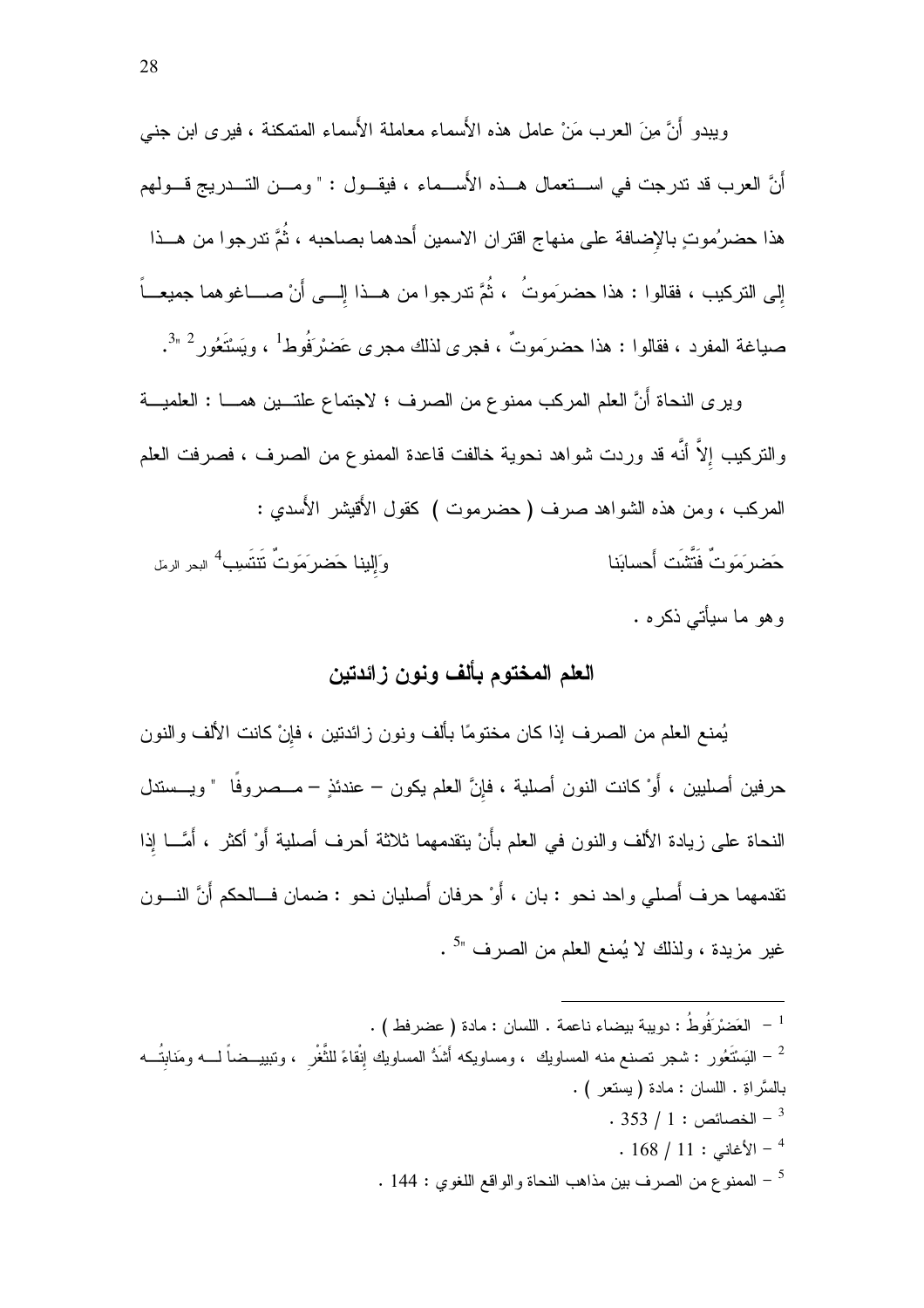ويبدو أَنَّ مِنَ العرب مَنْ عامل هذه الأَسماء معاملة الأَسماء المتمكنة ، فيرى ابن جني أَنَّ العرب قد تدرجت في استعمال هذه الأَسماء ، فيقول : " ومن التدريج قولهم هذا حضرُموتٍ بالإِضافة على منهاج اقتران الاسمين أَحدهما بصاحبه ، ثُمَّ تدرجوا من هذا إِلى التركيب ، فقالوا : هذا حضرَموتُ ، ثُمَّ تدرجوا من هذا إِلى أَنْ صاغوهما جميعاً صياغة المفرد ، فقالوا : هذا حضرَموتٌ ، فجرى لذلك مجرى عَضْرَفُوط[1] ، ويَسْتَعُور[2] "[3].

ويرى النحاة أَنَّ العلم المركب ممنوع من الصرف ؛ لاجتماع علتين هما : العلمية والتركيب إِلاَّ أَنَّه قد وردت شواهد نحوية خالفت قاعدة الممنوع من الصرف ، فصرفت العلم المركب ، ومن هذه الشواهد صرف ( حضرموت ) كقول الأُقيشر الأَسدي :

حَضرَمَوتٌ فَتَّشَت أَحسابَنا &nbsp;&nbsp;&nbsp;&nbsp;&nbsp;&nbsp;&nbsp;&nbsp; وَإِلينا حَضرَمَوتٌ تَنتَسِبِ[4] البحر الرمل

وهو ما سيأتي ذكره .

## العلم المختوم بألف ونون زائدتين

يُمنع العلم من الصرف إِذا كان مختومًا بألف ونون زائدتين ، فإِنْ كانت الألف والنون حرفين أصليين ، أَوْ كانت النون أصلية ، فإِنَّ العلم يكون – عندئذٍ – مصروفًا " ويستدل النحاة على زيادة الألف والنون في العلم بأَنْ يتقدمهما ثلاثة أحرف أصلية أَوْ أكثر ، أَمَّا إِذا تقدمهما حرف أَصلي واحد نحو : بان ، أَوْ حرفان أَصليان نحو : ضمان فالحكم أَنَّ النون غير مزيدة ، ولذلك لا يُمنع العلم من الصرف "[5] .

---

[1] – العَضْرَفُوطُ : دويبة بيضاء ناعمة . اللسان : مادة ( عضرفط ) .

[2] – اليَسْتَعُور : شجر تصنع منه المساويك ، ومساويكه أَشَدُّ المساويك إِنْقاءً للثَّغْرِ ، وتبييضاً له ومَنابِتُه بالسَّراة . اللسان : مادة ( يستعر ) .

[3] – الخصائص : 1 / 353 .

[4] – الأغاني : 11 / 168 .

[5] – الممنوع من الصرف بين مذاهب النحاة والواقع اللغوي : 144 .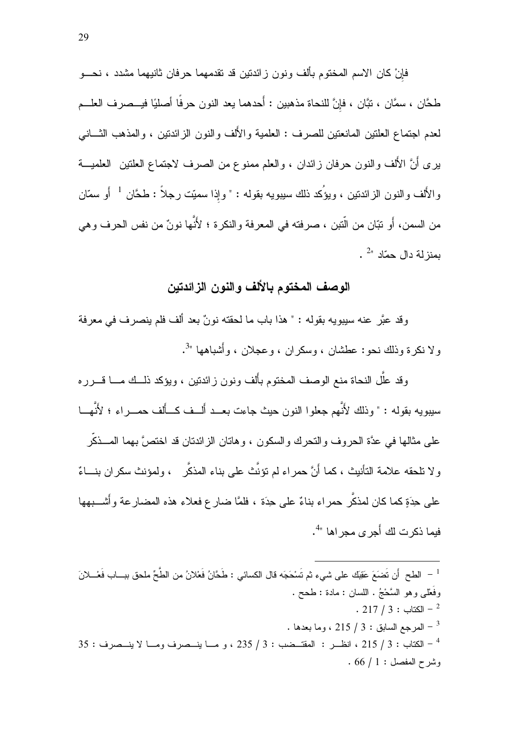فإنْ كان الاسم المختوم بألف ونون زائدتين قد تقدمهما حرفان ثانيهما مشدد ، نحو طحَّان ، سمَّان ، تبَّان ، فإنَّ للنحاة مذهبين : أَحدهما يعد النون حرفًا أصليًا فيصرف العلم لعدم اجتماع العلتين المانعتين للصرف : العلمية والأَلف والنون الزائدتين ، والمذهب الثاني يرى أَنَّ الأَلف والنون حرفان زائدان ، والعلم ممنوع من الصرف لاجتماع العلتين العلمية والأَلف والنون الزائدتين ، ويؤُكد ذلك سيبويه بقوله : " وإذا سميّت رجلاً : طحَّان [1] أَو سمّان من السمن، أَو تبّان من التّبن ، صرفته في المعرفة والنكرة ؛ لأَنَّها نونٌ من نفس الحرف وهي بمنزلة دال حمّاد "[2] .

## الوصف المختوم بالألف والنون الزائدتين

وقد عبَّر عنه سيبويه بقوله : " هذا باب ما لحقته نونٌ بعد ألف فلم ينصرف في معرفة ولا نكرة وذلك نحو: عطشان ، وسكران ، وعجلان ، وأَشباهها "[3].

وقد علَّل النحاة منع الوصف المختوم بأَلف ونون زائدتين ، ويؤكد ذلك ما قرره سيبويه بقوله : " وذلك لأَنَّهم جعلوا النون حيث جاءت بعد أَلف كأَلف حمراء ؛ لأَنَّها على مثالها في عدَّة الحروف والتحرك والسكون ، وهاتان الزائدتان قد اختصَّ بهما المذكّر ولا تلحقه علامة التأنيث ، كما أَنَّ حمراء لم تؤنَّث على بناء المذكَّر ، ولمؤنث سكران بناءٌ على حِدَةٍ كما كان لمذكَّر حمراء بناءٌ على حِدَة ، فلمَّا ضارع فعلاء هذه المضارعة وأَشبهها فيما ذكرت لك أَجرى مجراها "[4].

---

[1] – الطح أن تَضَعَ عَقِبَك على شيء ثم تَسْحَجَه قال الكسائي : طَحَّانُ فَعْلانُ من الطَّحِّ ملحق بباب فَعْلانَ وفَعْلى وهو السَّحْجُ . اللسان : مادة : طحح .

[2] – الكتاب : 3 / 217 .

[3] – المرجع السابق : 3 / 215 ، وما بعدها .

[4] – الكتاب : 3 / 215 ، انظر : المقتضب : 3 / 235 ، و ما ينصرف وما لا ينصرف : 35 وشرح المفصل : 1 / 66 .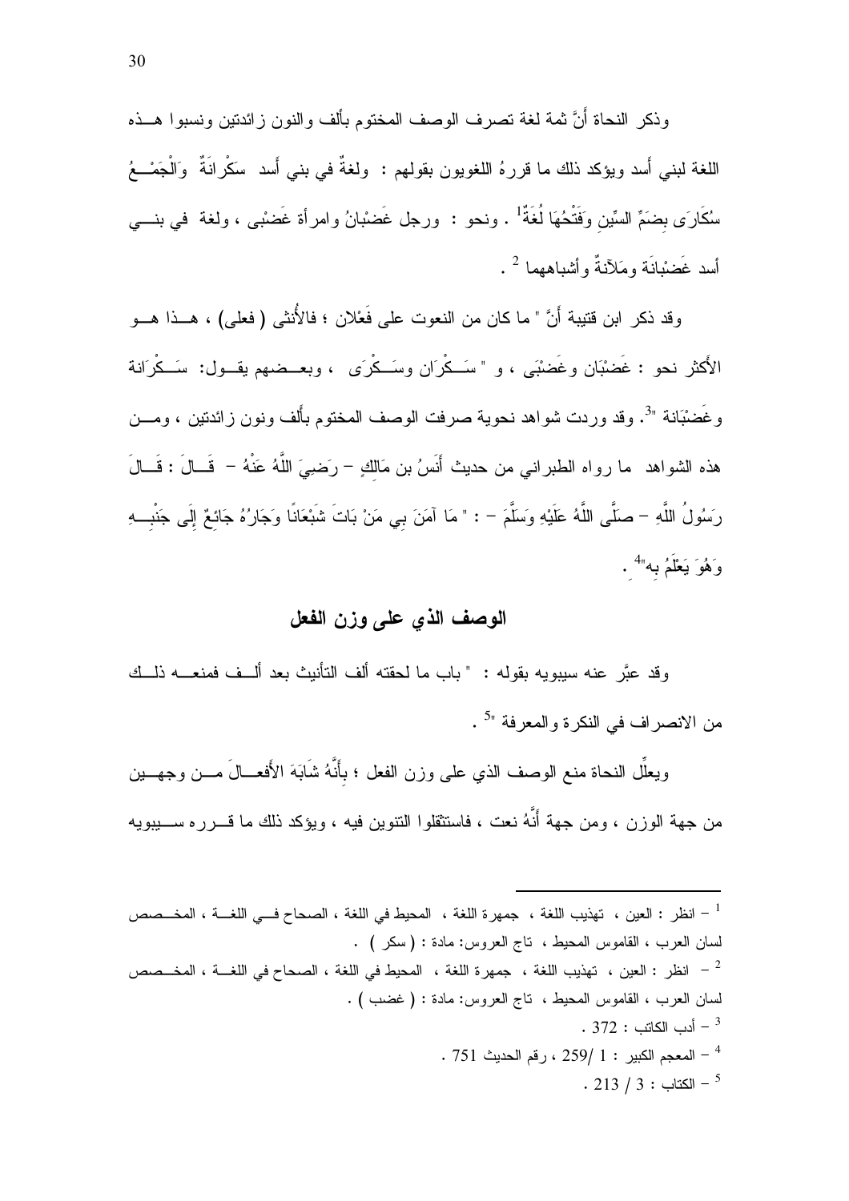وذكر النحاة أنَّ ثمة لغة تصرف الوصف المختوم بألف والنون زائدتين ونسبوا هــذه اللغة لبني أسد ويؤكد ذلك ما قررهُ اللغويون بقولهم : ولغةٌ في بني أسد سَكْرانَةٌ وَالْجَمْــعُ سُكَارَى بِضَمِّ السِّينِ وَفَتْحُهَا لُغَةٌ[1] . ونحو : ورجل غَضْبانُ وامرأة غَضْبى ، ولغة في بنــي أسد غَضْبانَة ومَلآنَةٌ وأشباههما [2] .

وقد ذكر ابن قتيبة أنَّ " ما كان من النعوت على فَعْلان ؛ فالأُنثى ( فعلى) ، هــذا هــو الأكثر نحو : غَضْبَان وغَضْبَى ، و " سَــكْرَان وسَــكْرَى ، وبعــضهم يقــول: سَــكْرَانة وغَضْبَانة "[3]. وقد وردت شواهد نحوية صرفت الوصف المختوم بألف ونون زائدتين ، ومــن هذه الشواهد ما رواه الطبراني من حديث أَنَسُ بن مَالِكٍ – رَضِيَ اللَّهُ عَنْهُ – قَــالَ : قَــالَ رَسُولُ اللَّهِ – صَلَّى اللَّهُ عَلَيْهِ وَسَلَّمَ – : " مَا آمَنَ بِي مَنْ بَاتَ شَبْعَانًا وَجَارُهُ جَائِعٌ إِلَى جَنْبِــهِ وَهُوَ يَعْلَمُ بِه"[4] .

## الوصف الذي على وزن الفعل

وقد عبَّر عنه سيبويه بقوله : " باب ما لحقته ألف التأنيث بعد ألــف فمنعــه ذلــك من الانصراف في النكرة والمعرفة "[5] .

ويعلِّل النحاة منع الوصف الذي على وزن الفعل ؛ بأنَّهُ شَابَهَ الأفعــالَ مــن وجهــين من جهة الوزن ، ومن جهة أنَّهُ نعت ، فاستثقلوا التنوين فيه ، ويؤكد ذلك ما قــرره ســيبويه

---

[1] – انظر : العين ، تهذيب اللغة ، جمهرة اللغة ، المحيط في اللغة ، الصحاح فــي اللغــة ، المخــصص لسان العرب ، القاموس المحيط ، تاج العروس: مادة : ( سكر ) .

[2] – انظر : العين ، تهذيب اللغة ، جمهرة اللغة ، المحيط في اللغة ، الصحاح في اللغــة ، المخــصص لسان العرب ، القاموس المحيط ، تاج العروس: مادة : ( غضب ) .

[3] – أدب الكاتب : 372 .

[4] – المعجم الكبير : 1 /259 ، رقم الحديث 751 .

[5] – الكتاب : 3 / 213 .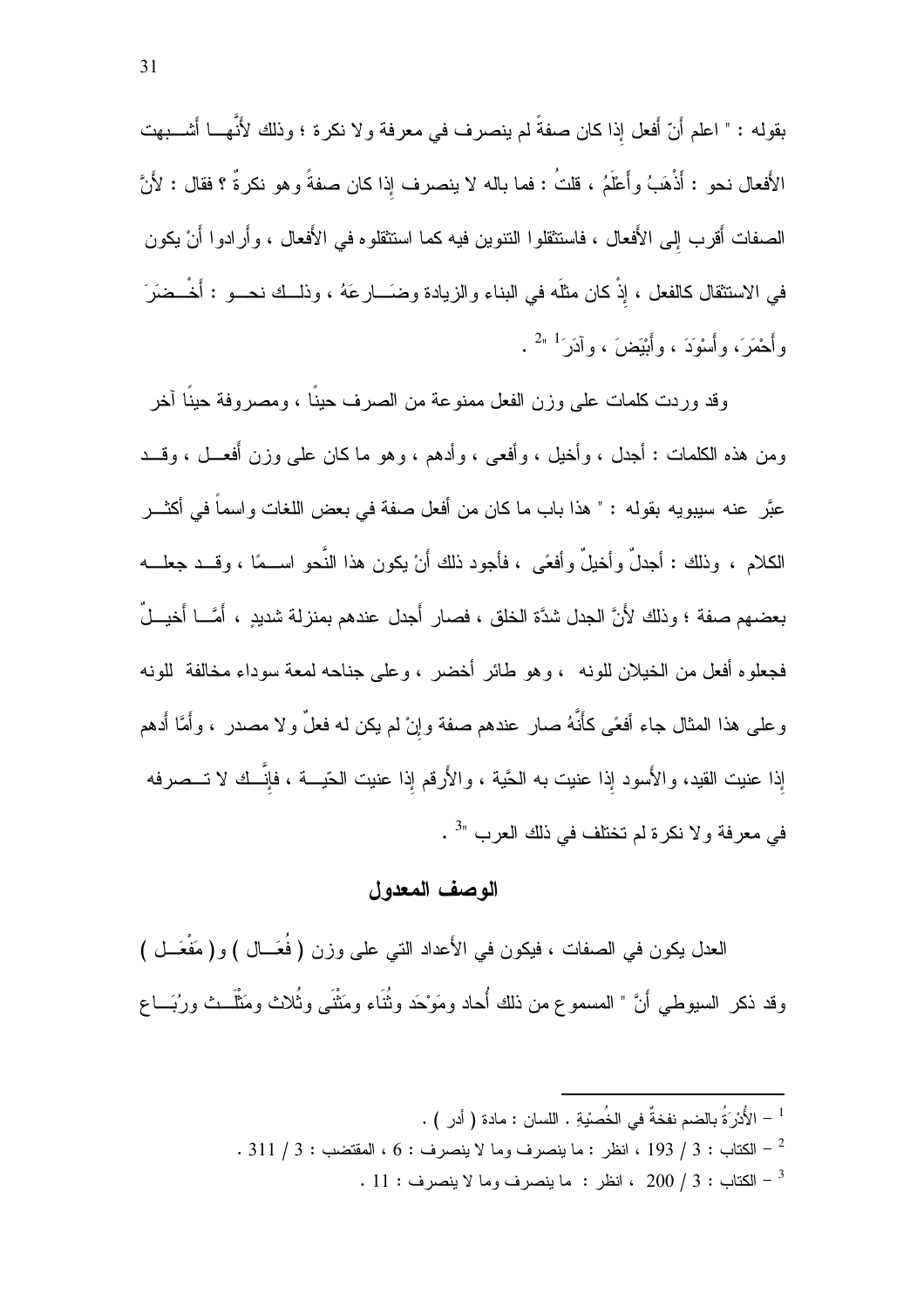بقوله : " اعلم أنّ أفعل إذا كان صفةً لم ينصرف في معرفة ولا نكرة ؛ وذلك لأنَّها أشبهت الأفعال نحو : أَذْهَبُ وأَعْلَمُ ، قلتُ : فما باله لا ينصرف إذا كان صفةً وهو نكرةٌ ؟ فقال : لأنَّ الصفات أقرب إلى الأفعال ، فاستثقلوا التنوين فيه كما استثقلوه في الأفعال ، وأرادوا أنْ يكون في الاستثقال كالفعل ، إذْ كان مثلَه في البناء والزيادة وضَارعَهُ ، وذلك نحو : أَخْضَرَ وأَحْمَرَ، وأَسْوَدَ ، وأَبْيَضَ ، وآدَرَ[1] "[2] .

وقد وردت كلمات على وزن الفعل ممنوعة من الصرف حينًا ، ومصروفة حينًا آخر ومن هذه الكلمات : أجدل ، وأخيل ، وأفعى ، وأدهم ، وهو ما كان على وزن أفعل ، وقد عبَّر عنه سيبويه بقوله : " هذا باب ما كان من أفعل صفة في بعض اللغات واسماً في أكثر الكلام ، وذلك : أجدلٌ وأخيلٌ وأفعًى ، فأجود ذلك أنْ يكون هذا النَّحو اسمًا ، وقد جعله بعضهم صفة ؛ وذلك لأنَّ الجدل شدَّة الخلق ، فصار أجدل عندهم بمنزلة شديدٍ ، أمَّا أخيلٌ فجعلوه أفعل من الخيلان للونه ، وهو طائر أخضر ، وعلى جناحه لمعة سوداء مخالفة للونه وعلى هذا المثال جاء أفعًى كأنَّهُ صار عندهم صفة وإنْ لم يكن له فعلٌ ولا مصدر ، وأمَّا أدهم إذا عنيت القيد، والأسود إذا عنيت به الحيَّة ، والأرقم إذا عنيت الحيّة ، فإنَّك لا تصرفه في معرفة ولا نكرة لم تختلف في ذلك العرب "[3] .

## الوصف المعدول

العدل يكون في الصفات ، فيكون في الأعداد التي على وزن ( فُعَال ) و( مَفْعَل ) وقد ذكر السيوطي أنَّ " المسموع من ذلك أُحاد ومَوْحَد وثُناء ومَثْنَى وثُلاث ومَثْلَث ورُبَاع

---

[1] – الأُدْرَةُ بالضم نفخةٌ في الخُصْيَةِ . اللسان : مادة ( أدر ) .

[2] – الكتاب : 3 / 193 ، انظر : ما ينصرف وما لا ينصرف : 6 ، المقتضب : 3 / 311 .

[3] – الكتاب : 3 / 200 ، انظر : ما ينصرف وما لا ينصرف : 11 .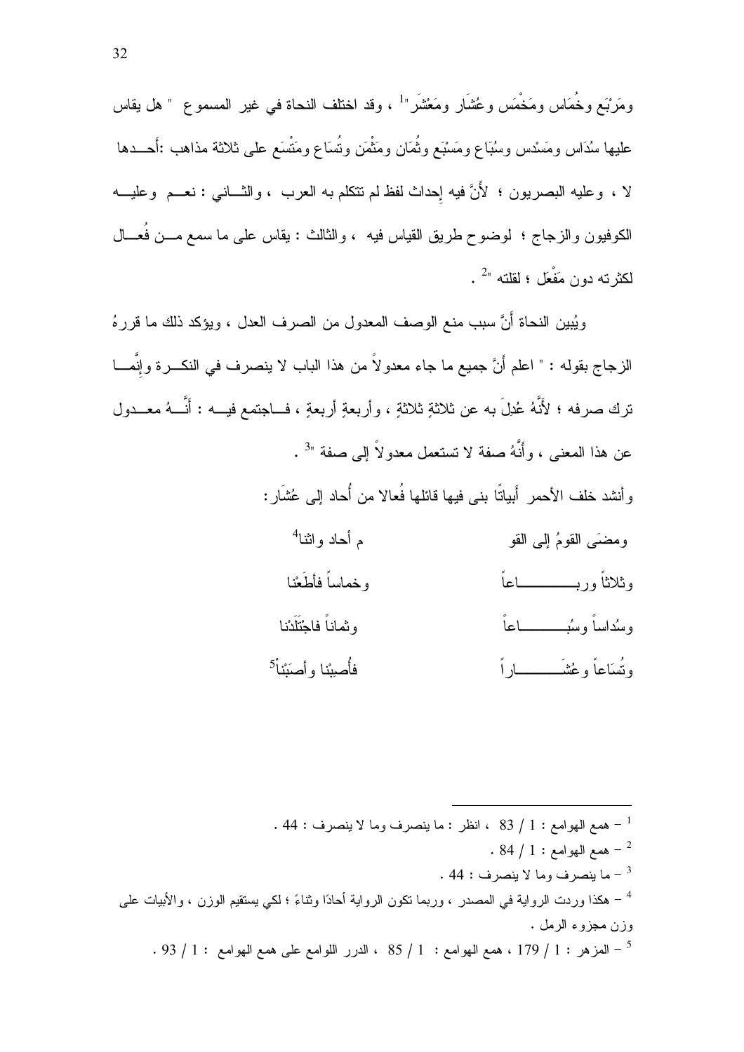ومَرْبَع وخُمَاس ومَخْمَس وعُشَار ومَعْشَر"[1] ، وقد اختلف النحاة في غير المسموع " هل يقاس عليها سُدَاس ومَسْدس وسُبَاع ومَسْبَع وثُمَان ومَثْمَن وتُسَاع ومَتْسَع على ثلاثة مذاهب :أحـدها لا ، وعليه البصريون ؛ لأنَّ فيه إحداث لفظ لم تتكلم به العرب ، والثـاني : نعـم وعليـه الكوفيون والزجاج ؛ لوضوح طريق القياس فيه ، والثالث : يقاس على ما سمع مـن فُعـال لكثرته دون مَفْعَل ؛ لقلته "[2] .

ويُبين النحاة أنَّ سبب منع الوصف المعدول من الصرف العدل ، ويؤكد ذلك ما قررهُ الزجاج بقوله : " اعلم أنَّ جميع ما جاء معدولاً من هذا الباب لا ينصرف في النكـرة وإنَّمـا ترك صرفه ؛ لأنَّهُ عُدِلَ به عن ثلاثةٍ ثلاثةٍ ، وأربعةٍ أربعةٍ ، فـاجتمع فيـه : أنَّـهُ معـدول عن هذا المعنى ، وأنَّهُ صفة لا تستعمل معدولاً إلى صفة "[3] .

وأنشد خلف الأحمر أبياتًا بنى فيها قائلها فُعالا من أُحاد إلى عُشَار :

| | |
|---|---|
| ومضَى القومُ إلى القو | م أحاد واثنا[4] |
| وثلاثاً وربـــــــــاعاً | وخماساً فأطَعْنا |
| وسُداساً وسُبـــــــاعاً | وثماناً فاجْتَلَدْنا |
| وتُسَاعاً وعُشَـــــــاراً | فأُصِبْنا وأصَبْنا[5] |

---

[1] – همع الهوامع : 1 / 83 ، انظر : ما ينصرف وما لا ينصرف : 44 .

[2] – همع الهوامع : 1 / 84 .

[3] – ما ينصرف وما لا ينصرف : 44 .

[4] – هكذا وردت الرواية في المصدر ، وربما تكون الرواية أحادًا وثناءً ؛ لكي يستقيم الوزن ، والأبيات على وزن مجزوء الرمل .

[5] – المزهر : 1 / 179 ، همع الهوامع : 1 / 85 ، الدرر اللوامع على همع الهوامع : 1 / 93 .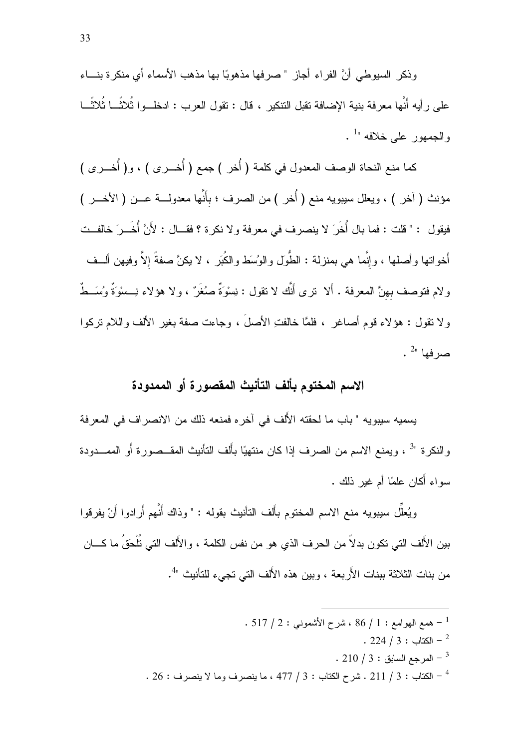وذكر السيوطي أنَّ الفراء أجاز " صرفها مذهوبًا بها مذهب الأسماء أي منكرة بناء على رأيه أنَّها معرفة بنية الإضافة تقبل التنكير ، قال : تقول العرب : ادخلوا ثُلاثًا ثُلاثًا والجمهور على خلافه "[1] .

كما منع النحاة الوصف المعدول في كلمة ( أُخر ) جمع ( أُخرى ) ، و( أُخرى ) مؤنث ( آخر ) ، ويعلل سيبويه منع ( أُخر ) من الصرف ؛ بأنَّها معدولة عن ( الأخر ) فيقول : " قلت : فما بال أُخَرَ لا ينصرف في معرفة ولا نكرة ؟ فقال : لأَنَّ أُخَرَ خالفت أخواتها وأصلها ، وإنَّما هي بمنزلة : الطُّوَل والوُسَط والكُبَر ، لا يكنَّ صفةً إلاَّ وفيهن ألف ولام فتوصف بِهِنَّ المعرفة . ألا ترى أنَّك لا تقول : نِسْوَةٌ صُغَرٌ ، ولا هؤلاء نِسْوَةٌ وُسَطٌ ولا تقول : هؤلاء قوم أصاغر ، فلمَّا خالفتِ الأصلَ ، وجاءت صفة بغير الألف واللام تركوا صرفها "[2] .

## الاسم المختوم بألف التأنيث المقصورة أو الممدودة

يسميه سيبويه " باب ما لحقته الألف في آخره فمنعه ذلك من الانصراف في المعرفة والنكرة "[3] ، ويمنع الاسم من الصرف إذا كان منتهيًا بألف التأنيث المقصورة أو الممدودة سواء أكان علمًا أم غير ذلك .

ويُعلِّل سيبويه منع الاسم المختوم بألف التأنيث بقوله : " وذاك أنَّهم أَرادوا أَنْ يفرقوا بين الأَلف التي تكون بدلاً من الحرف الذي هو من نفس الكلمة ، والأَلف التي تُلْحَقُ ما كان من بنات الثلاثة ببنات الأَربعة ، وبين هذه الألف التي تجيء للتأنيث "[4].

---

[1] – همع الهوامع : 1 / 86 ، شرح الأشموني : 2 / 517 .

[2] – الكتاب : 3 / 224 .

[3] – المرجع السابق : 3 / 210 .

[4] – الكتاب : 3 / 211 . شرح الكتاب : 3 / 477 ، ما ينصرف وما لا ينصرف : 26 .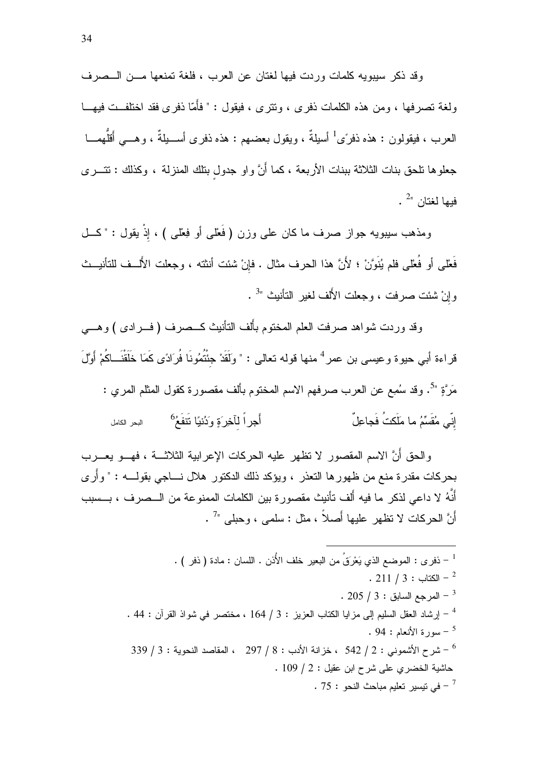وقد ذكر سيبويه كلمات وردت فيها لغتان عن العرب ، فلغة تمنعها من الصرف ولغة تصرفها ، ومن هذه الكلمات ذفرى ، وتترى ، فيقول : " فأَمّا ذفرى فقد اختلفت فيها العرب ، فيقولون : هذه ذفرًى[1] أسيلةٌ ، ويقول بعضهم : هذه ذفرى أسيلةٌ ، وهي أَقلُّهما جعلوها تلحق بنات الثلاثة ببنات الأربعة ، كما أَنَّ واو جدولٍ بتلك المنزلة ، وكذلك : تترى فيها لغتان "[2] .

ومذهب سيبويه جواز صرف ما كان على وزن ( فَعْلى أو فِعْلى ) ، إِذْ يقول : " كل فَعْلى أو فُعْلى فلم يُنَوَّنْ ؛ لأَنَّ هذا الحرف مثال . فإِنْ شئت أنثته ، وجعلت الأَلف للتأنيث وإِنْ شئت صرفت ، وجعلت الأَلف لغير التأنيث "[3] .

وقد وردت شواهد صرفت العلم المختوم بأَلف التأنيث كصرف ( فرادى ) وهي قراءة أبي حيوة وعيسى بن عمر[4] منها قوله تعالى : " وَلَقَدْ جِئْتُمُونَا فُرَادًى كَمَا خَلَقْنَاكُمْ أَوَّلَ مَرَّةٍ "[5]. وقد سُمِع عن العرب صرفهم الاسم المختوم بألف مقصورة كقول المثلم المري :

إِنّي مُقَسِّمٌ ما مَلَكتُ فَجاعِلٌ &nbsp;&nbsp;&nbsp;&nbsp; أَجراً لِآخِرَةٍ وَدُنيًا تَنفَعُ[6] &nbsp;&nbsp;&nbsp;&nbsp; البحر الكامل

والحق أَنَّ الاسم المقصور لا تظهر عليه الحركات الإعرابية الثلاثة ، فهو يعرب بحركات مقدرة منع من ظهورها التعذر ، ويؤكد ذلك الدكتور هلال ناجي بقوله : " وأَرى أَنَّهُ لا داعي لذكر ما فيه أَلف تأنيث مقصورة بين الكلمات الممنوعة من الصرف ، بسبب أَنَّ الحركات لا تظهر عليها أَصلاً ، مثل : سلمى ، وحبلى "[7] .

---

[1] – ذفرى : الموضع الذي يَعْرَقُ من البعير خلف الأُذن . اللسان : مادة ( ذفر ) .

[2] – الكتاب : 3 / 211 .

[3] – المرجع السابق : 3 / 205 .

[4] – إرشاد العقل السليم إلى مزايا الكتاب العزيز : 3 / 164 ، مختصر في شواذ القرآن : 44 .

[5] – سورة الأنعام : 94 .

[6] – شرح الأشموني : 2 / 542 ، خزانة الأدب : 8 / 297 ، المقاصد النحوية : 3 / 339 حاشية الخضري على شرح ابن عقيل : 2 / 109 .

[7] – في تيسير تعليم مباحث النحو : 75 .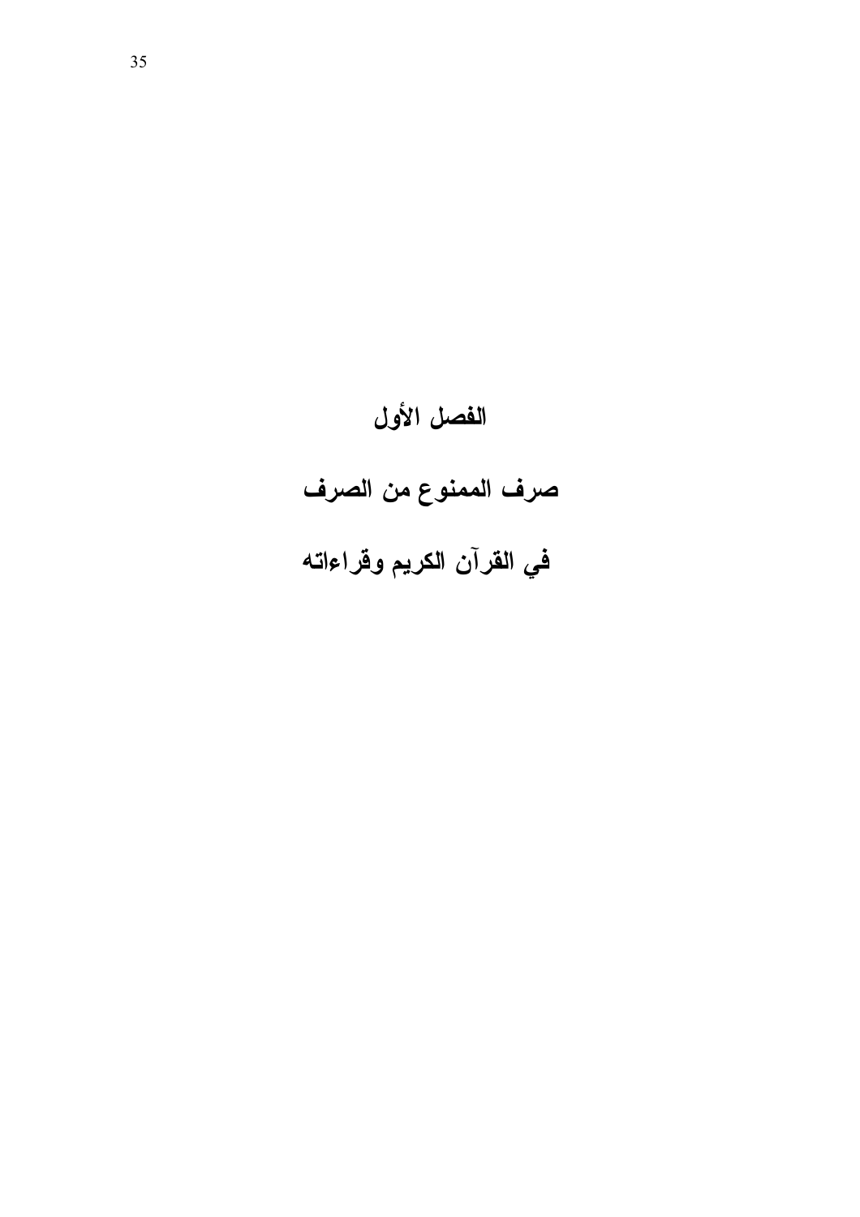# الفصل الأول

## صرف الممنوع من الصرف

## في القرآن الكريم وقراءاته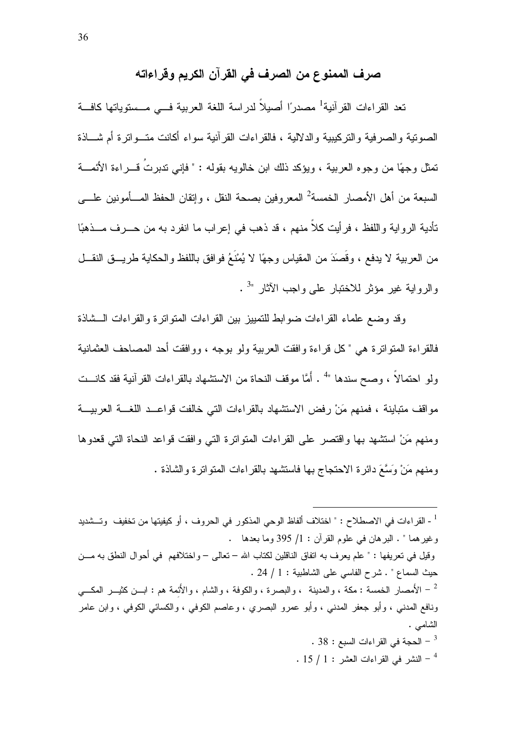## صرف الممنوع من الصرف في القرآن الكريم وقراءاته

تعد القراءات القرآنية[1] مصدرًا أصيلاً لدراسة اللغة العربية في مستوياتها كافة الصوتية والصرفية والتركيبية والدلالية ، فالقراءات القرآنية سواء أكانت متواترة أم شاذة تمثل وجهًا من وجوه العربية ، ويؤكد ذلك ابن خالويه بقوله : " فإني تدبرتُ قراءة الأئمة السبعة من أهل الأمصار الخمسة[2] المعروفين بصحة النقل ، وإتقان الحفظ المأمونين على تأدية الرواية واللفظ ، فرأيت كلاً منهم ، قد ذهب في إعراب ما انفرد به من حرف مذهبًا من العربية لا يدفع ، وقَصَدَ من المقياس وجهًا لا يُمْنَعُ فوافق باللفظ والحكاية طريق النقل والرواية غير مؤثر للاختبار على واجب الآثار "[3] .

وقد وضع علماء القراءات ضوابط للتمييز بين القراءات المتواترة والقراءات الشاذة فالقراءة المتواترة هي " كل قراءة وافقت العربية ولو بوجه ، ووافقت أحد المصاحف العثمانية ولو احتمالاً ، وصح سندها "[4] . أمَّا موقف النحاة من الاستشهاد بالقراءات القرآنية فقد كانت مواقف متباينة ، فمنهم مَنْ رفض الاستشهاد بالقراءات التي خالفت قواعد اللغة العربية ومنهم مَنْ استشهد بها واقتصر على القراءات المتواترة التي وافقت قواعد النحاة التي قعدوها ومنهم مَنْ وَسَّعَ دائرة الاحتجاج بها فاستشهد بالقراءات المتواترة والشاذة .

---

[1] - القراءات في الاصطلاح : " اختلاف ألفاظ الوحي المذكور في الحروف ، أو كيفيتها من تخفيف وتشديد وغيرهما " . البرهان في علوم القرآن : 1/ 395 وما بعدها .

وقيل في تعريفها : " علم يعرف به اتفاق الناقلين لكتاب الله – تعالى – واختلافهم في أحوال النطق به من حيث السماع " . شرح الفاسي على الشاطبية : 1 / 24 .

[2] – الأمصار الخمسة : مكة ، والمدينة ، والبصرة ، والكوفة ، والشام ، والأئمة هم : ابن كثير المكي ونافع المدني ، وأبو جعفر المدني ، وأبو عمرو البصري ، وعاصم الكوفي ، والكسائي الكوفي ، وابن عامر الشامي .

[3] – الحجة في القراءات السبع : 38 .

[4] – النشر في القراءات العشر : 1 / 15 .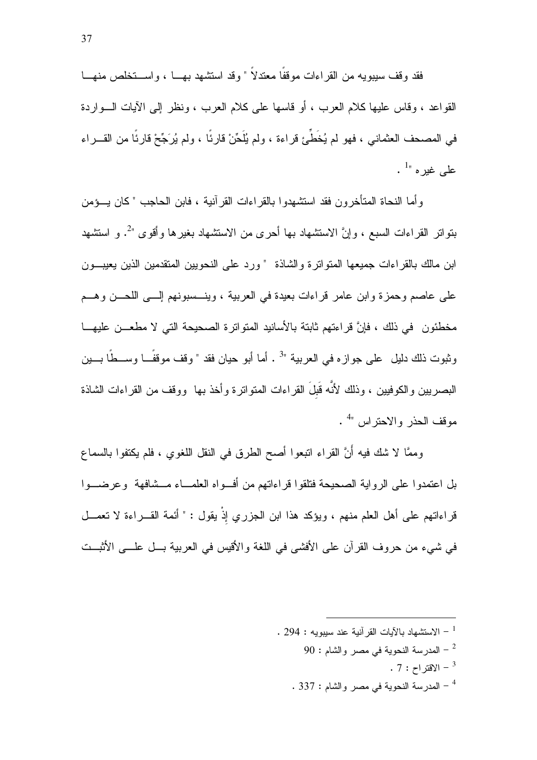فقد وقف سيبويه من القراءات موقفًا معتدلاً " وقد استشهد بهـا ، واستخلص منهـا القواعد ، وقاس عليها كلام العرب ، أو قاسها على كلام العرب ، ونظر إلى الآيات الـواردة في المصحف العثماني ، فهو لم يُخَطِّئ قراءة ، ولم يُلَحِّنْ قارئًا ، ولم يُرَجِّحْ قارئًا من القـراء على غيره "[1] .

وأما النحاة المتأخرون فقد استشهدوا بالقراءات القرآنية ، فابن الحاجب " كان يـؤمن بتواتر القراءات السبع ، وإنَّ الاستشهاد بها أحرى من الاستشهاد بغيرها وأقوى "[2]. و استشهد ابن مالك بالقراءات جميعها المتواترة والشاذة " ورد على النحويين المتقدمين الذين يعيبـون على عاصم وحمزة وابن عامر قراءات بعيدة في العربية ، وينـسبونهم إلـى اللحـن وهـم مخطئون في ذلك ، فإنَّ قراءتهم ثابتة بالأسانيد المتواترة الصحيحة التي لا مطعـن عليهـا وثبوت ذلك دليل على جوازه في العربية "[3] . أما أبو حيان فقد " وقف موقفًـا وسـطًا بـين البصريين والكوفيين ، وذلك لأنَّه قَبِلَ القراءات المتواترة وأخذ بها ووقف من القراءات الشاذة موقف الحذر والاحتراس "[4] .

وممَّا لا شك فيه أَنَّ القراء اتبعوا أصح الطرق في النقل اللغوي ، فلم يكتفوا بالسماع بل اعتمدوا على الرواية الصحيحة فتلقوا قراءاتهم من أفـواه العلمـاء مـشافهة وعرضـوا قراءاتهم على أهل العلم منهم ، ويؤكد هذا ابن الجزري إذْ يقول : " أئمة القـراءة لا تعمـل في شيء من حروف القرآن على الأفشى في اللغة والأقيس في العربية بـل علـى الأثبـت

---

[1] – الاستشهاد بالآيات القرآنية عند سيبويه : 294 .

[2] – المدرسة النحوية في مصر والشام : 90

[3] – الاقتراح : 7 .

[4] – المدرسة النحوية في مصر والشام : 337 .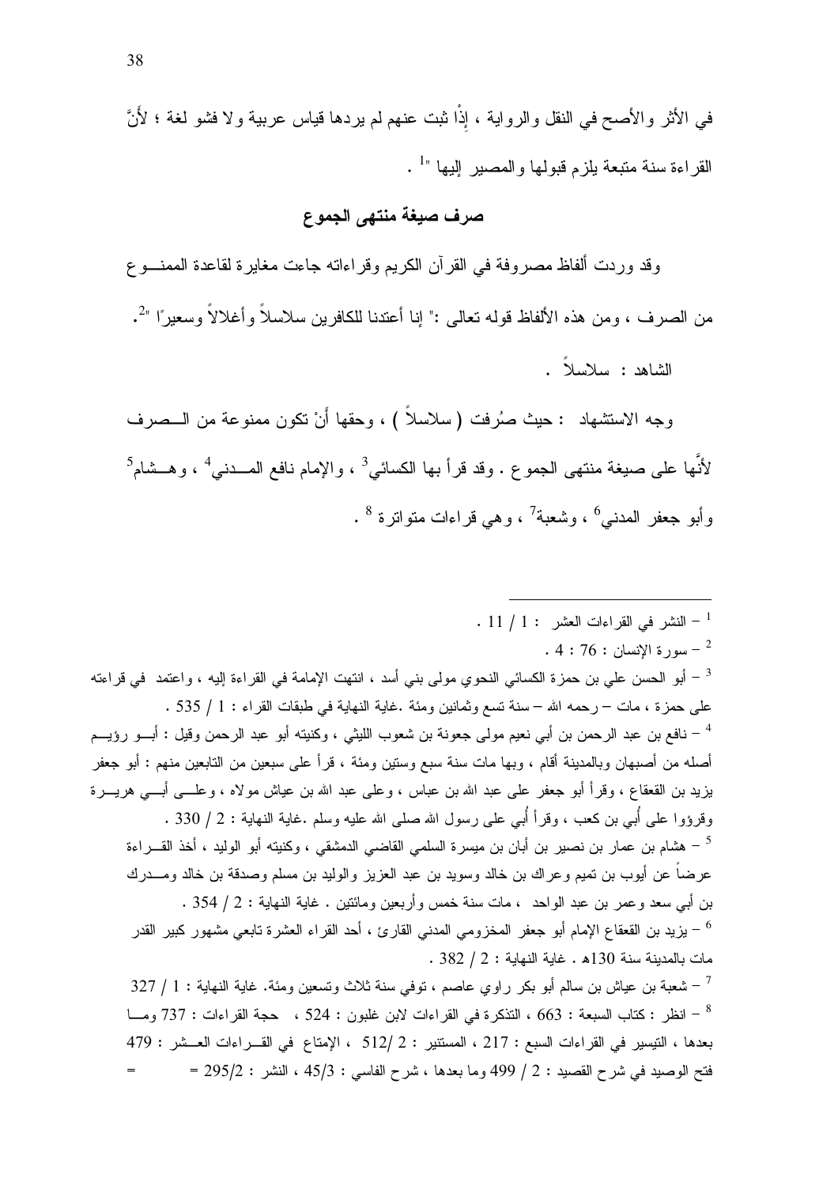في الأثر والأصح في النقل والرواية ، إذْا ثبت عنهم لم يردها قياس عربية ولا فشو لغة ؛ لأَنَّ القراءة سنة متبعة يلزم قبولها والمصير إليها "[1] .

## صرف صيغة منتهى الجموع

وقد وردت ألفاظ مصروفة في القرآن الكريم وقراءاته جاءت مغايرة لقاعدة الممنوع من الصرف ، ومن هذه الألفاظ قوله تعالى :" إنا أعتدنا للكافرين سلاسلاً وأغلالاً وسعيرًا "[2].

الشاهد : سلاسلاً .

وجه الاستشهاد : حيث صُرفت ( سلاسلاً ) ، وحقها أَنْ تكون ممنوعة من الصرف لأنَّها على صيغة منتهى الجموع . وقد قرأ بها الكسائي[3] ، والإمام نافع المدني[4] ، وهشام[5] وأبو جعفر المدني[6] ، وشعبة[7] ، وهي قراءات متواترة [8] .

---

[1] – النشر في القراءات العشر : 1 / 11 .

[2] – سورة الإنسان : 76 : 4 .

[3] – أبو الحسن علي بن حمزة الكسائي النحوي مولى بني أسد ، انتهت الإمامة في القراءة إليه ، واعتمد في قراءته على حمزة ، مات – رحمه الله – سنة تسع وثمانين ومئة .غاية النهاية في طبقات القراء : 1 / 535 .

[4] – نافع بن عبد الرحمن بن أبي نعيم مولى جعونة بن شعوب الليثي ، وكنيته أبو عبد الرحمن وقيل : أبو رؤيم أصله من أصبهان وبالمدينة أقام ، وبها مات سنة سبع وستين ومئة ، قرأ على سبعين من التابعين منهم : أبو جعفر يزيد بن القعقاع ، وقرأ أبو جعفر على عبد الله بن عباس ، وعلى عبد الله بن عياش مولاه ، وعلى أبي هريرة وقرؤوا على أُبي بن كعب ، وقرأ أُبي على رسول الله صلى الله عليه وسلم .غاية النهاية : 2 / 330 .

[5] – هشام بن عمار بن نصير بن أبان بن ميسرة السلمي القاضي الدمشقي ، وكنيته أبو الوليد ، أخذ القراءة عرضاً عن أيوب بن تميم وعراك بن خالد وسويد بن عبد العزيز والوليد بن مسلم وصدقة بن خالد ومدرك بن أبي سعد وعمر بن عبد الواحد ، مات سنة خمس وأربعين ومائتين . غاية النهاية : 2 / 354 .

[6] – يزيد بن القعقاع الإمام أبو جعفر المخزومي المدني القارئ ، أحد القراء العشرة تابعي مشهور كبير القدر مات بالمدينة سنة 130هـ . غاية النهاية : 2 / 382 .

[7] – شعبة بن عياش بن سالم أبو بكر راوي عاصم ، توفي سنة ثلاث وتسعين ومئة. غاية النهاية : 1 / 327

[8] – انظر : كتاب السبعة : 663 ، التذكرة في القراءات لابن غلبون : 524 ، حجة القراءات : 737 وما بعدها ، التيسير في القراءات السبع : 217 ، المستنير : 2 /512 ، الإمتاع في القراءات العشر : 479 فتح الوصيد في شرح القصيد : 2 / 499 وما بعدها ، شرح الفاسي : 45/3 ، النشر : 295/2 = =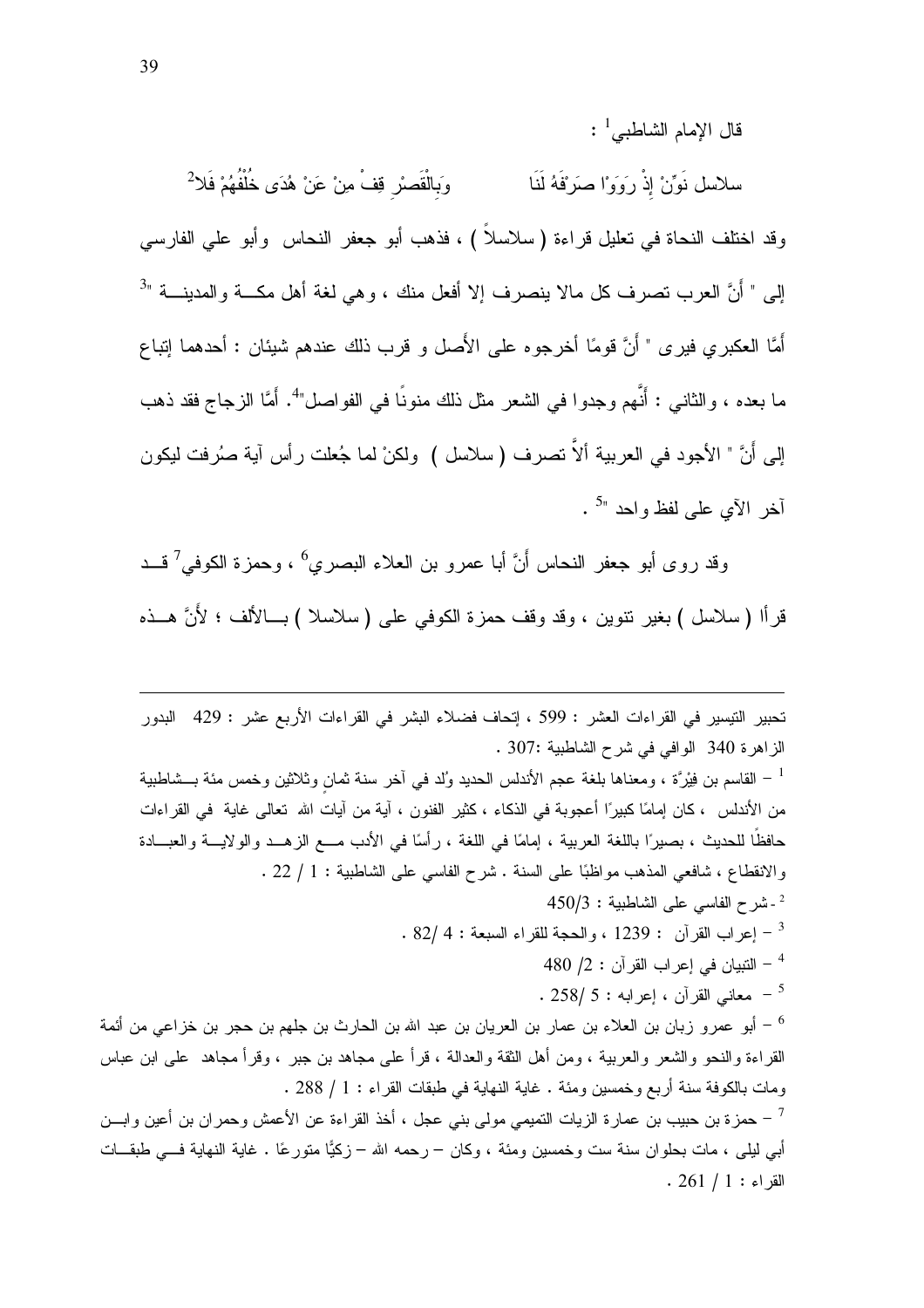قال الإمام الشاطبي[1] :

سلاسل نَوِّنْ إذْ رَوَوْا صَرْفَهُ لَنَا وَبِالْقَصْرِ قِفْ مِنْ عَنْ هُدَى خُلْفُهُمْ فَلاَ[2]

وقد اختلف النحاة في تعليل قراءة ( سلاسلاً ) ، فذهب أبو جعفر النحاس وأبو علي الفارسي إلى " أَنَّ العرب تصرف كل مالا ينصرف إلا أفعل منك ، وهي لغة أهل مكة والمدينة "[3] أَمَّا العكبري فيرى " أَنَّ قومًا أخرجوه على الأَصل و قرب ذلك عندهم شيئان : أحدهما إتباع ما بعده ، والثاني : أَنَّهم وجدوا في الشعر مثل ذلك منونًا في الفواصل"[4]. أَمَّا الزجاج فقد ذهب إلى أَنَّ " الأجود في العربية أَلاَّ تصرف ( سلاسل ) ولكنْ لما جُعلت رأس آية صُرفت ليكون آخر الآي على لفظ واحد "[5] .

وقد روى أبو جعفر النحاس أَنَّ أبا عمرو بن العلاء البصري[6] ، وحمزة الكوفي[7] قد قرأا ( سلاسل ) بغير تنوين ، وقد وقف حمزة الكوفي على ( سلاسلا ) بالألف ؛ لأَنَّ هذه

---

تحبير التيسير في القراءات العشر : 599 ، إتحاف فضلاء البشر في القراءات الأربع عشر : 429 البدور الزاهرة 340 الوافي في شرح الشاطبية :307 .

[1] – القاسم بن فِيْرُّة ، ومعناها بلغة عجم الأندلس الحديد وُلد في آخر سنة ثمانٍ وثلاثين وخمس مئة بشاطبية من الأندلس ، كان إمامًا كبيرًا أعجوبة في الذكاء ، كثير الفنون ، آية من آيات الله تعالى غاية في القراءات حافظًا للحديث ، بصيرًا باللغة العربية ، إمامًا في اللغة ، رأسًا في الأدب مع الزهد والولاية والعبادة والانقطاع ، شافعي المذهب مواظبًا على السنة . شرح الفاسي على الشاطبية : 1 / 22 .

[2] -شرح الفاسي على الشاطبية : 450/3

[3] – إعراب القرآن : 1239 ، والحجة للقراء السبعة : 4 /82 .

[4] – التبيان في إعراب القرآن : 2/ 480

[5] – معاني القرآن ، إعرابه : 5 /258 .

[6] – أبو عمرو زبان بن العلاء بن عمار بن العريان بن عبد الله بن الحارث بن جلهم بن حجر بن خزاعي من أئمة القراءة والنحو والشعر والعربية ، ومن أهل الثقة والعدالة ، قرأ على مجاهد بن جبر ، وقرأ مجاهد على ابن عباس ومات بالكوفة سنة أربع وخمسين ومئة . غاية النهاية في طبقات القراء : 1 / 288 .

[7] – حمزة بن حبيب بن عمارة الزيات التميمي مولى بني عجل ، أخذ القراءة عن الأعمش وحمران بن أعين وابن أبي ليلى ، مات بحلوان سنة ست وخمسين ومئة ، وكان – رحمه الله – زكيًّا متورعًا . غاية النهاية في طبقات القراء : 1 / 261 .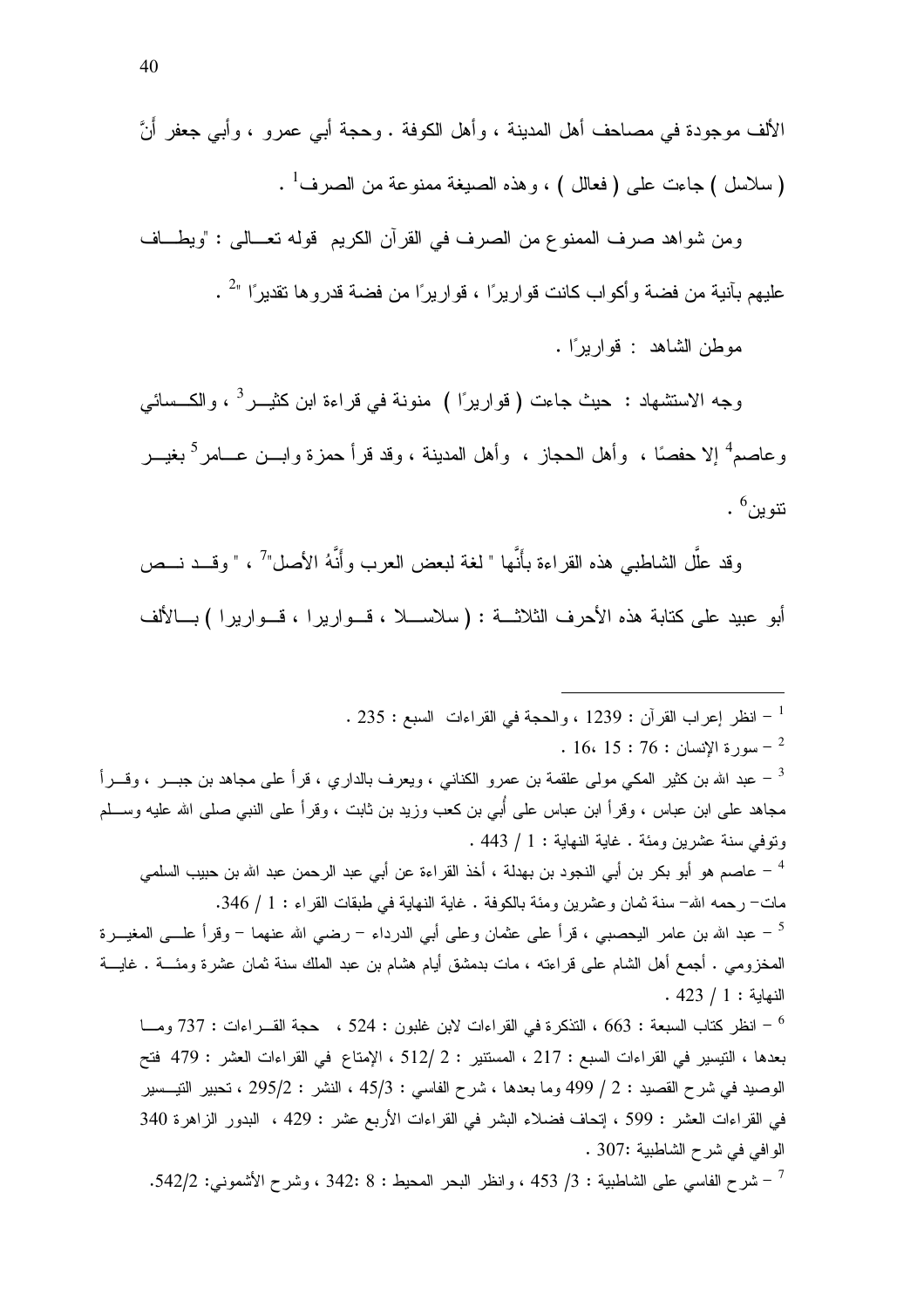الألف موجودة في مصاحف أهل المدينة ، وأهل الكوفة . وحجة أبي عمرو ، وأبي جعفر أَنَّ ( سلاسل ) جاءت على ( فعالل ) ، وهذه الصيغة ممنوعة من الصرف[1] .

ومن شواهد صرف الممنوع من الصرف في القرآن الكريم قوله تعالى : "ويطاف عليهم بآنية من فضة وأكواب كانت قواريرًا ، قواريرًا من فضة قدروها تقديرًا "[2] .

موطن الشاهد : قواريرًا .

وجه الاستشهاد : حيث جاءت ( قواريرًا ) منونة في قراءة ابن كثير[3] ، والكسائي وعاصم[4] إلا حفصًا ، وأهل الحجاز ، وأهل المدينة ، وقد قرأ حمزة وابن عامر[5] بغير تنوين[6] .

وقد علَّل الشاطبي هذه القراءة بأَنَّها " لغة لبعض العرب وأَنَّهُ الأصل"[7] ، " وقد نص أبو عبيد على كتابة هذه الأحرف الثلاثة : ( سلاسلا ، قواريرا ، قواريرا ) بالألف

---

[1] – انظر إعراب القرآن : 1239 ، والحجة في القراءات السبع : 235 .

[2] – سورة الإنسان : 76 : 15، 16 .

[3] – عبد الله بن كثير المكي مولى علقمة بن عمرو الكناني ، ويعرف بالداري ، قرأ على مجاهد بن جبر ، وقرأ مجاهد على ابن عباس ، وقرأ ابن عباس على أُبي بن كعب وزيد بن ثابت ، وقرأ على النبي صلى الله عليه وسلم وتوفي سنة عشرين ومئة . غاية النهاية : 1 / 443 .

[4] – عاصم هو أبو بكر بن أبي النجود بن بهدلة ، أخذ القراءة عن أبي عبد الرحمن عبد الله بن حبيب السلمي مات– رحمه الله– سنة ثمان وعشرين ومئة بالكوفة . غاية النهاية في طبقات القراء : 1 / 346.

[5] – عبد الله بن عامر اليحصبي ، قرأ على عثمان وعلى أبي الدرداء – رضي الله عنهما – وقرأ على المغيرة المخزومي . أجمع أهل الشام على قراءته ، مات بدمشق أيام هشام بن عبد الملك سنة ثمان عشرة ومئة . غاية النهاية : 1 / 423 .

[6] – انظر كتاب السبعة : 663 ، التذكرة في القراءات لابن غلبون : 524 ، حجة القراءات : 737 وما بعدها ، التيسير في القراءات السبع : 217 ، المستنير : 2 /512 ، الإمتاع في القراءات العشر : 479 فتح الوصيد في شرح القصيد : 2 / 499 وما بعدها ، شرح الفاسي : 45/3 ، النشر : 295/2 ، تحبير التيسير في القراءات العشر : 599 ، إتحاف فضلاء البشر في القراءات الأربع عشر : 429 ، البدور الزاهرة 340 الوافي في شرح الشاطبية :307 .

[7] – شرح الفاسي على الشاطبية : 3/ 453 ، وانظر البحر المحيط : 8 :342 ، وشرح الأشموني: 542/2.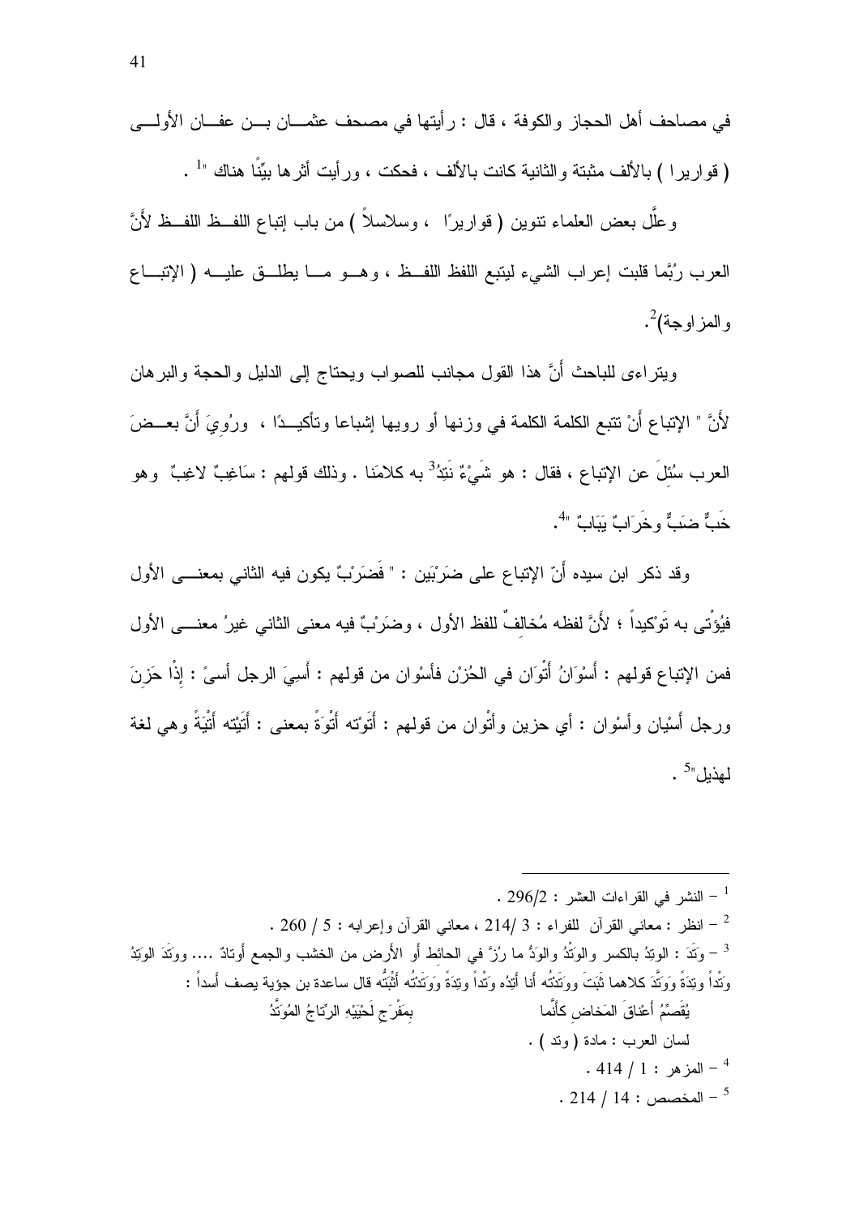في مصاحف أهل الحجاز والكوفة ، قال : رأيتها في مصحف عثمان بن عفان الأولى ( قواريرا ) بالألف مثبتة والثانية كانت بالألف ، فحكت ، ورأيت أثرها بيِّنًا هناك "[1] .

وعلَّل بعض العلماء تنوين ( قواريرًا ، وسلاسلاً ) من باب إتباع اللفظ اللفظ لأَنَّ العرب رُبَّما قلبت إعراب الشيء ليتبع اللفظ اللفظ ، وهو ما يطلق عليه ( الإتباع والمزاوجة)[2].

ويتراءى للباحث أَنَّ هذا القول مجانب للصواب ويحتاج إلى الدليل والحجة والبرهان لأَنَّ " الإتباع أَنْ تتبع الكلمة الكلمة في وزنها أو رويها إشباعا وتأكيدًا ، ورُوِيَ أَنَّ بعضَ العرب سُئِلَ عن الإتباع ، فقال : هو شَيْءٌ نَتِدُ[3] به كلامَنا . وذلك قولهم : سَاغِبٌ لاغِبٌ وهو خَبٌّ ضَبٌّ وخَرَابٌ يَبَابٌ "[4].

وقد ذكر ابن سيده أَنّ الإتباع على ضَرْبَين : " فَضَرْبٌ يكون فيه الثاني بمعنى الأول فيُؤْتى به تَوْكيداً ؛ لأَنَّ لفظه مُخالفٌ للفظ الأول ، وضَرْبٌ فيه معنى الثاني غيرُ معنى الأول فمن الإتباع قولهم : أَسْوَانُ أَتْوَان في الحُزْن فأسْوان من قولهم : أَسِيَ الرجل أسىً : إذْا حَزِنَ ورجل أَسْيان وأسْوان : أي حزين وأتْوان من قولهم : أَتَوْته أَتْوَةً بمعنى : أَتَيْته أَتْيَةً وهي لغة لهذيل"[5] .

---

[1] – النشر في القراءات العشر : 296/2 .

[2] – انظر : معاني القرآن للفراء : 3 /214 ، معاني القرآن وإعرابه : 5 / 260 .

[3] – وَتَدَ : الوتِدُ بالكسر والوَتْدُ والوَدُّ ما رُزَّ في الحائط أو الأرض من الخشب والجمع أوتادٌ .... ووَتَدَ الوَتِدُ وَتْداً وتِدَةً وَوَتَّدَ كلاهما ثَبَتَ ووَتَدْتُه أنا أَتِدُه وَتْداً وتِدَةً وَوَتَدْتُه أَثْبَتُّه قال ساعدة بن جؤية يصف أسداً :

يُقَصِّمُ أعْناقَ المَخاضِ كأَنَّما     بِمَفْرَجِ لَحْيَيْهِ الرِّتاجُ المُوَتَّدُ

لسان العرب : مادة ( وتد ) .

[4] – المزهر : 1 / 414 .

[5] – المخصص : 14 / 214 .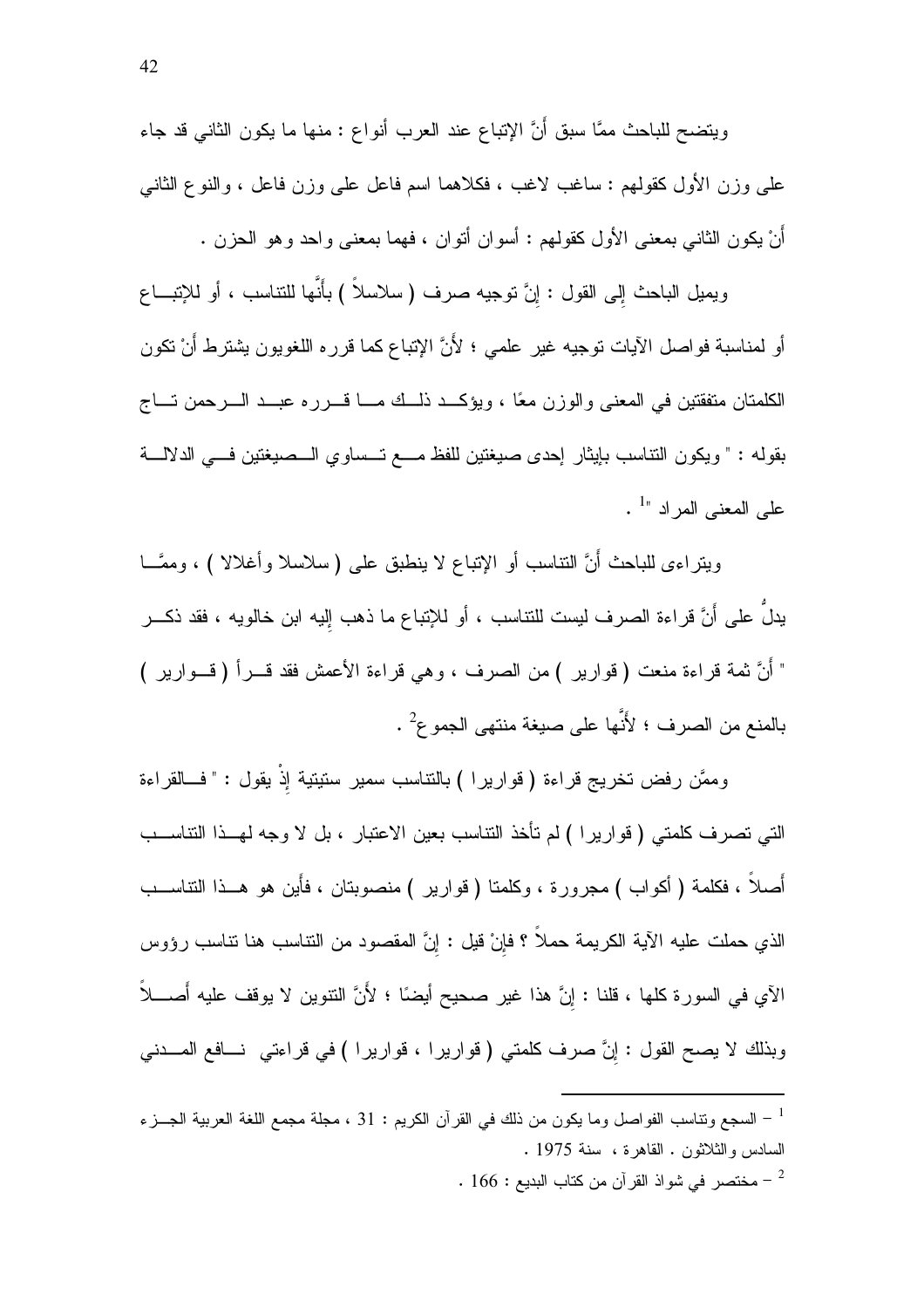ويتضح للباحث ممَّا سبق أَنَّ الإتباع عند العرب أنواع : منها ما يكون الثاني قد جاء على وزن الأول كقولهم : ساغب لاغب ، فكلاهما اسم فاعل على وزن فاعل ، والنوع الثاني أَنْ يكون الثاني بمعنى الأول كقولهم : أسوان أتوان ، فهما بمعنى واحد وهو الحزن .

ويميل الباحث إلى القول : إنَّ توجيه صرف ( سلاسلاً ) بأَنَّها للتناسب ، أو للإتباع أو لمناسبة فواصل الآيات توجيه غير علمي ؛ لأَنَّ الإتباع كما قرره اللغويون يشترط أَنْ تكون الكلمتان متفقتين في المعنى والوزن معًا ، ويؤكد ذلك ما قرره عبد الرحمن تاج بقوله : " ويكون التناسب بإيثار إحدى صيغتين للفظ مع تساوي الصيغتين في الدلالة على المعنى المراد "[1] .

ويتراءى للباحث أَنَّ التناسب أو الإتباع لا ينطبق على ( سلاسلا وأغلالا ) ، وممَّا يدلُّ على أَنَّ قراءة الصرف ليست للتناسب ، أو للإتباع ما ذهب إليه ابن خالويه ، فقد ذكر " أَنَّ ثمة قراءة منعت ( قوارير ) من الصرف ، وهي قراءة الأعمش فقد قرأ ( قوارير ) بالمنع من الصرف ؛ لأَنَّها على صيغة منتهى الجموع[2] .

وممَّن رفض تخريج قراءة ( قواريرا ) بالتناسب سمير ستيتية إذْ يقول : " فالقراءة التي تصرف كلمتي ( قواريرا ) لم تأخذ التناسب بعين الاعتبار ، بل لا وجه لهذا التناسب أَصلاً ، فكلمة ( أكواب ) مجرورة ، وكلمتا ( قوارير ) منصوبتان ، فأَين هو هذا التناسب الذي حملت عليه الآية الكريمة حملاً ؟ فإِنْ قيل : إنَّ المقصود من التناسب هنا تناسب رؤوس الآي في السورة كلها ، قلنا : إنَّ هذا غير صحيح أيضًا ؛ لأَنَّ التنوين لا يوقف عليه أَصلاً وبذلك لا يصح القول : إنَّ صرف كلمتي ( قواريرا ، قواريرا ) في قراءتي نافع المدني

---

[1] – السجع وتناسب الفواصل وما يكون من ذلك في القرآن الكريم : 31 ، مجلة مجمع اللغة العربية الجزء السادس والثلاثون . القاهرة ، سنة 1975 .

[2] – مختصر في شواذ القرآن من كتاب البديع : 166 .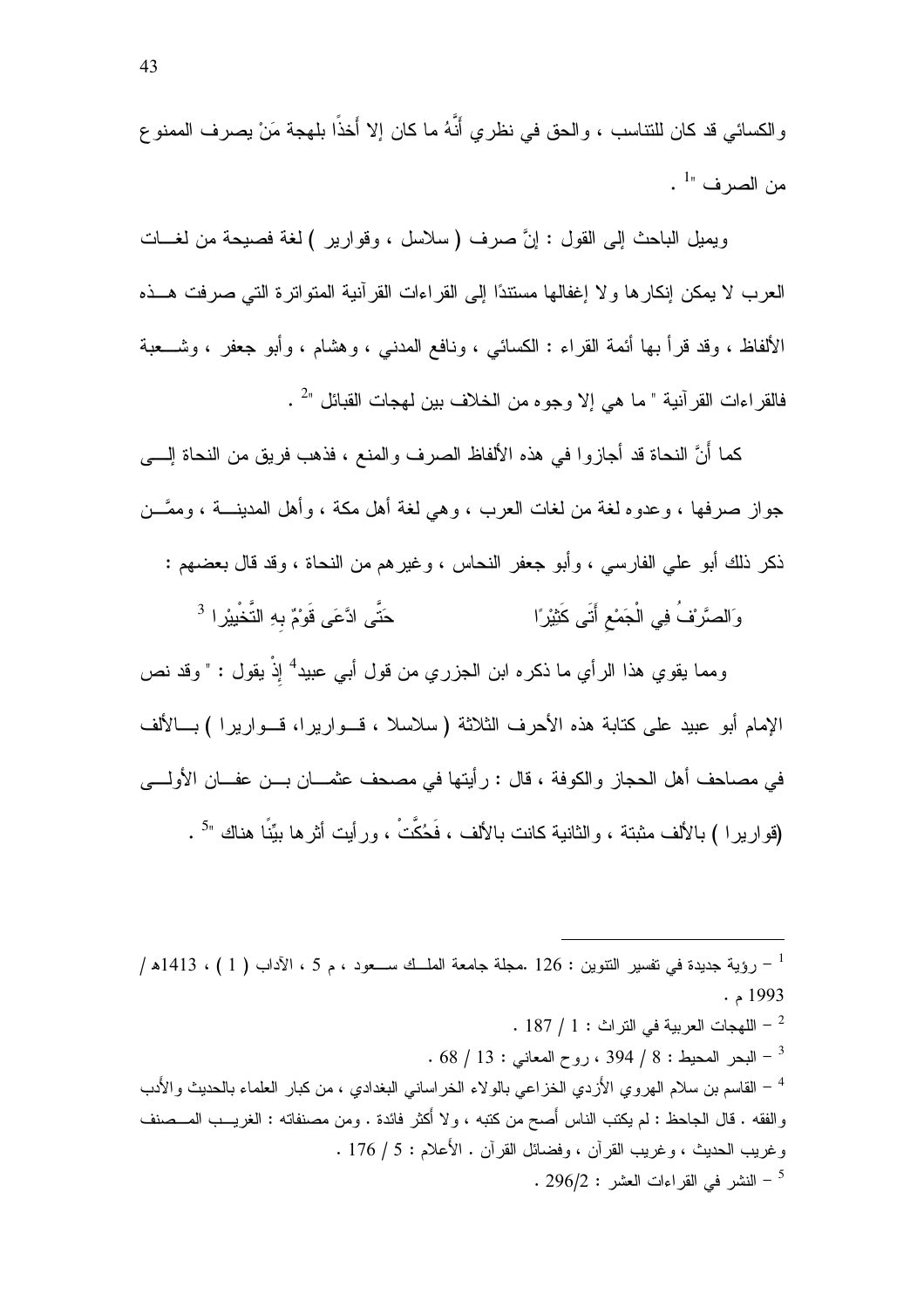والكسائي قد كان للتناسب ، والحق في نظري أَنَّهُ ما كان إلا أَخذًا بلهجة مَنْ يصرف الممنوع من الصرف "[1] .

ويميل الباحث إلى القول : إنَّ صرف ( سلاسل ، وقوارير ) لغة فصيحة من لغات العرب لا يمكن إنكارها ولا إغفالها مستندًا إلى القراءات القرآنية المتواترة التي صرفت هذه الألفاظ ، وقد قرأ بها أئمة القراء : الكسائي ، ونافع المدني ، وهشام ، وأبو جعفر ، وشعبة فالقراءات القرآنية " ما هي إلا وجوه من الخلاف بين لهجات القبائل "[2] .

كما أَنَّ النحاة قد أجازوا في هذه الألفاظ الصرف والمنع ، فذهب فريق من النحاة إلى جواز صرفها ، وعدوه لغة من لغات العرب ، وهي لغة أهل مكة ، وأهل المدينة ، وممَّن ذكر ذلك أبو علي الفارسي ، وأبو جعفر النحاس ، وغيرهم من النحاة ، وقد قال بعضهم :

وَالصَّرْفُ فِي الْجَمْعِ أَتَى كَثِيْرًا        حَتَّى ادَّعَى قَوْمٌ بِهِ التَّخْيِيْرا [3]

ومما يقوي هذا الرأي ما ذكره ابن الجزري من قول أبي عبيد[4] إِذْ يقول : " وقد نص الإمام أبو عبيد على كتابة هذه الأحرف الثلاثة ( سلاسلا ، قواريرا، قواريرا ) بالألف في مصاحف أهل الحجاز والكوفة ، قال : رأيتها في مصحف عثمان بن عفان الأولى (قواريرا ) بالألف مثبتة ، والثانية كانت بالألف ، فَحُكَّتْ ، ورأيت أثرها بيِّنًا هناك "[5] .

---

[1] – رؤية جديدة في تفسير التنوين : 126 .مجلة جامعة الملك سعود ، م 5 ، الآداب ( 1 ) ، 1413هـ / 1993 م .

[2] – اللهجات العربية في التراث : 1 / 187 .

[3] – البحر المحيط : 8 / 394 ، روح المعاني : 13 / 68 .

[4] – القاسم بن سلام الهروي الأزدي الخزاعي بالولاء الخراساني البغدادي ، من كبار العلماء بالحديث والأدب والفقه . قال الجاحظ : لم يكتب الناس أصح من كتبه ، ولا أكثر فائدة . ومن مصنفاته : الغريب المصنف وغريب الحديث ، وغريب القرآن ، وفضائل القرآن . الأعلام : 5 / 176 .

[5] – النشر في القراءات العشر : 296/2 .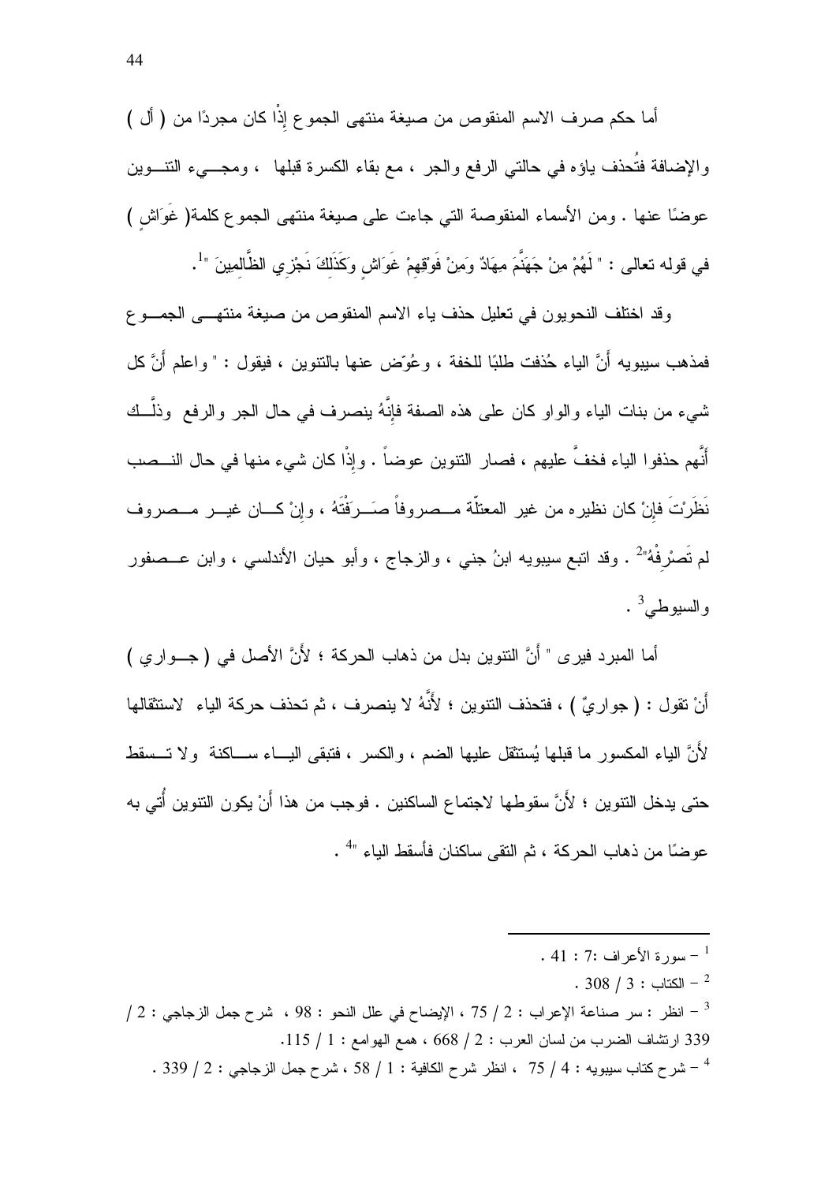أما حكم صرف الاسم المنقوص من صيغة منتهى الجموع إذْا كان مجردًا من ( أل ) والإضافة فتُحذف ياؤه في حالتي الرفع والجر ، مع بقاء الكسرة قبلها ، ومجيء التنوين عوضًا عنها . ومن الأسماء المنقوصة التي جاءت على صيغة منتهى الجموع كلمة( غَوَاشٍ ) في قوله تعالى : " لَهُمْ مِنْ جَهَنَّمَ مِهَادٌ وَمِنْ فَوْقِهِمْ غَوَاشٍ وَكَذَلِكَ نَجْزِي الظَّالِمِينَ "[1].

وقد اختلف النحويون في تعليل حذف ياء الاسم المنقوص من صيغة منتهى الجموع فمذهب سيبويه أَنَّ الياء حُذفت طلبًا للخفة ، وعُوّض عنها بالتنوين ، فيقول : " واعلم أَنَّ كل شيء من بنات الياء والواو كان على هذه الصفة فإنَّهُ ينصرف في حال الجر والرفع وذلك أَنَّهم حذفوا الياء فخفَّ عليهم ، فصار التنوين عوضاً . وإذْا كان شيء منها في حال النصب نَظَرْتَ فإنْ كان نظيره من غير المعتلّة مصروفاً صَرَفْتَهُ ، وإنْ كان غير مصروف لم تَصْرِفْهُ"[2] . وقد اتبع سيبويه ابنُ جني ، والزجاج ، وأبو حيان الأندلسي ، وابن عصفور والسيوطي[3] .

أما المبرد فيرى " أَنَّ التنوين بدل من ذهاب الحركة ؛ لأَنَّ الأصل في ( جواري ) أَنْ تقول : ( جواريٌ ) ، فتحذف التنوين ؛ لأَنَّهُ لا ينصرف ، ثم تحذف حركة الياء لاستثقالها لأَنَّ الياء المكسور ما قبلها يُستثقل عليها الضم ، والكسر ، فتبقى الياء ساكنة ولا تسقط حتى يدخل التنوين ؛ لأَنَّ سقوطها لاجتماع الساكنين . فوجب من هذا أَنْ يكون التنوين أُتي به عوضًا من ذهاب الحركة ، ثم التقى ساكنان فأسقط الياء "[4] .

---

[1] – سورة الأعراف :7 : 41 .

[2] – الكتاب : 3 / 308 .

[3] – انظر : سر صناعة الإعراب : 2 / 75 ، الإيضاح في علل النحو : 98 ، شرح جمل الزجاجي : 2 / 339 ارتشاف الضرب من لسان العرب : 2 / 668 ، همع الهوامع : 1 / 115.

[4] – شرح كتاب سيبويه : 4 / 75 ، انظر شرح الكافية : 1 / 58 ، شرح جمل الزجاجي : 2 / 339 .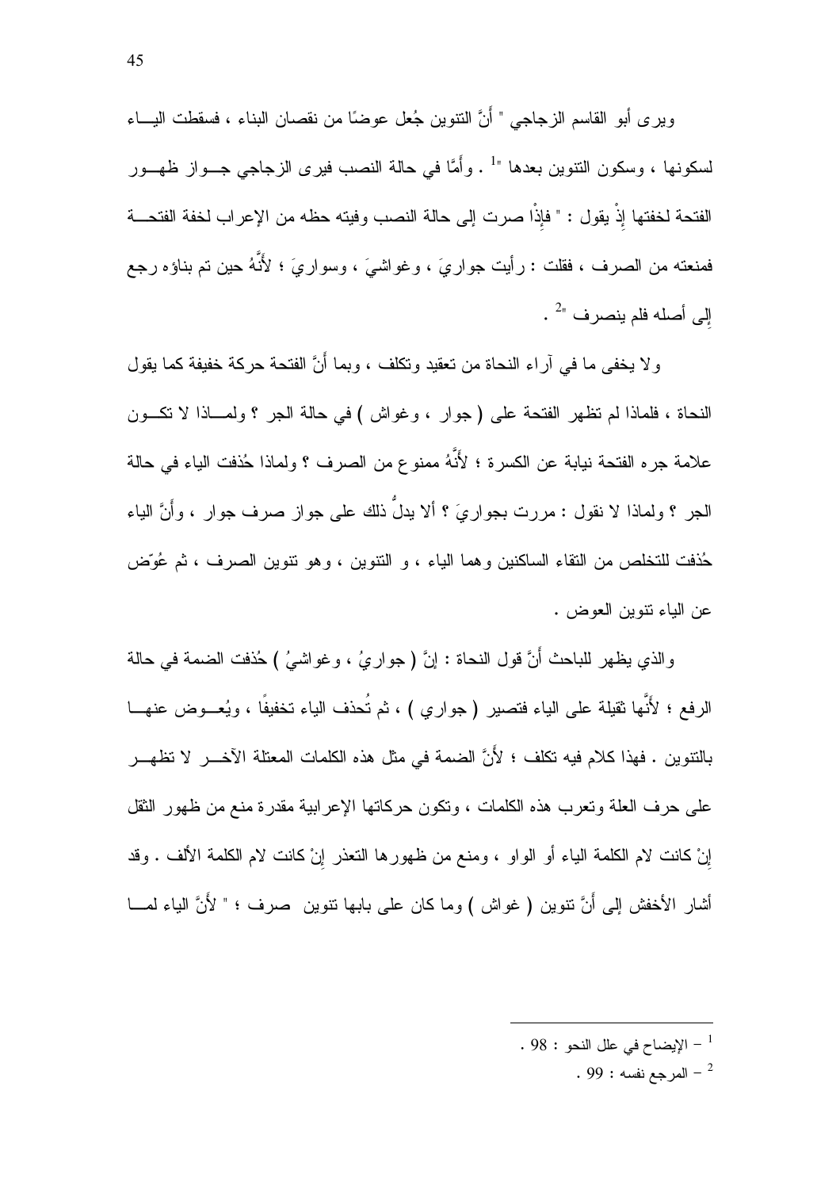ويرى أبو القاسم الزجاجي " أَنَّ التنوين جُعل عوضًا من نقصان البناء ، فسقطت اليـاء لسكونها ، وسكون التنوين بعدها "[1] . وأَمَّا في حالة النصب فيرى الزجاجي جـواز ظهـور الفتحة لخفتها إِذْ يقول : " فإِذْا صرت إلى حالة النصب وفيته حظه من الإعراب لخفة الفتحة فمنعته من الصرف ، فقلت : رأيت جواريَ ، وغواشيَ ، وسواريَ ؛ لأَنَّهُ حين تم بناؤه رجع إلى أصله فلم ينصرف "[2] .

ولا يخفى ما في آراء النحاة من تعقيد وتكلف ، وبما أَنَّ الفتحة حركة خفيفة كما يقول النحاة ، فلماذا لم تظهر الفتحة على ( جوار ، وغواش ) في حالة الجر ؟ ولمـاذا لا تكـون علامة جره الفتحة نيابة عن الكسرة ؛ لأَنَّهُ ممنوع من الصرف ؟ ولماذا حُذفت الياء في حالة الجر ؟ ولماذا لا نقول : مررت بجواريَ ؟ ألا يدلُّ ذلك على جواز صرف جوار ، وأَنَّ الياء حُذفت للتخلص من التقاء الساكنين وهما الياء ، و التنوين ، وهو تنوين الصرف ، ثم عُوّض عن الياء تنوين العوض .

والذي يظهر للباحث أَنَّ قول النحاة : إنَّ ( جواريُ ، وغواشيُ ) حُذفت الضمة في حالة الرفع ؛ لأَنَّها ثقيلة على الياء فتصير ( جواري ) ، ثم تُحذف الياء تخفيفًا ، ويُعـوض عنهـا بالتنوين . فهذا كلام فيه تكلف ؛ لأَنَّ الضمة في مثل هذه الكلمات المعتلة الآخـر لا تظهـر على حرف العلة وتعرب هذه الكلمات ، وتكون حركاتها الإعرابية مقدرة منع من ظهور الثقل إنْ كانت لام الكلمة الياء أو الواو ، ومنع من ظهورها التعذر إنْ كانت لام الكلمة الألف . وقد أشار الأخفش إلى أَنَّ تنوين ( غواش ) وما كان على بابها تنوين صرف ؛ " لأَنَّ الياء لمـا

---

[1] – الإيضاح في علل النحو : 98 .

[2] – المرجع نفسه : 99 .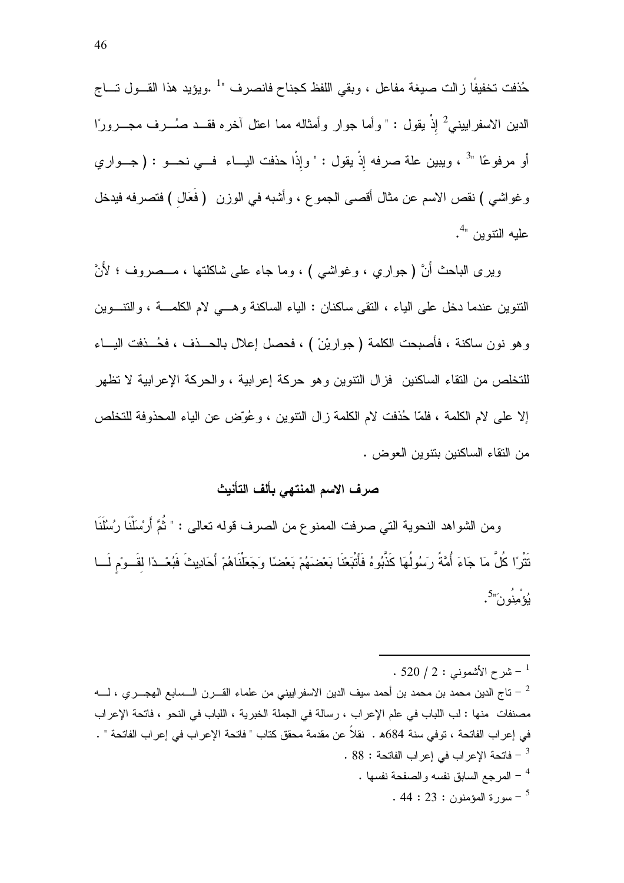حُذفت تخفيفًا زالت صيغة مفاعل ، وبقي اللفظ كجناح فانصرف "[1] .ويؤيد هذا القول تاج الدين الاسفراييني[2] إذْ يقول : " وأما جوار وأمثاله مما اعتل آخره فقد صُرف مجرورًا أو مرفوعًا "[3] ، ويبين علة صرفه إذْ يقول : " وإذْا حذفت الياء في نحو : ( جواري وغواشي ) نقص الاسم عن مثال أقصى الجموع ، وأشبه في الوزن ( فَعَالٍ ) فتصرفه فيدخل عليه التنوين "[4].

ويرى الباحث أنَّ ( جواري ، وغواشي ) ، وما جاء على شاكلتها ، مصروف ؛ لأنَّ التنوين عندما دخل على الياء ، التقى ساكنان : الياء الساكنة وهي لام الكلمة ، والتنوين وهو نون ساكنة ، فأصبحت الكلمة ( جواريْنْ ) ، فحصل إعلال بالحذف ، فحُذفت الياء للتخلص من التقاء الساكنين فزال التنوين وهو حركة إعرابية ، والحركة الإعرابية لا تظهر إلا على لام الكلمة ، فلمّا حُذفت لام الكلمة زال التنوين ، وعُوّض عن الياء المحذوفة للتخلص من التقاء الساكنين بتنوين العوض .

### صرف الاسم المنتهي بألف التأنيث

ومن الشواهد النحوية التي صرفت الممنوع من الصرف قوله تعالى : " ثُمَّ أَرْسَلْنَا رُسُلَنَا تَتْرًا كُلَّ مَا جَاءَ أُمَّةً رَسُولُهَا كَذَّبُوهُ فَأَتْبَعْنَا بَعْضَهُمْ بَعْضًا وَجَعَلْنَاهُمْ أَحَادِيثَ فَبُعْدًا لِقَوْمٍ لَا يُؤْمِنُونَ"[5].

---

[1] – شرح الأشموني : 2 / 520 .

[2] – تاج الدين محمد بن محمد بن أحمد سيف الدين الاسفراييني من علماء القرن السابع الهجري ، له مصنفات منها : لب اللباب في علم الإعراب ، رسالة في الجملة الخبرية ، اللباب في النحو ، فاتحة الإعراب في إعراب الفاتحة ، توفي سنة 684هـ . نقلاً عن مقدمة محقق كتاب " فاتحة الإعراب في إعراب الفاتحة " .

[3] – فاتحة الإعراب في إعراب الفاتحة : 88 .

[4] – المرجع السابق نفسه والصفحة نفسها .

[5] – سورة المؤمنون : 23 : 44 .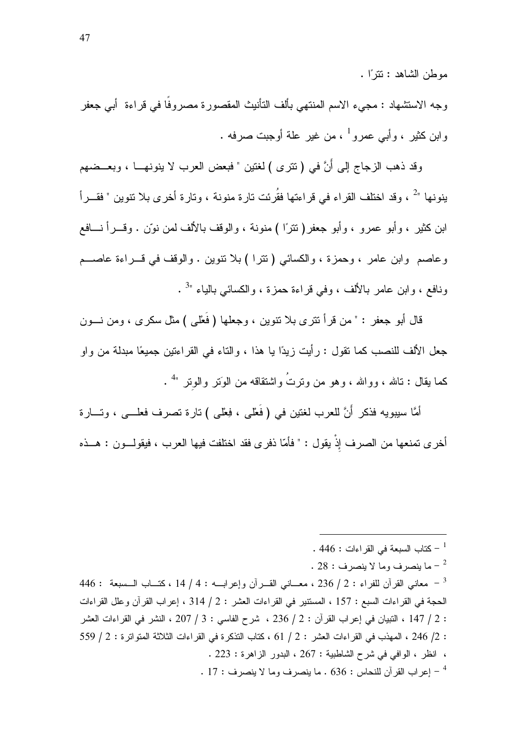موطن الشاهد : تترًا .

وجه الاستشهاد : مجيء الاسم المنتهي بألف التأنيث المقصورة مصروفًا في قراءة أبي جعفر وابن كثير ، وأبي عمرو[1] ، من غير علة أوجبت صرفه .

وقد ذهب الزجاج إلى أَنَّ في ( تترى ) لغتين " فبعض العرب لا ينونها ، وبعضهم ينونها "[2] ، وقد اختلف القراء في قراءتها فقُرئت تارة منونة ، وتارة أخرى بلا تنوين " فقرأ ابن كثير ، وأبو عمرو ، وأبو جعفر ( تترًا ) منونة ، والوقف بالألف لمن نوّن . وقرأ نافع وعاصم وابن عامر ، وحمزة ، والكسائي ( تترا ) بلا تنوين . والوقف في قراءة عاصم ونافع ، وابن عامر بالألف ، وفي قراءة حمزة ، والكسائي بالياء "[3] .

قال أبو جعفر : " من قرأ تترى بلا تنوين ، وجعلها ( فَعْلى ) مثل سكرى ، ومن نون جعل الألف للنصب كما تقول : رأيت زيدًا يا هذا ، والتاء في القراءتين جميعًا مبدلة من واو كما يقال : تالله ، ووالله ، وهو من وترتُ واشتقاقه من الوَتر والوِتر "[4] .

أمَّا سيبويه فذكر أَنَّ للعرب لغتين في ( فَعْلى ، فِعْلى ) تارة تصرف فعلى ، وتارة أخرى تمنعها من الصرف إذْ يقول : " فأمّا ذفرى فقد اختلفت فيها العرب ، فيقولون : هذه

---

[1] – كتاب السبعة في القراءات : 446 .

[2] – ما ينصرف وما لا ينصرف : 28 .

[3] – معاني القرآن للفراء : 2 / 236 ، معاني القرآن وإعرابه : 4 / 14 ، كتاب السبعة : 446 الحجة في القراءات السبع : 157 ، المستنير في القراءات العشر : 2 / 314 ، إعراب القرآن وعلل القراءات : 2 / 147 ، التبيان في إعراب القرآن : 2 / 236 ، شرح الفاسي : 3 / 207 ، النشر في القراءات العشر : 2/ 246 ، المهذب في القراءات العشر : 2 / 61 ، كتاب التذكرة في القراءات الثلاثة المتواترة : 2 / 559 ، انظر ، الوافي في شرح الشاطبية : 267 ، البدور الزاهرة : 223 .

[4] – إعراب القرآن للنحاس : 636 . ما ينصرف وما لا ينصرف : 17 .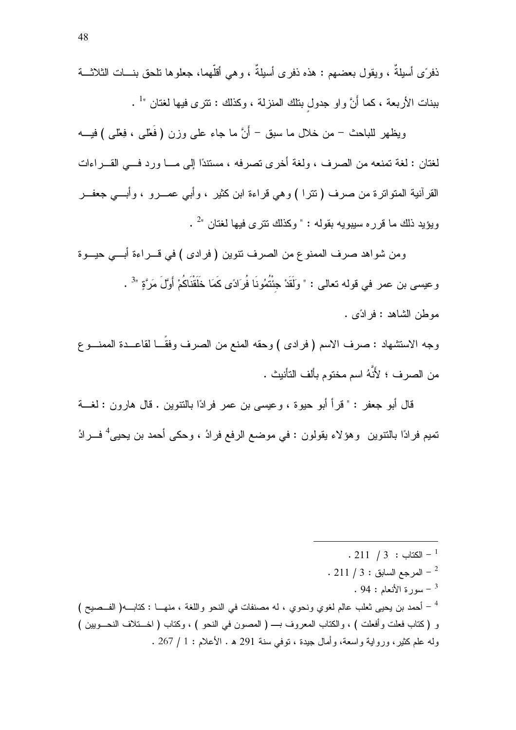ذفرًى أسيلةٌ ، ويقول بعضهم : هذه ذفرى أسيلةٌ ، وهي أقلّهما، جعلوها تلحق بنـات الثلاثـة ببنات الأربعة ، كما أنَّ واو جدولٍ بتلك المنزلة ، وكذلك : تترى فيها لغتان "[1] .

ويظهر للباحث – من خلال ما سبق – أنَّ ما جاء على وزن ( فَعْلى ، فِعْلى ) فيـه لغتان : لغة تمنعه من الصرف ، ولغة أخرى تصرفه ، مستندًا إلى مـا ورد فـي القـراءات القرآنية المتواترة من صرف ( تترا ) وهي قراءة ابن كثير ، وأبي عمـرو ، وأبـي جعفـر ويؤيد ذلك ما قرره سيبويه بقوله : " وكذلك تترى فيها لغتان "[2] .

ومن شواهد صرف الممنوع من الصرف تنوين ( فرادى ) في قـراءة أبـي حيـوة وعيسى بن عمر في قوله تعالى : " وَلَقَدْ جِئْتُمُونَا فُرَادًى كَمَا خَلَقْنَاكُمْ أَوَّلَ مَرَّةٍ "[3] .

موطن الشاهد : فرادًى .

وجه الاستشهاد : صرف الاسم ( فرادى ) وحقه المنع من الصرف وفقًـا لقاعـدة الممنـوع من الصرف ؛ لأنَّهُ اسم مختوم بألف التأنيث .

قال أبو جعفر : " قرأ أبو حيوة ، وعيسى بن عمر فرادًا بالتنوين . قال هارون : لغـة تميم فرادًا بالتنوين وهؤلاء يقولون : في موضع الرفع فرادٌ ، وحكى أحمد بن يحيى[4] فـرادُ

---

[1] – الكتاب : 3 / 211 .

[2] – المرجع السابق : 3 / 211 .

[3] – سورة الأنعام : 94 .

[4] – أحمد بن يحيى ثعلب عالم لغوي ونحوي ، له مصنفات في النحو واللغة ، منهـا : كتابـه( الفـصيح ) و ( كتاب فعلت وأفعلت ) ، والكتاب المعروف بـ ( المصون في النحو ) ، وكتاب ( اخـتلاف النحـويين ) وله علم كثير، ورواية واسعة، وأمال جيدة ، توفي سنة 291 هـ . الأعلام : 1 / 267 .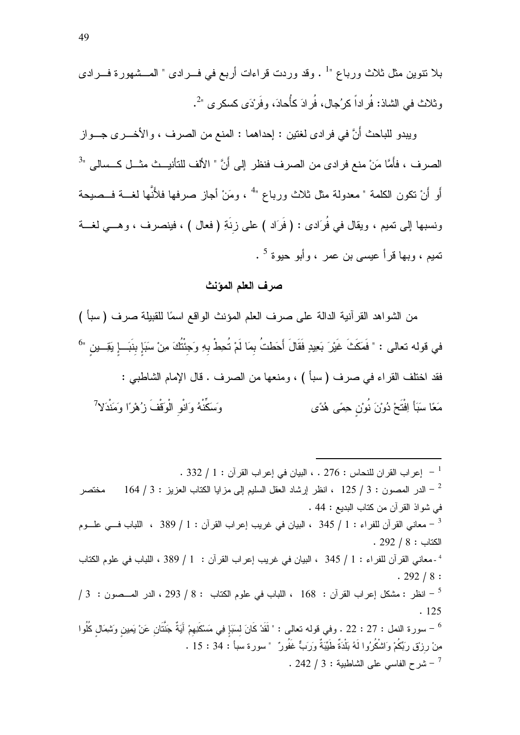بلا تنوين مثل ثلاث ورباع "[1] . وقد وردت قراءات أربع في فــرادى " المــشهورة فــرادى وثلاث في الشاذ: فُراداً كرُجال، فُرادَ كأُحادَ، وفَرْدَى كسكرى "[2].

ويبدو للباحث أنَّ في فرادى لغتين : إحداهما : المنع من الصرف ، والأخــرى جــواز الصرف ، فأمَّا مَنْ منع فرادى من الصرف فنظر إلى أنَّ " الألف للتأنيــث مثــل كــسالى "[3] أو أنْ تكون الكلمة " معدولة مثل ثلاث ورباع "[4] ، ومَنْ أجاز صرفها فلأنَّها لغــة فــصيحة ونسبها إلى تميم ، ويقال في فُرَادى : ( فَرَاد ) على زِنَةِ ( فعال ) ، فينصرف ، وهــي لغــة تميم ، وبها قرأ عيسى بن عمر ، وأبو حيوة [5] .

## صرف العلم المؤنث

من الشواهد القرآنية الدالة على صرف العلم المؤنث الواقع اسمًا للقبيلة صرف ( سبأ ) في قوله تعالى : " فَمَكَثَ غَيْرَ بَعِيدٍ فَقَالَ أَحَطتُ بِمَا لَمْ تُحِطْ بِهِ وَجِئْتُكَ مِنْ سَبَإٍ بِنَبَــإٍ يَقِــينٍ "[6] فقد اختلف القراء في صرف ( سبأ ) ، ومنعها من الصرف . قال الإمام الشاطبي :

مَعًا سَبَأَ افْتَحْ دُوْنَ نُوْنٍ حِمًى هُدًى          وَسَكِّنْهُ وَانْوِ الْوَقْفَ زُهْرًا وَمَنْدَلا[7]

---

[1] – إعراب القران للنحاس : 276 . ، البيان في إعراب القرآن : 1 / 332 .

[2] – الدر المصون : 3 / 125 ، انظر إرشاد العقل السليم إلى مزايا الكتاب العزيز : 3 / 164 مختصر في شواذ القرآن من كتاب البديع : 44 .

[3] – معاني القرآن للفراء : 1 / 345 ، البيان في غريب إعراب القرآن : 1 / 389 ، اللباب فــي علــوم الكتاب : 8 / 292 .

[4] -معاني القرآن للفراء : 1 / 345 ، البيان في غريب إعراب القرآن : 1 / 389 ، اللباب في علوم الكتاب : 8 / 292 .

[5] – انظر : مشكل إعراب القرآن : 168 ، اللباب في علوم الكتاب : 8 / 293 ، الدر المــصون : 3 / 125 .

[6] – سورة النمل : 27 : 22 . وفي قوله تعالى : " لَقَدْ كَانَ لِسَبَإٍ فِي مَسْكَنِهِمْ آَيَةٌ جَنَّتَانِ عَنْ يَمِينٍ وَشِمَالٍ كُلُوا مِنْ رِزْقِ رَبِّكُمْ وَاشْكُرُوا لَهُ بَلْدَةٌ طَيِّبَةٌ وَرَبٌّ غَفُورٌ " سورة سبأ : 34 : 15 .

[7] – شرح الفاسي على الشاطبية : 3 / 242 .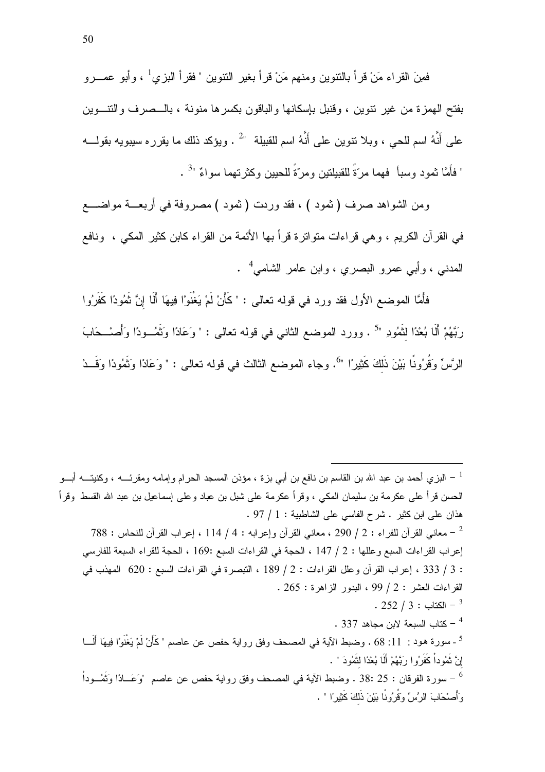فمِنَ القراء مَنْ قرأ بالتنوين ومنهم مَنْ قرأ بغير التنوين " فقرأ البزي[1] ، وأبو عمرو بفتح الهمزة من غير تنوين ، وقنبل بإسكانها والباقون بكسرها منونة ، بالصرف والتنوين على أَنَّهُ اسم للحي ، وبلا تنوين على أَنَّهُ اسم للقبيلة "[2] . ويؤكد ذلك ما يقرره سيبويه بقوله " فأَمَّا ثمود وسبأ فهما مرّةً للقبيلتين ومرّةً للحيين وكثرتهما سواءٌ "[3] .

ومن الشواهد صرف ( ثمود ) ، فقد وردت ( ثمود ) مصروفة في أربعة مواضع في القرآن الكريم ، وهي قراءات متواترة قرأ بها الأئمة من القراء كابن كثير المكي ، ونافع المدني ، وأبي عمرو البصري ، وابن عامر الشامي[4] .

فأَمَّا الموضع الأول فقد ورد في قوله تعالى : " كَأَنْ لَمْ يَغْنَوْا فِيهَا أَلَا إِنَّ ثَمُودًا كَفَرُوا رَبَّهُمْ أَلَا بُعْدًا لِثَمُودِ "[5] . وورد الموضع الثاني في قوله تعالى : " وَعَادًا وَثَمُودًا وَأَصْحَابَ الرَّسِّ وَقُرُونًا بَيْنَ ذَلِكَ كَثِيرًا "[6]. وجاء الموضع الثالث في قوله تعالى : " وَعَادًا وَثَمُودًا وَقَدْ

---

[1] – البزي أحمد بن عبد الله بن القاسم بن نافع بن أبي بزة ، مؤذن المسجد الحرام وإمامه ومقرئه ، وكنيته أبو الحسن قرأ على عكرمة بن سليمان المكي ، وقرأ عكرمة على شبل بن عباد وعلى إسماعيل بن عبد الله القسط وقرأ هذان على ابن كثير . شرح الفاسي على الشاطبية : 1 / 97 .

[2] – معاني القرآن للفراء : 2 / 290 ، معاني القرآن وإعرابه : 4 / 114 ، إعراب القرآن للنحاس : 788 إعراب القراءات السبع وعللها : 2 / 147 ، الحجة في القراءات السبع :169 ، الحجة للقراء السبعة للفارسي : 3 / 333 ، إعراب القرآن وعلل القراءات : 2 / 189 ، التبصرة في القراءات السبع : 620 المهذب في القراءات العشر : 2 / 99 ، البدور الزاهرة : 265 .

[3] – الكتاب : 3 / 252 .

[4] – كتاب السبعة لابن مجاهد 337 .

[5] - سورة هود : 11: 68 . وضبط الآية في المصحف وفق رواية حفص عن عاصم " كَأَنْ لَمْ يَغْنَوْا فِيهَا أَلَا إِنَّ ثَمُودَاْ كَفَرُوا رَبَّهُمْ أَلَا بُعْدًا لِثَمُودَ " .

[6] – سورة الفرقان : 25 :38 . وضبط الآية في المصحف وفق رواية حفص عن عاصم "وَعَادًا وَثَمُودَاْ وَأَصْحَابَ الرَّسِّ وَقُرُونًا بَيْنَ ذَلِكَ كَثِيرًا " .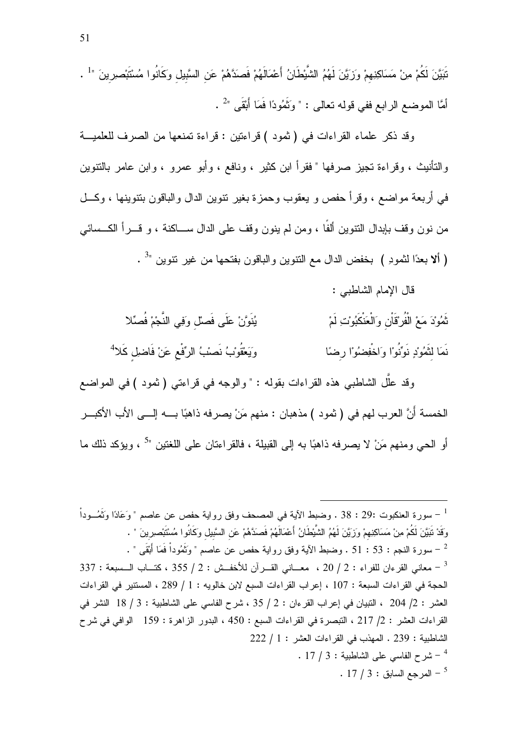تَبَيَّنَ لَكُمْ مِنْ مَسَاكِنِهِمْ وَزَيَّنَ لَهُمُ الشَّيْطَانُ أَعْمَالَهُمْ فَصَدَّهُمْ عَنِ السَّبِيلِ وَكَانُوا مُسْتَبْصِرِينَ "[1] .

أمَّا الموضع الرابع ففي قوله تعالى : " وَثَمُودًا فَمَا أَبْقَى "[2] .

وقد ذكر علماء القراءات في ( ثمود ) قراءتين : قراءة تمنعها من الصرف للعلمية والتأنيث ، وقراءة تجيز صرفها " فقرأ ابن كثير ، ونافع ، وأبو عمرو ، وابن عامر بالتنوين في أربعة مواضع ، وقرأ حفص و يعقوب وحمزة بغير تنوين الدال والباقون بتنوينها ، وكل من نون وقف بإبدال التنوين ألفًا ، ومن لم ينون وقف على الدال ساكنة ، و قرأ الكسائي ( ألا بعدًا لثمودٍ ) بخفض الدال مع التنوين والباقون بفتحها من غير تنوين "[3] .

قال الإمام الشاطبي :

ثَمُوْدَ مَعْ الْفُرْقَانِ وَالْعَنْكَبُوْتِ لَمْ ... يُنَوَّنْ عَلَى فَصْلٍ وَفِي النَّجْمِ فُصِّلا

نَمَا لِثَمُوْدٍ نَوِّنُوْا وَاخْفِضُوْا رِضًا ... وَيَعْقُوْبُ نَصْبُ الرَّفْعِ عَنْ فَاضِلٍ كَلا[4]

وقد علَّل الشاطبي هذه القراءات بقوله : " والوجه في قراءتي ( ثمود ) في المواضع الخمسة أنَّ العرب لهم في ( ثمود ) مذهبان : منهم مَنْ يصرفه ذاهبًا به إلى الأب الأكبر أو الحي ومنهم مَنْ لا يصرفه ذاهبًا به إلى القبيلة ، فالقراءتان على اللغتين "[5] ، ويؤكد ذلك ما

---

[1] – سورة العنكبوت :29 : 38 . وضبط الآية في المصحف وفق رواية حفص عن عاصم " وَعَادًا وَثَمُودَ وَقَدْ تَبَيَّنَ لَكُمْ مِنْ مَسَاكِنِهِمْ وَزَيَّنَ لَهُمُ الشَّيْطَانُ أَعْمَالَهُمْ فَصَدَّهُمْ عَنِ السَّبِيلِ وَكَانُوا مُسْتَبْصِرِينَ " .

[2] – سورة النجم : 53 : 51 . وضبط الآية وفق رواية حفص عن عاصم " وَثَمُودَ فَمَا أَبْقَى " .

[3] – معاني القرءان للفراء : 2 / 20 ، معاني القرآن للأخفش : 2 / 355 ، كتاب السبعة : 337 الحجة في القراءات السبعة : 107 ، إعراب القراءات السبع لابن خالويه : 1 / 289 ، المستنير في القراءات العشر : 2/ 204 ، التبيان في إعراب القرءان : 2 / 35 ، شرح الفاسي على الشاطبية : 3 / 18 النشر في القراءات العشر : 2/ 217 ، التبصرة في القراءات السبع : 450 ، البدور الزاهرة : 159 الوافي في شرح الشاطبية : 239 . المهذب في القراءات العشر : 1 / 222

[4] – شرح الفاسي على الشاطبية : 3 / 17 .

[5] – المرجع السابق : 3 / 17 .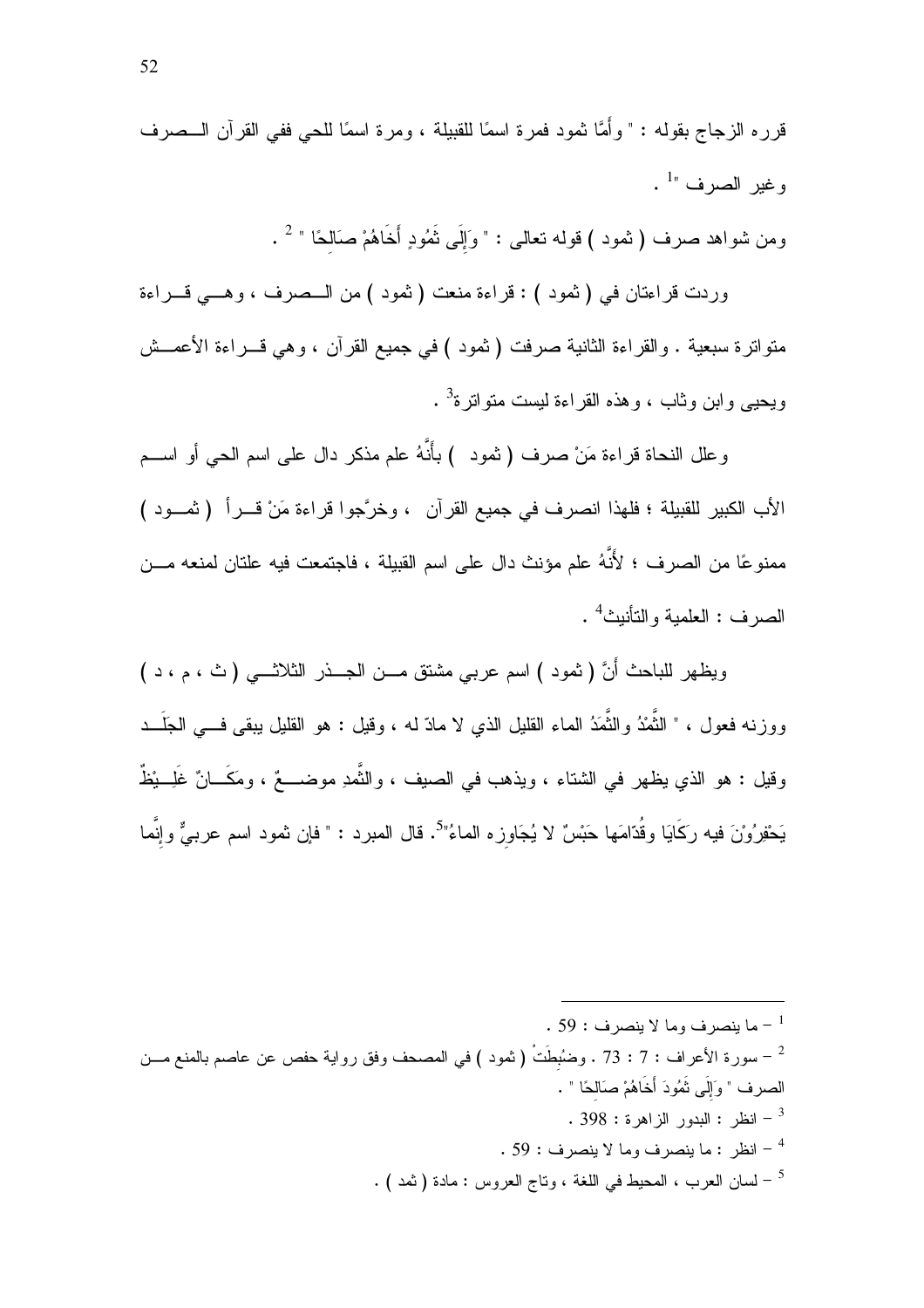قرره الزجاج بقوله : " وأَمَّا ثمود فمرة اسمًا للقبيلة ، ومرة اسمًا للحي ففي القرآن الصرف وغير الصرف "[1] .

ومن شواهد صرف ( ثمود ) قوله تعالى : " وَإِلَى ثَمُودٍ أَخَاهُمْ صَالِحًا "[2] .

وردت قراءتان في ( ثمود ) : قراءة منعت ( ثمود ) من الصرف ، وهي قراءة متواترة سبعية . والقراءة الثانية صرفت ( ثمود ) في جميع القرآن ، وهي قراءة الأعمش ويحيى وابن وثاب ، وهذه القراءة ليست متواترة[3] .

وعلل النحاة قراءة مَنْ صرف ( ثمود ) بأَنَّهُ علم مذكر دال على اسم الحي أو اسم الأب الكبير للقبيلة ؛ فلهذا انصرف في جميع القرآن ، وخرَّجوا قراءة مَنْ قرأ ( ثمود ) ممنوعًا من الصرف ؛ لأَنَّهُ علم مؤنث دال على اسم القبيلة ، فاجتمعت فيه علتان لمنعه من الصرف : العلمية والتأنيث[4] .

ويظهر للباحث أَنَّ ( ثمود ) اسم عربي مشتق من الجذر الثلاثي ( ث ، م ، د ) ووزنه فعول ، " الثَّمْدُ والثَّمَدُ الماء القليل الذي لا مادّ له ، وقيل : هو القليل يبقى في الجَلَد وقيل : هو الذي يظهر في الشتاء ، ويذهب في الصيف ، والثَّمِدِ موضعٌ ، ومكَانٌ غَلِيْظٌ يَحْفِرُوْنَ فيه ركَايَا وقُدّامَها حَبْسٌ لا يُجَاوِزه الماءُ"[5]. قال المبرد : " فإن ثمود اسم عربيٌّ وإِنَّما

---

[1] – ما ينصرف وما لا ينصرف : 59 .

[2] – سورة الأعراف : 7 : 73 . وضُبِطَتْ ( ثمود ) في المصحف وفق رواية حفص عن عاصم بالمنع من الصرف " وَإِلَى ثَمُودَ أَخَاهُمْ صَالِحًا " .

[3] – انظر : البدور الزاهرة : 398 .

[4] – انظر : ما ينصرف وما لا ينصرف : 59 .

[5] – لسان العرب ، المحيط في اللغة ، وتاج العروس : مادة ( ثمد ) .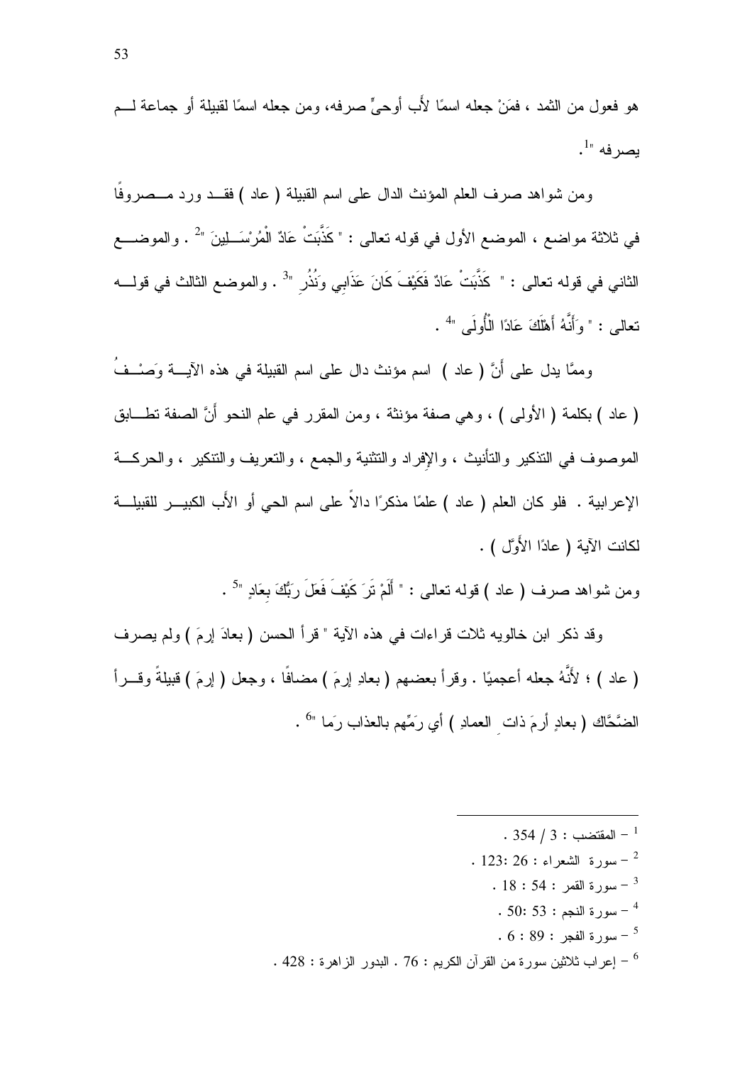هو فعول من الثمد ، فمَنْ جعله اسمًا لأَب أوحيٍّ صرفه، ومن جعله اسمًا لقبيلة أو جماعة لــم يصرفه "[1].

ومن شواهد صرف العلم المؤنث الدال على اسم القبيلة ( عاد ) فقــد ورد مــصروفًا في ثلاثة مواضع ، الموضع الأول في قوله تعالى : " كَذَّبَتْ عَادٌ الْمُرْسَــلِينَ "[2] . والموضــع الثاني في قوله تعالى : " كَذَّبَتْ عَادٌ فَكَيْفَ كَانَ عَذَابِي وَنُذُرِ "[3] . والموضع الثالث في قولــه تعالى : " وَأَنَّهُ أَهْلَكَ عَادًا الْأُولَى "[4] .

وممَّا يدل على أَنَّ ( عاد ) اسم مؤنث دال على اسم القبيلة في هذه الآيــة وَصْــفُ ( عاد ) بكلمة ( الأولى ) ، وهي صفة مؤنثة ، ومن المقرر في علم النحو أَنَّ الصفة تطــابق الموصوف في التذكير والتأنيث ، والإفراد والتثنية والجمع ، والتعريف والتنكير ، والحركــة الإعرابية . فلو كان العلم ( عاد ) علمًا مذكرًا دالاً على اسم الحي أو الأَب الكبيــر للقبيلــة لكانت الآية ( عادًا الأَوَّل ) .

ومن شواهد صرف ( عاد ) قوله تعالى : " أَلَمْ تَرَ كَيْفَ فَعَلَ رَبُّكَ بِعَادٍ "[5] .

وقد ذكر ابن خالويه ثلاث قراءات في هذه الآية " قرأ الحسن ( بعادَ إرمَ ) ولم يصرف ( عاد ) ؛ لأَنَّهُ جعله أعجميًا . وقرأ بعضهم ( بعادِ إرمَ ) مضافًا ، وجعل ( إرمَ ) قبيلةً وقــرأ الضَّحَّاك ( بعادٍ أرمَ ذاتِ العمادِ ) أي رَمَّهم بالعذاب رَما "[6] .

---

[1] – المقتضب : 3 / 354 .

[2] – سورة الشعراء : 26 :123 .

[3] – سورة القمر : 54 : 18 .

[4] – سورة النجم : 53 :50 .

[5] – سورة الفجر : 89 : 6 .

[6] – إعراب ثلاثين سورة من القرآن الكريم : 76 . البدور الزاهرة : 428 .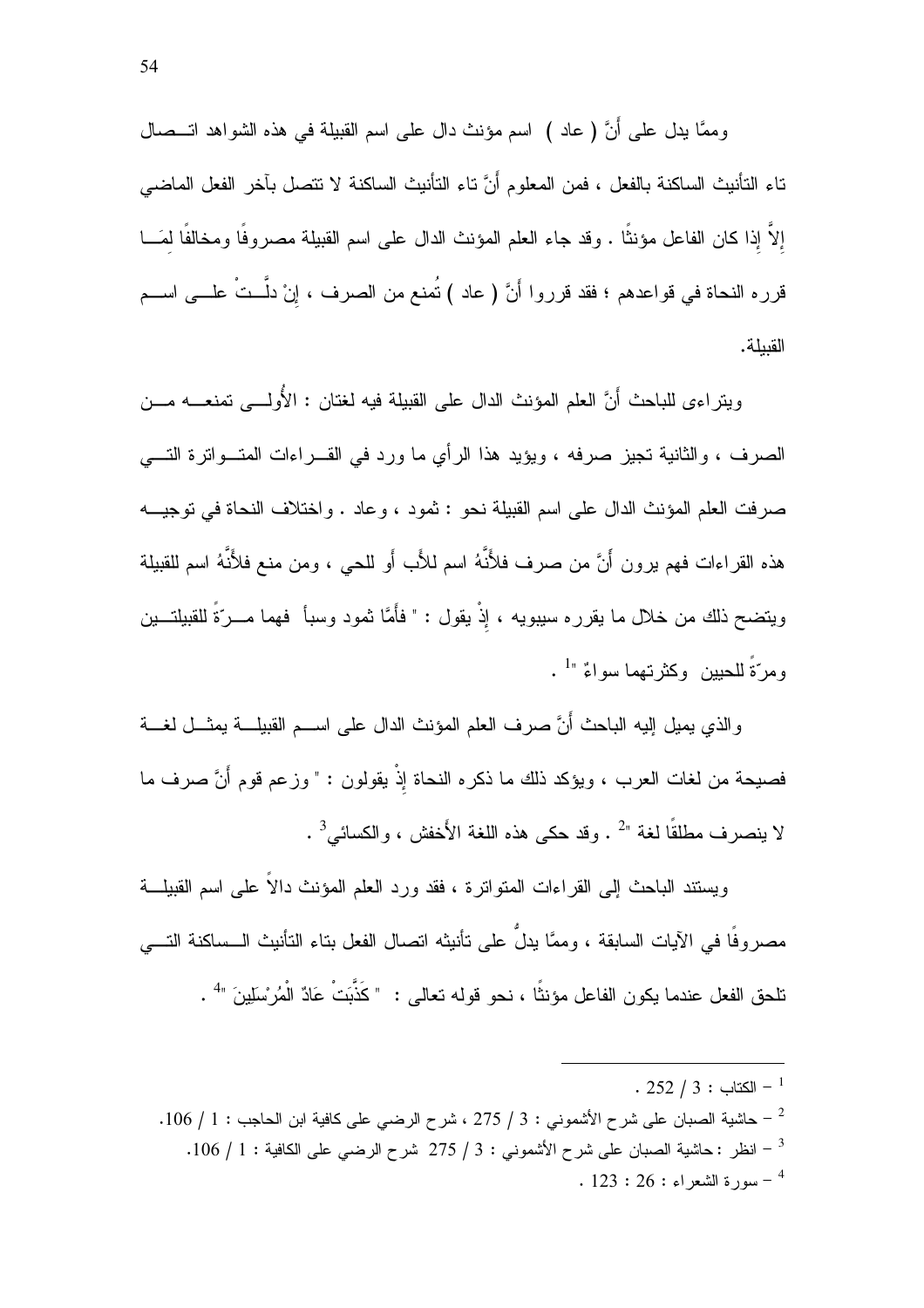وممَّا يدل على أَنَّ ( عاد ) اسم مؤنث دال على اسم القبيلة في هذه الشواهد اتــصال تاء التأنيث الساكنة بالفعل ، فمن المعلوم أَنَّ تاء التأنيث الساكنة لا تتصل بآخر الفعل الماضي إلاَّ إذا كان الفاعل مؤنثًا . وقد جاء العلم المؤنث الدال على اسم القبيلة مصروفًا ومخالفًا لِمَــا قرره النحاة في قواعدهم ؛ فقد قرروا أَنَّ ( عاد ) تُمنع من الصرف ، إنْ دلَّــتْ علــى اســم القبيلة.

ويتراءى للباحث أَنَّ العلم المؤنث الدال على القبيلة فيه لغتان : الأُولــى تمنعــه مــن الصرف ، والثانية تجيز صرفه ، ويؤيد هذا الرأي ما ورد في القــراءات المتــواترة التــي صرفت العلم المؤنث الدال على اسم القبيلة نحو : ثمود ، وعاد . واختلاف النحاة في توجيــه هذه القراءات فهم يرون أَنَّ من صرف فلأَنَّهُ اسم للأَب أو للحي ، ومن منع فلأَنَّهُ اسم للقبيلة ويتضح ذلك من خلال ما يقرره سيبويه ، إذْ يقول : " فأَمَّا ثمود وسبأ فهما مــرّةً للقبيلتــين ومرّةً للحيين وكثرتهما سواءٌ "[1] .

والذي يميل إليه الباحث أَنَّ صرف العلم المؤنث الدال على اســم القبيلــة يمثــل لغــة فصيحة من لغات العرب ، ويؤكد ذلك ما ذكره النحاة إذْ يقولون : " وزعم قوم أَنَّ صرف ما لا ينصرف مطلقًا لغة "[2] . وقد حكى هذه اللغة الأَخفش ، والكسائي[3] .

ويستند الباحث إلى القراءات المتواترة ، فقد ورد العلم المؤنث دالاً على اسم القبيلــة مصروفًا في الآيات السابقة ، وممَّا يدلُّ على تأنيثه اتصال الفعل بتاء التأنيث الــساكنة التــي تلحق الفعل عندما يكون الفاعل مؤنثًا ، نحو قوله تعالى : " كَذَّبَتْ عَادٌ الْمُرْسَلِينَ "[4] .

---

[1] – الكتاب : 3 / 252 .

[2] – حاشية الصبان على شرح الأشموني : 3 / 275 ، شرح الرضي على كافية ابن الحاجب : 1 / 106.

[3] – انظر : حاشية الصبان على شرح الأشموني : 3 / 275 شرح الرضي على الكافية : 1 / 106.

[4] – سورة الشعراء : 26 : 123 .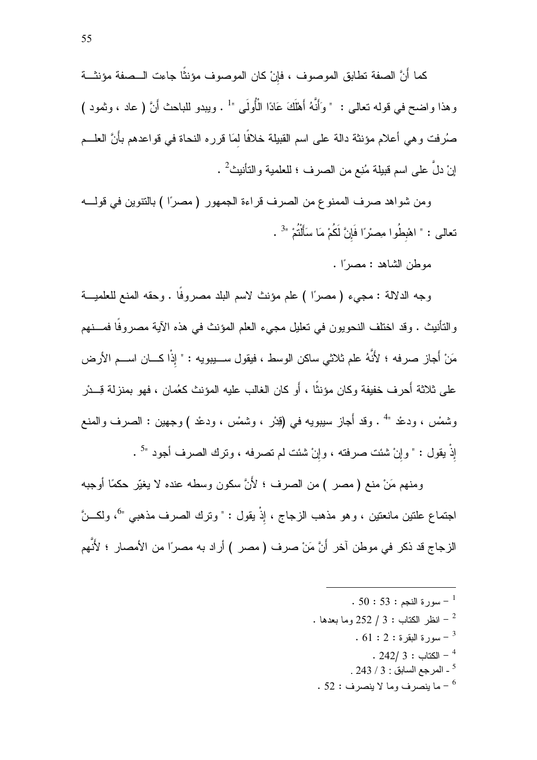كما أَنَّ الصفة تطابق الموصوف ، فإِنْ كان الموصوف مؤنثًا جاءت الصفة مؤنثة وهذا واضح في قوله تعالى : " وَأَنَّهُ أَهْلَكَ عَادًا الْأُولَى "[1] . ويبدو للباحث أَنَّ ( عاد ، وثمود ) صُرفت وهي أعلام مؤنثة دالة على اسم القبيلة خلافًا لمَا قرره النحاة في قواعدهم بأَنَّ العلم إِنْ دلَّ على اسم قبيلة مُنِع من الصرف ؛ للعلمية والتأنيث[2] .

ومن شواهد صرف الممنوع من الصرف قراءة الجمهور ( مصرًا ) بالتنوين في قوله تعالى : " اهْبِطُوا مِصْرًا فَإِنَّ لَكُمْ مَا سَأَلْتُمْ "[3] .

موطن الشاهد : مصرًا .

وجه الدلالة : مجيء ( مصرًا ) علم مؤنث لاسم البلد مصروفًا . وحقه المنع للعلمية والتأنيث . وقد اختلف النحويون في تعليل مجيء العلم المؤنث في هذه الآية مصروفًا فمنهم مَنْ أجاز صرفه ؛ لأَنَّهُ علم ثلاثي ساكن الوسط ، فيقول سيبويه : " إِذْا كان اسم الأرض على ثلاثة أَحرف خفيفة وكان مؤنثًا ، أَو كان الغالب عليه المؤنث كعُمان ، فهو بمنزلة قِدْر وشمْس ، ودعْد "[4] . وقد أَجاز سيبويه في (قِدْر ، وشمْس ، ودعْد ) وجهين : الصرف والمنع إِذْ يقول : " وإِنْ شئت صرفته ، وإِنْ شئت لم تصرفه ، وترك الصرف أجود "[5] .

ومنهم مَنْ منع ( مصر ) من الصرف ؛ لأَنَّ سكون وسطه عنده لا يغيّر حكمًا أوجبه اجتماع علتين مانعتين ، وهو مذهب الزجاج ، إِذْ يقول : " وترك الصرف مذهبي "[6]، ولكنَّ الزجاج قد ذكر في موطن آخر أَنَّ مَنْ صرف ( مصر ) أراد به مصرًا من الأمصار ؛ لأَنَّهم

---

[1] – سورة النجم : 53 : 50 .

[2] – انظر الكتاب : 3 / 252 وما بعدها .

[3] – سورة البقرة : 2 : 61 .

[4] – الكتاب : 3 /242 .

[5] - المرجع السابق : 3 / 243 .

[6] – ما ينصرف وما لا ينصرف : 52 .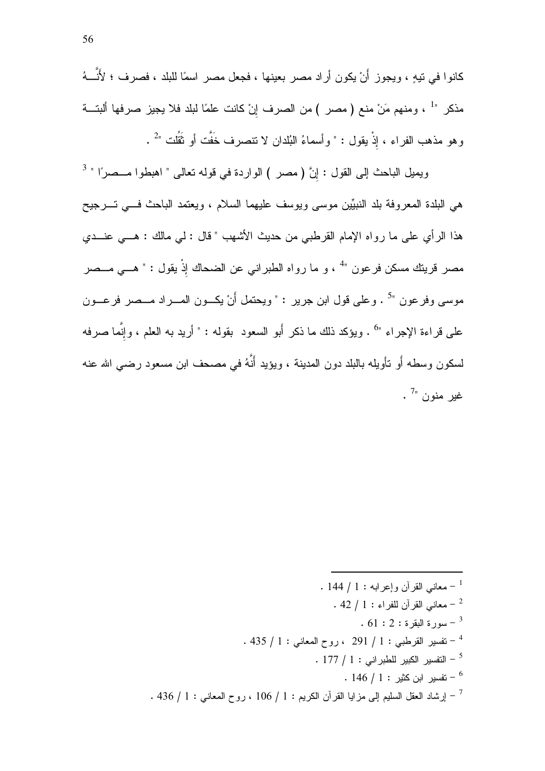كانوا في تيهٍ ، ويجوز أَنْ يكون أراد مصر بعينها ، فجعل مصر اسمًا للبلد ، فصرف ؛ لأَنَّهُ مذكر "[1] ، ومنهم مَنْ منع ( مصر ) من الصرف إنْ كانت علمًا لبلد فلا يجيز صرفها ألبتة وهو مذهب الفراء ، إذْ يقول : " وأسماءُ البُلدان لا تنصرف خَفَّت أو ثَقُلت "[2] .

ويميل الباحث إلى القول : إنَّ ( مصر ) الواردة في قوله تعالى " اهبطوا مصرًا "[3] هي البلدة المعروفة بلد النبيّين موسى ويوسف عليهما السلام ، ويعتمد الباحث في ترجيح هذا الرأي على ما رواه الإمام القرطبي من حديث الأشهب " قال : لي مالك : هي عندي مصر قريتك مسكن فرعون "[4] ، و ما رواه الطبراني عن الضحاك إذْ يقول : " هي مصر موسى وفرعون "[5] . وعلى قول ابن جرير : " ويحتمل أَنْ يكون المراد مصر فرعون على قراءة الإجراء "[6] . ويؤكد ذلك ما ذكر أبو السعود بقوله : " أُريد به العلم ، وإنَّما صرفه لسكون وسطه أو تأويله بالبلد دون المدينة ، ويؤيد أَنَّهُ في مصحف ابن مسعود رضي الله عنه غير منون "[7] .

---

[1] – معاني القرآن وإعرابه : 1 / 144 .

[2] – معاني القرآن للفراء : 1 / 42 .

[3] – سورة البقرة : 2 : 61 .

[4] – تفسير القرطبي : 1 / 291 ، روح المعاني : 1 / 435 .

[5] – التفسير الكبير للطبراني : 1 / 177 .

[6] – تفسير ابن كثير : 1 / 146 .

[7] – إرشاد العقل السليم إلى مزايا القرآن الكريم : 1 / 106 ، روح المعاني : 1 / 436 .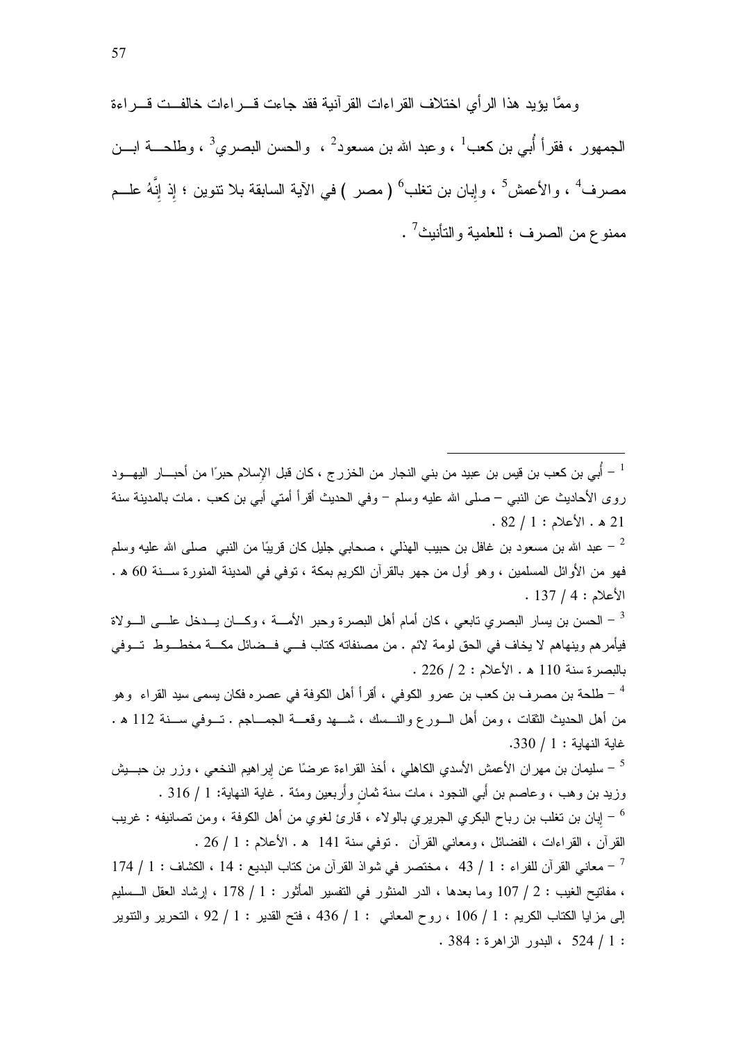وممَّا يؤيد هذا الرأي اختلاف القراءات القرآنية فقد جاءت قراءات خالفت قراءة الجمهور ، فقرأ أُبي بن كعب[1] ، وعبد الله بن مسعود[2] ، والحسن البصري[3] ، وطلحة ابن مصرف[4] ، والأعمش[5] ، وإبان بن تغلب[6] ( مصر ) في الآية السابقة بلا تنوين ؛ إذ إنَّهُ علم ممنوع من الصرف ؛ للعلمية والتأنيث[7] .

---

[1] – أُبي بن كعب بن قيس بن عبيد من بني النجار من الخزرج ، كان قبل الإسلام حبرًا من أحبار اليهود روى الأحاديث عن النبي – صلى الله عليه وسلم – وفي الحديث أقرأ أمتي أبي بن كعب . مات بالمدينة سنة 21 هـ . الأعلام : 1 / 82 .

[2] – عبد الله بن مسعود بن غافل بن حبيب الهذلي ، صحابي جليل كان قريبًا من النبي صلى الله عليه وسلم فهو من الأوائل المسلمين ، وهو أول من جهر بالقرآن الكريم بمكة ، توفي في المدينة المنورة سنة 60 هـ . الأعلام : 4 / 137 .

[3] – الحسن بن يسار البصري تابعي ، كان أمام أهل البصرة وحبر الأمة ، وكان يدخل على الولاة فيأمرهم وينهاهم لا يخاف في الحق لومة لائم . من مصنفاته كتاب في فضائل مكة مخطوط توفي بالبصرة سنة 110 هـ . الأعلام : 2 / 226 .

[4] – طلحة بن مصرف بن كعب بن عمرو الكوفي ، أقرأ أهل الكوفة في عصره فكان يسمى سيد القراء وهو من أهل الحديث الثقات ، ومن أهل الورع والنسك ، شهد وقعة الجماجم . توفي سنة 112 هـ . غاية النهاية : 1 / 330.

[5] – سليمان بن مهران الأعمش الأسدي الكاهلي ، أخذ القراءة عرضًا عن إبراهيم النخعي ، وزر بن حبيش وزيد بن وهب ، وعاصم بن أبي النجود ، مات سنة ثمانٍ وأربعين ومئة . غاية النهاية: 1 / 316 .

[6] – إبان بن تغلب بن رباح البكري الجريري بالولاء ، قارئ لغوي من أهل الكوفة ، ومن تصانيفه : غريب القرآن ، القراءات ، الفضائل ، ومعاني القرآن . توفي سنة 141 هـ . الأعلام : 1 / 26 .

[7] – معاني القرآن للفراء : 1 / 43 ، مختصر في شواذ القرآن من كتاب البديع : 14 ، الكشاف : 1 / 174 ، مفاتيح الغيب : 2 / 107 وما بعدها ، الدر المنثور في التفسير المأثور : 1 / 178 ، إرشاد العقل السليم إلى مزايا الكتاب الكريم : 1 / 106 ، روح المعاني : 1 / 436 ، فتح القدير : 1 / 92 ، التحرير والتنوير : 1 / 524 ، البدور الزاهرة : 384 .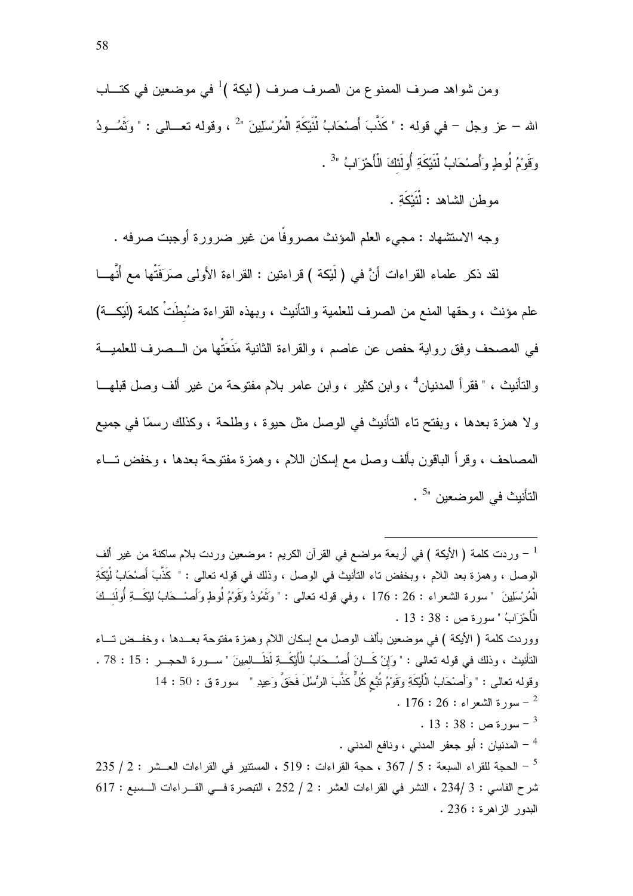ومن شواهد صرف الممنوع من الصرف صرف ( ليكة )[1] في موضعين في كتاب الله – عز وجل – في قوله : " كَذَّبَ أَصْحَابُ لْئَيْكَةِ الْمُرْسَلِينَ "[2] ، وقوله تعالى : " وَثَمُودُ وَقَوْمُ لُوطٍ وَأَصْحَابُ لْئَيْكَةِ أُولَئِكَ الْأَحْزَابُ "[3] .

موطن الشاهد : لْئَيْكَةِ .

وجه الاستشهاد : مجيء العلم المؤنث مصروفًا من غير ضرورة أوجبت صرفه .

لقد ذكر علماء القراءات أنَّ في ( لَيْكة ) قراءتين : القراءة الأولى صَرَفَتْها مع أنَّها علم مؤنث ، وحقها المنع من الصرف للعلمية والتأنيث ، وبهذه القراءة ضُبِطَتْ كلمة (لَيْكة) في المصحف وفق رواية حفص عن عاصم ، والقراءة الثانية مَنَعَتْها من الصرف للعلمية والتأنيث ، " فقرأ المدنيان[4] ، وابن كثير ، وابن عامر بلام مفتوحة من غير ألف وصل قبلها ولا همزة بعدها ، وبفتح تاء التأنيث في الوصل مثل حيوة ، وطلحة ، وكذلك رسمًا في جميع المصاحف ، وقرأ الباقون بألف وصل مع إسكان اللام ، وهمزة مفتوحة بعدها ، وخفض تاء التأنيث في الموضعين "[5] .

---

[1] – وردت كلمة ( الأيكة ) في أربعة مواضع في القرآن الكريم : موضعين وردت بلام ساكنة من غير ألف الوصل ، وهمزة بعد اللام ، وبخفض تاء التأنيث في الوصل ، وذلك في قوله تعالى : " كَذَّبَ أَصْحَابُ لْئَيْكَةِ الْمُرْسَلِينَ " سورة الشعراء : 26 : 176 ، وفي قوله تعالى : " وَثَمُودُ وَقَوْمُ لُوطٍ وَأَصْحَابُ لَيْكَةِ أُولَئِكَ الْأَحْزَابُ " سورة ص : 38 : 13 .

ووردت كلمة ( الأيكة ) في موضعين بألف الوصل مع إسكان اللام وهمزة مفتوحة بعدها ، وخفض تاء التأنيث ، وذلك في قوله تعالى : " وَإِنْ كَانَ أَصْحَابُ الْأَيْكَةِ لَظَالِمِينَ " سورة الحجر : 15 : 78 . وقوله تعالى : " وَأَصْحَابُ الْأَيْكَةِ وَقَوْمُ تُبَّعٍ كُلٌّ كَذَّبَ الرُّسُلَ فَحَقَّ وَعِيدِ " سورة ق : 50 : 14

[2] – سورة الشعراء : 26 : 176 .

[3] – سورة ص : 38 : 13 .

[4] – المدنيان : أبو جعفر المدني ، ونافع المدني .

[5] – الحجة للقراء السبعة : 5 / 367 ، حجة القراءات : 519 ، المستنير في القراءات العشر : 2 / 235 شرح الفاسي : 3 /234 ، النشر في القراءات العشر : 2 / 252 ، التبصرة في القراءات السبع : 617 البدور الزاهرة : 236 .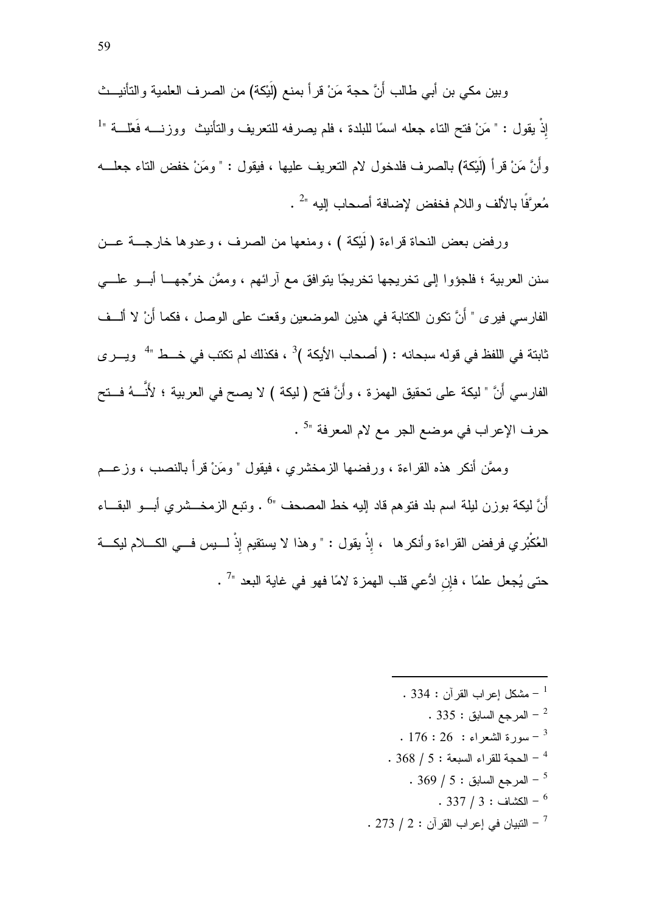وبين مكي بن أبي طالب أَنَّ حجة مَنْ قرأ بمنع (لَيْكة) من الصرف العلمية والتأنيث إِذْ يقول : " مَنْ فتح التاء جعله اسمًا للبلدة ، فلم يصرفه للتعريف والتأنيث ووزنه فَعْلة "[1] وأَنَّ مَنْ قرأ (لَيْكة) بالصرف فلدخول لام التعريف عليها ، فيقول : " ومَنْ خفض التاء جعله مُعرَّفًا بالألف واللام فخفض لإضافة أصحاب إليه "[2] .

ورفض بعض النحاة قراءة ( لَيْكة ) ، ومنعها من الصرف ، وعدوها خارجة عن سنن العربية ؛ فلجؤوا إلى تخريجها تخريجًا يتوافق مع آرائهم ، وممَّن خرَّجها أبو علي الفارسي فيرى " أَنَّ تكون الكتابة في هذين الموضعين وقعت على الوصل ، فكما أَنْ لا ألف ثابتة في اللفظ في قوله سبحانه : ( أصحاب الأيكة )[3] ، فكذلك لم تكتب في خط "[4] ويرى الفارسي أَنَّ " ليكة على تحقيق الهمزة ، وأَنَّ فتح ( ليكة ) لا يصح في العربية ؛ لأَنَّهُ فتح حرف الإعراب في موضع الجر مع لام المعرفة "[5] .

وممَّن أنكر هذه القراءة ، ورفضها الزمخشري ، فيقول " ومَنْ قرأ بالنصب ، وزعم أَنَّ ليكة بوزن ليلة اسم بلد فتوهم قاد إليه خط المصحف "[6] . وتبع الزمخشري أبو البقاء العُكْبُري فرفض القراءة وأنكرها ، إِذْ يقول : " وهذا لا يستقيم إِذْ ليس في الكلام ليكة حتى يُجعل علمًا ، فإنِ ادُّعي قلب الهمزة لامًا فهو في غاية البعد "[7] .

---

[1] – مشكل إعراب القرآن : 334 .

[2] – المرجع السابق : 335 .

[3] – سورة الشعراء : 26 : 176 .

[4] – الحجة للقراء السبعة : 5 / 368 .

[5] – المرجع السابق : 5 / 369 .

[6] – الكشاف : 3 / 337 .

[7] – التبيان في إعراب القرآن : 2 / 273 .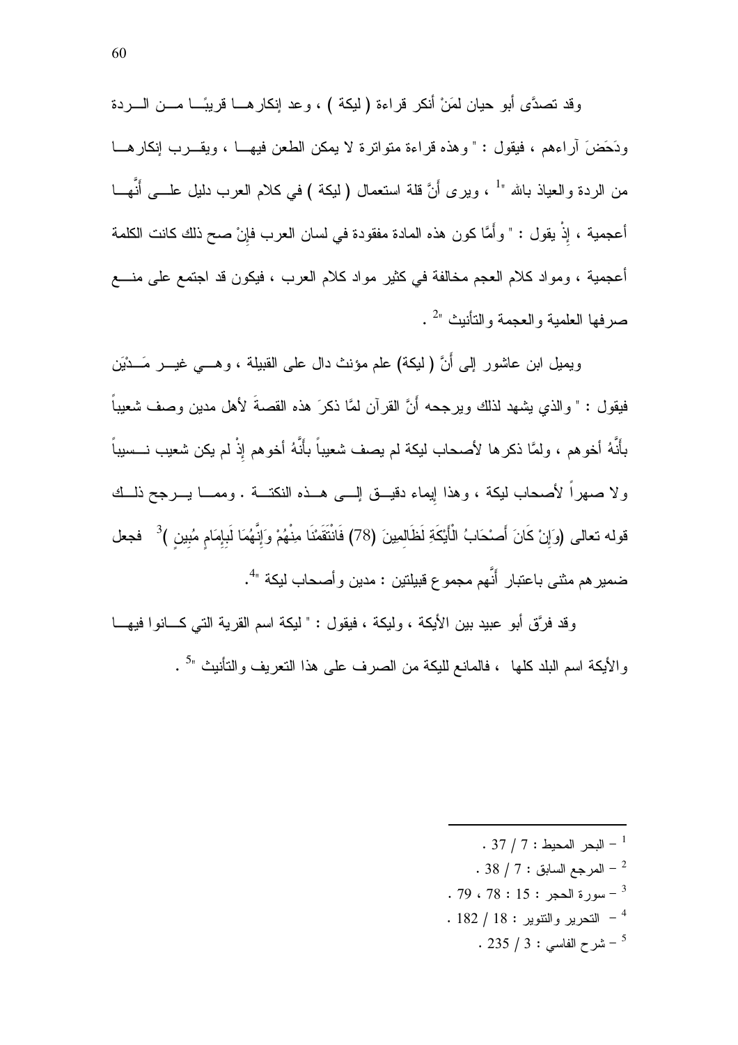وقد تصدَّى أبو حيان لمَنْ أنكر قراءة ( ليكة ) ، وعد إنكارها قريبًا من الردة ودَحَضَ آراءهم ، فيقول : " وهذه قراءة متواترة لا يمكن الطعن فيها ، ويقرب إنكارها من الردة والعياذ بالله "[1] ، ويرى أنَّ قلة استعمال ( ليكة ) في كلام العرب دليل على أنَّها أعجمية ، إذْ يقول : " وأمَّا كون هذه المادة مفقودة في لسان العرب فإنْ صح ذلك كانت الكلمة أعجمية ، ومواد كلام العجم مخالفة في كثير مواد كلام العرب ، فيكون قد اجتمع على منع صرفها العلمية والعجمة والتأنيث "[2] .

ويميل ابن عاشور إلى أنَّ ( ليكة) علم مؤنث دال على القبيلة ، وهي غير مَدْيَن فيقول : " والذي يشهد لذلك ويرجحه أنَّ القرآن لمَّا ذكرَ هذه القصةَ لأهل مدين وصف شعيباً بأنَّهُ أخوهم ، ولمَّا ذكرها لأصحاب ليكة لم يصف شعيباً بأنَّهُ أخوهم إذْ لم يكن شعيب نسيباً ولا صهراً لأصحاب ليكة ، وهذا إيماء دقيق إلى هذه النكتة . ومما يرجح ذلك قوله تعالى (وَإِنْ كَانَ أَصْحَابُ الْأَيْكَةِ لَظَالِمِينَ (78) فَانْتَقَمْنَا مِنْهُمْ وَإِنَّهُمَا لَبِإِمَامٍ مُبِينٍ )[3] فجعل ضميرهم مثنى باعتبار أنَّهم مجموع قبيلتين : مدين وأصحاب ليكة "[4].

وقد فرَّق أبو عبيد بين الأيكة ، وليكة ، فيقول : " ليكة اسم القرية التي كانوا فيها والأيكة اسم البلد كلها ، فالمانع لليكة من الصرف على هذا التعريف والتأنيث "[5] .

---

[1] – البحر المحيط : 7 / 37 .

[2] – المرجع السابق : 7 / 38 .

[3] – سورة الحجر : 15 : 78 ، 79 .

[4] – التحرير والتنوير : 18 / 182 .

[5] – شرح الفاسي : 3 / 235 .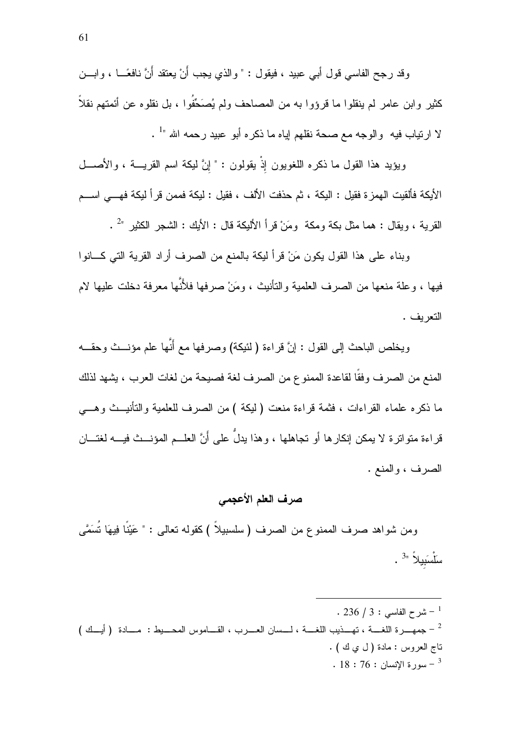وقد رجح الفاسي قول أبي عبيد ، فيقول : " والذي يجب أَنْ يعتقد أَنَّ نافعًا ، وابن كثير وابن عامر لم ينقلوا ما قرؤوا به من المصاحف ولم يُصَحِّفُوا ، بل نقلوه عن أئمتهم نقلاً لا ارتياب فيه والوجه مع صحة نقلهم إياه ما ذكره أبو عبيد رحمه الله "[1] .

ويؤيد هذا القول ما ذكره اللغويون إِذْ يقولون : " إِنَّ ليكة اسم القرية ، والأصل الأيكة فألقيت الهمزة فقيل : اليكة ، ثم حذفت الألف ، فقيل : ليكة فمن قرأ ليكة فهي اسم القرية ، ويقال : هما مثل بكة ومكة ومَنْ قرأ الأليكة قال : الأيك : الشجر الكثير "[2] .

وبناء على هذا القول يكون مَنْ قرأ ليكة بالمنع من الصرف أراد القرية التي كانوا فيها ، وعلة منعها من الصرف العلمية والتأنيث ، ومَنْ صرفها فلأَنَّها معرفة دخلت عليها لام التعريف .

ويخلص الباحث إلى القول : إِنَّ قراءة ( لئيكة) وصرفها مع أَنَّها علم مؤنث وحقه المنع من الصرف وفقًا لقاعدة الممنوع من الصرف لغة فصيحة من لغات العرب ، يشهد لذلك ما ذكره علماء القراءات ، فثمة قراءة منعت ( ليكة ) من الصرف للعلمية والتأنيث وهي قراءة متواترة لا يمكن إنكارها أو تجاهلها ، وهذا يدلُّ على أَنَّ العلم المؤنث فيه لغتان الصرف ، والمنع .

## صرف العلم الأعجمي

ومن شواهد صرف الممنوع من الصرف ( سلسبيلاً ) كقوله تعالى : " عَيْنًا فِيهَا تُسَمَّى سَلْسَبِيلاً "[3] .

---

[1] – شرح الفاسي : 3 / 236 .

[2] – جمهرة اللغة ، تهذيب اللغة ، لسان العرب ، القاموس المحيط : مادة ( أيك ) تاج العروس : مادة ( ل ي ك ) .

[3] – سورة الإنسان : 76 : 18 .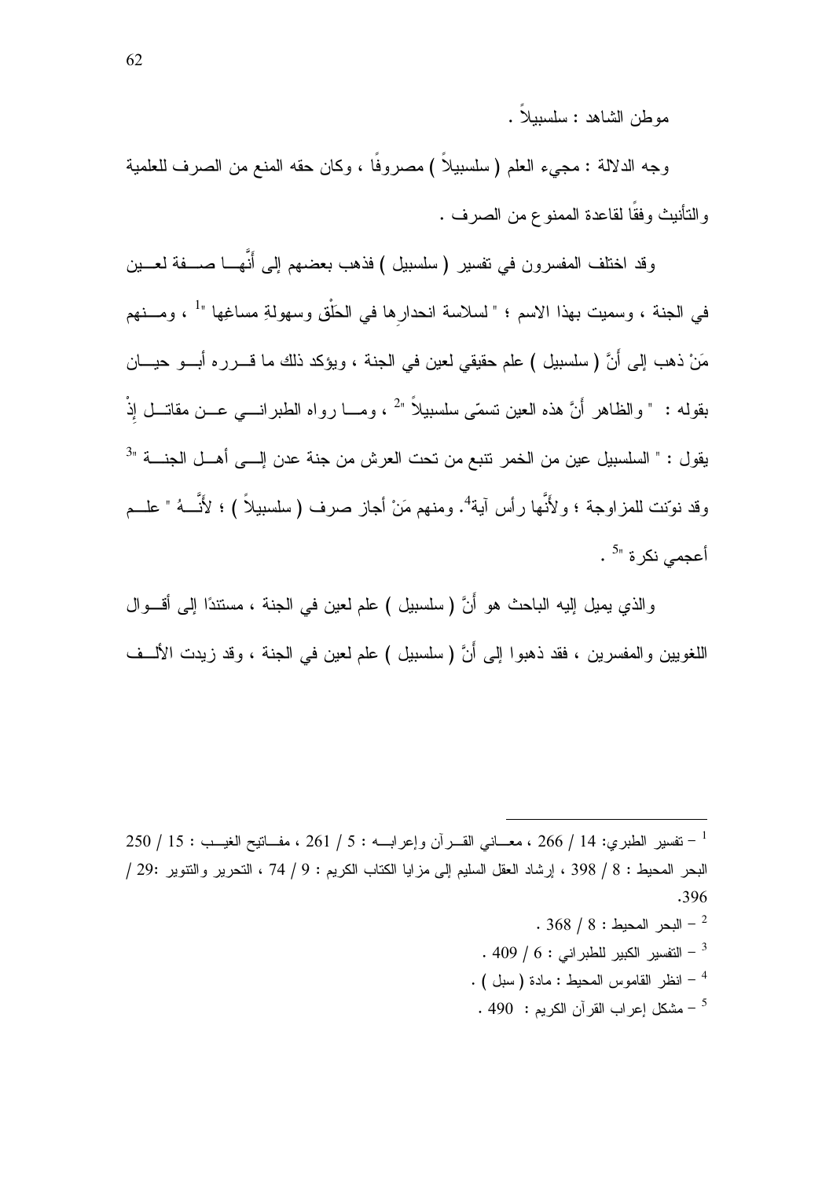موطن الشاهد : سلسبيلاً .

وجه الدلالة : مجيء العلم ( سلسبيلاً ) مصروفًا ، وكان حقه المنع من الصرف للعلمية والتأنيث وفقًا لقاعدة الممنوع من الصرف .

وقد اختلف المفسرون في تفسير ( سلسبيل ) فذهب بعضهم إلى أنَّها صفة لعين في الجنة ، وسميت بهذا الاسم ؛ " لسلاسة انحدارِها في الحلْق وسهولةِ مساغِها "[1] ، ومنهم مَنْ ذهب إلى أنَّ ( سلسبيل ) علم حقيقي لعين في الجنة ، ويؤكد ذلك ما قرره أبو حيان بقوله : " والظاهر أنَّ هذه العين تسمّى سلسبيلاً "[2] ، وما رواه الطبراني عن مقاتل إذْ يقول : " السلسبيل عين من الخمر تنبع من تحت العرش من جنة عدن إلى أهل الجنة "[3] وقد نوّنت للمزاوجة ؛ ولأنَّها رأس آية[4]. ومنهم مَنْ أجاز صرف ( سلسبيلاً ) ؛ لأنَّهُ " علم أعجمي نكرة "[5] .

والذي يميل إليه الباحث هو أنَّ ( سلسبيل ) علم لعين في الجنة ، مستندًا إلى أقوال اللغويين والمفسرين ، فقد ذهبوا إلى أنَّ ( سلسبيل ) علم لعين في الجنة ، وقد زيدت الألف

---

[1] – تفسير الطبري: 14 / 266 ، معاني القرآن وإعرابه : 5 / 261 ، مفاتيح الغيب : 15 / 250 البحر المحيط : 8 / 398 ، إرشاد العقل السليم إلى مزايا الكتاب الكريم : 9 / 74 ، التحرير والتنوير :29 / 396.

[2] – البحر المحيط : 8 / 368 .

[3] – التفسير الكبير للطبراني : 6 / 409 .

[4] – انظر القاموس المحيط : مادة ( سبل ) .

[5] – مشكل إعراب القرآن الكريم : 490 .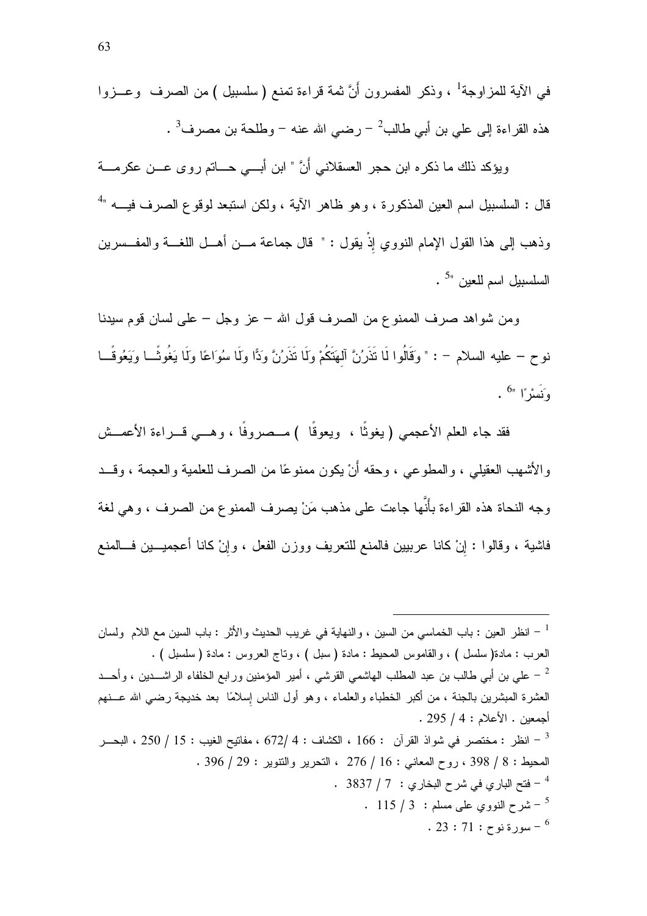في الآية للمزاوجة[1] ، وذكر المفسرون أَنَّ ثمة قراءة تمنع ( سلسبيل ) من الصرف وعزوا هذه القراءة إلى علي بن أبي طالب[2] – رضي الله عنه – وطلحة بن مصرف[3] .

ويؤكد ذلك ما ذكره ابن حجر العسقلاني أَنَّ " ابن أبي حاتم روى عن عكرمة قال : السلسبيل اسم العين المذكورة ، وهو ظاهر الآية ، ولكن استبعد لوقوع الصرف فيه "[4] وذهب إلى هذا القول الإمام النووي إِذْ يقول : " قال جماعة من أهل اللغة والمفسرين السلسبيل اسم للعين "[5] .

ومن شواهد صرف الممنوع من الصرف قول الله – عز وجل – على لسان قوم سيدنا نوح – عليه السلام – : " وَقَالُوا لَا تَذَرُنَّ آلِهَتَكُمْ وَلَا تَذَرُنَّ وَدًّا وَلَا سُوَاعًا وَلَا يَغُوثًا وَيَعُوقًا وَنَسْرًا "[6] .

فقد جاء العلم الأعجمي ( يغوثًا ، ويعوقًا ) مصروفًا ، وهي قراءة الأعمش والأشهب العقيلي ، والمطوعي ، وحقه أَنْ يكون ممنوعًا من الصرف للعلمية والعجمة ، وقد وجه النحاة هذه القراءة بأَنَّها جاءت على مذهب مَنْ يصرف الممنوع من الصرف ، وهي لغة فاشية ، وقالوا : إِنْ كانا عربيين فالمنع للتعريف ووزن الفعل ، وإِنْ كانا أعجميين فالمنع

---

[1] – انظر العين : باب الخماسي من السين ، والنهاية في غريب الحديث والأثر : باب السين مع اللام ولسان العرب : مادة( سلسل ) ، والقاموس المحيط : مادة ( سبل ) ، وتاج العروس : مادة ( سلسبل ) .

[2] – علي بن أبي طالب بن عبد المطلب الهاشمي القرشي ، أمير المؤمنين ورابع الخلفاء الراشدين ، وأحد العشرة المبشرين بالجنة ، من أكبر الخطباء والعلماء ، وهو أول الناس إسلامًا بعد خديجة رضي الله عنهم أجمعين . الأعلام : 4 / 295 .

[3] – انظر : مختصر في شواذ القرآن : 166 ، الكشاف : 4 /672 ، مفاتيح الغيب : 15 / 250 ، البحر المحيط : 8 / 398 ، روح المعاني : 16 / 276 ، التحرير والتنوير : 29 / 396 .

[4] – فتح الباري في شرح البخاري : 7 / 3837 .

[5] – شرح النووي على مسلم : 3 / 115 .

[6] – سورة نوح : 71 : 23 .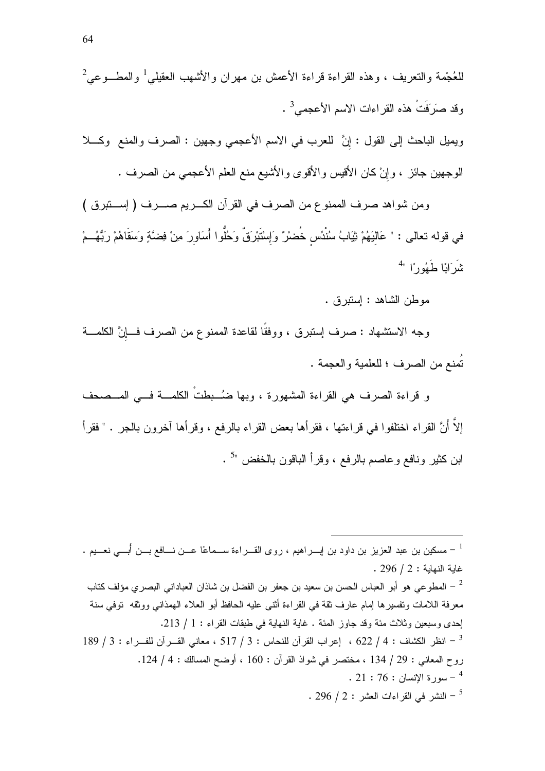للعُجْمة والتعريف ، وهذه القراءة قراءة الأعمش بن مهران والأشهب العقيلي[1] والمطوعي[2] وقد صَرَفَتْ هذه القراءات الاسم الأعجمي[3] .

ويميل الباحث إلى القول : إنَّ للعرب في الاسم الأعجمي وجهين : الصرف والمنع وكلا الوجهين جائز ، وإنْ كان الأقيس والأقوى والأشيع منع العلم الأعجمي من الصرف .

ومن شواهد صرف الممنوع من الصرف في القرآن الكريم صرف ( إستبرق ) في قوله تعالى : " عَالِيَهُمْ ثِيَابُ سُنْدُسٍ خُضْرٌ وَإِسْتَبْرَقٌ وَحُلُّوا أَسَاوِرَ مِنْ فِضَّةٍ وَسَقَاهُمْ رَبُّهُمْ شَرَابًا طَهُورًا "[4]

موطن الشاهد : إستبرق .

وجه الاستشهاد : صرف إستبرق ، ووفقًا لقاعدة الممنوع من الصرف فإنَّ الكلمة تُمنع من الصرف ؛ للعلمية والعجمة .

و قراءة الصرف هي القراءة المشهورة ، وبها ضُبطتْ الكلمة في المصحف إلاَّ أَنَّ القراء اختلفوا في قراءتها ، فقرأها بعض القراء بالرفع ، وقرأها آخرون بالجر . " فقرأ ابن كثير ونافع وعاصم بالرفع ، وقرأ الباقون بالخفض "[5] .

---

[1] – مسكين بن عبد العزيز بن داود بن إبراهيم ، روى القراءة سماعًا عن نافع بن أبي نعيم . غاية النهاية : 2 / 296 .

[2] – المطوعي هو أبو العباس الحسن بن سعيد بن جعفر بن الفضل بن شاذان العباداني البصري مؤلف كتاب معرفة اللامات وتفسيرها إمام عارف ثقة في القراءة أثنى عليه الحافظ أبو العلاء الهمذاني ووثقه توفي سنة إحدى وسبعين وثلاث مئة وقد جاوز المئة . غاية النهاية في طبقات القراء : 1 / 213.

[3] – انظر الكشاف : 4 / 622 ، إعراب القرآن للنحاس : 3 / 517 ، معاني القرآن للفراء : 3 / 189 روح المعاني : 29 / 134 ، مختصر في شواذ القرآن : 160 ، أوضح المسالك : 4 / 124.

[4] – سورة الإنسان : 76 : 21 .

[5] – النشر في القراءات العشر : 2 / 296 .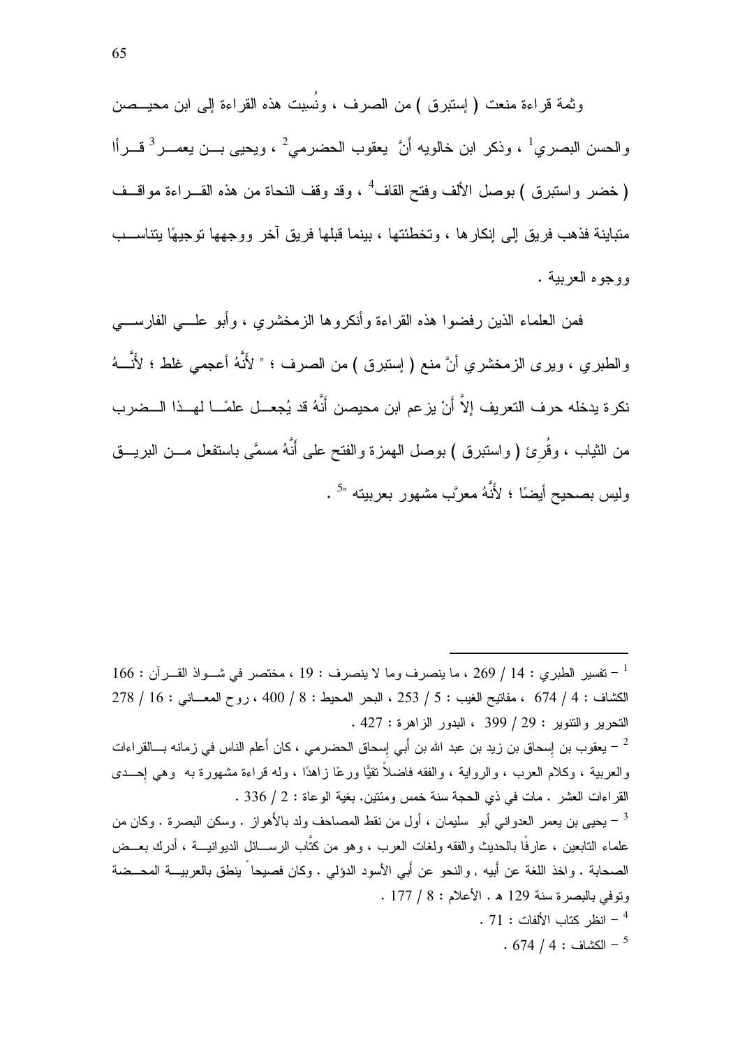وثمة قراءة منعت ( إستبرق ) من الصرف ، ونُسِبت هذه القراءة إلى ابن محيصن والحسن البصري[1] ، وذكر ابن خالويه أَنَّ يعقوب الحضرمي[2] ، ويحيى بن يعمر[3] قرأا ( خضر واستبرق ) بوصل الألف وفتح القاف[4] ، وقد وقف النحاة من هذه القراءة مواقف متباينة فذهب فريق إلى إنكارها ، وتخطئتها ، بينما قبلها فريق آخر ووجهها توجيهًا يتناسب ووجوه العربية .

فمن العلماء الذين رفضوا هذه القراءة وأنكروها الزمخشري ، وأبو علي الفارسي والطبري ، ويرى الزمخشري أنَّ منع ( إستبرق ) من الصرف ؛ " لأَنَّهُ أعجمي غلط ؛ لأَنَّهُ نكرة يدخله حرف التعريف إلاَّ أَنْ يزعم ابن محيصن أَنَّهُ قد يُجعل علمًا لهذا الضرب من الثياب ، وقُرِئ ( واستبرق ) بوصل الهمزة والفتح على أَنَّهُ مسمًّى باستفعل من البريق وليس بصحيح أيضًا ؛ لأَنَّهُ معرَّب مشهور بعربيته "[5] .

---

[1] – تفسير الطبري : 14 / 269 ، ما ينصرف وما لا ينصرف : 19 ، مختصر في شواذ القرآن : 166 الكشاف : 4 / 674 ، مفاتيح الغيب : 5 / 253 ، البحر المحيط : 8 / 400 ، روح المعاني : 16 / 278 التحرير والتنوير : 29 / 399 ، البدور الزاهرة : 427 .

[2] – يعقوب بن إسحاق بن زيد بن عبد الله بن أبي إسحاق الحضرمي ، كان أعلم الناس في زمانه بالقراءات والعربية ، وكلام العرب ، والرواية ، والفقه فاضلاً تقيًّا ورعًا زاهدًا ، وله قراءة مشهورة به وهي إحدى القراءات العشر . مات في ذي الحجة سنة خمس ومئتين. بغية الوعاة : 2 / 336 .

[3] – يحيى بن يعمر العدواني أبو سليمان ، أول من نقط المصاحف ولد بالأهواز . وسكن البصرة . وكان من علماء التابعين ، عارفًا بالحديث والفقه ولغات العرب ، وهو من كتَّاب الرسائل الديوانية ، أدرك بعض الصحابة . واخذ اللغة عن أبيه , والنحو عن أبي الأسود الدؤلي . وكان فصيحاً ينطق بالعربية المحضة وتوفي بالبصرة سنة 129 هـ . الأعلام : 8 / 177 .

[4] – انظر كتاب الألفات : 71 .

[5] – الكشاف : 4 / 674 .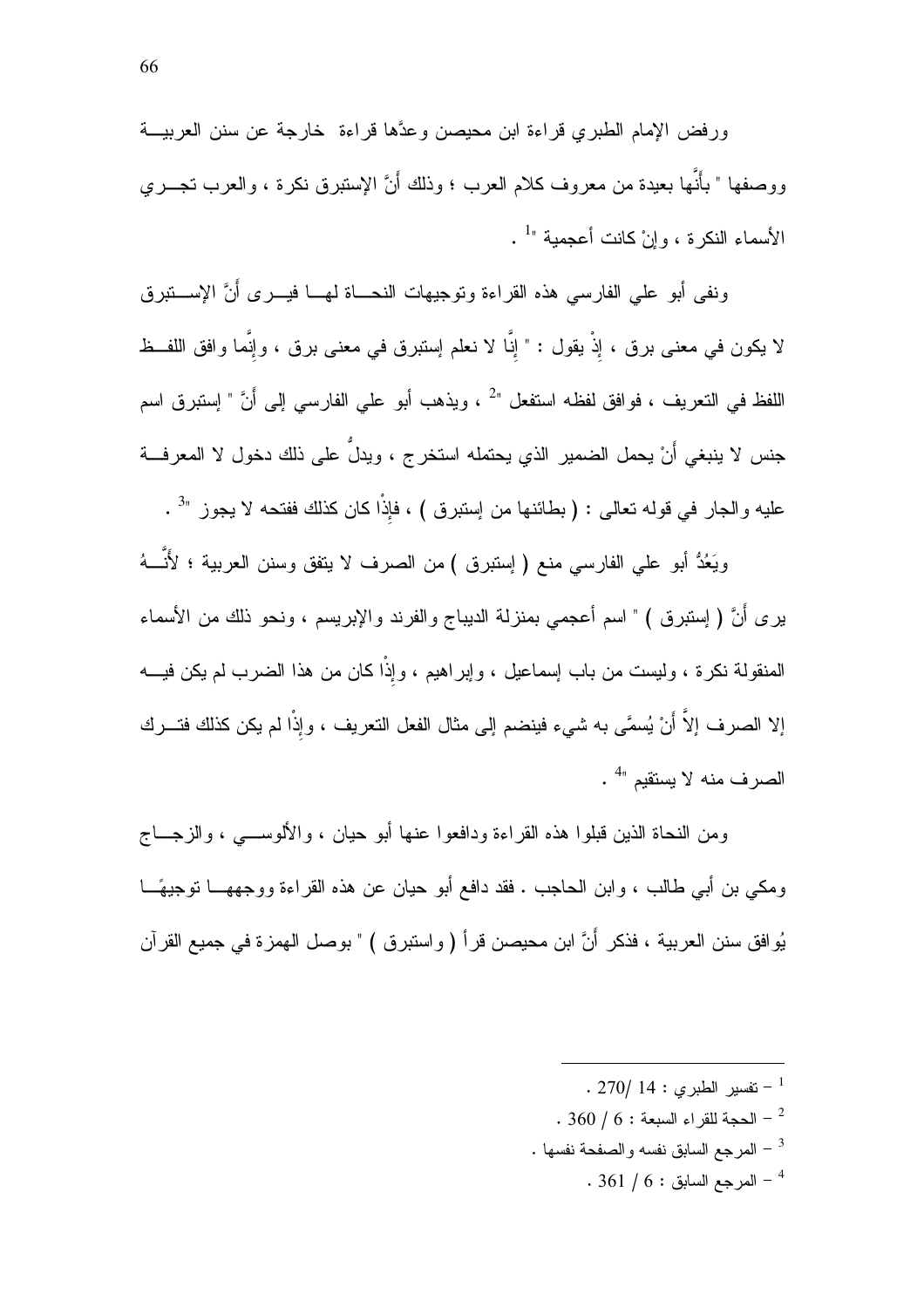ورفض الإمام الطبري قراءة ابن محيصن وعدَّها قراءة خارجة عن سنن العربية ووصفها " بأنَّها بعيدة من معروف كلام العرب ؛ وذلك أنَّ الإستبرق نكرة ، والعرب تجري الأسماء النكرة ، وإنْ كانت أعجمية "[1] .

ونفى أبو علي الفارسي هذه القراءة وتوجيهات النحاة لها فيرى أنَّ الإستبرق لا يكون في معنى برق ، إذْ يقول : " إنَّا لا نعلم إستبرق في معنى برق ، وإنَّما وافق اللفظ اللفظ في التعريف ، فوافق لفظه استفعل "[2] ، ويذهب أبو علي الفارسي إلى أنَّ " إستبرق اسم جنس لا ينبغي أنْ يحمل الضمير الذي يحتمله استخرج ، ويدلُّ على ذلك دخول لا المعرفة عليه والجار في قوله تعالى : ( بطائنها من إستبرق ) ، فإذْا كان كذلك ففتحه لا يجوز "[3] .

ويَعُدُّ أبو علي الفارسي منع ( إستبرق ) من الصرف لا يتفق وسنن العربية ؛ لأنَّهُ يرى أنَّ ( إستبرق ) " اسم أعجمي بمنزلة الديباج والفرند والإبريسم ، ونحو ذلك من الأسماء المنقولة نكرة ، وليست من باب إسماعيل ، وإبراهيم ، وإذْا كان من هذا الضرب لم يكن فيه إلا الصرف إلاَّ أنْ يُسمَّى به شيء فينضم إلى مثال الفعل التعريف ، وإذْا لم يكن كذلك فترك الصرف منه لا يستقيم "[4] .

ومن النحاة الذين قبلوا هذه القراءة ودافعوا عنها أبو حيان ، والألوسي ، والزجاج ومكي بن أبي طالب ، وابن الحاجب . فقد دافع أبو حيان عن هذه القراءة ووجهها توجيهًا يُوافق سنن العربية ، فذكر أنَّ ابن محيصن قرأ ( واستبرق ) " بوصل الهمزة في جميع القرآن

---

[1] – تفسير الطبري : 14 /270 .

[2] – الحجة للقراء السبعة : 6 / 360 .

[3] – المرجع السابق نفسه والصفحة نفسها .

[4] – المرجع السابق : 6 / 361 .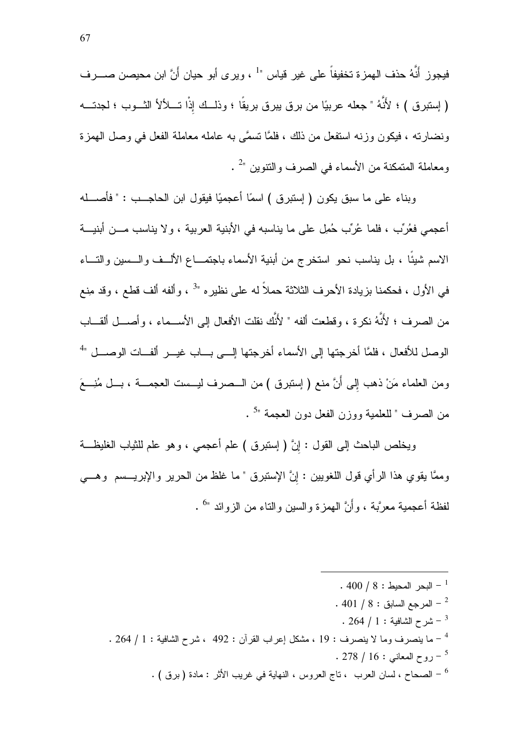فيجوز أَنَّهُ حذف الهمزة تخفيفاً على غير قياس "[1] ، ويرى أبو حيان أَنَّ ابن محيصن صرف ( إستبرق ) ؛ لأَنَّهُ " جعله عربيًا من برق يبرق بريقًا ؛ وذلك إِذْا تلألأ الثوب ؛ لجدته ونضارته ، فيكون وزنه استفعل من ذلك ، فلمَّا تسمَّى به عامله معاملة الفعل في وصل الهمزة ومعاملة المتمكنة من الأسماء في الصرف والتنوين "[2] .

وبناء على ما سبق يكون ( إستبرق ) اسمًا أعجميًا فيقول ابن الحاجب : " فأصله أعجمي فعُرِّب ، فلما عُرِّب حُمِل على ما يناسبه في الأبنية العربية ، ولا يناسب من أبنية الاسم شيئًا ، بل يناسب نحو استخرج من أبنية الأسماء باجتماع الألف والسين والتاء في الأول ، فحكمنا بزيادة الأحرف الثلاثة حملاً له على نظيره "[3] ، وألفه ألف قطع ، وقد مِنع من الصرف ؛ لأَنَّهُ نكرة ، وقطعت ألفه " لأَنَّك نقلت الأفعال إلى الأسماء ، وأصل ألقاب الوصل للأفعال ، فلمَّا أخرجتها إلى الأسماء أخرجتها إلى باب غير ألفات الوصل "[4] ومن العلماء مَنْ ذهب إِلى أَنَّ منع ( إستبرق ) من الصرف ليست العجمة ، بل مُنِعَ من الصرف " للعلمية ووزن الفعل دون العجمة "[5] .

ويخلص الباحث إلى القول : إِنَّ ( إستبرق ) علم أعجمي ، وهو علم للثياب الغليظة وممَّا يقوي هذا الرأي قول اللغويين : إِنَّ الإستبرق " ما غلظ من الحرير والإبريسم وهي لفظة أعجمية معرَّبة ، وأَنَّ الهمزة والسين والتاء من الزوائد "[6] .

---

[1] – البحر المحيط : 8 / 400 .

[2] – المرجع السابق : 8 / 401 .

[3] – شرح الشافية : 1 / 264 .

[4] – ما ينصرف وما لا ينصرف : 19 ، مشكل إعراب القرآن : 492 ، شرح الشافية : 1 / 264 .

[5] – روح المعاني : 16 / 278 .

[6] – الصحاح ، لسان العرب ، تاج العروس ، النهاية في غريب الأثر : مادة ( برق ) .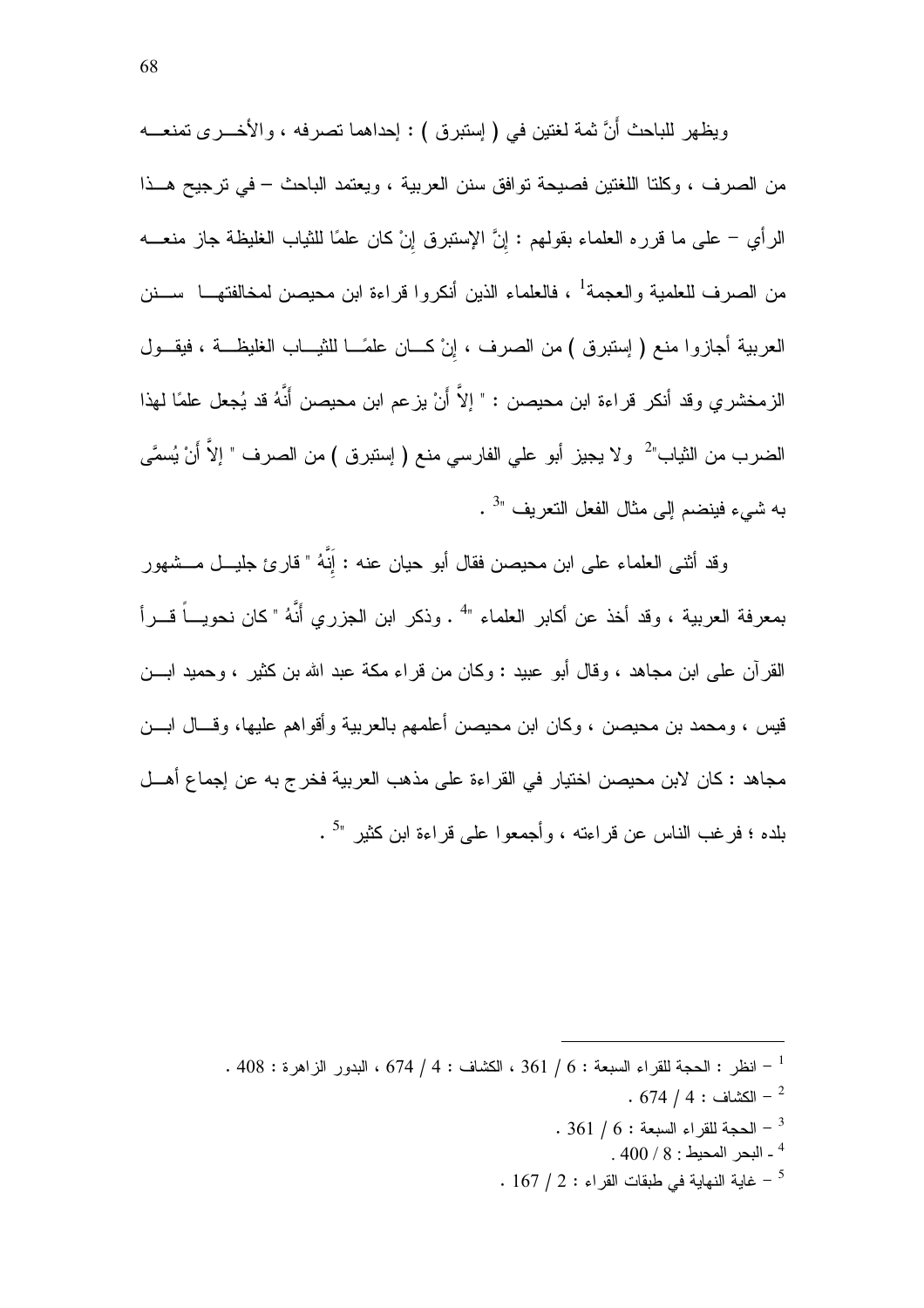ويظهر للباحث أنَّ ثمة لغتين في ( إستبرق ) : إحداهما تصرفه ، والأخرى تمنعه من الصرف ، وكلتا اللغتين فصيحة توافق سنن العربية ، ويعتمد الباحث – في ترجيح هذا الرأي – على ما قرره العلماء بقولهم : إنَّ الإستبرق إنْ كان علمًا للثياب الغليظة جاز منعه من الصرف للعلمية والعجمة[1] ، فالعلماء الذين أنكروا قراءة ابن محيصن لمخالفتها سنن العربية أجازوا منع ( إستبرق ) من الصرف ، إنْ كان علمًا للثياب الغليظة ، فيقول الزمخشري وقد أنكر قراءة ابن محيصن : " إلاَّ أَنْ يزعم ابن محيصن أَنَّهُ قد يُجعل علمًا لهذا الضرب من الثياب"[2] ولا يجيز أبو علي الفارسي منع ( إستبرق ) من الصرف " إلاَّ أَنْ يُسمَّى به شيء فينضم إلى مثال الفعل التعريف "[3] .

وقد أثنى العلماء على ابن محيصن فقال أبو حيان عنه : إِنَّهُ " قارئ جليل مشهور بمعرفة العربية ، وقد أخذ عن أكابر العلماء "[4] . وذكر ابن الجزري أَنَّهُ " كان نحوياً قرأ القرآن على ابن مجاهد ، وقال أبو عبيد : وكان من قراء مكة عبد الله بن كثير ، وحميد ابن قيس ، ومحمد بن محيصن ، وكان ابن محيصن أعلمهم بالعربية وأقواهم عليها، وقال ابن مجاهد : كان لابن محيصن اختيار في القراءة على مذهب العربية فخرج به عن إجماع أهل بلده ؛ فرغب الناس عن قراءته ، وأجمعوا على قراءة ابن كثير "[5] .

---

[1] – انظر : الحجة للقراء السبعة : 6 / 361 ، الكشاف : 4 / 674 ، البدور الزاهرة : 408 .

[2] – الكشاف : 4 / 674 .

[3] – الحجة للقراء السبعة : 6 / 361 .

[4] - البحر المحيط : 8 / 400 .

[5] – غاية النهاية في طبقات القراء : 2 / 167 .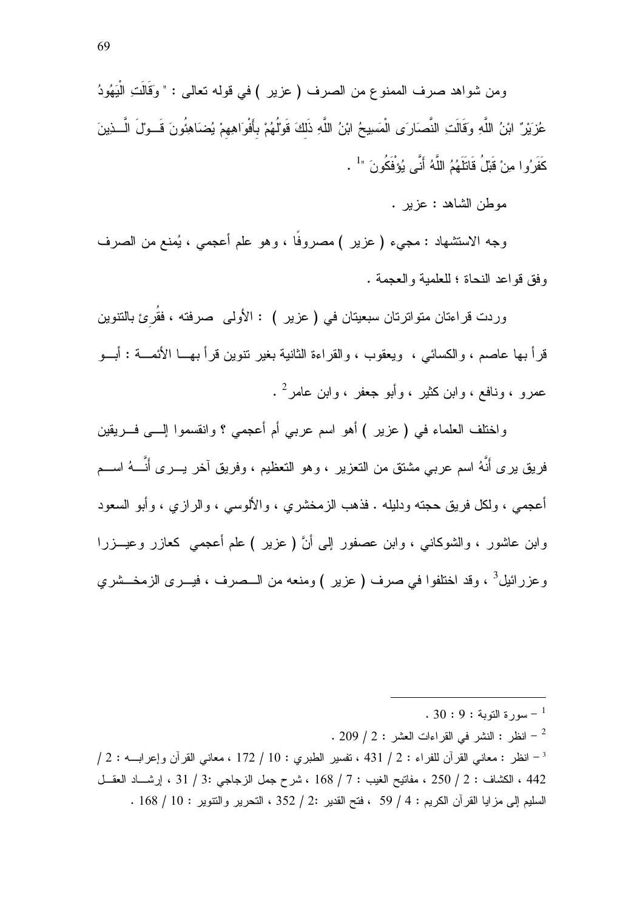ومن شواهد صرف الممنوع من الصرف ( عزير ) في قوله تعالى : " وَقَالَتِ الْيَهُودُ عُزَيْرٌ ابْنُ اللَّهِ وَقَالَتِ النَّصَارَى الْمَسِيحُ ابْنُ اللَّهِ ذَلِكَ قَوْلُهُمْ بِأَفْوَاهِهِمْ يُضَاهِئُونَ قَوْلَ الَّذِينَ كَفَرُوا مِنْ قَبْلُ قَاتَلَهُمُ اللَّهُ أَنَّى يُؤْفَكُونَ "[1] .

موطن الشاهد : عزير .

وجه الاستشهاد : مجيء ( عزير ) مصروفًا ، وهو علم أعجمي ، يُمنع من الصرف وفق قواعد النحاة ؛ للعلمية والعجمة .

وردت قراءتان متواترتان سبعيتان في ( عزير ) : الأولى صرفته ، فقُرِئ بالتنوين قرأ بها عاصم ، والكسائي ، ويعقوب ، والقراءة الثانية بغير تنوين قرأ بها الأئمة : أبو عمرو ، ونافع ، وابن كثير ، وأبو جعفر ، وابن عامر[2] .

واختلف العلماء في ( عزير ) أهو اسم عربي أم أعجمي ؟ وانقسموا إلى فريقين فريق يرى أَنَّهُ اسم عربي مشتق من التعزير ، وهو التعظيم ، وفريق آخر يرى أَنَّهُ اسم أعجمي ، ولكل فريق حجته ودليله . فذهب الزمخشري ، والألوسي ، والرازي ، وأبو السعود وابن عاشور ، والشوكاني ، وابن عصفور إلى أنَّ ( عزير ) علم أعجمي كعازر وعيزرا وعزرائيل[3] ، وقد اختلفوا في صرف ( عزير ) ومنعه من الصرف ، فيرى الزمخشري

---

[1] – سورة التوبة : 9 : 30 .

[2] – انظر : النشر في القراءات العشر : 2 / 209 .

[3] – انظر : معاني القرآن للفراء : 2 / 431 ، تفسير الطبري : 10 / 172 ، معاني القرآن وإعرابه : 2 / 442 ، الكشاف : 2 / 250 ، مفاتيح الغيب : 7 / 168 ، شرح جمل الزجاجي :3 / 31 ، إرشاد العقل السليم إلى مزايا القرآن الكريم : 4 / 59 ، فتح القدير :2 / 352 ، التحرير والتنوير : 10 / 168 .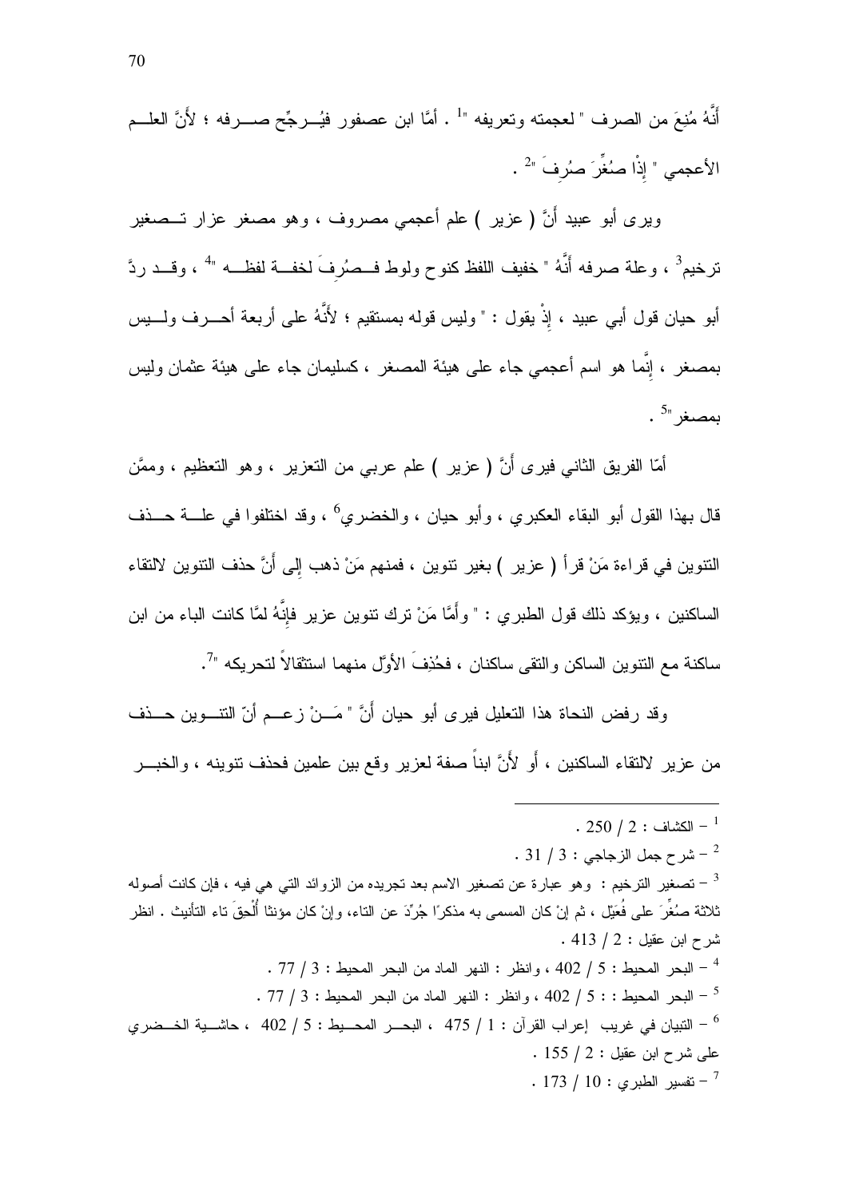أَنَّهُ مُنِعَ من الصرف " لعجمته وتعريفه "[1] . أمَّا ابن عصفور فيُرجِّح صرفه ؛ لأَنَّ العلم الأعجمي " إِذْا صُغِّرَ صُرِفَ "[2] .

ويرى أبو عبيد أَنَّ ( عزير ) علم أعجمي مصروف ، وهو مصغر عزار تصغير ترخيم[3] ، وعلة صرفه أَنَّهُ " خفيف اللفظ كنوح ولوط فصُرِفَ لخفة لفظه "[4] ، وقد ردَّ أبو حيان قول أبي عبيد ، إِذْ يقول : " وليس قوله بمستقيم ؛ لأَنَّهُ على أربعة أحرف وليس بمصغر ، إِنَّما هو اسم أعجمي جاء على هيئة المصغر ، كسليمان جاء على هيئة عثمان وليس بمصغر "[5] .

أمّا الفريق الثاني فيرى أَنَّ ( عزير ) علم عربي من التعزير ، وهو التعظيم ، وممَّن قال بهذا القول أبو البقاء العكبري ، وأبو حيان ، والخضري[6] ، وقد اختلفوا في علة حذف التنوين في قراءة مَنْ قرأ ( عزير ) بغير تنوين ، فمنهم مَنْ ذهب إِلى أَنَّ حذف التنوين لالتقاء الساكنين ، ويؤكد ذلك قول الطبري : " وأَمَّا مَنْ ترك تنوين عزير فإِنَّهُ لمَّا كانت الباء من ابن ساكنة مع التنوين الساكن والتقى ساكنان ، فحُذِفَ الأوَّل منهما استثقالاً لتحريكه "[7].

وقد رفض النحاة هذا التعليل فيرى أبو حيان أَنَّ " مَنْ زعم أنّ التنوين حذف من عزير لالتقاء الساكنين ، أو لأَنَّ ابناً صفة لعزير وقع بين علمين فحذف تنوينه ، والخبر

---

[1] – الكشاف : 2 / 250 .

[2] – شرح جمل الزجاجي : 3 / 31 .

[3] – تصغير الترخيم : وهو عبارة عن تصغير الاسم بعد تجريده من الزوائد التي هي فيه ، فإن كانت أصوله ثلاثة صُغِّرَ على فُعَيْل ، ثم إنْ كان المسمى به مذكرًا جُرِّدَ عن التاء، وإنْ كان مؤنثا أُلْحِقَ تاء التأنيث . انظر شرح ابن عقيل : 2 / 413 .

[4] – البحر المحيط : 5 / 402 ، وانظر : النهر الماد من البحر المحيط : 3 / 77 .

[5] – البحر المحيط : : 5 / 402 ، وانظر : النهر الماد من البحر المحيط : 3 / 77 .

[6] – التبيان في غريب إعراب القرآن : 1 / 475 ، البحر المحيط : 5 / 402 ، حاشية الخضري على شرح ابن عقيل : 2 / 155 .

[7] – تفسير الطبري : 10 / 173 .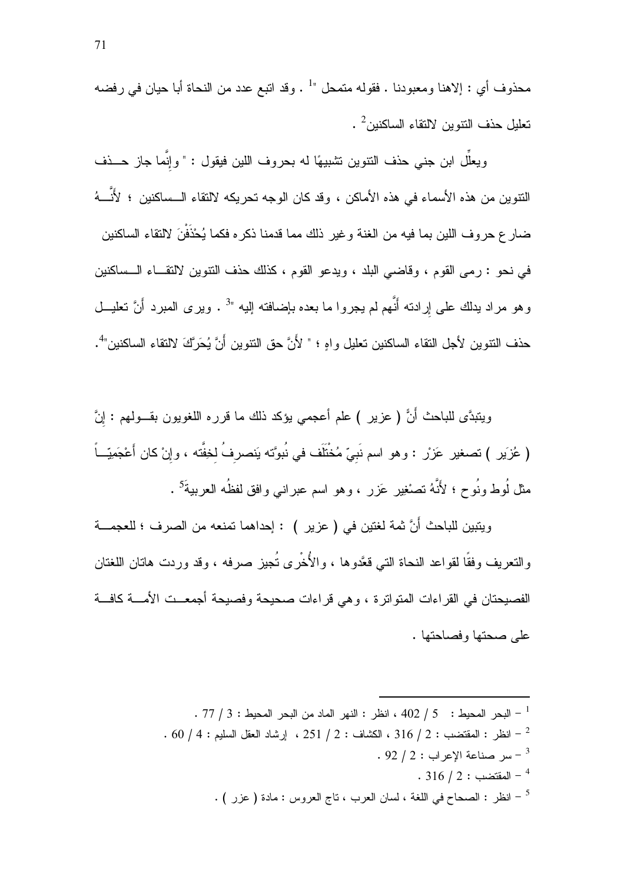محذوف أي : إلاهنا ومعبودنا . فقوله متمحل "[1] . وقد اتبع عدد من النحاة أبا حيان في رفضه تعليل حذف التنوين لالتقاء الساكنين[2] .

ويعلِّل ابن جني حذف التنوين تشبيهًا له بحروف اللين فيقول : " وإنَّما جاز حذف التنوين من هذه الأسماء في هذه الأماكن ، وقد كان الوجه تحريكه لالتقاء الساكنين ؛ لأنَّهُ ضارع حروف اللين بما فيه من الغنة وغير ذلك مما قدمنا ذكره فكما يُحْذَفْنَ لالتقاء الساكنين في نحو : رمى القوم ، وقاضي البلد ، ويدعو القوم ، كذلك حذف التنوين لالتقاء الساكنين وهو مراد يدلك على إرادته أنَّهم لم يجروا ما بعده بإضافته إليه "[3] . ويرى المبرد أنَّ تعليل حذف التنوين لأجل التقاء الساكنين تعليل واهٍ ؛ " لأنَّ حق التنوين أنَّ يُحَرَّكَ لالتقاء الساكنين"[4].

ويتبدَّى للباحث أنَّ ( عزير ) علم أعجمي يؤكد ذلك ما قرره اللغويون بقولهم : إنَّ ( عُزَير ) تصغير عَزْر : وهو اسم نَبِيّ مُخْتَلَف في نُبوَّته يَنصرفُ لِخِفَّته ، وإنْ كان أَعْجَمِيّاً مثل لُوط ونُوح ؛ لأَنَّهُ تصْغِير عَزر ، وهو اسم عبراني وافق لفظُه العربيةَ[5] .

ويتبين للباحث أنَّ ثمة لغتين في ( عزير ) : إحداهما تمنعه من الصرف ؛ للعجمة والتعريف وفقًا لقواعد النحاة التي قعَّدوها ، والأُخْرى تُجيز صرفه ، وقد وردت هاتان اللغتان الفصيحتان في القراءات المتواترة ، وهي قراءات صحيحة وفصيحة أجمعت الأمة كافة على صحتها وفصاحتها .

---

[1] – البحر المحيط : 5 / 402 ، انظر : النهر الماد من البحر المحيط : 3 / 77 .

[2] – انظر : المقتضب : 2 / 316 ، الكشاف : 2 / 251 ، إرشاد العقل السليم : 4 / 60 .

[3] – سر صناعة الإعراب : 2 / 92 .

[4] – المقتضب : 2 / 316 .

[5] – انظر : الصحاح في اللغة ، لسان العرب ، تاج العروس : مادة ( عزر ) .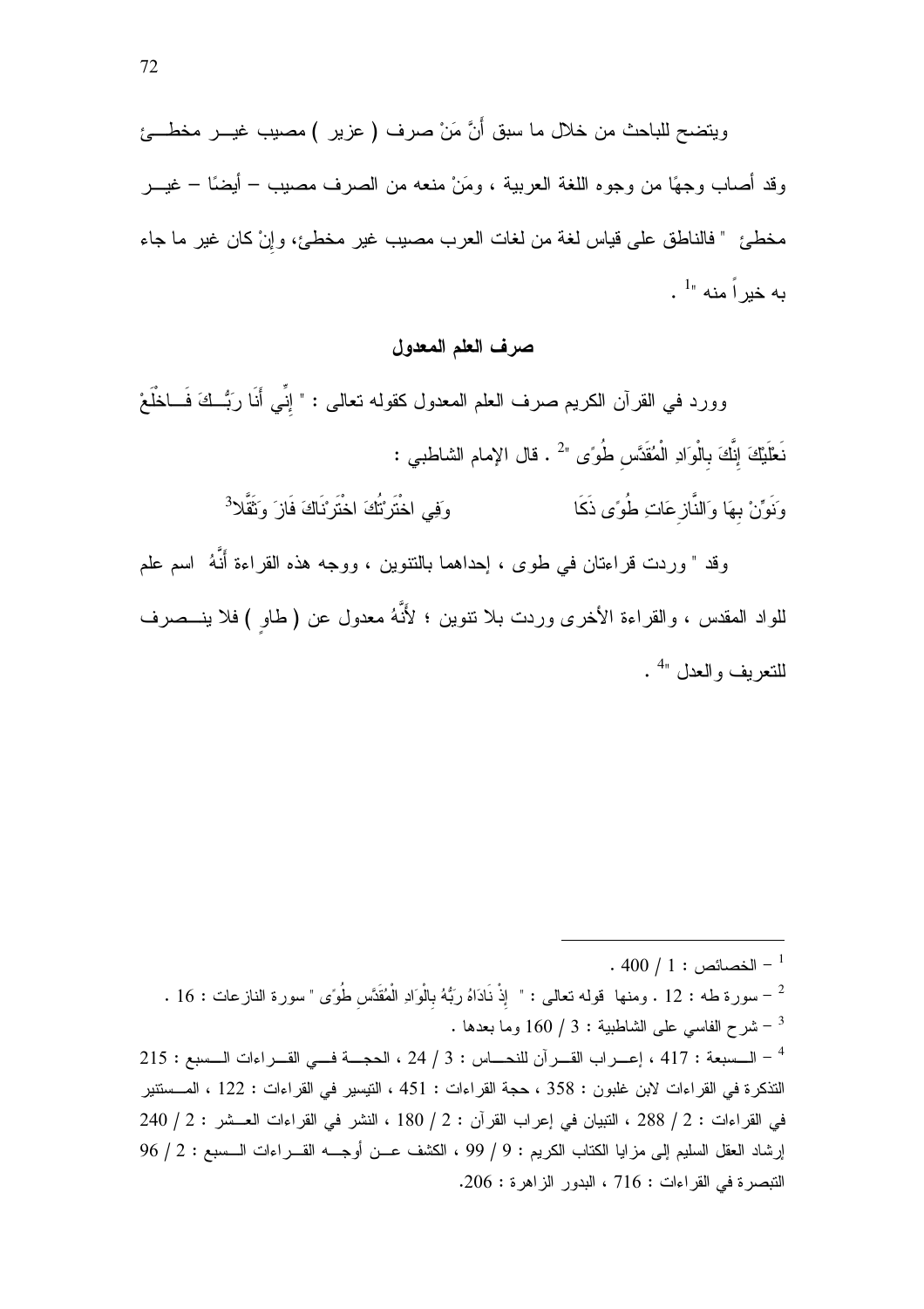ويتضح للباحث من خلال ما سبق أنَّ مَنْ صرف ( عزير ) مصيب غيـر مخطـئ وقد أصاب وجهًا من وجوه اللغة العربية ، ومَنْ منعه من الصرف مصيب – أيضًا – غيـر مخطئ " فالناطق على قياس لغة من لغات العرب مصيب غير مخطئ، وإنْ كان غير ما جاء به خيراً منه "[1] .

### صرف العلم المعدول

وورد في القرآن الكريم صرف العلم المعدول كقوله تعالى : " إِنِّي أَنَا رَبُّـكَ فَـاخْلَعْ نَعْلَيْكَ إِنَّكَ بِالْوَادِ الْمُقَدَّسِ طُوًى "[2] . قال الإمام الشاطبي :

وَنَوِّنْ بِهَا وَالنَّازِعَاتِ طُوًى ذَكَا     وَفِي اخْتَرْتُكَ اخْتَرْنَاكَ فَازَ وَثَقَّلا[3]

وقد " وردت قراءتان في طوى ، إحداهما بالتنوين ، ووجه هذه القراءة أَنَّهُ اسم علم للواد المقدس ، والقراءة الأخرى وردت بلا تنوين ؛ لأَنَّهُ معدول عن ( طاوٍ ) فلا ينـصرف للتعريف والعدل "[4] .

---

[1] – الخصائص : 1 / 400 .

[2] – سورة طه : 12 . ومنها قوله تعالى : " إِذْ نَادَاهُ رَبُّهُ بِالْوَادِ الْمُقَدَّسِ طُوًى " سورة النازعات : 16 .

[3] – شرح الفاسي على الشاطبية : 3 / 160 وما بعدها .

[4] – السبعة : 417 ، إعراب القرآن للنحاس : 3 / 24 ، الحجة في القراءات السبع : 215 التذكرة في القراءات لابن غلبون : 358 ، حجة القراءات : 451 ، التيسير في القراءات : 122 ، المستنير في القراءات : 2 / 288 ، التبيان في إعراب القرآن : 2 / 180 ، النشر في القراءات العشر : 2 / 240 إرشاد العقل السليم إلى مزايا الكتاب الكريم : 9 / 99 ، الكشف عن أوجه القراءات السبع : 2 / 96 التبصرة في القراءات : 716 ، البدور الزاهرة : 206.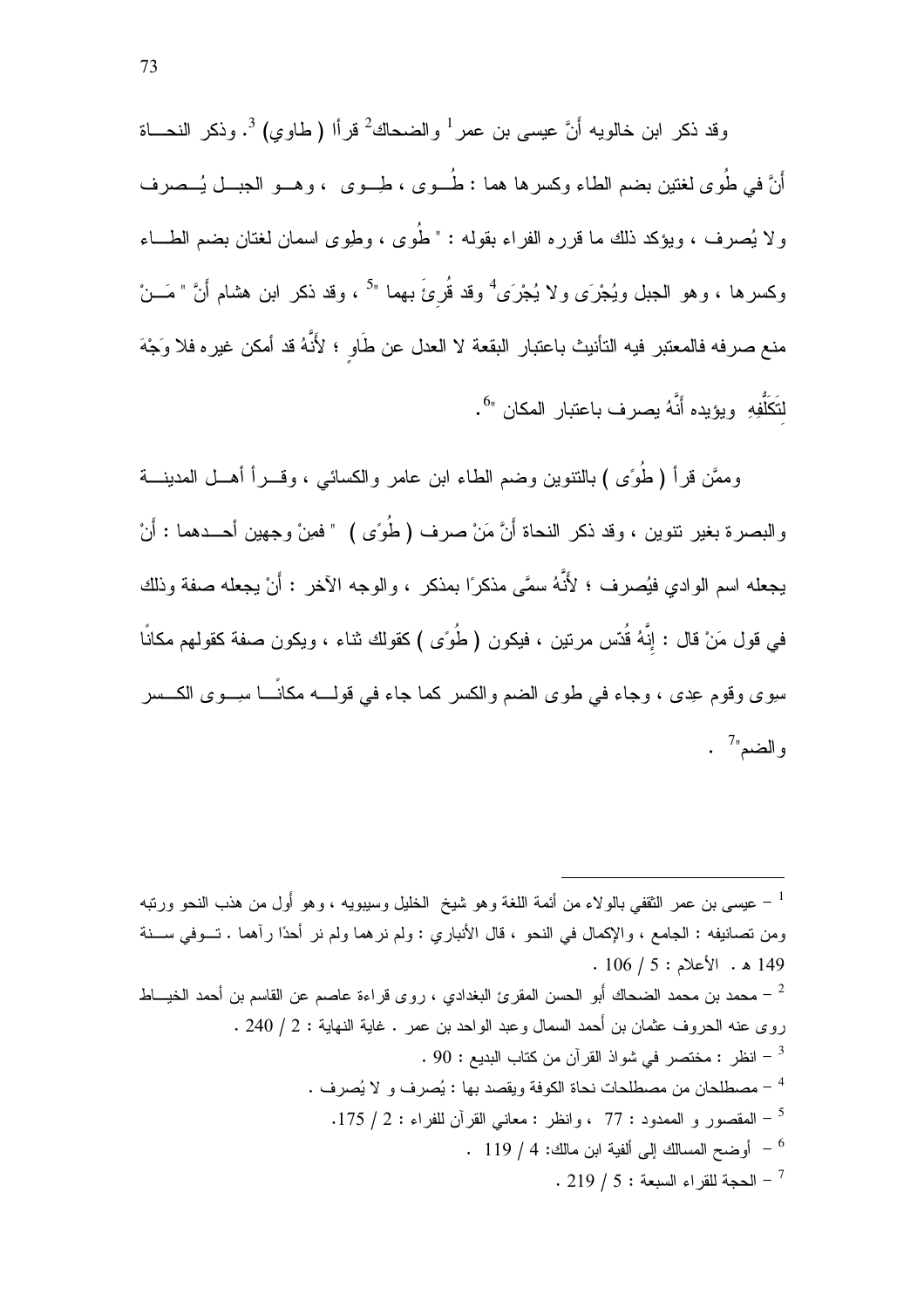وقد ذكر ابن خالويه أَنَّ عيسى بن عمر[1] والضحاك[2] قرأا ( طاوي )[3]. وذكر النحـاة أَنَّ في طُوى لغتين بضم الطاء وكسرها هما : طُـوى ، طِـوى ، وهـو الجبـل يُـصرف ولا يُصرف ، ويؤكد ذلك ما قرره الفراء بقوله : " طُوى ، وطِوى اسمان لغتان بضم الطـاء وكسرها ، وهو الجبل ويُجْرَى ولا يُجْرَى[4] وقد قُرِئَ بهما "[5] ، وقد ذكر ابن هشام أَنَّ " مَـنْ منع صرفه فالمعتبر فيه التأنيث باعتبار البقعة لا العدل عن طَاوٍ ؛ لأَنَّهُ قد أمكن غيره فلا وَجْهَ لِتَكَلُّفِهِ ويؤيده أَنَّهُ يصرف باعتبار المكان "[6].

وممَّن قرأ ( طُوًى ) بالتنوين وضم الطاء ابن عامر والكسائي ، وقـرأ أهـل المدينـة والبصرة بغير تنوين ، وقد ذكر النحاة أَنَّ مَنْ صرف ( طُوًى ) " فمِنْ وجهين أحـدهما : أَنْ يجعله اسم الوادي فيُصرف ؛ لأَنَّهُ سمًّى مذكرًا بمذكر ، والوجه الآخر : أَنْ يجعله صفة وذلك في قول مَنْ قال : إِنَّهُ قُدّس مرتين ، فيكون ( طُوًى ) كقولك ثناء ، ويكون صفة كقولهم مكانًا سِوى وقوم عِدى ، وجاء في طوى الضم والكسر كما جاء في قولـه مكانًـا سِـوى الكـسر والضم"[7] .

---

[1] – عيسى بن عمر الثقفي بالولاء من أئمة اللغة وهو شيخ الخليل وسيبويه ، وهو أول من هذب النحو ورتبه ومن تصانيفه : الجامع ، والإكمال في النحو ، قال الأنباري : ولم نرهما ولم نر أحدًا رآهما . تـوفي سـنة 149 هـ . الأعلام : 5 / 106 .

[2] – محمد بن محمد الضحاك أبو الحسن المقرئ البغدادي ، روى قراءة عاصم عن القاسم بن أحمد الخيـاط روى عنه الحروف عثمان بن أحمد السمال وعبد الواحد بن عمر . غاية النهاية : 2 / 240 .

[3] – انظر : مختصر في شواذ القرآن من كتاب البديع : 90 .

[4] – مصطلحان من مصطلحات نحاة الكوفة ويقصد بها : يُصرف و لا يُصرف .

[5] – المقصور و الممدود : 77 ، وانظر : معاني القرآن للفراء : 2 / 175.

[6] – أوضح المسالك إلى ألفية ابن مالك: 4 / 119 .

[7] – الحجة للقراء السبعة : 5 / 219 .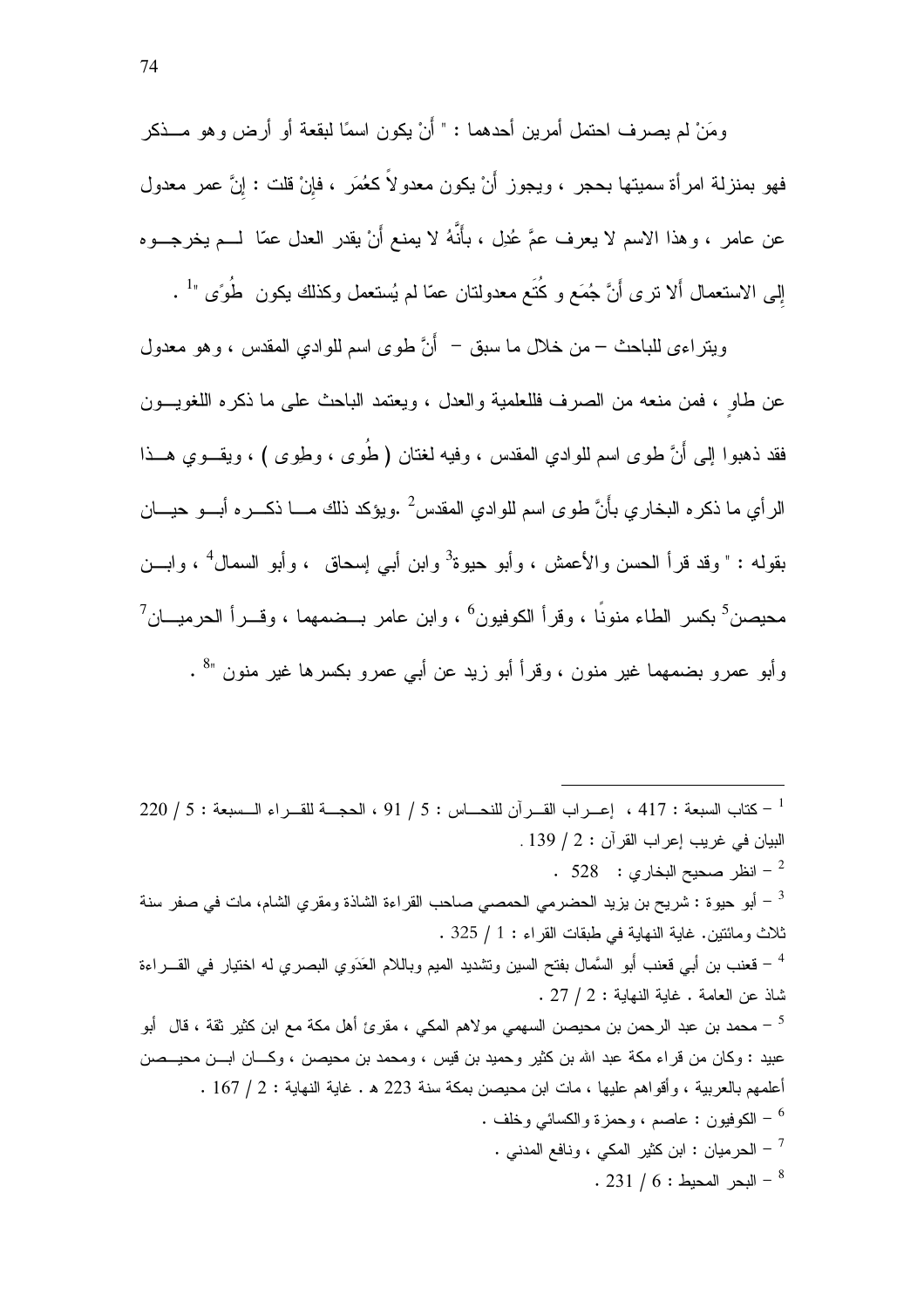ومَنْ لم يصرف احتمل أمرين أحدهما : " أَنْ يكون اسمًا لبقعة أو أرض وهو مذكر فهو بمنزلة امرأة سميتها بحجر ، ويجوز أَنْ يكون معدولاً كعُمَر ، فإنْ قلت : إنَّ عمر معدول عن عامر ، وهذا الاسم لا يعرف عمَّ عُدِل ، بأَنَّهُ لا يمنع أَنْ يقدر العدل عمّا لم يخرجوه إلى الاستعمال ألا ترى أَنَّ جُمَع و كُتَع معدولتان عمّا لم يُستعمل وكذلك يكون طُوًى "[1] .

ويتراءى للباحث – من خلال ما سبق – أَنَّ طوى اسم للوادي المقدس ، وهو معدول عن طاوٍ ، فمن منعه من الصرف فللعلمية والعدل ، ويعتمد الباحث على ما ذكره اللغويون فقد ذهبوا إلى أَنَّ طوى اسم للوادي المقدس ، وفيه لغتان ( طُوى ، وطِوى ) ، ويقوي هذا الرأي ما ذكره البخاري بأَنَّ طوى اسم للوادي المقدس[2] .ويؤكد ذلك ما ذكره أبو حيان بقوله : " وقد قرأ الحسن والأعمش ، وأبو حيوة[3] وابن أبي إسحاق ، وأبو السمال[4] ، وابن محيصن[5] بكسر الطاء منونًا ، وقرأ الكوفيون[6] ، وابن عامر بضمهما ، وقرأ الحرميان[7] وأبو عمرو بضمهما غير منون ، وقرأ أبو زيد عن أبي عمرو بكسرها غير منون "[8] .

---

[1] – كتاب السبعة : 417 ، إعراب القرآن للنحاس : 5 / 91 ، الحجة للقراء السبعة : 5 / 220 البيان في غريب إعراب القرآن : 2 / 139 .

[2] – انظر صحيح البخاري : 528 .

[3] – أبو حيوة : شريح بن يزيد الحضرمي الحمصي صاحب القراءة الشاذة ومقري الشام، مات في صفر سنة ثلاث ومائتين. غاية النهاية في طبقات القراء : 1 / 325 .

[4] – قعنب بن أبي قعنب أبو السَّمال بفتح السين وتشديد الميم وباللام العَدَوي البصري له اختيار في القراءة شاذ عن العامة . غاية النهاية : 2 / 27 .

[5] – محمد بن عبد الرحمن بن محيصن السهمي مولاهم المكي ، مقرئ أهل مكة مع ابن كثير ثقة ، قال أبو عبيد : وكان من قراء مكة عبد الله بن كثير وحميد بن قيس ، ومحمد بن محيصن ، وكان ابن محيصن أعلمهم بالعربية ، وأقواهم عليها ، مات ابن محيصن بمكة سنة 223 هـ . غاية النهاية : 2 / 167 .

[6] – الكوفيون : عاصم ، وحمزة والكسائي وخلف .

[7] – الحرميان : ابن كثير المكي ، ونافع المدني .

[8] – البحر المحيط : 6 / 231 .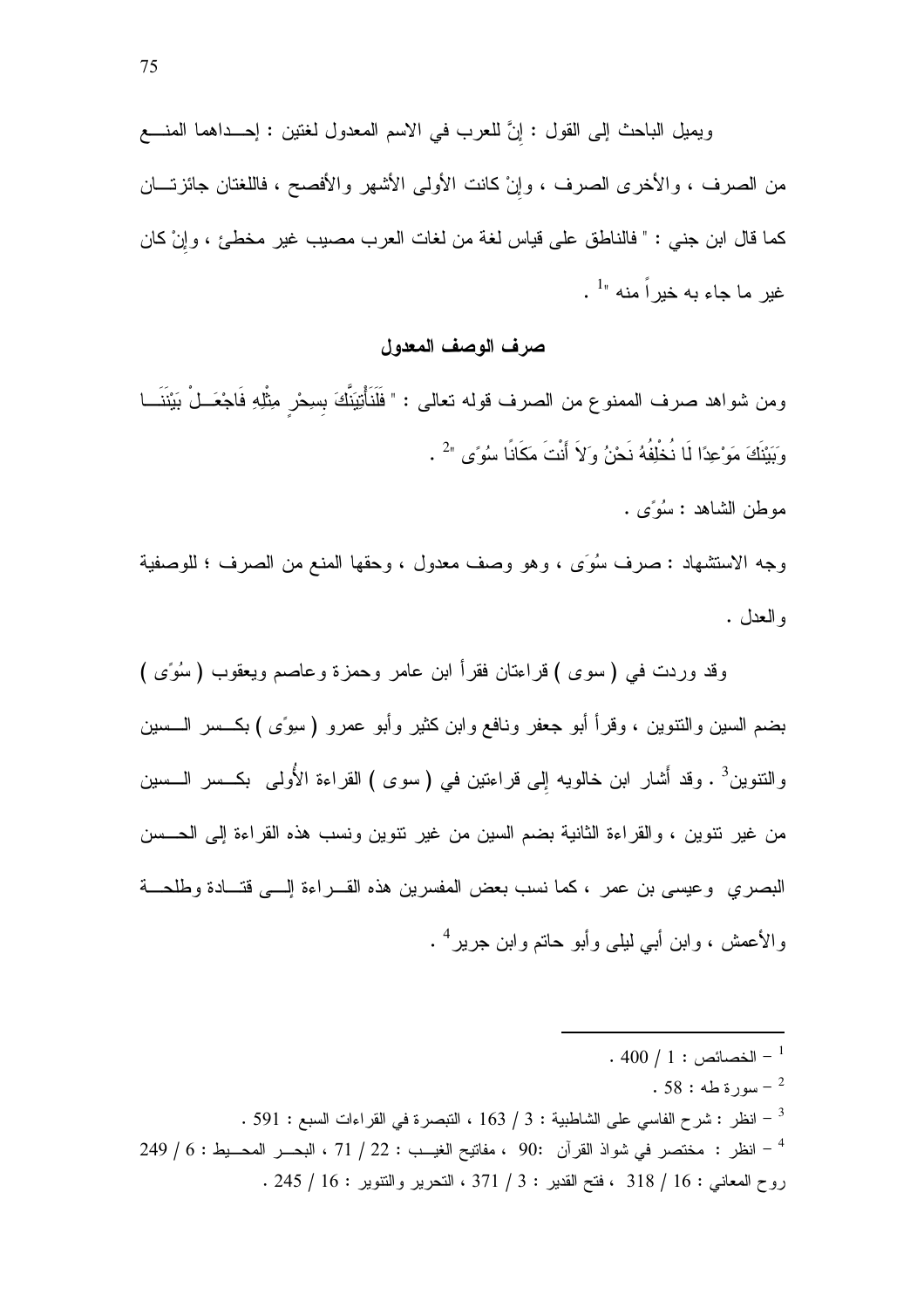ويميل الباحث إلى القول : إنَّ للعرب في الاسم المعدول لغتين : إحداهما المنع من الصرف ، والأخرى الصرف ، وإنْ كانت الأولى الأشهر والأفصح ، فاللغتان جائزتان كما قال ابن جني : " فالناطق على قياس لغة من لغات العرب مصيب غير مخطئ ، وإنْ كان غير ما جاء به خيراً منه "[1] .

## صرف الوصف المعدول

ومن شواهد صرف الممنوع من الصرف قوله تعالى : " فَلَنَأْتِيَنَّكَ بِسِحْرٍ مِثْلِهِ فَاجْعَلْ بَيْنَنَا وَبَيْنَكَ مَوْعِدًا لَا نُخْلِفُهُ نَحْنُ وَلاَ أَنْتَ مَكَانًا سُوًى "[2] .

موطن الشاهد : سُوًى .

وجه الاستشهاد : صرف سُوَى ، وهو وصف معدول ، وحقها المنع من الصرف ؛ للوصفية والعدل .

وقد وردت في ( سوى ) قراءتان فقرأ ابن عامر وحمزة وعاصم ويعقوب ( سُوًى ) بضم السين والتنوين ، وقرأ أبو جعفر ونافع وابن كثير وأبو عمرو ( سِوًى ) بكسر السين والتنوين[3] . وقد أَشار ابن خالويه إِلى قراءتين في ( سوى ) القراءة الأُولى بكسر السين من غير تنوين ، والقراءة الثانية بضم السين من غير تنوين ونسب هذه القراءة إلى الحسن البصري وعيسى بن عمر ، كما نسب بعض المفسرين هذه القراءة إلى قتادة وطلحة والأعمش ، وابن أبي ليلى وأبو حاتم وابن جرير[4] .

---

[1] – الخصائص : 1 / 400 .

[2] – سورة طه : 58 .

[3] – انظر : شرح الفاسي على الشاطبية : 3 / 163 ، التبصرة في القراءات السبع : 591 .

[4] – انظر : مختصر في شواذ القرآن :90 ، مفاتيح الغيب : 22 / 71 ، البحر المحيط : 6 / 249 روح المعاني : 16 / 318 ، فتح القدير : 3 / 371 ، التحرير والتنوير : 16 / 245 .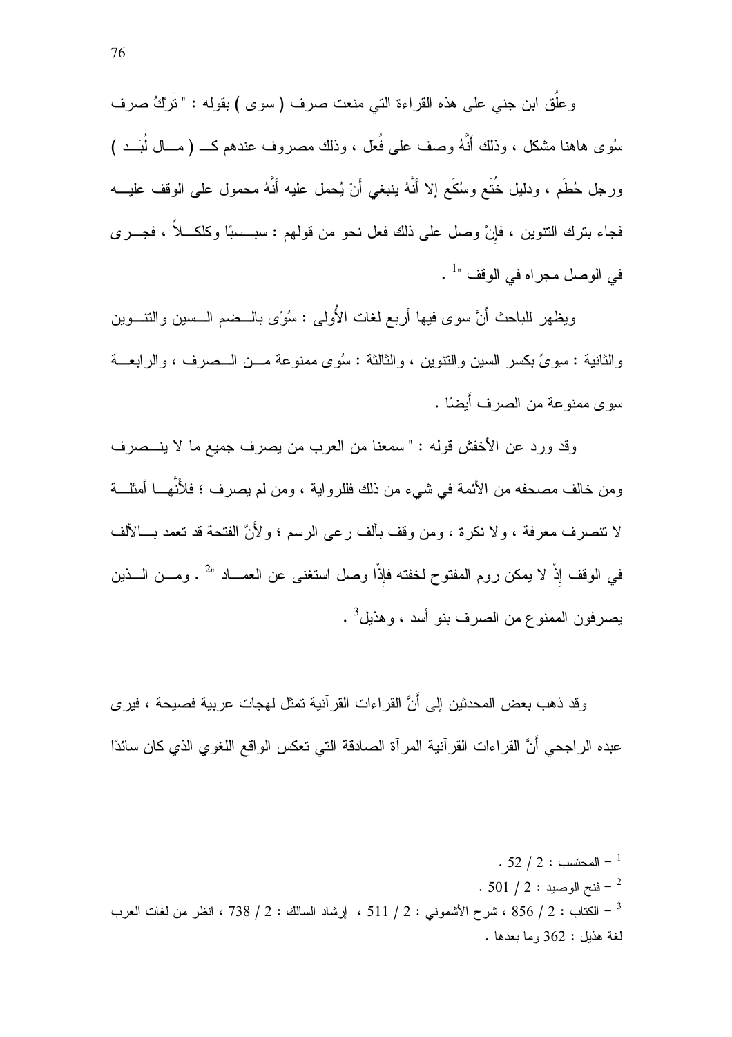وعلَّق ابن جني على هذه القراءة التي منعت صرف ( سوى ) بقوله : " تَرْكُ صرف سُوى هاهنا مشكل ، وذلك أَنَّهُ وصف على فُعَل ، وذلك مصروف عندهم كـ ( مال لُبَد ) ورجل حُطَم ، ودليل خُتَع وسُكَع إلا أَنَّهُ ينبغي أَنْ يُحمل عليه أَنَّهُ محمول على الوقف عليه فجاء بترك التنوين ، فإنْ وصل على ذلك فعل نحو من قولهم : سبسبًا وكلكلاً ، فجرى في الوصل مجراه في الوقف "[1] .

ويظهر للباحث أَنَّ سوى فيها أربع لغات الأُولى : سُوًى بالضم السين والتنوين والثانية : سِوىً بكسر السين والتنوين ، والثالثة : سُوى ممنوعة من الصرف ، والرابعة سِوى ممنوعة من الصرف أَيضًا .

وقد ورد عن الأخفش قوله : " سمعنا من العرب من يصرف جميع ما لا ينصرف ومن خالف مصحفه من الأئمة في شيء من ذلك فللرواية ، ومن لم يصرف ؛ فلأَنَّها أمثلة لا تنصرف معرفة ، ولا نكرة ، ومن وقف بألف رعى الرسم ؛ ولأَنَّ الفتحة قد تعمد بالألف في الوقف إذْ لا يمكن روم المفتوح لخفته فإذْا وصل استغنى عن العماد "[2] . ومن الذين يصرفون الممنوع من الصرف بنو أسد ، وهذيل[3] .

وقد ذهب بعض المحدثين إلى أَنَّ القراءات القرآنية تمثل لهجات عربية فصيحة ، فيرى عبده الراجحي أَنَّ القراءات القرآنية المرآة الصادقة التي تعكس الواقع اللغوي الذي كان سائدًا

---

[1] – المحتسب : 2 / 52 .

[2] – فتح الوصيد : 2 / 501 .

[3] – الكتاب : 2 / 856 ، شرح الأشموني : 2 / 511 ، إرشاد السالك : 2 / 738 ، انظر من لغات العرب لغة هذيل : 362 وما بعدها .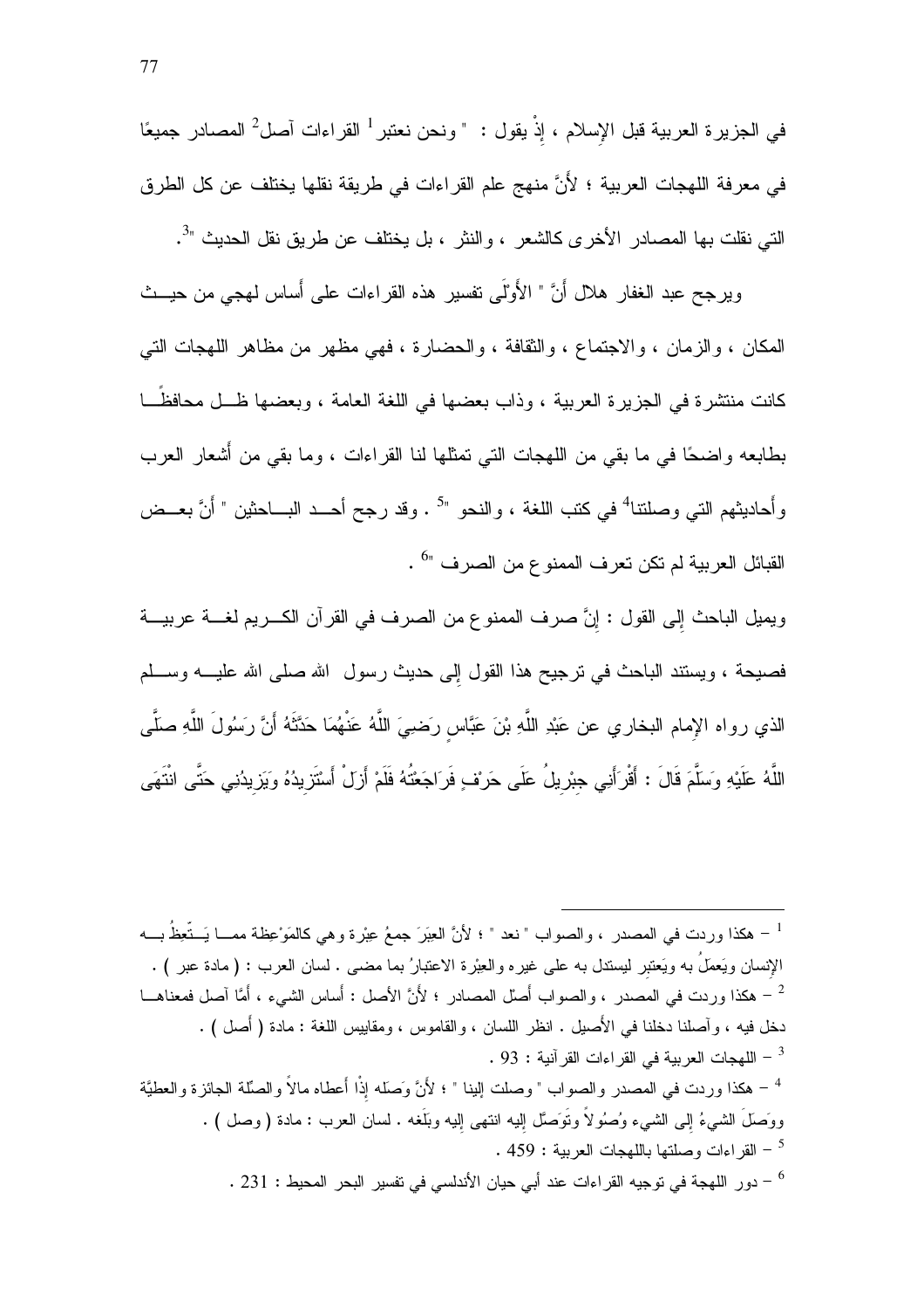في الجزيرة العربية قبل الإسلام ، إذْ يقول : " ونحن نعتبر[1] القراءات آصل[2] المصادر جميعًا في معرفة اللهجات العربية ؛ لأَنَّ منهج علم القراءات في طريقة نقلها يختلف عن كل الطرق التي نقلت بها المصادر الأخرى كالشعر ، والنثر ، بل يختلف عن طريق نقل الحديث "[3].

ويرجح عبد الغفار هلال أَنَّ " الأَوْلَى تفسير هذه القراءات على أَساس لهجي من حيث المكان ، والزمان ، والاجتماع ، والثقافة ، والحضارة ، فهي مظهر من مظاهر اللهجات التي كانت منتشرة في الجزيرة العربية ، وذاب بعضها في اللغة العامة ، وبعضها ظل محافظًا بطابعه واضحًا في ما بقي من اللهجات التي تمثلها لنا القراءات ، وما بقي من أَشعار العرب وأَحاديثهم التي وصلتنا[4] في كتب اللغة ، والنحو "[5] . وقد رجح أحد الباحثين " أَنَّ بعض القبائل العربية لم تكن تعرف الممنوع من الصرف "[6] .

ويميل الباحث إلى القول : إِنَّ صرف الممنوع من الصرف في القرآن الكريم لغة عربية فصيحة ، ويستند الباحث في ترجيح هذا القول إلى حديث رسول الله صلى الله عليه وسلم الذي رواه الإمام البخاري عن عَبْدِ اللَّهِ بْنَ عَبَّاسٍ رَضِيَ اللَّهُ عَنْهُمَا حَدَّثَهُ أَنَّ رَسُولَ اللَّهِ صَلَّى اللَّهُ عَلَيْهِ وَسَلَّمَ قَالَ : أَقْرَأَنِي جِبْرِيلُ عَلَى حَرْفٍ فَرَاجَعْتُهُ فَلَمْ أَزَلْ أَسْتَزِيدُهُ وَيَزِيدُنِي حَتَّى انْتَهَى

---

[1] – هكذا وردت في المصدر ، والصواب " نعد " ؛ لأَنَّ العِبَرَ جمعُ عِبْرة وهي كالمَوْعِظة مما يَتَّعِظُ به الإنسان ويَعمَلُ به ويَعتبِر ليستدل به على غيره والعِبْرة الاعتبارُ بما مضى . لسان العرب : ( مادة عبر ) .

[2] – هكذا وردت في المصدر ، والصواب أصل المصادر ؛ لأنَّ الأصل : أساس الشيء ، أمَّا آصل فمعناها دخل فيه ، وآصلنا دخلنا في الأصيل . انظر اللسان ، والقاموس ، ومقاييس اللغة : مادة ( أصل ) .

[3] – اللهجات العربية في القراءات القرآنية : 93 .

[4] – هكذا وردت في المصدر والصواب " وصلت إلينا " ؛ لأَنَّ وَصَلَه إذا أعطاه مالاً والصِّلة الجائزة والعطيَّة ووَصَلَ الشيءُ إلى الشيء وُصُولاً وتَوَصَّل إليه انتهى إليه وبَلَغه . لسان العرب : مادة ( وصل ) .

[5] – القراءات وصلتها باللهجات العربية : 459 .

[6] – دور اللهجة في توجيه القراءات عند أبي حيان الأندلسي في تفسير البحر المحيط : 231 .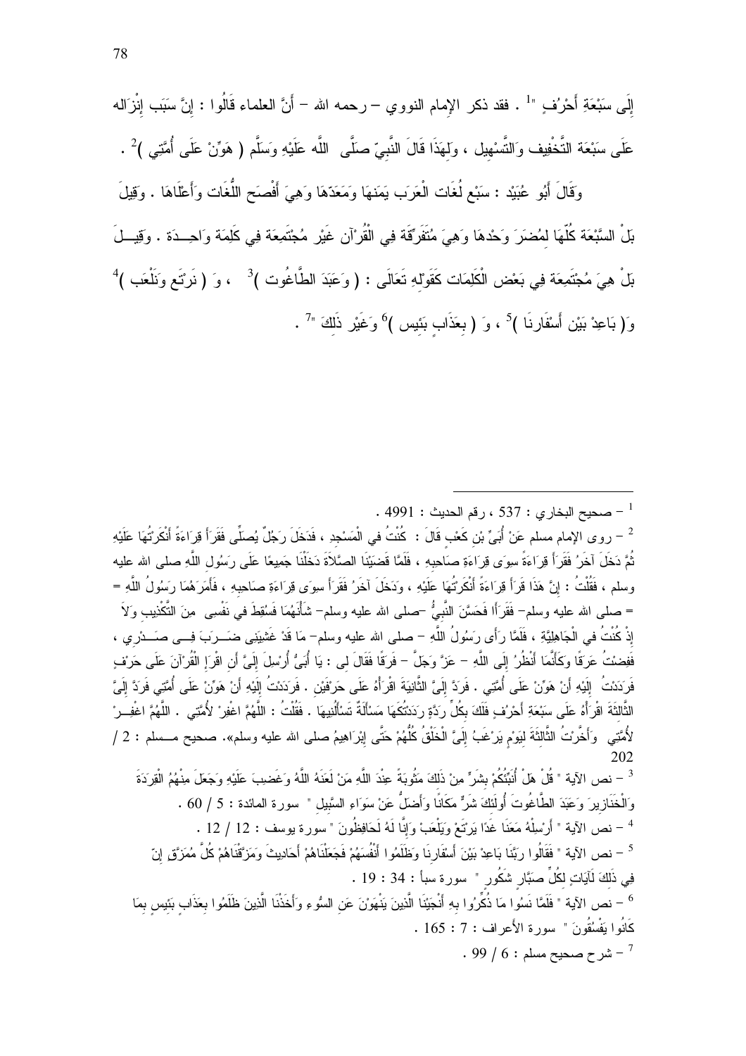إِلَى سَبْعَةِ أَحْرُفٍ "[1] . فقد ذكر الإمام النووي – رحمه الله – أَنَّ العلماء قَالُوا : إِنَّ سَبَب إِنْزَاله عَلَى سَبْعَة التَّخْفِيف وَالتَّسْهِيل ، وَلِهَذَا قَالَ النَّبِيّ صَلَّى اللَّه عَلَيْهِ وَسَلَّم ( هَوِّنْ عَلَى أُمَّتِي )[2] .

وَقَالَ أَبُو عُبَيْد : سَبْع لُغَات الْعَرَب يَمَنهَا وَمَعَدّهَا وَهِيَ أَفْصَح اللُّغَات وَأَعْلَاهَا . وَقِيلَ بَلْ السَّبْعَة كُلّهَا لِمُضَرَ وَحْدهَا وَهِيَ مُتَفَرِّقَة فِي الْقُرْآن غَيْر مُجْتَمِعَة فِي كَلِمَة وَاحِدَة . وَقِيلَ بَلْ هِيَ مُجْتَمِعَة فِي بَعْض الْكَلِمَات كَقَوْلِهِ تَعَالَى : ( وَعَبَدَ الطَّاغُوت )[3] ، وَ ( نَرْتَع وَنَلْعَب )[4] وَ( بَاعِدْ بَيْن أَسْفَارنَا )[5] ، وَ ( بِعَذَابٍ بَئِيس )[6] وَغَيْر ذَلِكَ "[7] .

---

[1] – صحيح البخاري : 537 ، رقم الحديث : 4991 .

[2] – روى الإمام مسلم عَنْ أُبَيِّ بْنِ كَعْبٍ قَالَ : كُنْتُ فِي الْمَسْجِدِ ، فَدَخَلَ رَجُلٌ يُصَلِّى فَقَرَأَ قِرَاءَةً أَنْكَرْتُهَا عَلَيْهِ ثُمَّ دَخَلَ آخَرُ فَقَرَأَ قِرَاءَةً سِوَى قِرَاءَةِ صَاحِبِهِ ، فَلَمَّا قَضَيْنَا الصَّلاَةَ دَخَلْنَا جَمِيعًا عَلَى رَسُولِ اللَّهِ صلى الله عليه وسلم ، فَقُلْتُ : إِنَّ هَذَا قَرَأَ قِرَاءَةً أَنْكَرْتُهَا عَلَيْهِ ، وَدَخَلَ آخَرُ فَقَرَأَ سِوَى قِرَاءَةِ صَاحِبِهِ ، فَأَمَرَهُمَا رَسُولُ اللَّهِ = = صلى الله عليه وسلم– فَقَرَأَا فَحَسَّنَ النَّبِيُّ –صلى الله عليه وسلم– شَأْنَهُمَا فَسُقِطَ فِي نَفْسِي مِنَ التَّكْذِيبِ وَلاَ إِذْ كُنْتُ فِي الْجَاهِلِيَّةِ ، فَلَمَّا رَأَى رَسُولُ اللَّهِ – صلى الله عليه وسلم– مَا قَدْ غَشِيَنِي ضَرَبَ فِي صَدْرِي ، فَفِضْتُ عَرَقًا وَكَأَنَّمَا أَنْظُرُ إِلَى اللَّهِ – عَزَّ وَجَلَّ – فَرَقًا فَقَالَ لِي : يَا أُبَىُّ أُرْسِلَ إِلَيَّ أَنِ اقْرَإِ الْقُرْآنَ عَلَى حَرْفٍ فَرَدَدْتُ إِلَيْهِ أَنْ هَوِّنْ عَلَى أُمَّتِي . فَرَدَّ إِلَيَّ الثَّانِيَةَ اقْرَأْهُ عَلَى حَرْفَيْنِ . فَرَدَدْتُ إِلَيْهِ أَنْ هَوِّنْ عَلَى أُمَّتِي فَرَدَّ إِلَيَّ الثَّالِثَةَ اقْرَأْهُ عَلَى سَبْعَةِ أَحْرُفٍ فَلَكَ بِكُلِّ رَدَّةٍ رَدَدْتُكَهَا مَسْأَلَةٌ تَسْأَلُنِيهَا . فَقُلْتُ : اللَّهُمَّ اغْفِرْ لأُمَّتِي . اللَّهُمَّ اغْفِرْ لأُمَّتِي وَأَخَّرْتُ الثَّالِثَةَ لِيَوْمٍ يَرْغَبُ إِلَيَّ الْخَلْقُ كُلُّهُمْ حَتَّى إِبْرَاهِيمُ صلى الله عليه وسلم». صحيح مسلم : 2 / 202

[3] – نص الآية " قُلْ هَلْ أُنَبِّئُكُمْ بِشَرٍّ مِنْ ذَلِكَ مَثُوبَةً عِنْدَ اللَّهِ مَنْ لَعَنَهُ اللَّهُ وَغَضِبَ عَلَيْهِ وَجَعَلَ مِنْهُمُ الْقِرَدَةَ وَالْخَنَازِيرَ وَعَبَدَ الطَّاغُوتَ أُولَئِكَ شَرٌّ مَكَانًا وَأَضَلُّ عَنْ سَوَاءِ السَّبِيلِ " سورة المائدة : 5 / 60 .

[4] – نص الآية " أَرْسِلْهُ مَعَنَا غَدًا يَرْتَعْ وَيَلْعَبْ وَإِنَّا لَهُ لَحَافِظُونَ " سورة يوسف : 12 / 12 .

[5] – نص الآية " فَقَالُوا رَبَّنَا بَاعِدْ بَيْنَ أَسْفَارِنَا وَظَلَمُوا أَنْفُسَهُمْ فَجَعَلْنَاهُمْ أَحَادِيثَ وَمَزَّقْنَاهُمْ كُلَّ مُمَزَّقٍ إِنَّ فِي ذَلِكَ لَآيَاتٍ لِكُلِّ صَبَّارٍ شَكُورٍ " سورة سبأ : 34 : 19 .

[6] – نص الآية " فَلَمَّا نَسُوا مَا ذُكِّرُوا بِهِ أَنْجَيْنَا الَّذِينَ يَنْهَوْنَ عَنِ السُّوءِ وَأَخَذْنَا الَّذِينَ ظَلَمُوا بِعَذَابٍ بَئِيسٍ بِمَا كَانُوا يَفْسُقُونَ " سورة الأعراف : 7 : 165 .

[7] – شرح صحيح مسلم : 6 / 99 .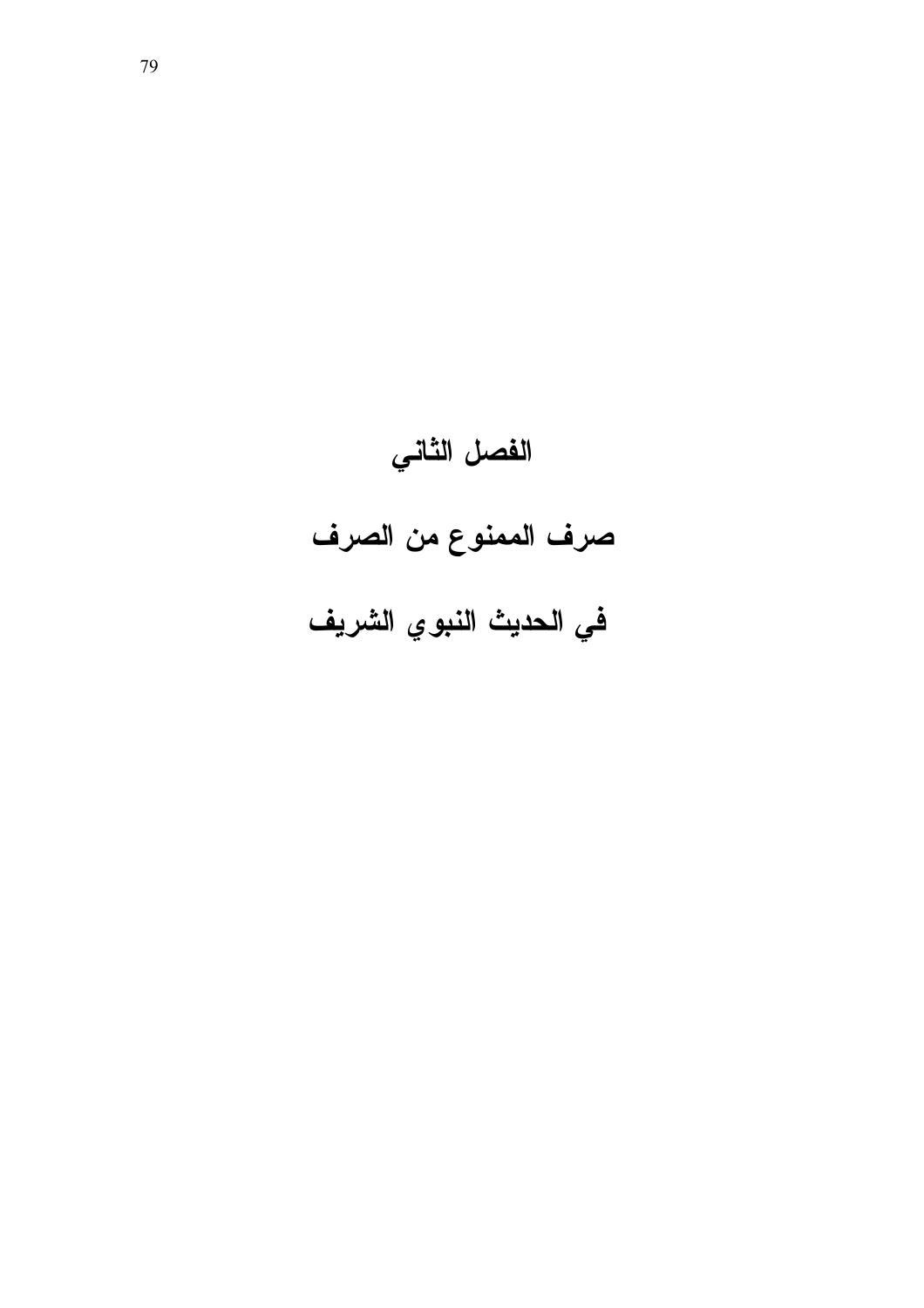# الفصل الثاني

# صرف الممنوع من الصرف

# في الحديث النبوي الشريف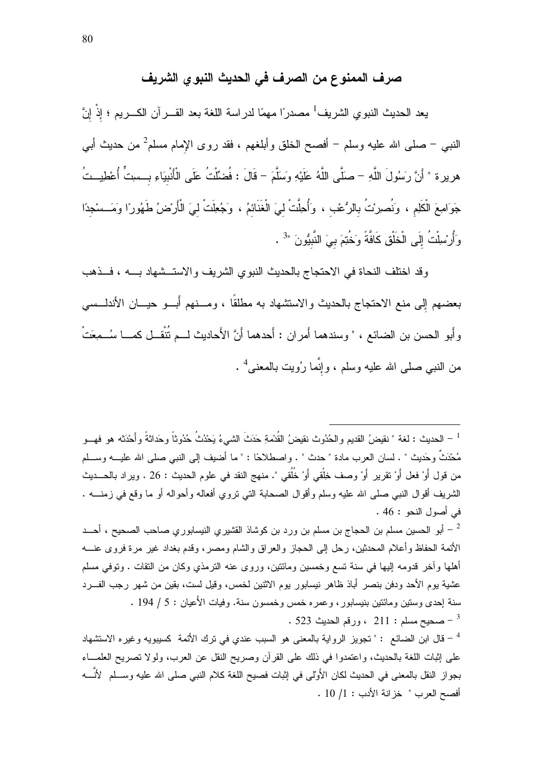## صرف الممنوع من الصرف في الحديث النبوي الشريف

يعد الحديث النبوي الشريف[1] مصدرًا مهمًا لدراسة اللغة بعد القرآن الكريم ؛ إذْ إنَّ النبي – صلى الله عليه وسلم – أفصح الخلق وأبلغهم ، فقد روى الإمام مسلم[2] من حديث أبي هريرة " أَنَّ رَسُولَ اللَّهِ – صَلَّى اللَّهُ عَلَيْهِ وَسَلَّمَ – قَالَ : فُضِّلْتُ عَلَى الْأَنْبِيَاءِ بِسِتٍّ أُعْطِيتُ جَوَامِعَ الْكَلِمِ ، وَنُصِرْتُ بِالرُّعْبِ ، وَأُحِلَّتْ لِيَ الْغَنَائِمُ ، وَجُعِلَتْ لِيَ الْأَرْضُ طَهُورًا وَمَسْجِدًا وَأُرْسِلْتُ إِلَى الْخَلْقِ كَافَّةً وَخُتِمَ بِيَ النَّبِيُّونَ "[3] .

وقد اختلف النحاة في الاحتجاج بالحديث النبوي الشريف والاستشهاد به ، فذهب بعضهم إلى منع الاحتجاج بالحديث والاستشهاد به مطلقًا ، ومنهم أبو حيان الأندلسي وأبو الحسن بن الضائع ، " وسندهما أمران : أحدهما أَنَّ الأَحاديث لم تُنْقَل كما سُمِعَتْ من النبي صلى الله عليه وسلم ، وإِنَّما رُويت بالمعنى[4] .

---

[1] – الحديث : لغة " نقيضُ القديم والحُدُوث نقيضُ القُدْمةِ حَدَثَ الشيءُ يَحْدُثُ حُدُوثاً وحَداثةً وأَحْدَثَه هو فهو مُحْدَثٌ وحَديث " . لسان العرب مادة " حدث " . واصطلاحًا : " ما أضيف إلى النبي صلى الله عليه وسلم من قول أوْ فعل أوْ تقرير أوْ وصف خِلْقي أوْ خُلُقي ". منهج النقد في علوم الحديث : 26 . ويراد بالحديث الشريف أقوال النبي صلى الله عليه وسلم وأقوال الصحابة التي تروي أفعاله وأحواله أو ما وقع في زمنه . في أصول النحو : 46 .

[2] – أبو الحسين مسلم بن الحجاج بن مسلم بن ورد بن كوشاذ القشيري النيسابوري صاحب الصحيح ، أحد الأئمة الحفاظ وأعلام المحدثين، رحل إلى الحجاز والعراق والشام ومصر، وقدم بغداد غير مرة فروى عنه أهلها وآخر قدومه إليها في سنة تسع وخمسين ومائتين، وروى عنه الترمذي وكان من الثقات . وتوفي مسلم عشية يوم الأحد ودفن بنصر أباذ ظاهر نيسابور يوم الاثنين لخمس، وقيل لست، بقين من شهر رجب الفرد سنة إحدى وستين ومائتين بنيسابور، وعمره خمس وخمسون سنة. وفيات الأعيان : 5 / 194 .

[3] – صحيح مسلم : 211 ، ورقم الحديث 523 .

[4] – قال ابن الضائع : " تجويز الرواية بالمعنى هو السبب عندي في ترك الأئمة كسيبويه وغيره الاستشهاد على إثبات اللغة بالحديث، واعتمدوا في ذلك على القرآن وصريح النقل عن العرب، ولولا تصريح العلماء بجواز النقل بالمعنى في الحديث لكان الأَوْلى في إثبات فصيح اللغة كلام النبي صلى الله عليه وسلم لأَنَّه أفصح العرب " خزانة الأدب : 1/ 10 .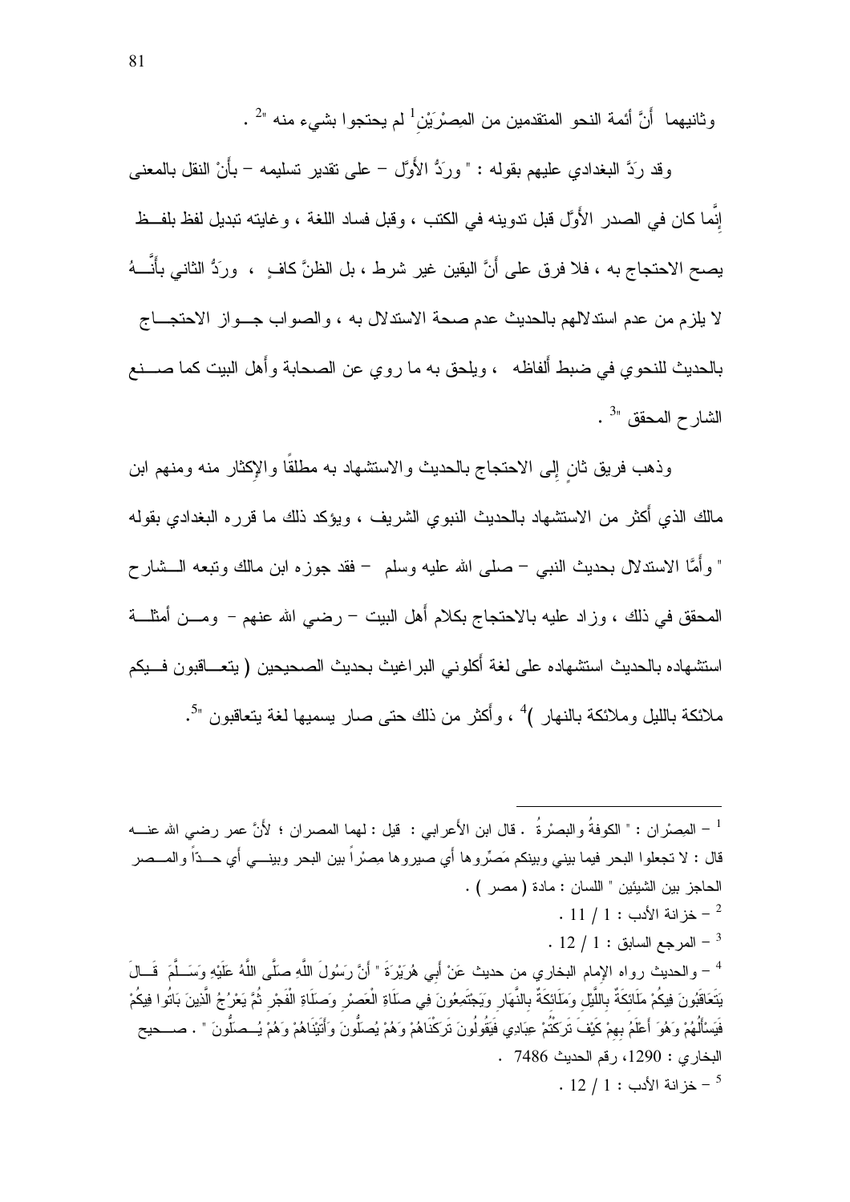وثانيهما أَنَّ أئمة النحو المتقدمين من المِصْرَيْنِ[1] لم يحتجوا بشيء منه "[2] .

وقد رَدَّ البغدادي عليهم بقوله : " ورَدُّ الأَوَّل – على تقدير تسليمه – بأَنْ النقل بالمعنى إِنَّما كان في الصدر الأَوَّل قبل تدوينه في الكتب ، وقبل فساد اللغة ، وغايته تبديل لفظ بلفظ يصح الاحتجاج به ، فلا فرق على أَنَّ اليقين غير شرط ، بل الظنَّ كافٍ ، ورَدُّ الثاني بأَنَّهُ لا يلزم من عدم استدلالهم بالحديث عدم صحة الاستدلال به ، والصواب جواز الاحتجاج بالحديث للنحوي في ضبط أَلفاظه ، ويلحق به ما روي عن الصحابة وأَهل البيت كما صنع الشارح المحقق "[3] .

وذهب فريق ثانٍ إلى الاحتجاج بالحديث والاستشهاد به مطلقًا والإكثار منه ومنهم ابن مالك الذي أَكثر من الاستشهاد بالحديث النبوي الشريف ، ويؤكد ذلك ما قرره البغدادي بقوله " وأَمَّا الاستدلال بحديث النبي – صلى الله عليه وسلم – فقد جوزه ابن مالك وتبعه الشارح المحقق في ذلك ، وزاد عليه بالاحتجاج بكلام أَهل البيت – رضي الله عنهم – ومن أمثلة استشهاده بالحديث استشهاده على لغة أَكلوني البراغيث بحديث الصحيحين ( يتعاقبون فيكم ملائكة بالليل وملائكة بالنهار )[4] ، وأَكثر من ذلك حتى صار يسميها لغة يتعاقبون "[5].

---

[1] – المِصْران : " الكوفةُ والبصْرةُ . قال ابن الأعرابي : قيل : لهما المصران ؛ لأَنَّ عمر رضي الله عنه قال : لا تجعلوا البحر فيما بيني وبينكم مَصِّروها أي صيروها مِصْراً بين البحر وبيني أي حدّاً والمصر الحاجز بين الشيئين " اللسان : مادة ( مصر ) .

[2] – خزانة الأدب : 1 / 11 .

[3] – المرجع السابق : 1 / 12 .

[4] – والحديث رواه الإمام البخاري من حديث عَنْ أَبِي هُرَيْرَةَ " أَنَّ رَسُولَ اللَّهِ صَلَّى اللَّهُ عَلَيْهِ وَسَلَّمَ قَالَ يَتَعَاقَبُونَ فِيكُمْ مَلَائِكَةٌ بِاللَّيْلِ وَمَلَائِكَةٌ بِالنَّهَارِ وَيَجْتَمِعُونَ فِي صَلَاةِ الْعَصْرِ وَصَلَاةِ الْفَجْرِ ثُمَّ يَعْرُجُ الَّذِينَ بَاتُوا فِيكُمْ فَيَسْأَلُهُمْ وَهُوَ أَعْلَمُ بِهِمْ كَيْفَ تَرَكْتُمْ عِبَادِي فَيَقُولُونَ تَرَكْنَاهُمْ وَهُمْ يُصَلُّونَ وَأَتَيْنَاهُمْ وَهُمْ يُصَلُّونَ " . صحيح البخاري : 1290، رقم الحديث 7486 .

[5] – خزانة الأدب : 1 / 12 .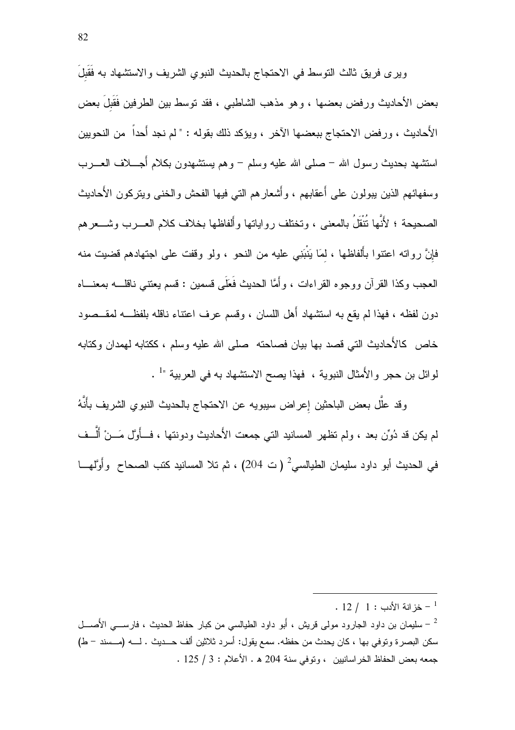ويرى فريق ثالث التوسط في الاحتجاج بالحديث النبوي الشريف والاستشهاد به فَقَبِلَ بعض الأحاديث ورفض بعضها ، وهو مذهب الشاطبي ، فقد توسط بين الطرفين فَقَبِلَ بعض الأَحاديث ، ورفض الاحتجاج ببعضها الآخر ، ويؤكد ذلك بقوله : " لم نجد أَحداً من النحويين استشهد بحديث رسول الله – صلى الله عليه وسلم – وهم يستشهدون بكلام أَجلاف العرب وسفهائهم الذين يبولون على أَعقابهم ، وأَشعارهم التي فيها الفحش والخنى ويتركون الأَحاديث الصحيحة ؛ لأَنَّها تُنْقَلُ بالمعنى ، وتختلف رواياتها وأَلفاظها بخلاف كلام العرب وشعرهم فإِنَّ رواته اعتنوا بأَلفاظها ، لِمَا يَنْبَنِي عليه من النحو ، ولو وقفت على اجتهادهم قضيت منه العجب وكذا القرآن ووجوه القراءات ، وأَمَّا الحديث فَعَلَى قسمين : قسم يعتني ناقله بمعناه دون لفظه ، فهذا لم يقع به استشهاد أَهل اللسان ، وقسم عرف اعتناء ناقله بلفظه لمقصود خاص كالأَحاديث التي قصد بها بيان فصاحته صلى الله عليه وسلم ، ككتابه لهمدان وكتابه لوائل بن حجر والأَمثال النبوية ، فهذا يصح الاستشهاد به في العربية "[1] .

وقد علَّل بعض الباحثين إعراض سيبويه عن الاحتجاج بالحديث النبوي الشريف بأَنَّهُ لم يكن قد دُوِّن بعد ، ولم تظهر المسانيد التي جمعت الأَحاديث ودونتها ، فأَوّل مَنْ أَلَّف في الحديث أبو داود سليمان الطيالسي[2] ( ت 204) ، ثم تلا المسانيد كتب الصحاح وأَوّلها

---

[1] – خزانة الأدب : 1 / 12 .

[2] – سليمان بن داود الجارود مولى قريش ، أبو داود الطيالسي من كبار حفاظ الحديث ، فارسي الأَصل سكن البصرة وتوفي بها ، كان يحدث من حفظه. سمع يقول: أسرد ثلاثين ألف حديث . له (مسند – ط) جمعه بعض الحفاظ الخراسانيين ، وتوفي سنة 204 هـ . الأعلام : 3 / 125 .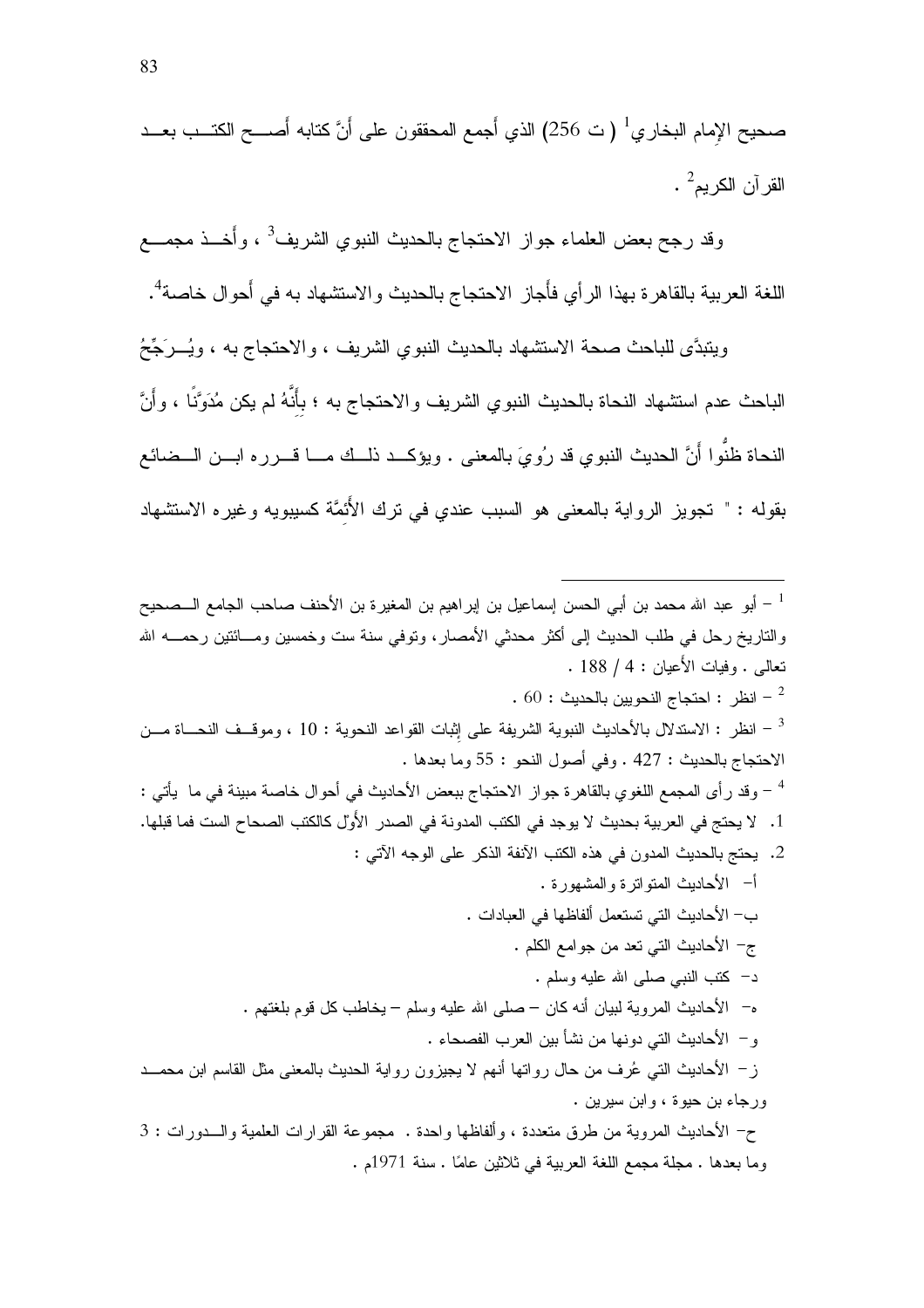صحيح الإمام البخاري[1] ( ت 256) الذي أجمع المحققون على أنَّ كتابه أصح الكتب بعد القرآن الكريم[2] .

وقد رجح بعض العلماء جواز الاحتجاج بالحديث النبوي الشريف[3] ، وأخذ مجمع اللغة العربية بالقاهرة بهذا الرأي فأجاز الاحتجاج بالحديث والاستشهاد به في أحوال خاصة[4].

ويتبدَّى للباحث صحة الاستشهاد بالحديث النبوي الشريف ، والاحتجاج به ، ويُرَجِّحُ الباحث عدم استشهاد النحاة بالحديث النبوي الشريف والاحتجاج به ؛ بِأَنَّهُ لم يكن مُدَوَّنًا ، وأَنَّ النحاة ظنُّوا أَنَّ الحديث النبوي قد رُوِيَ بالمعنى . ويؤكد ذلك ما قرره ابن الضائع بقوله : " تجويز الرواية بالمعنى هو السبب عندي في ترك الأَئِمَّة كسيبويه وغيره الاستشهاد

---

[1] – أبو عبد الله محمد بن أبي الحسن إسماعيل بن إبراهيم بن المغيرة بن الأحنف صاحب الجامع الصحيح والتاريخ رحل في طلب الحديث إلى أكثر محدثي الأمصار، وتوفي سنة ست وخمسين ومائتين رحمه الله تعالى . وفيات الأعيان : 4 / 188 .

[2] – انظر : احتجاج النحويين بالحديث : 60 .

[3] – انظر : الاستدلال بالأحاديث النبوية الشريفة على إثبات القواعد النحوية : 10 ، وموقف النحاة من الاحتجاج بالحديث : 427 . وفي أصول النحو : 55 وما بعدها .

[4] – وقد رأى المجمع اللغوي بالقاهرة جواز الاحتجاج ببعض الأحاديث في أحوال خاصة مبينة في ما يأتي :

1. لا يحتج في العربية بحديث لا يوجد في الكتب المدونة في الصدر الأول كالكتب الصحاح الست فما قبلها.
2. يحتج بالحديث المدون في هذه الكتب الآنفة الذكر على الوجه الآتي :
   - أ- الأحاديث المتواترة والمشهورة .
   - ب- الأحاديث التي تستعمل ألفاظها في العبادات .
   - ج- الأحاديث التي تعد من جوامع الكلم .
   - د- كتب النبي صلى الله عليه وسلم .
   - ه- الأحاديث المروية لبيان أنه كان – صلى الله عليه وسلم – يخاطب كل قوم بلغتهم .
   - و- الأحاديث التي دونها من نشأ بين العرب الفصحاء .
   - ز- الأحاديث التي عُرف من حال رواتها أنهم لا يجيزون رواية الحديث بالمعنى مثل القاسم ابن محمد ورجاء بن حيوة ، وابن سيرين .
   - ح- الأحاديث المروية من طرق متعددة ، وألفاظها واحدة . مجموعة القرارات العلمية والدورات : 3 وما بعدها . مجلة مجمع اللغة العربية في ثلاثين عامًا . سنة 1971م .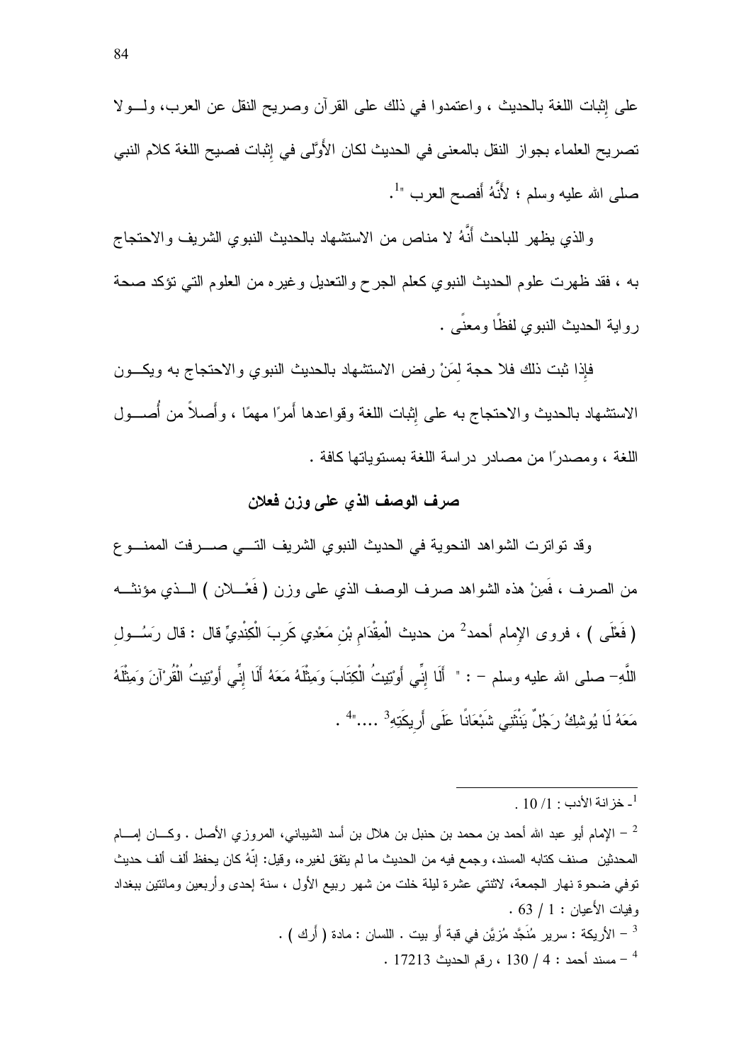على إثبات اللغة بالحديث ، واعتمدوا في ذلك على القرآن وصريح النقل عن العرب، ولــولا تصريح العلماء بجواز النقل بالمعنى في الحديث لكان الأَوّلى في إثبات فصيح اللغة كلام النبي صلى الله عليه وسلم ؛ لأَنَّهُ أَفصح العرب "[1].

والذي يظهر للباحث أَنَّهُ لا مناص من الاستشهاد بالحديث النبوي الشريف والاحتجاج به ، فقد ظهرت علوم الحديث النبوي كعلم الجرح والتعديل وغيره من العلوم التي تؤكد صحة رواية الحديث النبوي لفظًا ومعنًى .

فإذا ثبت ذلك فلا حجة لِمَنْ رفض الاستشهاد بالحديث النبوي والاحتجاج به ويكــون الاستشهاد بالحديث والاحتجاج به على إثبات اللغة وقواعدها أَمرًا مهمًا ، وأَصلاً من أُصــول اللغة ، ومصدرًا من مصادر دراسة اللغة بمستوياتها كافة .

## صرف الوصف الذي على وزن فعلان

وقد تواترت الشواهد النحوية في الحديث النبوي الشريف التــي صــرفت الممنــوع من الصرف ، فَمِنْ هذه الشواهد صرف الوصف الذي على وزن ( فَعْــلان ) الــذي مؤنثــه ( فَعْلَى ) ، فروى الإمام أحمد[2] من حديث الْمِقْدَامِ بْنِ مَعْدِي كَرِبَ الْكِنْدِيِّ قال : قال رَسُــولِ اللَّهِ– صلى الله عليه وسلم – : " أَلَا إِنِّي أُوتِيتُ الْكِتَابَ وَمِثْلَهُ مَعَهُ أَلَا إِنِّي أُوتِيتُ الْقُرْآنَ وَمِثْلَهُ مَعَهُ لَا يُوشِكُ رَجُلٌ يَنْثَنِي شَبْعَانًا عَلَى أَرِيكَتِهِ[3] ...."[4] .

---

[1]- خزانة الأدب : 1/ 10 .

[2] – الإمام أبو عبد الله أحمد بن محمد بن حنبل بن هلال بن أسد الشيباني، المروزي الأصل . وكــان إمــام المحدثين صنف كتابه المسند، وجمع فيه من الحديث ما لم يتفق لغيره، وقيل: إنَّهُ كان يحفظ ألف ألف حديث توفي ضحوة نهار الجمعة، لاثنتي عشرة ليلة خلت من شهر ربيع الأول ، سنة إحدى وأربعين ومائتين ببغداد وفيات الأعيان : 1 / 63 .

[3] – الأريكة : سرير مُنَجَّد مُزيَّن في قبة أو بيت . اللسان : مادة ( أرك ) .

[4] – مسند أحمد : 4 / 130 ، رقم الحديث 17213 .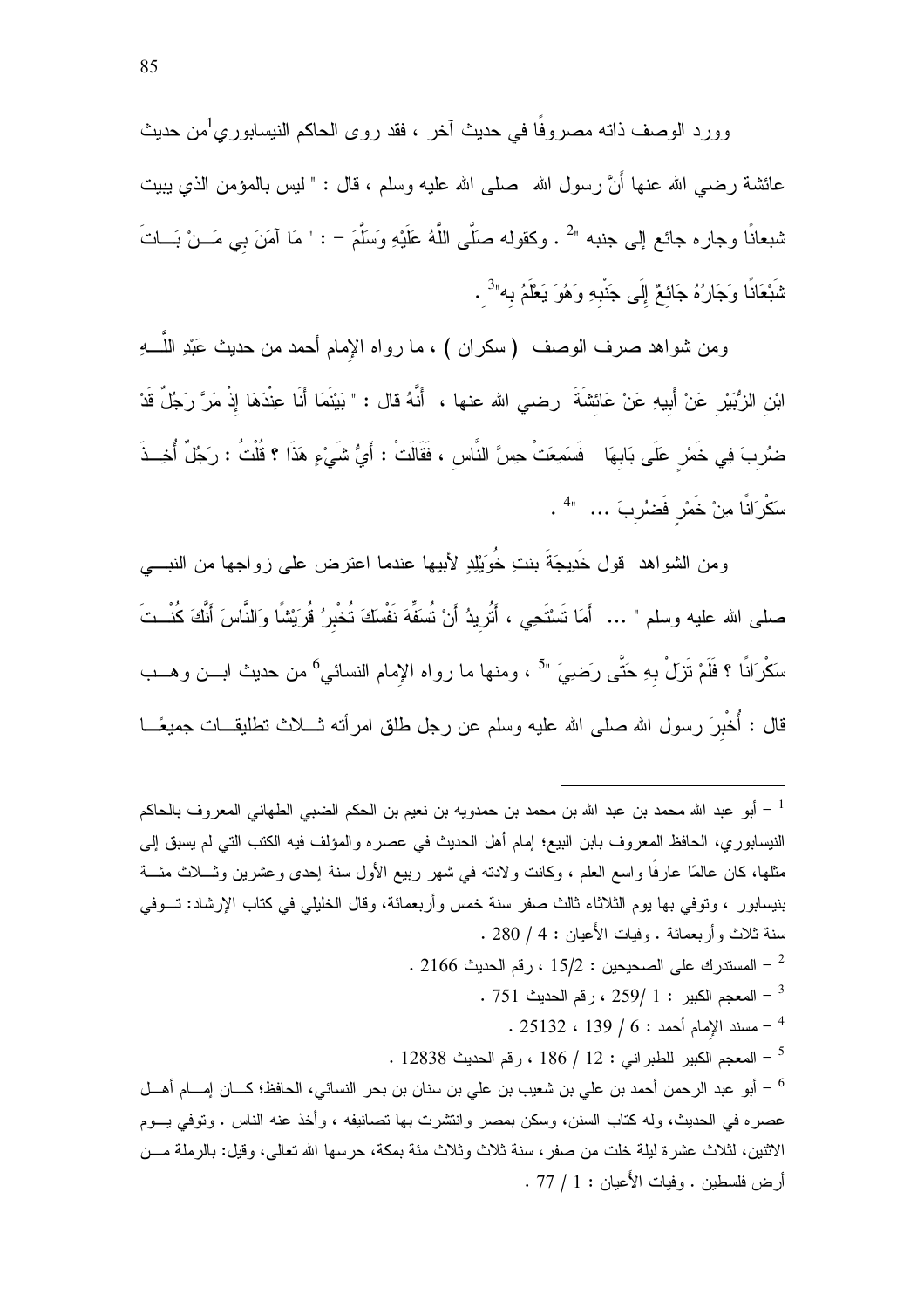وورد الوصف ذاته مصروفًا في حديث آخر ، فقد روى الحاكم النيسابوري[1]من حديث عائشة رضي الله عنها أَنَّ رسول الله صلى الله عليه وسلم ، قال : " ليس بالمؤمن الذي يبيت شبعانًا وجاره جائع إلى جنبه "[2] . وكقوله صَلَّى اللَّهُ عَلَيْهِ وَسَلَّمَ – : " مَا آمَنَ بِي مَنْ بَاتَ شَبْعَانًا وَجَارُهُ جَائِعٌ إِلَى جَنْبِهِ وَهُوَ يَعْلَمُ بِه"[3] .

ومن شواهد صرف الوصف ( سكران ) ، ما رواه الإمام أحمد من حديث عَبْدِ اللَّهِ ابْنِ الزُّبَيْرِ عَنْ أَبِيهِ عَنْ عَائِشَةَ رضي الله عنها ، أَنَّهُ قال : " بَيْنَمَا أَنَا عِنْدَهَا إِذْ مَرَّ رَجُلٌ قَدْ ضُرِبَ فِي خَمْرٍ عَلَى بَابِهَا فَسَمِعَتْ حِسَّ النَّاسِ ، فَقَالَتْ : أَيُّ شَيْءٍ هَذَا ؟ قُلْتُ : رَجُلٌ أُخِذَ سَكْرَانًا مِنْ خَمْرٍ فَضُرِبَ ... "[4] .

ومن الشواهد قول خَدِيجَةَ بنتِ خُوَيْلِدٍ لأبيها عندما اعترض على زواجها من النبي صلى الله عليه وسلم " ... أَمَا تَسْتَحِي ، أَتُرِيدُ أَنْ تُسَفِّهَ نَفْسَكَ تُخْبِرُ قُرَيْشًا وَالنَّاسَ أَنَّكَ كُنْتَ سَكْرَانًا ؟ فَلَمْ تَزَلْ بِهِ حَتَّى رَضِيَ "[5] ، ومنها ما رواه الإمام النسائي[6] من حديث ابن وهب قال : أُخْبِرَ رسول الله صلى الله عليه وسلم عن رجل طلق امرأته ثلاث تطليقات جميعًا

---

[1] – أبو عبد الله محمد بن عبد الله بن محمد بن حمدويه بن نعيم بن الحكم الضبي الطهاني المعروف بالحاكم النيسابوري، الحافظ المعروف بابن البيع؛ إمام أهل الحديث في عصره والمؤلف فيه الكتب التي لم يسبق إلى مثلها، كان عالمًا عارفًا واسع العلم ، وكانت ولادته في شهر ربيع الأول سنة إحدى وعشرين وثلاث مئة بنيسابور ، وتوفي بها يوم الثلاثاء ثالث صفر سنة خمس وأربعمائة، وقال الخليلي في كتاب الإرشاد: توفي سنة ثلاث وأربعمائة . وفيات الأعيان : 4 / 280 .

[2] – المستدرك على الصحيحين : 15/2 ، رقم الحديث 2166 .

[3] – المعجم الكبير : 1 /259 ، رقم الحديث 751 .

[4] – مسند الإمام أحمد : 6 / 139 ، 25132 .

[5] – المعجم الكبير للطبراني : 12 / 186 ، رقم الحديث 12838 .

[6] – أبو عبد الرحمن أحمد بن علي بن شعيب بن علي بن سنان بن بحر النسائي، الحافظ؛ كان إمام أهل عصره في الحديث، وله كتاب السنن، وسكن بمصر وانتشرت بها تصانيفه ، وأخذ عنه الناس . وتوفي يوم الاثنين، لثلاث عشرة ليلة خلت من صفر، سنة ثلاث وثلاث مئة بمكة، حرسها الله تعالى، وقيل: بالرملة من أرض فلسطين . وفيات الأعيان : 1 / 77 .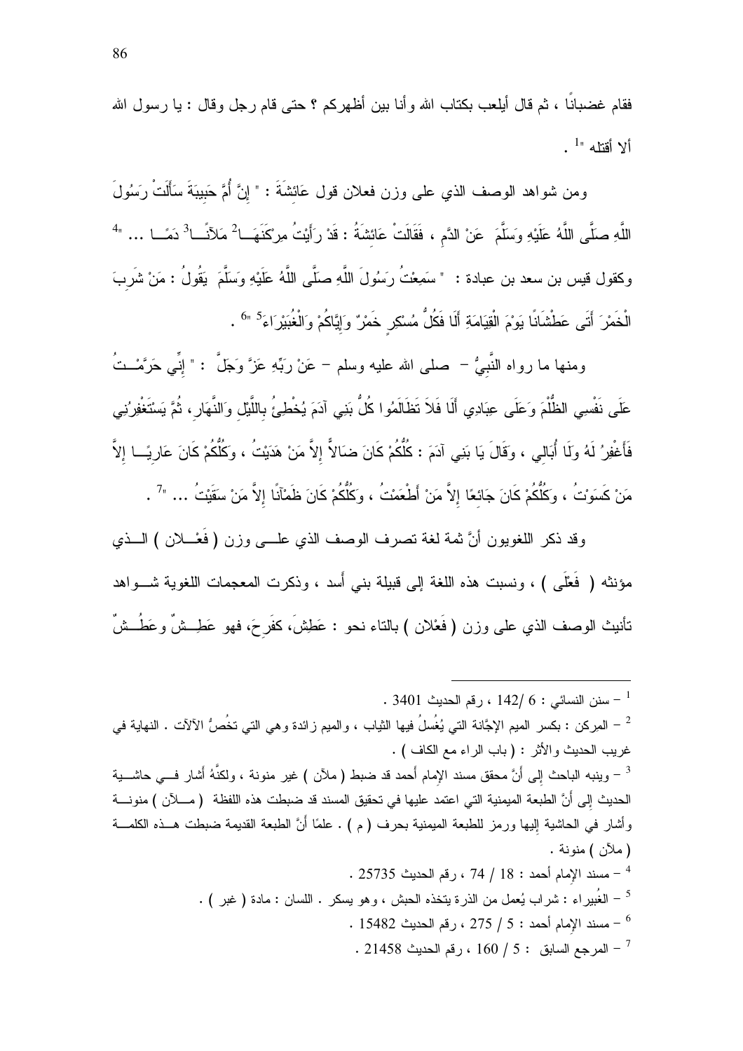فقام غضبانًا ، ثم قال أيلعب بكتاب الله وأنا بين أظهركم ؟ حتى قام رجل وقال : يا رسول الله ألا أقتله "[1] .

ومن شواهد الوصف الذي على وزن فعلان قول عَائِشَةَ : " إِنَّ أُمَّ حَبِيبَةَ سَأَلَتْ رَسُولَ اللَّهِ صَلَّى اللَّهُ عَلَيْهِ وَسَلَّمَ عَنْ الدَّمِ ، فَقَالَتْ عَائِشَةُ : قَدْ رَأَيْتُ مِرْكَنَهَا[2] مَلآنًا[3] دَمًا ... "[4] وكقول قيس بن سعد بن عبادة : " سَمِعْتُ رَسُولَ اللَّهِ صَلَّى اللَّهُ عَلَيْهِ وَسَلَّمَ يَقُولُ : مَنْ شَرِبَ الْخَمْرَ أَتَى عَطْشَانًا يَوْمَ الْقِيَامَةِ أَلَا فَكُلُّ مُسْكِرٍ خَمْرٌ وَإِيَّاكُمْ وَالْغُبَيْرَاءَ[5] "[6] .

ومنها ما رواه النَّبِيُّ – صلى الله عليه وسلم – عَنْ رَبِّهِ عَزَّ وَجَلَّ : " إِنِّي حَرَّمْتُ عَلَى نَفْسِي الظُّلْمَ وَعَلَى عِبَادِي أَلَا فَلاَ تَظَالَمُوا كُلُّ بَنِي آدَمَ يُخْطِئُ بِاللَّيْلِ وَالنَّهَارِ، ثُمَّ يَسْتَغْفِرُنِي فَأَغْفِرُ لَهُ ولَا أُبَالِي ، وَقَالَ يَا بَنِي آدَمَ : كُلُّكُمْ كَانَ ضَالاً إِلاَّ مَنْ هَدَيْتُ ، وَكُلُّكُمْ كَانَ عَارِيًا إِلاَّ مَنْ كَسَوْتُ ، وَكُلُّكُمْ كَانَ جَائِعًا إِلاَّ مَنْ أَطْعَمْتُ ، وَكُلُّكُمْ كَانَ ظَمْآنًا إِلاَّ مَنْ سَقَيْتُ ... "[7] .

وقد ذكر اللغويون أنَّ ثمة لغة تصرف الوصف الذي على وزن ( فَعْلان ) الذي مؤنثه ( فَعْلَى ) ، ونسبت هذه اللغة إلى قبيلة بني أسد ، وذكرت المعجمات اللغوية شواهد تأنيث الوصف الذي على وزن ( فَعْلان ) بالتاء نحو : عَطِشَ، كفَرِحَ، فهو عَطِشٌ وعَطُشٌ

---

[1] – سنن النسائي : 6 /142 ، رقم الحديث 3401 .

[2] – المِركن : بكسر الميم الإجَّانة التي يُغسلُ فيها الثياب ، والميم زائدة وهي التي تخُصُّ الآلآت . النهاية في غريب الحديث والأثر : ( باب الراء مع الكاف ) .

[3] – وينبه الباحث إلى أنَّ محقق مسند الإمام أحمد قد ضبط ( ملآن ) غير منونة ، ولكنَّهُ أشار في حاشية الحديث إلى أنَّ الطبعة الميمنية التي اعتمد عليها في تحقيق المسند قد ضبطت هذه اللفظة ( ملآن ) منونة وأشار في الحاشية إليها ورمز للطبعة الميمنية بحرف ( م ) . علمًا أنَّ الطبعة القديمة ضبطت هذه الكلمة ( ملآن ) منونة .

[4] – مسند الإمام أحمد : 18 / 74 ، رقم الحديث 25735 .

[5] – الغُبيراء : شراب يُعمل من الذرة يتخذه الحبش ، وهو يسكر . اللسان : مادة ( غبر ) .

[6] – مسند الإمام أحمد : 5 / 275 ، رقم الحديث 15482 .

[7] – المرجع السابق : 5 / 160 ، رقم الحديث 21458 .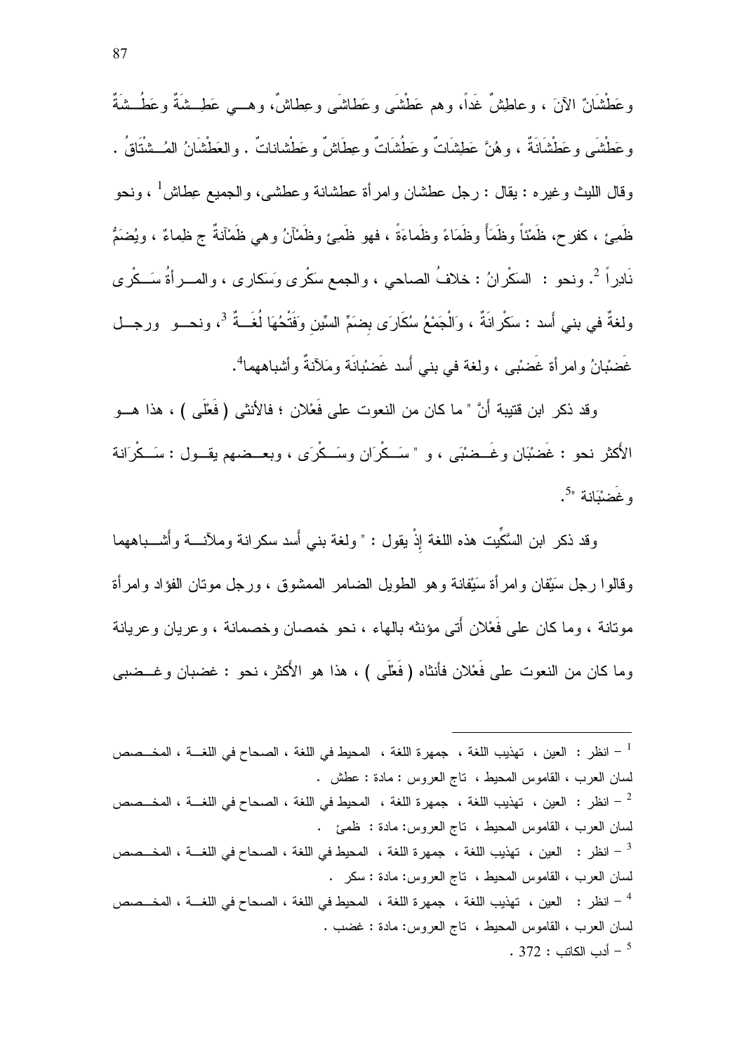وعَطْشَانٌ الآنَ ، وعاطِشٌ غَداً، وهم عَطْشَى وعَطاشَى وعِطاشٌ، وهــي عَطِــشَةٌ وعَطُــشَةٌ وعَطْشَى وعَطْشَانَةٌ ، وهُنَّ عَطِشَاتٌ وعَطُشَاتٌ وعِطَاشٌ وعَطْشاناتٌ . والعَطْشَانُ المُــشْتَاقُ . وقال الليث وغيره : يقال : رجل عطشان وامرأة عطشانة وعطشى، والجميع عِطاش[1] ، ونحو ظَمِئ ، كفرح، ظَمْئاً وظَمَأً وظَمَاءً وظَمَاءَةً ، فهو ظَمِئ وظَمْآنُ وهي ظَمْآنةٌ ج ظِماءٌ ، ويُضَمُّ نَادِراً [2]. ونحو : السَكْرانُ : خلافُ الصاحي ، والجمع سَكْرى وَسَكارى ، والمــرأةُ سَــكْرى ولغةٌ في بني أَسد : سَكْرانَةٌ ، وَالْجَمْعُ سُكَارَى بِضَمٍّ السِّينِ وَفَتْحُهَا لُغَــةٌ [3]، ونحــو ورجــل غَضْبانُ وامرأة غَضْبى ، ولغة في بني أَسد غَضْبانَة ومَلآنةٌ وأشباههما[4].

وقد ذكر ابن قتيبة أَنَّ " ما كان من النعوت على فَعْلان ؛ فالأنثى ( فَعْلَى ) ، هذا هــو الأَكثر نحو : غَضْبَان وغَــضْبَى ، و " سَــكْرَان وسَــكْرَى ، وبعــضهم يقــول : سَــكْرَانة وغَضْبَانة "[5].

وقد ذكر ابن السِّكِّيت هذه اللغة إذْ يقول : " ولغة بني أَسد سكرانة وملآنــة وأَشــباههما وقالوا رجل سَيْفان وامرأة سَيْفانة وهو الطويل الضامر الممشوق ، ورجل موتان الفؤاد وامرأة موتانة ، وما كان على فَعْلان أَتى مؤنثه بالهاء ، نحو خمصان وخصمانة ، وعريان وعريانة وما كان من النعوت على فَعْلان فأنثاه ( فَعْلَى ) ، هذا هو الأَكثر، نحو : غضبان وغــضبى

---

[1] – انظر : العين ، تهذيب اللغة ، جمهرة اللغة ، المحيط في اللغة ، الصحاح في اللغــة ، المخــصص لسان العرب ، القاموس المحيط ، تاج العروس : مادة : عطش .

[2] – انظر : العين ، تهذيب اللغة ، جمهرة اللغة ، المحيط في اللغة ، الصحاح في اللغــة ، المخــصص لسان العرب ، القاموس المحيط ، تاج العروس: مادة : ظمئ .

[3] – انظر : العين ، تهذيب اللغة ، جمهرة اللغة ، المحيط في اللغة ، الصحاح في اللغــة ، المخــصص لسان العرب ، القاموس المحيط ، تاج العروس: مادة : سكر .

[4] – انظر : العين ، تهذيب اللغة ، جمهرة اللغة ، المحيط في اللغة ، الصحاح في اللغــة ، المخــصص لسان العرب ، القاموس المحيط ، تاج العروس: مادة : غضب .

[5] – أدب الكاتب : 372 .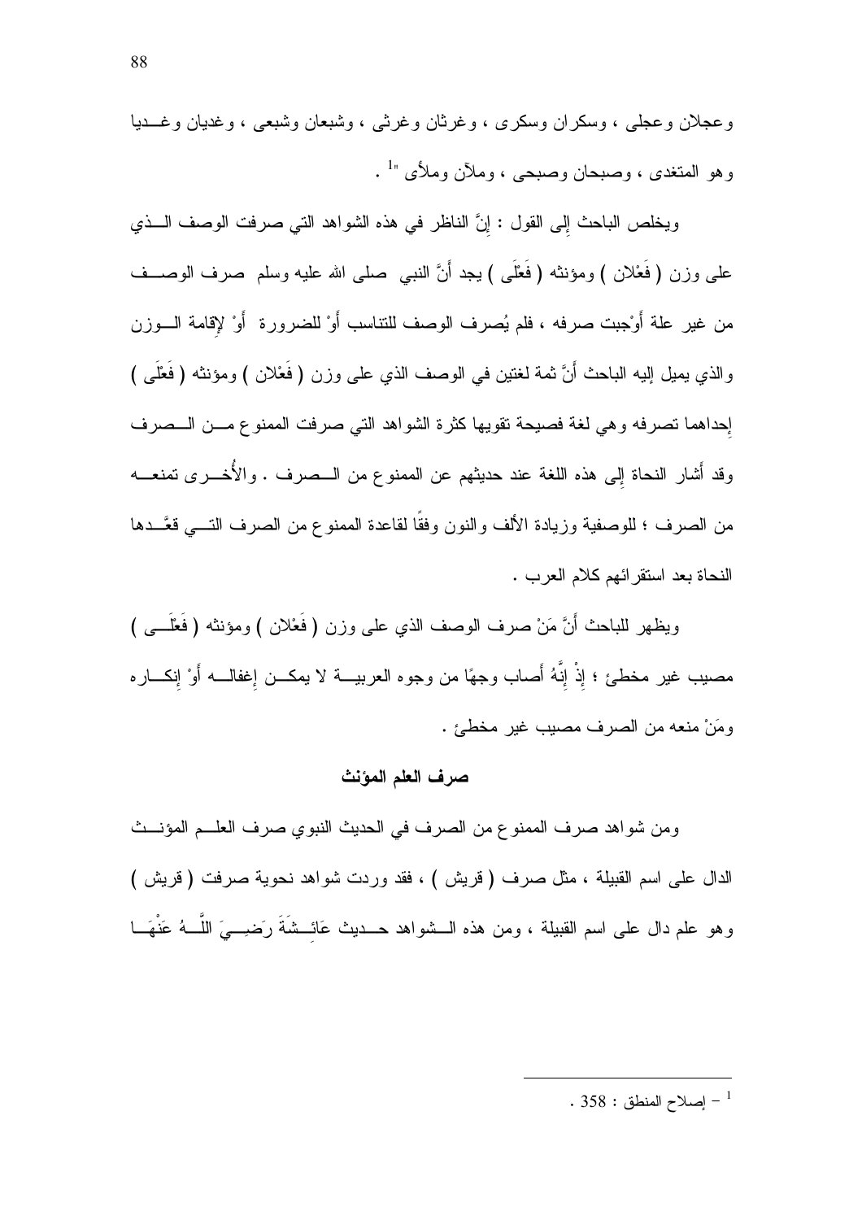وعجلان وعجلى ، وسكران وسكرى ، وغرثان وغرثى ، وشبعان وشبعى ، وغديان وغـديا وهو المتغدى ، وصبحان وصبحى ، وملآن وملأى "[1] .

ويخلص الباحث إلى القول : إنَّ الناظر في هذه الشواهد التي صرفت الوصف الـذي على وزن ( فَعْلان ) ومؤنثه ( فَعْلَى ) يجد أَنَّ النبي صلى الله عليه وسلم صرف الوصـف من غير علة أَوْجبت صرفه ، فلم يُصرف الوصف للتناسب أَوْ للضرورة أَوْ لإقامة الـوزن والذي يميل إليه الباحث أَنَّ ثمة لغتين في الوصف الذي على وزن ( فَعْلان ) ومؤنثه ( فَعْلَى ) إحداهما تصرفه وهي لغة فصيحة تقويها كثرة الشواهد التي صرفت الممنوع مـن الـصرف وقد أَشار النحاة إلى هذه اللغة عند حديثهم عن الممنوع من الـصرف . والأُخـرى تمنعـه من الصرف ؛ للوصفية وزيادة الألف والنون وفقًا لقاعدة الممنوع من الصرف التـي قعَّـدها النحاة بعد استقرائهم كلام العرب .

ويظهر للباحث أَنَّ مَنْ صرف الوصف الذي على وزن ( فَعْلان ) ومؤنثه ( فَعْلَـى ) مصيب غير مخطئ ؛ إذْ إِنَّهُ أَصاب وجهًا من وجوه العربيـة لا يمكـن إغفالـه أَوْ إنكـاره ومَنْ منعه من الصرف مصيب غير مخطئ .

### صرف العلم المؤنث

ومن شواهد صرف الممنوع من الصرف في الحديث النبوي صرف العلـم المؤنـث الدال على اسم القبيلة ، مثل صرف ( قريش ) ، فقد وردت شواهد نحوية صرفت ( قريش ) وهو علم دال على اسم القبيلة ، ومن هذه الـشواهد حـديث عَائِـشَةَ رَضِـيَ اللَّـهُ عَنْهَـا

---

[1] – إصلاح المنطق : 358 .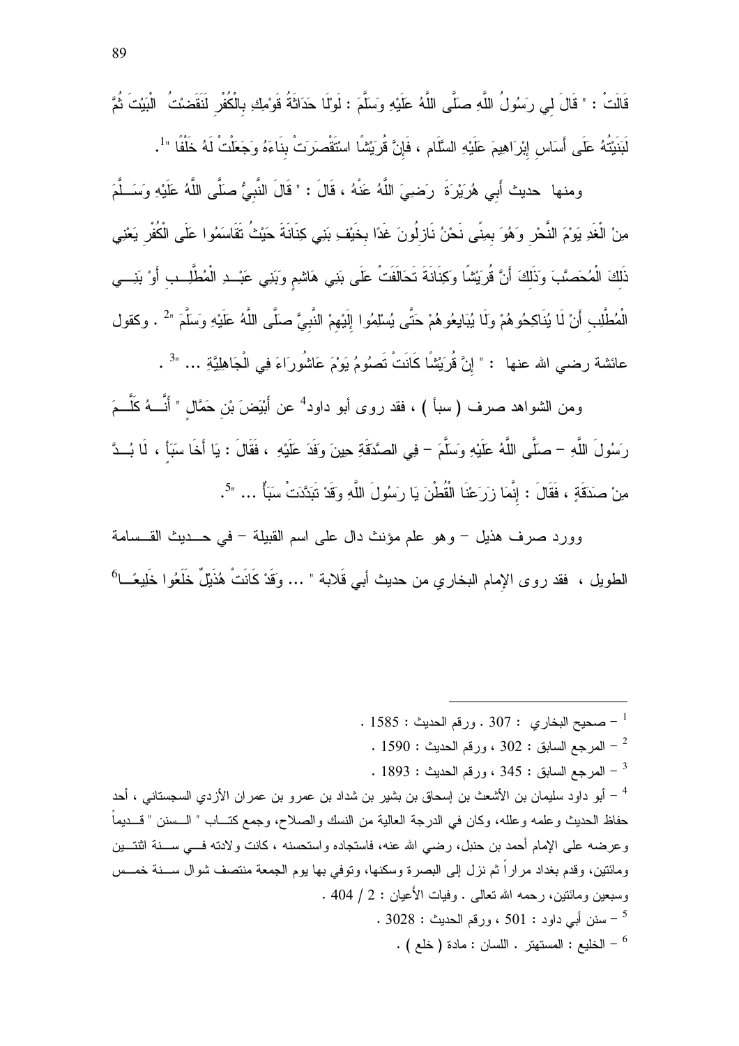قَالَتْ : " قَالَ لِي رَسُولُ اللَّهِ صلَّى اللَّهُ عَلَيْهِ وَسَلَّمَ : لَوْلَا حَدَاثَةُ قَوْمِكِ بِالْكُفْرِ لَنَقَضْتُ الْبَيْتَ ثُمَّ لَبَنَيْتُهُ عَلَى أَسَاسِ إِبْرَاهِيمَ عَلَيْهِ السَّلَام ، فَإِنَّ قُرَيْشًا اسْتَقْصَرَتْ بِنَاءَهُ وَجَعَلَتْ لَهُ خَلْفًا "[1].

ومنها حديث أَبِي هُرَيْرَةَ رَضِيَ اللَّهُ عَنْهُ ، قَالَ : " قَالَ النَّبِيُّ صلَّى اللَّهُ عَلَيْهِ وَسَلَّمَ مِنْ الْغَدِ يَوْمَ النَّحْرِ وَهُوَ بِمِنًى نَحْنُ نَازِلُونَ غَدًا بِخَيْفِ بَنِي كِنَانَةَ حَيْثُ تَقَاسَمُوا عَلَى الْكُفْرِ يَعْنِي ذَلِكَ الْمُحَصَّبَ وَذَلِكَ أَنَّ قُرَيْشًا وَكِنَانَةَ تَحَالَفَتْ عَلَى بَنِي هَاشِمٍ وَبَنِي عَبْدِ الْمُطَّلِبِ أَوْ بَنِي الْمُطَّلِبِ أَنْ لَا يُنَاكِحُوهُمْ وَلَا يُبَايِعُوهُمْ حَتَّى يُسْلِمُوا إِلَيْهِمْ النَّبِيَّ صلَّى اللَّهُ عَلَيْهِ وَسَلَّمَ "[2] . وكقول عائشة رضي الله عنها : " إِنَّ قُرَيْشًا كَانَتْ تَصُومُ يَوْمَ عَاشُورَاءَ فِي الْجَاهِلِيَّةِ ... "[3] .

ومن الشواهد صرف ( سبأ ) ، فقد روى أبو داود[4] عن أَبْيَضَ بْنِ حَمَّالٍ " أَنَّهُ كَلَّمَ رَسُولَ اللَّهِ – صلَّى اللَّهُ عَلَيْهِ وَسَلَّمَ – فِي الصَّدَقَةِ حِينَ وَفَدَ عَلَيْهِ ، فَقَالَ : يَا أَخَا سَبَأٍ ، لَا بُدَّ مِنْ صَدَقَةٍ ، فَقَالَ : إِنَّمَا زَرَعْنَا الْقُطْنَ يَا رَسُولَ اللَّهِ وَقَدْ تَبَدَّدَتْ سَبَأٌ ... "[5].

وورد صرف هذيل – وهو علم مؤنث دال على اسم القبيلة – في حديث القسامة الطويل ، فقد روى الإمام البخاري من حديث أبي قَلابة " ... وَقَدْ كَانَتْ هُذَيْلٌ خَلَعُوا خَلِيعًا[6]

---

[1] – صحيح البخاري : 307 . ورقم الحديث : 1585 .

[2] – المرجع السابق : 302 ، ورقم الحديث : 1590 .

[3] – المرجع السابق : 345 ، ورقم الحديث : 1893 .

[4] – أبو داود سليمان بن الأشعث بن إسحاق بن بشير بن شداد بن عمرو بن عمران الأزدي السجستاني ، أحد حفاظ الحديث وعلمه وعلله، وكان في الدرجة العالية من النسك والصلاح، وجمع كتاب " السنن " قديماً وعرضه على الإمام أحمد بن حنبل، رضي الله عنه، فاستجاده واستحسنه ، كانت ولادته في سنة اثنتين ومائتين، وقدم بغداد مراراً ثم نزل إلى البصرة وسكنها، وتوفي بها يوم الجمعة منتصف شوال سنة خمس وسبعين ومائتين، رحمه الله تعالى . وفيات الأعيان : 2 / 404 .

[5] – سنن أبي داود : 501 ، ورقم الحديث : 3028 .

[6] – الخليع : المستهتر . اللسان : مادة ( خلع ) .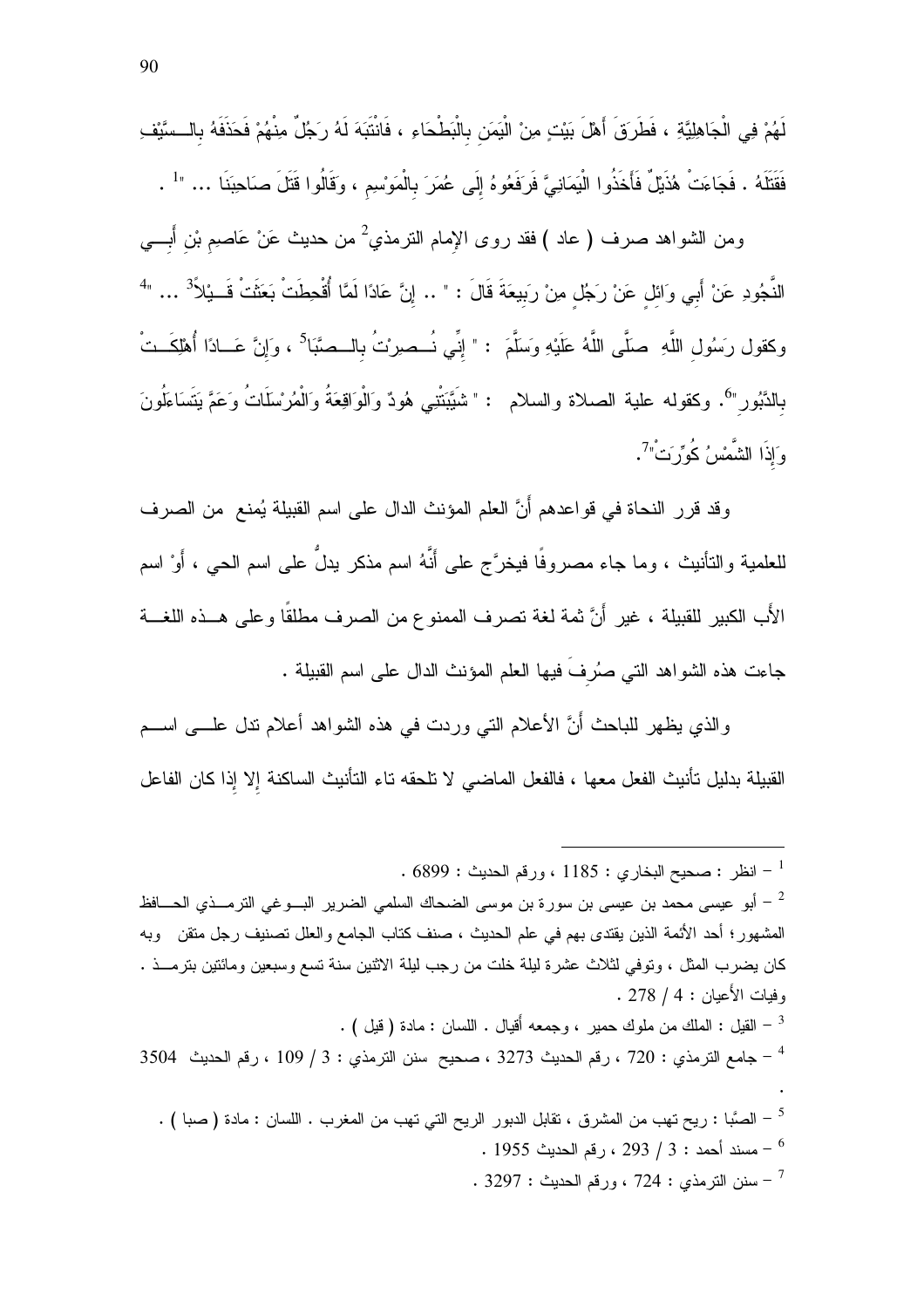لَهُمْ فِي الْجَاهِلِيَّةِ ، فَطَرَقَ أَهْلَ بَيْتٍ مِنْ الْيَمَنِ بِالْبَطْحَاءِ ، فَانْتَبَهَ لَهُ رَجُلٌ مِنْهُمْ فَحَذَفَهُ بِالسَّيْفِ فَقَتَلَهُ . فَجَاءَتْ هُذَيْلٌ فَأَخَذُوا الْيَمَانِيَّ فَرَفَعُوهُ إِلَى عُمَرَ بِالْمَوْسِمِ ، وَقَالُوا قَتَلَ صَاحِبَنَا ... "[1] .

ومن الشواهد صرف ( عاد ) فقد روى الإمام الترمذي[2] من حديث عَنْ عَاصِمِ بْنِ أَبِي النَّجُودِ عَنْ أَبِي وَائِلٍ عَنْ رَجُلٍ مِنْ رَبِيعَةَ قَالَ : " .. إِنَّ عَادًا لَمَّا أُقْحِطَتْ بَعَثَتْ قَيْلاً[3] ... "[4] وكقول رَسُولِ اللَّهِ صَلَّى اللَّهُ عَلَيْهِ وَسَلَّمَ : " إِنِّي نُصِرْتُ بِالصَّبَا[5] ، وَإِنَّ عَادًا أُهْلِكَتْ بِالدَّبُورِ"[6]. وكقوله علية الصلاة والسلام : " شَيَّبَتْنِي هُودٌ وَالْوَاقِعَةُ وَالْمُرْسَلَاتُ وَعَمَّ يَتَسَاءَلُونَ وَإِذَا الشَّمْسُ كُوِّرَتْ"[7].

وقد قرر النحاة في قواعدهم أَنَّ العلم المؤنث الدال على اسم القبيلة يُمنع من الصرف للعلمية والتأنيث ، وما جاء مصروفًا فيخرَّج على أَنَّهُ اسم مذكر يدلُّ على اسم الحي ، أَوْ اسم الأَب الكبير للقبيلة ، غير أَنَّ ثمة لغة تصرف الممنوع من الصرف مطلقًا وعلى هذه اللغة جاءت هذه الشواهد التي صُرِفَ فيها العلم المؤنث الدال على اسم القبيلة .

والذي يظهر للباحث أَنَّ الأعلام التي وردت في هذه الشواهد أعلام تدل على اسم القبيلة بدليل تأنيث الفعل معها ، فالفعل الماضي لا تلحقه تاء التأنيث الساكنة إلا إذا كان الفاعل

---

[1] – انظر : صحيح البخاري : 1185 ، ورقم الحديث : 6899 .

[2] – أبو عيسى محمد بن عيسى بن سورة بن موسى الضحاك السلمي الضرير البوغي الترمذي الحافظ المشهور؛ أحد الأئمة الذين يقتدى بهم في علم الحديث ، صنف كتاب الجامع والعلل تصنيف رجل متقن وبه كان يضرب المثل ، وتوفي لثلاث عشرة ليلة خلت من رجب ليلة الاثنين سنة تسع وسبعين ومائتين بترمذ . وفيات الأعيان : 4 / 278 .

[3] – القيل : الملك من ملوك حمير ، وجمعه أقيال . اللسان : مادة ( قيل ) .

[4] – جامع الترمذي : 720 ، رقم الحديث 3273 ، صحيح سنن الترمذي : 3 / 109 ، رقم الحديث 3504 .

[5] – الصَّبا : ريح تهب من المشرق ، تقابل الدبور الريح التي تهب من المغرب . اللسان : مادة ( صبا ) .

[6] – مسند أحمد : 3 / 293 ، رقم الحديث 1955 .

[7] – سنن الترمذي : 724 ، ورقم الحديث : 3297 .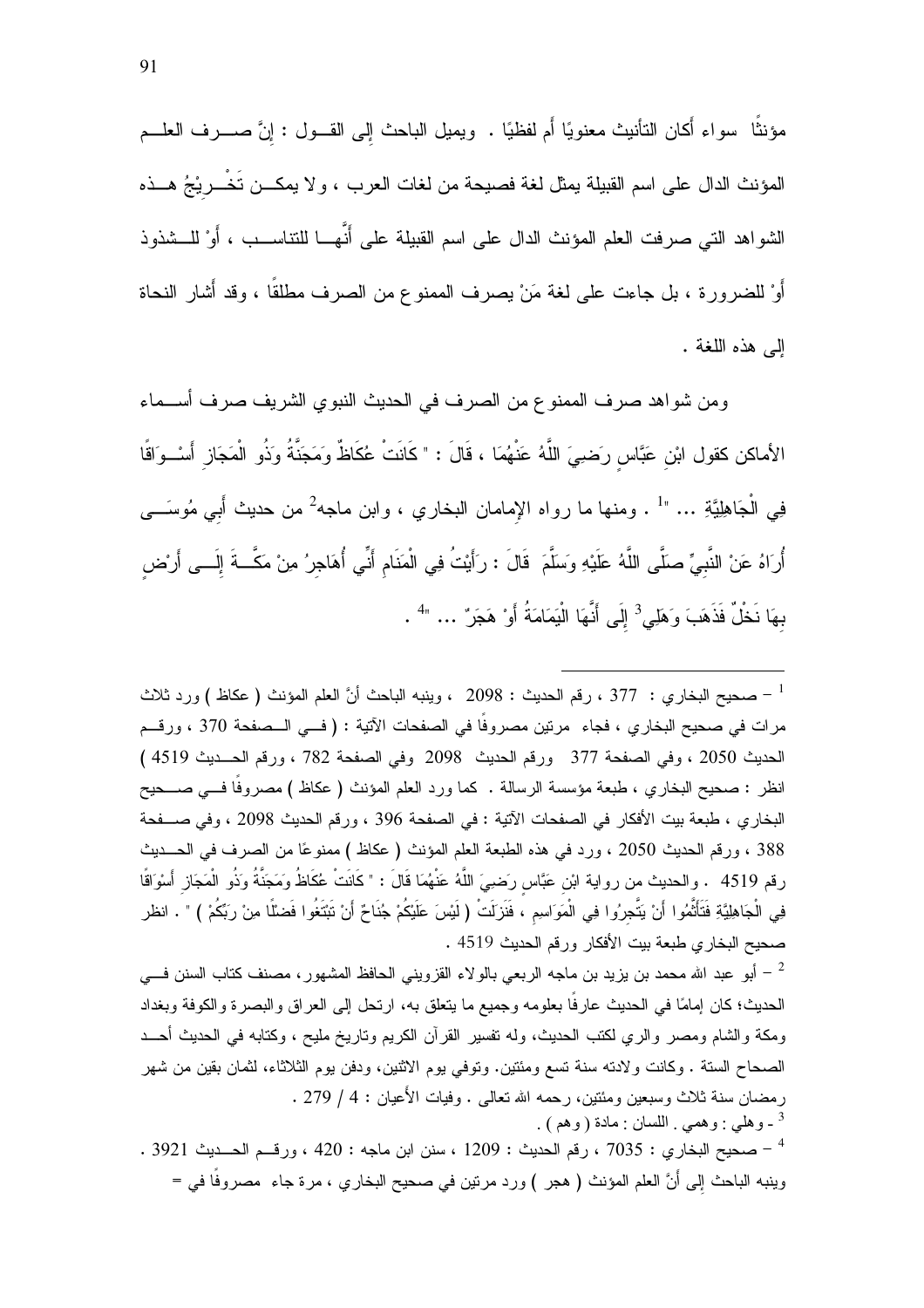مؤنثًا سواء أكان التأنيث معنويًا أم لفظيًا . ويميل الباحث إلى القول : إنَّ صرف العلم المؤنث الدال على اسم القبيلة يمثل لغة فصيحة من لغات العرب ، ولا يمكن تَخْرِيْجُ هذه الشواهد التي صرفت العلم المؤنث الدال على اسم القبيلة على أنَّها للتناسب ، أوْ للشذوذ أوْ للضرورة ، بل جاءت على لغة مَنْ يصرف الممنوع من الصرف مطلقًا ، وقد أشار النحاة إلى هذه اللغة .

ومن شواهد صرف الممنوع من الصرف في الحديث النبوي الشريف صرف أسماء الأماكن كقول ابْنِ عَبَّاسٍ رَضِيَ اللَّهُ عَنْهُمَا ، قَالَ : " كَانَتْ عُكَاظٌ وَمَجَنَّةٌ وَذُو الْمَجَازِ أَسْوَاقًا فِي الْجَاهِلِيَّةِ ... "[1] . ومنها ما رواه الإمامان البخاري ، وابن ماجه[2] من حديث أَبِي مُوسَى أُرَاهُ عَنْ النَّبِيِّ صَلَّى اللَّهُ عَلَيْهِ وَسَلَّمَ قَالَ : رَأَيْتُ فِي الْمَنَامِ أَنِّي أُهَاجِرُ مِنْ مَكَّةَ إِلَى أَرْضٍ بِهَا نَخْلٌ فَذَهَبَ وَهَلِي[3] إِلَى أَنَّهَا الْيَمَامَةُ أَوْ هَجَرٌ ... "[4] .

---

[1] – صحيح البخاري : 377 ، رقم الحديث : 2098 ، وينبه الباحث أنَّ العلم المؤنث ( عكاظ ) ورد ثلاث مرات في صحيح البخاري ، فجاء مرتين مصروفًا في الصفحات الآتية : ( في الصفحة 370 ، ورقم الحديث 2050 ، وفي الصفحة 377 ورقم الحديث 2098 وفي الصفحة 782 ، ورقم الحديث 4519 ) انظر : صحيح البخاري ، طبعة مؤسسة الرسالة . كما ورد العلم المؤنث ( عكاظ ) مصروفًا في صحيح البخاري ، طبعة بيت الأفكار في الصفحات الآتية : في الصفحة 396 ، ورقم الحديث 2098 ، وفي صفحة 388 ، ورقم الحديث 2050 ، ورد في هذه الطبعة العلم المؤنث ( عكاظ ) ممنوعًا من الصرف في الحديث رقم 4519 . والحديث من رواية ابْنِ عَبَّاسٍ رَضِيَ اللَّهُ عَنْهُمَا قَالَ : " كَانَتْ عُكَاظُ وَمَجَنَّةُ وَذُو الْمَجَازِ أَسْوَاقًا فِي الْجَاهِلِيَّةِ فَتَأَثَّمُوا أَنْ يَتَّجِرُوا فِي الْمَوَاسِمِ ، فَنَزَلَتْ ( لَيْسَ عَلَيْكُمْ جُنَاحٌ أَنْ تَبْتَغُوا فَضْلًا مِنْ رَبِّكُمْ ) " . انظر صحيح البخاري طبعة بيت الأفكار ورقم الحديث 4519 .

[2] – أبو عبد الله محمد بن يزيد بن ماجه الربعي بالولاء القزويني الحافظ المشهور، مصنف كتاب السنن في الحديث؛ كان إمامًا في الحديث عارفًا بعلومه وجميع ما يتعلق به، ارتحل إلى العراق والبصرة والكوفة وبغداد ومكة والشام ومصر والري لكتب الحديث، وله تفسير القرآن الكريم وتاريخ مليح ، وكتابه في الحديث أحد الصحاح الستة . وكانت ولادته سنة تسع ومئتين. وتوفي يوم الاثنين، ودفن يوم الثلاثاء، لثمان بقين من شهر رمضان سنة ثلاث وسبعين ومئتين، رحمه الله تعالى . وفيات الأعيان : 4 / 279 .

[3] - وهلي : وهمي . اللسان : مادة ( وهم ) .

[4] – صحيح البخاري : 7035 ، رقم الحديث : 1209 ، سنن ابن ماجه : 420 ، ورقم الحديث 3921 . وينبه الباحث إلى أنَّ العلم المؤنث ( هجر ) ورد مرتين في صحيح البخاري ، مرة جاء مصروفًا في =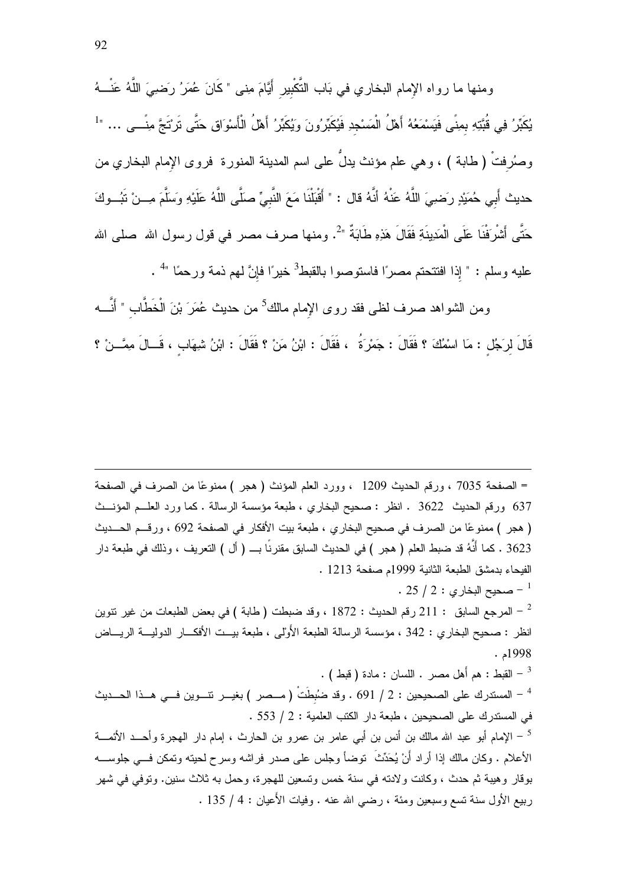ومنها ما رواه الإمام البخاري في بَاب التَّكْبِيرِ أَيَّامَ مِنى " كَانَ عُمَرُ رَضِيَ اللَّهُ عَنْهُ يُكَبِّرُ فِي قُبَّتِهِ بِمِنًى فَيَسْمَعُهُ أَهْلُ الْمَسْجِدِ فَيُكَبِّرُونَ وَيُكَبِّرُ أَهْلُ الْأَسْوَاقِ حَتَّى تَرْتَجَّ مِنًى ... "[1] وصُرِفتْ ( طابة ) ، وهي علم مؤنث يدلُّ على اسم المدينة المنورة فروى الإمام البخاري من حديث أَبِي حُمَيْدٍ رَضِيَ اللَّهُ عَنْهُ أَنَّهُ قال : " أَقْبَلْنَا مَعَ النَّبِيِّ صَلَّى اللَّهُ عَلَيْهِ وَسَلَّمَ مِنْ تَبُوكَ حَتَّى أَشْرَفْنَا عَلَى الْمَدِينَةِ فَقَالَ هَذِهِ طَابَةٌ "[2]. ومنها صرف مصر في قول رسول الله صلى الله عليه وسلم : " إذا افتتحتم مصرًا فاستوصوا بالقبط[3] خيرًا فإنَّ لهم ذمة ورحمًا "[4] .

ومن الشواهد صرف لظى فقد روى الإمام مالك[5] من حديث عُمَرَ بْنَ الْخَطَّابِ " أَنَّهُ قَالَ لِرَجُلٍ : مَا اسْمُكَ ؟ فَقَالَ : جَمْرَةُ ، فَقَالَ : ابْنُ مَنْ ؟ فَقَالَ : ابْنُ شِهَابٍ ، قَالَ مِمَّنْ ؟

---

= الصفحة 7035 ، ورقم الحديث 1209 ، وورد العلم المؤنث ( هجر ) ممنوعًا من الصرف في الصفحة 637 ورقم الحديث 3622 . انظر : صحيح البخاري ، طبعة مؤسسة الرسالة . كما ورد العلم المؤنث ( هجر ) ممنوعًا من الصرف في صحيح البخاري ، طبعة بيت الأفكار في الصفحة 692 ، ورقم الحديث 3623 . كما أنَّهُ قد ضبط العلم ( هجر ) في الحديث السابق مقترنًا بـ ( أل ) التعريف ، وذلك في طبعة دار الفيحاء بدمشق الطبعة الثانية 1999م صفحة 1213 .

[1] – صحيح البخاري : 2 / 25 .

[2] – المرجع السابق : 211 رقم الحديث : 1872 ، وقد ضبطت ( طابة ) في بعض الطبعات من غير تنوين انظر : صحيح البخاري : 342 ، مؤسسة الرسالة الطبعة الأولى ، طبعة بيت الأفكار الدولية الرياض 1998م .

[3] – القبط : هم أهل مصر . اللسان : مادة ( قبط ) .

[4] – المستدرك على الصحيحين : 2 / 691 . وقد ضُبِطَتْ ( مصر ) بغير تنوين في هذا الحديث في المستدرك على الصحيحين ، طبعة دار الكتب العلمية : 2 / 553 .

[5] – الإمام أبو عبد الله مالك بن أنس بن أبي عامر بن عمرو بن الحارث ، إمام دار الهجرة وأحد الأئمة الأعلام . وكان مالك إذا أراد أَنْ يُحَدِّثَ توضأ وجلس على صدر فراشه وسرح لحيته وتمكن في جلوسه بوقار وهيبة ثم حدث ، وكانت ولادته في سنة خمس وتسعين للهجرة، وحمل به ثلاث سنين. وتوفي في شهر ربيع الأول سنة تسع وسبعين ومئة ، رضي الله عنه . وفيات الأعيان : 4 / 135 .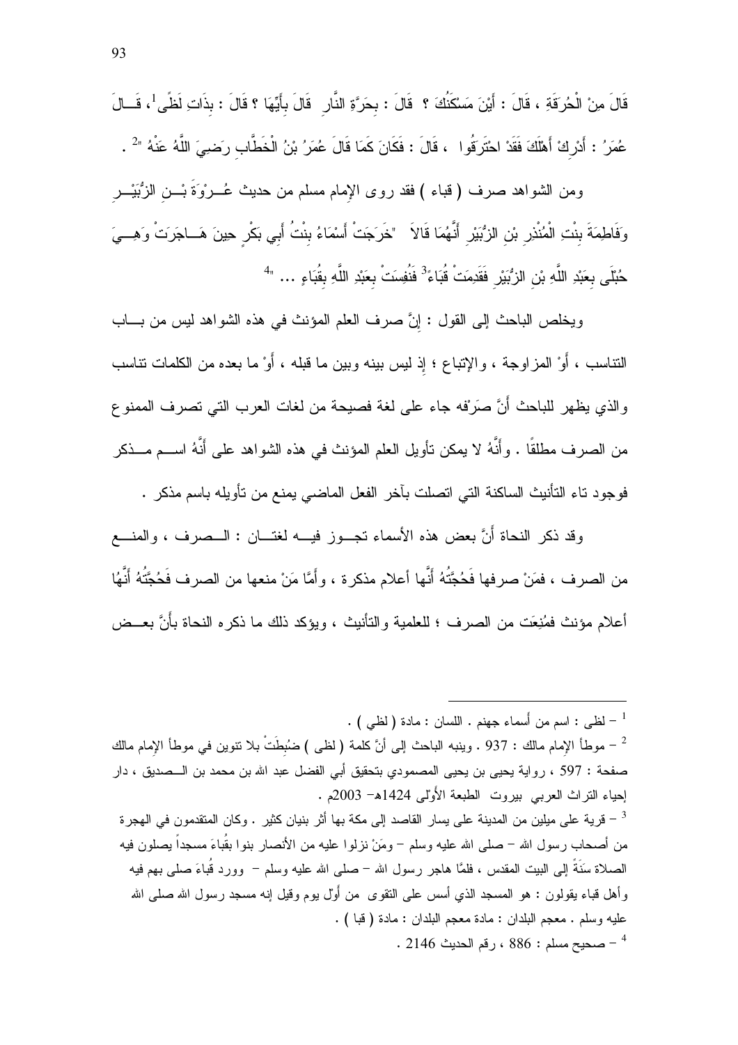قَالَ مِنْ الْحُرَقَةِ ، قَالَ : أَيْنَ مَسْكَنُكَ ؟ قَالَ : بِحَرَّةِ النَّارِ قَالَ بِأَيِّهَا ؟ قَالَ : بِذَاتِ لَظًى [1]، قَالَ عُمَرُ : أَدْرِكْ أَهْلَكَ فَقَدْ احْتَرَقُوا ، قَالَ : فَكَانَ كَمَا قَالَ عُمَرُ بْنُ الْخَطَّابِ رَضِيَ اللَّهُ عَنْهُ "[2] .

ومن الشواهد صرف ( قباء ) فقد روى الإمام مسلم من حديث عُرْوَةَ بْنِ الزُّبَيْرِ وَفَاطِمَةَ بِنْتِ الْمُنْذِرِ بْنِ الزُّبَيْرِ أَنَّهُمَا قَالاَ "خَرَجَتْ أَسْمَاءُ بِنْتُ أَبِي بَكْرٍ حِينَ هَاجَرَتْ وَهِيَ حُبْلَى بِعَبْدِ اللَّهِ بْنِ الزُّبَيْرِ فَقَدِمَتْ قُبَاءً[3] فَنُفِسَتْ بِعَبْدِ اللَّهِ بِقُبَاءٍ ... "[4]

ويخلص الباحث إلى القول : إنَّ صرف العلم المؤنث في هذه الشواهد ليس من باب التناسب ، أوْ المزاوجة ، والإتباع ؛ إذ ليس بينه وبين ما قبله ، أوْ ما بعده من الكلمات تناسب والذي يظهر للباحث أَنَّ صَرْفه جاء على لغة فصيحة من لغات العرب التي تصرف الممنوع من الصرف مطلقًا . وأَنَّهُ لا يمكن تأويل العلم المؤنث في هذه الشواهد على أَنَّهُ اسم مذكر فوجود تاء التأنيث الساكنة التي اتصلت بآخر الفعل الماضي يمنع من تأويله باسم مذكر .

وقد ذكر النحاة أَنَّ بعض هذه الأسماء تجوز فيه لغتان : الصرف ، والمنع من الصرف ، فمَنْ صرفها فَحُجَّتُهُ أَنَّها أعلام مذكرة ، وأَمَّا مَنْ منعها من الصرف فَحُجَّتُهُ أَنَّهُا أعلام مؤنث فمُنِعَت من الصرف ؛ للعلمية والتأنيث ، ويؤكد ذلك ما ذكره النحاة بأَنَّ بعض

---

[1] – لظى : اسم من أسماء جهنم . اللسان : مادة ( لظي ) .

[2] – موطأ الإمام مالك : 937 . وينبه الباحث إلى أنَّ كلمة ( لظى ) ضُبِطَتْ بلا تنوين في موطأ الإمام مالك صفحة : 597 ، رواية يحيى بن يحيى المصمودي بتحقيق أبي الفضل عبد الله بن محمد بن الصديق ، دار إحياء التراث العربي بيروت الطبعة الأولى 1424هـ– 2003م .

[3] – قرية على ميلين من المدينة على يسار القاصد إلى مكة بها أثر بنيان كثير . وكان المتقدمون في الهجرة من أصحاب رسول الله – صلى الله عليه وسلم – ومَنْ نزلوا عليه من الأنصار بنوا بقُباءَ مسجداً يصلون فيه الصلاة سَنَةً إلى البيت المقدس ، فلمَّا هاجر رسول الله – صلى الله عليه وسلم – وورد قُباءَ صلى بهم فيه وأهل قباء يقولون : هو المسجد الذي أسس على التقوى من أوّل يوم وقيل إنه مسجد رسول الله صلى الله عليه وسلم . معجم البلدان : مادة معجم البلدان : مادة ( قبا ) .

[4] – صحيح مسلم : 886 ، رقم الحديث 2146 .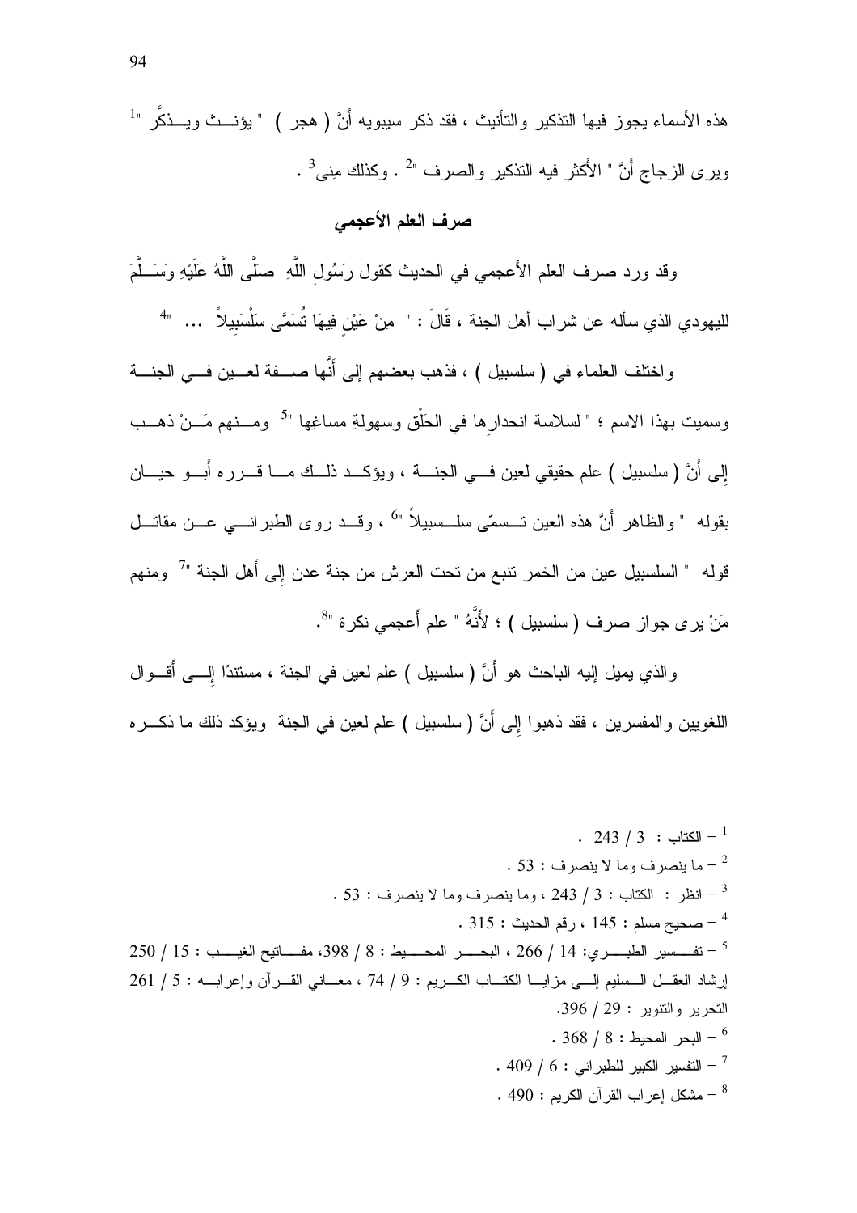هذه الأسماء يجوز فيها التذكير والتأنيث ، فقد ذكر سيبويه أَنَّ ( هجر ) " يؤنث ويذكَّر "[1] ويرى الزجاج أَنَّ " الأَكثر فيه التذكير والصرف "[2] . وكذلك مِنى[3] .

## صرف العلم الأعجمي

وقد ورد صرف العلم الأعجمي في الحديث كقول رَسُولِ اللَّهِ صَلَّى اللَّهُ عَلَيْهِ وَسَلَّمَ لليهودي الذي سأله عن شراب أهل الجنة ، قَالَ : " مِنْ عَيْنٍ فِيهَا تُسَمَّى سَلْسَبِيلاً ... "[4]

واختلف العلماء في ( سلسبيل ) ، فذهب بعضهم إلى أَنَّها صفة لعين في الجنة وسميت بهذا الاسم ؛ " لسلاسة انحدارِها في الحَلْق وسهولةِ مساغها "[5] ومنهم مَنْ ذهب إِلى أَنَّ ( سلسبيل ) علم حقيقي لعين في الجنة ، ويؤكد ذلك ما قرره أَبو حيان بقوله " والظاهر أَنَّ هذه العين تسمّى سلسبيلاً "[6] ، وقد روى الطبراني عن مقاتل قوله " السلسبيل عين من الخمر تنبع من تحت العرش من جنة عدن إِلى أَهل الجنة "[7] ومنهم مَنْ يرى جواز صرف ( سلسبيل ) ؛ لأَنَّهُ " علم أَعجمي نكرة "[8].

والذي يميل إليه الباحث هو أَنَّ ( سلسبيل ) علم لعين في الجنة ، مستندًا إِلى أَقوال اللغويين والمفسرين ، فقد ذهبوا إِلى أَنَّ ( سلسبيل ) علم لعين في الجنة ويؤكد ذلك ما ذكره

---

[1] - الكتاب : 3 / 243 .

[2] - ما ينصرف وما لا ينصرف : 53 .

[3] - انظر : الكتاب : 3 / 243 ، وما ينصرف وما لا ينصرف : 53 .

[4] - صحيح مسلم : 145 ، رقم الحديث : 315 .

[5] - تفسير الطبري: 14 / 266 ، البحر المحيط : 8 / 398، مفاتيح الغيب : 15 / 250 إرشاد العقل السليم إلى مزايا الكتاب الكريم : 9 / 74 ، معاني القرآن وإعرابه : 5 / 261 التحرير والتنوير : 29 / 396.

[6] - البحر المحيط : 8 / 368 .

[7] - التفسير الكبير للطبراني : 6 / 409 .

[8] - مشكل إعراب القرآن الكريم : 490 .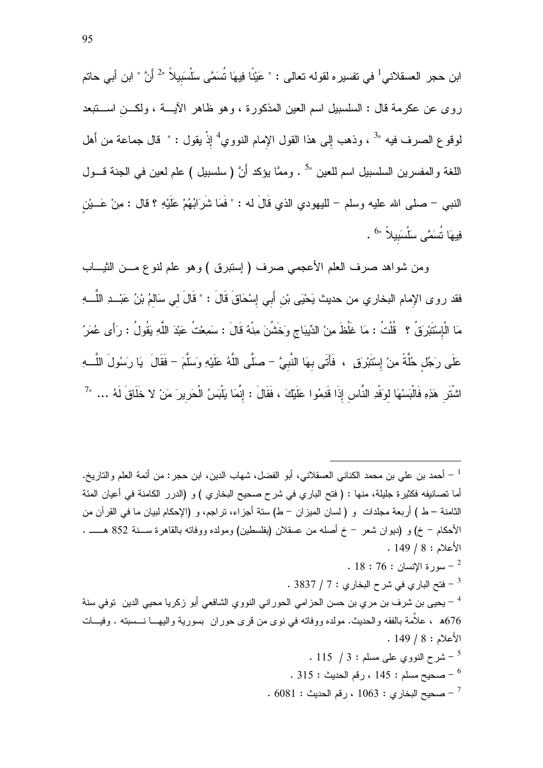ابن حجر العسقلاني[1] في تفسيره لقوله تعالى : " عَيْنًا فِيهَا تُسَمَّى سَلْسَبِيلاً "[2] أَنَّ " ابن أبي حاتم روى عن عكرمة قال : السلسبيل اسم العين المذكورة ، وهو ظاهر الآيــة ، ولكــن اســتبعد لوقوع الصرف فيه "[3] ، وذهب إلى هذا القول الإمام النووي[4] إذْ يقول : " قال جماعة من أهل اللغة والمفسرين السلسبيل اسم للعين "[5] . وممَّا يؤكد أَنَّ ( سلسبيل ) علم لعين في الجنة قــول النبي – صلى الله عليه وسلم – لليهودي الذي قَالَ له : " فَمَا شَرَابُهُمْ عَلَيْهِ ؟ قال : مِنْ عَــيْنٍ فِيهَا تُسَمَّى سَلْسَبِيلاً "[6] .

ومن شواهد صرف العلم الأعجمي صرف ( إستبرق ) وهو علم لنوع مــن الثيــاب فقد روى الإمام البخاري من حديث يَحْيَى بْنِ أَبِي إِسْحَاقَ قَالَ : " قَالَ لِي سَالِمُ بْنُ عَبْــدِ اللَّــهِ مَا الْإِسْتَبْرَقُ ؟ قُلْتُ : مَا غَلُظَ مِنْ الدِّيبَاجِ وَخَشُنَ مِنْهُ قَالَ : سَمِعْتُ عَبْدَ اللَّهِ يَقُولُ : رَأَى عُمَرُ عَلَى رَجُلٍ حُلَّةً مِنْ إِسْتَبْرَقٍ ، فَأَتَى بِهَا النَّبِيَّ – صَلَّى اللَّهُ عَلَيْهِ وَسَلَّمَ – فَقَالَ يَا رَسُولَ اللَّــهِ اشْتَرِ هَذِهِ فَالْبَسْهَا لِوَفْدِ النَّاسِ إِذَا قَدِمُوا عَلَيْكَ ، فَقَالَ : إِنَّمَا يَلْبَسُ الْحَرِيرَ مَنْ لا خَلَاقَ لَهُ ... "[7]

---

[1] – أحمد بن علي بن محمد الكناني العسقلاني، أبو الفضل، شهاب الدين، ابن حجر: من أئمة العلم والتاريخ. أما تصانيفه فكثيرة جليلة، منها : ( فتح الباري في شرح صحيح البخاري ) و (الدرر الكامنة في أعيان المئة الثامنة – ط ) أربعة مجلدات و ( لسان الميزان – ط) ستة أجزاء، تراجم، و (الإحكام لبيان ما في القرآن من الأحكام – خ) و (ديوان شعر – خ أصله من عسقلان (بفلسطين) ومولده ووفاته بالقاهرة ســنة 852 هـــ . الأعلام : 8 / 149 .

[2] – سورة الإنسان : 76 : 18 .

[3] – فتح الباري في شرح البخاري : 7 / 3837 .

[4] – يحيى بن شرف بن مري بن حسن الحزامي الحوراني النووي الشافعي أبو زكريا محيي الدين توفي سنة 676هـ ، علاَّمة بالفقه والحديث. مولده ووفاته في نوى من قرى حوران بسورية واليهــا نــسبته . وفيــات الأعلام : 8 / 149 .

[5] – شرح النووي على مسلم : 3 / 115 .

[6] – صحيح مسلم : 145 ، رقم الحديث : 315 .

[7] – صحيح البخاري : 1063 ، رقم الحديث : 6081 .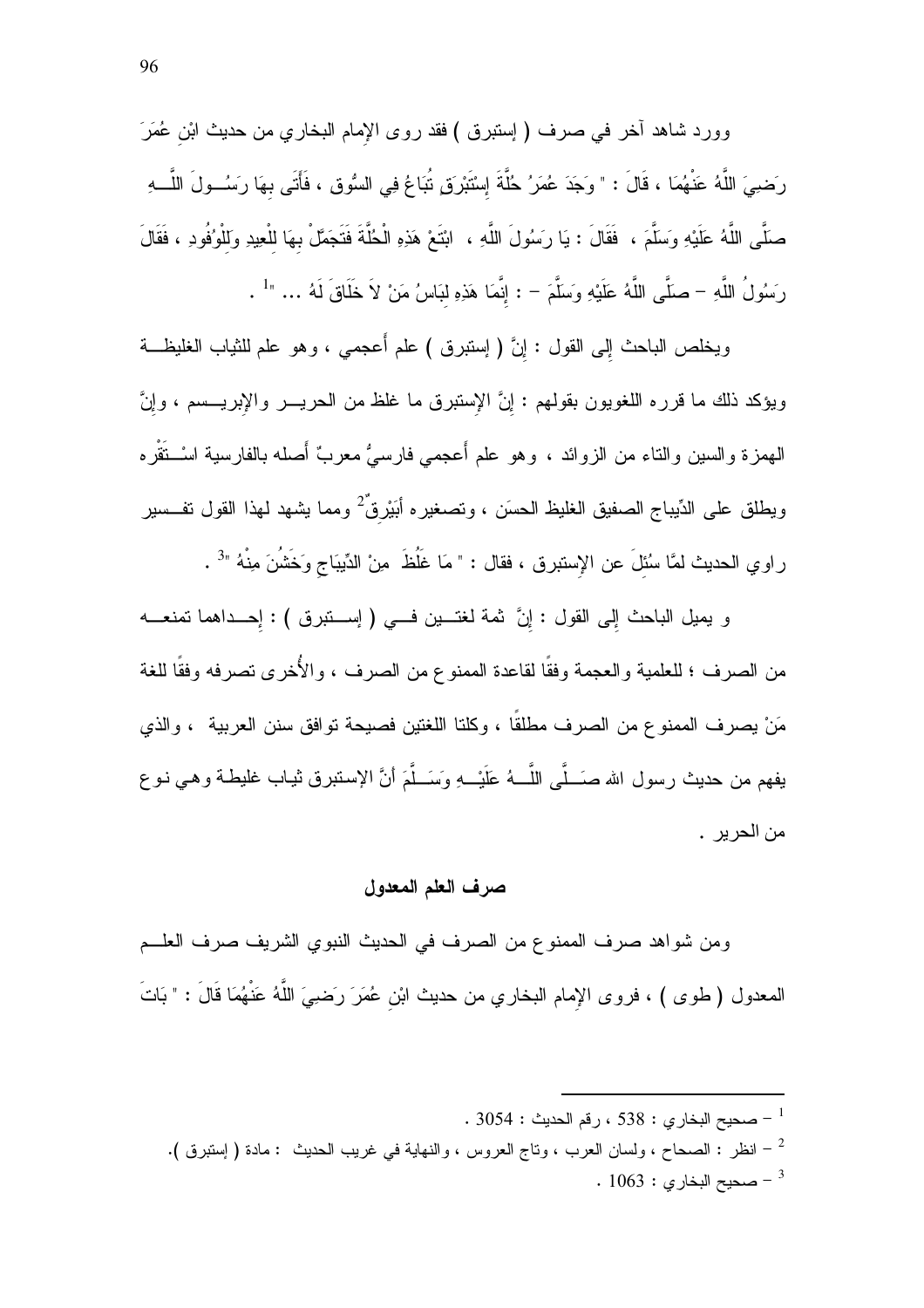وورد شاهد آخر في صرف ( إستبرق ) فقد روى الإمام البخاري من حديث ابْنِ عُمَرَ رَضِيَ اللَّهُ عَنْهُمَا ، قَالَ : " وَجَدَ عُمَرُ حُلَّةَ إِسْتَبْرَقٍ تُبَاعُ فِي السُّوقِ ، فَأَتَى بِهَا رَسُولَ اللَّهِ صَلَّى اللَّهُ عَلَيْهِ وَسَلَّمَ ، فَقَالَ : يَا رَسُولَ اللَّهِ ، ابْتَعْ هَذِهِ الْحُلَّةَ فَتَجَمَّلْ بِهَا لِلْعِيدِ وَلِلْوُفُودِ ، فَقَالَ رَسُولُ اللَّهِ – صَلَّى اللَّهُ عَلَيْهِ وَسَلَّمَ – : إِنَّمَا هَذِهِ لِبَاسُ مَنْ لاَ خَلاَقَ لَهُ ... "[1] .

ويخلص الباحث إلى القول : إنَّ ( إستبرق ) علم أعجمي ، وهو علم للثياب الغليظة ويؤكد ذلك ما قرره اللغويون بقولهم : إنَّ الإستبرق ما غلظ من الحرير والإبريسم ، وإنَّ الهمزة والسين والتاء من الزوائد ، وهو علم أعجمي فارسيُّ معربٌ أصله بالفارسية اسْتَقْره ويطلق على الدِّيباج الصفيق الغليظ الحسَن ، وتصغيره أُبَيْرِقٌ[2] ومما يشهد لهذا القول تفسير راوي الحديث لمَّا سُئِلَ عن الإستبرق ، فقال : " مَا غَلُظَ مِنْ الدِّيبَاجِ وَخَشُنَ مِنْهُ "[3] .

و يميل الباحث إلى القول : إنَّ ثمة لغتين في ( إستبرق ) : إحداهما تمنعه من الصرف ؛ للعلمية والعجمة وفقًا لقاعدة الممنوع من الصرف ، والأُخرى تصرفه وفقًا للغة مَنْ يصرف الممنوع من الصرف مطلقًا ، وكلتا اللغتين فصيحة توافق سنن العربية ، والذي يفهم من حديث رسول الله صَلَّى اللَّهُ عَلَيْهِ وَسَلَّمَ أنَّ الإستبرق ثياب غليظة وهي نوع من الحرير .

## صرف العلم المعدول

ومن شواهد صرف الممنوع من الصرف في الحديث النبوي الشريف صرف العلم المعدول ( طوى ) ، فروى الإمام البخاري من حديث ابْنِ عُمَرَ رَضِيَ اللَّهُ عَنْهُمَا قَالَ : " بَاتَ

---

[1] – صحيح البخاري : 538 ، رقم الحديث : 3054 .

[2] – انظر : الصحاح ، ولسان العرب ، وتاج العروس ، والنهاية في غريب الحديث : مادة ( إستبرق ).

[3] – صحيح البخاري : 1063 .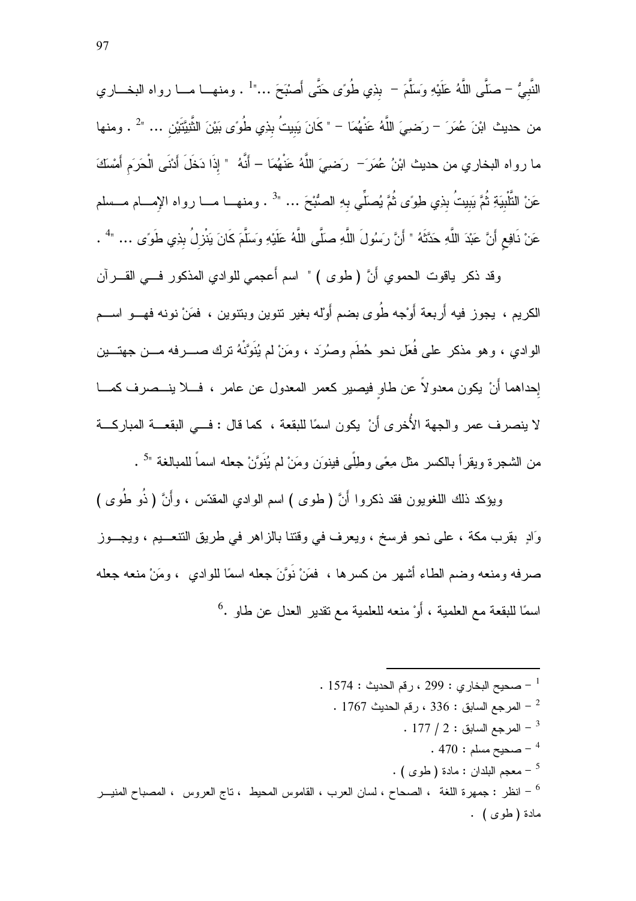النَّبِيُّ – صَلَّى اللَّهُ عَلَيْهِ وَسَلَّمَ – بِذِي طُوًى حَتَّى أَصْبَحَ ..."[1] . ومنهـا مـا رواه البخـاري من حديث ابْنَ عُمَرَ – رَضِيَ اللَّهُ عَنْهُمَا – " كَانَ يَبِيتُ بِذِي طُوًى بَيْنَ الثَّنِيَّتَيْنِ ... "[2] . ومنها ما رواه البخاري من حديث ابْنُ عُمَرَ– رَضِيَ اللَّهُ عَنْهُمَا – أَنَّهُ " إِذَا دَخَلَ أَدْنَى الْحَرَمِ أَمْسَكَ عَنْ التَّلْبِيَةِ ثُمَّ يَبِيتُ بِذِي طِوًى ثُمَّ يُصَلِّي بِهِ الصُّبْحَ ... "[3] . ومنهـا مـا رواه الإمـام مسلم عَنْ نَافِعٍ أَنَّ عَبْدَ اللَّهِ حَدَّثَهُ " أَنَّ رَسُولَ اللَّهِ صَلَّى اللَّهُ عَلَيْهِ وَسَلَّمَ كَانَ يَنْزِلُ بِذِي طَوًى ... "[4] .

وقد ذكر ياقوت الحموي أَنَّ ( طوى ) " اسم أعجمي للوادي المذكور في القرآن الكريم ، يجوز فيه أربعة أَوْجه طُوى بضم أَوْله بغير تنوين وبتنوين ، فمَنْ نونه فهـو اسم الوادي ، وهو مذكر على فُعَل نحو حُطَم وصُرَد ، ومَنْ لم يُنَوِّنْهُ ترك صـرفه مـن جهتـين إحداهما أَنْ يكون معدولاً عن طاوٍ فيصير كعمر المعدول عن عامر ، فـلا ينـصرف كمـا لا ينصرف عمر والجهة الأُخرى أَنْ يكون اسمًا للبقعة ، كما قال : فـي البقعـة المباركـة من الشجرة ويقرأ بالكسر مثل مِعًى وطِلًى فينوَن ومَنْ لم يُنَوِّنْ جعله اسماً للمبالغة "[5] .

ويؤكد ذلك اللغويون فقد ذكروا أَنَّ ( طوى ) اسم الوادي المقدّس ، وأَنَّ ( ذُو طُوى ) وَادٍ بقرب مكة ، على نحو فرسخ ، ويعرف في وقتنا بالزاهر في طريق التنعـيم ، ويجـوز صرفه ومنعه وضم الطاء أشهر من كسرها ، فمَنْ نَوَّنَ جعله اسمًا للوادي ، ومَنْ منعه جعله اسمًا للبقعة مع العلمية ، أَوْ منعه للعلمية مع تقدير العدل عن طاو .[6]

---

[1] – صحيح البخاري : 299 ، رقم الحديث : 1574 .

[2] – المرجع السابق : 336 ، رقم الحديث 1767 .

[3] – المرجع السابق : 2 / 177 .

[4] – صحيح مسلم : 470 .

[5] – معجم البلدان : مادة ( طوى ) .

[6] – انظر : جمهرة اللغة ، الصحاح ، لسان العرب ، القاموس المحيط ، تاج العروس ، المصباح المنير مادة ( طوى ) .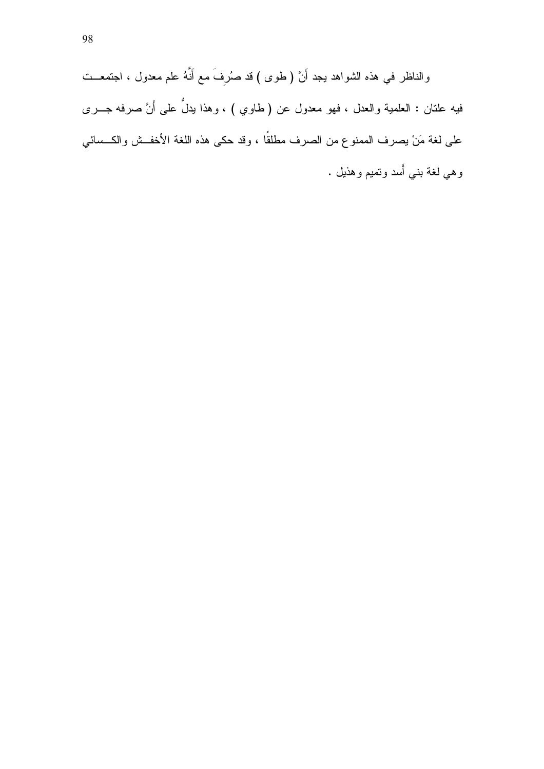والناظر في هذه الشواهد يجد أَنَّ ( طوى ) قد صُرِفَ مع أَنَّهُ علم معدول ، اجتمعت فيه علتان : العلمية والعدل ، فهو معدول عن ( طاوي ) ، وهذا يدلُّ على أَنَّ صرفه جرى على لغة مَنْ يصرف الممنوع من الصرف مطلقًا ، وقد حكى هذه اللغة الأخفش والكسائي وهي لغة بني أَسد وتميم وهذيل .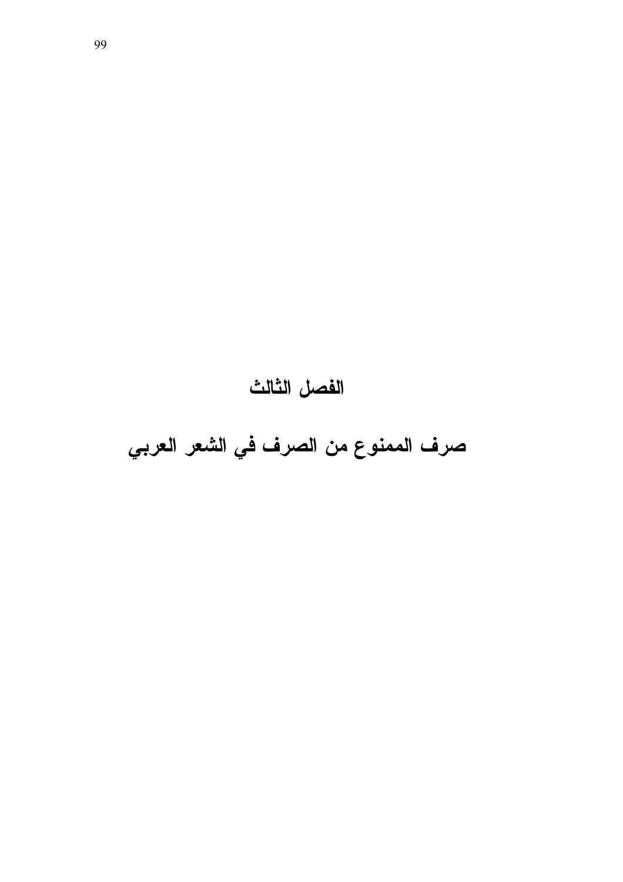# الفصل الثالث

# صرف الممنوع من الصرف في الشعر العربي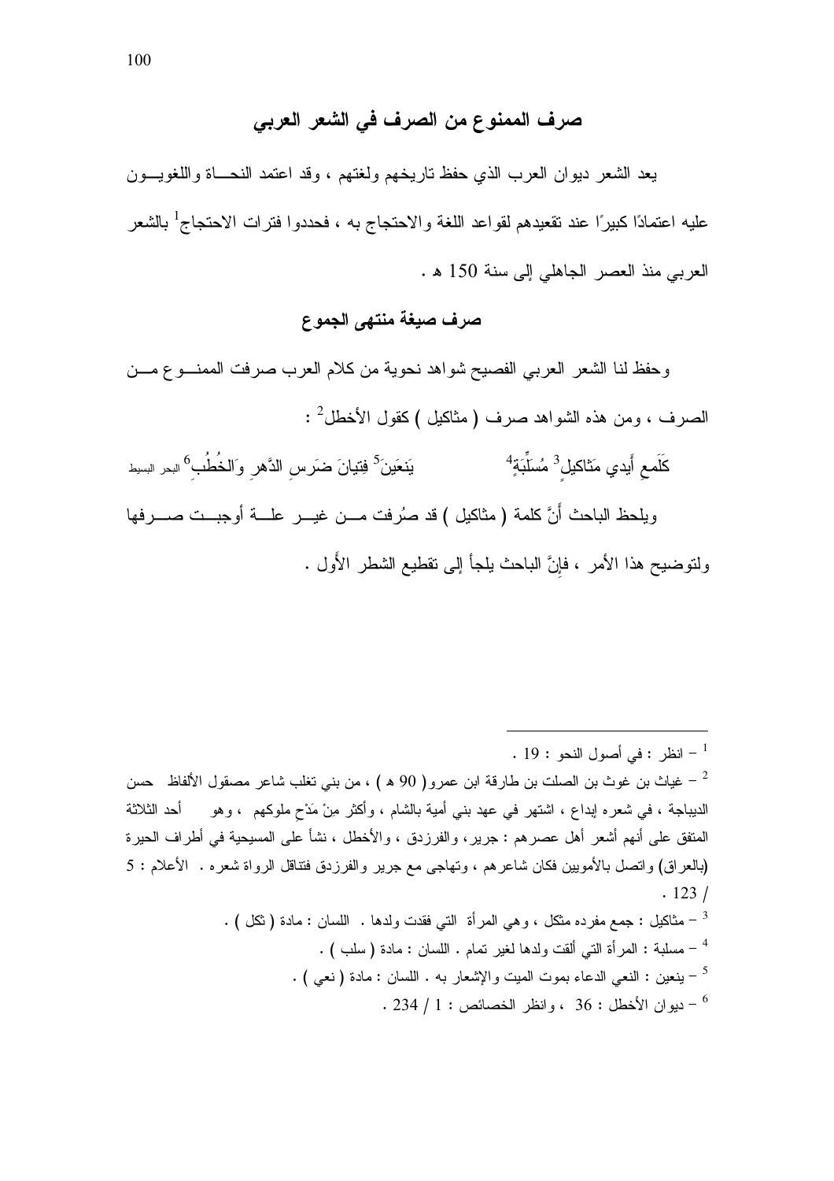## صرف الممنوع من الصرف في الشعر العربي

يعد الشعر ديوان العرب الذي حفظ تاريخهم ولغتهم ، وقد اعتمد النحـــاة واللغويـــون عليه اعتمادًا كبيرًا عند تقعيدهم لقواعد اللغة والاحتجاج به ، فحددوا فترات الاحتجاج[1] بالشعر العربي منذ العصر الجاهلي إلى سنة 150 هـ .

### صرف صيغة منتهى الجموع

وحفظ لنا الشعر العربي الفصيح شواهد نحوية من كلام العرب صرفت الممنـــوع مـــن الصرف ، ومن هذه الشواهد صرف ( مثاكيل ) كقول الأخطل[2] :

كَلَمعِ أَيدي مَثاكيلٍ[3] مُسَلِّبَةٍ[4]    يَنعَينَ[5] فِتيانَ ضَرسِ الدَّهرِ وَالخُطُبِ[6] البحر البسيط

ويلحظ الباحث أَنَّ كلمة ( مثاكيل ) قد صُرفت مـــن غيـــر علـــة أوجبـــت صـــرفها ولتوضيح هذا الأمر ، فإِنَّ الباحث يلجأ إلى تقطيع الشطر الأَول .

---

[1] – انظر : في أصول النحو : 19 .

[2] – غياث بن غوث بن الصلت بن طارقة ابن عمرو( 90 هـ ) ، من بني تغلب شاعر مصقول الألفاظ حسن الديباجة ، في شعره إبداع ، اشتهر في عهد بني أمية بالشام ، وأكثر مِنْ مَدْحِ ملوكهم ، وهو أحد الثلاثة المتفق على أنهم أشعر أهل عصرهم : جرير، والفرزدق ، والأخطل ، نشأ على المسيحية في أطراف الحيرة (بالعراق) واتصل بالأمويين فكان شاعرهم ، وتهاجى مع جرير والفرزدق فتناقل الرواة شعره . الأعلام : 5 / 123 .

[3] – مثاكيل : جمع مفرده مثكل ، وهي المرأة التي فقدت ولدها . اللسان : مادة ( ثكل ) .

[4] – مسلبة : المرأة التي ألقت ولدها لغير تمام . اللسان : مادة ( سلب ) .

[5] – ينعين : النعي الدعاء بموت الميت والإشعار به . اللسان : مادة ( نعي ) .

[6] – ديوان الأخطل : 36 ، وانظر الخصائص : 1 / 234 .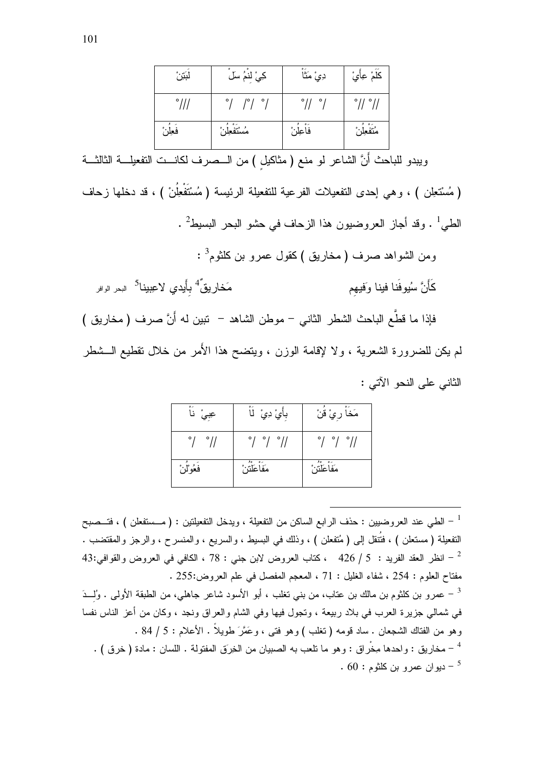| لَبَتَنْ | كِيْ لَنْمُ سَلْ | دِيْ مَثَاْ | كَلَمْ عِأَيْ |
|---|---|---|---|
| /// ° | /° /° /° / | /° //° / | //° //° |
| فَعِلُنْ | مُسْتَفْعِلُنْ | فَاْعِلُنْ | مُتَفْعِلُنْ |

ويبدو للباحث أَنَّ الشاعر لو منع ( مثاكيلٍ ) من الــصرف لكانــت التفعيلــة الثالثــة ( مُستَعِلن ) ، وهي إحدى التفعيلات الفرعية للتفعيلة الرئيسة ( مُسْتَفْعِلُنْ ) ، قد دخلها زحاف الطي[1] . وقد أجاز العروضيون هذا الزحاف في حشو البحر البسيط[2] .

ومن الشواهد صرف ( مخاريق ) كقول عمرو بن كلثوم[3] :

كَأَنَّ سُيوفَنا فينا وَفيهِم          مَخاريقٌ[4] بِأَيدي لاعِبينا[5] البحر الوافر

فإذا ما قطَّع الباحث الشطر الثاني – موطن الشاهد – تبين له أَنَّ صرف ( مخاريق ) لم يكن للضرورة الشعرية ، ولا لإقامة الوزن ، ويتضح هذا الأَمر من خلال تقطيع الــشطر الثاني على النحو الآتي :

| عِبِيْ نَاْ | بِأَيْ دِيْ لَاْ | مَخَاْ رِيْ قُنْ |
|---|---|---|
| /° //° | /° /° //° | /° /° //° |
| فَعُوْلُنْ | مَفَاْعَلْتُنْ | مَفَاْعَلْتُنْ |

---

[1] – الطي عند العروضيين : حذف الرابع الساكن من التفعيلة ، ويدخل التفعيلتين : ( مــستفعلن ) ، فتــصبح التفعيلة ( مستعلن ) ، فتنقل إلى ( مُتفعلن ) ، وذلك في البسيط ، والسريع ، والمنسرح ، والرجز والمقتضب .

[2] – انظر العقد الفريد : 5 / 426 ، كتاب العروض لابن جني : 78 ، الكافي في العروض والقوافي:43 مفتاح العلوم : 254 ، شفاء الغليل : 71 ، المعجم المفصل في علم العروض:255 .

[3] – عمرو بن كلثوم بن مالك بن عتاب، من بني تغلب ، أبو الأسود شاعر جاهلي، من الطبقة الأولى . وُلِــدَ في شمالي جزيرة العرب في بلاد ربيعة ، وتجول فيها وفي الشام والعراق ونجد ، وكان من أعز الناس نفسا وهو من الفتاك الشجعان . ساد قومه ( تغلب ) وهو فتى ، وعَمَّرَ طويلاً . الأعلام : 5 / 84 .

[4] – مخاريق : واحدها مِخْراق : وهو ما تلعب به الصبيان من الخِرَق المفتولة . اللسان : مادة ( خرق ) .

[5] – ديوان عمرو بن كلثوم : 60 .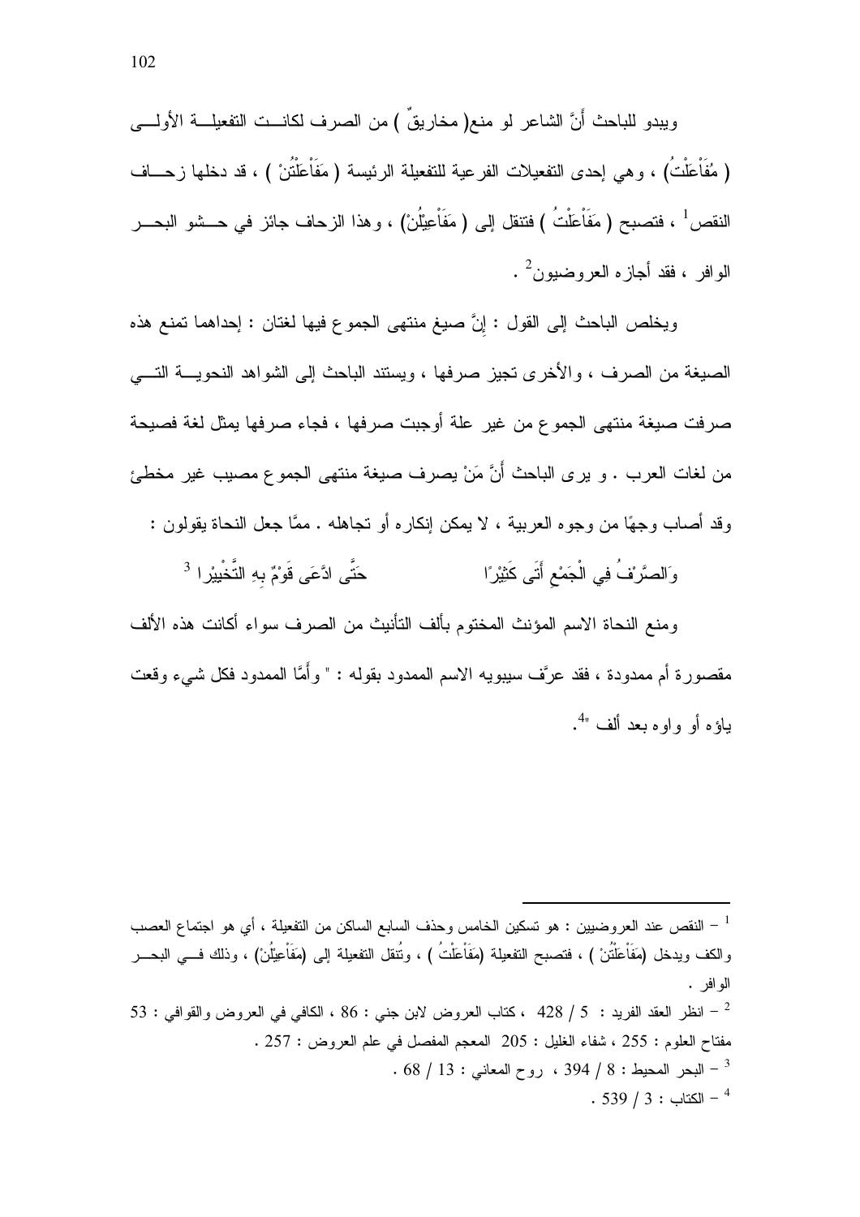ويبدو للباحث أَنَّ الشاعر لو منع( مخاريقٌ ) من الصرف لكانت التفعيلة الأولى ( مُفَاْعَلْتُ) ، وهي إحدى التفعيلات الفرعية للتفعيلة الرئيسة ( مَفَاْعَلَتُنْ ) ، قد دخلها زحاف النقص[1] ، فتصبح ( مَفَاْعَلْتُ ) فتنقل إلى ( مَفَاْعِيْلُنْ) ، وهذا الزحاف جائز في حشو البحر الوافر ، فقد أجازه العروضيون[2] .

ويخلص الباحث إلى القول : إِنَّ صيغ منتهى الجموع فيها لغتان : إحداهما تمنع هذه الصيغة من الصرف ، والأخرى تجيز صرفها ، ويستند الباحث إلى الشواهد النحوية التي صرفت صيغة منتهى الجموع من غير علة أوجبت صرفها ، فجاء صرفها يمثل لغة فصيحة من لغات العرب . و يرى الباحث أَنَّ مَنْ يصرف صيغة منتهى الجموع مصيب غير مخطئ وقد أصاب وجهًا من وجوه العربية ، لا يمكن إنكاره أو تجاهله . ممَّا جعل النحاة يقولون :

وَالصَّرْفُ فِي الْجَمْعِ أَتَى كَثِيْرًا        حَتَّى ادَّعَى قَوْمٌ بِهِ التَّخْيِيْرا [3]

ومنع النحاة الاسم المؤنث المختوم بألف التأنيث من الصرف سواء أكانت هذه الألف مقصورة أم ممدودة ، فقد عرَّف سيبويه الاسم الممدود بقوله : " وأَمَّا الممدود فكل شيء وقعت ياؤه أو واوه بعد ألف "[4].

---

[1] – النقص عند العروضيين : هو تسكين الخامس وحذف السابع الساكن من التفعيلة ، أي هو اجتماع العصب والكف ويدخل (مَفَاْعَلَتُنْ ) ، فتصبح التفعيلة (مَفَاْعَلْتُ ) ، وتُنقل التفعيلة إلى (مَفَاْعِيْلُنْ) ، وذلك في البحر الوافر .

[2] – انظر العقد الفريد : 5 / 428 ، كتاب العروض لابن جني : 86 ، الكافي في العروض والقوافي : 53 مفتاح العلوم : 255 ، شفاء الغليل : 205 المعجم المفصل في علم العروض : 257 .

[3] – البحر المحيط : 8 / 394 ، روح المعاني : 13 / 68 .

[4] – الكتاب : 3 / 539 .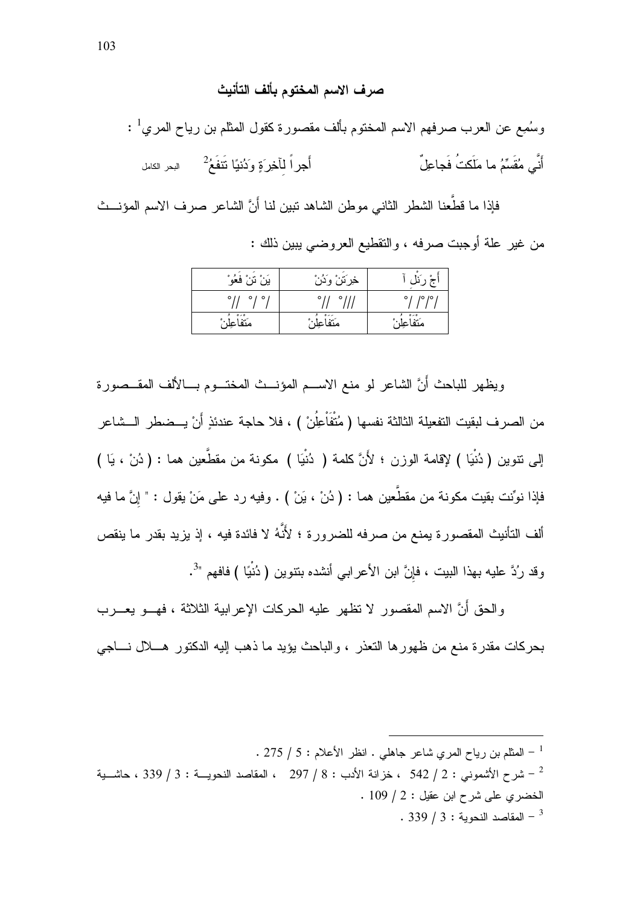## صرف الاسم المختوم بألف التأنيث

وسُمِع عن العرب صرفهم الاسم المختوم بألف مقصورة كقول المثلم بن رياح المري[1] :

أَنِّي مُقَسِّمُ ما مَلَكتُ فَجاعِلٌ أَجراً لِآخِرَةٍ ودُنيًا تَنفَعُ[2] البحر الكامل

فإذا ما قطَّعنا الشطر الثاني موطن الشاهد تبين لنا أنَّ الشاعر صرف الاسم المؤنث من غير علة أوجبت صرفه ، والتقطيع العروضي يبين ذلك :

| أَجْ رَنْلِ آ | خِرَتَنْ وَدُنْ | يَنْ تَنْ فَعُوْ |
|---|---|---|
| /°/°/ / | ///° //° | /°/ °/ //° |
| مُتْفَاْعِلُنْ | مُتَفَاْعِلُنْ | مُتْفَاْعِلُنْ |

ويظهر للباحث أنَّ الشاعر لو منع الاسم المؤنث المختوم بالألف المقصورة من الصرف لبقيت التفعيلة الثالثة نفسها ( مُتْفَاْعِلُنْ ) ، فلا حاجة عندئذٍ أنْ يضطر الشاعر إلى تنوين ( دُنْيَا ) لإقامة الوزن ؛ لأنَّ كلمة ( دُنْيَا ) مكونة من مقطَّعين هما : ( دُنْ ، يَا ) فإذا نوِّنت بقيت مكونة من مقطَّعين هما : ( دُنْ ، يَنْ ) . وفيه رد على مَنْ يقول : " إنَّ ما فيه ألف التأنيث المقصورة يمنع من صرفه للضرورة ؛ لأَنَّهُ لا فائدة فيه ، إذ يزيد بقدر ما ينقص وقد رُدَّ عليه بهذا البيت ، فإِنَّ ابن الأعرابي أنشده بتنوين ( دُنْيًا ) فافهم "[3].

والحق أنَّ الاسم المقصور لا تظهر عليه الحركات الإعرابية الثلاثة ، فهو يعرب بحركات مقدرة منع من ظهورها التعذر ، والباحث يؤيد ما ذهب إليه الدكتور هلال ناجي

---

[1] – المثلم بن رياح المري شاعر جاهلي . انظر الأعلام : 5 / 275 .

[2] – شرح الأشموني : 2 / 542 ، خزانة الأدب : 8 / 297 ، المقاصد النحوية : 3 / 339 ، حاشية الخضري على شرح ابن عقيل : 2 / 109 .

[3] – المقاصد النحوية : 3 / 339 .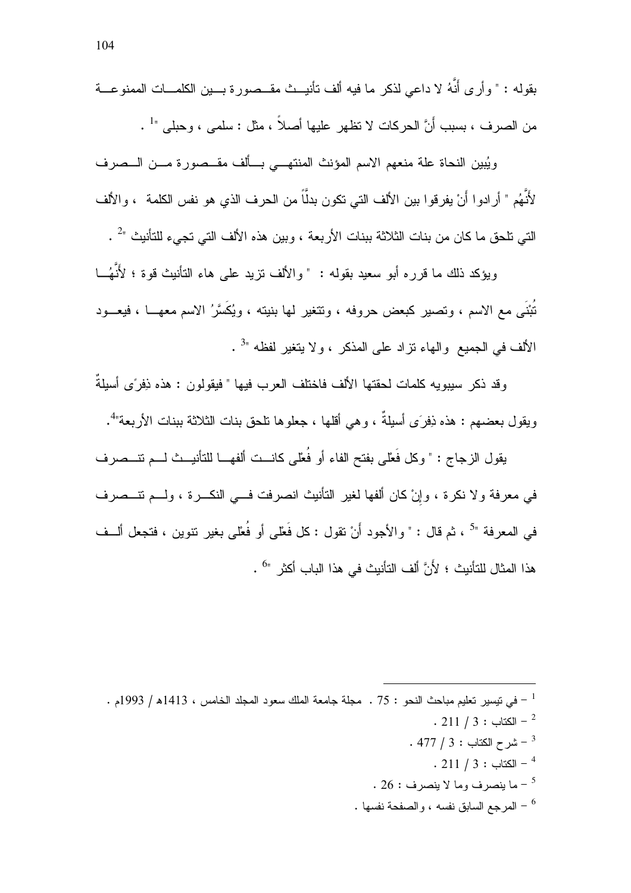بقوله : " وأرى أَنَّهُ لا داعي لذكر ما فيه ألف تأنيث مقصورة بين الكلمات الممنوعة من الصرف ، بسبب أَنَّ الحركات لا تظهر عليها أصلاً ، مثل : سلمى ، وحبلى "[1] .

ويُبين النحاة علة منعهم الاسم المؤنث المنتهي بألف مقصورة من الصرف لأنَّهُم " أرادوا أَنْ يفرقوا بين الألف التي تكون بدلًا من الحرف الذي هو نفس الكلمة ، والألف التي تلحق ما كان من بنات الثلاثة ببنات الأربعة ، وبين هذه الألف التي تجيء للتأنيث "[2] .

ويؤكد ذلك ما قرره أبو سعيد بقوله : " والألف تزيد على هاء التأنيث قوة ؛ لأَنَّهُا تُبْنَى مع الاسم ، وتصير كبعض حروفه ، وتتغير لها بنيته ، ويُكَسَّرُ الاسم معها ، فيعود الألف في الجميع والهاء تزاد على المذكر ، ولا يتغير لفظه "[3] .

وقد ذكر سيبويه كلمات لحقتها الألف فاختلف العرب فيها " فيقولون : هذه ذِفرَى أسيلةٌ ويقول بعضهم : هذه ذِفرَى أسيلةٌ ، وهي أقلها ، جعلوها تلحق بنات الثلاثة ببنات الأربعة"[4].

يقول الزجاج : " وكل فَعْلى بفتح الفاء أو فُعْلى كانت ألفها للتأنيث لم تنصرف في معرفة ولا نكرة ، وإِنْ كان ألفها لغير التأنيث انصرفت في النكرة ، ولم تنصرف في المعرفة "[5] ، ثم قال : " والأجود أَنْ تقول : كل فَعْلى أو فُعْلى بغير تنوين ، فتجعل ألف هذا المثال للتأنيث ؛ لأَنَّ ألف التأنيث في هذا الباب أكثر "[6] .

---

[1] – في تيسير تعليم مباحث النحو : 75 . مجلة جامعة الملك سعود المجلد الخامس ، 1413هـ / 1993م .

[2] – الكتاب : 3 / 211 .

[3] – شرح الكتاب : 3 / 477 .

[4] – الكتاب : 3 / 211 .

[5] – ما ينصرف وما لا ينصرف : 26 .

[6] – المرجع السابق نفسه ، والصفحة نفسها .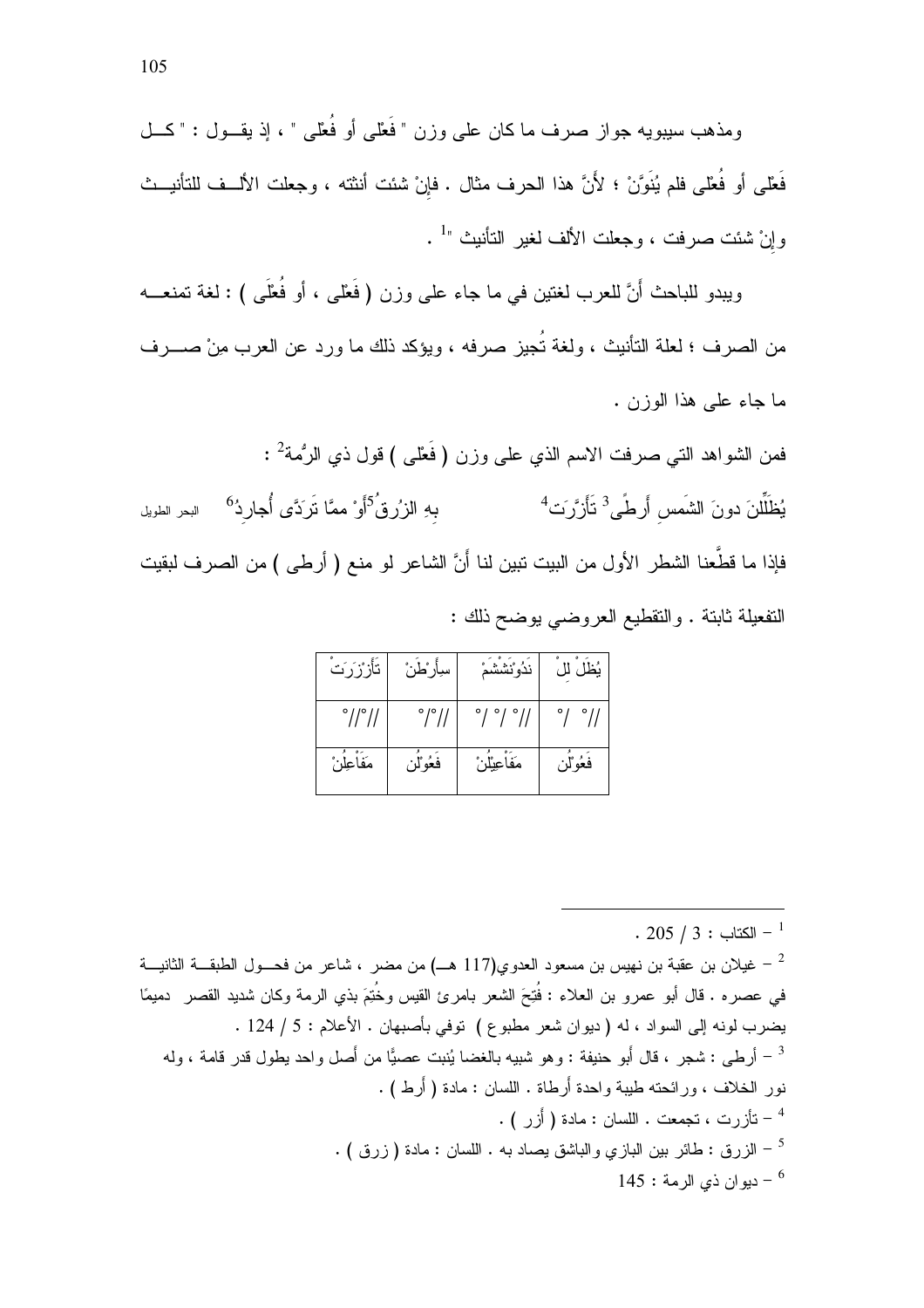ومذهب سيبويه جواز صرف ما كان على وزن " فَعْلى أو فُعْلى " ، إذ يقول : " كل فَعْلى أو فُعْلى فلم يُنَوَّنْ ؛ لأَنَّ هذا الحرف مثال . فإنْ شئت أنثته ، وجعلت الألف للتأنيث وإنْ شئت صرفت ، وجعلت الألف لغير التأنيث "[1] .

ويبدو للباحث أَنَّ للعرب لغتين في ما جاء على وزن ( فَعْلى ، أو فُعْلَى ) : لغة تمنعه من الصرف ؛ لعلة التأنيث ، ولغة تُجيز صرفه ، ويؤكد ذلك ما ورد عن العرب مِنْ صرف ما جاء على هذا الوزن .

فمن الشواهد التي صرفت الاسم الذي على وزن ( فَعْلى ) قول ذي الرُّمة[2] :

يُظَلِّلنَ دونَ الشَمسِ أَرطًى[3] تَأَزَّرَت[4] ... بِهِ الزُرقُ[5]أَوْ ممَّا تَرَدَّى أُجارِدُ[6] — البحر الطويل

فإذا ما قطَّعنا الشطر الأول من البيت تبين لنا أَنَّ الشاعر لو منع ( أرطى ) من الصرف لبقيت التفعيلة ثابتة . والتقطيع العروضي يوضح ذلك :

| يُظَلْ لِلْ | نَدُوْنَشْشَمْ | سِأَرْطَنْ | تَأَزْزَرَتْ |
|---|---|---|---|
| //° /° | //° /° /° | //° /° | //° //° |
| فَعُوْلُن | مَفَاْعِيْلُنْ | فَعُوْلُن | مَفَاْعِلُنْ |

---

[1] – الكتاب : 3 / 205 .

[2] – غيلان بن عقبة بن نهيس بن مسعود العدوي(117 هـ) من مضر ، شاعر من فحول الطبقة الثانية في عصره . قال أبو عمرو بن العلاء : فُتِحَ الشعر بامرئ القيس وخُتِمَ بذي الرمة وكان شديد القصر دميمًا يضرب لونه إلى السواد ، له ( ديوان شعر مطبوع ) توفي بأصبهان . الأعلام : 5 / 124 .

[3] – أرطى : شجر ، قال أبو حنيفة : وهو شبيه بالغضا يُنبت عصيًّا من أصل واحد يطول قدر قامة ، وله نور الخلاف ، ورائحته طيبة واحدة أرطاة . اللسان : مادة ( أرط ) .

[4] – تأزرت ، تجمعت . اللسان : مادة ( أزر ) .

[5] – الزرق : طائر بين البازي والباشق يصاد به . اللسان : مادة ( زرق ) .

[6] – ديوان ذي الرمة : 145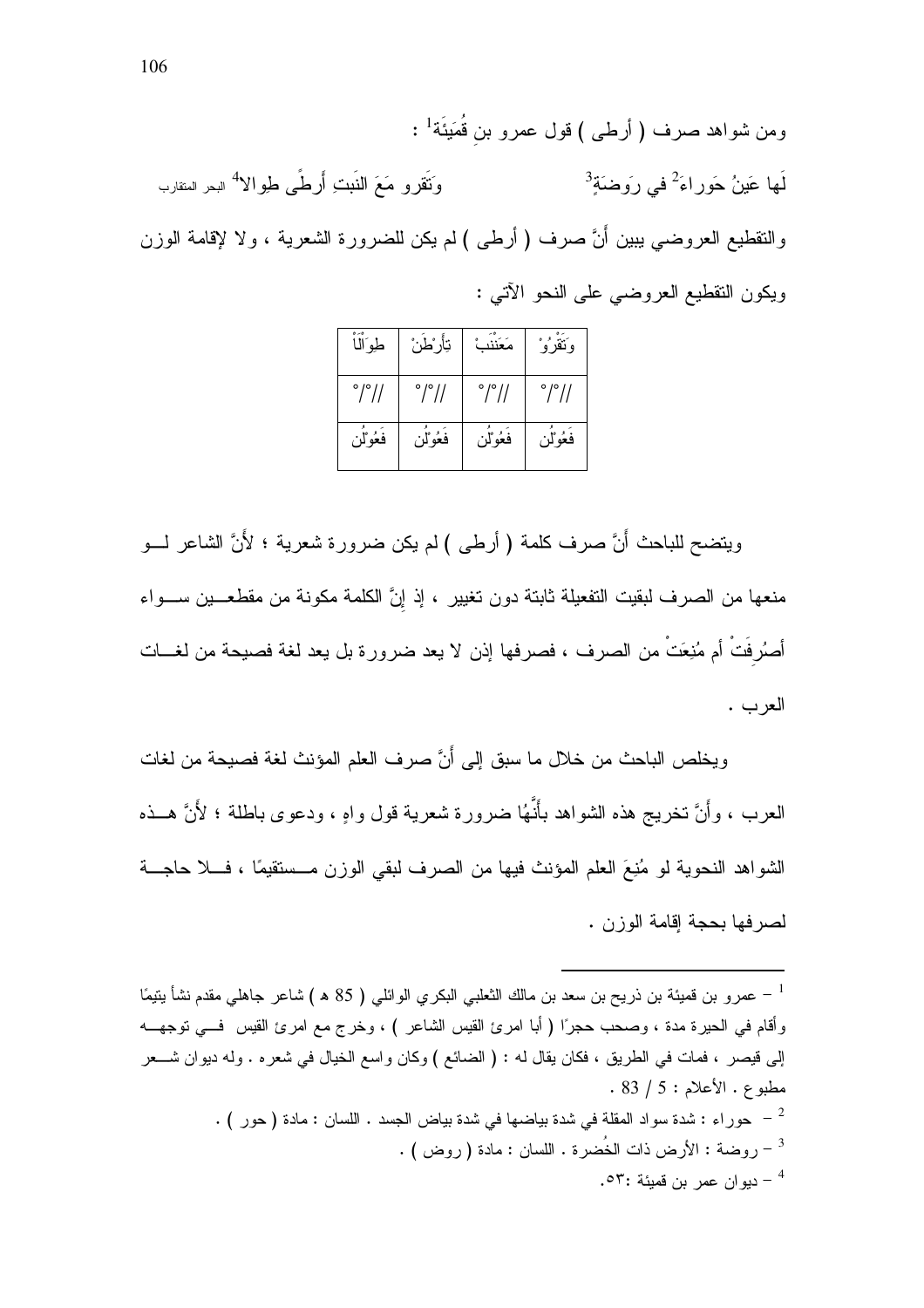ومن شواهد صرف ( أرطى ) قول عمرو بنِ قُمَيئَةَ[1] :

لَها عَينُ حَوراءَ[2] في رَوضَةٍ[3]    وَتَقرو مَعَ النَبتِ أَرطًى طِوالا[4] البحر المتقارب

والتقطيع العروضي يبين أنَّ صرف ( أرطى ) لم يكن للضرورة الشعرية ، ولا لإقامة الوزن ويكون التقطيع العروضي على النحو الآتي :

| وَتَقْرُوْ | مَعَنْنَبْ | تِأَرْطَنْ | طِوَالَاْ |
|---|---|---|---|
| //٥/٥ | //٥/٥ | //٥/٥ | //٥/٥ |
| فَعُوْلُن | فَعُوْلُن | فَعُوْلُن | فَعُوْلُن |

ويتضح للباحث أنَّ صرف كلمة ( أرطى ) لم يكن ضرورة شعرية ؛ لأَنَّ الشاعر لو منعها من الصرف لبقيت التفعيلة ثابتة دون تغيير ، إذ إِنَّ الكلمة مكونة من مقطعين سواء أصُرِفَتْ أم مُنِعَتْ من الصرف ، فصرفها إذن لا يعد ضرورة بل يعد لغة فصيحة من لغات العرب .

ويخلص الباحث من خلال ما سبق إلى أَنَّ صرف العلم المؤنث لغة فصيحة من لغات العرب ، وأَنَّ تخريج هذه الشواهد بأَنَّها ضرورة شعرية قول واهٍ ، ودعوى باطلة ؛ لأَنَّ هذه الشواهد النحوية لو مُنِعَ العلم المؤنث فيها من الصرف لبقي الوزن مستقيمًا ، فلا حاجة لصرفها بحجة إقامة الوزن .

---

[1] – عمرو بن قميئة بن ذريح بن سعد بن مالك الثعلبي البكري الوائلي ( 85 هـ ) شاعر جاهلي مقدم نشأ يتيمًا وأقام في الحيرة مدة ، وصحب حجرًا ( أبا امرئ القيس الشاعر ) ، وخرج مع امرئ القيس في توجهه إلى قيصر ، فمات في الطريق ، فكان يقال له : ( الضائع ) وكان واسع الخيال في شعره . وله ديوان شعر مطبوع . الأعلام : 5 / 83 .

[2] – حوراء : شدة سواد المقلة في شدة بياضها في شدة بياض الجسد . اللسان : مادة ( حور ) .

[3] – روضة : الأرض ذات الخُضرة . اللسان : مادة ( روض ) .

[4] – ديوان عمر بن قميئة :٥٣.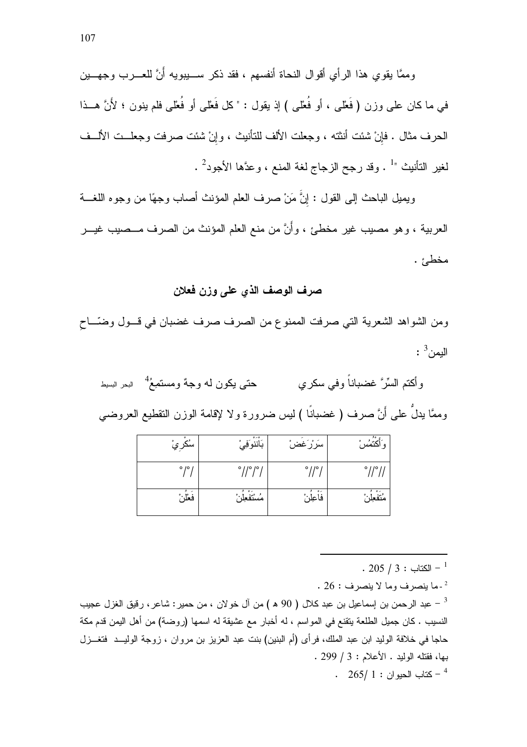وممًا يقوي هذا الرأي أقوال النحاة أنفسهم ، فقد ذكر سيبويه أنَّ للعرب وجهين في ما كان على وزن ( فَعْلى ، أو فُعْلى ) إذ يقول : " كل فَعْلى أو فُعْلى فلم ينون ؛ لأَنَّ هذا الحرف مثال . فإنْ شئت أنثته ، وجعلت الألف للتأنيث ، وإنْ شئت صرفت وجعلت الألف لغير التأنيث "[1] . وقد رجح الزجاج لغة المنع ، وعدَّها الأجود[2] .

ويميل الباحث إلى القول : إنَّ مَنْ صرف العلم المؤنث أصاب وجهًا من وجوه اللغة العربية ، وهو مصيب غير مخطئ ، وأنَّ من منع العلم المؤنث من الصرف مصيب غير مخطئ .

### صرف الوصف الذي على وزن فعلان

ومن الشواهد الشعرية التي صرفت الممنوع من الصرف صرف غضبان في قول وضّاح اليمن[3] :

وأكتم السِّرَّ غضباناً وفي سكري &nbsp;&nbsp;&nbsp;&nbsp;&nbsp;&nbsp; حتى يكون له وجهٌ ومستمِعُ[4] &nbsp;&nbsp; البحر البسيط

وممًا يدلُّ على أنَّ صرف ( غضبانًا ) ليس ضرورة ولا لإقامة الوزن التقطيع العروضي

| وَأَكْتُمُسْ | سِرْرَغَضْ | بَانَنْوَفِيْ | سُكْرِيْ |
|---|---|---|---|
| //°//° | /°//° | /°/°//° | /°/° |
| مُتَفْعِلُنْ | فَاْعِلُنْ | مُسْتَفْعِلُنْ | فَعْلُنْ |

---

[1] – الكتاب : 3 / 205 .

[2] - ما ينصرف وما لا ينصرف : 26 .

[3] – عبد الرحمن بن إسماعيل بن عبد كلال ( 90 هـ ) من آل خولان ، من حمير: شاعر، رقيق الغزل عجيب النسيب . كان جميل الطلعة يتقنع في المواسم ، له أخبار مع عشيقة له اسمها (روضة) من أهل اليمن قدم مكة حاجا في خلافة الوليد ابن عبد الملك، فرأى (أم البنين) بنت عبد العزيز بن مروان ، زوجة الوليد فتغزل بها، فقتله الوليد . الأعلام : 3 / 299 .

[4] – كتاب الحيوان : 1 /265 .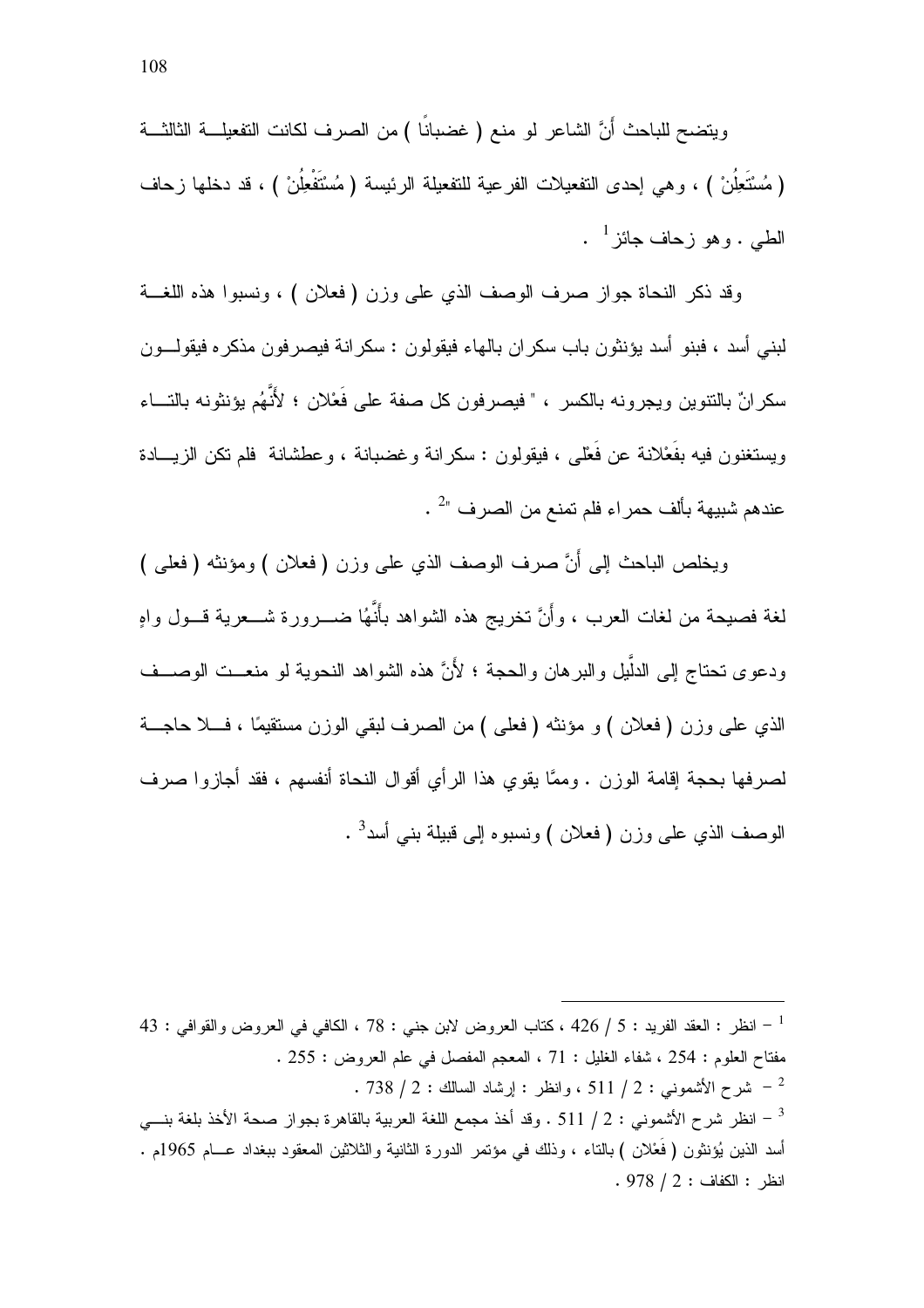ويتضح للباحث أَنَّ الشاعر لو منع ( غضباناً ) من الصرف لكانت التفعيلة الثالثة ( مُسْتَعِلُنْ ) ، وهي إحدى التفعيلات الفرعية للتفعيلة الرئيسة ( مُسْتَفْعِلُنْ ) ، قد دخلها زحاف الطي . وهو زحاف جائز[1] .

وقد ذكر النحاة جواز صرف الوصف الذي على وزن ( فعلان ) ، ونسبوا هذه اللغة لبني أسد ، فبنو أسد يؤنثون باب سكران بالهاء فيقولون : سكرانة فيصرفون مذكره فيقولون سكرانٌ بالتنوين ويجرونه بالكسر ، " فيصرفون كل صفة على فَعْلان ؛ لأَنَّهُم يؤنثونه بالتاء ويستغنون فيه بفَعْلانة عن فَعْلى ، فيقولون : سكرانة وغضبانة ، وعطشانة فلم تكن الزيادة عندهم شبيهة بألف حمراء فلم تمنع من الصرف "[2] .

ويخلص الباحث إلى أَنَّ صرف الوصف الذي على وزن ( فعلان ) ومؤنثه ( فعلى ) لغة فصيحة من لغات العرب ، وأَنَّ تخريج هذه الشواهد بأَنَّهُا ضرورة شعرية قول واهٍ ودعوى تحتاج إلى الدلَّيل والبرهان والحجة ؛ لأَنَّ هذه الشواهد النحوية لو منعت الوصف الذي على وزن ( فعلان ) و مؤنثه ( فعلى ) من الصرف لبقي الوزن مستقيمًا ، فلا حاجة لصرفها بحجة إقامة الوزن . وممَّا يقوي هذا الرأي أقوال النحاة أنفسهم ، فقد أجازوا صرف الوصف الذي على وزن ( فعلان ) ونسبوه إلى قبيلة بني أسد[3] .

---

[1] – انظر : العقد الفريد : 5 / 426 ، كتاب العروض لابن جني : 78 ، الكافي في العروض والقوافي : 43 مفتاح العلوم : 254 ، شفاء الغليل : 71 ، المعجم المفصل في علم العروض : 255 .

[2] – شرح الأشموني : 2 / 511 ، وانظر : إرشاد السالك : 2 / 738 .

[3] – انظر شرح الأشموني : 2 / 511 . وقد أخذ مجمع اللغة العربية بالقاهرة بجواز صحة الأخذ بلغة بني أسد الذين يُؤنثون ( فَعْلان ) بالتاء ، وذلك في مؤتمر الدورة الثانية والثلاثين المعقود ببغداد عام 1965م . انظر : الكفاف : 2 / 978 .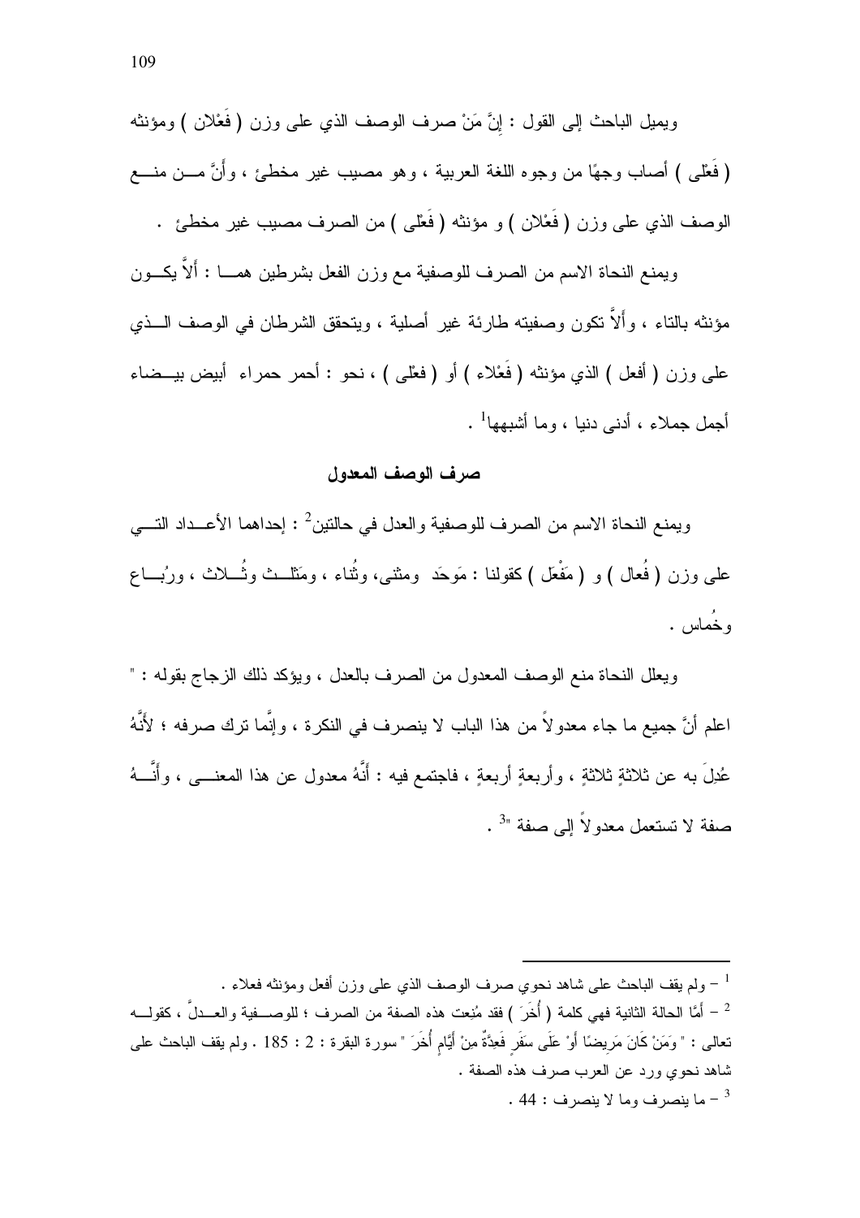ويميل الباحث إلى القول : إنَّ مَنْ صرف الوصف الذي على وزن ( فَعْلان ) ومؤنثه ( فَعْلى ) أصاب وجهًا من وجوه اللغة العربية ، وهو مصيب غير مخطئ ، وأَنَّ مــن منــع الوصف الذي على وزن ( فَعْلان ) و مؤنثه ( فَعْلى ) من الصرف مصيب غير مخطئ .

ويمنع النحاة الاسم من الصرف للوصفية مع وزن الفعل بشرطين همــا : أَلاَّ يكــون مؤنثه بالتاء ، وأَلاَّ تكون وصفيته طارئة غير أصلية ، ويتحقق الشرطان في الوصف الــذي على وزن ( أفعل ) الذي مؤنثه ( فَعْلاء ) أو ( فعْلى ) ، نحو : أحمر حمراء أبيض بيــضاء أجمل جملاء ، أدنى دنيا ، وما أشبهها[1] .

## صرف الوصف المعدول

ويمنع النحاة الاسم من الصرف للوصفية والعدل في حالتين[2] : إحداهما الأعــداد التــي على وزن ( فُعال ) و ( مَفْعَل ) كقولنا : مَوحَد ومثنى، وثُناء ، ومَثْلــث وثُــلاث ، ورُبــاع وخُماس .

ويعلل النحاة منع الوصف المعدول من الصرف بالعدل ، ويؤكد ذلك الزجاج بقوله : " اعلم أنَّ جميع ما جاء معدولاً من هذا الباب لا ينصرف في النكرة ، وإنَّما ترك صرفه ؛ لأَنَّهُ عُدِلَ به عن ثلاثةٍ ثلاثةٍ ، وأربعةٍ أربعةٍ ، فاجتمع فيه : أَنَّهُ معدول عن هذا المعنــى ، وأَنَّــهُ صفة لا تستعمل معدولاً إلى صفة "[3] .

---

[1] – ولم يقف الباحث على شاهد نحوي صرف الوصف الذي على وزن أفعل ومؤنثه فعلاء .

[2] – أمَّا الحالة الثانية فهي كلمة ( أُخَرَ ) فقد مُنِعت هذه الصفة من الصرف ؛ للوصــفية والعــدلُ ، كقولــه تعالى : " وَمَنْ كَانَ مَرِيضًا أَوْ عَلَى سَفَرٍ فَعِدَّةٌ مِنْ أَيَّامٍ أُخَرَ " سورة البقرة : 2 : 185 . ولم يقف الباحث على شاهد نحوي ورد عن العرب صرف هذه الصفة .

[3] – ما ينصرف وما لا ينصرف : 44 .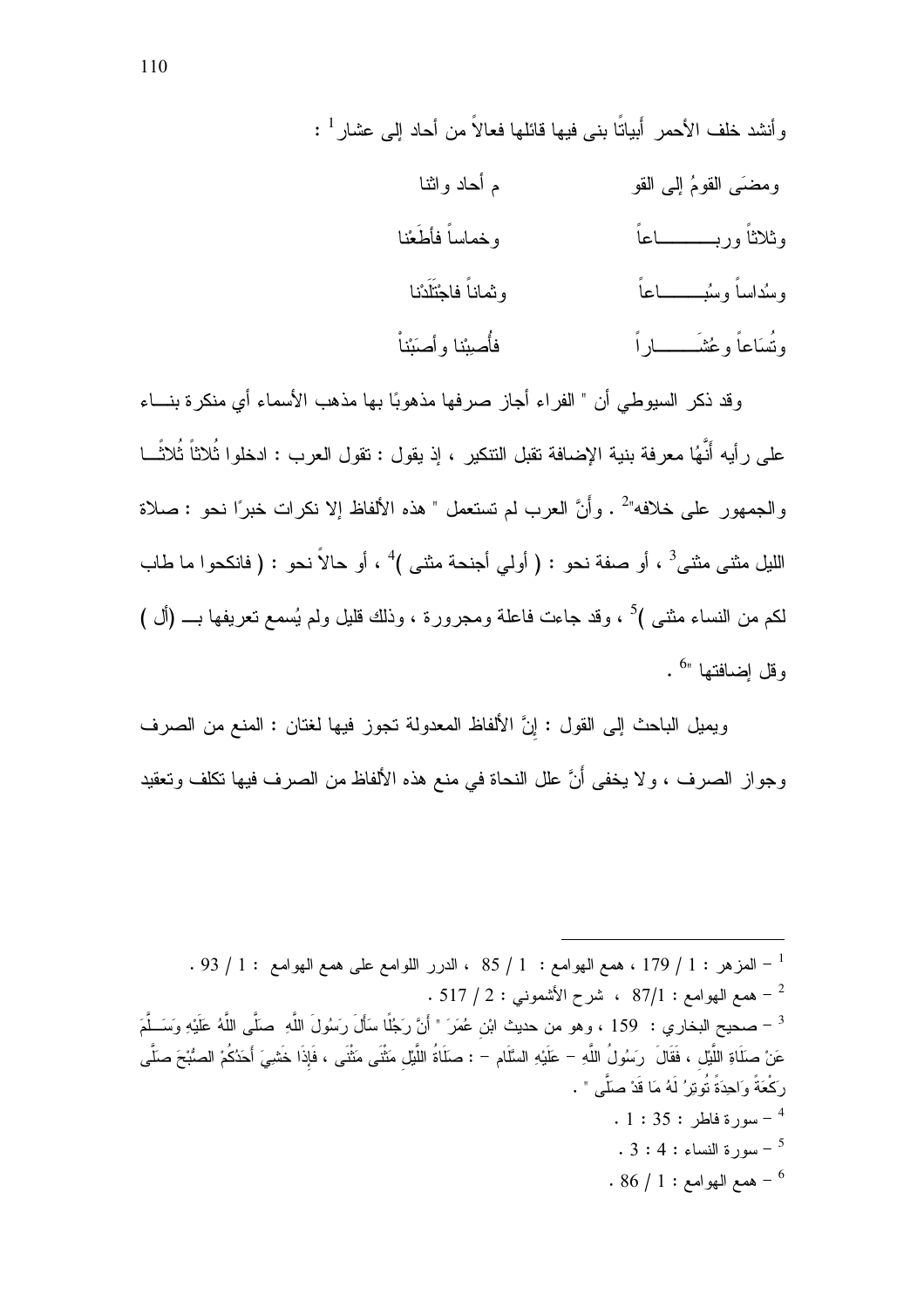وأنشد خلف الأحمر أَبياتًا بنى فيها قائلها فعالاً من أحاد إلى عشار[1] :

ومضَى القومُ إلى القو م أحاد واثنا

وثلاثاً وربـــاعاً وخماساً فأَطَعْنا

وسُداساً وسُبـــاعاً وثماناً فاجْتَلَدْنا

وتُسَاعاً وعُشَـــاراً فأُصِبْنا وأصَبْنَا

وقد ذكر السيوطي أن " الفراء أجاز صرفها مذهوبًا بها مذهب الأسماء أي منكرة بنـاء على رأيه أَنَّهُا معرفة بنية الإضافة تقبل التنكير ، إذ يقول : تقول العرب : ادخلوا ثُلاثاً ثُلاثـاً والجمهور على خلافه"[2] . وأَنَّ العرب لم تستعمل " هذه الألفاظ إلا نكرات خبرًا نحو : صلاة الليل مثنى مثنى[3] ، أو صفة نحو : ( أولي أجنحة مثنى )[4] ، أو حالاً نحو : ( فانكحوا ما طاب لكم من النساء مثنى )[5] ، وقد جاءت فاعلة ومجرورة ، وذلك قليل ولم يُسمع تعريفها بـ (أل ) وقل إضافتها "[6] .

ويميل الباحث إلى القول : إِنَّ الألفاظ المعدولة تجوز فيها لغتان : المنع من الصرف وجواز الصرف ، ولا يخفى أَنَّ علل النحاة في منع هذه الألفاظ من الصرف فيها تكلف وتعقيد

---

[1] – المزهر : 1 / 179 ، همع الهوامع : 1 / 85 ، الدرر اللوامع على همع الهوامع : 1 / 93 .

[2] – همع الهوامع : 87/1 ، شرح الأشموني : 2 / 517 .

[3] – صحيح البخاري : 159 ، وهو من حديث ابْنِ عُمَرَ " أَنَّ رَجُلًا سَأَلَ رَسُولَ اللَّهِ صَلَّى اللَّهُ عَلَيْهِ وَسَلَّمَ عَنْ صَلَاةِ اللَّيْلِ ، فَقَالَ رَسُولُ اللَّهِ – عَلَيْهِ السَّلَام – : صَلَاةُ اللَّيْلِ مَثْنَى مَثْنَى ، فَإِذَا خَشِيَ أَحَدُكُمْ الصُّبْحَ صَلَّى رَكْعَةً وَاحِدَةً تُوتِرُ لَهُ مَا قَدْ صَلَّى " .

[4] – سورة فاطر : 35 : 1 .

[5] – سورة النساء : 4 : 3 .

[6] – همع الهوامع : 1 / 86 .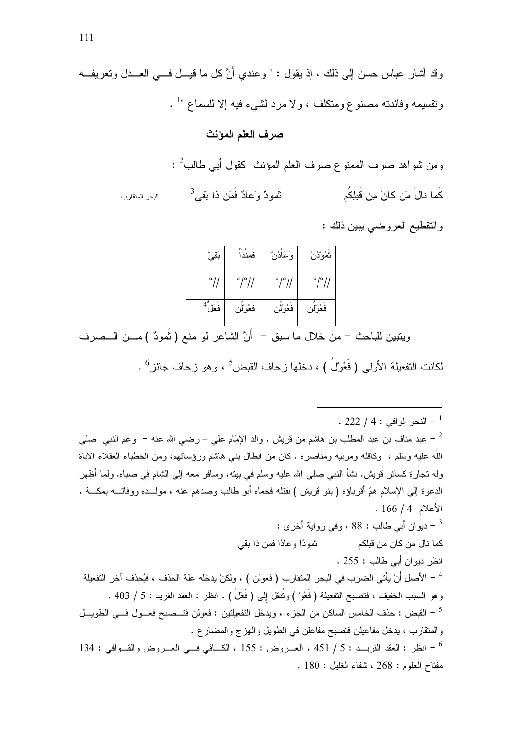وقد أشار عباس حسن إلى ذلك ، إذ يقول : " وعندي أنَّ كل ما قيل في العدل وتعريفه وتقسيمه وفائدته مصنوع ومتكلف ، ولا مرد لشيء فيه إلا للسماع "[1] .

### صرف العلم المؤنث

ومن شواهد صرف الممنوع صرف العلم المؤنث كقول أبي طالب[2] :

كَما نالَ مَن كانَ مِن قَبلِكُم &nbsp;&nbsp;&nbsp;&nbsp; ثَمودٌ وَعادٌ فَمَن ذا بَقي[3] &nbsp;&nbsp;&nbsp;&nbsp; البحر المتقارب

والتقطيع العروضي يبين ذلك :

| ثَمُوْدُنْ | وَعَاْدُنْ | فَمَنْذَاْ | بَقِيْ |
|---|---|---|---|
| //°/° | //°/° | //°/° | //° |
| فَعُوْلُن | فَعُوْلُن | فَعُوْلُن | فَعَلْ[4] |

ويتبين للباحث – من خلال ما سبق – أنَّ الشاعر لو منع ( ثَمودٌ ) من الصرف لكانت التفعيلة الأولى ( فَعُوْلُ ) ، دخلها زحاف القبض[5] ، وهو زحاف جائز[6] .

---

[1] – النحو الوافي : 4 / 222 .

[2] – عبد مناف بن عبد المطلب بن هاشم من قريش . والد الإمَام علي – رضي الله عنه – وعم النبي صلى اللَه عليه وسلم ، وكافله ومربيه ومناصره . كان من أبطال بني هاشم ورؤسائهم، ومن الخطباء العقلاء الأباة وله تجارة كسائر قريش. نشأ النبي صلى الله عليه وسلم في بيته، وسافر معه إلى الشام في صباه. ولما أظهر الدعوة إلى الإسلام همّ أقرباؤه ( بنو قريش ) بقتله فحماه أبو طالب وصدهم عنه ، مولده ووفاته بمكة . الأعلام 4 / 166 .

[3] – ديوان أبي طالب : 88 ، وفي رواية أخرى :

كما نال من كان من قبلكم &nbsp;&nbsp;&nbsp;&nbsp; ثمودًا وعادًا فمن ذا بقي

انظر ديوان أبي طالب : 255 .

[4] – الأصل أنْ يأتي الضرب في البحر المتقارب ( فعولن ) ، ولكنْ يدخله علة الحذف ، فيُحذف آخر التفعيلة وهو السبب الخفيف ، فتصبح التفعيلة ( فَعُوْ ) وتُنقل إلى ( فَعَلْ ) . انظر : العقد الفريد : 5 / 403 .

[5] – القبض : حذف الخامس الساكن من الجزء ، ويدخل التفعيلتين : فعولن فتصبح فعول في الطويل والمتقارب ، يدخل مفاعيلن فتصبح مفاعلن في الطويل والهزج والمضارع .

[6] – انظر : العقد الفريد : 5 / 451 ، العروض : 155 ، الكافي في العروض والقوافي : 134 مفتاح العلوم : 268 ، شفاء الغليل : 180 .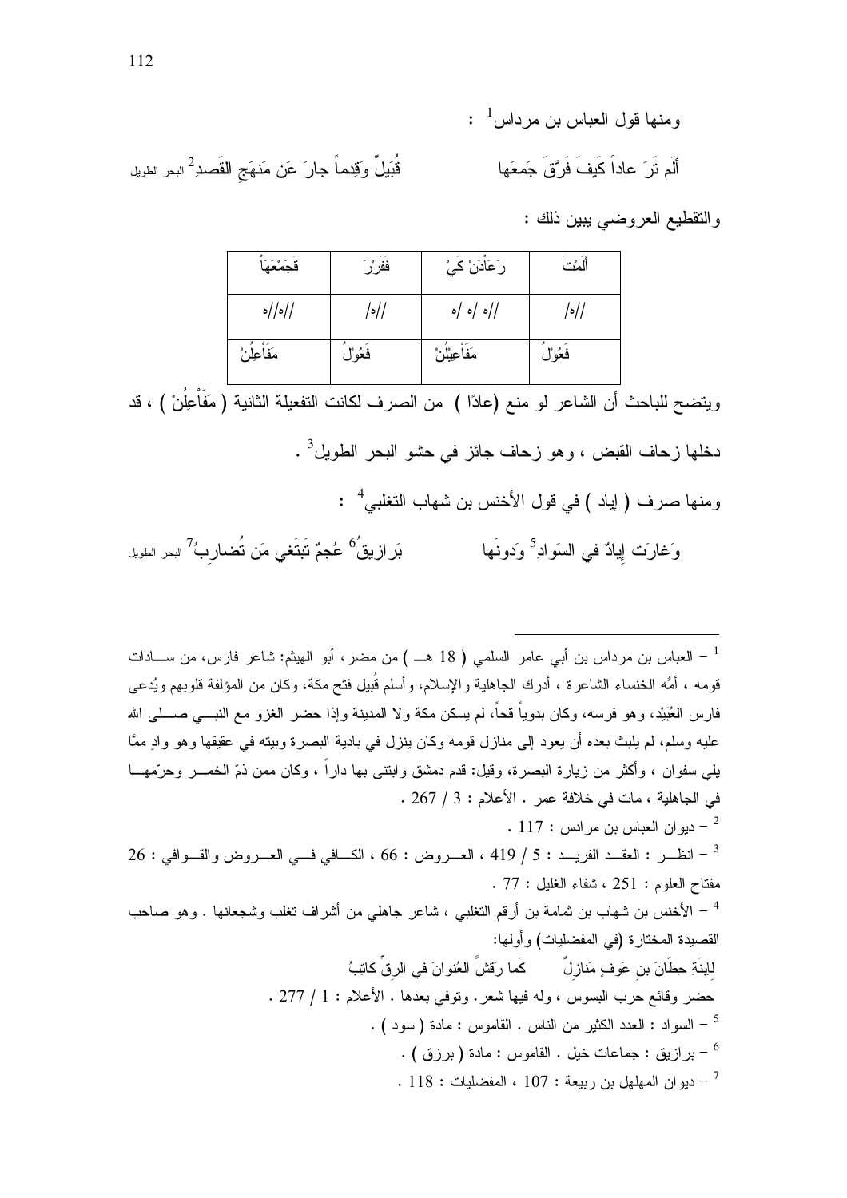ومنها قول العباس بن مرداس[1] :

أَلَم تَرَ عاداً كَيفَ فَرَّقَ جَمعَها          قُبَيلٌ وَقِدماً جارَ عَن مَنهَجِ القَصدِ[2] البحر الطويل

والتقطيع العروضي يبين ذلك :

| أَلَمْتَ | رَعَاْدَنْ كَيْ | فَفَرْرَ | قَجَمْعَهَاْ |
|---|---|---|---|
| //ه/ | //ه /ه /ه | //ه/ | //ه//ه |
| فَعُوْلُ | مَفَاْعِيْلُنْ | فَعُوْلُ | مَفَاْعِلُنْ |

ويتضح للباحث أن الشاعر لو منع (عادًا ) من الصرف لكانت التفعيلة الثانية ( مَفَاْعِلُنْ ) ، قد دخلها زحاف القبض ، وهو زحاف جائز في حشو البحر الطويل[3] .

ومنها صرف ( إياد ) في قول الأخنس بن شهاب التغلبي[4] :

وَغارَت إِيادٌ في السَوادِ[5] وَدونَها          بَرازيقُ[6] عُجمٌ تَبتَغي مَن تُضارِبُ[7] البحر الطويل

---

[1] – العباس بن مرداس بن أبي عامر السلمي ( 18 هـ ) من مضر، أبو الهيثم: شاعر فارس، من سادات قومه ، أمُّه الخنساء الشاعرة ، أدرك الجاهلية والإسلام، وأسلم قُبيل فتح مكة، وكان من المؤلفة قلوبهم ويُدعى فارس العُبَيْد، وهو فرسه، وكان بدوياً قحاً، لم يسكن مكة ولا المدينة وإذا حضر الغزو مع النبي صلى الله عليه وسلم، لم يلبث بعده أن يعود إلى منازل قومه وكان ينزل في بادية البصرة وبيته في عقيقها وهو وادٍ ممَّا يلي سفوان ، وأكثر من زيارة البصرة، وقيل: قدم دمشق وابتنى بها داراً ، وكان ممن ذمّ الخمر وحرّمها في الجاهلية ، مات في خلافة عمر . الأعلام : 3 / 267 .

[2] – ديوان العباس بن مرداس : 117 .

[3] – انظر : العقد الفريد : 5 / 419 ، العروض : 66 ، الكافي في العروض والقوافي : 26 مفتاح العلوم : 251 ، شفاء الغليل : 77 .

[4] – الأخنس بن شهاب بن ثمامة بن أرقم التغلبي ، شاعر جاهلي من أشراف تغلب وشجعانها . وهو صاحب القصيدة المختارة (في المفضليات) وأولها:

لِابنَةِ حِطّانَ بنِ عَوفٍ مَنازِلٌ          كَما رَقَّشَ العُنوانَ في الرِقِّ كاتِبُ

حضر وقائع حرب البسوس ، وله فيها شعر. وتوفي بعدها . الأعلام : 1 / 277 .

[5] – السواد : العدد الكثير من الناس . القاموس : مادة ( سود ) .

[6] – برازيق : جماعات خيل . القاموس : مادة ( برزق ) .

[7] – ديوان المهلهل بن ربيعة : 107 ، المفضليات : 118 .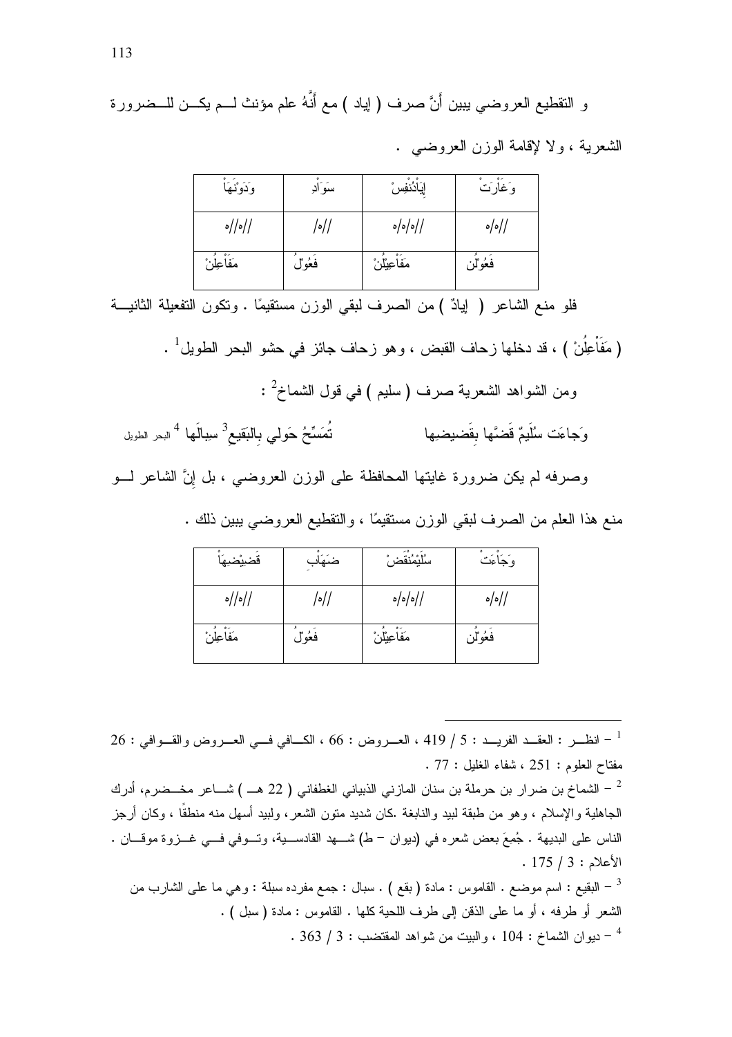و التقطيع العروضي يبين أنَّ صرف ( إياد ) مع أنَّهُ علم مؤنث لـم يكـن للـضرورة الشعرية ، ولا لإقامة الوزن العروضي .

| وَغَاْرَتْ | إِيَاْدُنْفسْ | سَوَاْدِ | وَدَوْنَهَاْ |
| --- | --- | --- | --- |
| //٥/٥ | //٥/٥/٥ | //٥/ | //٥//٥ |
| فَعُوْلُن | مَفَاْعِيْلُنْ | فَعُوْلُ | مَفَاْعِلُنْ |

فلو منع الشاعر ( إيادٌ ) من الصرف لبقي الوزن مستقيمًا . وتكون التفعيلة الثانيـة ( مَفَاْعِلُنْ ) ، قد دخلها زحاف القبض ، وهو زحاف جائز في حشو البحر الطويل[1] .

ومن الشواهد الشعرية صرف ( سليم ) في قول الشماخ[2] :

وَجاءَت سُلَيمٌ قَضَّها بِقَضيضِها      تُمَسِّحُ حَولي بِالبَقيعِ[3] سِبالَها [4] البحر الطويل

وصرفه لم يكن ضرورة غايتها المحافظة على الوزن العروضي ، بل إنَّ الشاعر لـو منع هذا العلم من الصرف لبقي الوزن مستقيمًا ، والتقطيع العروضي يبين ذلك .

| وَجَاْءَتْ | سُلَيْمُنْقَضْ | ضَهَاْبِ | قَضِيْضِهَاْ |
| --- | --- | --- | --- |
| //٥/٥ | //٥/٥/٥ | //٥/ | //٥//٥ |
| فَعُوْلُن | مَفَاْعِيْلُنْ | فَعُوْلُ | مَفَاْعِلُنْ |

---

[1] – انظـر : العقـد الفريـد : 5 / 419 ، العـروض : 66 ، الكـافي فـي العـروض والقـوافي : 26 مفتاح العلوم : 251 ، شفاء الغليل : 77 .

[2] – الشماخ بن ضرار بن حرملة بن سنان المازني الذبياني الغطفاني ( 22 هـ ) شـاعر مخـضرم، أدرك الجاهلية والإسلام ، وهو من طبقة لبيد والنابغة .كان شديد متون الشعر، ولبيد أسهل منه منطقًا ، وكان أرجز الناس على البديهة . جُمِعَ بعض شعره في (ديوان – ط) شـهد القادسـية، وتـوفي فـي غـزوة موقـان . الأعلام : 3 / 175 .

[3] – البقيع : اسم موضع . القاموس : مادة ( بقع ) . سبال : جمع مفرده سبلة : وهي ما على الشارب من الشعر أو طرفه ، أو ما على الذقن إلى طرف اللحية كلها . القاموس : مادة ( سبل ) .

[4] – ديوان الشماخ : 104 ، والبيت من شواهد المقتضب : 3 / 363 .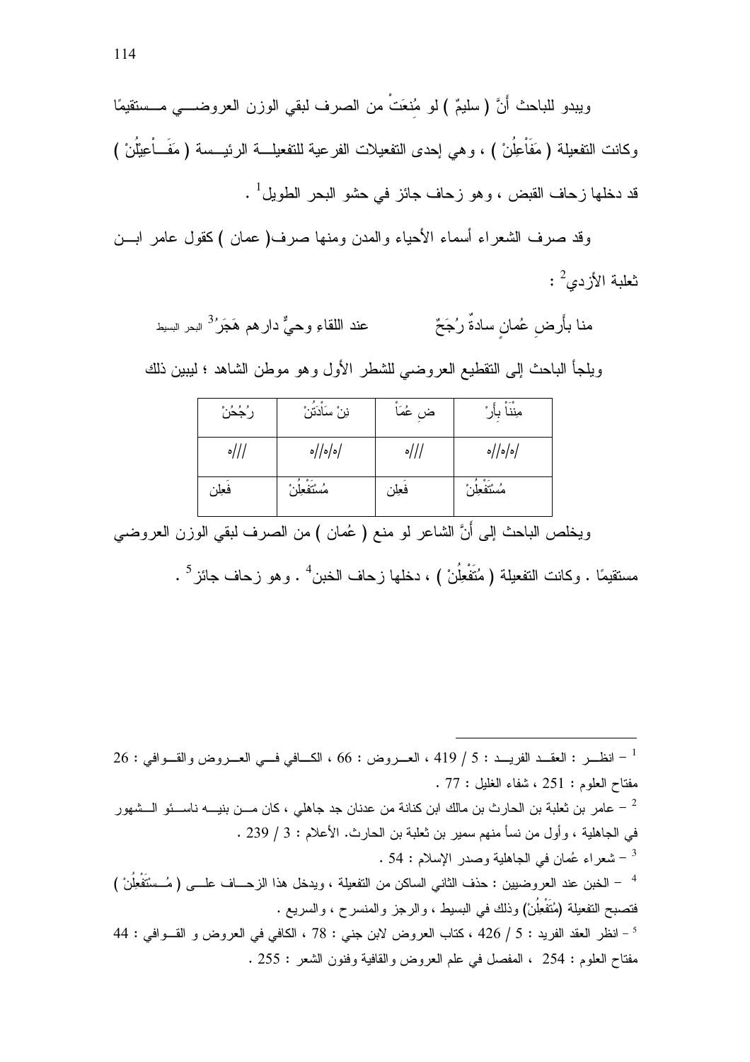ويبدو للباحث أَنَّ ( سليمٌ ) لو مُنِعَتْ من الصرف لبقي الوزن العروضي مستقيمًا وكانت التفعيلة ( مَفَاْعِلُنْ ) ، وهي إحدى التفعيلات الفرعية للتفعيلة الرئيسة ( مَفَاْعِيْلُنْ ) قد دخلها زحاف القبض ، وهو زحاف جائز في حشو البحر الطويل[1] .

وقد صرف الشعراء أسماء الأحياء والمدن ومنها صرف( عمان ) كقول عامر ابن ثعلبة الأزدي[2] :

مِنا بأَرضِ عُمانٍ سادةٌ رُجَحٌ &nbsp;&nbsp;&nbsp;&nbsp;&nbsp;&nbsp;&nbsp;&nbsp; عند اللقاءِ وحيٌّ دارهم هَجَرُ[3] البحر البسيط

ويلجأ الباحث إلى التقطيع العروضي للشطر الأول وهو موطن الشاهد ؛ ليبين ذلك

| مِنْنَاْ بِأَرْ | ضِ عُمَاْ | نِنْ سَاْدَتُنْ | رُجُحُنْ |
|---|---|---|---|
| /٥/٥//٥ | ///٥ | /٥/٥//٥ | ///٥ |
| مُسْتَفْعِلُنْ | فَعِلن | مُسْتَفْعِلُنْ | فَعِلن |

ويخلص الباحث إلى أَنَّ الشاعر لو منع ( عُمان ) من الصرف لبقي الوزن العروضي مستقيمًا . وكانت التفعيلة ( مُتَفْعِلُنْ ) ، دخلها زحاف الخبن[4] . وهو زحاف جائز[5] .

---

[1] – انظر : العقد الفريد : 5 / 419 ، العروض : 66 ، الكافي في العروض والقوافي : 26 مفتاح العلوم : 251 ، شفاء الغليل : 77 .

[2] – عامر بن ثعلبة بن الحارث بن مالك ابن كنانة من عدنان جد جاهلي ، كان من بنيه ناسئو الشهور في الجاهلية ، وأول من نسأ منهم سمير بن ثعلبة بن الحارث. الأعلام : 3 / 239 .

[3] – شعراء عُمان في الجاهلية وصدر الإسلام : 54 .

[4] – الخبن عند العروضيين : حذف الثاني الساكن من التفعيلة ، ويدخل هذا الزحاف على ( مُسْتَفْعِلُنْ ) فتصبح التفعيلة (مُتَفْعِلُنْ) وذلك في البسيط ، والرجز والمنسرح ، والسريع .

[5] – انظر العقد الفريد : 5 / 426 ، كتاب العروض لابن جني : 78 ، الكافي في العروض و القوافي : 44 مفتاح العلوم : 254 ، المفصل في علم العروض والقافية وفنون الشعر : 255 .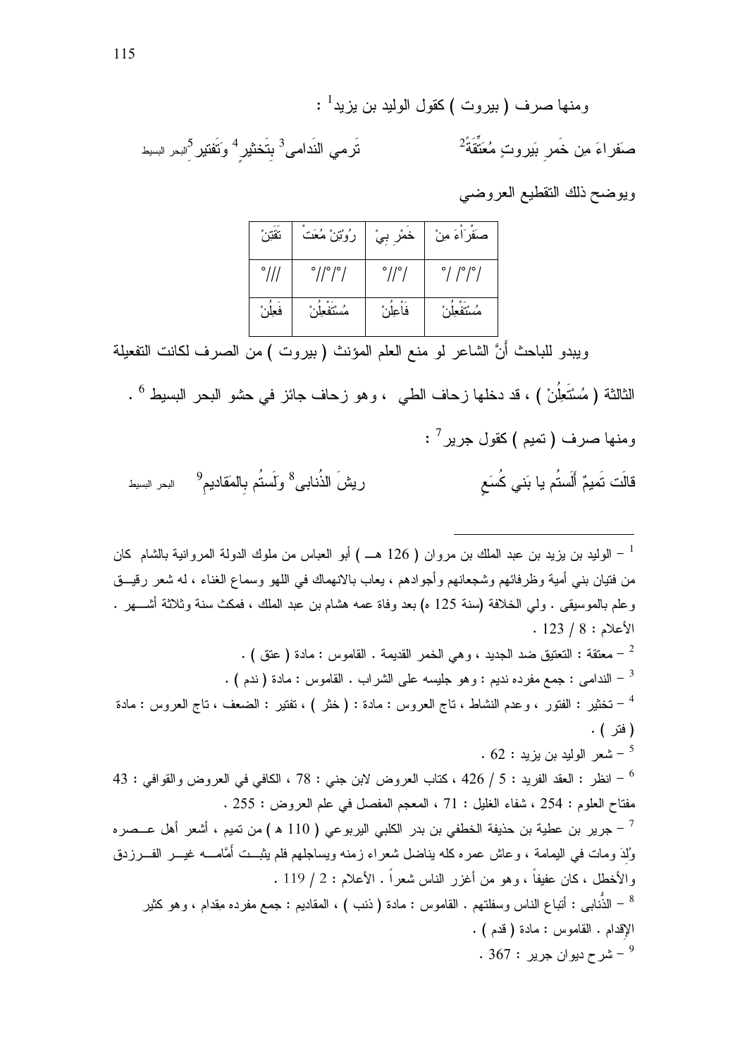ومنها صرف ( بيروت ) كقول الوليد بن يزيد[1] :

صَفراءَ مِن خَمرِ بَيروتٍ مُعَتَّقَةً[2] ترمي النَدامى[3] بِتَخثيرٍ[4] وَتَفتيرِ[5] البحر البسيط

ويوضح ذلك التقطيع العروضي

| صَفْرَاْءَ مِنْ | خَمْرِ بِيْ | رُوْتِنْ مُعَتْ | تَقَتَنْ |
|---|---|---|---|
| /°/°/ / | /°// | /°/°// | °/// |
| مُسْتَفْعِلُنْ | فَاْعِلُنْ | مُسْتَفْعِلُنْ | فَعِلُنْ |

ويبدو للباحث أنَّ الشاعر لو منع العلم المؤنث ( بيروت ) من الصرف لكانت التفعيلة الثالثة ( مُسْتَعِلُنْ ) ، قد دخلها زحاف الطي ، وهو زحاف جائز في حشو البحر البسيط [6] .

ومنها صرف ( تميم ) كقول جرير[7] :

قالَت تَميمٌ أَلَستُم يا بَني كُسَعٍ ريشَ الذُنابى[8] وَلَستُم بِالمَقاديمِ[9] البحر البسيط

---

[1] – الوليد بن يزيد بن عبد الملك بن مروان ( 126 هـ ) أبو العباس من ملوك الدولة المروانية بالشام كان من فتيان بني أمية وظرفائهم وشجعانهم وأجوادهم ، يعاب بالانهماك في اللهو وسماع الغناء ، له شعر رقيق وعلم بالموسيقى . ولي الخلافة (سنة 125 ه) بعد وفاة عمه هشام بن عبد الملك ، فمكث سنة وثلاثة أشهر . الأعلام : 8 / 123 .

[2] – معتقة : التعتيق ضد الجديد ، وهي الخمر القديمة . القاموس : مادة ( عتق ) .

[3] – الندامى : جمع مفرده نديم : وهو جليسه على الشراب . القاموس : مادة ( ندم ) .

[4] – تخثير : الفتور ، وعدم النشاط ، تاج العروس : مادة : ( خثر ) ، تفتير : الضعف ، تاج العروس : مادة ( فتر ) .

[5] – شعر الوليد بن يزيد : 62 .

[6] – انظر : العقد الفريد : 5 / 426 ، كتاب العروض لابن جني : 78 ، الكافي في العروض والقوافي : 43 مفتاح العلوم : 254 ، شفاء الغليل : 71 ، المعجم المفصل في علم العروض : 255 .

[7] – جرير بن عطية بن حذيفة الخطفي بن بدر الكلبي اليربوعي ( 110 هـ ) من تميم ، أشعر أهل عصره وُلِدَ ومات في اليمامة ، وعاش عمره كله يناضل شعراء زمنه ويساجلهم فلم يثبت أمَّامه غير الفرزدق والأخطل ، كان عفيفاً ، وهو من أغزر الناس شعراً . الأعلام : 2 / 119 .

[8] – الذُنابى : أتباع الناس وسفلتهم . القاموس : مادة ( ذنب ) ، المقاديم : جمع مفرده مِقدام ، وهو كثير الإقدام . القاموس : مادة ( قدم ) .

[9] – شرح ديوان جرير : 367 .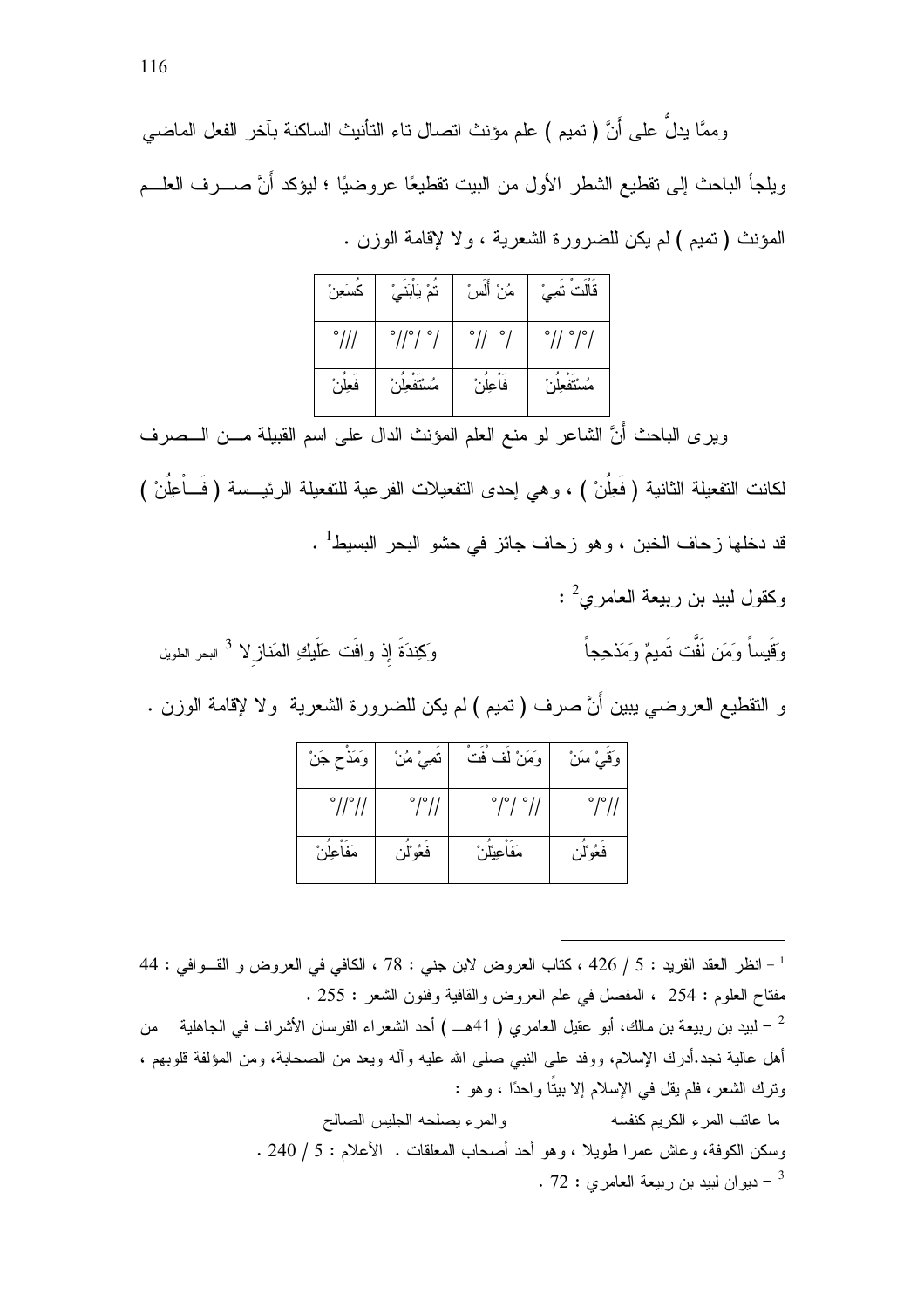وممَّا يدلُّ على أَنَّ ( تميم ) علم مؤنث اتصال تاء التأنيث الساكنة بآخر الفعل الماضي ويلجأ الباحث إلى تقطيع الشطر الأول من البيت تقطيعًا عروضيًا ؛ ليؤكد أَنَّ صرف العلم المؤنث ( تميم ) لم يكن للضرورة الشعرية ، ولا لإقامة الوزن .

| قَالَتْ تَمِيْ | مُنْ أَلَسْ | تُمْ يَأْبَيْ | كُسَعِنْ |
|---|---|---|---|
| /°/°// | /°//° | /°/°//° | ///° |
| مُسْتَفْعِلُنْ | فَاْعِلُنْ | مُسْتَفْعِلُنْ | فَعِلُنْ |

ويرى الباحث أَنَّ الشاعر لو منع العلم المؤنث الدال على اسم القبيلة من الصرف لكانت التفعيلة الثانية ( فَعِلُنْ ) ، وهي إحدى التفعيلات الفرعية للتفعيلة الرئيسة ( فَاْعِلُنْ ) قد دخلها زحاف الخبن ، وهو زحاف جائز في حشو البحر البسيط[1] .

وكقول لبيد بن ربيعة العامري[2] :

وَقَيساً وَمَن لَفَّت تَميمٌ وَمَذحِجاً     وَكِندَةَ إِذ وافَت عَلَيكِ المَنازِلا [3] البحر الطويل

و التقطيع العروضي يبين أَنَّ صرف ( تميم ) لم يكن للضرورة الشعرية ولا لإقامة الوزن .

| وَقَيْ سَنْ | وَمَنْ لَفْ فَتْ | تَمِيْ مُنْ | وَمَذْ حِجَنْ |
|---|---|---|---|
| //°/° | //°/°/° | //°/° | //°//° |
| فَعُوْلُن | مَفَاْعِيْلُنْ | فَعُوْلُن | مَفَاْعِلُنْ |

---

[1] - انظر العقد الفريد : 5 / 426 ، كتاب العروض لابن جني : 78 ، الكافي في العروض و القوافي : 44 مفتاح العلوم : 254 ، المفصل في علم العروض والقافية وفنون الشعر : 255 .

[2] – لبيد بن ربيعة بن مالك، أبو عقيل العامري ( 41هـ ) أحد الشعراء الفرسان الأشراف في الجاهلية من أهل عالية نجد.أدرك الإسلام، ووفد على النبي صلى الله عليه وآله ويعد من الصحابة، ومن المؤلفة قلوبهم ، وترك الشعر، فلم يقل في الإسلام إلا بيتًا واحدًا ، وهو :

ما عاتب المرء الكريم كنفسه     والمرء يصلحه الجليس الصالح

وسكن الكوفة، وعاش عمرا طويلا ، وهو أحد أصحاب المعلقات . الأعلام : 5 / 240 .

[3] – ديوان لبيد بن ربيعة العامري : 72 .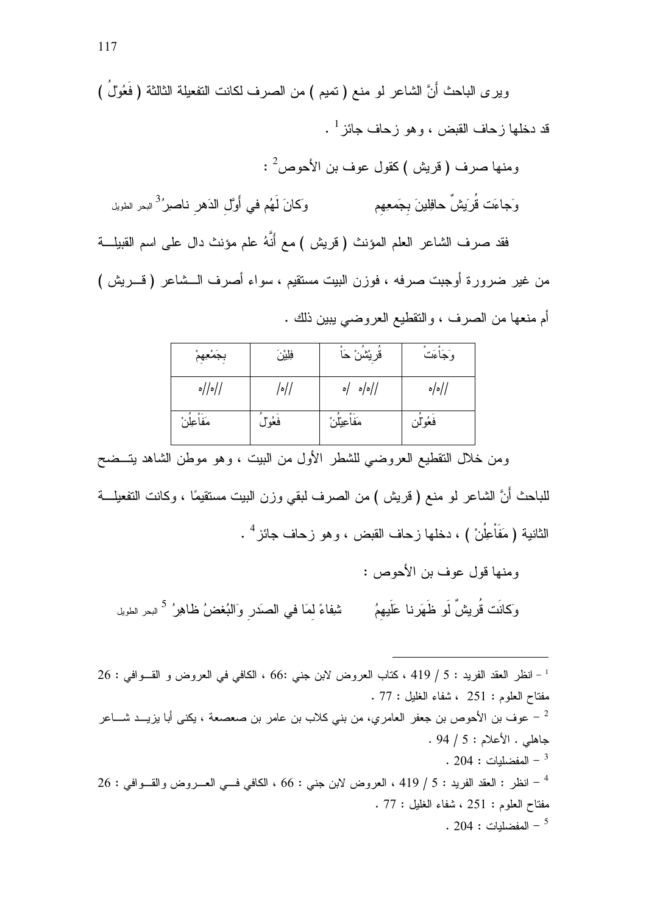ويرى الباحث أَنَّ الشاعر لو منع ( تميم ) من الصرف لكانت التفعيلة الثالثة ( فَعُولُ ) قد دخلها زحاف القبض ، وهو زحاف جائز[1] .

ومنها صرف ( قريش ) كقول عوف بن الأحوص[2] :

وَجاءَت قُرَيشٌ حافِلينَ بِجَمعِهِم وَكانَ لَهُم في أَوَّلِ الدَهرِ ناصِرُ[3] البحر الطويل

فقد صرف الشاعر العلم المؤنث ( قريش ) مع أَنَّهُ علم مؤنث دال على اسم القبيلة من غير ضرورة أوجبت صرفه ، فوزن البيت مستقيم ، سواء أصرف الشاعر ( قريش ) أم منعها من الصرف ، والتقطيع العروضي يبين ذلك .

| وَجَاْءَتْ | قُرَيْشُنْ حَاْ | فِلِيْنَ | بِجَمْعِهِمْ |
|---|---|---|---|
| //ه/ه | //ه/ه /ه | //ه/ | //ه//ه |
| فَعُوْلُن | مَفَاْعِيْلُنْ | فَعُوْلُ | مَفَاْعِلُنْ |

ومن خلال التقطيع العروضي للشطر الأول من البيت ، وهو موطن الشاهد يتضح للباحث أَنَّ الشاعر لو منع ( قريش ) من الصرف لبقي وزن البيت مستقيمًا ، وكانت التفعيلة الثانية ( مَفَاْعِلُنْ ) ، دخلها زحاف القبض ، وهو زحاف جائز[4] .

ومنها قول عوف بن الأحوص :

وَكانَت قُريشٌ لَو ظَهَرنا عَلَيهِمُ شِفاءً لِمَا في الصَدرِ وَالبُغضُ ظاهِرُ[5] البحر الطويل

---

[1] - انظر العقد الفريد : 5 / 419 ، كتاب العروض لابن جني :66 ، الكافي في العروض و القوافي : 26 مفتاح العلوم : 251 ، شفاء الغليل : 77 .

[2] – عوف بن الأحوص بن جعفر العامري، من بني كلاب بن عامر بن صعصعة ، يكنى أبا يزيد شاعر جاهلي . الأعلام : 5 / 94 .

[3] – المفضليات : 204 .

[4] – انظر : العقد الفريد : 5 / 419 ، العروض لابن جني : 66 ، الكافي في العروض والقوافي : 26 مفتاح العلوم : 251 ، شفاء الغليل : 77 .

[5] – المفضليات : 204 .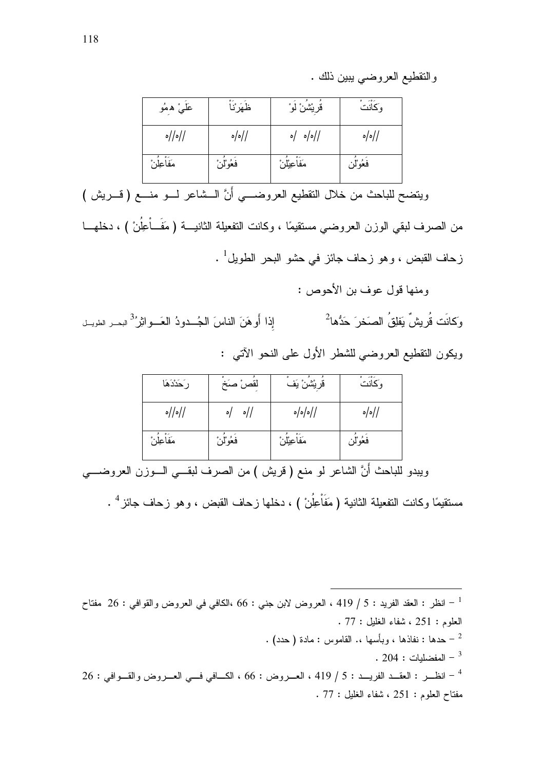والتقطيع العروضي يبين ذلك .

| وَكَانَتْ | قُرِيْشُنْ لَوْ | ظَهَرْنَا | عَلَيْ هِمُو |
|---|---|---|---|
| //٥/٥ | //٥/٥ /٥ | //٥/٥ | //٥//٥ |
| فَعُوْلُن | مَفَاْعِيْلُنْ | فَعُوْلُنْ | مَفَاْعِلُنْ |

ويتضح للباحث من خلال التقطيع العروضي أنَّ الشاعر لو منع ( قريش ) من الصرف لبقي الوزن العروضي مستقيمًا ، وكانت التفعيلة الثانية ( مَفَاْعِلُنْ ) ، دخلها زحاف القبض ، وهو زحاف جائز في حشو البحر الطويل[1] .

ومنها قول عوف بن الأحوص :

وَكانَت قُريشٌ يَفلِقُ الصَخرَ حَدُّها[2] إِذا أَوهَنَ الناسَ الجُدودُ العَواثِرُ[3] البحر الطويل

ويكون التقطيع العروضي للشطر الأول على النحو الآتي :

| وَكَانَتْ | قُرِيْشُنْ يَفْ | لِقُصْ صَخْ | رَحَدْدُهَا |
|---|---|---|---|
| //٥/٥ | //٥/٥/٥ | //٥ /٥ | //٥//٥ |
| فَعُوْلُن | مَفَاْعِيْلُنْ | فَعُوْلُنْ | مَفَاْعِلُنْ |

ويبدو للباحث أنَّ الشاعر لو منع ( قريش ) من الصرف لبقي الوزن العروضي مستقيمًا وكانت التفعيلة الثانية ( مَفَاْعِلُنْ ) ، دخلها زحاف القبض ، وهو زحاف جائز[4] .

---

[1] – انظر : العقد الفريد : 5 / 419 ، العروض لابن جني : 66 ،الكافي في العروض والقوافي : 26 مفتاح العلوم : 251 ، شفاء الغليل : 77 .

[2] – حدها : نفاذها ، وبأسها ،. القاموس : مادة ( حدد) .

[3] – المفضليات : 204 .

[4] – انظر : العقد الفريد : 5 / 419 ، العروض : 66 ، الكافي في العروض والقوافي : 26 مفتاح العلوم : 251 ، شفاء الغليل : 77 .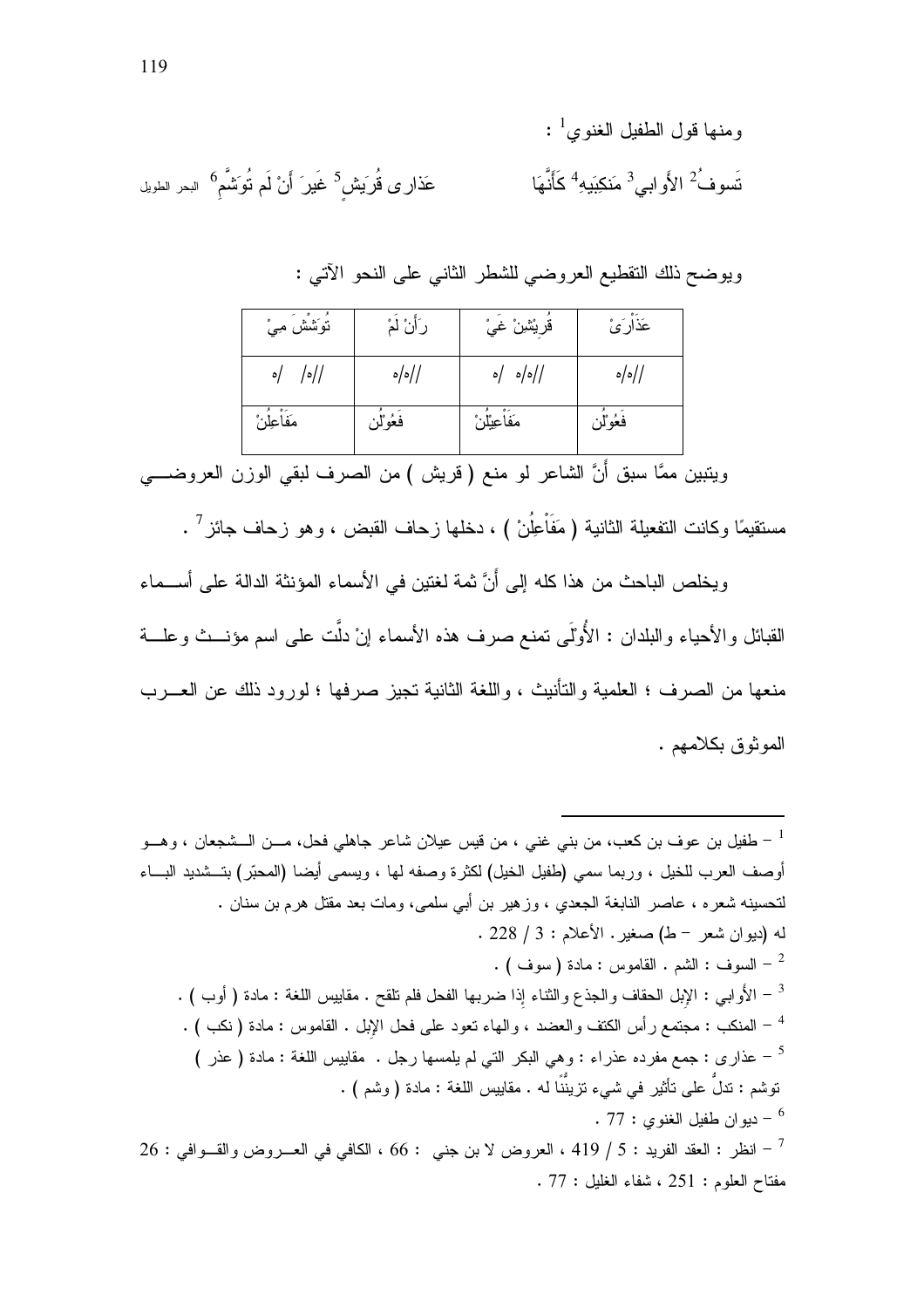ومنها قول الطفيل الغنوي[1] :

تَسوفُ[2] الأَوابي[3] مَنكِبَيهِ[4] كَأَنَّهَا　　　عَذارى قُرَيشٍ[5] غَيرَ أَنْ لَم تُوَشَّمِ[6] البحر الطويل

ويوضح ذلك التقطيع العروضي للشطر الثاني على النحو الآتي :

| عَذَارَىْ | قُرَيْشِنْ غَيْ | رَأَنْ لَمْ | تُوَشْشَ مِيْ |
|---|---|---|---|
| //٥/٥ | //٥/٥ /٥ | //٥/٥ | //٥/ /٥ |
| فَعُوْلُن | مَفَاْعِيْلُنْ | فَعُوْلُن | مَفَاْعِلُنْ |

ويتبين ممَّا سبق أَنَّ الشاعر لو منع ( قريش ) من الصرف لبقي الوزن العروضي مستقيمًا وكانت التفعيلة الثانية ( مَفَاْعِلُنْ ) ، دخلها زحاف القبض ، وهو زحاف جائز[7] .

ويخلص الباحث من هذا كله إلى أَنَّ ثمة لغتين في الأسماء المؤنثة الدالة على أسماء القبائل والأحياء والبلدان : الأُولَى تمنع صرف هذه الأسماء إنْ دلَّت على اسم مؤنث وعلة منعها من الصرف ؛ العلمية والتأنيث ، واللغة الثانية تجيز صرفها ؛ لورود ذلك عن العرب الموثوق بكلامهم .

---

[1] – طفيل بن عوف بن كعب، من بني غني ، من قيس عيلان شاعر جاهلي فحل، من الشجعان ، وهو أوصف العرب للخيل ، وربما سمي (طفيل الخيل) لكثرة وصفه لها ، ويسمى أيضا (المحبّر) بتشديد الباء لتحسينه شعره ، عاصر النابغة الجعدي ، وزهير بن أبي سلمى، ومات بعد مقتل هرم بن سنان . له (ديوان شعر – ط) صغير. الأعلام : 3 / 228 .

[2] – السوف : الشم . القاموس : مادة ( سوف ) .

[3] – الأوابي : الإبل الحقاق والجذع والثناء إذا ضربها الفحل فلم تلقح . مقاييس اللغة : مادة ( أوب ) .

[4] – المنكب : مجتمع رأس الكتف والعضد ، والهاء تعود على فحل الإبل . القاموس : مادة ( نكب ) .

[5] – عذارى : جمع مفرده عذراء : وهي البكر التي لم يلمسها رجل . مقاييس اللغة : مادة ( عذر ) توشم : تدلُّ على تأثير في شيء تزيُّنًا له . مقاييس اللغة : مادة ( وشم ) .

[6] – ديوان طفيل الغنوي : 77 .

[7] – انظر : العقد الفريد : 5 / 419 ، العروض لا بن جني : 66 ، الكافي في العروض والقوافي : 26 مفتاح العلوم : 251 ، شفاء الغليل : 77 .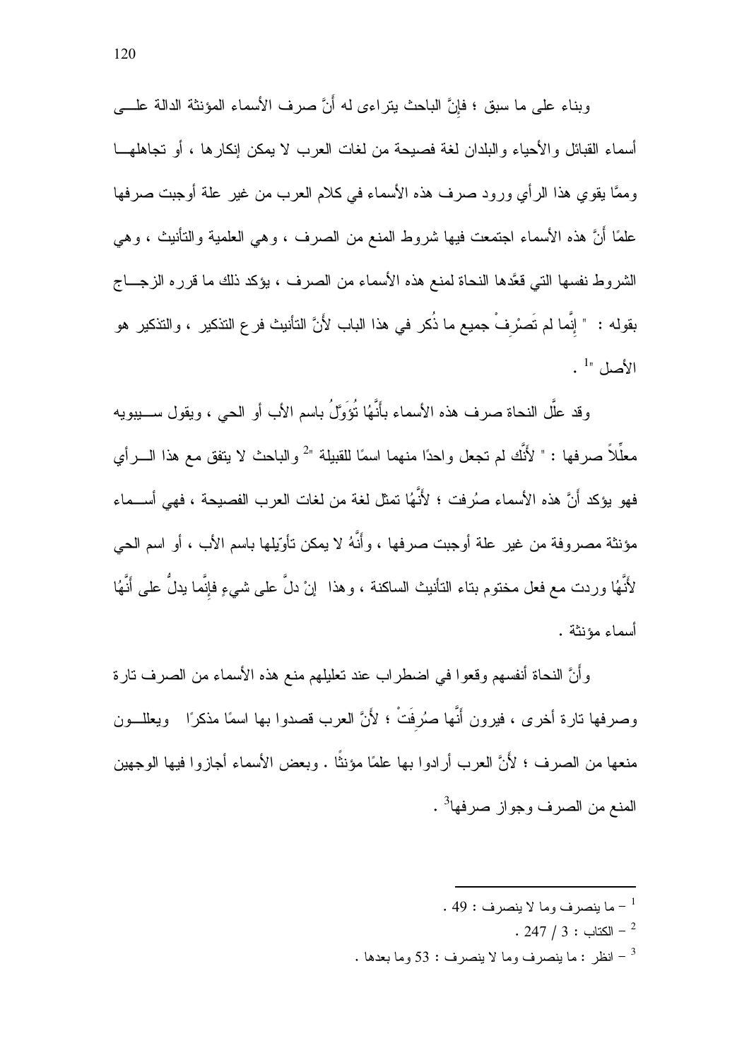وبناء على ما سبق ؛ فإنَّ الباحث يتراءى له أنَّ صرف الأسماء المؤنثة الدالة على أسماء القبائل والأحياء والبلدان لغة فصيحة من لغات العرب لا يمكن إنكارها ، أو تجاهلها ومما يقوي هذا الرأي ورود صرف هذه الأسماء في كلام العرب من غير علة أوجبت صرفها علمًا أنَّ هذه الأسماء اجتمعت فيها شروط المنع من الصرف ، وهي العلمية والتأنيث ، وهي الشروط نفسها التي قعَّدها النحاة لمنع هذه الأسماء من الصرف ، يؤكد ذلك ما قرره الزجاج بقوله : " إنَّما لم تَصْرِفْ جميع ما ذُكر في هذا الباب لأَنَّ التأنيث فرع التذكير ، والتذكير هو الأصل "[1] .

وقد علَّل النحاة صرف هذه الأسماء بأَنَّها تُؤَوَّلُ باسم الأب أو الحي ، ويقول سيبويه معلِّلاً صرفها : " لأنَّك لم تجعل واحدًا منهما اسمًا للقبيلة "[2] والباحث لا يتفق مع هذا الرأي فهو يؤكد أنَّ هذه الأسماء صُرفت ؛ لأنَّها تمثل لغة من لغات العرب الفصيحة ، فهي أسماء مؤنثة مصروفة من غير علة أوجبت صرفها ، وأنَّهُ لا يمكن تأويلها باسم الأب ، أو اسم الحي لأنَّها وردت مع فعل مختوم بتاء التأنيث الساكنة ، وهذا إنْ دلَّ على شيءٍ فإنَّما يدلُّ على أنَّها أسماء مؤنثة .

وأنَّ النحاة أنفسهم وقعوا في اضطراب عند تعليلهم منع هذه الأسماء من الصرف تارة وصرفها تارة أخرى ، فيرون أنَّها صُرِفَتْ ؛ لأَنَّ العرب قصدوا بها اسمًا مذكرًا ويعللون منعها من الصرف ؛ لأَنَّ العرب أرادوا بها علمًا مؤنثًا . وبعض الأسماء أجازوا فيها الوجهين المنع من الصرف وجواز صرفها[3] .

---

[1] – ما ينصرف وما لا ينصرف : 49 .

[2] – الكتاب : 3 / 247 .

[3] – انظر : ما ينصرف وما لا ينصرف : 53 وما بعدها .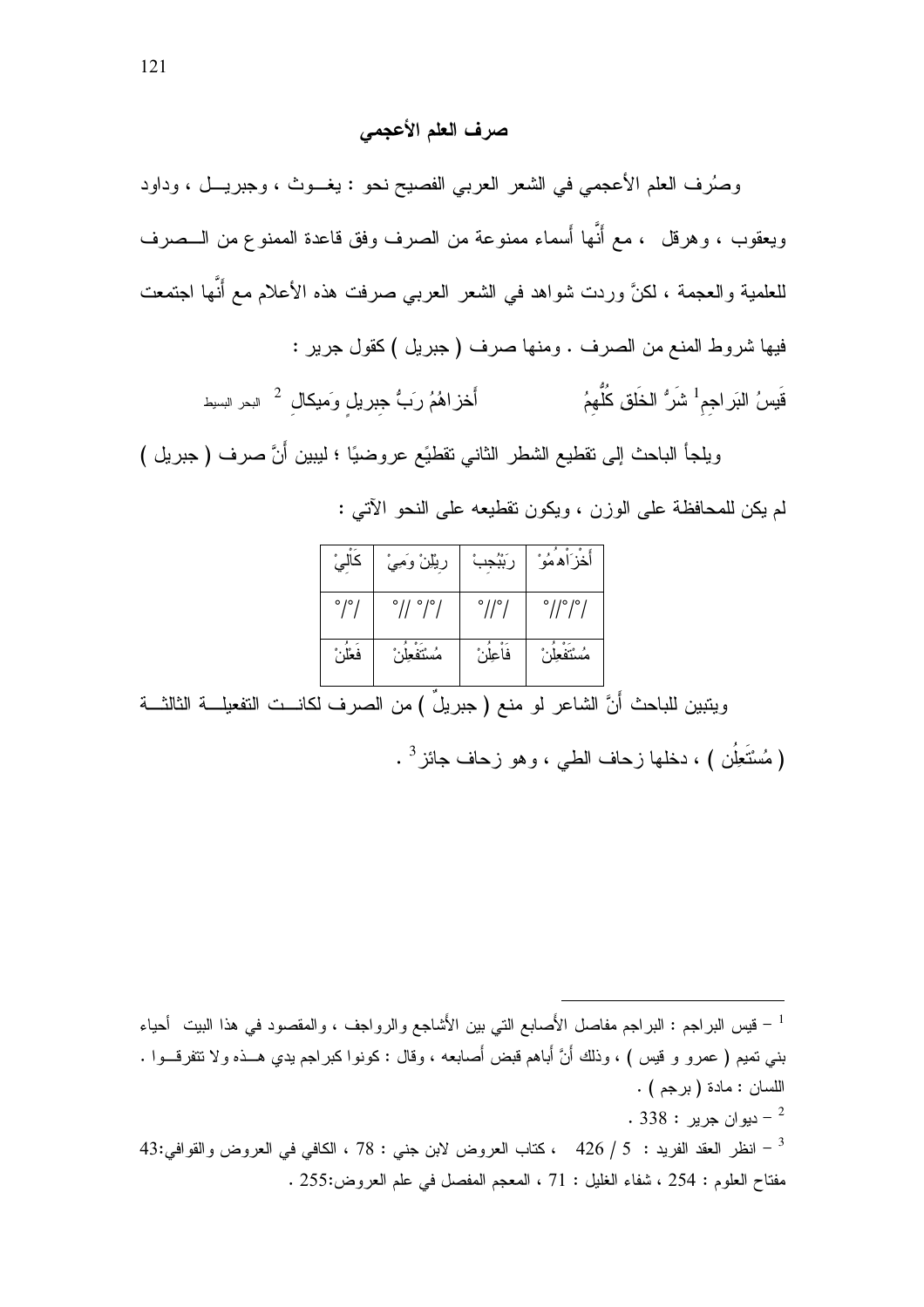## صرف العلم الأعجمي

وصُرف العلم الأعجمي في الشعر العربي الفصيح نحو : يغـوث ، وجبريـل ، وداود ويعقوب ، وهرقل ، مع أنَّها أسماء ممنوعة من الصرف وفق قاعدة الممنوع من الـصرف للعلمية والعجمة ، لكنَّ وردت شواهد في الشعر العربي صرفت هذه الأعلام مع أنَّها اجتمعت فيها شروط المنع من الصرف . ومنها صرف ( جبريل ) كقول جرير :

قَيسُ البَراجِمِ[1] شَرُّ الخَلقِ كُلُّهِمُ  أَخزاهُمُ رَبُّ جِبريلٍ وَميكالِ [2] البحر البسيط

ويلجأ الباحث إلى تقطيع الشطر الثاني تقطيعًا عروضيًا ؛ ليبين أنَّ صرف ( جبريل ) لم يكن للمحافظة على الوزن ، ويكون تقطيعه على النحو الآتي :

| أَخْزَاْهُمُوْ | رَبْبُجِبْ | رِيْلِنْ وَمِيْ | كَاْلِيْ |
|---|---|---|---|
| /°/°//° | /°//° | /°/° //° | /°/° |
| مُسْتَفْعِلُنْ | فَاْعِلُنْ | مُسْتَفْعِلُنْ | فَعْلُنْ |

ويتبين للباحث أنَّ الشاعر لو منع ( جبريلٌ ) من الصرف لكانـت التفعيلـة الثالثـة ( مُسْتَعِلُن ) ، دخلها زحاف الطي ، وهو زحاف جائز[3] .

---

[1] – قيس البراجم : البراجم مفاصل الأصابع التي بين الأشاجع والرواجف ، والمقصود في هذا البيت أحياء بني تميم ( عمرو و قيس ) ، وذلك أنَّ أباهم قبض أصابعه ، وقال : كونوا كبراجم يدي هـذه ولا تتفرقـوا . اللسان : مادة ( برجم ) .

[2] – ديوان جرير : 338 .

[3] – انظر العقد الفريد : 5 / 426 ، كتاب العروض لابن جني : 78 ، الكافي في العروض والقوافي:43 مفتاح العلوم : 254 ، شفاء الغليل : 71 ، المعجم المفصل في علم العروض:255 .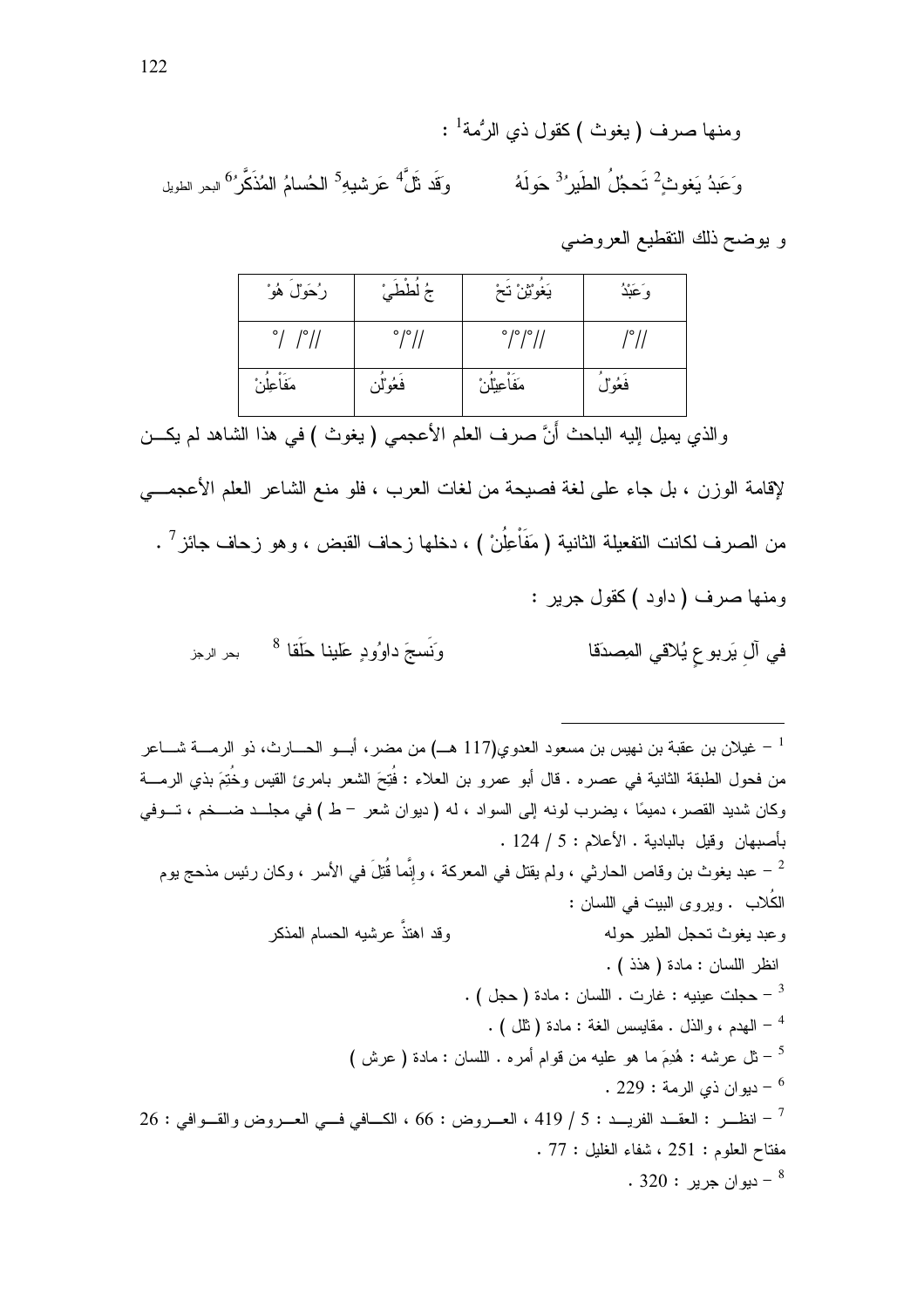ومنها صرف ( يغوث ) كقول ذي الرُّمة[1] :

وَعَبدُ يَغوثٍ[2] تَحجُلُ الطَيرُ[3] حَولَهُ وَقَد ثَلَّ[4] عَرشيهِ[5] الحُسامُ المُذَكَّرُ[6] البحر الطويل

و يوضح ذلك التقطيع العروضي

| رُحَوْلَ هُوْ | جُ لُطْطَيْ | يَغُوْثِنْ تَحْ | وَعَبْدُ |
|---|---|---|---|
| °/ /°// | °/°// | °/°/°// | /°// |
| مَفَاْعِلُنْ | فَعُوْلُن | مَفَاْعِيْلُنْ | فَعُوْلُ |

والذي يميل إليه الباحث أنَّ صرف العلم الأعجمي ( يغوث ) في هذا الشاهد لم يكن لإقامة الوزن ، بل جاء على لغة فصيحة من لغات العرب ، فلو منع الشاعر العلم الأعجمي من الصرف لكانت التفعيلة الثانية ( مَفَاْعِلُنْ ) ، دخلها زحاف القبض ، وهو زحاف جائز[7] .

ومنها صرف ( داود ) كقول جرير :

في آلِ يَربوعٍ يُلاقي المِصدَقا وَنَسجَ داوُودٍ عَلينا حَلَقا [8] بحر الرجز

---

[1] – غيلان بن عقبة بن نهيس بن مسعود العدوي(117 هـ) من مضر، أبو الحارث، ذو الرمة شاعر من فحول الطبقة الثانية في عصره . قال أبو عمرو بن العلاء : فُتِحَ الشعر بامرئ القيس وخُتِمَ بذي الرمة وكان شديد القصر، دميمًا ، يضرب لونه إلى السواد ، له ( ديوان شعر – ط ) في مجلد ضخم ، توفي بأصبهان وقيل بالبادية . الأعلام : 5 / 124 .

[2] – عبد يغوث بن وقاص الحارثي ، ولم يقتل في المعركة ، وإنَّما قُتِلَ في الأسر ، وكان رئيس مذحج يوم الكُلاب . ويروى البيت في اللسان :

وعبد يغوث تحجل الطير حوله وقد اهتذَّ عرشيه الحسام المذكر

انظر اللسان : مادة ( هذذ ) .

[3] – حجلت عينيه : غارت . اللسان : مادة ( حجل ) .

[4] – الهدم ، والذل . مقاييس اللغة : مادة ( ثلل ) .

[5] – ثل عرشه : هُدِمَ ما هو عليه من قوام أمره . اللسان : مادة ( عرش )

[6] – ديوان ذي الرمة : 229 .

[7] – انظر : العقد الفريد : 5 / 419 ، العروض : 66 ، الكافي في العروض والقوافي : 26 مفتاح العلوم : 251 ، شفاء الغليل : 77 .

[8] – ديوان جرير : 320 .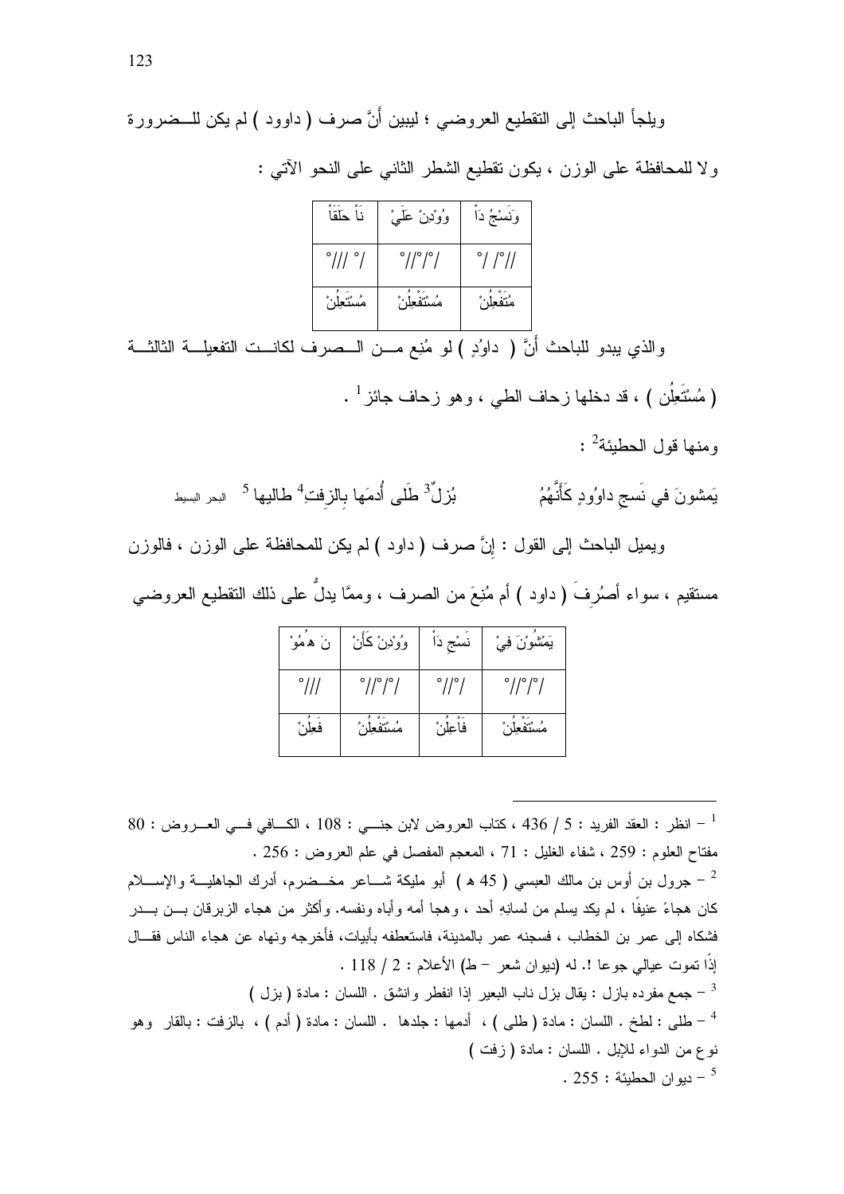ويلجأ الباحث إلى التقطيع العروضي ؛ ليبين أنَّ صرف ( داوود ) لم يكن للــضرورة ولا للمحافظة على الوزن ، يكون تقطيع الشطر الثاني على النحو الآتي :

| وَنَسْجُ دَاْ | وُوْدِنْ عَلَيْ | نَاْ حَلَقَاْ |
|---|---|---|
| /°/ /°// | /°/°// | /° ///° |
| مُتَفْعِلُنْ | مُسْتَفْعِلُنْ | مُسْتَعِلُنْ |

والذي يبدو للباحث أَنَّ ( داوُدٍ ) لو مُنِع مــن الــصرف لكانــت التفعيلــة الثالثــة ( مُسْتَعِلُن ) ، قد دخلها زحاف الطي ، وهو زحاف جائز[1] .

ومنها قول الحطيئة[2] :

يَمشونَ في نَسجِ داوُودٍ كَأَنَّهُمُ &nbsp;&nbsp;&nbsp;&nbsp;&nbsp;&nbsp; بُزلٌ[3] طَلَى أُدمَها بِالزِفتِ[4] طاليها[5] البحر البسيط

ويميل الباحث إلى القول : إنَّ صرف ( داود ) لم يكن للمحافظة على الوزن ، فالوزن مستقيم ، سواء أَصُرِفَ ( داود ) أم مُنِعَ من الصرف ، وممَّا يدلُّ على ذلك التقطيع العروضي

| يَمْشُوْنَ فِيْ | نَسْجِ دَاْ | وُوْدِنْ كَأَنْ | نَ هُمُوْ |
|---|---|---|---|
| /°/°// | /°//° | /°/°// | ///° |
| مُسْتَفْعِلُنْ | فَاْعِلُنْ | مُسْتَفْعِلُنْ | فَعِلُنْ |

---

[1] – انظر : العقد الفريد : 5 / 436 ، كتاب العروض لابن جنــي : 108 ، الكــافي فــي العــروض : 80 مفتاح العلوم : 259 ، شفاء الغليل : 71 ، المعجم المفصل في علم العروض : 256 .

[2] – جرول بن أوس بن مالك العبسي ( 45 هـ ) أبو مليكة شــاعر مخــضرم، أدرك الجاهليــة والإســلام كان هجاءً عنيفًا ، لم يكد يسلم من لسانِهِ أحد ، وهجا أمه وأباه ونفسه. وأكثر من هجاء الزبرقان بــن بــدر فشكاه إلى عمر بن الخطاب ، فسجنه عمر بالمدينة، فاستعطفه بأبيات، فأخرجه ونهاه عن هجاء الناس فقــال إذًا تموت عيالي جوعا !. له (ديوان شعر – ط) الأعلام : 2 / 118 .

[3] – جمع مفرده بازل : يقال بزل ناب البعير إذا انفطر وانشق . اللسان : مادة ( بزل )

[4] – طلى : لطخ . اللسان : مادة ( طلى ) ، أدمها : جلدها . اللسان : مادة ( أدم ) ، بالزفت : بالقار وهو نوع من الدواء للإبل . اللسان : مادة ( زفت )

[5] – ديوان الحطيئة : 255 .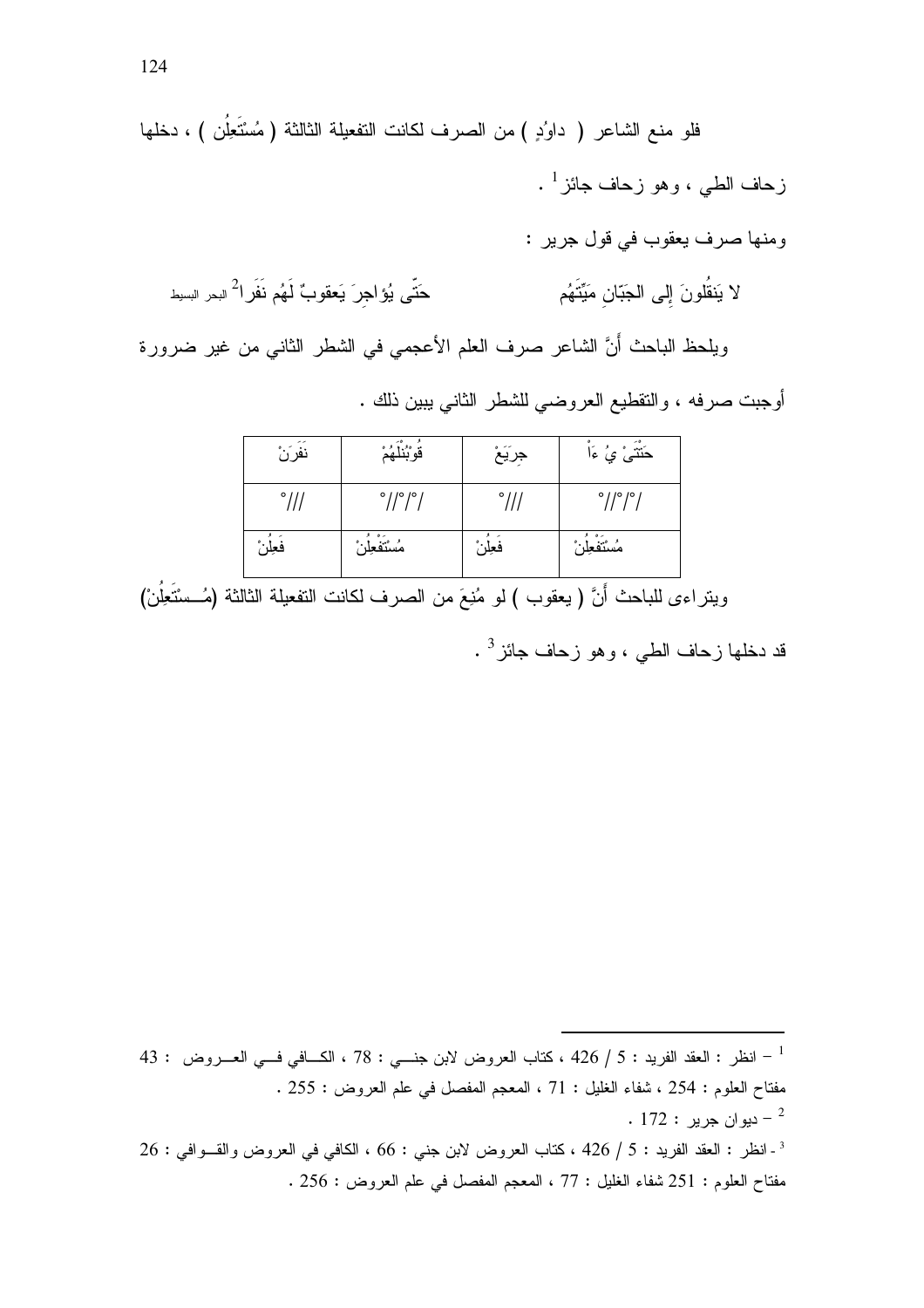فلو منع الشاعر ( داوُدٍ ) من الصرف لكانت التفعيلة الثالثة (مُسْتَعِلُن ) ، دخلها زحاف الطي ، وهو زحاف جائز [1] .

ومنها صرف يعقوب في قول جرير :

لا يَنقُلونَ إِلى الجَبّانِ مَيِّتَهُم &nbsp;&nbsp;&nbsp;&nbsp;&nbsp;&nbsp;&nbsp;&nbsp; حَتّى يُؤاجِرَ يَعقوبٌ لَهُم نَفَرا [2] البحر البسيط

ويلحظ الباحث أَنَّ الشاعر صرف العلم الأعجمي في الشطر الثاني من غير ضرورة أوجبت صرفه ، والتقطيع العروضي للشطر الثاني يبين ذلك .

| حَتْتَىْ يُ ءَاْ | جِرَيَعْ | قُوْبُنْلَهُمْ | نَفَرَنْ |
|---|---|---|---|
| /°/°// | °/// | /°/°// | °/// |
| مُسْتَفْعِلُنْ | فَعِلُنْ | مُسْتَفْعِلُنْ | فَعِلُنْ |

ويتراءى للباحث أَنَّ ( يعقوب ) لو مُنِعَ من الصرف لكانت التفعيلة الثالثة (مُسْتَعِلُنْ) قد دخلها زحاف الطي ، وهو زحاف جائز [3] .

---

[1] – انظر : العقد الفريد : 5 / 426 ، كتاب العروض لابن جني : 78 ، الكافي في العروض : 43 مفتاح العلوم : 254 ، شفاء الغليل : 71 ، المعجم المفصل في علم العروض : 255 .

[2] – ديوان جرير : 172 .

[3] - انظر : العقد الفريد : 5 / 426 ، كتاب العروض لابن جني : 66 ، الكافي في العروض والقوافي : 26 مفتاح العلوم : 251 شفاء الغليل : 77 ، المعجم المفصل في علم العروض : 256 .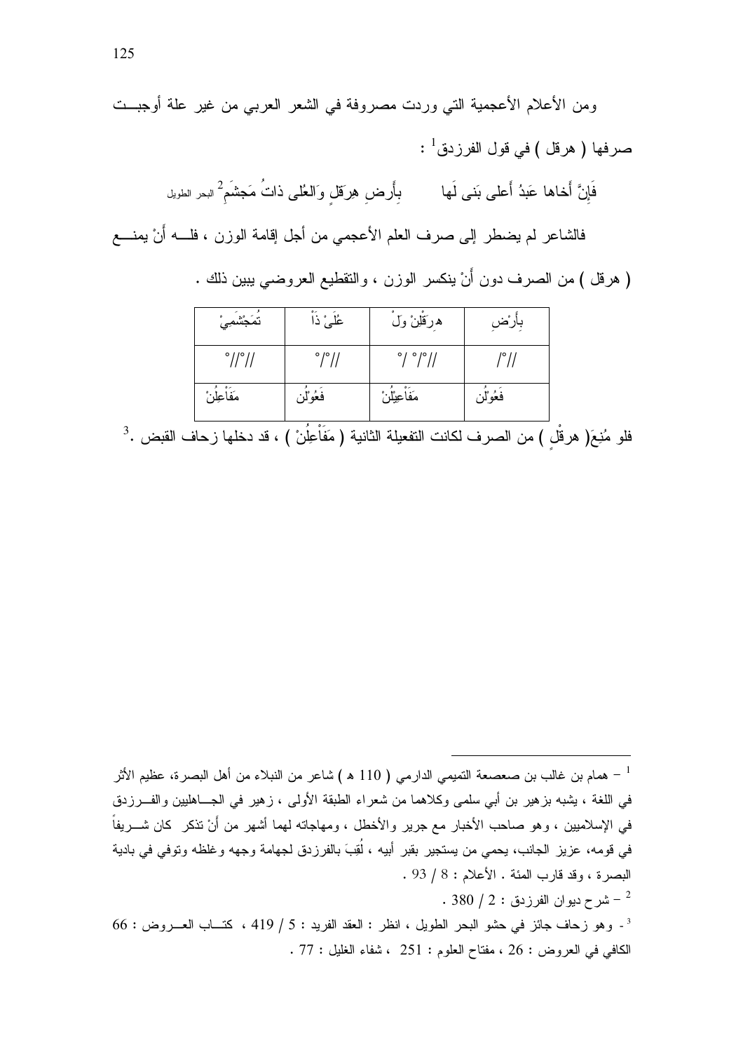ومن الأعلام الأعجمية التي وردت مصروفة في الشعر العربي من غير علة أوجبت صرفها ( هرقل ) في قول الفرزدق[1] :

فَإِنَّ أَخاها عَبدُ أَعلى بَنى لَها          بِأَرضِ هِرَقلٍ وَالعُلى ذاتُ مَجشَمِ[2] البحر الطويل

فالشاعر لم يضطر إلى صرف العلم الأعجمي من أجل إقامة الوزن ، فله أَنْ يمنع ( هرقل ) من الصرف دون أَنْ ينكسر الوزن ، والتقطيع العروضي يبين ذلك .

| تُمَجْشَمِيْ | عُلَىْ ذَاْ | هِرَقْلِنْ وَلْ | بِأَرْضِ |
|---|---|---|---|
| //°/°/ | //°/° | //°/°/° | //°/ |
| مَفَاْعِلُنْ | فَعُوْلُن | مَفَاْعِيْلُنْ | فَعُوْلُن |

فلو مُنِعَ( هرقْلٍ ) من الصرف لكانت التفعيلة الثانية ( مَفَاْعِلُنْ ) ، قد دخلها زحاف القبض .[3]

---

[1] – همام بن غالب بن صعصعة التميمي الدارمي ( 110 هـ ) شاعر من النبلاء من أهل البصرة، عظيم الأثر في اللغة ، يشبه بزهير بن أبي سلمى وكلاهما من شعراء الطبقة الأولى ، زهير في الجاهليين والفرزدق في الإسلاميين ، وهو صاحب الأخبار مع جرير والأخطل ، ومهاجاته لهما أشهر من أنْ تذكر كان شريفاً في قومه، عزيز الجانب، يحمي من يستجير بقبر أبيه ، لُقبَ بالفرزدق لجهامة وجهه وغلظه وتوفي في بادية البصرة ، وقد قارب المئة . الأعلام : 8 / 93 .

[2] – شرح ديوان الفرزدق : 2 / 380 .

[3] - وهو زحاف جائز في حشو البحر الطويل ، انظر : العقد الفريد : 5 / 419 ، كتاب العروض : 66 الكافي في العروض : 26 ، مفتاح العلوم : 251 ، شفاء الغليل : 77 .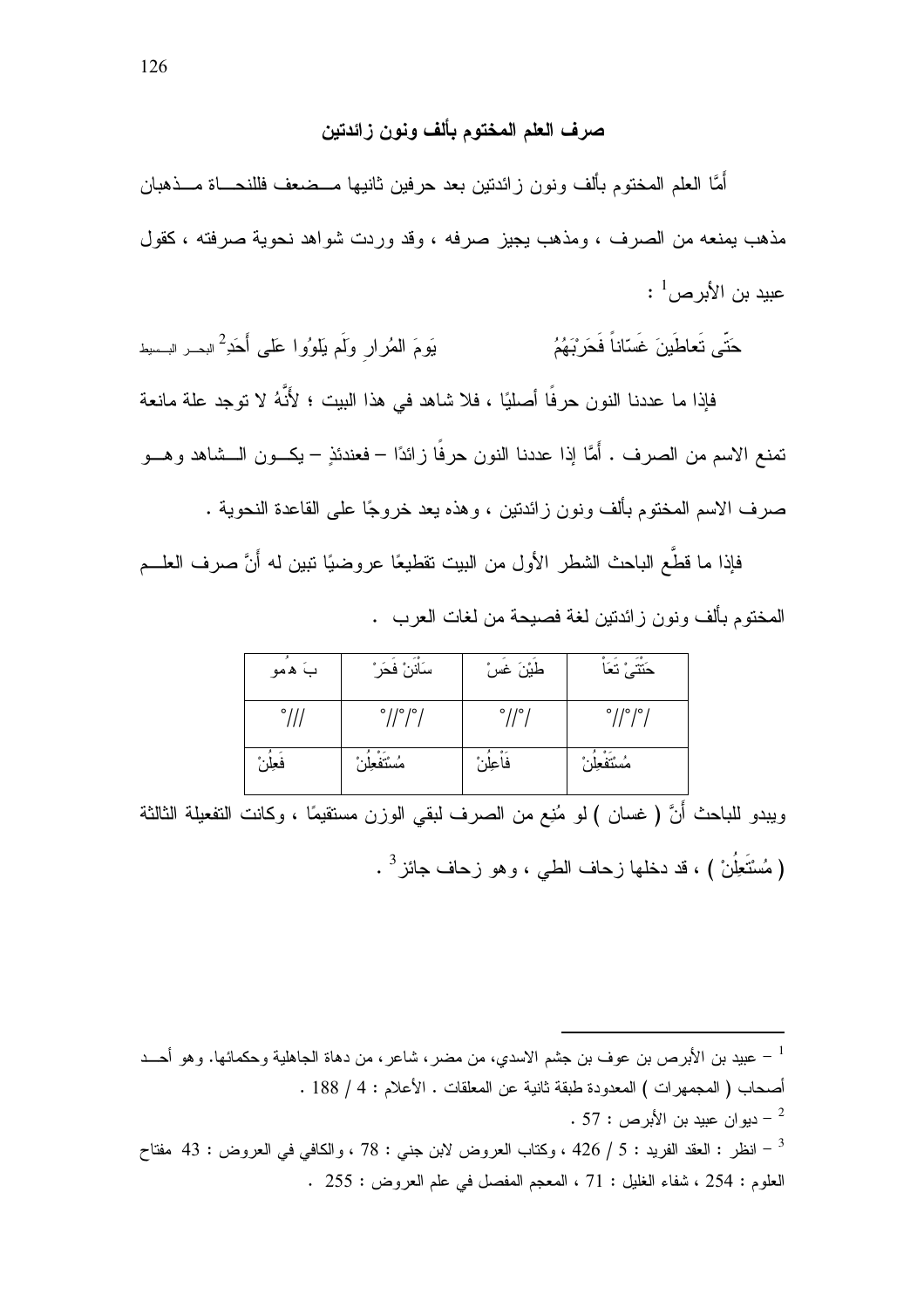## صرف العلم المختوم بألف ونون زائدتين

أَمَّا العلم المختوم بألف ونون زائدتين بعد حرفين ثانيها مضعف فللنحاة مذهبان مذهب يمنعه من الصرف ، ومذهب يجيز صرفه ، وقد وردت شواهد نحوية صرفته ، كقول عبيد بن الأبرص[1] :

حَتَّى تَعاطَينَ غَسّاناً فَحَرْبَهُمُ     يَومَ المُرارِ ولَم يَلوُوا عَلى أَحَدِ[2] البحر البسيط

فإذا ما عددنا النون حرفًا أصليًا ، فلا شاهد في هذا البيت ؛ لأَنَّهُ لا توجد علة مانعة تمنع الاسم من الصرف . أَمَّا إذا عددنا النون حرفًا زائدًا – فعندئذٍ – يكون الشاهد وهو صرف الاسم المختوم بألف ونون زائدتين ، وهذه يعد خروجًا على القاعدة النحوية .

فإذا ما قطَّع الباحث الشطر الأول من البيت تقطيعًا عروضيًا تبين له أَنَّ صرف العلم المختوم بألف ونون زائدتين لغة فصيحة من لغات العرب .

| حَتْتَىْ تَعَاْ | طَيْنَ غَسْ | سَاْنَنْ فَحَرْ | بَ هُمُو |
|---|---|---|---|
| /°/°// | /°// | /°/°// | °/// |
| مُسْتَفْعِلُنْ | فَاْعِلُنْ | مُسْتَفْعِلُنْ | فَعِلُنْ |

ويبدو للباحث أَنَّ ( غسان ) لو مُنِع من الصرف لبقي الوزن مستقيمًا ، وكانت التفعيلة الثالثة ( مُسْتَعِلُنْ ) ، قد دخلها زحاف الطي ، وهو زحاف جائز[3] .

---

[1] – عبيد بن الأبرص بن عوف بن جشم الاسدي، من مضر، شاعر، من دهاة الجاهلية وحكمائها. وهو أحد أصحاب ( المجمهرات ) المعدودة طبقة ثانية عن المعلقات . الأعلام : 4 / 188 .

[2] – ديوان عبيد بن الأبرص : 57 .

[3] – انظر : العقد الفريد : 5 / 426 ، وكتاب العروض لابن جني : 78 ، والكافي في العروض : 43 مفتاح العلوم : 254 ، شفاء الغليل : 71 ، المعجم المفصل في علم العروض : 255 .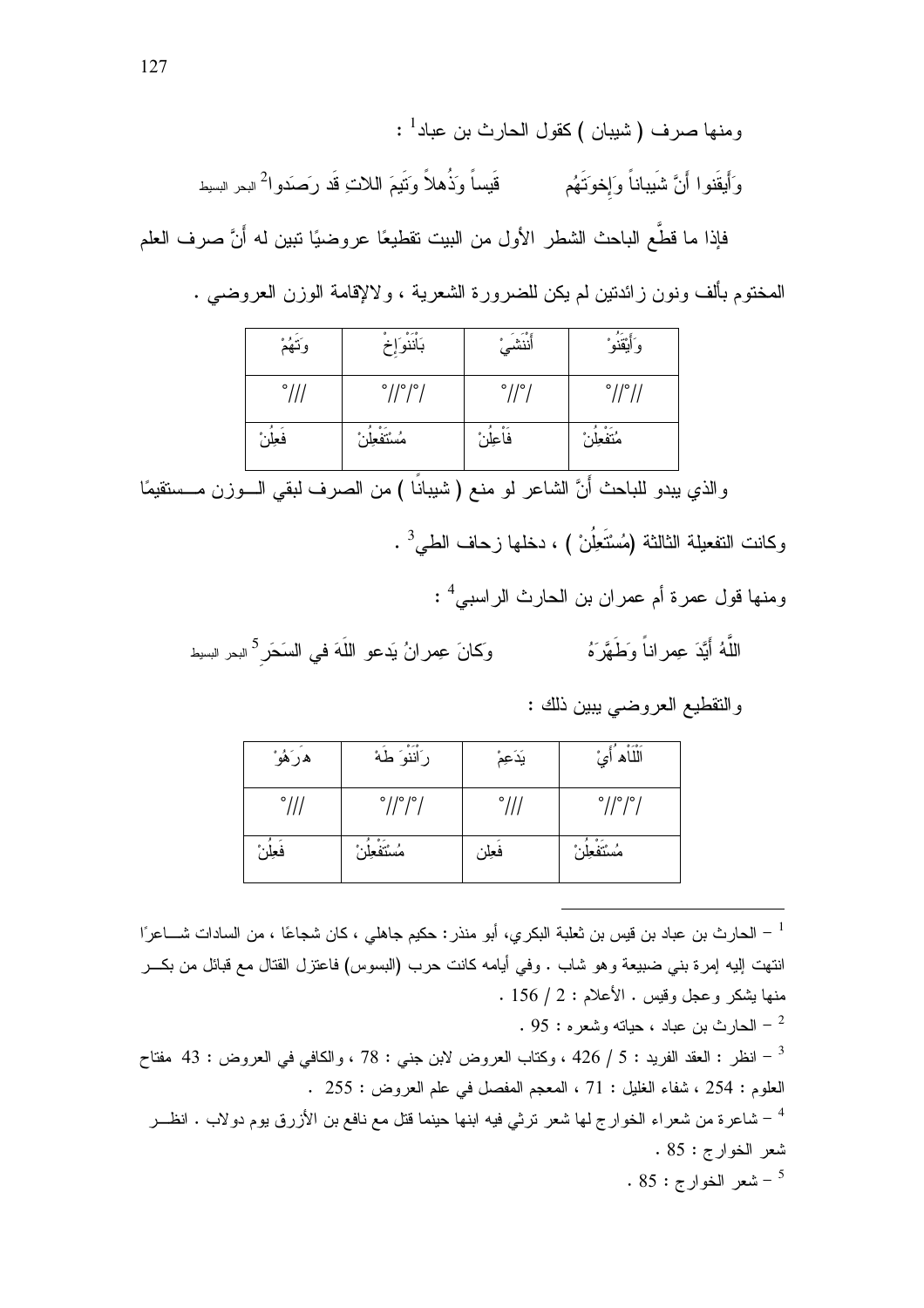ومنها صرف ( شيبان ) كقول الحارث بن عباد[1] :

وَأَيقَنوا أَنَّ شَيباناً وَإِخوَتَهُم          قَيساً وَذُهلاً وَتَيمَ اللاتِ قَد رَصَدوا[2] البحر البسيط

فإذا ما قطَّع الباحث الشطر الأول من البيت تقطيعًا عروضيًا تبين له أَنَّ صرف العلم المختوم بألف ونون زائدتين لم يكن للضرورة الشعرية ، ولالإقامة الوزن العروضي .

| وَتَهُمْ | بَاْنَنْوَاِخْ | أَنْنَشَيْ | وَأَيْقَنُوْ |
|---|---|---|---|
| ///° | /°//°/ | /°//° | //°//° |
| فَعِلُنْ | مُسْتَفْعِلُنْ | فَاْعِلُنْ | مُتَفْعِلُنْ |

والذي يبدو للباحث أَنَّ الشاعر لو منع ( شيبانًا ) من الصرف لبقي الـــوزن مـــستقيمًا وكانت التفعيلة الثالثة (مُسْتَعِلُنْ ) ، دخلها زحاف الطي[3] .

ومنها قول عمرة أم عمران بن الحارث الراسبي[4] :

اللَّهُ أَيَّدَ عِمراناً وَطَهَّرَهُ          وَكانَ عِمرانُ يَدعو اللَهَ في السَحَرِ[5] البحر البسيط

والتقطيع العروضي يبين ذلك :

| هرَهُوْ | رَاْنَنْوَ طَهْ | يَدَعِمْ | اَلْلَاْهُ أَيْ |
|---|---|---|---|
| ///° | /°//°/ | ///° | /°//°/ |
| فَعِلُنْ | مُسْتَفْعِلُنْ | فَعِلن | مُسْتَفْعِلُنْ |

---

[1] – الحارث بن عباد بن قيس بن ثعلبة البكري، أبو منذر: حكيم جاهلي ، كان شجاعًا ، من السادات شـــاعرًا انتهت إليه إمرة بني ضبيعة وهو شاب . وفي أيامه كانت حرب (البسوس) فاعتزل القتال مع قبائل من بكـــر منها يشكر وعجل وقيس . الأعلام : 2 / 156 .

[2] – الحارث بن عباد ، حياته وشعره : 95 .

[3] – انظر : العقد الفريد : 5 / 426 ، وكتاب العروض لابن جني : 78 ، والكافي في العروض : 43 مفتاح العلوم : 254 ، شفاء الغليل : 71 ، المعجم المفصل في علم العروض : 255 .

[4] – شاعرة من شعراء الخوارج لها شعر ترثي فيه ابنها حينما قتل مع نافع بن الأزرق يوم دولاب . انظـــر شعر الخوارج : 85 .

[5] – شعر الخوارج : 85 .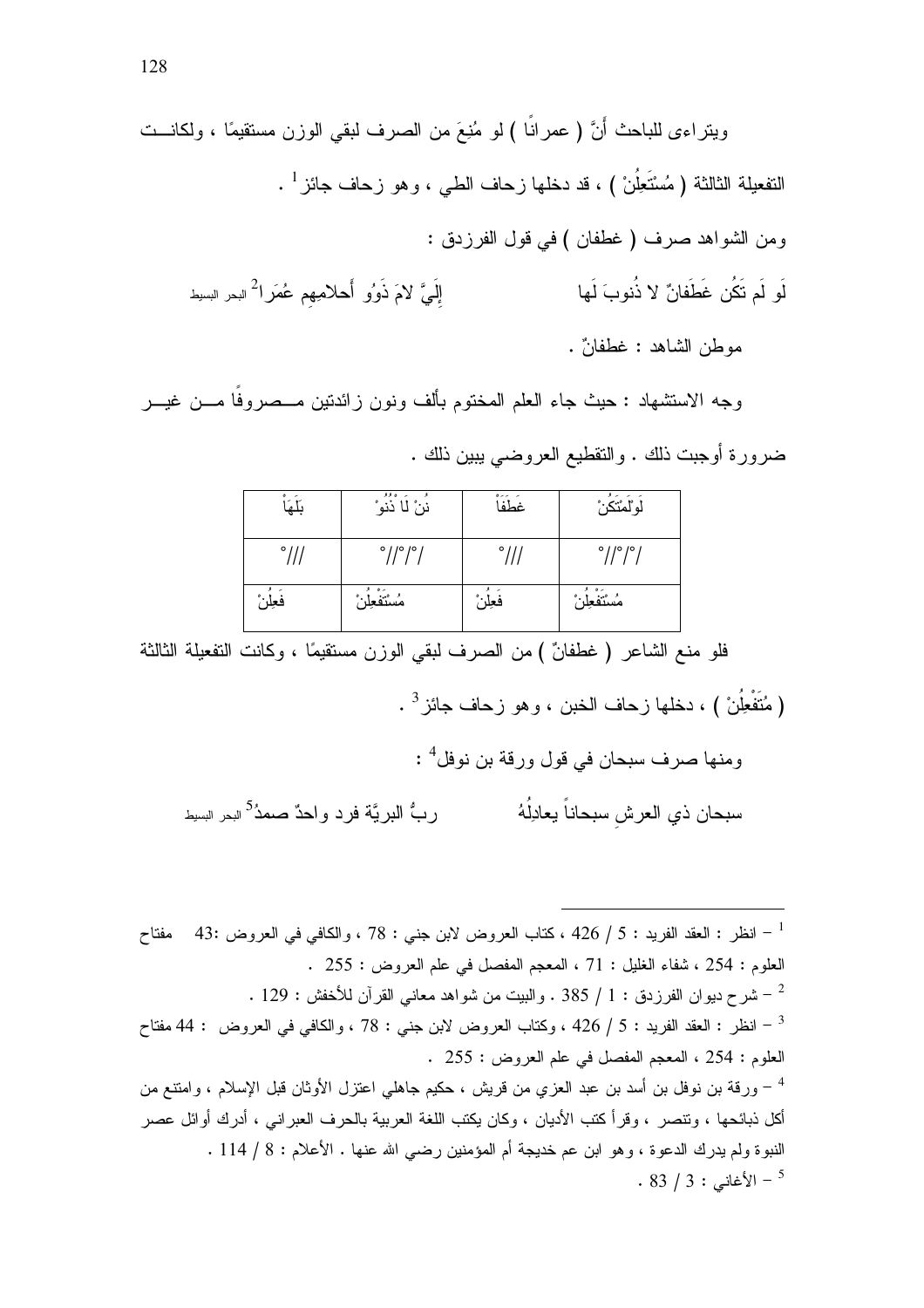ويتراءى للباحث أنَّ ( عمرانًا ) لو مُنِعَ من الصرف لبقي الوزن مستقيمًا ، ولكانــت التفعيلة الثالثة ( مُسْتَعِلُنْ ) ، قد دخلها زحاف الطي ، وهو زحاف جائز [1] .

ومن الشواهد صرف ( غطفان ) في قول الفرزدق :

لَو لَم تَكُن غَطَفانٌ لا ذُنوبَ لَها &nbsp;&nbsp;&nbsp;&nbsp;&nbsp;&nbsp;&nbsp;&nbsp; إِلَيَّ لامَ ذَوُو أَحلامِهِم عُمَرا [2] البحر البسيط

موطن الشاهد : غطفانٌ .

وجه الاستشهاد : حيث جاء العلم المختوم بألف ونون زائدتين مــصروفًا مــن غيــر ضرورة أوجبت ذلك . والتقطيع العروضي يبين ذلك .

| لَوْلَمْتَكُنْ | غَطَفَاْ | نُنْ لَاْ ذُنُوْ | بَلَهَاْ |
|---|---|---|---|
| /°/°// | ///° | /°/°// | ///° |
| مُسْتَفْعِلُنْ | فَعِلُنْ | مُسْتَفْعِلُنْ | فَعِلُنْ |

فلو منع الشاعر ( غطفانٌ ) من الصرف لبقي الوزن مستقيمًا ، وكانت التفعيلة الثالثة ( مُتَفْعِلُنْ ) ، دخلها زحاف الخبن ، وهو زحاف جائز [3] .

ومنها صرف سبحان في قول ورقة بن نوفل [4] :

سبحان ذي العرشِ سبحاناً يعادِلُهُ &nbsp;&nbsp;&nbsp;&nbsp;&nbsp;&nbsp;&nbsp;&nbsp; ربُّ البريَّة فرد واحدٌ صمدُ [5] البحر البسيط

---

[1] – انظر : العقد الفريد : 5 / 426 ، كتاب العروض لابن جني : 78 ، والكافي في العروض :43 مفتاح العلوم : 254 ، شفاء الغليل : 71 ، المعجم المفصل في علم العروض : 255 .

[2] – شرح ديوان الفرزدق : 1 / 385 . والبيت من شواهد معاني القرآن للأخفش : 129 .

[3] – انظر : العقد الفريد : 5 / 426 ، وكتاب العروض لابن جني : 78 ، والكافي في العروض : 44 مفتاح العلوم : 254 ، المعجم المفصل في علم العروض : 255 .

[4] – ورقة بن نوفل بن أسد بن عبد العزي من قريش ، حكيم جاهلي اعتزل الأوثان قبل الإسلام ، وامتنع من أكل ذبائحها ، وتنصر ، وقرأ كتب الأديان ، وكان يكتب اللغة العربية بالحرف العبراني ، أدرك أوائل عصر النبوة ولم يدرك الدعوة ، وهو ابن عم خديجة أم المؤمنين رضي الله عنها . الأعلام : 8 / 114 .

[5] – الأغاني : 3 / 83 .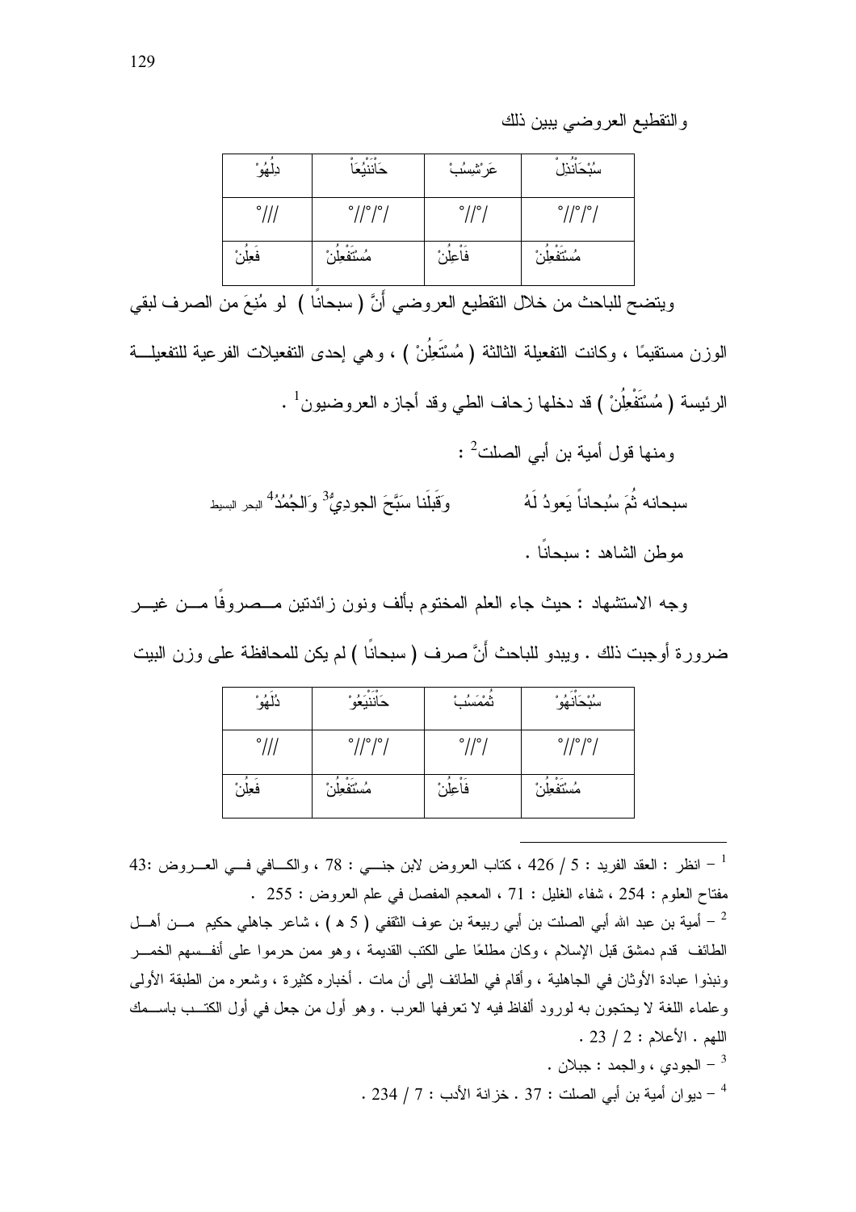والتقطيع العروضي يبين ذلك

| سُبْحَانُذِلْ | عَرْشِسُبْ | حَاْنَنْيُعَاْ | دِلُهُوْ |
| --- | --- | --- | --- |
| /°/°// | /°//° | /°/°//° | ///° |
| مُسْتَفْعِلُنْ | فَاْعِلُنْ | مُسْتَفْعِلُنْ | فَعِلُنْ |

ويتضح للباحث من خلال التقطيع العروضي أَنَّ ( سبحانًا ) لو مُنِعَ من الصرف لبقي الوزن مستقيمًا ، وكانت التفعيلة الثالثة ( مُسْتَعِلُنْ ) ، وهي إحدى التفعيلات الفرعية للتفعيلة الرئيسة ( مُسْتَفْعِلُنْ ) قد دخلها زحاف الطي وقد أجازه العروضيون[1] .

ومنها قول أمية بن أبي الصلت[2] :

سبحانه ثُمَّ سُبحاناً يَعودُ لَهُ وَقَبلَنا سَبَّحَ الجودِيُّ[3] وَالجُمُدُ[4] البحر البسيط

موطن الشاهد : سبحانًا .

وجه الاستشهاد : حيث جاء العلم المختوم بألف ونون زائدتين مصروفًا من غير ضرورة أوجبت ذلك . ويبدو للباحث أَنَّ صرف ( سبحانًا ) لم يكن للمحافظة على وزن البيت

| سُبْحَاْنَهُوْ | ثُمْمَسُبْ | حَاْنَنْيَعُوْ | دُلَهُوْ |
| --- | --- | --- | --- |
| /°/°// | /°//° | /°/°//° | ///° |
| مُسْتَفْعِلُنْ | فَاْعِلُنْ | مُسْتَفْعِلُنْ | فَعِلُنْ |

---

[1] – انظر : العقد الفريد : 5 / 426 ، كتاب العروض لابن جني : 78 ، والكافي في العروض :43 مفتاح العلوم : 254 ، شفاء الغليل : 71 ، المعجم المفصل في علم العروض : 255 .

[2] – أمية بن عبد الله أبي الصلت بن أبي ربيعة بن عوف الثقفي ( 5 هـ ) ، شاعر جاهلي حكيم من أهل الطائف قدم دمشق قبل الإسلام ، وكان مطلعًا على الكتب القديمة ، وهو ممن حرموا على أنفسهم الخمر ونبذوا عبادة الأوثان في الجاهلية ، وأقام في الطائف إلى أن مات . أخباره كثيرة ، وشعره من الطبقة الأولى وعلماء اللغة لا يحتجون به لورود ألفاظ فيه لا تعرفها العرب . وهو أول من جعل في أول الكتب باسمك اللهم . الأعلام : 2 / 23 .

[3] – الجودي ، والجمد : جبلان .

[4] – ديوان أمية بن أبي الصلت : 37 . خزانة الأدب : 7 / 234 .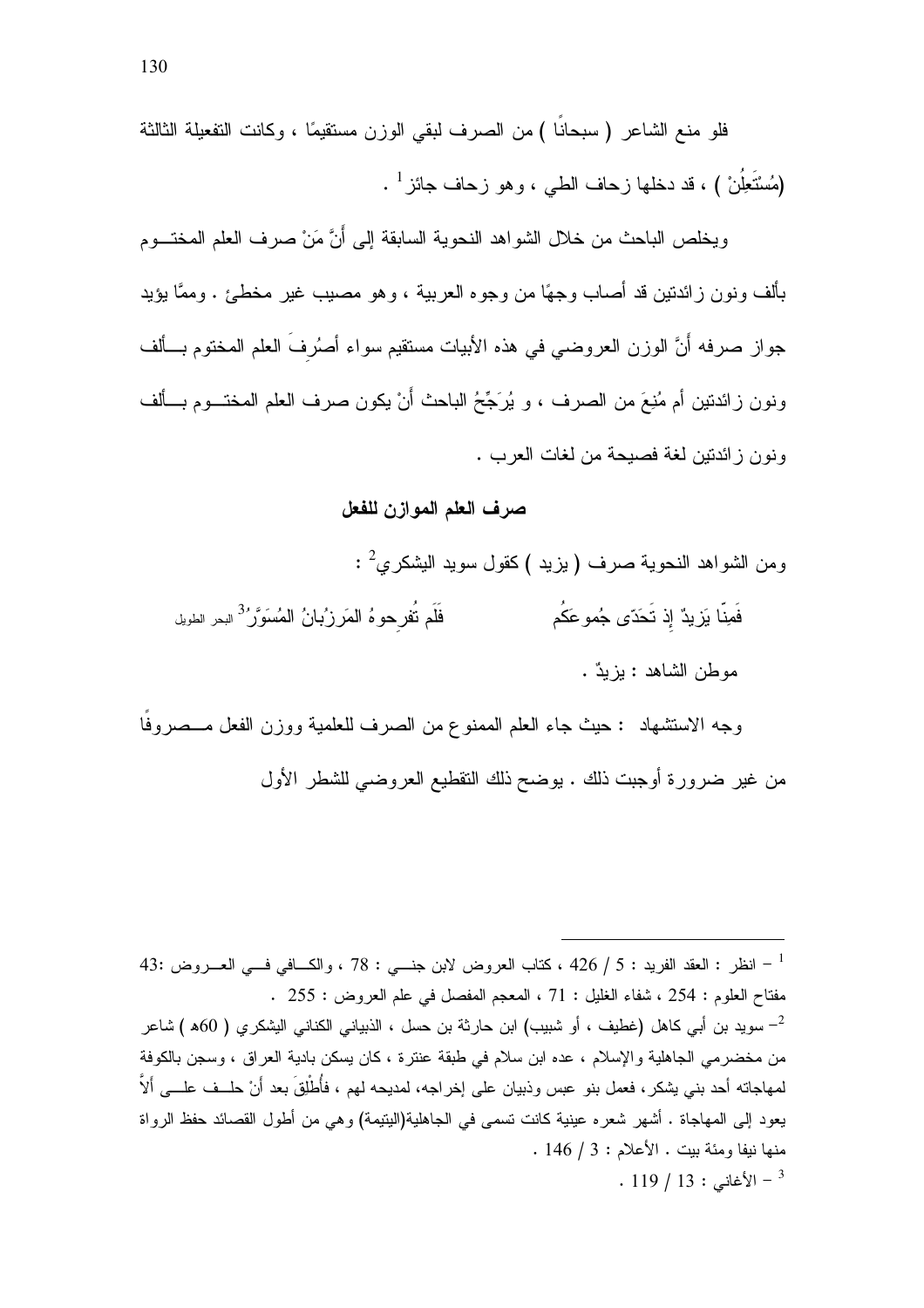فلو منع الشاعر ( سبحانًا ) من الصرف لبقي الوزن مستقيمًا ، وكانت التفعيلة الثالثة (مُسْتَعِلُنْ ) ، قد دخلها زحاف الطي ، وهو زحاف جائز[1] .

ويخلص الباحث من خلال الشواهد النحوية السابقة إلى أَنَّ مَنْ صرف العلم المختوم بألف ونون زائدتين قد أصاب وجهًا من وجوه العربية ، وهو مصيب غير مخطئ . وممَّا يؤيد جواز صرفه أَنَّ الوزن العروضي في هذه الأبيات مستقيم سواء أصُرِفَ العلم المختوم بألف ونون زائدتين أم مُنِعَ من الصرف ، و يُرَجِّحُ الباحث أَنْ يكون صرف العلم المختوم بألف ونون زائدتين لغة فصيحة من لغات العرب .

## صرف العلم الموازن للفعل

ومن الشواهد النحوية صرف ( يزيد ) كقول سويد اليشكري[2] :

فَمِنّا يَزيدٌ إِذ تَحَدّى جُموعَكُم فَلَم تُفرِحوهُ المَرزُبانُ المُسَوَّرُ[3] البحر الطويل

موطن الشاهد : يزيدٌ .

وجه الاستشهاد : حيث جاء العلم الممنوع من الصرف للعلمية ووزن الفعل مصروفًا من غير ضرورة أوجبت ذلك . يوضح ذلك التقطيع العروضي للشطر الأول

---

[1] – انظر : العقد الفريد : 5 / 426 ، كتاب العروض لابن جني : 78 ، والكافي في العروض :43 مفتاح العلوم : 254 ، شفاء الغليل : 71 ، المعجم المفصل في علم العروض : 255 .

[2] – سويد بن أبي كاهل (غطيف ، أو شبيب) ابن حارثة بن حسل ، الذبياني الكناني اليشكري ( 60هـ ) شاعر من مخضرمي الجاهلية والإسلام ، عده ابن سلام في طبقة عنترة ، كان يسكن بادية العراق ، وسجن بالكوفة لمهاجاته أحد بني يشكر، فعمل بنو عبس وذبيان على إخراجه، لمديحه لهم ، فأُطْلِقَ بعد أَنْ حلف على ألاَّ يعود إلى المهاجاة . أشهر شعره عينية كانت تسمى في الجاهلية(اليتيمة) وهي من أطول القصائد حفظ الرواة منها نيفا ومئة بيت . الأعلام : 3 / 146 .

[3] – الأغاني : 13 / 119 .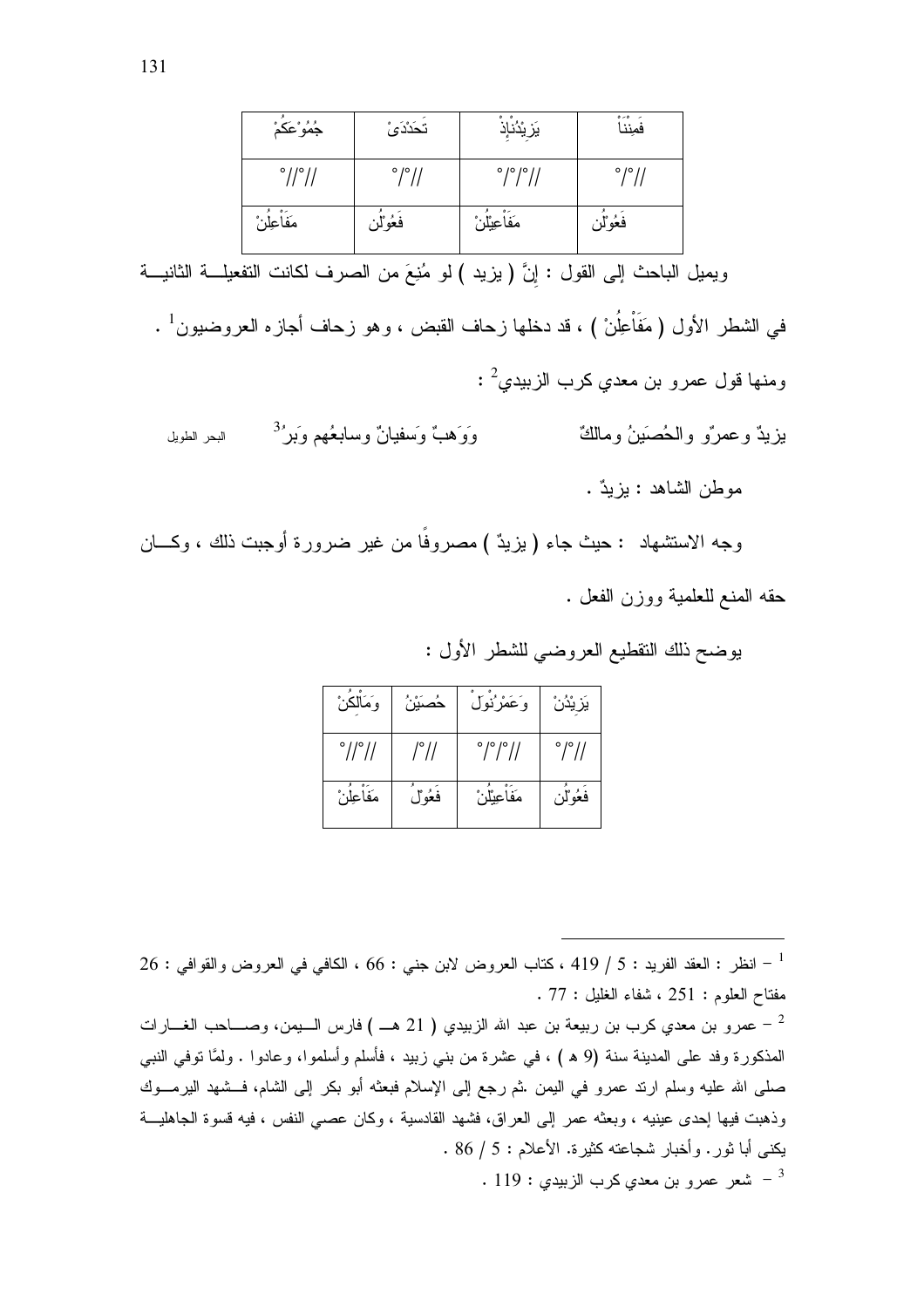| جُمُوْعَكُمْ | تَحَدَّدَىْ | يَزِيْدُنَاْ | فَمِنْنَاْ |
|---|---|---|---|
| //°//° | //°/° | //°/°/° | //°/° |
| مَفَاْعِلُنْ | فَعُوْلُن | مَفَاْعِيْلُنْ | فَعُوْلُن |

ويميل الباحث إلى القول : إنَّ ( يزيد ) لو مُنِعَ من الصرف لكانت التفعيلة الثانية في الشطر الأول ( مَفَاْعِلُنْ ) ، قد دخلها زحاف القبض ، وهو زحاف أجازه العروضيون[1] .

ومنها قول عمرو بن معدي كرب الزبيدي[2] :

يزيدٌ وعمرٌو والحُصَينُ ومالكٌ وَوَهبٌ وَسفيانٌ وسابعُهم وَبرُ[3] البحر الطويل

موطن الشاهد : يزيدٌ .

وجه الاستشهاد : حيث جاء ( يزيدٌ ) مصروفًا من غير ضرورة أوجبت ذلك ، وكان حقه المنع للعلمية ووزن الفعل .

يوضح ذلك التقطيع العروضي للشطر الأول :

| وَمَاْلِكُنْ | حُصَيْنُ | وَعَمْرُنْوَلْ | يَزِيْدُنْ |
|---|---|---|---|
| //°//° | //°/ | //°/°/° | //°/° |
| مَفَاْعِلُنْ | فَعُوْلُ | مَفَاْعِيْلُنْ | فَعُوْلُن |

---

[1] – انظر : العقد الفريد : 5 / 419 ، كتاب العروض لابن جني : 66 ، الكافي في العروض والقوافي : 26 مفتاح العلوم : 251 ، شفاء الغليل : 77 .

[2] – عمرو بن معدي كرب بن ربيعة بن عبد الله الزبيدي ( 21 هـ ) فارس اليمن، وصاحب الغارات المذكورة وفد على المدينة سنة (9 هـ ) ، في عشرة من بني زبيد ، فأسلم وأسلموا، وعادوا . ولمّا توفي النبي صلى الله عليه وسلم ارتد عمرو في اليمن .ثم رجع إلى الإسلام فبعثه أبو بكر إلى الشام، فشهد اليرموك وذهبت فيها إحدى عينيه ، وبعثه عمر إلى العراق، فشهد القادسية ، وكان عصي النفس ، فيه قسوة الجاهلية يكنى أبا ثور. وأخبار شجاعته كثيرة. الأعلام : 5 / 86 .

[3] – شعر عمرو بن معدي كرب الزبيدي : 119 .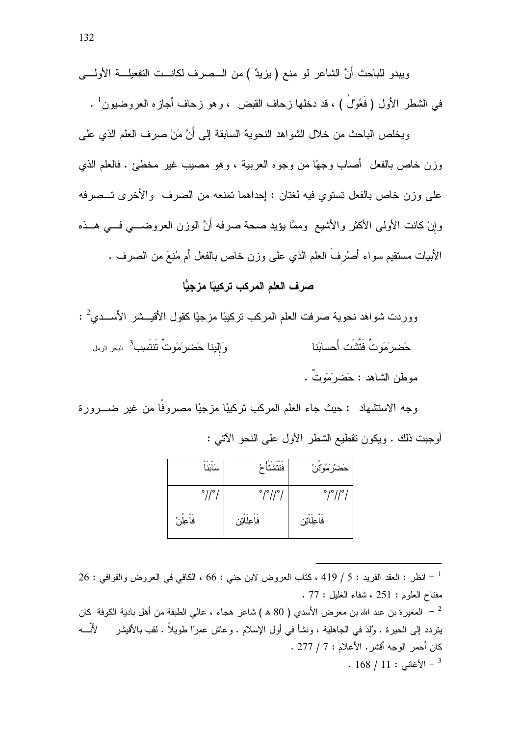ويبدو للباحث أَنَّ الشاعر لو منع ( يزيدٌ ) من الصرف لكانت التفعيلة الأولى في الشطر الأول ( فَعُولُ ) ، قد دخلها زحاف القبض ، وهو زحاف أجازه العروضيون[1] .

ويخلص الباحث من خلال الشواهد النحوية السابقة إلى أَنَّ مَنْ صرف العلم الذي على وزن خاص بالفعل أصاب وجهًا من وجوه العربية ، وهو مصيب غير مخطئ . فالعلم الذي على وزن خاص بالفعل تستوي فيه لغتان : إحداهما تمنعه من الصرف والأخرى تصرفه وإِنْ كانت الأولى الأكثر والأشيع وممَّا يؤيد صحة صرفه أَنَّ الوزن العروضي في هذه الأبيات مستقيم سواء أصُرِفَ العلم الذي على وزن خاص بالفعل أم مُنِعَ من الصرف .

## صرف العلم المركب تركيبًا مزجيًّا

ووردت شواهد نحوية صرفت العلم المركب تركيبًا مزجيًا كقول الأقيشر الأسدي[2] :

حَضرمَوتٌ فَتَّشَت أَحسابَنا وَإِلينا حَضرمَوتٌ تَنتَسِبُ[3] البحر الرمل

موطن الشاهد : حَضرمَوتٌ .

وجه الاستشهاد : حيث جاء العلم المركب تركيبًا مزجيًا مصروفًا من غير ضرورة أوجبت ذلك . ويكون تقطيع الشطر الأول على النحو الآتي :

| حَضْرَمُوتُنْ | فَتْتَشَتْأَحْ | سَابَنَا |
|---|---|---|
| /°//°/ | /°//°/ | /°//° |
| فَاْعِلَاْتُن | فَاْعِلَاْتُن | فَاْعِلُنْ |

---

[1] – انظر : العقد الفريد : 5 / 419 ، كتاب العروض لابن جني : 66 ، الكافي في العروض والقوافي : 26 مفتاح العلوم : 251 ، شفاء الغليل : 77 .

[2] – المغيرة بن عبد الله بن معرض الأسدي ( 80 هـ ) شاعر هجاء ، عالي الطبقة من أهل بادية الكوفة كان يتردد إلى الحيرة . وُلِدَ في الجاهلية ، ونشأ في أول الإسلام . وعاش عمرًا طويلاً . لقب بالأقيشر لأنَّه كان أحمر الوجه أقشر. الأعلام : 7 / 277 .

[3] – الأغاني : 11 / 168 .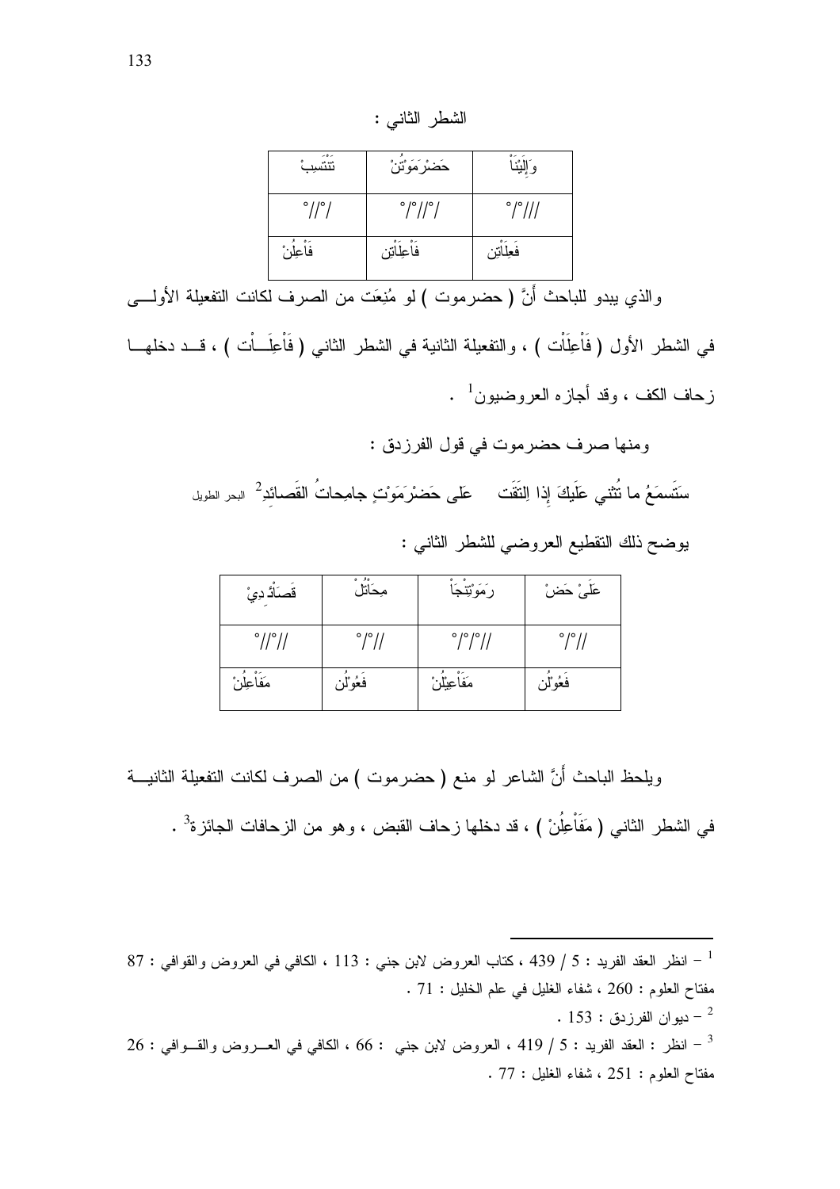الشطر الثاني :

| تَنْتَسِبْ | حَضْرَمَوْتَنْ | وَإلَيْنَاْ |
|---|---|---|
| /٥//٥ | /٥//٥/٥ | ///٥/٥ |
| فَاْعِلُنْ | فَاْعِلَاْتِن | فَعِلَاْتِن |

والذي يبدو للباحث أنَّ ( حضرموت ) لو مُنِعَت من الصرف لكانت التفعيلة الأولى في الشطر الأول ( فَاْعِلَاْت ) ، والتفعيلة الثانية في الشطر الثاني ( فَاْعِلَاْت ) ، قد دخلها زحاف الكف ، وقد أجازه العروضيون[1] .

ومنها صرف حضرموت في قول الفرزدق :

سَتَسمَعُ ما تُثني عَلَيكَ إذا اِلتَقَت    عَلى حَضْرَمَوْتٍ جامِحاتُ القَصائِدِ[2] البحر الطويل

يوضح ذلك التقطيع العروضي للشطر الثاني :

| قَصَاْئِدِيْ | مِحَاْتُلْ | رَمَوْتِنْجَاْ | عَلَىْ حَضْ |
|---|---|---|---|
| //٥//٥ | //٥/٥ | //٥/٥/٥ | //٥/٥ |
| مَفَاْعِلُنْ | فَعُوْلُن | مَفَاْعِيْلُنْ | فَعُوْلُن |

ويلحظ الباحث أنَّ الشاعر لو منع ( حضرموت ) من الصرف لكانت التفعيلة الثانية في الشطر الثاني ( مَفَاْعِلُنْ ) ، قد دخلها زحاف القبض ، وهو من الزحافات الجائزة[3] .

---

[1] – انظر العقد الفريد : 5 / 439 ، كتاب العروض لابن جني : 113 ، الكافي في العروض والقوافي : 87 مفتاح العلوم : 260 ، شفاء الغليل في علم الخليل : 71 .

[2] – ديوان الفرزدق : 153 .

[3] – انظر : العقد الفريد : 5 / 419 ، العروض لابن جني : 66 ، الكافي في العروض والقوافي : 26 مفتاح العلوم : 251 ، شفاء الغليل : 77 .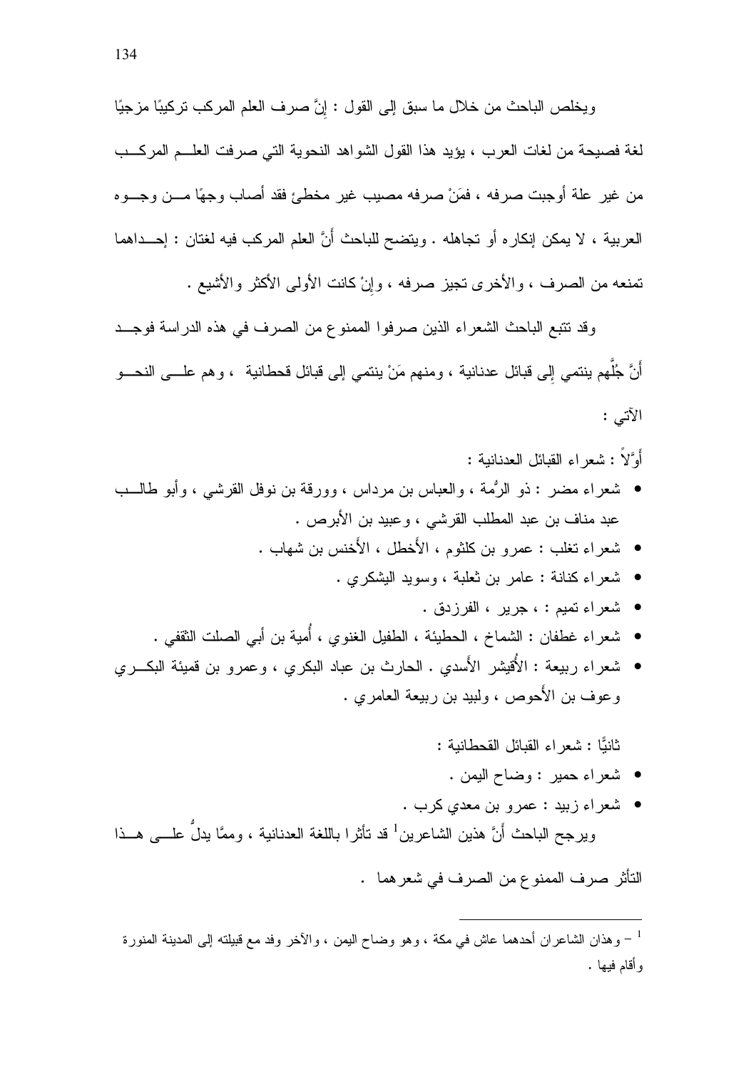ويخلص الباحث من خلال ما سبق إلى القول : إنَّ صرف العلم المركب تركيبًا مزجيًا لغة فصيحة من لغات العرب ، يؤيد هذا القول الشواهد النحوية التي صرفت العلم المركب من غير علة أوجبت صرفه ، فمَنْ صرفه مصيب غير مخطئ فقد أصاب وجهًا من وجوه العربية ، لا يمكن إنكاره أو تجاهله . ويتضح للباحث أَنَّ العلم المركب فيه لغتان : إحداهما تمنعه من الصرف ، والأخرى تجيز صرفه ، وإنْ كانت الأولى الأكثر والأشيع .

وقد تتبع الباحث الشعراء الذين صرفوا الممنوع من الصرف في هذه الدراسة فوجد أَنَّ جُلَّهم ينتمي إلى قبائل عدنانية ، ومنهم مَنْ ينتمي إلى قبائل قحطانية ، وهم على النحو الآتي :

أَوَّلاً : شعراء القبائل العدنانية :

- شعراء مضر : ذو الرُّمة ، والعباس بن مرداس ، وورقة بن نوفل القرشي ، وأبو طالب عبد مناف بن عبد المطلب القرشي ، وعبيد بن الأبرص .
- شعراء تغلب : عمرو بن كلثوم ، الأَخطل ، الأَخنس بن شهاب .
- شعراء كنانة : عامر بن ثعلبة ، وسويد اليشكري .
- شعراء تميم : ، جرير ، الفرزدق .
- شعراء غطفان : الشماخ ، الحطيئة ، الطفيل الغنوي ، أُمية بن أبي الصلت الثقفي .
- شعراء ربيعة : الأُقيشر الأَسدي . الحارث بن عباد البكري ، وعمرو بن قميئة البكري وعوف بن الأَحوص ، ولبيد بن ربيعة العامري .

ثانيًا : شعراء القبائل القحطانية :

- شعراء حمير : وضاح اليمن .
- شعراء زبيد : عمرو بن معدي كرب .

ويرجح الباحث أَنَّ هذين الشاعرين[1] قد تأثرا باللغة العدنانية ، وممَّا يدلُّ على هذا التأثر صرف الممنوع من الصرف في شعرهما .

---

[1] – وهذان الشاعران أحدهما عاش في مكة ، وهو وضاح اليمن ، والآخر وفد مع قبيلته إلى المدينة المنورة وأقام فيها .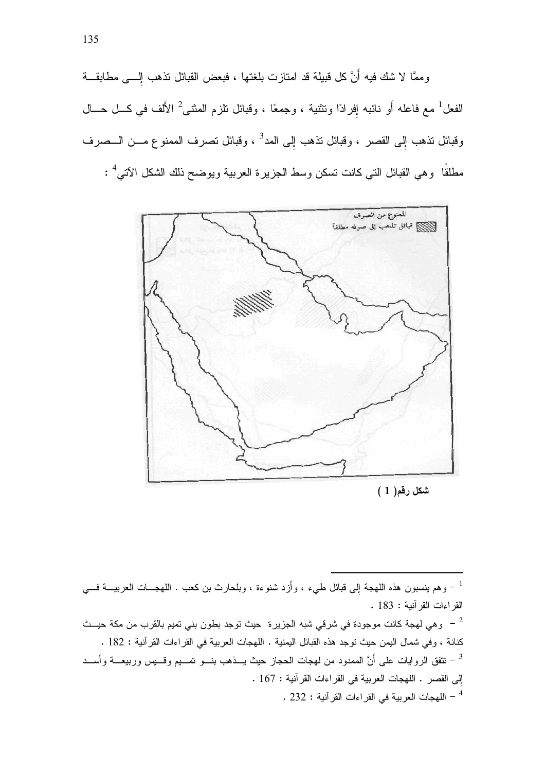وممَّا لا شك فيه أنَّ كل قبيلة قد امتازت بلغتها ، فبعض القبائل تذهب إلى مطابقة الفعل[1] مع فاعله أو نائبه إفرادًا وتثنية ، وجمعًا ، وقبائل تلزم المثنى[2] الألف في كل حال وقبائل تذهب إلى القصر ، وقبائل تذهب إلى المد[3] ، وقبائل تصرف الممنوع من الصرف مطلقًا وهي القبائل التي كانت تسكن وسط الجزيرة العربية ويوضح ذلك الشكل الآتي[4] :

شكل رقم( 1 )

---

[1] – وهم ينسبون هذه اللهجة إلى قبائل طيء ، وأزد شنوءة ، وبلحارث بن كعب . اللهجات العربية في القراءات القرآنية : 183 .

[2] – وهي لهجة كانت موجودة في شرقي شبه الجزيرة حيث توجد بطون بني تميم بالقرب من مكة حيث كنانة ، وفي شمال اليمن حيث توجد هذه القبائل اليمنية . اللهجات العربية في القراءات القرآنية : 182 .

[3] – تتفق الروايات على أنَّ الممدود من لهجات الحجاز حيث يذهب بنو تميم وقيس وربيعة وأسد إلى القصر . اللهجات العربية في القراءات القرآنية : 167 .

[4] – اللهجات العربية في القراءات القرآنية : 232 .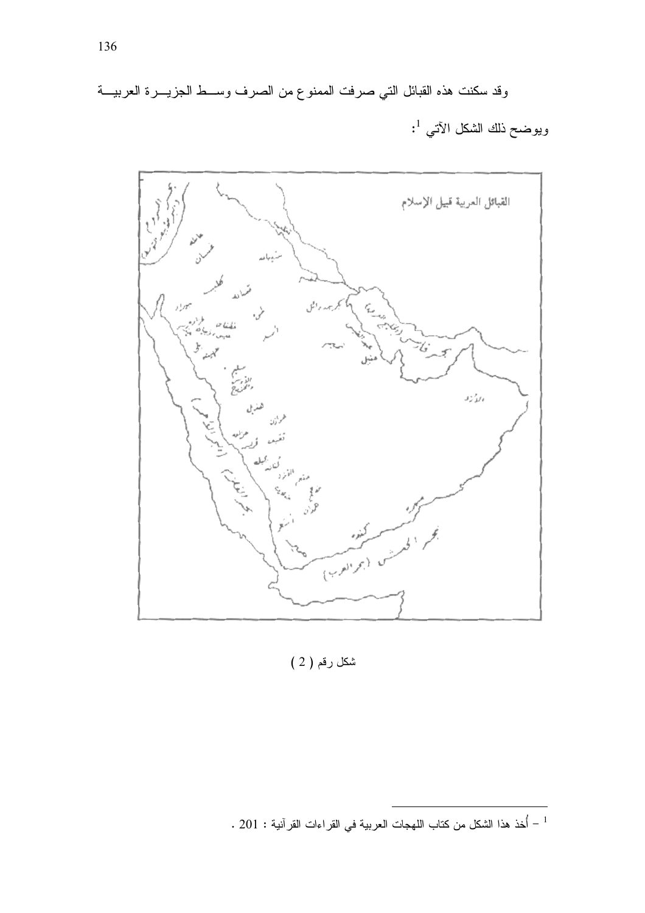وقد سكنت هذه القبائل التي صرفت الممنوع من الصرف وسـط الجزيـرة العربيـة ويوضح ذلك الشكل الآتي [1]:

شكل رقم ( 2 )

[1] – أُخذ هذا الشكل من كتاب اللهجات العربية في القراءات القرآنية : 201 .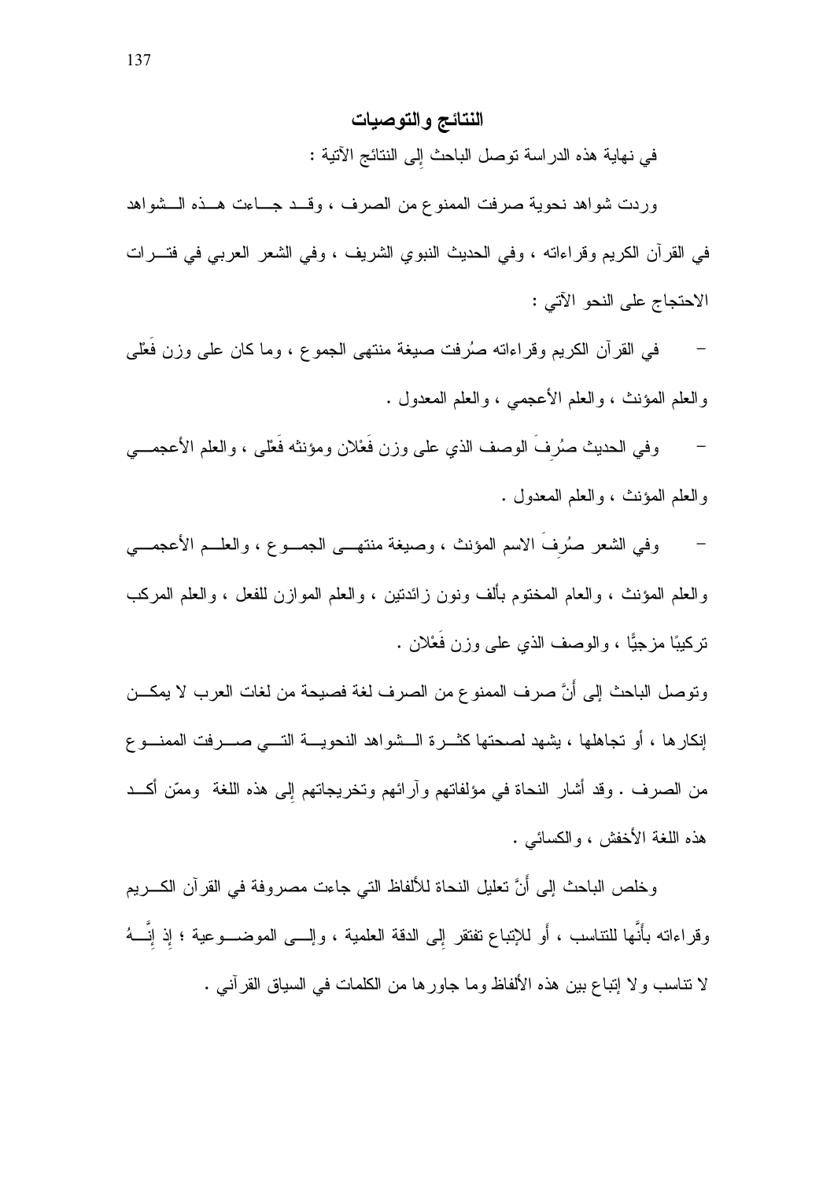## النتائج والتوصيات

في نهاية هذه الدراسة توصل الباحث إلى النتائج الآتية :

وردت شواهد نحوية صرفت الممنوع من الصرف ، وقد جاءت هذه الشواهد في القرآن الكريم وقراءاته ، وفي الحديث النبوي الشريف ، وفي الشعر العربي في فترات الاحتجاج على النحو الآتي :

- في القرآن الكريم وقراءاته صُرفت صيغة منتهى الجموع ، وما كان على وزن فَعْلى والعلم المؤنث ، والعلم الأعجمي ، والعلم المعدول .
- وفي الحديث صُرِفَ الوصف الذي على وزن فَعْلان ومؤنثه فَعْلى ، والعلم الأعجمي والعلم المؤنث ، والعلم المعدول .
- وفي الشعر صُرِفَ الاسم المؤنث ، وصيغة منتهى الجموع ، والعلم الأعجمي والعلم المؤنث ، والعام المختوم بألف ونون زائدتين ، والعلم الموازن للفعل ، والعلم المركب تركيبًا مزجيًّا ، والوصف الذي على وزن فَعْلان .

وتوصل الباحث إلى أنَّ صرف الممنوع من الصرف لغة فصيحة من لغات العرب لا يمكن إنكارها ، أو تجاهلها ، يشهد لصحتها كثرة الشواهد النحوية التي صرفت الممنوع من الصرف . وقد أشار النحاة في مؤلفاتهم وآرائهم وتخريجاتهم إلى هذه اللغة وممّن أكد هذه اللغة الأخفش ، والكسائي .

وخلص الباحث إلى أنَّ تعليل النحاة للألفاظ التي جاءت مصروفة في القرآن الكريم وقراءاته بأنَّها للتناسب ، أو للإتباع تفتقر إلى الدقة العلمية ، وإلى الموضوعية ؛ إذ إنَّهُ لا تناسب ولا إتباع بين هذه الألفاظ وما جاورها من الكلمات في السياق القرآني .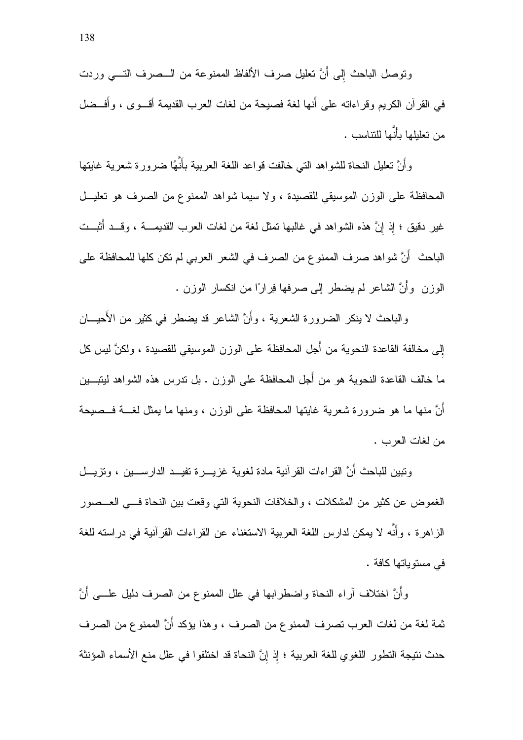وتوصل الباحث إلى أنَّ تعليل صرف الألفاظ الممنوعة من الصرف التي وردت في القرآن الكريم وقراءاته على أنها لغة فصيحة من لغات العرب القديمة أقوى ، وأفضل من تعليلها بأنَّها للتناسب .

وأنَّ تعليل النحاة للشواهد التي خالفت قواعد اللغة العربية بأنَّهُا ضرورة شعرية غايتها المحافظة على الوزن الموسيقي للقصيدة ، ولا سيما شواهد الممنوع من الصرف هو تعليل غير دقيق ؛ إذ إنَّ هذه الشواهد في غالبها تمثل لغة من لغات العرب القديمة ، وقد أثبت الباحث أنَّ شواهد صرف الممنوع من الصرف في الشعر العربي لم تكن كلها للمحافظة على الوزن وأنَّ الشاعر لم يضطر إلى صرفها فِرارًا من انكسار الوزن .

والباحث لا ينكر الضرورة الشعرية ، وأنَّ الشاعر قد يضطر في كثير من الأَحيان إلى مخالفة القاعدة النحوية من أَجل المحافظة على الوزن الموسيقي للقصيدة ، ولكنَّ ليس كل ما خالف القاعدة النحوية هو من أَجل المحافظة على الوزن . بل تدرس هذه الشواهد ليتبين أَنَّ منها ما هو ضرورة شعرية غايتها المحافظة على الوزن ، ومنها ما يمثل لغة فصيحة من لغات العرب .

وتبين للباحث أَنَّ القراءات القرآنية مادة لغوية غزيرة تفيد الدارسين ، وتزيل الغموض عن كثير من المشكلات ، والخلافات النحوية التي وقعت بين النحاة في العصور الزاهرة ، وأَنَّه لا يمكن لدارس اللغة العربية الاستغناء عن القراءات القرآنية في دراسته للغة في مستوياتها كافة .

وأَنَّ اختلاف آراء النحاة واضطرابها في علل الممنوع من الصرف دليل على أَنَّ ثمة لغة من لغات العرب تصرف الممنوع من الصرف ، وهذا يؤكد أَنَّ الممنوع من الصرف حدث نتيجة التطور اللغوي للغة العربية ؛ إذ إنَّ النحاة قد اختلفوا في علل منع الأسماء المؤنثة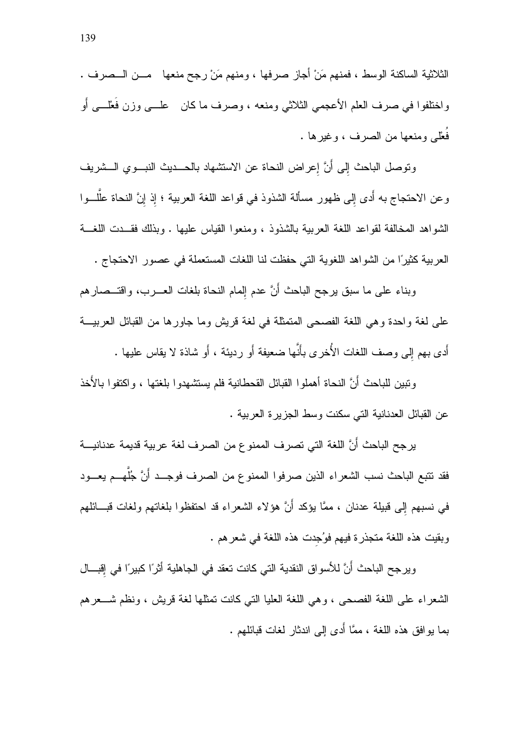الثلاثية الساكنة الوسط ، فمنهم مَنْ أجاز صرفها ، ومنهم مَنْ رجح منعها من الصرف . واختلفوا في صرف العلم الأعجمي الثلاثي ومنعه ، وصرف ما كان على وزن فَعْلى أو فُعْلى ومنعها من الصرف ، وغيرها .

وتوصل الباحث إلى أَنَّ إعراض النحاة عن الاستشهاد بالحديث النبوي الشريف وعن الاحتجاج به أَدى إلى ظهور مسألة الشذوذ في قواعد اللغة العربية ؛ إذ إنَّ النحاة علَّلوا الشواهد المخالفة لقواعد اللغة العربية بالشذوذ ، ومنعوا القياس عليها . وبذلك فقدت اللغة العربية كثيرًا من الشواهد اللغوية التي حفظت لنا اللغات المستعملة في عصور الاحتجاج .

وبناء على ما سبق يرجح الباحث أَنَّ عدم إلمام النحاة بلغات العرب، واقتصارهم على لغة واحدة وهي اللغة الفصحى المتمثلة في لغة قريش وما جاورها من القبائل العربية أَدى بهم إلى وصف اللغات الأُخرى بأَنَّها ضعيفة أَو رديئة ، أَو شاذة لا يقاس عليها .

وتبين للباحث أَنَّ النحاة أهملوا القبائل القحطانية فلم يستشهدوا بلغتها ، واكتفوا بالأَخذ عن القبائل العدنانية التي سكنت وسط الجزيرة العربية .

يرجح الباحث أَنَّ اللغة التي تصرف الممنوع من الصرف لغة عربية قديمة عدنانية فقد تتبع الباحث نسب الشعراء الذين صرفوا الممنوع من الصرف فوجد أَنَّ جُلَّهم يعود في نسبهم إلى قبيلة عدنان ، ممَّا يؤكد أَنَّ هؤلاء الشعراء قد احتفظوا بلغاتهم ولغات قبائلهم وبقيت هذه اللغة متجذرة فيهم فوُجِدت هذه اللغة في شعرهم .

ويرجح الباحث أَنَّ للأسواق النقدية التي كانت تعقد في الجاهلية أثرًا كبيرًا في إقبال الشعراء على اللغة الفصحى ، وهي اللغة العليا التي كانت تمثلها لغة قريش ، ونظم شعرهم بما يوافق هذه اللغة ، ممَّا أَدى إلى اندثار لغات قبائلهم .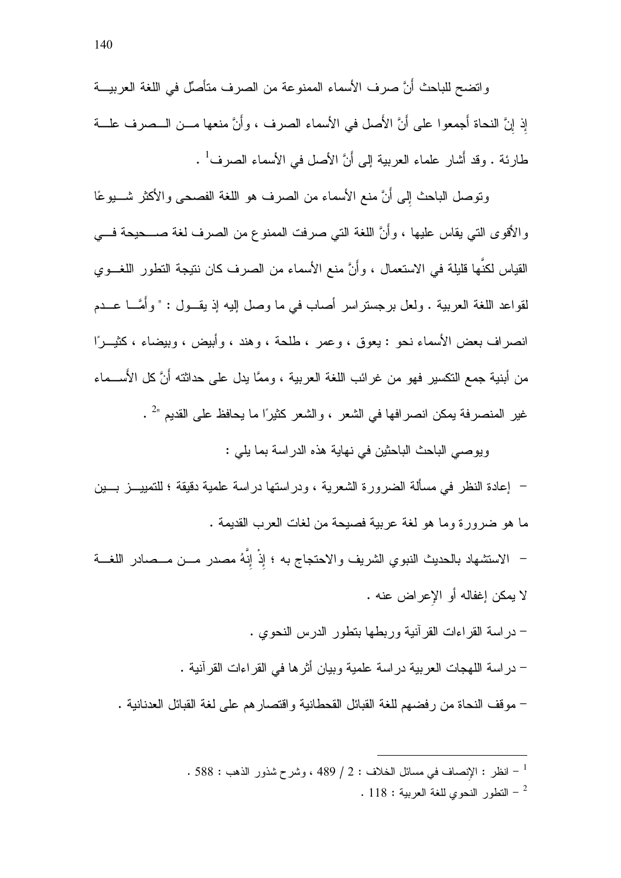واتضح للباحث أَنَّ صرف الأسماء الممنوعة من الصرف متأصِّل في اللغة العربية إذ إنَّ النحاة أَجمعوا على أَنَّ الأَصل في الأسماء الصرف ، وأَنَّ منعها من الصرف علة طارئة . وقد أَشار علماء العربية إلى أَنَّ الأصل في الأسماء الصرف[1] .

وتوصل الباحث إلى أَنَّ منع الأسماء من الصرف هو اللغة الفصحى والأكثر شيوعًا والأقوى التي يقاس عليها ، وأَنَّ اللغة التي صرفت الممنوع من الصرف لغة صحيحة في القياس لكنَّها قليلة في الاستعمال ، وأَنَّ منع الأسماء من الصرف كان نتيجة التطور اللغوي لقواعد اللغة العربية . ولعل برجستراسر أصاب في ما وصل إليه إذ يقول : " وأمَّا عدم انصراف بعض الأسماء نحو : يعوق ، وعمر ، طلحة ، وهند ، وأبيض ، وبيضاء ، كثيرًا من أبنية جمع التكسير فهو من غرائب اللغة العربية ، وممَّا يدل على حداثته أَنَّ كل الأَسماء غير المنصرفة يمكن انصرافها في الشعر ، والشعر كثيرًا ما يحافظ على القديم "[2] .

ويوصي الباحث الباحثين في نهاية هذه الدراسة بما يلي :

- إعادة النظر في مسألة الضرورة الشعرية ، ودراستها دراسة علمية دقيقة ؛ للتمييز بين ما هو ضرورة وما هو لغة عربية فصيحة من لغات العرب القديمة .
- الاستشهاد بالحديث النبوي الشريف والاحتجاج به ؛ إذْ إنَّهُ مصدر من مصادر اللغة لا يمكن إغفاله أو الإِعراض عنه .
- دراسة القراءات القرآنية وربطها بتطور الدرس النحوي .
- دراسة اللهجات العربية دراسة علمية وبيان أثرها في القراءات القرآنية .
- موقف النحاة من رفضهم للغة القبائل القحطانية واقتصارهم على لغة القبائل العدنانية .

---

[1] - انظر : الإنصاف في مسائل الخلاف : 2 / 489 ، وشرح شذور الذهب : 588 .

[2] - التطور النحوي للغة العربية : 118 .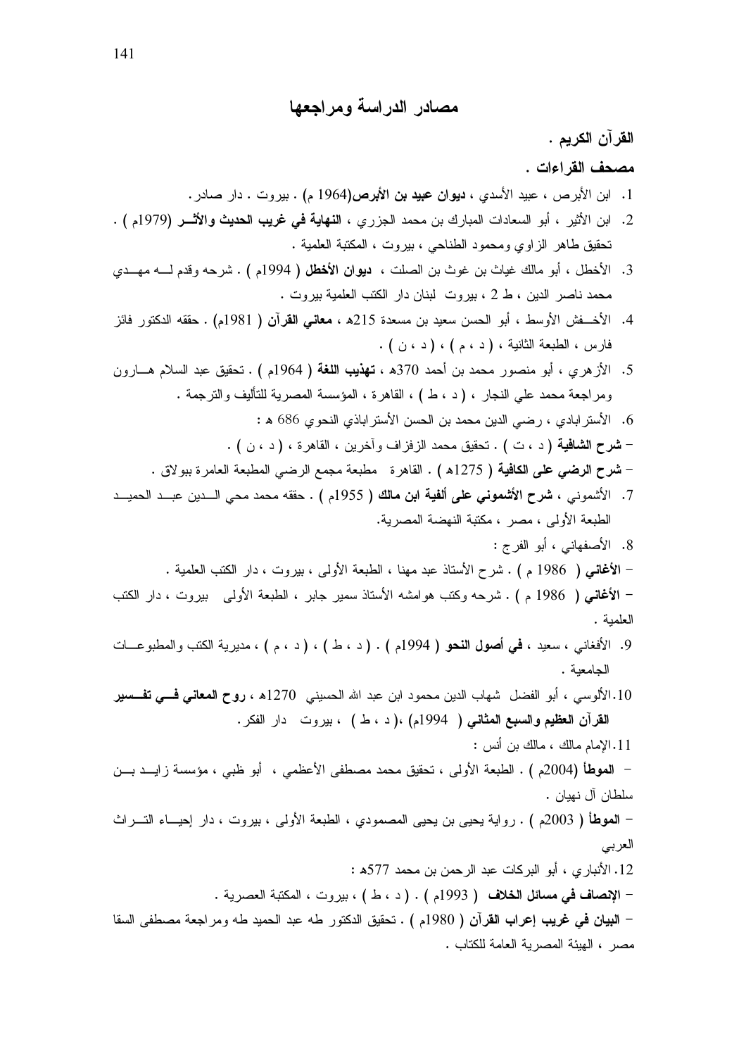## مصادر الدراسة ومراجعها

**القرآن الكريم .**

**مصحف القراءات .**

1. ابن الأبرص ، عبيد الأسدي ، **ديوان عبيد بن الأبرص**(1964 م) . بيروت . دار صادر.
2. ابن الأثير ، أبو السعادات المبارك بن محمد الجزري ، **النهاية في غريب الحديث والأثر** (1979م ) . تحقيق طاهر الزاوي ومحمود الطناحي ، بيروت ، المكتبة العلمية .
3. الأخطل ، أبو مالك غياث بن غوث بن الصلت ، **ديوان الأخطل** ( 1994م ) . شرحه وقدم له مهدي محمد ناصر الدين ، ط 2 ، بيروت لبنان دار الكتب العلمية بيروت .
4. الأخفش الأوسط ، أبو الحسن سعيد بن مسعدة 215ﻫ ، **معاني القرآن** ( 1981م) . حققه الدكتور فائز فارس ، الطبعة الثانية ، ( د ، م ) ، ( د ، ن ) .
5. الأزهري ، أبو منصور محمد بن أحمد 370ﻫ ، **تهذيب اللغة** ( 1964م ) . تحقيق عبد السلام هارون ومراجعة محمد علي النجار ، ( د ، ط ) ، القاهرة ، المؤسسة المصرية للتأليف والترجمة .
6. الأسترابادي ، رضي الدين محمد بن الحسن الأستراباذي النحوي 686 ﻫ :
   - **شرح الشافية** ( د ، ت ) . تحقيق محمد الزفزاف وآخرين ، القاهرة ، ( د ، ن ) .
   - **شرح الرضي على الكافية** ( 1275ﻫ ) . القاهرة مطبعة مجمع الرضي المطبعة العامرة ببولاق .
7. الأشموني ، **شرح الأشموني على ألفية ابن مالك** ( 1955م ) . حققه محمد محي الدين عبد الحميد الطبعة الأولى ، مصر ، مكتبة النهضة المصرية.
8. الأصفهاني ، أبو الفرج :
   - **الأغاني** ( 1986 م ) . شرح الأستاذ عبد مهنا ، الطبعة الأولى ، بيروت ، دار الكتب العلمية .
   - **الأغاني** ( 1986 م ) . شرحه وكتب هوامشه الأستاذ سمير جابر ، الطبعة الأولى بيروت ، دار الكتب العلمية .
9. الأفغاني ، سعيد ، **في أصول النحو** ( 1994م ) . ( د ، ط ) ، ( د ، م ) ، مديرية الكتب والمطبوعات الجامعية .
10. الألوسي ، أبو الفضل شهاب الدين محمود ابن عبد الله الحسيني 1270ﻫ ، **روح المعاني في تفسير القرآن العظيم والسبع المثاني** ( 1994م) ،( د ، ط ) ، بيروت دار الفكر.
11. الإمام مالك ، مالك بن أنس :
   - **الموطأ** (2004م ) . الطبعة الأولى ، تحقيق محمد مصطفى الأعظمي ، أبو ظبي ، مؤسسة زايد بن سلطان آل نهيان .
   - **الموطأ** ( 2003م ) . رواية يحيى بن يحيى المصمودي ، الطبعة الأولى ، بيروت ، دار إحياء التراث العربي
12. الأنباري ، أبو البركات عبد الرحمن بن محمد 577ﻫ :
   - **الإنصاف في مسائل الخلاف** ( 1993م ) . ( د ، ط ) ، بيروت ، المكتبة العصرية .
   - **البيان في غريب إعراب القرآن** ( 1980م ) . تحقيق الدكتور طه عبد الحميد طه ومراجعة مصطفى السقا مصر ، الهيئة المصرية العامة للكتاب .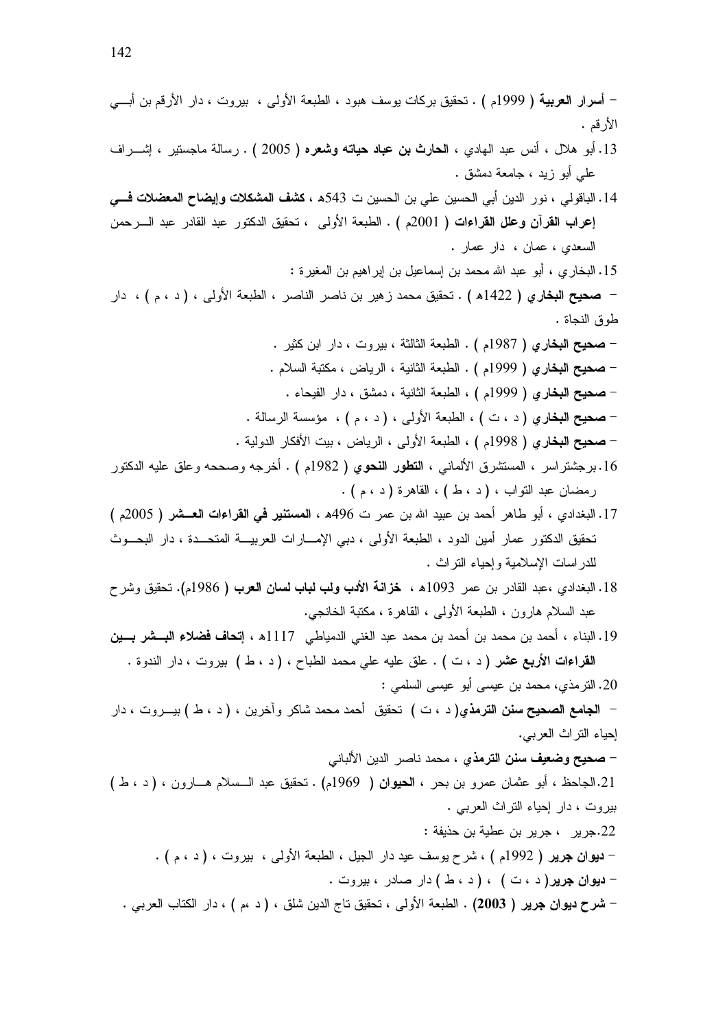- **أسرار العربية** ( 1999م ) . تحقيق بركات يوسف هبود ، الطبعة الأولى ، بيروت ، دار الأرقم بن أبي الأرقم .

13. أبو هلال ، أنس عبد الهادي ، **الحارث بن عباد حياته وشعره** ( 2005 ) . رسالة ماجستير ، إشراف علي أبو زيد ، جامعة دمشق .

14. الباقولي ، نور الدين أبي الحسين علي بن الحسين ت 543هـ ، **كشف المشكلات وإيضاح المعضلات في إعراب القرآن وعلل القراءات** ( 2001م ) . الطبعة الأولى ، تحقيق الدكتور عبد القادر عبد الرحمن السعدي ، عمان ، دار عمار .

15. البخاري ، أبو عبد الله محمد بن إسماعيل بن إبراهيم بن المغيرة :

- **صحيح البخاري** ( 1422هـ ) . تحقيق محمد زهير بن ناصر الناصر ، الطبعة الأولى ، ( د ، م ) ، دار طوق النجاة .
- **صحيح البخاري** ( 1987م ) . الطبعة الثالثة ، بيروت ، دار ابن كثير .
- **صحيح البخاري** ( 1999م ) . الطبعة الثانية ، الرياض ، مكتبة السلام .
- **صحيح البخاري** ( 1999م ) ، الطبعة الثانية ، دمشق ، دار الفيحاء .
- **صحيح البخاري** ( د ، ت ) ، الطبعة الأولى ، ( د ، م ) ، مؤسسة الرسالة .
- **صحيح البخاري** ( 1998م ) ، الطبعة الأولى ، الرياض ، بيت الأفكار الدولية .

16. برجشتراسر ، المستشرق الألماني ، **التطور النحوي** ( 1982م ) . أخرجه وصححه وعلق عليه الدكتور رمضان عبد التواب ، ( د ، ط ) ، القاهرة ( د ، م ) .

17. البغدادي ، أبو طاهر أحمد بن عبيد الله بن عمر ت 496هـ ، **المستنير في القراءات العشر** ( 2005م ) تحقيق الدكتور عمار أمين الدود ، الطبعة الأولى ، دبي الإمارات العربية المتحدة ، دار البحوث للدراسات الإسلامية وإحياء التراث .

18. البغدادي ،عبد القادر بن عمر 1093هـ ، **خزانة الأدب ولب لباب لسان العرب** ( 1986م). تحقيق وشرح عبد السلام هارون ، الطبعة الأولى ، القاهرة ، مكتبة الخانجي.

19. البناء ، أحمد بن محمد بن أحمد بن محمد عبد الغني الدمياطي 1117هـ ، **إتحاف فضلاء البشر بين القراءات الأربع عشر** ( د ، ت ) . علق عليه علي محمد الطباح ، ( د ، ط ) بيروت ، دار الندوة .

20. الترمذي، محمد بن عيسى أبو عيسى السلمي :

- **الجامع الصحيح سنن الترمذي**( د ، ت ) تحقيق أحمد محمد شاكر وآخرين ، ( د ، ط ) بيروت ، دار إحياء التراث العربي.
- **صحيح وضعيف سنن الترمذي** ، محمد ناصر الدين الألباني

21. الجاحظ ، أبو عثمان عمرو بن بحر ، **الحيوان** ( 1969م) . تحقيق عبد السلام هارون ، ( د ، ط ) بيروت ، دار إحياء التراث العربي .

22. جرير ، جرير بن عطية بن حذيفة :

- **ديوان جرير** ( 1992م ) ، شرح يوسف عيد دار الجيل ، الطبعة الأولى ، بيروت ، ( د ، م ) .
- **ديوان جرير**( د ، ت ) ، ( د ، ط ) دار صادر ، بيروت .
- **شرح ديوان جرير ( 2003)** . الطبعة الأولى ، تحقيق تاج الدين شلق ، ( د ،م ) ، دار الكتاب العربي .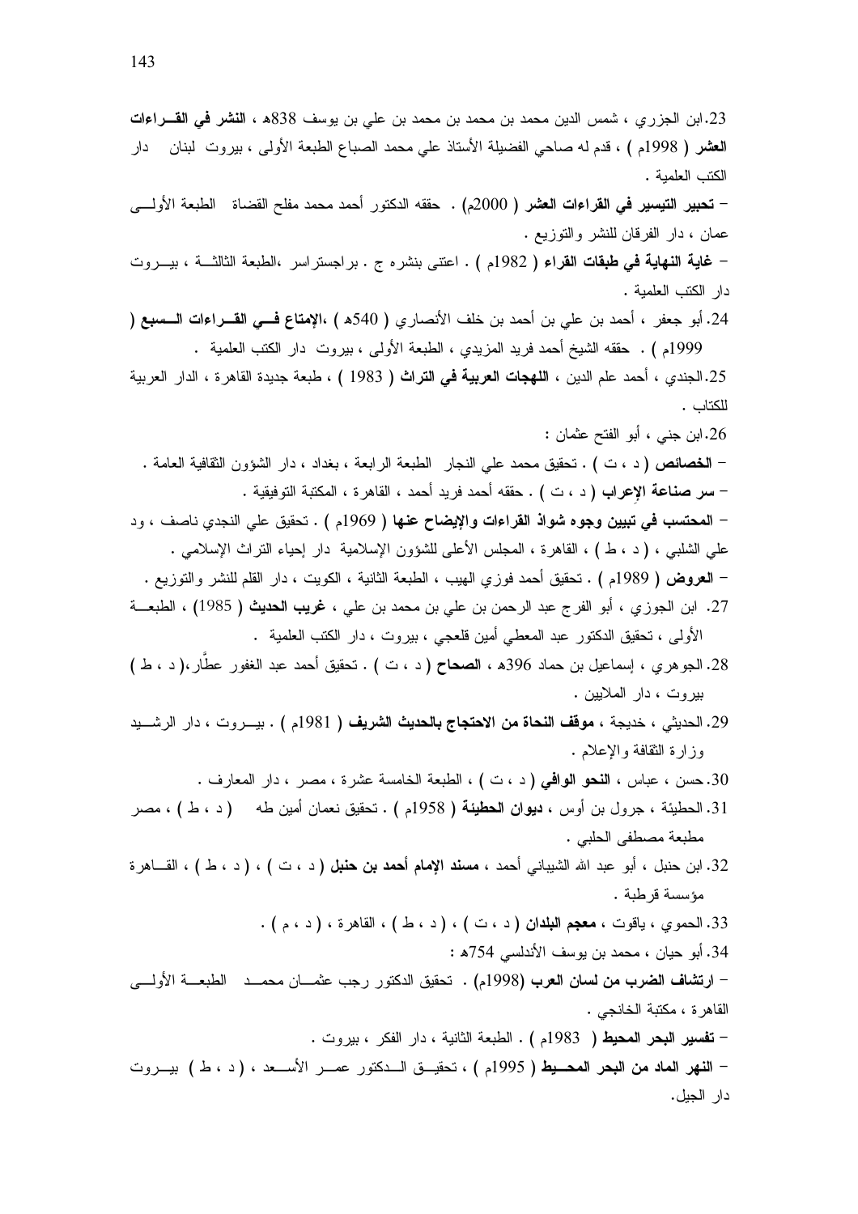23. ابن الجزري ، شمس الدين محمد بن محمد بن علي بن يوسف 838هـ ، **النشر في القــراءات العشر** ( 1998م ) ، قدم له صاحي الفضيلة الأستاذ علي محمد الصباع الطبعة الأولى ، بيروت لبنان دار الكتب العلمية .

– **تحبير التيسير في القراءات العشر** ( 2000م) . حققه الدكتور أحمد محمد مفلح القضاة الطبعة الأولـــى عمان ، دار الفرقان للنشر والتوزيع .

– **غاية النهاية في طبقات القراء** ( 1982م ) . اعتنى بنشره ج . براجستراسر ،الطبعة الثالثـــة ، بيـــروت دار الكتب العلمية .

24. أبو جعفر ، أحمد بن علي بن أحمد بن خلف الأنصاري ( 540هـ ) ،**الإمتاع فـــي القـــراءات الـــسبع** ( 1999م ) . حققه الشيخ أحمد فريد المزيدي ، الطبعة الأولى ، بيروت دار الكتب العلمية .

25. الجندي ، أحمد علم الدين ، **اللهجات العربية في التراث** ( 1983 ) ، طبعة جديدة القاهرة ، الدار العربية للكتاب .

26. ابن جني ، أبو الفتح عثمان :

– **الخصائص** ( د ، ت ) . تحقيق محمد علي النجار الطبعة الرابعة ، بغداد ، دار الشؤون الثقافية العامة .

– **سر صناعة الإعراب** ( د ، ت ) . حققه أحمد فريد أحمد ، القاهرة ، المكتبة التوفيقية .

– **المحتسب في تبيين وجوه شواذ القراءات والإيضاح عنها** ( 1969م ) . تحقيق علي النجدي ناصف ، ود علي الشلبي ، ( د ، ط ) ، القاهرة ، المجلس الأعلى للشؤون الإسلامية دار إحياء التراث الإسلامي .

– **العروض** ( 1989م ) . تحقيق أحمد فوزي الهيب ، الطبعة الثانية ، الكويت ، دار القلم للنشر والتوزيع .

27. ابن الجوزي ، أبو الفرج عبد الرحمن بن علي بن محمد بن علي ، **غريب الحديث** ( 1985) ، الطبعـــة الأولى ، تحقيق الدكتور عبد المعطي أمين قلعجي ، بيروت ، دار الكتب العلمية .

28. الجوهري ، إسماعيل بن حماد 396هـ ، **الصحاح** ( د ، ت ) . تحقيق أحمد عبد الغفور عطَّار،( د ، ط ) بيروت ، دار الملايين .

29. الحديثي ، خديجة ، **موقف النحاة من الاحتجاج بالحديث الشريف** ( 1981م ) . بيـــروت ، دار الرشـــيد وزارة الثقافة والإعلام .

30. حسن ، عباس ، **النحو الوافي** ( د ، ت ) ، الطبعة الخامسة عشرة ، مصر ، دار المعارف .

31. الحطيئة ، جرول بن أوس ، **ديوان الحطيئة** ( 1958م ) . تحقيق نعمان أمين طه ( د ، ط ) ، مصر مطبعة مصطفى الحلبي .

32. ابن حنبل ، أبو عبد الله الشيباني أحمد ، **مسند الإمام أحمد بن حنبل** ( د ، ت ) ، ( د ، ط ) ، القـــاهرة مؤسسة قرطبة .

33. الحموي ، ياقوت ، **معجم البلدان** ( د ، ت ) ، ( د ، ط ) ، القاهرة ، ( د ، م ) .

34. أبو حيان ، محمد بن يوسف الأندلسي 754هـ :

– **ارتشاف الضرب من لسان العرب** (1998م) . تحقيق الدكتور رجب عثمـــان محمـــد الطبعـــة الأولـــى القاهرة ، مكتبة الخانجي .

– **تفسير البحر المحيط** ( 1983م ) . الطبعة الثانية ، دار الفكر ، بيروت .

– **النهر الماد من البحر المحـــيط** ( 1995م ) ، تحقيـــق الـــدكتور عمـــر الأســـعد ، ( د ، ط ) بيـــروت دار الجيل.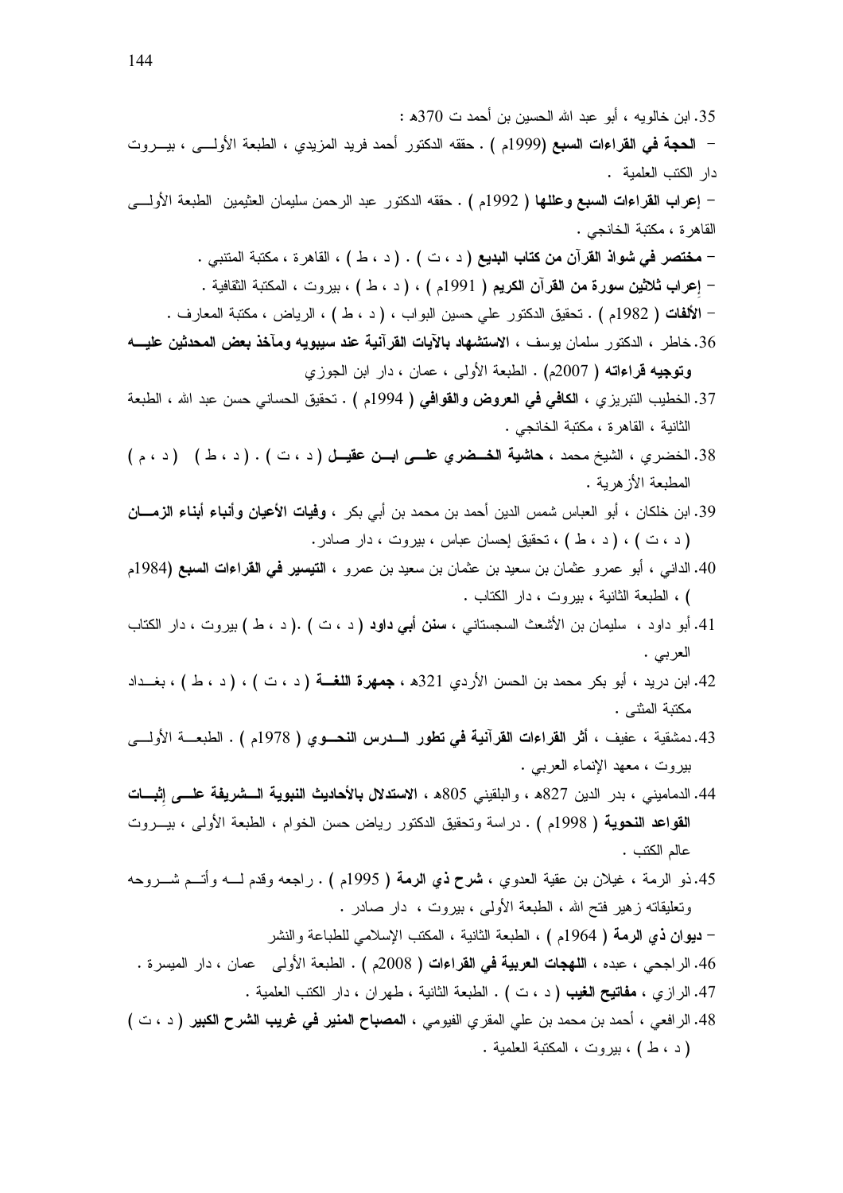35. ابن خالويه ، أبو عبد الله الحسين بن أحمد ت 370هـ :

- **الحجة في القراءات السبع** (1999م ) . حققه الدكتور أحمد فريد المزيدي ، الطبعة الأولى ، بيروت دار الكتب العلمية .
- **إعراب القراءات السبع وعللها** ( 1992م ) . حققه الدكتور عبد الرحمن سليمان العثيمين الطبعة الأولى القاهرة ، مكتبة الخانجي .
- **مختصر في شواذ القرآن من كتاب البديع** ( د ، ت ) . ( د ، ط ) ، القاهرة ، مكتبة المتنبي .
- **إعراب ثلاثين سورة من القرآن الكريم** ( 1991م ) ، ( د ، ط ) ، بيروت ، المكتبة الثقافية .
- **الألفات** ( 1982م ) . تحقيق الدكتور علي حسين البواب ، ( د ، ط ) ، الرياض ، مكتبة المعارف .

36. خاطر ، الدكتور سلمان يوسف ، **الاستشهاد بالآيات القرآنية عند سيبويه ومآخذ بعض المحدثين عليه وتوجيه قراءاته** ( 2007م) . الطبعة الأولى ، عمان ، دار ابن الجوزي

37. الخطيب التبريزي ، **الكافي في العروض والقوافي** ( 1994م ) . تحقيق الحساني حسن عبد الله ، الطبعة الثانية ، القاهرة ، مكتبة الخانجي .

38. الخضري ، الشيخ محمد ، **حاشية الخضري على ابن عقيل** ( د ، ت ) . ( د ، ط ) ( د ، م ) المطبعة الأزهرية .

39. ابن خلكان ، أبو العباس شمس الدين أحمد بن محمد بن أبي بكر ، **وفيات الأعيان وأنباء أبناء الزمان** ( د ، ت ) ، ( د ، ط ) ، تحقيق إحسان عباس ، بيروت ، دار صادر .

40. الداني ، أبو عمرو عثمان بن سعيد بن عثمان بن سعيد بن عمرو ، **التيسير في القراءات السبع** (1984م ) ، الطبعة الثانية ، بيروت ، دار الكتاب .

41. أبو داود ، سليمان بن الأشعث السجستاني ، **سنن أبي داود** ( د ، ت ) .( د ، ط ) بيروت ، دار الكتاب العربي .

42. ابن دريد ، أبو بكر محمد بن الحسن الأردي 321هـ ، **جمهرة اللغة** ( د ، ت ) ، ( د ، ط ) ، بغداد مكتبة المثنى .

43. دمشقية ، عفيف ، **أثر القراءات القرآنية في تطور الدرس النحوي** ( 1978م ) . الطبعة الأولى بيروت ، معهد الإنماء العربي .

44. الدماميني ، بدر الدين 827هـ ، والبلقيني 805هـ ، **الاستدلال بالأحاديث النبوية الشريفة على إثبات القواعد النحوية** ( 1998م ) . دراسة وتحقيق الدكتور رياض حسن الخوام ، الطبعة الأولى ، بيروت عالم الكتب .

45. ذو الرمة ، غيلان بن عقبة العدوي ، **شرح ذي الرمة** ( 1995م ) . راجعه وقدم له وأتم شروحه وتعليقاته زهير فتح الله ، الطبعة الأولى ، بيروت ، دار صادر .

- **ديوان ذي الرمة** ( 1964م ) ، الطبعة الثانية ، المكتب الإسلامي للطباعة والنشر

46. الراجحي ، عبده ، **اللهجات العربية في القراءات** ( 2008م ) . الطبعة الأولى عمان ، دار الميسرة .

47. الرازي ، **مفاتيح الغيب** ( د ، ت ) . الطبعة الثانية ، طهران ، دار الكتب العلمية .

48. الرافعي ، أحمد بن محمد بن علي المقري الفيومي ، **المصباح المنير في غريب الشرح الكبير** ( د ، ت ) ( د ، ط ) ، بيروت ، المكتبة العلمية .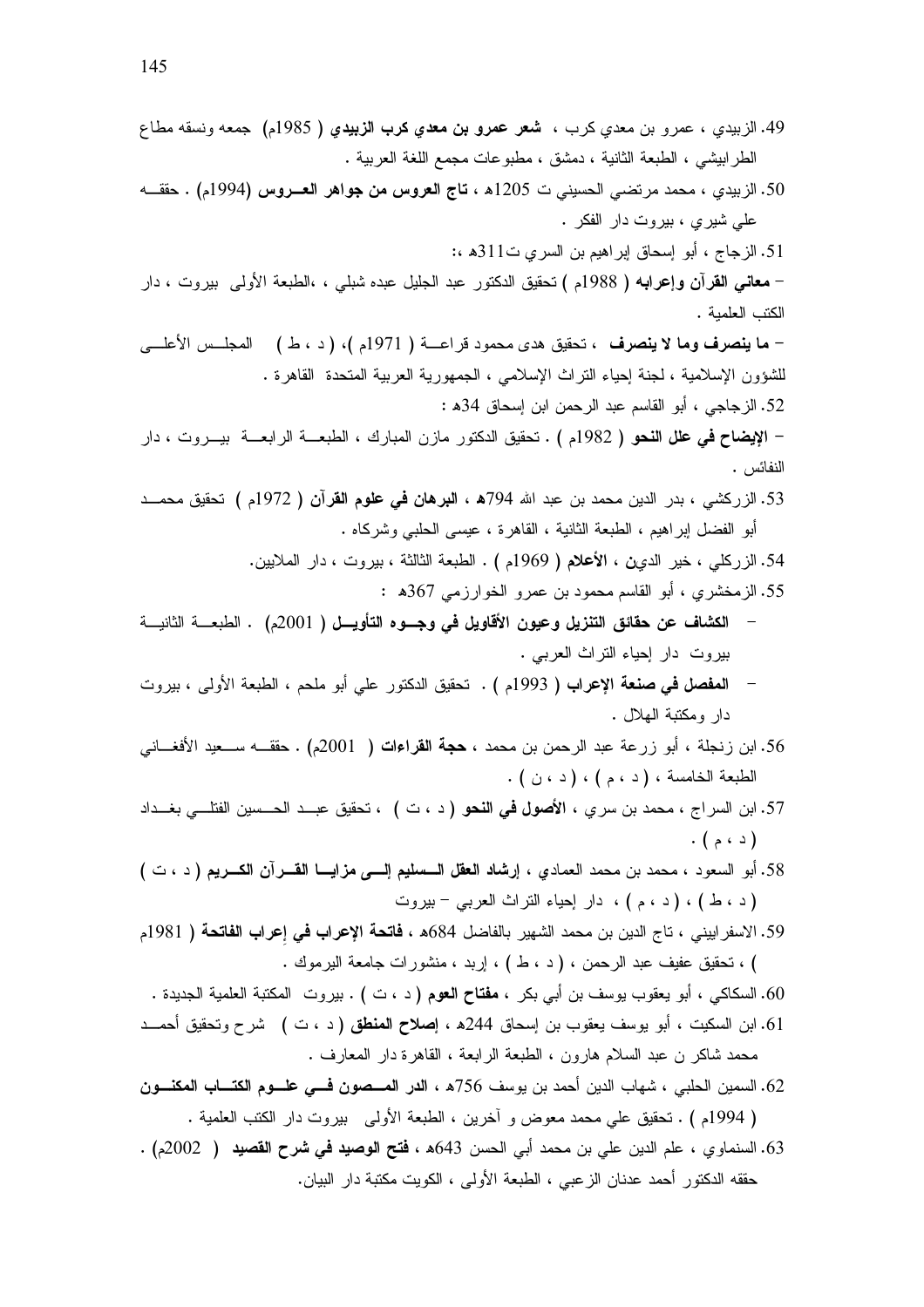49. الزبيدي ، عمرو بن معدي كرب ، **شعر عمرو بن معدي كرب الزبيدي** ( 1985م) جمعه ونسقه مطاع الطرابيشي ، الطبعة الثانية ، دمشق ، مطبوعات مجمع اللغة العربية .

50. الزبيدي ، محمد مرتضي الحسيني ت 1205هـ ، **تاج العروس من جواهر العـروس** (1994م) . حققـه علي شيري ، بيروت دار الفكر .

51. الزجاج ، أبو إسحاق إبراهيم بن السري ت311هـ ،:

– **معاني القرآن وإعرابه** ( 1988م ) تحقيق الدكتور عبد الجليل عبده شبلي ، ،الطبعة الأولى بيروت ، دار الكتب العلمية .

– **ما ينصرف وما لا ينصرف** ، تحقيق هدى محمود قراعـة ( 1971م )، ( د ، ط ) المجلـس الأعلـى للشؤون الإسلامية ، لجنة إحياء التراث الإسلامي ، الجمهورية العربية المتحدة القاهرة .

52. الزجاجي ، أبو القاسم عبد الرحمن ابن إسحاق 34هـ :

– **الإيضاح في علل النحو** ( 1982م ) . تحقيق الدكتور مازن المبارك ، الطبعـة الرابعـة بيـروت ، دار النفائس .

53. الزركشي ، بدر الدين محمد بن عبد الله 794هـ ، **البرهان في علوم القرآن** ( 1972م ) تحقيق محمـد أبو الفضل إبراهيم ، الطبعة الثانية ، القاهرة ، عيسى الحلبي وشركاه .

54. الزركلي ، خير الدين ، **الأعلام** ( 1969م ) . الطبعة الثالثة ، بيروت ، دار الملايين.

55. الزمخشري ، أبو القاسم محمود بن عمرو الخوارزمي 367هـ :

– **الكشاف عن حقائق التنزيل وعيون الأقاويل في وجـوه التأويـل** ( 2001م) . الطبعـة الثانيـة بيروت دار إحياء التراث العربي .

– **المفصل في صنعة الإعراب** ( 1993م ) . تحقيق الدكتور علي أبو ملحم ، الطبعة الأولى ، بيروت دار ومكتبة الهلال .

56. ابن زنجلة ، أبو زرعة عبد الرحمن بن محمد ، **حجة القراءات** ( 2001م) . حققـه سـعيد الأفغـاني الطبعة الخامسة ، ( د ، م ) ، ( د ، ن ) .

57. ابن السراج ، محمد بن سري ، **الأصول في النحو** ( د ، ت ) ، تحقيق عبـد الحـسين الفتلـي بغـداد ( د ، م ) .

58. أبو السعود ، محمد بن محمد العمادي ، **إرشاد العقل الـسليم إلـى مزايـا القـرآن الكـريم** ( د ، ت ) ( د ، ط ) ، ( د ، م ) ، دار إحياء التراث العربي – بيروت

59. الاسفراييني ، تاج الدين بن محمد الشهير بالفاضل 684هـ ، **فاتحة الإعراب في إعراب الفاتحة** ( 1981م ) ، تحقيق عفيف عبد الرحمن ، ( د ، ط ) ، إربد ، منشورات جامعة اليرموك .

60. السكاكي ، أبو يعقوب يوسف بن أبي بكر ، **مفتاح العوم** ( د ، ت ) . بيروت المكتبة العلمية الجديدة .

61. ابن السكيت ، أبو يوسف يعقوب بن إسحاق 244هـ ، **إصلاح المنطق** ( د ، ت ) شرح وتحقيق أحمـد محمد شاكر ن عبد السلام هارون ، الطبعة الرابعة ، القاهرة دار المعارف .

62. السمين الحلبي ، شهاب الدين أحمد بن يوسف 756هـ ، **الدر المـصون فـي علـوم الكتـاب المكنـون** ( 1994م ) . تحقيق علي محمد معوض و آخرين ، الطبعة الأولى بيروت دار الكتب العلمية .

63. السنماوي ، علم الدين علي بن محمد أبي الحسن 643هـ ، **فتح الوصيد في شرح القصيد** ( 2002م) . حققه الدكتور أحمد عدنان الزعبي ، الطبعة الأولى ، الكويت مكتبة دار البيان.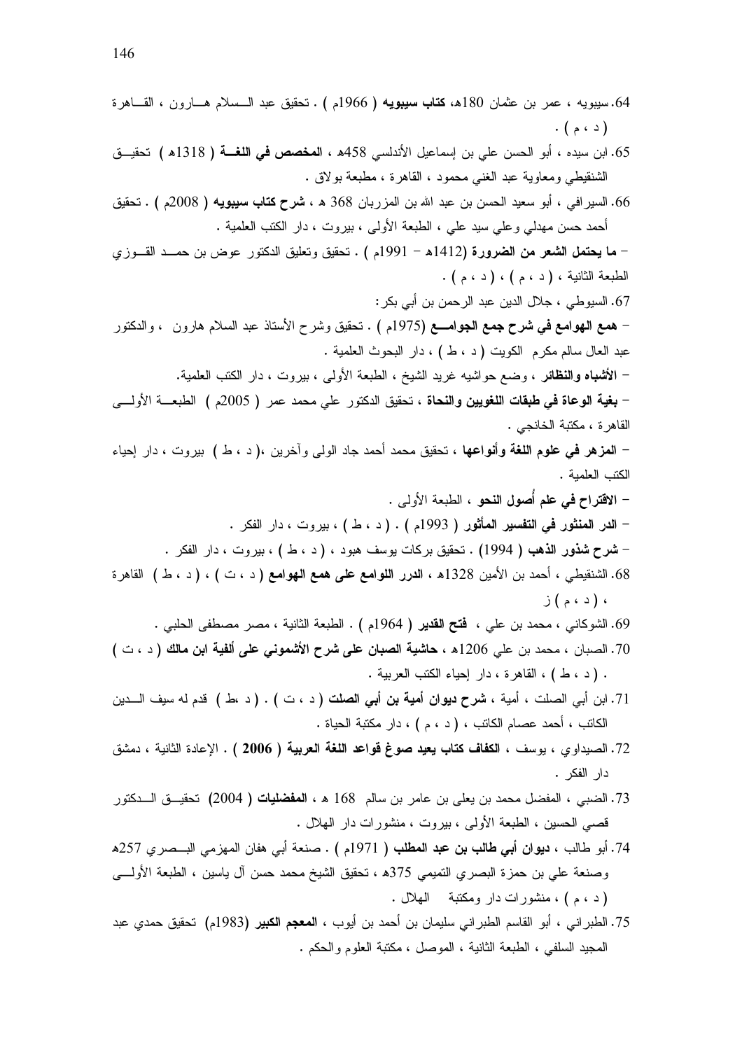64. سيبويه ، عمر بن عثمان 180هـ، **كتاب سيبويه** ( 1966م ) . تحقيق عبد السلام هارون ، القاهرة ( د ، م ) .

65. ابن سيده ، أبو الحسن علي بن إسماعيل الأندلسي 458هـ ، **المخصص في اللغة** ( 1318هـ ) تحقيق الشنقيطي ومعاوية عبد الغني محمود ، القاهرة ، مطبعة بولاق .

66. السيرافي ، أبو سعيد الحسن بن عبد الله بن المزربان 368 هـ ، **شرح كتاب سيبويه** ( 2008م ) . تحقيق أحمد حسن مهدلي وعلي سيد علي ، الطبعة الأولى ، بيروت ، دار الكتب العلمية .

– **ما يحتمل الشعر من الضرورة** (1412هـ – 1991م ) . تحقيق وتعليق الدكتور عوض بن حمد القوزي الطبعة الثانية ، ( د ، م ) ، ( د ، م ) .

67. السيوطي ، جلال الدين عبد الرحمن بن أبي بكر :

– **همع الهوامع في شرح جمع الجوامع** (1975م ) . تحقيق وشرح الأستاذ عبد السلام هارون ، والدكتور عبد العال سالم مكرم الكويت ( د ، ط ) ، دار البحوث العلمية .

– **الأشباه والنظائر** ، وضع حواشيه غريد الشيخ ، الطبعة الأولى ، بيروت ، دار الكتب العلمية.

– **بغية الوعاة في طبقات اللغويين والنحاة** ، تحقيق الدكتور علي محمد عمر ( 2005م ) الطبعة الأولى القاهرة ، مكتبة الخانجي .

– **المزهر في علوم اللغة وأنواعها** ، تحقيق محمد أحمد جاد الولى وآخرين ،( د ، ط ) بيروت ، دار إحياء الكتب العلمية .

– **الاقتراح في علم أُصول النحو** ، الطبعة الأولى .

– **الدر المنثور في التفسير المأثور** ( 1993م ) . ( د ، ط ) ، بيروت ، دار الفكر .

– **شرح شذور الذهب** ( 1994) . تحقيق بركات يوسف هبود ، ( د ، ط ) ، بيروت ، دار الفكر .

68. الشنقيطي ، أحمد بن الأمين 1328هـ ، **الدرر اللوامع على همع الهوامع** ( د ، ت ) ، ( د ، ط ) القاهرة ، ( د ، م ) ز

69. الشوكاني ، محمد بن علي ، **فتح القدير** ( 1964م ) . الطبعة الثانية ، مصر مصطفى الحلبي .

70. الصبان ، محمد بن علي 1206هـ ، **حاشية الصبان على شرح الأشموني على ألفية ابن مالك** ( د ، ت ) . ( د ، ط ) ، القاهرة ، دار إحياء الكتب العربية .

71. ابن أبي الصلت ، أمية ، **شرح ديوان أمية بن أبي الصلت** ( د ، ت ) . ( د ،ط ) قدم له سيف الدين الكاتب ، أحمد عصام الكاتب ، ( د ، م ) ، دار مكتبة الحياة .

72. الصيداوي ، يوسف ، **الكفاف كتاب يعيد صوغ قواعد اللغة العربية ( 2006 )** . الإعادة الثانية ، دمشق دار الفكر .

73. الضبي ، المفضل محمد بن يعلى بن عامر بن سالم 168 هـ ، **المفضليات** ( 2004) تحقيق الدكتور قصي الحسين ، الطبعة الأولى ، بيروت ، منشورات دار الهلال .

74. أبو طالب ، **ديوان أبي طالب بن عبد المطلب** ( 1971م ) . صنعة أبي هفان المهزمي البصري 257هـ وصنعة علي بن حمزة البصري التميمي 375هـ ، تحقيق الشيخ محمد حسن آل ياسين ، الطبعة الأولى ( د ، م ) ، منشورات دار ومكتبة الهلال .

75. الطبراني ، أبو القاسم الطبراني سليمان بن أحمد بن أيوب ، **المعجم الكبير** (1983م) تحقيق حمدي عبد المجيد السلفي ، الطبعة الثانية ، الموصل ، مكتبة العلوم والحكم .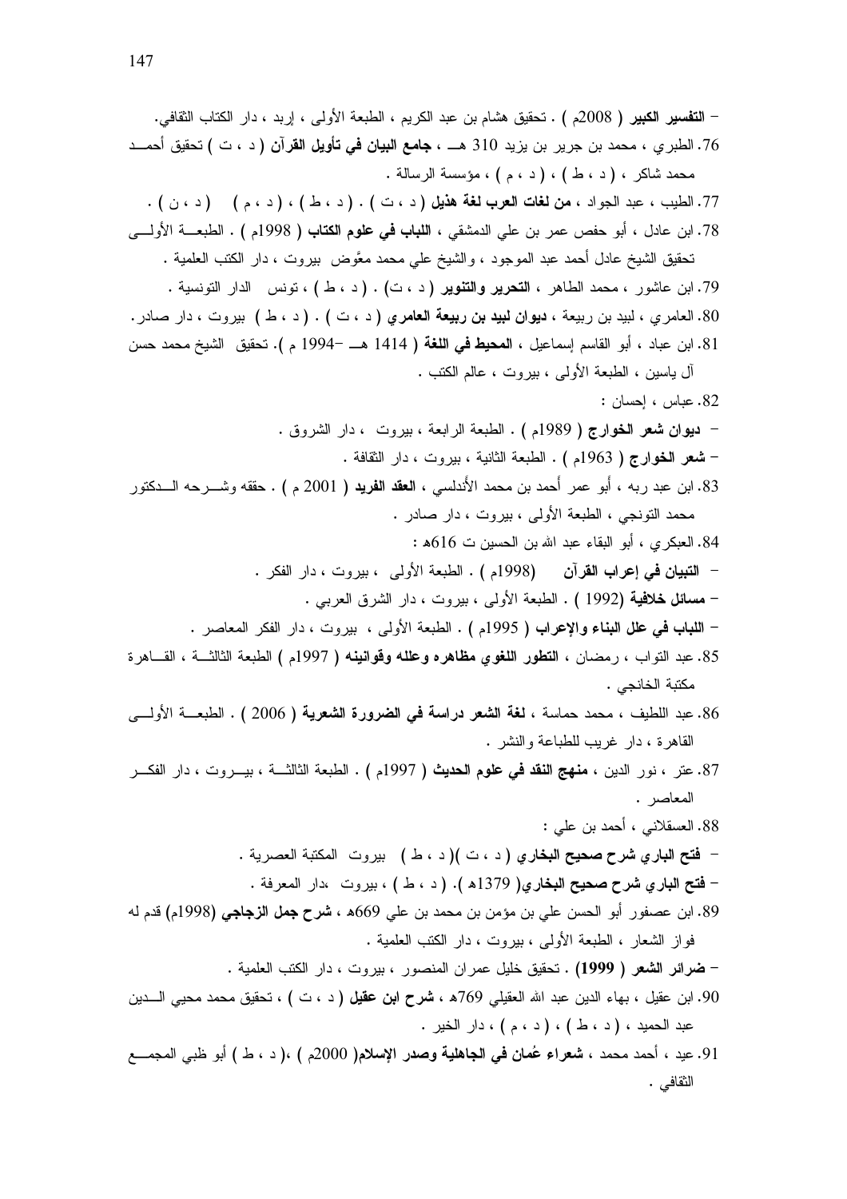- **التفسير الكبير** ( 2008م ) . تحقيق هشام بن عبد الكريم ، الطبعة الأولى ، إربد ، دار الكتاب الثقافي.

76. الطبري ، محمد بن جرير بن يزيد 310 هـ ، **جامع البيان في تأويل القرآن** ( د ، ت ) تحقيق أحمد محمد شاكر ، ( د ، ط ) ، ( د ، م ) ، مؤسسة الرسالة .
77. الطيب ، عبد الجواد ، **من لغات العرب لغة هذيل** ( د ، ت ) . ( د ، ط ) ، ( د ، م ) ( د ، ن ) .
78. ابن عادل ، أبو حفص عمر بن علي الدمشقي ، **اللباب في علوم الكتاب** ( 1998م ) . الطبعة الأولى تحقيق الشيخ عادل أحمد عبد الموجود ، والشيخ علي محمد معوَّض بيروت ، دار الكتب العلمية .
79. ابن عاشور ، محمد الطاهر ، **التحرير والتنوير** ( د ، ت) . ( د ، ط ) ، تونس الدار التونسية .
80. العامري ، لبيد بن ربيعة ، **ديوان لبيد بن ربيعة العامري** ( د ، ت ) . ( د ، ط ) بيروت ، دار صادر.
81. ابن عباد ، أبو القاسم إسماعيل ، **المحيط في اللغة** ( 1414 هـ -1994 م ). تحقيق الشيخ محمد حسن آل ياسين ، الطبعة الأولى ، بيروت ، عالم الكتب .
82. عباس ، إحسان :
   - **ديوان شعر الخوارج** ( 1989م ) . الطبعة الرابعة ، بيروت ، دار الشروق .
   - **شعر الخوارج** ( 1963م ) . الطبعة الثانية ، بيروت ، دار الثقافة .
83. ابن عبد ربه ، أبو عمر أحمد بن محمد الأندلسي ، **العقد الفريد** ( 2001 م ) . حققه وشرحه الدكتور محمد التونجي ، الطبعة الأولى ، بيروت ، دار صادر .
84. العبكري ، أبو البقاء عبد الله بن الحسين ت 616ه :
   - **التبيان في إعراب القرآن** (1998م ) . الطبعة الأولى ، بيروت ، دار الفكر .
   - **مسائل خلافية** (1992 ) . الطبعة الأولى ، بيروت ، دار الشرق العربي .
   - **اللباب في علل البناء والإعراب** ( 1995م ) . الطبعة الأولى ، بيروت ، دار الفكر المعاصر .
85. عبد التواب ، رمضان ، **التطور اللغوي مظاهره وعلله وقوانينه** ( 1997م ) الطبعة الثالثة ، القاهرة مكتبة الخانجي .
86. عبد اللطيف ، محمد حماسة ، **لغة الشعر دراسة في الضرورة الشعرية** ( 2006 ) . الطبعة الأولى القاهرة ، دار غريب للطباعة والنشر .
87. عتر ، نور الدين ، **منهج النقد في علوم الحديث** ( 1997م ) . الطبعة الثالثة ، بيروت ، دار الفكر المعاصر .
88. العسقلاني ، أحمد بن علي :
   - **فتح الباري شرح صحيح البخاري** ( د ، ت )( د ، ط ) بيروت المكتبة العصرية .
   - **فتح الباري شرح صحيح البخاري**( 1379ه ). ( د ، ط ) ، بيروت ،دار المعرفة .
89. ابن عصفور أبو الحسن علي بن مؤمن بن محمد بن علي 669ه ، **شرح جمل الزجاجي** (1998م) قدم له فواز الشعار ، الطبعة الأولى ، بيروت ، دار الكتب العلمية .
   - **ضرائر الشعر ( 1999)** . تحقيق خليل عمران المنصور ، بيروت ، دار الكتب العلمية .
90. ابن عقيل ، بهاء الدين عبد الله العقيلي 769ه ، **شرح ابن عقيل** ( د ، ت ) ، تحقيق محمد محيي الدين عبد الحميد ، ( د ، ط ) ، ( د ، م ) ، دار الخير .
91. عيد ، أحمد محمد ، **شعراء عُمان في الجاهلية وصدر الإسلام**( 2000م ) ،( د ، ط ) أبو ظبي المجمع الثقافي .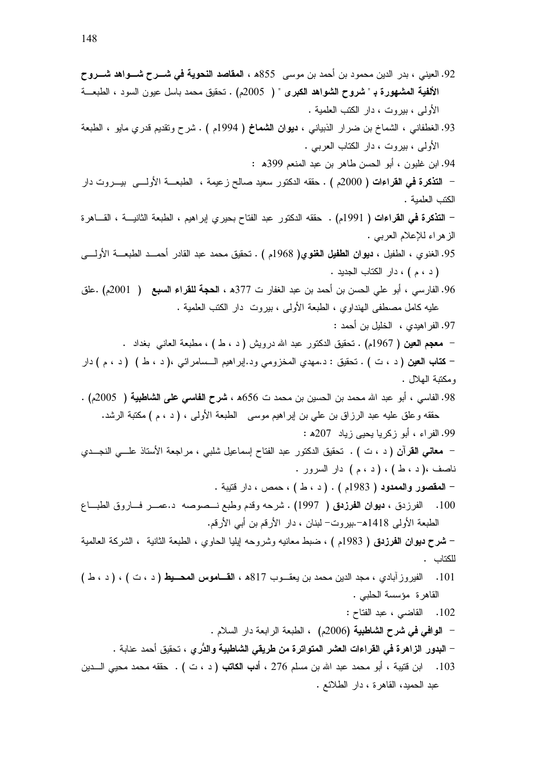92. العيني ، بدر الدين محمود بن أحمد بن موسى 855هـ ، **المقاصد النحوية في شرح شواهد شروح الألفية المشهورة بـ " شروح الشواهد الكبرى "** ( 2005م) . تحقيق محمد باسل عيون السود ، الطبعة الأولى ، بيروت ، دار الكتب العلمية .

93. الغطفاني ، الشماخ بن ضرار الذبياني ، **ديوان الشماخ** ( 1994م ) . شرح وتقديم قدري مايو ، الطبعة الأولى ، بيروت ، دار الكتاب العربي .

94. ابن غلبون ، أبو الحسن طاهر بن عبد المنعم 399هـ :

- **التذكرة في القراءات** ( 2000م ) . حققه الدكتور سعيد صالح زعيمة ، الطبعة الأولى بيروت دار الكتب العلمية .

- **التذكرة في القراءات** ( 1991م) . حققه الدكتور عبد الفتاح بحيري إبراهيم ، الطبعة الثانية ، القاهرة الزهراء للإعلام العربي .

95. الغنوي ، الطفيل ، **ديوان الطفيل الغنوي**( 1968م ) . تحقيق محمد عبد القادر أحمد الطبعة الأولى ( د ، م ) ، دار الكتاب الجديد .

96. الفارسي ، أبو علي الحسن بن أحمد بن عبد الغفار ت 377هـ ، **الحجة للقراء السبع** ( 2001م) .علق عليه كامل مصطفى الهنداوي ، الطبعة الأولى ، بيروت دار الكتب العلمية .

97. الفراهيدي ، الخليل بن أحمد :

- **معجم العين** ( 1967م) . تحقيق الدكتور عبد الله درويش ( د ، ط ) ، مطبعة العاني بغداد .

- **كتاب العين** ( د ، ت ) . تحقيق : د.مهدي المخزومي ود.إبراهيم السامرائي ،( د ، ط ) ( د ، م ) دار ومكتبة الهلال .

98. الفاسي ، أبو عبد الله محمد بن الحسين بن محمد ت 656هـ ، **شرح الفاسي على الشاطبية** ( 2005م) . حققه وعلق عليه عبد الرزاق بن علي بن إبراهيم موسى الطبعة الأولى ، ( د ، م ) مكتبة الرشد.

99. الفراء ، أبو زكريا يحيى زياد 207هـ :

- **معاني القرآن** ( د ، ت ) . تحقيق الدكتور عبد الفتاح إسماعيل شلبي ، مراجعة الأستاذ علي النجدي ناصف ،( د ، ط ) ، ( د ، م ) دار السرور .

- **المقصور والممدود** ( 1983م ) . ( د ، ط ) ، حمص ، دار قتيبة .

100. الفرزدق ، **ديوان الفرزدق** ( 1997) . شرحه وقدم وطبع نصوصه د.عمر فاروق الطباع الطبعة الأولى 1418هـ-.بيروت- لبنان ، دار الأرقم بن أبي الأرقم.

- **شرح ديوان الفرزدق** ( 1983م ) ، ضبط معانيه وشروحه إيليا الحاوي ، الطبعة الثانية ، الشركة العالمية للكتاب .

101. الفيروزآبادي ، مجد الدين محمد بن يعقوب 817هـ ، **القاموس المحيط** ( د ، ت ) ، ( د ، ط ) القاهرة مؤسسة الحلبي .

102. القاضي ، عبد الفتاح :

- **الوافي في شرح الشاطبية** (2006م) ، الطبعة الرابعة دار السلام .

- **البدور الزاهرة في القراءات العشر المتواترة من طريقي الشاطبية والدُّري** ، تحقيق أحمد عنابة .

103. ابن قتيبة ، أبو محمد عبد الله بن مسلم 276 ، **أدب الكاتب** ( د ، ت ) . حققه محمد محيي الدين عبد الحميد، القاهرة ، دار الطلائع .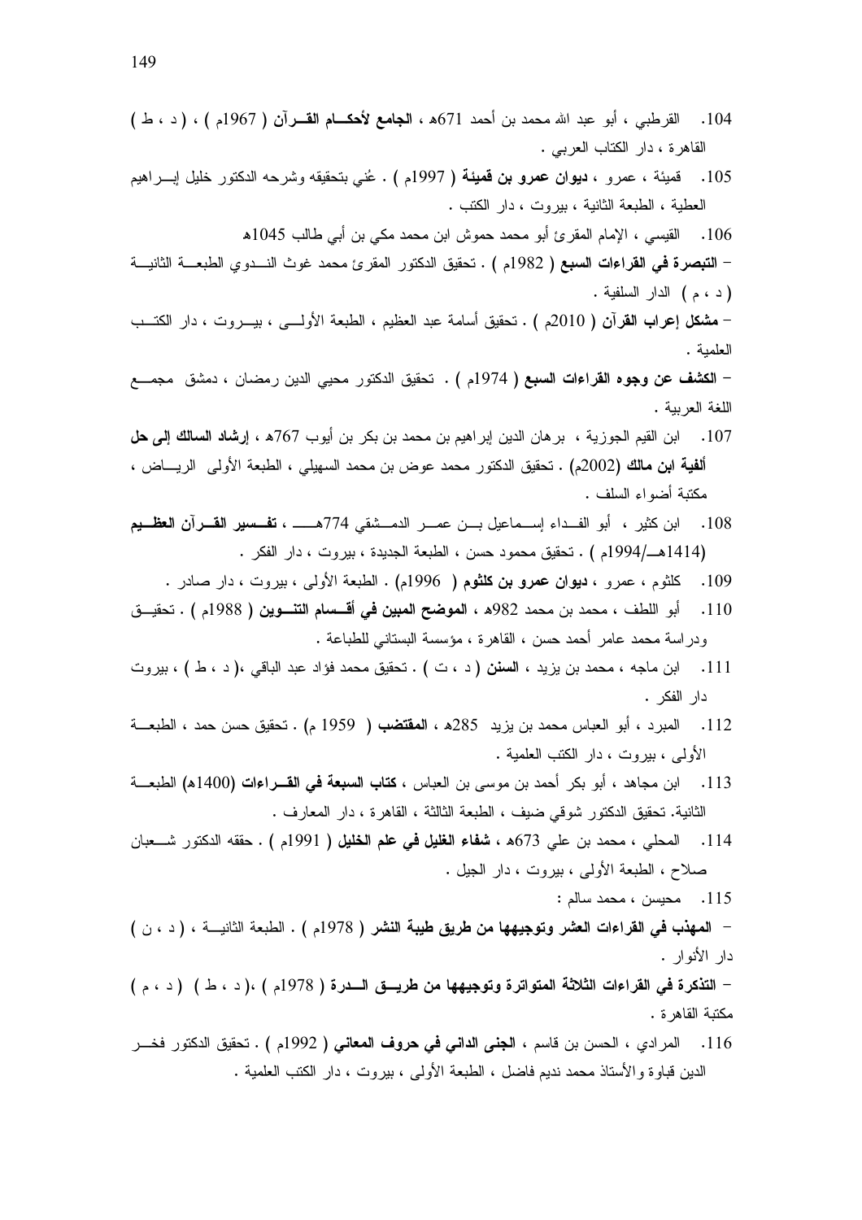104. القرطبي ، أبو عبد الله محمد بن أحمد 671هـ ، **الجامع لأحكام القرآن** ( 1967م ) ، ( د ، ط ) القاهرة ، دار الكتاب العربي .

105. قميئة ، عمرو ، **ديوان عمرو بن قميئة** ( 1997م ) . عُني بتحقيقه وشرحه الدكتور خليل إبراهيم العطية ، الطبعة الثانية ، بيروت ، دار الكتب .

106. القيسي ، الإمام المقرئ أبو محمد حموش ابن محمد مكي بن أبي طالب 1045هـ

- **التبصرة في القراءات السبع** ( 1982م ) . تحقيق الدكتور المقرئ محمد غوث الندوي الطبعة الثانية ( د ، م ) الدار السلفية .
- **مشكل إعراب القرآن** ( 2010م ) . تحقيق أسامة عبد العظيم ، الطبعة الأولى ، بيروت ، دار الكتب العلمية .
- **الكشف عن وجوه القراءات السبع** ( 1974م ) . تحقيق الدكتور محيي الدين رمضان ، دمشق مجمع اللغة العربية .

107. ابن القيم الجوزية ، برهان الدين إبراهيم بن محمد بن بكر بن أيوب 767هـ ، **إرشاد السالك إلى حل ألفية ابن مالك** (2002م) . تحقيق الدكتور محمد عوض بن محمد السهيلي ، الطبعة الأولى الرياض ، مكتبة أضواء السلف .

108. ابن كثير ، أبو الفداء إسماعيل بن عمر الدمشقي 774هـ ، **تفسير القرآن العظيم** (1414هـ/1994م ) . تحقيق محمود حسن ، الطبعة الجديدة ، بيروت ، دار الفكر .

109. كلثوم ، عمرو ، **ديوان عمرو بن كلثوم** ( 1996م) . الطبعة الأولى ، بيروت ، دار صادر .

110. أبو اللطف ، محمد بن محمد 982هـ ، **الموضح المبين في أقسام التنوين** ( 1988م ) . تحقيق ودراسة محمد عامر أحمد حسن ، القاهرة ، مؤسسة البستاني للطباعة .

111. ابن ماجه ، محمد بن يزيد ، **السنن** ( د ، ت ) . تحقيق محمد فؤاد عبد الباقي ،( د ، ط ) ، بيروت دار الفكر .

112. المبرد ، أبو العباس محمد بن يزيد 285هـ ، **المقتضب** ( 1959 م) . تحقيق حسن حمد ، الطبعة الأولى ، بيروت ، دار الكتب العلمية .

113. ابن مجاهد ، أبو بكر أحمد بن موسى بن العباس ، **كتاب السبعة في القراءات** (1400هـ) الطبعة الثانية. تحقيق الدكتور شوقي ضيف ، الطبعة الثالثة ، القاهرة ، دار المعارف .

114. المحلي ، محمد بن علي 673هـ ، **شفاء الغليل في علم الخليل** ( 1991م ) . حققه الدكتور شعبان صلاح ، الطبعة الأولى ، بيروت ، دار الجيل .

115. محيسن ، محمد سالم :

- **المهذب في القراءات العشر وتوجيهها من طريق طيبة النشر** ( 1978م ) . الطبعة الثانية ، ( د ، ن ) دار الأنوار .
- **التذكرة في القراءات الثلاثة المتواترة وتوجيهها من طريق الدرة** ( 1978م ) ،( د ، ط ) ( د ، م ) مكتبة القاهرة .

116. المرادي ، الحسن بن قاسم ، **الجنى الداني في حروف المعاني** ( 1992م ) . تحقيق الدكتور فخر الدين قباوة والأستاذ محمد نديم فاضل ، الطبعة الأولى ، بيروت ، دار الكتب العلمية .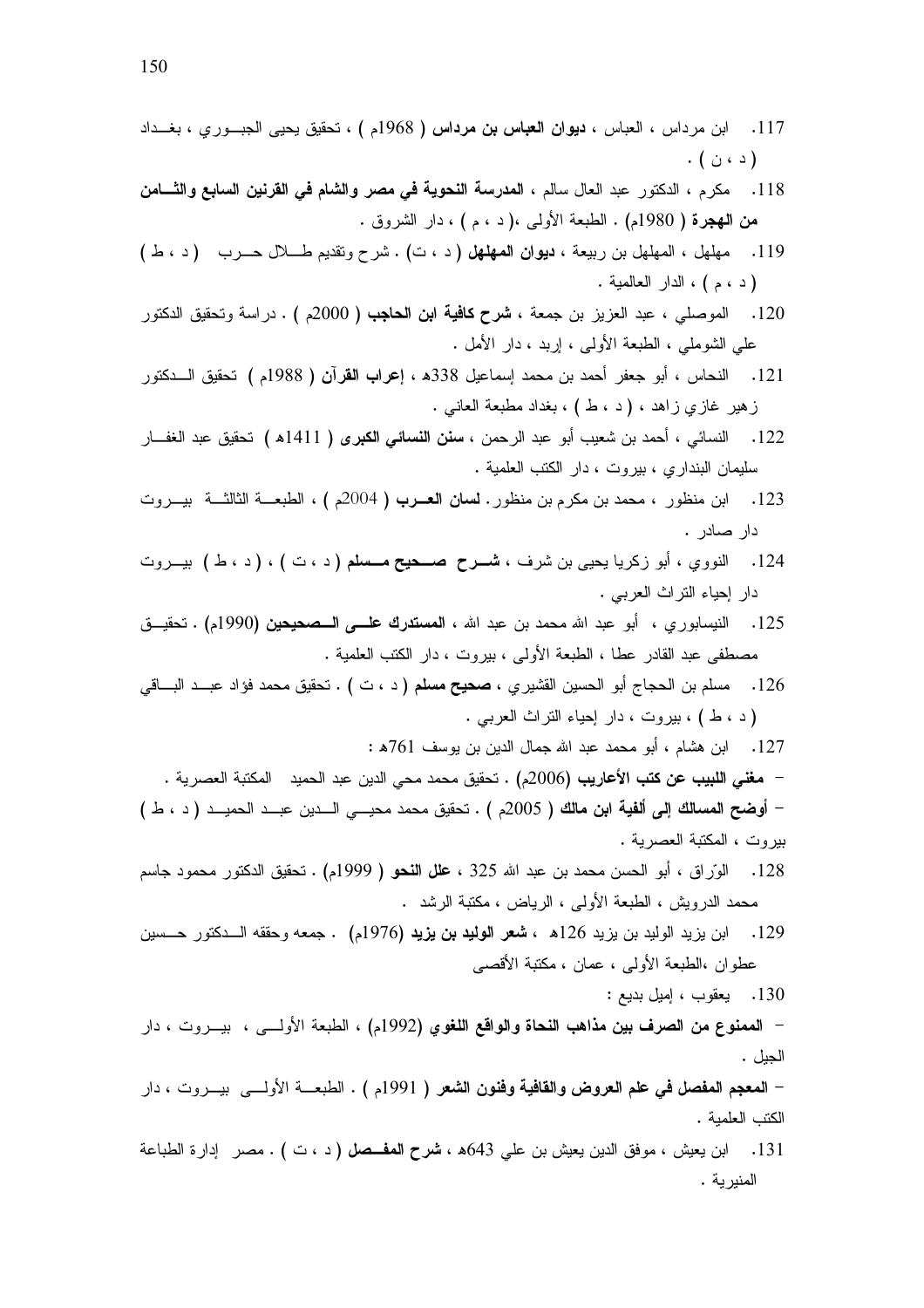117. ابن مرداس ، العباس ، **ديوان العباس بن مرداس** ( 1968م ) ، تحقيق يحيى الجبوري ، بغداد ( د ، ن ) .

118. مكرم ، الدكتور عبد العال سالم ، **المدرسة النحوية في مصر والشام في القرنين السابع والثامن من الهجرة** ( 1980م) . الطبعة الأولى ،( د ، م ) ، دار الشروق .

119. مهلهل ، المهلهل بن ربيعة ، **ديوان المهلهل** ( د ، ت) . شرح وتقديم طلال حرب ( د ، ط ) ( د ، م ) ، الدار العالمية .

120. الموصلي ، عبد العزيز بن جمعة ، **شرح كافية ابن الحاجب** ( 2000م ) . دراسة وتحقيق الدكتور علي الشوملي ، الطبعة الأولى ، إربد ، دار الأمل .

121. النحاس ، أبو جعفر أحمد بن محمد إسماعيل 338هـ ، **إعراب القرآن** ( 1988م ) تحقيق الدكتور زهير غازي زاهد ، ( د ، ط ) ، بغداد مطبعة العاني .

122. النسائي ، أحمد بن شعيب أبو عبد الرحمن ، **سنن النسائي الكبرى** ( 1411هـ ) تحقيق عبد الغفار سليمان البنداري ، بيروت ، دار الكتب العلمية .

123. ابن منظور ، محمد بن مكرم بن منظور. **لسان العرب** ( 2004م ) ، الطبعة الثالثة بيروت دار صادر .

124. النووي ، أبو زكريا يحيى بن شرف ، **شرح صحيح مسلم** ( د ، ت ) ، ( د ، ط ) بيروت دار إحياء التراث العربي .

125. النيسابوري ، أبو عبد الله محمد بن عبد الله ، **المستدرك على الصحيحين** (1990م) . تحقيق مصطفى عبد القادر عطا ، الطبعة الأولى ، بيروت ، دار الكتب العلمية .

126. مسلم بن الحجاج أبو الحسين القشيري ، **صحيح مسلم** ( د ، ت ) . تحقيق محمد فؤاد عبد الباقي ( د ، ط ) ، بيروت ، دار إحياء التراث العربي .

127. ابن هشام ، أبو محمد عبد الله جمال الدين بن يوسف 761هـ :

- **مغني اللبيب عن كتب الأعاريب** (2006م) . تحقيق محمد محي الدين عبد الحميد المكتبة العصرية .
- **أوضح المسالك إلى ألفية ابن مالك** ( 2005م ) . تحقيق محمد محيي الدين عبد الحميد ( د ، ط ) بيروت ، المكتبة العصرية .

128. الورّاق ، أبو الحسن محمد بن عبد الله 325 ، **علل النحو** ( 1999م) . تحقيق الدكتور محمود جاسم محمد الدرويش ، الطبعة الأولى ، الرياض ، مكتبة الرشد .

129. ابن يزيد الوليد بن يزيد 126هـ ، **شعر الوليد بن يزيد** (1976م) . جمعه وحققه الدكتور حسين عطوان ،الطبعة الأولى ، عمان ، مكتبة الأقصى

130. يعقوب ، إميل بديع :

- **الممنوع من الصرف بين مذاهب النحاة والواقع اللغوي** (1992م) ، الطبعة الأولى ، بيروت ، دار الجيل .
- **المعجم المفصل في علم العروض والقافية وفنون الشعر** ( 1991م ) . الطبعة الأولى بيروت ، دار الكتب العلمية .

131. ابن يعيش ، موفق الدين يعيش بن علي 643هـ ، **شرح المفصل** ( د ، ت ) . مصر إدارة الطباعة المنيرية .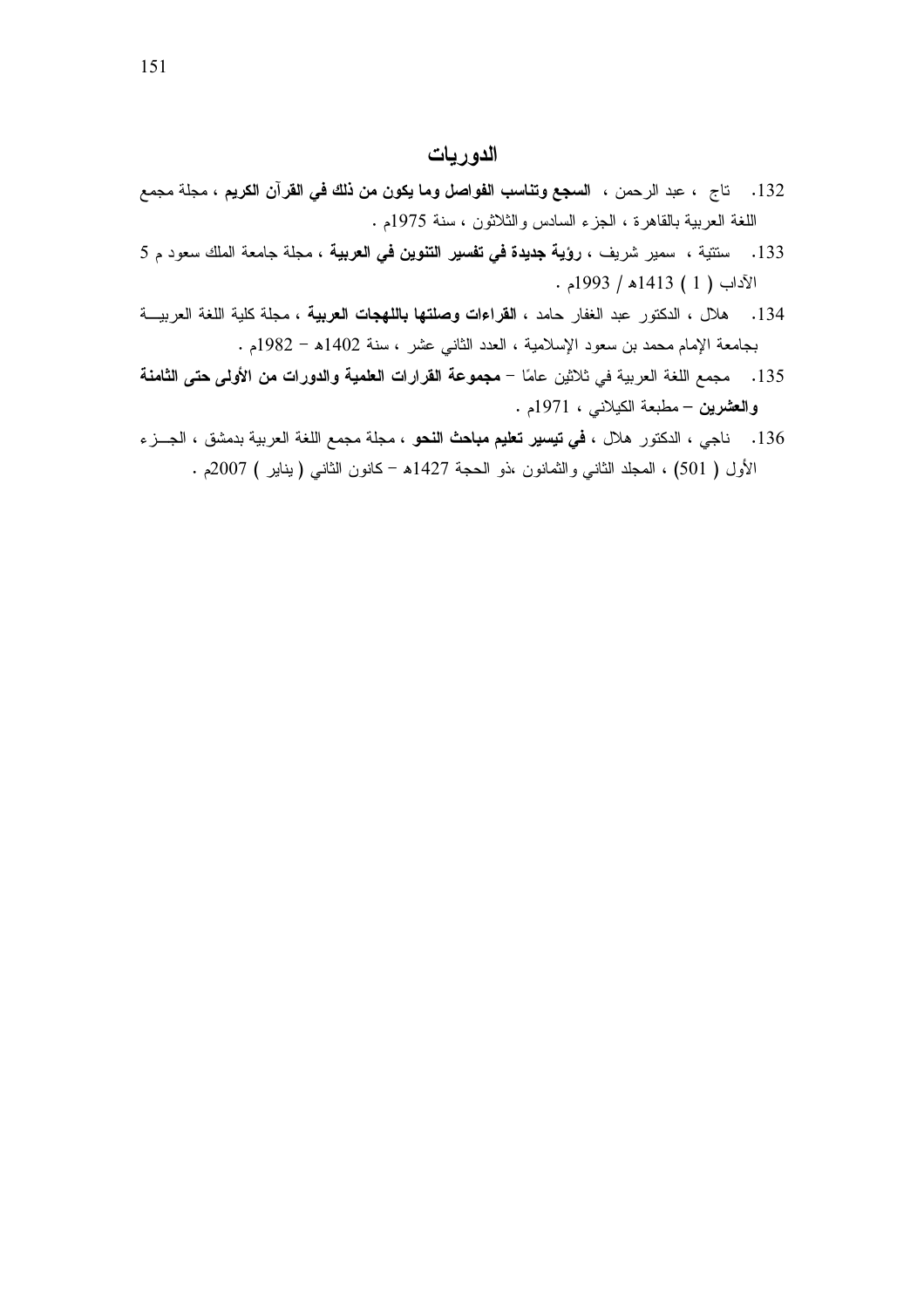## الدوريات

132. تاج ، عبد الرحمن ، **السجع وتناسب الفواصل وما يكون من ذلك في القرآن الكريم** ، مجلة مجمع اللغة العربية بالقاهرة ، الجزء السادس والثلاثون ، سنة 1975م .

133. ستتية ، سمير شريف ، **رؤية جديدة في تفسير التنوين في العربية** ، مجلة جامعة الملك سعود م 5 الآداب ( 1 ) 1413هـ / 1993م .

134. هلال ، الدكتور عبد الغفار حامد ، **القراءات وصلتها باللهجات العربية** ، مجلة كلية اللغة العربيـــة بجامعة الإمام محمد بن سعود الإسلامية ، العدد الثاني عشر ، سنة 1402هـ – 1982م .

135. مجمع اللغة العربية في ثلاثين عامًا – **مجموعة القرارات العلمية والدورات من الأولى حتى الثامنة والعشرين** – مطبعة الكيلاني ، 1971م .

136. ناجي ، الدكتور هلال ، **في تيسير تعليم مباحث النحو** ، مجلة مجمع اللغة العربية بدمشق ، الجـــزء الأول ( 501) ، المجلد الثاني والثمانون ،ذو الحجة 1427هـ – كانون الثاني ( يناير ) 2007م .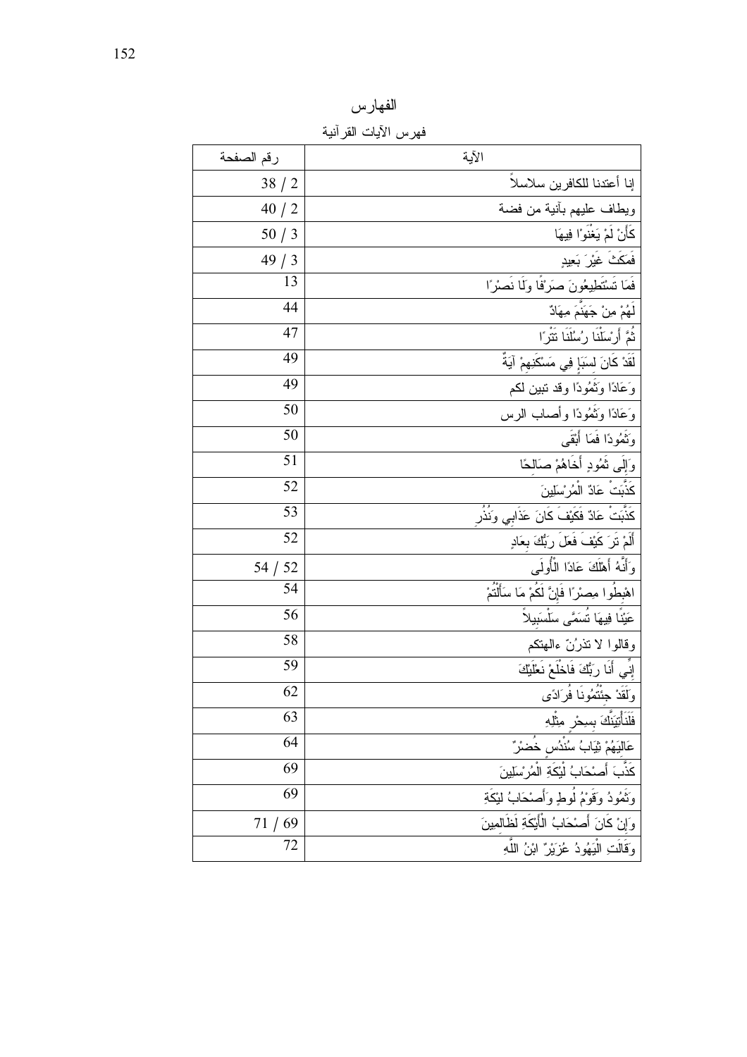# الفهارس

## فهرس الآيات القرآنية

| الآية | رقم الصفحة |
| --- | --- |
| إنا أعتدنا للكافرين سلاسلاً | 38 / 2 |
| ويطاف عليهم بآنية من فضة | 40 / 2 |
| كَأَنْ لَمْ يَغْنَوْا فِيهَا | 50 / 3 |
| فَمَكَثَ غَيْرَ بَعِيدٍ | 49 / 3 |
| فَمَا تَسْتَطِيعُونَ صَرْفًا وَلَا نَصْرًا | 13 |
| لَهُمْ مِنْ جَهَنَّمَ مِهَادٌ | 44 |
| ثُمَّ أَرْسَلْنَا رُسُلَنَا تَتْرًا | 47 |
| لَقَدْ كَانَ لِسَبَإٍ فِي مَسْكَنِهِمْ آيَةٌ | 49 |
| وَعَادًا وَثَمُودًا وقد تبين لكم | 49 |
| وَعَادًا وَثَمُودًا وأصحاب الرس | 50 |
| وَثَمُودًا فَمَا أَبْقَى | 50 |
| وَإِلَى ثَمُودٍ أَخَاهُمْ صَالِحًا | 51 |
| كَذَّبَتْ عَادٌ الْمُرْسَلِينَ | 52 |
| كَذَّبَتْ عَادٌ فَكَيْفَ كَانَ عَذَابِي وَنُذُرِ | 53 |
| أَلَمْ تَرَ كَيْفَ فَعَلَ رَبُّكَ بِعَادٍ | 52 |
| وَأَنَّهُ أَهْلَكَ عَادًا الْأُولَى | 54 / 52 |
| اهْبِطُوا مِصْرًا فَإِنَّ لَكُمْ مَا سَأَلْتُمْ | 54 |
| عَيْنًا فِيهَا تُسَمَّى سَلْسَبِيلاً | 56 |
| وقالوا لا تذرُنّ ءالهتكم | 58 |
| إِنِّي أَنَا رَبُّكَ فَاخْلَعْ نَعْلَيْكَ | 59 |
| وَلَقَدْ جِئْتُمُونَا فُرَادَى | 62 |
| فَلَنَأْتِيَنَّكَ بِسِحْرٍ مِثْلِهِ | 63 |
| عَالِيَهُمْ ثِيَابُ سُنْدُسٍ خُضْرٌ | 64 |
| كَذَّبَ أَصْحَابُ لْيْكَةِ الْمُرْسَلِينَ | 69 |
| وَثَمُودُ وَقَوْمُ لُوطٍ وَأَصْحَابُ لَيْكَةِ | 69 |
| وَإِنْ كَانَ أَصْحَابُ الْأَيْكَةِ لَظَالِمِينَ | 71 / 69 |
| وَقَالَتِ الْيَهُودُ عُزَيْرٌ ابْنُ اللَّهِ | 72 |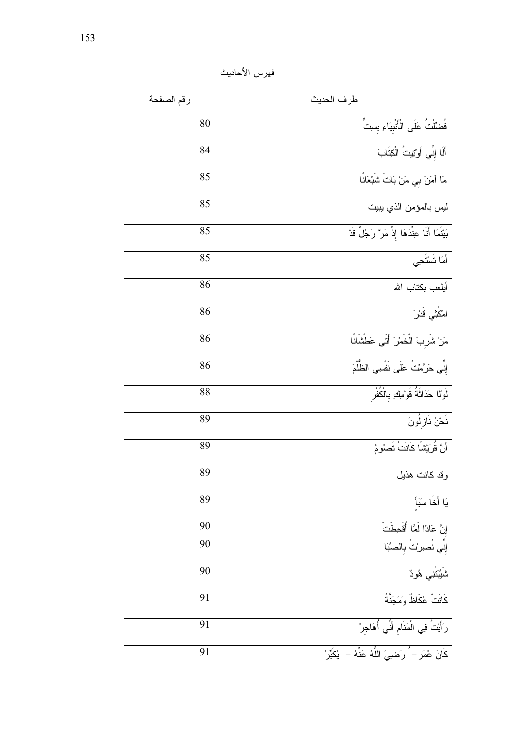فهرس الأحاديث

| طرف الحديث | رقم الصفحة |
|---|---|
| فُضِّلْتُ عَلَى الْأَنْبِيَاءِ بِسِتٍّ | 80 |
| أَلَا إِنِّي أُوتِيتُ الْكِتَابَ | 84 |
| مَا آمَنَ بِي مَنْ بَاتَ شَبْعَانًا | 85 |
| ليس بالمؤمن الذي يبيت | 85 |
| بَيْنَمَا أَنَا عِنْدَهَا إِذْ مَرَّ رَجُلٌ قَدْ | 85 |
| أَمَا تَسْتَحِي | 85 |
| أيلعب بكتاب الله | 86 |
| امْكُثِي قَدْرَ | 86 |
| مَنْ شَرِبَ الْخَمْرَ أَتَى عَطْشَانًا | 86 |
| إِنِّي حَرَّمْتُ عَلَى نَفْسِي الظُّلْمَ | 86 |
| لَوْلَا حَدَاثَةُ قَوْمِكِ بِالْكُفْرِ | 88 |
| نَحْنُ نَازِلُونَ | 89 |
| أَنَّ قُرَيْشًا كَانَتْ تَصُومُ | 89 |
| وقد كانت هذيل | 89 |
| يَا أَخَا سَبَإٍ | 89 |
| إِنَّ عَادًا لَمَّا أُقْحِطَتْ | 90 |
| إِنِّي نُصِرْتُ بِالصَّبَا | 90 |
| شَيَّبَتْنِي هُودٌ | 90 |
| كَانَتْ عُكَاظٌ وَمَجَنَّةُ | 91 |
| رَأَيْتُ فِي الْمَنَامِ أَنِّي أُهَاجِرُ | 91 |
| كَانَ عُمَرَ – رَضِيَ اللَّهُ عَنْهُ – يُكَبِّرُ | 91 |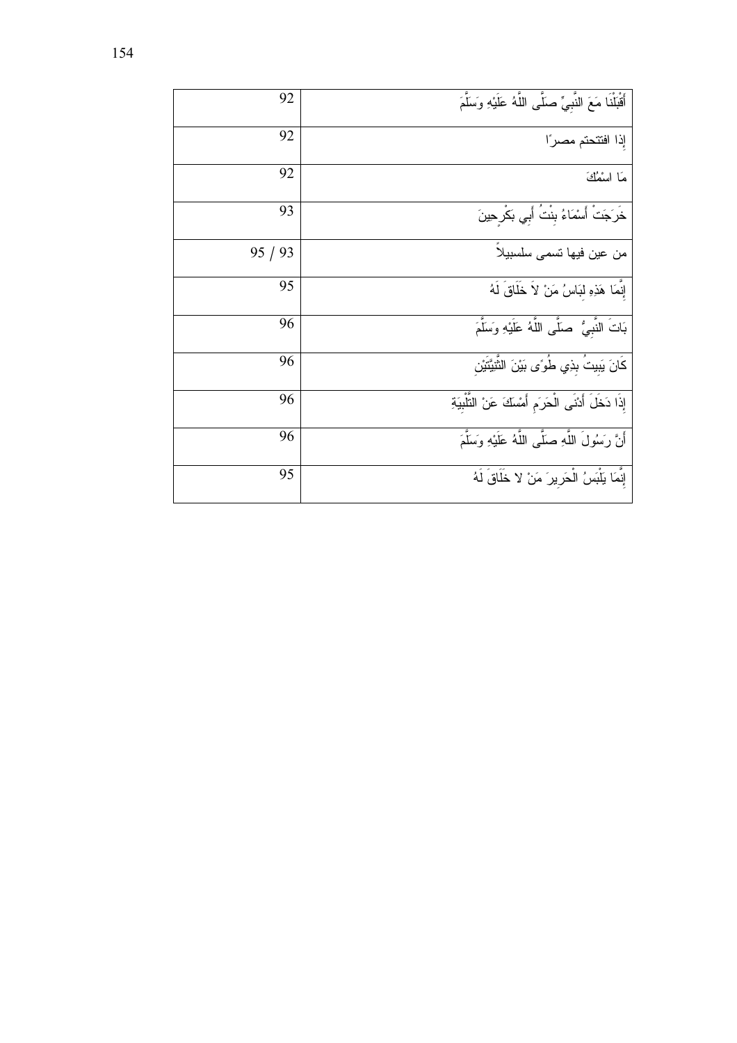| | |
|---|---|
| أَقْبَلْنَا مَعَ النَّبِيِّ صَلَّى اللَّهُ عَلَيْهِ وَسَلَّمَ | 92 |
| إذا افتتحتم مصرًا | 92 |
| مَا اسْمُكَ | 92 |
| خَرَجَتْ أَسْمَاءُ بِنْتُ أَبِي بَكْرٍ حِينَ | 93 |
| من عين فيها تسمى سلسبيلاً | 95 / 93 |
| إِنَّمَا هَذِهِ لِبَاسُ مَنْ لاَ خَلاَقَ لَهُ | 95 |
| بَاتَ النَّبِيُّ صَلَّى اللَّهُ عَلَيْهِ وَسَلَّمَ | 96 |
| كَانَ يَبِيتُ بِذِي طُوًى بَيْنَ الثَّنِيَّتَيْنِ | 96 |
| إِذَا دَخَلَ أَدْنَى الْحَرَمِ أَمْسَكَ عَنْ التَّلْبِيَةِ | 96 |
| أَنَّ رَسُولَ اللَّهِ صَلَّى اللَّهُ عَلَيْهِ وَسَلَّمَ | 96 |
| إِنَّمَا يَلْبَسُ الْحَرِيرَ مَنْ لا خَلَاقَ لَهُ | 95 |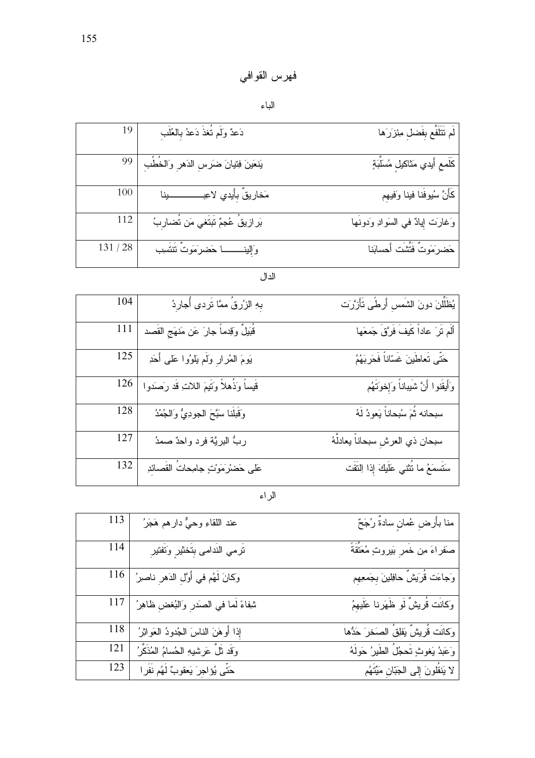# فهرس القوافي

## الباء

| | | |
|---|---|---|
| لَم تَتَلَفَّع بِفَضلِ مِئزَرَها | دَعدٌ ولَم تُغذَ دَعدُ بِالعُلَبِ | 19 |
| كَلَمعِ أيدي مَثاكيلٍ مُسَلِّبَةٍ | يَنعَينَ فِتيانَ ضَرسِ الدَهرِ وَالخُطُبِ | 99 |
| كَأَنَّ سُيوفَنا فينا وَفيهِم | مَخاريقٌ بِأَيدي لاعِبـــــــــــينا | 100 |
| وَغارَت إيادٌ في السَوادِ وَدونَها | بَرازيقُ عُجمٌ تَبتَغي مَن تُضارِبُ | 112 |
| حَضرَمَوتٌ فَتَّشَت أحسابَنا | وَإِلينــــــا حَضرَمَوتٌ تَنتَسِب | 131 / 28 |

## الدال

| | | |
|---|---|---|
| يُظَلِّلنَ دونَ الشَمسِ أَرطًى تَأَزَّرَت | بِهِ الزُرقُ مِمَّا تَردى أُجارِدُ | 104 |
| أَلَم تَرَ عاداً كَيفَ فَرَّقَ جَمعَها | قُبَيلٌ وَقِدماً جارَ عَن مَنهَجِ القَصد | 111 |
| حَتّى تَعاطَينَ غَسّاناً فَحَرَبهُمُ | يَومَ المُرارِ ولَم يَلوُوا عَلى أَحَدِ | 125 |
| وَأَيقَنوا أَنَّ شَيباناً وَإِخوَتَهُم | قَيساً وَذُهلاً وَتَيمَ اللاتِ قَد رَصَدوا | 126 |
| سبحانه ثُمَ سُبحاناً يَعودُ لَهُ | وَقَبلَنا سَبَّحَ الجودِيُّ وَالجُمُدُ | 128 |
| سبحان ذي العرشِ سبحاناً يعادلُهُ | ربُّ البريَّة فرد واحدٌ صمدُ | 127 |
| سَتَسمَعُ ما تُثني عَلَيكَ إِذا اِلتَقَت | عَلى حَضْرَمَوْتٍ جامِحاتُ القَصائِدِ | 132 |

## الراء

| | | |
|---|---|---|
| منا بِأَرضِ عُمانٍ سادةٌ رُجَحٌ | عند اللقاءِ وحيٌّ دارهم هَجَرُ | 113 |
| صَفراءَ من خَمرِ بَيروتٍ مُعَتَّقَةً | تَرمي النَدامى بِتَخثيرٍ وَتَفتيرِ | 114 |
| وَجاءَت قُرَيشٌ حافِلينَ بِجَمعِهِم | وكانَ لَهُم في أَوَّلِ الدَهرِ ناصِرُ | 116 |
| وكانَت قُريشٌ لَو ظَهَرنا عَلَيهِمُ | شِفاءً لَما في الصَدرِ وَالبُغضِ ظاهِرُ | 117 |
| وكانَت قُريشٌ يَفلِقُ الصَخرَ حَدُّها | إِذا أَوهَنَ الناسَ الجُدودُ العَواثِرُ | 118 |
| وَعَبدُ يَغوثٍ تَحجُلُ الطَيرُ حَولَهُ | وَقَد ثَلَّ عَرشَيهِ الحُسامُ المُذَكَّرُ | 121 |
| لا يَنقُلونَ إِلى الجَبّانِ مَيِّتَهُم | حَتّى يُؤاجِرَ يَعقوبٌ لَهُم نَفَرا | 123 |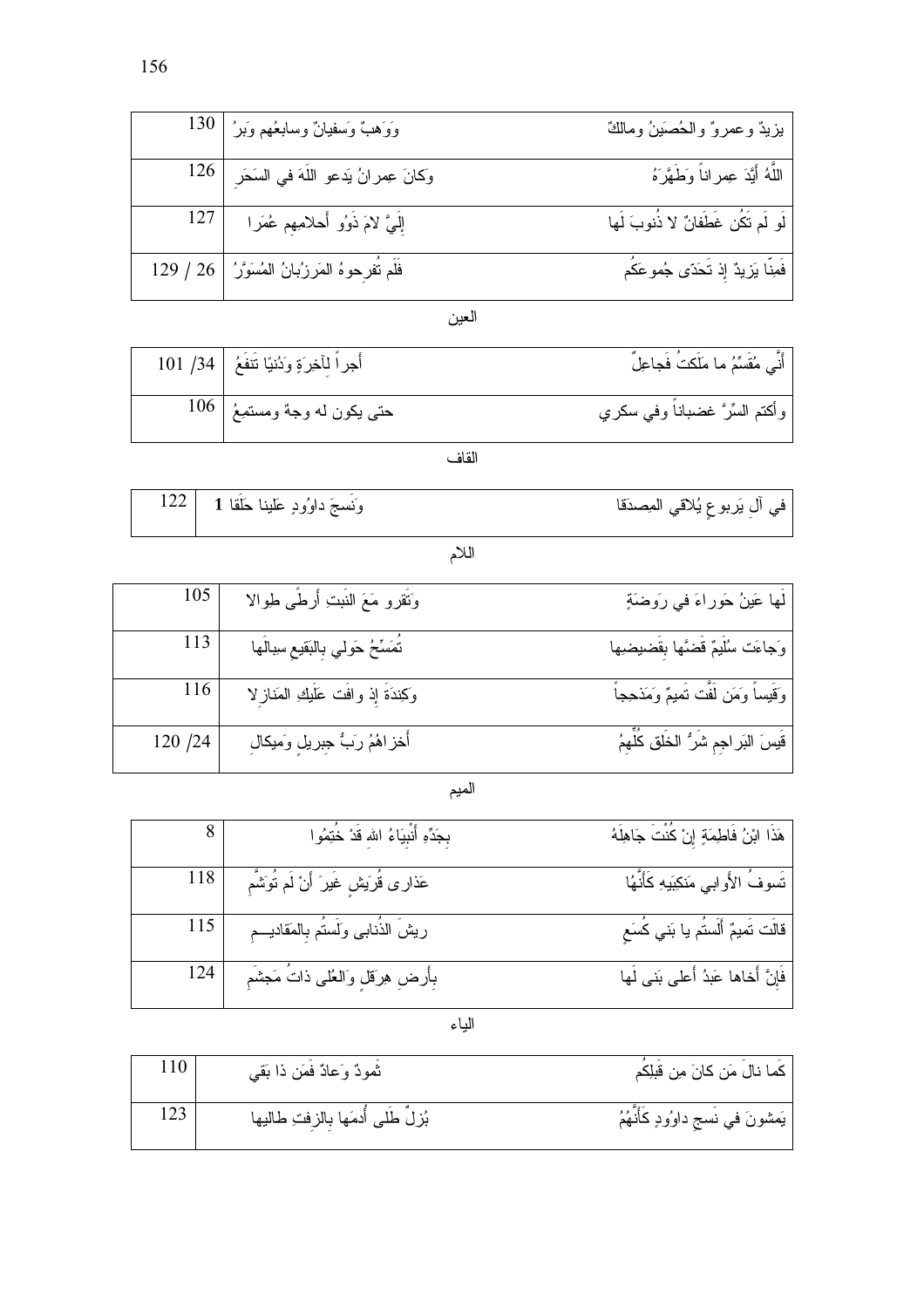| | | |
|---|---|---|
| يزيدٌ وعمروٌ والحُصَينُ ومالكٌ | وَوَهبٌ وَسفيانٌ وسابعُهم وَبرُ | 130 |
| اللَّهُ أَيَّدَ عِمراناً وَطَهَّرَهُ | وكانَ عِمرانُ يَدعو اللَهَ في السَحَرِ | 126 |
| لَو لَم تَكُن غَطَفانٌ لا ذُنوبَ لَها | إِلَيَّ لامَ ذَوُو أَحلامِهِم عُمَرا | 127 |
| فَمِنّا يَزيدٌ إِذ تَحَدّى جُموعَكُم | فَلَم تُفرِحوهُ المَرزُبانُ المُسَوَّرُ | 26 / 129 |

العين

| | | |
|---|---|---|
| أَنّي مُقَسِّمٌ ما مَلَكتُ فَجاعِلٌ | أَجراً لِآخِرَةٍ وَدُنيًا تَنفَعُ | 34/ 101 |
| وأكتم السِّرَّ غضباناً وفي سكري | حتى يكون له وجهٌ ومستمعُ | 106 |

القاف

| | | |
|---|---|---|
| في آلِ يَربوعٍ يُلاقي المِصدَقا | وَنَسجَ داوُودٍ عَلينا حَلَقا **1** | 122 |

اللام

| | | |
|---|---|---|
| لَها عَينُ حَوراءَ في رَوضَةٍ | وَتَقرو مَعَ النَبتِ أَرطًى طِوالا | 105 |
| وَجاءَت سُلَيمٌ قَضَّها بِقَضيضِها | تُمَسِّحُ حَولي بِالبَقيعِ سِبالَها | 113 |
| وَقَيساً وَمَن لَفَّت تَميمٌ وَمَذحِجاً | وَكِندَةَ إِذ وافَت عَلَيكَ المَنازِلا | 116 |
| قَيسَ البَراجِمِ شَرُّ الخَلقِ كُلِّهِمُ | أَخزاهُمُ رَبُّ جِبريلٍ وَميكالِ | 24/ 120 |

الميم

| | | |
|---|---|---|
| هَذَا ابْنُ فَاطِمَةٍ إِنْ كُنْتَ جَاهِلَهُ | بِجَدِّهِ أَنْبِيَاءُ اللهِ قَدْ خُتِمُوا | 8 |
| تَسوفُ الأَوابي مَنكِبَيهِ كَأَنَّهُا | عَذارى قُرَيشٍ غَيرَ أَن لَم تُوَشَّمِ | 118 |
| قالَت تَميمٌ أَلَستُم يا بَني كُسَعٍ | ريشَ الذُنابى وَلَستُم بِالمَقاديــمِ | 115 |
| فَإِنَّ أَخاها عَبدُ أَعلى بَنى لَها | بِأَرضِ هِرَقلٍ وَالعُلى ذاتُ مَجشَمِ | 124 |

الياء

| | | |
|---|---|---|
| كَما نالَ مَن كانَ مِن قَبلِكُم | ثَمودٌ وَعادٌ فَمَن ذا بَقي | 110 |
| يَمشونَ في نَسجِ داوُودٍ كَأَنَّهُمُ | بُزلٌ طَلى أُدمَها بِالزِفتِ طاليها | 123 |